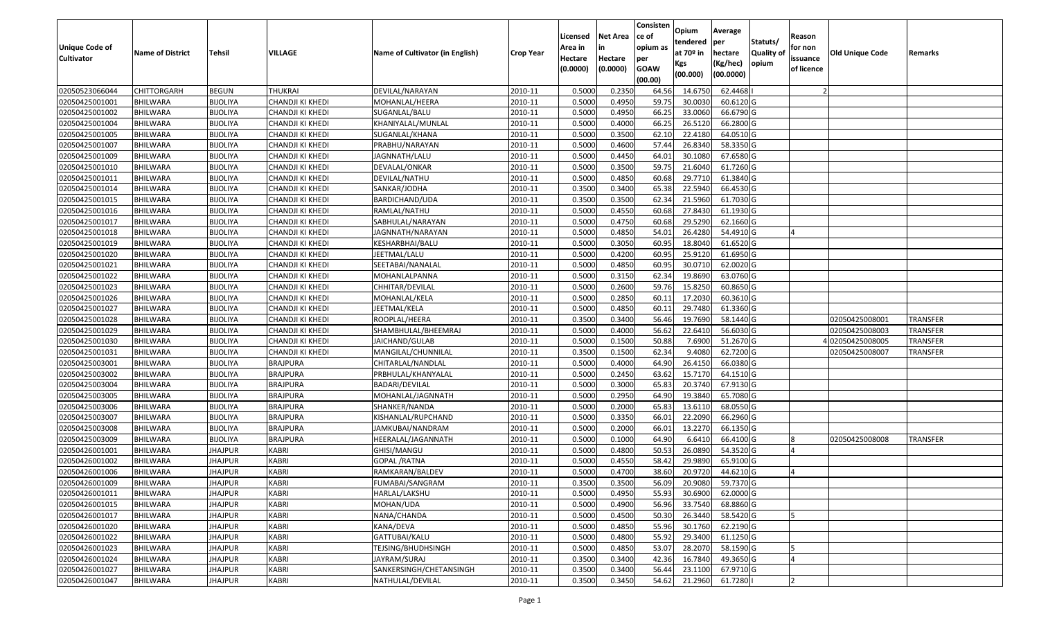| Unique Code of Cultivator | Name of District | Tehsil | VILLAGE | Name of Cultivator (in English) | Crop Year | Licensed Area in Hectare (0.0000) | Net Area in Hectare (0.0000) | Consistence of opium as per GOAW (00.00) | Opium tendered at 70º in Kgs (00.000) | Average per hectare (Kg/hec) (00.0000) | Statuts/ Quality of opium | Reason for non issuance of licence | Old Unique Code | Remarks |
|---|---|---|---|---|---|---|---|---|---|---|---|---|---|---|
| 02050523066044 | CHITTORGARH | BEGUN | THUKRAI | DEVILAL/NARAYAN | 2010-11 | 0.5000 | 0.2350 | 64.56 | 14.6750 | 62.4468 | I | 2 | | |
| 02050425001001 | BHILWARA | BIJOLIYA | CHANDJI KI KHEDI | MOHANLAL/HEERA | 2010-11 | 0.5000 | 0.4950 | 59.75 | 30.0030 | 60.6120 | G | | | |
| 02050425001002 | BHILWARA | BIJOLIYA | CHANDJI KI KHEDI | SUGANLAL/BALU | 2010-11 | 0.5000 | 0.4950 | 66.25 | 33.0060 | 66.6790 | G | | | |
| 02050425001004 | BHILWARA | BIJOLIYA | CHANDJI KI KHEDI | KHANIYALAL/MUNLAL | 2010-11 | 0.5000 | 0.4000 | 66.25 | 26.5120 | 66.2800 | G | | | |
| 02050425001005 | BHILWARA | BIJOLIYA | CHANDJI KI KHEDI | SUGANLAL/KHANA | 2010-11 | 0.5000 | 0.3500 | 62.10 | 22.4180 | 64.0510 | G | | | |
| 02050425001007 | BHILWARA | BIJOLIYA | CHANDJI KI KHEDI | PRABHU/NARAYAN | 2010-11 | 0.5000 | 0.4600 | 57.44 | 26.8340 | 58.3350 | G | | | |
| 02050425001009 | BHILWARA | BIJOLIYA | CHANDJI KI KHEDI | JAGNNATH/LALU | 2010-11 | 0.5000 | 0.4450 | 64.01 | 30.1080 | 67.6580 | G | | | |
| 02050425001010 | BHILWARA | BIJOLIYA | CHANDJI KI KHEDI | DEVALAL/ONKAR | 2010-11 | 0.5000 | 0.3500 | 59.75 | 21.6040 | 61.7260 | G | | | |
| 02050425001011 | BHILWARA | BIJOLIYA | CHANDJI KI KHEDI | DEVILAL/NATHU | 2010-11 | 0.5000 | 0.4850 | 60.68 | 29.7710 | 61.3840 | G | | | |
| 02050425001014 | BHILWARA | BIJOLIYA | CHANDJI KI KHEDI | SANKAR/JODHA | 2010-11 | 0.3500 | 0.3400 | 65.38 | 22.5940 | 66.4530 | G | | | |
| 02050425001015 | BHILWARA | BIJOLIYA | CHANDJI KI KHEDI | BARDICHAND/UDA | 2010-11 | 0.3500 | 0.3500 | 62.34 | 21.5960 | 61.7030 | G | | | |
| 02050425001016 | BHILWARA | BIJOLIYA | CHANDJI KI KHEDI | RAMLAL/NATHU | 2010-11 | 0.5000 | 0.4550 | 60.68 | 27.8430 | 61.1930 | G | | | |
| 02050425001017 | BHILWARA | BIJOLIYA | CHANDJI KI KHEDI | SABHULAL/NARAYAN | 2010-11 | 0.5000 | 0.4750 | 60.68 | 29.5290 | 62.1660 | G | | | |
| 02050425001018 | BHILWARA | BIJOLIYA | CHANDJI KI KHEDI | JAGNNATH/NARAYAN | 2010-11 | 0.5000 | 0.4850 | 54.01 | 26.4280 | 54.4910 | G | 4 | | |
| 02050425001019 | BHILWARA | BIJOLIYA | CHANDJI KI KHEDI | KESHARBHAI/BALU | 2010-11 | 0.5000 | 0.3050 | 60.95 | 18.8040 | 61.6520 | G | | | |
| 02050425001020 | BHILWARA | BIJOLIYA | CHANDJI KI KHEDI | JEETMAL/LALU | 2010-11 | 0.5000 | 0.4200 | 60.95 | 25.9120 | 61.6950 | G | | | |
| 02050425001021 | BHILWARA | BIJOLIYA | CHANDJI KI KHEDI | SEETABAI/NANALAL | 2010-11 | 0.5000 | 0.4850 | 60.95 | 30.0710 | 62.0020 | G | | | |
| 02050425001022 | BHILWARA | BIJOLIYA | CHANDJI KI KHEDI | MOHANLALPANNA | 2010-11 | 0.5000 | 0.3150 | 62.34 | 19.8690 | 63.0760 | G | | | |
| 02050425001023 | BHILWARA | BIJOLIYA | CHANDJI KI KHEDI | CHHITAR/DEVILAL | 2010-11 | 0.5000 | 0.2600 | 59.76 | 15.8250 | 60.8650 | G | | | |
| 02050425001026 | BHILWARA | BIJOLIYA | CHANDJI KI KHEDI | MOHANLAL/KELA | 2010-11 | 0.5000 | 0.2850 | 60.11 | 17.2030 | 60.3610 | G | | | |
| 02050425001027 | BHILWARA | BIJOLIYA | CHANDJI KI KHEDI | JEETMAL/KELA | 2010-11 | 0.5000 | 0.4850 | 60.11 | 29.7480 | 61.3360 | G | | | |
| 02050425001028 | BHILWARA | BIJOLIYA | CHANDJI KI KHEDI | ROOPLAL/HEERA | 2010-11 | 0.3500 | 0.3400 | 56.46 | 19.7690 | 58.1440 | G | | 02050425008001 | TRANSFER |
| 02050425001029 | BHILWARA | BIJOLIYA | CHANDJI KI KHEDI | SHAMBHULAL/BHEEMRAJ | 2010-11 | 0.5000 | 0.4000 | 56.62 | 22.6410 | 56.6030 | G | | 02050425008003 | TRANSFER |
| 02050425001030 | BHILWARA | BIJOLIYA | CHANDJI KI KHEDI | JAICHAND/GULAB | 2010-11 | 0.5000 | 0.1500 | 50.88 | 7.6900 | 51.2670 | G | 4 | 02050425008005 | TRANSFER |
| 02050425001031 | BHILWARA | BIJOLIYA | CHANDJI KI KHEDI | MANGILAL/CHUNNILAL | 2010-11 | 0.3500 | 0.1500 | 62.34 | 9.4080 | 62.7200 | G | | 02050425008007 | TRANSFER |
| 02050425003001 | BHILWARA | BIJOLIYA | BRAJPURA | CHITARLAL/NANDLAL | 2010-11 | 0.5000 | 0.4000 | 64.90 | 26.4150 | 66.0380 | G | | | |
| 02050425003002 | BHILWARA | BIJOLIYA | BRAJPURA | PRBHULAL/KHANYALAL | 2010-11 | 0.5000 | 0.2450 | 63.62 | 15.7170 | 64.1510 | G | | | |
| 02050425003004 | BHILWARA | BIJOLIYA | BRAJPURA | BADARI/DEVILAL | 2010-11 | 0.5000 | 0.3000 | 65.83 | 20.3740 | 67.9130 | G | | | |
| 02050425003005 | BHILWARA | BIJOLIYA | BRAJPURA | MOHANLAL/JAGNNATH | 2010-11 | 0.5000 | 0.2950 | 64.90 | 19.3840 | 65.7080 | G | | | |
| 02050425003006 | BHILWARA | BIJOLIYA | BRAJPURA | SHANKER/NANDA | 2010-11 | 0.5000 | 0.2000 | 65.83 | 13.6110 | 68.0550 | G | | | |
| 02050425003007 | BHILWARA | BIJOLIYA | BRAJPURA | KISHANLAL/RUPCHAND | 2010-11 | 0.5000 | 0.3350 | 66.01 | 22.2090 | 66.2960 | G | | | |
| 02050425003008 | BHILWARA | BIJOLIYA | BRAJPURA | JAMKUBAI/NANDRAM | 2010-11 | 0.5000 | 0.2000 | 66.01 | 13.2270 | 66.1350 | G | | | |
| 02050425003009 | BHILWARA | BIJOLIYA | BRAJPURA | HEERALAL/JAGANNATH | 2010-11 | 0.5000 | 0.1000 | 64.90 | 6.6410 | 66.4100 | G | 8 | 02050425008008 | TRANSFER |
| 02050426001001 | BHILWARA | JHAJPUR | KABRI | GHISI/MANGU | 2010-11 | 0.5000 | 0.4800 | 50.53 | 26.0890 | 54.3520 | G | 4 | | |
| 02050426001002 | BHILWARA | JHAJPUR | KABRI | GOPAL /RATNA | 2010-11 | 0.5000 | 0.4550 | 58.42 | 29.9890 | 65.9100 | G | | | |
| 02050426001006 | BHILWARA | JHAJPUR | KABRI | RAMKARAN/BALDEV | 2010-11 | 0.5000 | 0.4700 | 38.60 | 20.9720 | 44.6210 | G | 4 | | |
| 02050426001009 | BHILWARA | JHAJPUR | KABRI | FUMABAI/SANGRAM | 2010-11 | 0.3500 | 0.3500 | 56.09 | 20.9080 | 59.7370 | G | | | |
| 02050426001011 | BHILWARA | JHAJPUR | KABRI | HARLAL/LAKSHU | 2010-11 | 0.5000 | 0.4950 | 55.93 | 30.6900 | 62.0000 | G | | | |
| 02050426001015 | BHILWARA | JHAJPUR | KABRI | MOHAN/UDA | 2010-11 | 0.5000 | 0.4900 | 56.96 | 33.7540 | 68.8860 | G | | | |
| 02050426001017 | BHILWARA | JHAJPUR | KABRI | NANA/CHANDA | 2010-11 | 0.5000 | 0.4500 | 50.30 | 26.3440 | 58.5420 | G | 5 | | |
| 02050426001020 | BHILWARA | JHAJPUR | KABRI | KANA/DEVA | 2010-11 | 0.5000 | 0.4850 | 55.96 | 30.1760 | 62.2190 | G | | | |
| 02050426001022 | BHILWARA | JHAJPUR | KABRI | GATTUBAI/KALU | 2010-11 | 0.5000 | 0.4800 | 55.92 | 29.3400 | 61.1250 | G | | | |
| 02050426001023 | BHILWARA | JHAJPUR | KABRI | TEJSING/BHUDHSINGH | 2010-11 | 0.5000 | 0.4850 | 53.07 | 28.2070 | 58.1590 | G | 5 | | |
| 02050426001024 | BHILWARA | JHAJPUR | KABRI | JAYRAM/SURAJ | 2010-11 | 0.3500 | 0.3400 | 42.36 | 16.7840 | 49.3650 | G | 4 | | |
| 02050426001027 | BHILWARA | JHAJPUR | KABRI | SANKERSINGH/CHETANSINGH | 2010-11 | 0.3500 | 0.3400 | 56.44 | 23.1100 | 67.9710 | G | | | |
| 02050426001047 | BHILWARA | JHAJPUR | KABRI | NATHULAL/DEVILAL | 2010-11 | 0.3500 | 0.3450 | 54.62 | 21.2960 | 61.7280 | I | 2 | | |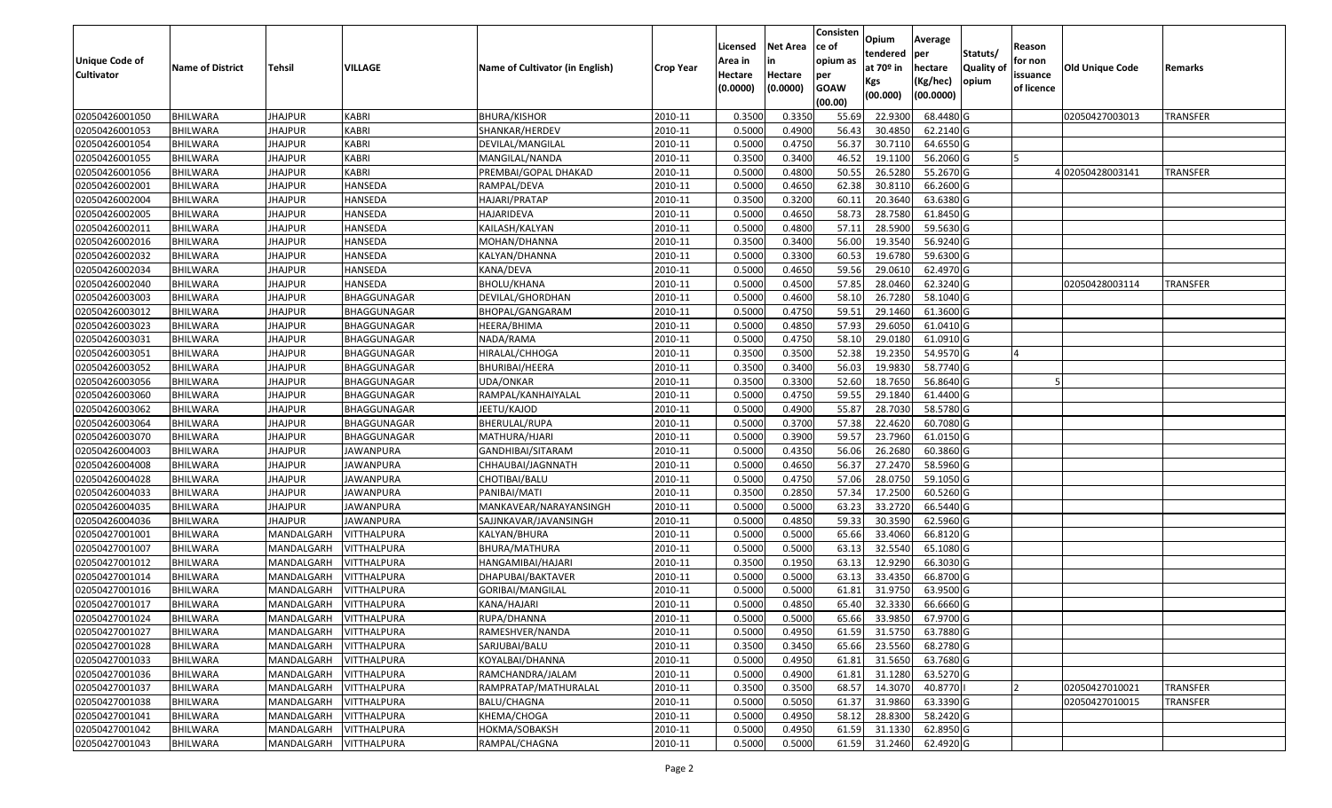| Unique Code of Cultivator | Name of District | Tehsil | VILLAGE | Name of Cultivator (in English) | Crop Year | Licensed Area in Hectare (0.0000) | Net Area in Hectare (0.0000) | Consistence of opium as per GOAW (00.00) | Opium tendered at 70º in Kgs (00.000) | Average per hectare (Kg/hec) (00.0000) | Statuts/ Quality of opium | Reason for non issuance of licence | Old Unique Code | Remarks |
|---|---|---|---|---|---|---|---|---|---|---|---|---|---|---|
| 02050426001050 | BHILWARA | JHAJPUR | KABRI | BHURA/KISHOR | 2010-11 | 0.3500 | 0.3350 | 55.69 | 22.9300 | 68.4480 | G | | 02050427003013 | TRANSFER |
| 02050426001053 | BHILWARA | JHAJPUR | KABRI | SHANKAR/HERDEV | 2010-11 | 0.5000 | 0.4900 | 56.43 | 30.4850 | 62.2140 | G | | | |
| 02050426001054 | BHILWARA | JHAJPUR | KABRI | DEVILAL/MANGILAL | 2010-11 | 0.5000 | 0.4750 | 56.37 | 30.7110 | 64.6550 | G | | | |
| 02050426001055 | BHILWARA | JHAJPUR | KABRI | MANGILAL/NANDA | 2010-11 | 0.3500 | 0.3400 | 46.52 | 19.1100 | 56.2060 | G | 5 | | |
| 02050426001056 | BHILWARA | JHAJPUR | KABRI | PREMBAI/GOPAL DHAKAD | 2010-11 | 0.5000 | 0.4800 | 50.55 | 26.5280 | 55.2670 | G | 4 | 02050428003141 | TRANSFER |
| 02050426002001 | BHILWARA | JHAJPUR | HANSEDA | RAMPAL/DEVA | 2010-11 | 0.5000 | 0.4650 | 62.38 | 30.8110 | 66.2600 | G | | | |
| 02050426002004 | BHILWARA | JHAJPUR | HANSEDA | HAJARI/PRATAP | 2010-11 | 0.3500 | 0.3200 | 60.11 | 20.3640 | 63.6380 | G | | | |
| 02050426002005 | BHILWARA | JHAJPUR | HANSEDA | HAJARIDEVA | 2010-11 | 0.5000 | 0.4650 | 58.73 | 28.7580 | 61.8450 | G | | | |
| 02050426002011 | BHILWARA | JHAJPUR | HANSEDA | KAILASH/KALYAN | 2010-11 | 0.5000 | 0.4800 | 57.11 | 28.5900 | 59.5630 | G | | | |
| 02050426002016 | BHILWARA | JHAJPUR | HANSEDA | MOHAN/DHANNA | 2010-11 | 0.3500 | 0.3400 | 56.00 | 19.3540 | 56.9240 | G | | | |
| 02050426002032 | BHILWARA | JHAJPUR | HANSEDA | KALYAN/DHANNA | 2010-11 | 0.5000 | 0.3300 | 60.53 | 19.6780 | 59.6300 | G | | | |
| 02050426002034 | BHILWARA | JHAJPUR | HANSEDA | KANA/DEVA | 2010-11 | 0.5000 | 0.4650 | 59.56 | 29.0610 | 62.4970 | G | | | |
| 02050426002040 | BHILWARA | JHAJPUR | HANSEDA | BHOLU/KHANA | 2010-11 | 0.5000 | 0.4500 | 57.85 | 28.0460 | 62.3240 | G | | 02050428003114 | TRANSFER |
| 02050426003003 | BHILWARA | JHAJPUR | BHAGGUNAGAR | DEVILAL/GHORDHAN | 2010-11 | 0.5000 | 0.4600 | 58.10 | 26.7280 | 58.1040 | G | | | |
| 02050426003012 | BHILWARA | JHAJPUR | BHAGGUNAGAR | BHOPAL/GANGARAM | 2010-11 | 0.5000 | 0.4750 | 59.51 | 29.1460 | 61.3600 | G | | | |
| 02050426003023 | BHILWARA | JHAJPUR | BHAGGUNAGAR | HEERA/BHIMA | 2010-11 | 0.5000 | 0.4850 | 57.93 | 29.6050 | 61.0410 | G | | | |
| 02050426003031 | BHILWARA | JHAJPUR | BHAGGUNAGAR | NADA/RAMA | 2010-11 | 0.5000 | 0.4750 | 58.10 | 29.0180 | 61.0910 | G | | | |
| 02050426003051 | BHILWARA | JHAJPUR | BHAGGUNAGAR | HIRALAL/CHHOGA | 2010-11 | 0.3500 | 0.3500 | 52.38 | 19.2350 | 54.9570 | G | 4 | | |
| 02050426003052 | BHILWARA | JHAJPUR | BHAGGUNAGAR | BHURIBAI/HEERA | 2010-11 | 0.3500 | 0.3400 | 56.03 | 19.9830 | 58.7740 | G | | | |
| 02050426003056 | BHILWARA | JHAJPUR | BHAGGUNAGAR | UDA/ONKAR | 2010-11 | 0.3500 | 0.3300 | 52.60 | 18.7650 | 56.8640 | G | 5 | | |
| 02050426003060 | BHILWARA | JHAJPUR | BHAGGUNAGAR | RAMPAL/KANHAIYALAL | 2010-11 | 0.5000 | 0.4750 | 59.55 | 29.1840 | 61.4400 | G | | | |
| 02050426003062 | BHILWARA | JHAJPUR | BHAGGUNAGAR | JEETU/KAJOD | 2010-11 | 0.5000 | 0.4900 | 55.87 | 28.7030 | 58.5780 | G | | | |
| 02050426003064 | BHILWARA | JHAJPUR | BHAGGUNAGAR | BHERULAL/RUPA | 2010-11 | 0.5000 | 0.3700 | 57.38 | 22.4620 | 60.7080 | G | | | |
| 02050426003070 | BHILWARA | JHAJPUR | BHAGGUNAGAR | MATHURA/HJARI | 2010-11 | 0.5000 | 0.3900 | 59.57 | 23.7960 | 61.0150 | G | | | |
| 02050426004003 | BHILWARA | JHAJPUR | JAWANPURA | GANDHIBAI/SITARAM | 2010-11 | 0.5000 | 0.4350 | 56.06 | 26.2680 | 60.3860 | G | | | |
| 02050426004008 | BHILWARA | JHAJPUR | JAWANPURA | CHHAUBAI/JAGNNATH | 2010-11 | 0.5000 | 0.4650 | 56.37 | 27.2470 | 58.5960 | G | | | |
| 02050426004028 | BHILWARA | JHAJPUR | JAWANPURA | CHOTIBAI/BALU | 2010-11 | 0.5000 | 0.4750 | 57.06 | 28.0750 | 59.1050 | G | | | |
| 02050426004033 | BHILWARA | JHAJPUR | JAWANPURA | PANIBAI/MATI | 2010-11 | 0.3500 | 0.2850 | 57.34 | 17.2500 | 60.5260 | G | | | |
| 02050426004035 | BHILWARA | JHAJPUR | JAWANPURA | MANKAVEAR/NARAYANSINGH | 2010-11 | 0.5000 | 0.5000 | 63.23 | 33.2720 | 66.5440 | G | | | |
| 02050426004036 | BHILWARA | JHAJPUR | JAWANPURA | SAJJNKAVAR/JAVANSINGH | 2010-11 | 0.5000 | 0.4850 | 59.33 | 30.3590 | 62.5960 | G | | | |
| 02050427001001 | BHILWARA | MANDALGARH | VITTHALPURA | KALYAN/BHURA | 2010-11 | 0.5000 | 0.5000 | 65.66 | 33.4060 | 66.8120 | G | | | |
| 02050427001007 | BHILWARA | MANDALGARH | VITTHALPURA | BHURA/MATHURA | 2010-11 | 0.5000 | 0.5000 | 63.13 | 32.5540 | 65.1080 | G | | | |
| 02050427001012 | BHILWARA | MANDALGARH | VITTHALPURA | HANGAMIBAI/HAJARI | 2010-11 | 0.3500 | 0.1950 | 63.13 | 12.9290 | 66.3030 | G | | | |
| 02050427001014 | BHILWARA | MANDALGARH | VITTHALPURA | DHAPUBAI/BAKTAVER | 2010-11 | 0.5000 | 0.5000 | 63.13 | 33.4350 | 66.8700 | G | | | |
| 02050427001016 | BHILWARA | MANDALGARH | VITTHALPURA | GORIBAI/MANGILAL | 2010-11 | 0.5000 | 0.5000 | 61.81 | 31.9750 | 63.9500 | G | | | |
| 02050427001017 | BHILWARA | MANDALGARH | VITTHALPURA | KANA/HAJARI | 2010-11 | 0.5000 | 0.4850 | 65.40 | 32.3330 | 66.6660 | G | | | |
| 02050427001024 | BHILWARA | MANDALGARH | VITTHALPURA | RUPA/DHANNA | 2010-11 | 0.5000 | 0.5000 | 65.66 | 33.9850 | 67.9700 | G | | | |
| 02050427001027 | BHILWARA | MANDALGARH | VITTHALPURA | RAMESHVER/NANDA | 2010-11 | 0.5000 | 0.4950 | 61.59 | 31.5750 | 63.7880 | G | | | |
| 02050427001028 | BHILWARA | MANDALGARH | VITTHALPURA | SARJUBAI/BALU | 2010-11 | 0.3500 | 0.3450 | 65.66 | 23.5560 | 68.2780 | G | | | |
| 02050427001033 | BHILWARA | MANDALGARH | VITTHALPURA | KOYALBAI/DHANNA | 2010-11 | 0.5000 | 0.4950 | 61.81 | 31.5650 | 63.7680 | G | | | |
| 02050427001036 | BHILWARA | MANDALGARH | VITTHALPURA | RAMCHANDRA/JALAM | 2010-11 | 0.5000 | 0.4900 | 61.81 | 31.1280 | 63.5270 | G | | | |
| 02050427001037 | BHILWARA | MANDALGARH | VITTHALPURA | RAMPRATAP/MATHURALAL | 2010-11 | 0.3500 | 0.3500 | 68.57 | 14.3070 | 40.8770 | I | 2 | 02050427010021 | TRANSFER |
| 02050427001038 | BHILWARA | MANDALGARH | VITTHALPURA | BALU/CHAGNA | 2010-11 | 0.5000 | 0.5050 | 61.37 | 31.9860 | 63.3390 | G | | 02050427010015 | TRANSFER |
| 02050427001041 | BHILWARA | MANDALGARH | VITTHALPURA | KHEMA/CHOGA | 2010-11 | 0.5000 | 0.4950 | 58.12 | 28.8300 | 58.2420 | G | | | |
| 02050427001042 | BHILWARA | MANDALGARH | VITTHALPURA | HOKMA/SOBAKSH | 2010-11 | 0.5000 | 0.4950 | 61.59 | 31.1330 | 62.8950 | G | | | |
| 02050427001043 | BHILWARA | MANDALGARH | VITTHALPURA | RAMPAL/CHAGNA | 2010-11 | 0.5000 | 0.5000 | 61.59 | 31.2460 | 62.4920 | G | | | |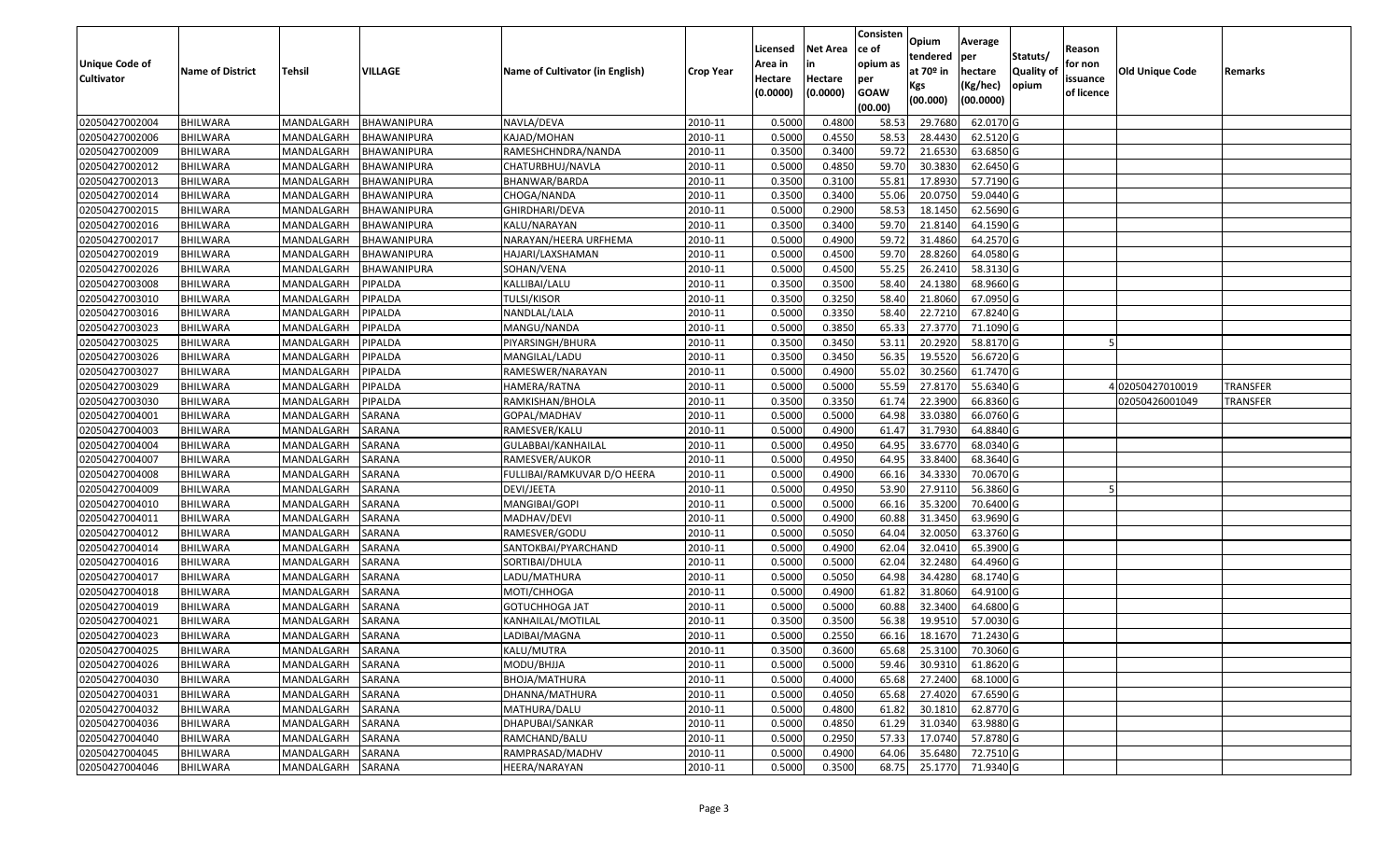| Unique Code of Cultivator | Name of District | Tehsil | VILLAGE | Name of Cultivator (in English) | Crop Year | Licensed Area in Hectare (0.0000) | Net Area in Hectare (0.0000) | Consistence of opium as per GOAW (00.00) | Opium tendered at 70º in Kgs (00.000) | Average per hectare (Kg/hec) (00.0000) | Statuts/ Quality of opium | Reason for non issuance of licence | Old Unique Code | Remarks |
|---|---|---|---|---|---|---|---|---|---|---|---|---|---|---|
| 02050427002004 | BHILWARA | MANDALGARH | BHAWANIPURA | NAVLA/DEVA | 2010-11 | 0.5000 | 0.4800 | 58.53 | 29.7680 | 62.0170 | G | | | |
| 02050427002006 | BHILWARA | MANDALGARH | BHAWANIPURA | KAJAD/MOHAN | 2010-11 | 0.5000 | 0.4550 | 58.53 | 28.4430 | 62.5120 | G | | | |
| 02050427002009 | BHILWARA | MANDALGARH | BHAWANIPURA | RAMESHCHNDRA/NANDA | 2010-11 | 0.3500 | 0.3400 | 59.72 | 21.6530 | 63.6850 | G | | | |
| 02050427002012 | BHILWARA | MANDALGARH | BHAWANIPURA | CHATURBHUJ/NAVLA | 2010-11 | 0.5000 | 0.4850 | 59.70 | 30.3830 | 62.6450 | G | | | |
| 02050427002013 | BHILWARA | MANDALGARH | BHAWANIPURA | BHANWAR/BARDA | 2010-11 | 0.3500 | 0.3100 | 55.81 | 17.8930 | 57.7190 | G | | | |
| 02050427002014 | BHILWARA | MANDALGARH | BHAWANIPURA | CHOGA/NANDA | 2010-11 | 0.3500 | 0.3400 | 55.06 | 20.0750 | 59.0440 | G | | | |
| 02050427002015 | BHILWARA | MANDALGARH | BHAWANIPURA | GHIRDHARI/DEVA | 2010-11 | 0.5000 | 0.2900 | 58.53 | 18.1450 | 62.5690 | G | | | |
| 02050427002016 | BHILWARA | MANDALGARH | BHAWANIPURA | KALU/NARAYAN | 2010-11 | 0.3500 | 0.3400 | 59.70 | 21.8140 | 64.1590 | G | | | |
| 02050427002017 | BHILWARA | MANDALGARH | BHAWANIPURA | NARAYAN/HEERA URFHEMA | 2010-11 | 0.5000 | 0.4900 | 59.72 | 31.4860 | 64.2570 | G | | | |
| 02050427002019 | BHILWARA | MANDALGARH | BHAWANIPURA | HAJARI/LAXSHAMAN | 2010-11 | 0.5000 | 0.4500 | 59.70 | 28.8260 | 64.0580 | G | | | |
| 02050427002026 | BHILWARA | MANDALGARH | BHAWANIPURA | SOHAN/VENA | 2010-11 | 0.5000 | 0.4500 | 55.25 | 26.2410 | 58.3130 | G | | | |
| 02050427003008 | BHILWARA | MANDALGARH | PIPALDA | KALLIBAI/LALU | 2010-11 | 0.3500 | 0.3500 | 58.40 | 24.1380 | 68.9660 | G | | | |
| 02050427003010 | BHILWARA | MANDALGARH | PIPALDA | TULSI/KISOR | 2010-11 | 0.3500 | 0.3250 | 58.40 | 21.8060 | 67.0950 | G | | | |
| 02050427003016 | BHILWARA | MANDALGARH | PIPALDA | NANDLAL/LALA | 2010-11 | 0.5000 | 0.3350 | 58.40 | 22.7210 | 67.8240 | G | | | |
| 02050427003023 | BHILWARA | MANDALGARH | PIPALDA | MANGU/NANDA | 2010-11 | 0.5000 | 0.3850 | 65.33 | 27.3770 | 71.1090 | G | | | |
| 02050427003025 | BHILWARA | MANDALGARH | PIPALDA | PIYARSINGH/BHURA | 2010-11 | 0.3500 | 0.3450 | 53.11 | 20.2920 | 58.8170 | G | 5 | | |
| 02050427003026 | BHILWARA | MANDALGARH | PIPALDA | MANGILAL/LADU | 2010-11 | 0.3500 | 0.3450 | 56.35 | 19.5520 | 56.6720 | G | | | |
| 02050427003027 | BHILWARA | MANDALGARH | PIPALDA | RAMESWER/NARAYAN | 2010-11 | 0.5000 | 0.4900 | 55.02 | 30.2560 | 61.7470 | G | | | |
| 02050427003029 | BHILWARA | MANDALGARH | PIPALDA | HAMERA/RATNA | 2010-11 | 0.5000 | 0.5000 | 55.59 | 27.8170 | 55.6340 | G | 4 | 02050427010019 | TRANSFER |
| 02050427003030 | BHILWARA | MANDALGARH | PIPALDA | RAMKISHAN/BHOLA | 2010-11 | 0.3500 | 0.3350 | 61.74 | 22.3900 | 66.8360 | G | | 02050426001049 | TRANSFER |
| 02050427004001 | BHILWARA | MANDALGARH | SARANA | GOPAL/MADHAV | 2010-11 | 0.5000 | 0.5000 | 64.98 | 33.0380 | 66.0760 | G | | | |
| 02050427004003 | BHILWARA | MANDALGARH | SARANA | RAMESVER/KALU | 2010-11 | 0.5000 | 0.4900 | 61.47 | 31.7930 | 64.8840 | G | | | |
| 02050427004004 | BHILWARA | MANDALGARH | SARANA | GULABBAI/KANHAILAL | 2010-11 | 0.5000 | 0.4950 | 64.95 | 33.6770 | 68.0340 | G | | | |
| 02050427004007 | BHILWARA | MANDALGARH | SARANA | RAMESVER/AUKOR | 2010-11 | 0.5000 | 0.4950 | 64.95 | 33.8400 | 68.3640 | G | | | |
| 02050427004008 | BHILWARA | MANDALGARH | SARANA | FULLIBAI/RAMKUVAR D/O HEERA | 2010-11 | 0.5000 | 0.4900 | 66.16 | 34.3330 | 70.0670 | G | | | |
| 02050427004009 | BHILWARA | MANDALGARH | SARANA | DEVI/JEETA | 2010-11 | 0.5000 | 0.4950 | 53.90 | 27.9110 | 56.3860 | G | 5 | | |
| 02050427004010 | BHILWARA | MANDALGARH | SARANA | MANGIBAI/GOPI | 2010-11 | 0.5000 | 0.5000 | 66.16 | 35.3200 | 70.6400 | G | | | |
| 02050427004011 | BHILWARA | MANDALGARH | SARANA | MADHAV/DEVI | 2010-11 | 0.5000 | 0.4900 | 60.88 | 31.3450 | 63.9690 | G | | | |
| 02050427004012 | BHILWARA | MANDALGARH | SARANA | RAMESVER/GODU | 2010-11 | 0.5000 | 0.5050 | 64.04 | 32.0050 | 63.3760 | G | | | |
| 02050427004014 | BHILWARA | MANDALGARH | SARANA | SANTOKBAI/PYARCHAND | 2010-11 | 0.5000 | 0.4900 | 62.04 | 32.0410 | 65.3900 | G | | | |
| 02050427004016 | BHILWARA | MANDALGARH | SARANA | SORTIBAI/DHULA | 2010-11 | 0.5000 | 0.5000 | 62.04 | 32.2480 | 64.4960 | G | | | |
| 02050427004017 | BHILWARA | MANDALGARH | SARANA | LADU/MATHURA | 2010-11 | 0.5000 | 0.5050 | 64.98 | 34.4280 | 68.1740 | G | | | |
| 02050427004018 | BHILWARA | MANDALGARH | SARANA | MOTI/CHHOGA | 2010-11 | 0.5000 | 0.4900 | 61.82 | 31.8060 | 64.9100 | G | | | |
| 02050427004019 | BHILWARA | MANDALGARH | SARANA | GOTUCHHOGA JAT | 2010-11 | 0.5000 | 0.5000 | 60.88 | 32.3400 | 64.6800 | G | | | |
| 02050427004021 | BHILWARA | MANDALGARH | SARANA | KANHAILAL/MOTILAL | 2010-11 | 0.3500 | 0.3500 | 56.38 | 19.9510 | 57.0030 | G | | | |
| 02050427004023 | BHILWARA | MANDALGARH | SARANA | LADIBAI/MAGNA | 2010-11 | 0.5000 | 0.2550 | 66.16 | 18.1670 | 71.2430 | G | | | |
| 02050427004025 | BHILWARA | MANDALGARH | SARANA | KALU/MUTRA | 2010-11 | 0.3500 | 0.3600 | 65.68 | 25.3100 | 70.3060 | G | | | |
| 02050427004026 | BHILWARA | MANDALGARH | SARANA | MODU/BHJJA | 2010-11 | 0.5000 | 0.5000 | 59.46 | 30.9310 | 61.8620 | G | | | |
| 02050427004030 | BHILWARA | MANDALGARH | SARANA | BHOJA/MATHURA | 2010-11 | 0.5000 | 0.4000 | 65.68 | 27.2400 | 68.1000 | G | | | |
| 02050427004031 | BHILWARA | MANDALGARH | SARANA | DHANNA/MATHURA | 2010-11 | 0.5000 | 0.4050 | 65.68 | 27.4020 | 67.6590 | G | | | |
| 02050427004032 | BHILWARA | MANDALGARH | SARANA | MATHURA/DALU | 2010-11 | 0.5000 | 0.4800 | 61.82 | 30.1810 | 62.8770 | G | | | |
| 02050427004036 | BHILWARA | MANDALGARH | SARANA | DHAPUBAI/SANKAR | 2010-11 | 0.5000 | 0.4850 | 61.29 | 31.0340 | 63.9880 | G | | | |
| 02050427004040 | BHILWARA | MANDALGARH | SARANA | RAMCHAND/BALU | 2010-11 | 0.5000 | 0.2950 | 57.33 | 17.0740 | 57.8780 | G | | | |
| 02050427004045 | BHILWARA | MANDALGARH | SARANA | RAMPRASAD/MADHV | 2010-11 | 0.5000 | 0.4900 | 64.06 | 35.6480 | 72.7510 | G | | | |
| 02050427004046 | BHILWARA | MANDALGARH | SARANA | HEERA/NARAYAN | 2010-11 | 0.5000 | 0.3500 | 68.75 | 25.1770 | 71.9340 | G | | | |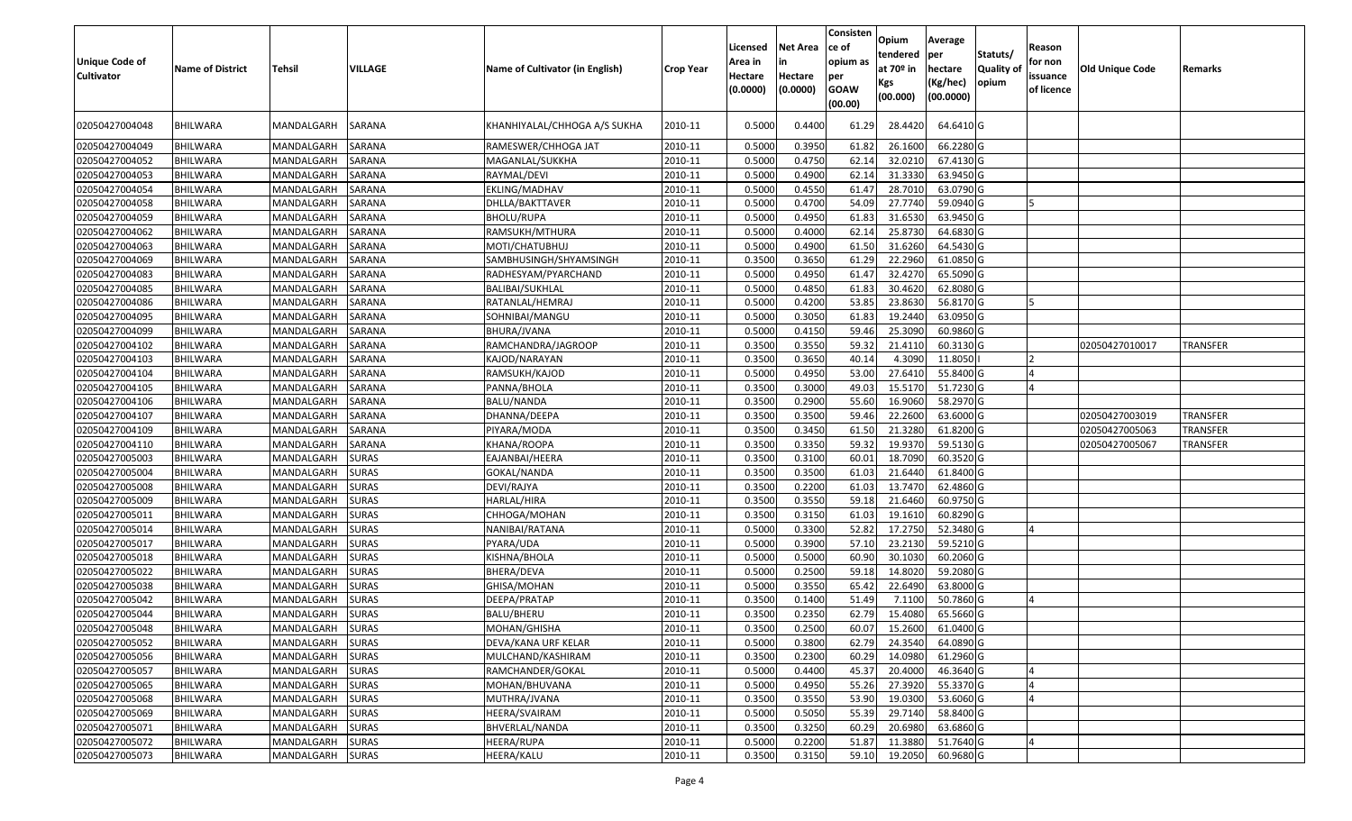| Unique Code of Cultivator | Name of District | Tehsil | VILLAGE | Name of Cultivator (in English) | Crop Year | Licensed Area in Hectare (0.0000) | Net Area in Hectare (0.0000) | Consistence of opium as per GOAW (00.00) | Opium tendered at 70º in Kgs (00.000) | Average per hectare (Kg/hec) (00.0000) | Statuts/ Quality of opium | Reason for non issuance of licence | Old Unique Code | Remarks |
|---|---|---|---|---|---|---|---|---|---|---|---|---|---|---|
| 02050427004048 | BHILWARA | MANDALGARH | SARANA | KHANHIYALAL/CHHOGA A/S SUKHA | 2010-11 | 0.5000 | 0.4400 | 61.29 | 28.4420 | 64.6410 | G | | | |
| 02050427004049 | BHILWARA | MANDALGARH | SARANA | RAMESWER/CHHOGA JAT | 2010-11 | 0.5000 | 0.3950 | 61.82 | 26.1600 | 66.2280 | G | | | |
| 02050427004052 | BHILWARA | MANDALGARH | SARANA | MAGANLAL/SUKKHA | 2010-11 | 0.5000 | 0.4750 | 62.14 | 32.0210 | 67.4130 | G | | | |
| 02050427004053 | BHILWARA | MANDALGARH | SARANA | RAYMAL/DEVI | 2010-11 | 0.5000 | 0.4900 | 62.14 | 31.3330 | 63.9450 | G | | | |
| 02050427004054 | BHILWARA | MANDALGARH | SARANA | EKLING/MADHAV | 2010-11 | 0.5000 | 0.4550 | 61.47 | 28.7010 | 63.0790 | G | | | |
| 02050427004058 | BHILWARA | MANDALGARH | SARANA | DHLLA/BAKTTAVER | 2010-11 | 0.5000 | 0.4700 | 54.09 | 27.7740 | 59.0940 | G | 5 | | |
| 02050427004059 | BHILWARA | MANDALGARH | SARANA | BHOLU/RUPA | 2010-11 | 0.5000 | 0.4950 | 61.83 | 31.6530 | 63.9450 | G | | | |
| 02050427004062 | BHILWARA | MANDALGARH | SARANA | RAMSUKH/MTHURA | 2010-11 | 0.5000 | 0.4000 | 62.14 | 25.8730 | 64.6830 | G | | | |
| 02050427004063 | BHILWARA | MANDALGARH | SARANA | MOTI/CHATUBHUJ | 2010-11 | 0.5000 | 0.4900 | 61.50 | 31.6260 | 64.5430 | G | | | |
| 02050427004069 | BHILWARA | MANDALGARH | SARANA | SAMBHUSINGH/SHYAMSINGH | 2010-11 | 0.3500 | 0.3650 | 61.29 | 22.2960 | 61.0850 | G | | | |
| 02050427004083 | BHILWARA | MANDALGARH | SARANA | RADHESYAM/PYARCHAND | 2010-11 | 0.5000 | 0.4950 | 61.47 | 32.4270 | 65.5090 | G | | | |
| 02050427004085 | BHILWARA | MANDALGARH | SARANA | BALIBAI/SUKHLAL | 2010-11 | 0.5000 | 0.4850 | 61.83 | 30.4620 | 62.8080 | G | | | |
| 02050427004086 | BHILWARA | MANDALGARH | SARANA | RATANLAL/HEMRAJ | 2010-11 | 0.5000 | 0.4200 | 53.85 | 23.8630 | 56.8170 | G | 5 | | |
| 02050427004095 | BHILWARA | MANDALGARH | SARANA | SOHNIBAI/MANGU | 2010-11 | 0.5000 | 0.3050 | 61.83 | 19.2440 | 63.0950 | G | | | |
| 02050427004099 | BHILWARA | MANDALGARH | SARANA | BHURA/JVANA | 2010-11 | 0.5000 | 0.4150 | 59.46 | 25.3090 | 60.9860 | G | | | |
| 02050427004102 | BHILWARA | MANDALGARH | SARANA | RAMCHANDRA/JAGROOP | 2010-11 | 0.3500 | 0.3550 | 59.32 | 21.4110 | 60.3130 | G | | 02050427010017 | TRANSFER |
| 02050427004103 | BHILWARA | MANDALGARH | SARANA | KAJOD/NARAYAN | 2010-11 | 0.3500 | 0.3650 | 40.14 | 4.3090 | 11.8050 | I | 2 | | |
| 02050427004104 | BHILWARA | MANDALGARH | SARANA | RAMSUKH/KAJOD | 2010-11 | 0.5000 | 0.4950 | 53.00 | 27.6410 | 55.8400 | G | 4 | | |
| 02050427004105 | BHILWARA | MANDALGARH | SARANA | PANNA/BHOLA | 2010-11 | 0.3500 | 0.3000 | 49.03 | 15.5170 | 51.7230 | G | 4 | | |
| 02050427004106 | BHILWARA | MANDALGARH | SARANA | BALU/NANDA | 2010-11 | 0.3500 | 0.2900 | 55.60 | 16.9060 | 58.2970 | G | | | |
| 02050427004107 | BHILWARA | MANDALGARH | SARANA | DHANNA/DEEPA | 2010-11 | 0.3500 | 0.3500 | 59.46 | 22.2600 | 63.6000 | G | | 02050427003019 | TRANSFER |
| 02050427004109 | BHILWARA | MANDALGARH | SARANA | PIYARA/MODA | 2010-11 | 0.3500 | 0.3450 | 61.50 | 21.3280 | 61.8200 | G | | 02050427005063 | TRANSFER |
| 02050427004110 | BHILWARA | MANDALGARH | SARANA | KHANA/ROOPA | 2010-11 | 0.3500 | 0.3350 | 59.32 | 19.9370 | 59.5130 | G | | 02050427005067 | TRANSFER |
| 02050427005003 | BHILWARA | MANDALGARH | SURAS | EAJANBAI/HEERA | 2010-11 | 0.3500 | 0.3100 | 60.01 | 18.7090 | 60.3520 | G | | | |
| 02050427005004 | BHILWARA | MANDALGARH | SURAS | GOKAL/NANDA | 2010-11 | 0.3500 | 0.3500 | 61.03 | 21.6440 | 61.8400 | G | | | |
| 02050427005008 | BHILWARA | MANDALGARH | SURAS | DEVI/RAJYA | 2010-11 | 0.3500 | 0.2200 | 61.03 | 13.7470 | 62.4860 | G | | | |
| 02050427005009 | BHILWARA | MANDALGARH | SURAS | HARLAL/HIRA | 2010-11 | 0.3500 | 0.3550 | 59.18 | 21.6460 | 60.9750 | G | | | |
| 02050427005011 | BHILWARA | MANDALGARH | SURAS | CHHOGA/MOHAN | 2010-11 | 0.3500 | 0.3150 | 61.03 | 19.1610 | 60.8290 | G | | | |
| 02050427005014 | BHILWARA | MANDALGARH | SURAS | NANIBAI/RATANA | 2010-11 | 0.5000 | 0.3300 | 52.82 | 17.2750 | 52.3480 | G | 4 | | |
| 02050427005017 | BHILWARA | MANDALGARH | SURAS | PYARA/UDA | 2010-11 | 0.5000 | 0.3900 | 57.10 | 23.2130 | 59.5210 | G | | | |
| 02050427005018 | BHILWARA | MANDALGARH | SURAS | KISHNA/BHOLA | 2010-11 | 0.5000 | 0.5000 | 60.90 | 30.1030 | 60.2060 | G | | | |
| 02050427005022 | BHILWARA | MANDALGARH | SURAS | BHERA/DEVA | 2010-11 | 0.5000 | 0.2500 | 59.18 | 14.8020 | 59.2080 | G | | | |
| 02050427005038 | BHILWARA | MANDALGARH | SURAS | GHISA/MOHAN | 2010-11 | 0.5000 | 0.3550 | 65.42 | 22.6490 | 63.8000 | G | | | |
| 02050427005042 | BHILWARA | MANDALGARH | SURAS | DEEPA/PRATAP | 2010-11 | 0.3500 | 0.1400 | 51.49 | 7.1100 | 50.7860 | G | 4 | | |
| 02050427005044 | BHILWARA | MANDALGARH | SURAS | BALU/BHERU | 2010-11 | 0.3500 | 0.2350 | 62.79 | 15.4080 | 65.5660 | G | | | |
| 02050427005048 | BHILWARA | MANDALGARH | SURAS | MOHAN/GHISHA | 2010-11 | 0.3500 | 0.2500 | 60.07 | 15.2600 | 61.0400 | G | | | |
| 02050427005052 | BHILWARA | MANDALGARH | SURAS | DEVA/KANA URF KELAR | 2010-11 | 0.5000 | 0.3800 | 62.79 | 24.3540 | 64.0890 | G | | | |
| 02050427005056 | BHILWARA | MANDALGARH | SURAS | MULCHAND/KASHIRAM | 2010-11 | 0.3500 | 0.2300 | 60.29 | 14.0980 | 61.2960 | G | | | |
| 02050427005057 | BHILWARA | MANDALGARH | SURAS | RAMCHANDER/GOKAL | 2010-11 | 0.5000 | 0.4400 | 45.37 | 20.4000 | 46.3640 | G | 4 | | |
| 02050427005065 | BHILWARA | MANDALGARH | SURAS | MOHAN/BHUVANA | 2010-11 | 0.5000 | 0.4950 | 55.26 | 27.3920 | 55.3370 | G | 4 | | |
| 02050427005068 | BHILWARA | MANDALGARH | SURAS | MUTHRA/JVANA | 2010-11 | 0.3500 | 0.3550 | 53.90 | 19.0300 | 53.6060 | G | 4 | | |
| 02050427005069 | BHILWARA | MANDALGARH | SURAS | HEERA/SVAIRAM | 2010-11 | 0.5000 | 0.5050 | 55.39 | 29.7140 | 58.8400 | G | | | |
| 02050427005071 | BHILWARA | MANDALGARH | SURAS | BHVERLAL/NANDA | 2010-11 | 0.3500 | 0.3250 | 60.29 | 20.6980 | 63.6860 | G | | | |
| 02050427005072 | BHILWARA | MANDALGARH | SURAS | HEERA/RUPA | 2010-11 | 0.5000 | 0.2200 | 51.87 | 11.3880 | 51.7640 | G | 4 | | |
| 02050427005073 | BHILWARA | MANDALGARH | SURAS | HEERA/KALU | 2010-11 | 0.3500 | 0.3150 | 59.10 | 19.2050 | 60.9680 | G | | | |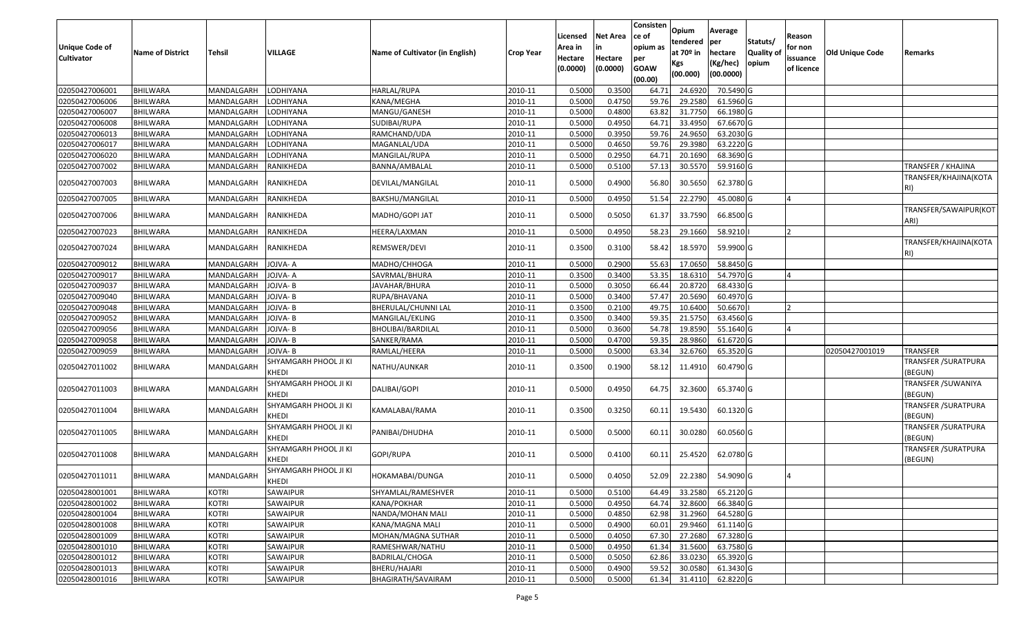| Unique Code of Cultivator | Name of District | Tehsil | VILLAGE | Name of Cultivator (in English) | Crop Year | Licensed Area in Hectare (0.0000) | Net Area in Hectare (0.0000) | Consistence of opium as per GOAW (00.00) | Opium tendered at 70º in Kgs (00.000) | Average per hectare (Kg/hec) (00.0000) | Statuts/ Quality of opium | Reason for non issuance of licence | Old Unique Code | Remarks |
|---|---|---|---|---|---|---|---|---|---|---|---|---|---|---|
| 02050427006001 | BHILWARA | MANDALGARH | LODHIYANA | HARLAL/RUPA | 2010-11 | 0.5000 | 0.3500 | 64.71 | 24.6920 | 70.5490 | G | | | |
| 02050427006006 | BHILWARA | MANDALGARH | LODHIYANA | KANA/MEGHA | 2010-11 | 0.5000 | 0.4750 | 59.76 | 29.2580 | 61.5960 | G | | | |
| 02050427006007 | BHILWARA | MANDALGARH | LODHIYANA | MANGU/GANESH | 2010-11 | 0.5000 | 0.4800 | 63.82 | 31.7750 | 66.1980 | G | | | |
| 02050427006008 | BHILWARA | MANDALGARH | LODHIYANA | SUDIBAI/RUPA | 2010-11 | 0.5000 | 0.4950 | 64.71 | 33.4950 | 67.6670 | G | | | |
| 02050427006013 | BHILWARA | MANDALGARH | LODHIYANA | RAMCHAND/UDA | 2010-11 | 0.5000 | 0.3950 | 59.76 | 24.9650 | 63.2030 | G | | | |
| 02050427006017 | BHILWARA | MANDALGARH | LODHIYANA | MAGANLAL/UDA | 2010-11 | 0.5000 | 0.4650 | 59.76 | 29.3980 | 63.2220 | G | | | |
| 02050427006020 | BHILWARA | MANDALGARH | LODHIYANA | MANGILAL/RUPA | 2010-11 | 0.5000 | 0.2950 | 64.71 | 20.1690 | 68.3690 | G | | | |
| 02050427007002 | BHILWARA | MANDALGARH | RANIKHEDA | BANNA/AMBALAL | 2010-11 | 0.5000 | 0.5100 | 57.13 | 30.5570 | 59.9160 | G | | | TRANSFER / KHAJINA |
| 02050427007003 | BHILWARA | MANDALGARH | RANIKHEDA | DEVILAL/MANGILAL | 2010-11 | 0.5000 | 0.4900 | 56.80 | 30.5650 | 62.3780 | G | | | TRANSFER/KHAJINA(KOTARI) |
| 02050427007005 | BHILWARA | MANDALGARH | RANIKHEDA | BAKSHU/MANGILAL | 2010-11 | 0.5000 | 0.4950 | 51.54 | 22.2790 | 45.0080 | G | 4 | | |
| 02050427007006 | BHILWARA | MANDALGARH | RANIKHEDA | MADHO/GOPI JAT | 2010-11 | 0.5000 | 0.5050 | 61.37 | 33.7590 | 66.8500 | G | | | TRANSFER/SAWAIPUR(KOTARI) |
| 02050427007023 | BHILWARA | MANDALGARH | RANIKHEDA | HEERA/LAXMAN | 2010-11 | 0.5000 | 0.4950 | 58.23 | 29.1660 | 58.9210 | I | 2 | | |
| 02050427007024 | BHILWARA | MANDALGARH | RANIKHEDA | REMSWER/DEVI | 2010-11 | 0.3500 | 0.3100 | 58.42 | 18.5970 | 59.9900 | G | | | TRANSFER/KHAJINA(KOTARI) |
| 02050427009012 | BHILWARA | MANDALGARH | JOJVA- A | MADHO/CHHOGA | 2010-11 | 0.5000 | 0.2900 | 55.63 | 17.0650 | 58.8450 | G | | | |
| 02050427009017 | BHILWARA | MANDALGARH | JOJVA- A | SAVRMAL/BHURA | 2010-11 | 0.3500 | 0.3400 | 53.35 | 18.6310 | 54.7970 | G | 4 | | |
| 02050427009037 | BHILWARA | MANDALGARH | JOJVA- B | JAVAHAR/BHURA | 2010-11 | 0.5000 | 0.3050 | 66.44 | 20.8720 | 68.4330 | G | | | |
| 02050427009040 | BHILWARA | MANDALGARH | JOJVA- B | RUPA/BHAVANA | 2010-11 | 0.5000 | 0.3400 | 57.47 | 20.5690 | 60.4970 | G | | | |
| 02050427009048 | BHILWARA | MANDALGARH | JOJVA- B | BHERULAL/CHUNNI LAL | 2010-11 | 0.3500 | 0.2100 | 49.75 | 10.6400 | 50.6670 | I | 2 | | |
| 02050427009052 | BHILWARA | MANDALGARH | JOJVA- B | MANGILAL/EKLING | 2010-11 | 0.3500 | 0.3400 | 59.35 | 21.5750 | 63.4560 | G | | | |
| 02050427009056 | BHILWARA | MANDALGARH | JOJVA- B | BHOLIBAI/BARDILAL | 2010-11 | 0.5000 | 0.3600 | 54.78 | 19.8590 | 55.1640 | G | 4 | | |
| 02050427009058 | BHILWARA | MANDALGARH | JOJVA- B | SANKER/RAMA | 2010-11 | 0.5000 | 0.4700 | 59.35 | 28.9860 | 61.6720 | G | | | |
| 02050427009059 | BHILWARA | MANDALGARH | JOJVA- B | RAMLAL/HEERA | 2010-11 | 0.5000 | 0.5000 | 63.34 | 32.6760 | 65.3520 | G | | 02050427001019 | TRANSFER |
| 02050427011002 | BHILWARA | MANDALGARH | SHYAMGARH PHOOL JI KI KHEDI | NATHU/AUNKAR | 2010-11 | 0.3500 | 0.1900 | 58.12 | 11.4910 | 60.4790 | G | | | TRANSFER /SURATPURA (BEGUN) |
| 02050427011003 | BHILWARA | MANDALGARH | SHYAMGARH PHOOL JI KI KHEDI | DALIBAI/GOPI | 2010-11 | 0.5000 | 0.4950 | 64.75 | 32.3600 | 65.3740 | G | | | TRANSFER /SUWANIYA (BEGUN) |
| 02050427011004 | BHILWARA | MANDALGARH | SHYAMGARH PHOOL JI KI KHEDI | KAMALABAI/RAMA | 2010-11 | 0.3500 | 0.3250 | 60.11 | 19.5430 | 60.1320 | G | | | TRANSFER /SURATPURA (BEGUN) |
| 02050427011005 | BHILWARA | MANDALGARH | SHYAMGARH PHOOL JI KI KHEDI | PANIBAI/DHUDHA | 2010-11 | 0.5000 | 0.5000 | 60.11 | 30.0280 | 60.0560 | G | | | TRANSFER /SURATPURA (BEGUN) |
| 02050427011008 | BHILWARA | MANDALGARH | SHYAMGARH PHOOL JI KI KHEDI | GOPI/RUPA | 2010-11 | 0.5000 | 0.4100 | 60.11 | 25.4520 | 62.0780 | G | | | TRANSFER /SURATPURA (BEGUN) |
| 02050427011011 | BHILWARA | MANDALGARH | SHYAMGARH PHOOL JI KI KHEDI | HOKAMABAI/DUNGA | 2010-11 | 0.5000 | 0.4050 | 52.09 | 22.2380 | 54.9090 | G | 4 | | |
| 02050428001001 | BHILWARA | KOTRI | SAWAIPUR | SHYAMLAL/RAMESHVER | 2010-11 | 0.5000 | 0.5100 | 64.49 | 33.2580 | 65.2120 | G | | | |
| 02050428001002 | BHILWARA | KOTRI | SAWAIPUR | KANA/POKHAR | 2010-11 | 0.5000 | 0.4950 | 64.74 | 32.8600 | 66.3840 | G | | | |
| 02050428001004 | BHILWARA | KOTRI | SAWAIPUR | NANDA/MOHAN MALI | 2010-11 | 0.5000 | 0.4850 | 62.98 | 31.2960 | 64.5280 | G | | | |
| 02050428001008 | BHILWARA | KOTRI | SAWAIPUR | KANA/MAGNA MALI | 2010-11 | 0.5000 | 0.4900 | 60.01 | 29.9460 | 61.1140 | G | | | |
| 02050428001009 | BHILWARA | KOTRI | SAWAIPUR | MOHAN/MAGNA SUTHAR | 2010-11 | 0.5000 | 0.4050 | 67.30 | 27.2680 | 67.3280 | G | | | |
| 02050428001010 | BHILWARA | KOTRI | SAWAIPUR | RAMESHWAR/NATHU | 2010-11 | 0.5000 | 0.4950 | 61.34 | 31.5600 | 63.7580 | G | | | |
| 02050428001012 | BHILWARA | KOTRI | SAWAIPUR | BADRILAL/CHOGA | 2010-11 | 0.5000 | 0.5050 | 62.86 | 33.0230 | 65.3920 | G | | | |
| 02050428001013 | BHILWARA | KOTRI | SAWAIPUR | BHERU/HAJARI | 2010-11 | 0.5000 | 0.4900 | 59.52 | 30.0580 | 61.3430 | G | | | |
| 02050428001016 | BHILWARA | KOTRI | SAWAIPUR | BHAGIRATH/SAVAIRAM | 2010-11 | 0.5000 | 0.5000 | 61.34 | 31.4110 | 62.8220 | G | | | |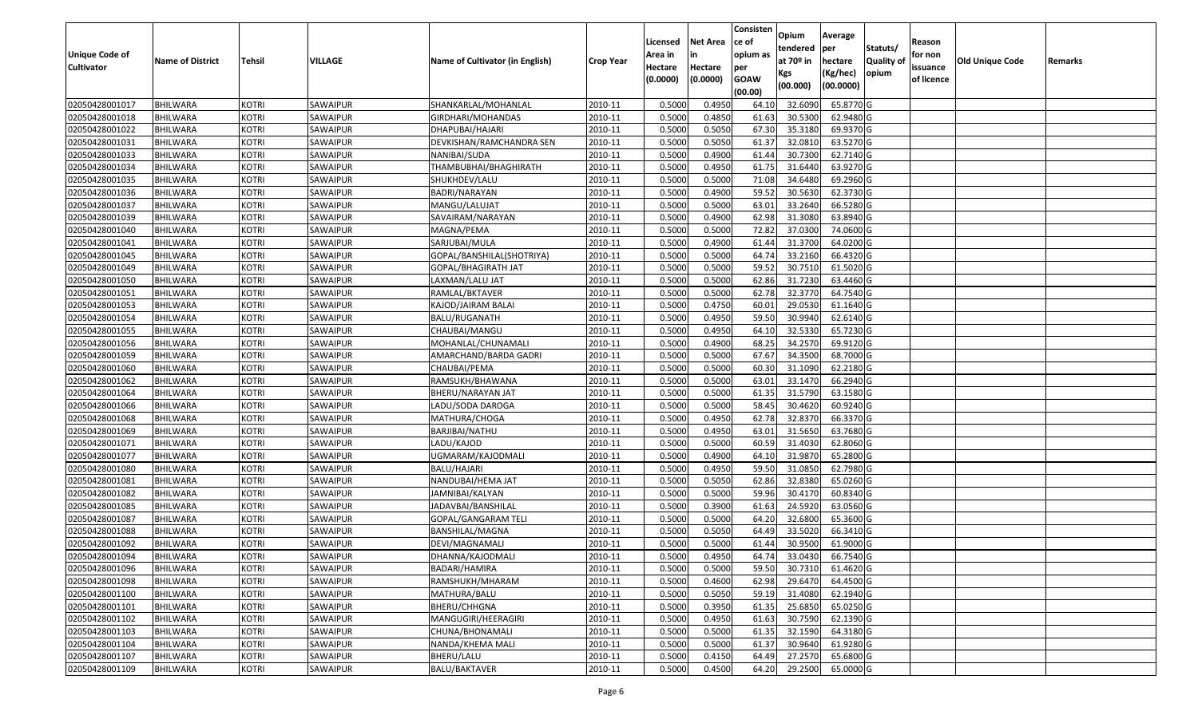| Unique Code of Cultivator | Name of District | Tehsil | VILLAGE | Name of Cultivator (in English) | Crop Year | Licensed Area in Hectare (0.0000) | Net Area in Hectare (0.0000) | Consistence of opium as per GOAW (00.00) | Opium tendered at 70º in Kgs (00.000) | Average per hectare (Kg/hec) (00.0000) | Statuts/ Quality of opium | Reason for non issuance of licence | Old Unique Code | Remarks |
|---|---|---|---|---|---|---|---|---|---|---|---|---|---|---|
| 02050428001017 | BHILWARA | KOTRI | SAWAIPUR | SHANKARLAL/MOHANLAL | 2010-11 | 0.5000 | 0.4950 | 64.10 | 32.6090 | 65.8770 | G | | | |
| 02050428001018 | BHILWARA | KOTRI | SAWAIPUR | GIRDHARI/MOHANDAS | 2010-11 | 0.5000 | 0.4850 | 61.63 | 30.5300 | 62.9480 | G | | | |
| 02050428001022 | BHILWARA | KOTRI | SAWAIPUR | DHAPUBAI/HAJARI | 2010-11 | 0.5000 | 0.5050 | 67.30 | 35.3180 | 69.9370 | G | | | |
| 02050428001031 | BHILWARA | KOTRI | SAWAIPUR | DEVKISHAN/RAMCHANDRA SEN | 2010-11 | 0.5000 | 0.5050 | 61.37 | 32.0810 | 63.5270 | G | | | |
| 02050428001033 | BHILWARA | KOTRI | SAWAIPUR | NANIBAI/SUDA | 2010-11 | 0.5000 | 0.4900 | 61.44 | 30.7300 | 62.7140 | G | | | |
| 02050428001034 | BHILWARA | KOTRI | SAWAIPUR | THAMBUBHAI/BHAGHIRATH | 2010-11 | 0.5000 | 0.4950 | 61.75 | 31.6440 | 63.9270 | G | | | |
| 02050428001035 | BHILWARA | KOTRI | SAWAIPUR | SHUKHDEV/LALU | 2010-11 | 0.5000 | 0.5000 | 71.08 | 34.6480 | 69.2960 | G | | | |
| 02050428001036 | BHILWARA | KOTRI | SAWAIPUR | BADRI/NARAYAN | 2010-11 | 0.5000 | 0.4900 | 59.52 | 30.5630 | 62.3730 | G | | | |
| 02050428001037 | BHILWARA | KOTRI | SAWAIPUR | MANGU/LALUJAT | 2010-11 | 0.5000 | 0.5000 | 63.01 | 33.2640 | 66.5280 | G | | | |
| 02050428001039 | BHILWARA | KOTRI | SAWAIPUR | SAVAIRAM/NARAYAN | 2010-11 | 0.5000 | 0.4900 | 62.98 | 31.3080 | 63.8940 | G | | | |
| 02050428001040 | BHILWARA | KOTRI | SAWAIPUR | MAGNA/PEMA | 2010-11 | 0.5000 | 0.5000 | 72.82 | 37.0300 | 74.0600 | G | | | |
| 02050428001041 | BHILWARA | KOTRI | SAWAIPUR | SARJUBAI/MULA | 2010-11 | 0.5000 | 0.4900 | 61.44 | 31.3700 | 64.0200 | G | | | |
| 02050428001045 | BHILWARA | KOTRI | SAWAIPUR | GOPAL/BANSHILAL(SHOTRIYA) | 2010-11 | 0.5000 | 0.5000 | 64.74 | 33.2160 | 66.4320 | G | | | |
| 02050428001049 | BHILWARA | KOTRI | SAWAIPUR | GOPAL/BHAGIRATH JAT | 2010-11 | 0.5000 | 0.5000 | 59.52 | 30.7510 | 61.5020 | G | | | |
| 02050428001050 | BHILWARA | KOTRI | SAWAIPUR | LAXMAN/LALU JAT | 2010-11 | 0.5000 | 0.5000 | 62.86 | 31.7230 | 63.4460 | G | | | |
| 02050428001051 | BHILWARA | KOTRI | SAWAIPUR | RAMLAL/BKTAVER | 2010-11 | 0.5000 | 0.5000 | 62.78 | 32.3770 | 64.7540 | G | | | |
| 02050428001053 | BHILWARA | KOTRI | SAWAIPUR | KAJOD/JAIRAM BALAI | 2010-11 | 0.5000 | 0.4750 | 60.01 | 29.0530 | 61.1640 | G | | | |
| 02050428001054 | BHILWARA | KOTRI | SAWAIPUR | BALU/RUGANATH | 2010-11 | 0.5000 | 0.4950 | 59.50 | 30.9940 | 62.6140 | G | | | |
| 02050428001055 | BHILWARA | KOTRI | SAWAIPUR | CHAUBAI/MANGU | 2010-11 | 0.5000 | 0.4950 | 64.10 | 32.5330 | 65.7230 | G | | | |
| 02050428001056 | BHILWARA | KOTRI | SAWAIPUR | MOHANLAL/CHUNAMALI | 2010-11 | 0.5000 | 0.4900 | 68.25 | 34.2570 | 69.9120 | G | | | |
| 02050428001059 | BHILWARA | KOTRI | SAWAIPUR | AMARCHAND/BARDA GADRI | 2010-11 | 0.5000 | 0.5000 | 67.67 | 34.3500 | 68.7000 | G | | | |
| 02050428001060 | BHILWARA | KOTRI | SAWAIPUR | CHAUBAI/PEMA | 2010-11 | 0.5000 | 0.5000 | 60.30 | 31.1090 | 62.2180 | G | | | |
| 02050428001062 | BHILWARA | KOTRI | SAWAIPUR | RAMSUKH/BHAWANA | 2010-11 | 0.5000 | 0.5000 | 63.01 | 33.1470 | 66.2940 | G | | | |
| 02050428001064 | BHILWARA | KOTRI | SAWAIPUR | BHERU/NARAYAN JAT | 2010-11 | 0.5000 | 0.5000 | 61.35 | 31.5790 | 63.1580 | G | | | |
| 02050428001066 | BHILWARA | KOTRI | SAWAIPUR | LADU/SODA DAROGA | 2010-11 | 0.5000 | 0.5000 | 58.45 | 30.4620 | 60.9240 | G | | | |
| 02050428001068 | BHILWARA | KOTRI | SAWAIPUR | MATHURA/CHOGA | 2010-11 | 0.5000 | 0.4950 | 62.78 | 32.8370 | 66.3370 | G | | | |
| 02050428001069 | BHILWARA | KOTRI | SAWAIPUR | BARJIBAI/NATHU | 2010-11 | 0.5000 | 0.4950 | 63.01 | 31.5650 | 63.7680 | G | | | |
| 02050428001071 | BHILWARA | KOTRI | SAWAIPUR | LADU/KAJOD | 2010-11 | 0.5000 | 0.5000 | 60.59 | 31.4030 | 62.8060 | G | | | |
| 02050428001077 | BHILWARA | KOTRI | SAWAIPUR | UGMARAM/KAJODMALI | 2010-11 | 0.5000 | 0.4900 | 64.10 | 31.9870 | 65.2800 | G | | | |
| 02050428001080 | BHILWARA | KOTRI | SAWAIPUR | BALU/HAJARI | 2010-11 | 0.5000 | 0.4950 | 59.50 | 31.0850 | 62.7980 | G | | | |
| 02050428001081 | BHILWARA | KOTRI | SAWAIPUR | NANDUBAI/HEMA JAT | 2010-11 | 0.5000 | 0.5050 | 62.86 | 32.8380 | 65.0260 | G | | | |
| 02050428001082 | BHILWARA | KOTRI | SAWAIPUR | JAMNIBAI/KALYAN | 2010-11 | 0.5000 | 0.5000 | 59.96 | 30.4170 | 60.8340 | G | | | |
| 02050428001085 | BHILWARA | KOTRI | SAWAIPUR | JADAVBAI/BANSHILAL | 2010-11 | 0.5000 | 0.3900 | 61.63 | 24.5920 | 63.0560 | G | | | |
| 02050428001087 | BHILWARA | KOTRI | SAWAIPUR | GOPAL/GANGARAM TELI | 2010-11 | 0.5000 | 0.5000 | 64.20 | 32.6800 | 65.3600 | G | | | |
| 02050428001088 | BHILWARA | KOTRI | SAWAIPUR | BANSHILAL/MAGNA | 2010-11 | 0.5000 | 0.5050 | 64.49 | 33.5020 | 66.3410 | G | | | |
| 02050428001092 | BHILWARA | KOTRI | SAWAIPUR | DEVI/MAGNAMALI | 2010-11 | 0.5000 | 0.5000 | 61.44 | 30.9500 | 61.9000 | G | | | |
| 02050428001094 | BHILWARA | KOTRI | SAWAIPUR | DHANNA/KAJODMALI | 2010-11 | 0.5000 | 0.4950 | 64.74 | 33.0430 | 66.7540 | G | | | |
| 02050428001096 | BHILWARA | KOTRI | SAWAIPUR | BADARI/HAMIRA | 2010-11 | 0.5000 | 0.5000 | 59.50 | 30.7310 | 61.4620 | G | | | |
| 02050428001098 | BHILWARA | KOTRI | SAWAIPUR | RAMSHUKH/MHARAM | 2010-11 | 0.5000 | 0.4600 | 62.98 | 29.6470 | 64.4500 | G | | | |
| 02050428001100 | BHILWARA | KOTRI | SAWAIPUR | MATHURA/BALU | 2010-11 | 0.5000 | 0.5050 | 59.19 | 31.4080 | 62.1940 | G | | | |
| 02050428001101 | BHILWARA | KOTRI | SAWAIPUR | BHERU/CHHGNA | 2010-11 | 0.5000 | 0.3950 | 61.35 | 25.6850 | 65.0250 | G | | | |
| 02050428001102 | BHILWARA | KOTRI | SAWAIPUR | MANGUGIRI/HEERAGIRI | 2010-11 | 0.5000 | 0.4950 | 61.63 | 30.7590 | 62.1390 | G | | | |
| 02050428001103 | BHILWARA | KOTRI | SAWAIPUR | CHUNA/BHONAMALI | 2010-11 | 0.5000 | 0.5000 | 61.35 | 32.1590 | 64.3180 | G | | | |
| 02050428001104 | BHILWARA | KOTRI | SAWAIPUR | NANDA/KHEMA MALI | 2010-11 | 0.5000 | 0.5000 | 61.37 | 30.9640 | 61.9280 | G | | | |
| 02050428001107 | BHILWARA | KOTRI | SAWAIPUR | BHERU/LALU | 2010-11 | 0.5000 | 0.4150 | 64.49 | 27.2570 | 65.6800 | G | | | |
| 02050428001109 | BHILWARA | KOTRI | SAWAIPUR | BALU/BAKTAVER | 2010-11 | 0.5000 | 0.4500 | 64.20 | 29.2500 | 65.0000 | G | | | |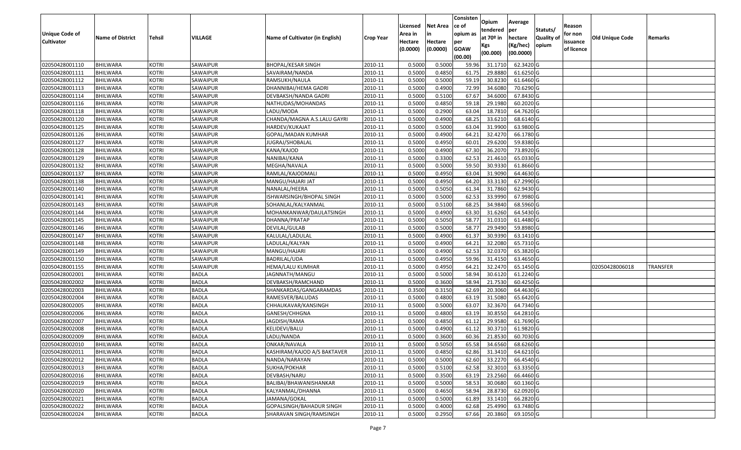| Unique Code of Cultivator | Name of District | Tehsil | VILLAGE | Name of Cultivator (in English) | Crop Year | Licensed Area in Hectare (0.0000) | Net Area in Hectare (0.0000) | Consistence of opium as per GOAW (00.00) | Opium tendered at 70º in Kgs (00.000) | Average per hectare (Kg/hec) (00.0000) | Statuts/ Quality of opium | Reason for non issuance of licence | Old Unique Code | Remarks |
|---|---|---|---|---|---|---|---|---|---|---|---|---|---|---|
| 02050428001110 | BHILWARA | KOTRI | SAWAIPUR | BHOPAL/KESAR SINGH | 2010-11 | 0.5000 | 0.5000 | 59.96 | 31.1710 | 62.3420 | G | | | |
| 02050428001111 | BHILWARA | KOTRI | SAWAIPUR | SAVAIRAM/NANDA | 2010-11 | 0.5000 | 0.4850 | 61.75 | 29.8880 | 61.6250 | G | | | |
| 02050428001112 | BHILWARA | KOTRI | SAWAIPUR | RAMSUKH/NAULA | 2010-11 | 0.5000 | 0.5000 | 59.19 | 30.8230 | 61.6460 | G | | | |
| 02050428001113 | BHILWARA | KOTRI | SAWAIPUR | DHANNIBAI/HEMA GADRI | 2010-11 | 0.5000 | 0.4900 | 72.99 | 34.6080 | 70.6290 | G | | | |
| 02050428001114 | BHILWARA | KOTRI | SAWAIPUR | DEVBAKSH/NANDA GADRI | 2010-11 | 0.5000 | 0.5100 | 67.67 | 34.6000 | 67.8430 | G | | | |
| 02050428001116 | BHILWARA | KOTRI | SAWAIPUR | NATHUDAS/MOHANDAS | 2010-11 | 0.5000 | 0.4850 | 59.18 | 29.1980 | 60.2020 | G | | | |
| 02050428001118 | BHILWARA | KOTRI | SAWAIPUR | LADU/MODA | 2010-11 | 0.5000 | 0.2900 | 63.04 | 18.7810 | 64.7620 | G | | | |
| 02050428001120 | BHILWARA | KOTRI | SAWAIPUR | CHANDA/MAGNA A.S.LALU GAYRI | 2010-11 | 0.5000 | 0.4900 | 68.25 | 33.6210 | 68.6140 | G | | | |
| 02050428001125 | BHILWARA | KOTRI | SAWAIPUR | HARDEV/KUKAJAT | 2010-11 | 0.5000 | 0.5000 | 63.04 | 31.9900 | 63.9800 | G | | | |
| 02050428001126 | BHILWARA | KOTRI | SAWAIPUR | GOPAL/MADAN KUMHAR | 2010-11 | 0.5000 | 0.4900 | 64.21 | 32.4270 | 66.1780 | G | | | |
| 02050428001127 | BHILWARA | KOTRI | SAWAIPUR | JUGRAJ/SHOBALAL | 2010-11 | 0.5000 | 0.4950 | 60.01 | 29.6200 | 59.8380 | G | | | |
| 02050428001128 | BHILWARA | KOTRI | SAWAIPUR | KANA/KAJOD | 2010-11 | 0.5000 | 0.4900 | 67.30 | 36.2070 | 73.8920 | G | | | |
| 02050428001129 | BHILWARA | KOTRI | SAWAIPUR | NANIBAI/KANA | 2010-11 | 0.5000 | 0.3300 | 62.53 | 21.4610 | 65.0330 | G | | | |
| 02050428001132 | BHILWARA | KOTRI | SAWAIPUR | MEGHA/NAVALA | 2010-11 | 0.5000 | 0.5000 | 59.50 | 30.9330 | 61.8660 | G | | | |
| 02050428001137 | BHILWARA | KOTRI | SAWAIPUR | RAMLAL/KAJODMALI | 2010-11 | 0.5000 | 0.4950 | 63.04 | 31.9090 | 64.4630 | G | | | |
| 02050428001138 | BHILWARA | KOTRI | SAWAIPUR | MANGU/HAJARI JAT | 2010-11 | 0.5000 | 0.4950 | 64.20 | 33.3130 | 67.2990 | G | | | |
| 02050428001140 | BHILWARA | KOTRI | SAWAIPUR | NANALAL/HEERA | 2010-11 | 0.5000 | 0.5050 | 61.34 | 31.7860 | 62.9430 | G | | | |
| 02050428001141 | BHILWARA | KOTRI | SAWAIPUR | ISHWARSINGH/BHOPAL SINGH | 2010-11 | 0.5000 | 0.5000 | 62.53 | 33.9990 | 67.9980 | G | | | |
| 02050428001143 | BHILWARA | KOTRI | SAWAIPUR | SOHANLAL/KALYANMAL | 2010-11 | 0.5000 | 0.5100 | 68.25 | 34.9840 | 68.5960 | G | | | |
| 02050428001144 | BHILWARA | KOTRI | SAWAIPUR | MOHANKANWAR/DAULATSINGH | 2010-11 | 0.5000 | 0.4900 | 63.30 | 31.6260 | 64.5430 | G | | | |
| 02050428001145 | BHILWARA | KOTRI | SAWAIPUR | DHANNA/PRATAP | 2010-11 | 0.5000 | 0.5050 | 58.77 | 31.0310 | 61.4480 | G | | | |
| 02050428001146 | BHILWARA | KOTRI | SAWAIPUR | DEVILAL/GULAB | 2010-11 | 0.5000 | 0.5000 | 58.77 | 29.9490 | 59.8980 | G | | | |
| 02050428001147 | BHILWARA | KOTRI | SAWAIPUR | KALULAL/LADULAL | 2010-11 | 0.5000 | 0.4900 | 61.37 | 30.9390 | 63.1410 | G | | | |
| 02050428001148 | BHILWARA | KOTRI | SAWAIPUR | LADULAL/KALYAN | 2010-11 | 0.5000 | 0.4900 | 64.21 | 32.2080 | 65.7310 | G | | | |
| 02050428001149 | BHILWARA | KOTRI | SAWAIPUR | MANGU/HAJARI | 2010-11 | 0.5000 | 0.4900 | 62.53 | 32.0370 | 65.3820 | G | | | |
| 02050428001150 | BHILWARA | KOTRI | SAWAIPUR | BADRILAL/UDA | 2010-11 | 0.5000 | 0.4950 | 59.96 | 31.4150 | 63.4650 | G | | | |
| 02050428001155 | BHILWARA | KOTRI | SAWAIPUR | HEMA/LALU KUMHAR | 2010-11 | 0.5000 | 0.4950 | 64.21 | 32.2470 | 65.1450 | G | | 02050428006018 | TRANSFER |
| 02050428002001 | BHILWARA | KOTRI | BADLA | JAGNNATH/MANGU | 2010-11 | 0.5000 | 0.5000 | 58.94 | 30.6120 | 61.2240 | G | | | |
| 02050428002002 | BHILWARA | KOTRI | BADLA | DEVBAKSH/RAMCHAND | 2010-11 | 0.5000 | 0.3600 | 58.94 | 21.7530 | 60.4250 | G | | | |
| 02050428002003 | BHILWARA | KOTRI | BADLA | SHANKARDAS/GANGARAMDAS | 2010-11 | 0.3500 | 0.3150 | 62.69 | 20.3060 | 64.4630 | G | | | |
| 02050428002004 | BHILWARA | KOTRI | BADLA | RAMESVER/BALUDAS | 2010-11 | 0.5000 | 0.4800 | 63.19 | 31.5080 | 65.6420 | G | | | |
| 02050428002005 | BHILWARA | KOTRI | BADLA | CHHAUKAVAR/KANSINGH | 2010-11 | 0.5000 | 0.5000 | 63.07 | 32.3670 | 64.7340 | G | | | |
| 02050428002006 | BHILWARA | KOTRI | BADLA | GANESH/CHHGNA | 2010-11 | 0.5000 | 0.4800 | 63.19 | 30.8550 | 64.2810 | G | | | |
| 02050428002007 | BHILWARA | KOTRI | BADLA | JAGDISH/RAMA | 2010-11 | 0.5000 | 0.4850 | 61.12 | 29.9580 | 61.7690 | G | | | |
| 02050428002008 | BHILWARA | KOTRI | BADLA | KELIDEVI/BALU | 2010-11 | 0.5000 | 0.4900 | 61.12 | 30.3710 | 61.9820 | G | | | |
| 02050428002009 | BHILWARA | KOTRI | BADLA | LADU/NANDA | 2010-11 | 0.5000 | 0.3600 | 60.36 | 21.8530 | 60.7030 | G | | | |
| 02050428002010 | BHILWARA | KOTRI | BADLA | ONKAR/NAVALA | 2010-11 | 0.5000 | 0.5050 | 65.58 | 34.6560 | 68.6260 | G | | | |
| 02050428002011 | BHILWARA | KOTRI | BADLA | KASHIRAM/KAJOD A/S BAKTAVER | 2010-11 | 0.5000 | 0.4850 | 62.86 | 31.3410 | 64.6210 | G | | | |
| 02050428002012 | BHILWARA | KOTRI | BADLA | NANDA/NARAYAN | 2010-11 | 0.5000 | 0.5000 | 62.60 | 33.2270 | 66.4540 | G | | | |
| 02050428002013 | BHILWARA | KOTRI | BADLA | SUKHA/POKHAR | 2010-11 | 0.5000 | 0.5100 | 62.58 | 32.3010 | 63.3350 | G | | | |
| 02050428002016 | BHILWARA | KOTRI | BADLA | DEVBASH/NARU | 2010-11 | 0.5000 | 0.3500 | 63.19 | 23.2560 | 66.4460 | G | | | |
| 02050428002019 | BHILWARA | KOTRI | BADLA | BALIBAI/BHAWANISHANKAR | 2010-11 | 0.5000 | 0.5000 | 58.53 | 30.0680 | 60.1360 | G | | | |
| 02050428002020 | BHILWARA | KOTRI | BADLA | KALYANMAL/DHANNA | 2010-11 | 0.5000 | 0.4650 | 58.94 | 28.8730 | 62.0920 | G | | | |
| 02050428002021 | BHILWARA | KOTRI | BADLA | JAMANA/GOKAL | 2010-11 | 0.5000 | 0.5000 | 61.89 | 33.1410 | 66.2820 | G | | | |
| 02050428002022 | BHILWARA | KOTRI | BADLA | GOPALSINGH/BAHADUR SINGH | 2010-11 | 0.5000 | 0.4000 | 62.68 | 25.4990 | 63.7480 | G | | | |
| 02050428002024 | BHILWARA | KOTRI | BADLA | SHARAVAN SINGH/RAMSINGH | 2010-11 | 0.5000 | 0.2950 | 67.66 | 20.3860 | 69.1050 | G | | | |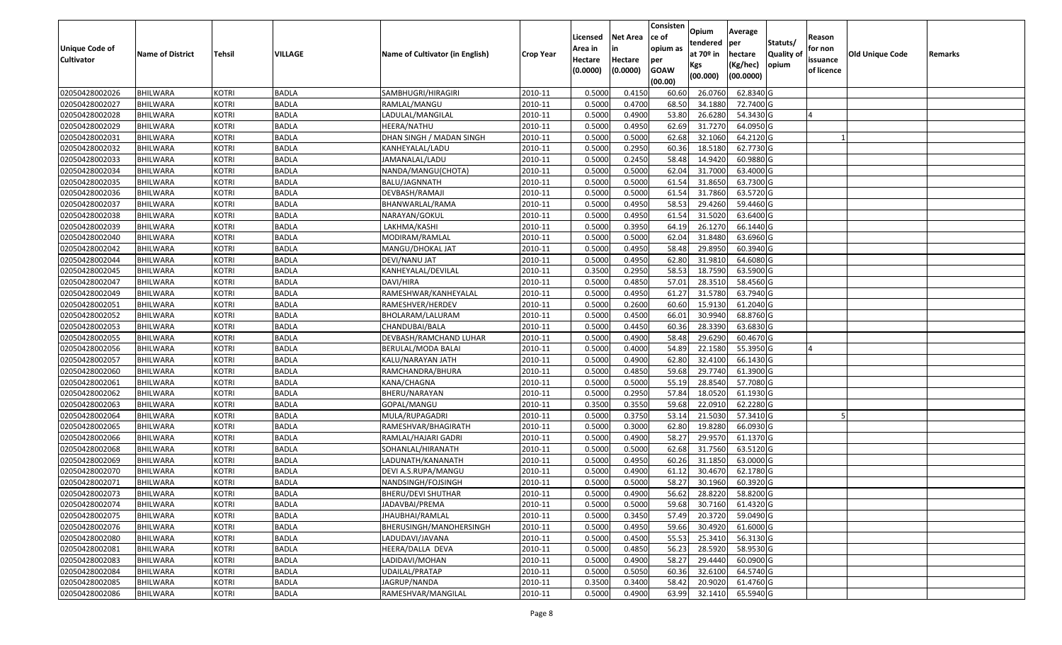| Unique Code of Cultivator | Name of District | Tehsil | VILLAGE | Name of Cultivator (in English) | Crop Year | Licensed Area in Hectare (0.0000) | Net Area in Hectare (0.0000) | Consisten ce of opium as per GOAW (00.00) | Opium tendered at 70º in Kgs (00.000) | Average per hectare (Kg/hec) (00.0000) | Statuts/ Quality of opium | Reason for non issuance of licence | Old Unique Code | Remarks |
|---|---|---|---|---|---|---|---|---|---|---|---|---|---|---|
| 02050428002026 | BHILWARA | KOTRI | BADLA | SAMBHUGRI/HIRAGIRI | 2010-11 | 0.5000 | 0.4150 | 60.60 | 26.0760 | 62.8340 | G | | | |
| 02050428002027 | BHILWARA | KOTRI | BADLA | RAMLAL/MANGU | 2010-11 | 0.5000 | 0.4700 | 68.50 | 34.1880 | 72.7400 | G | | | |
| 02050428002028 | BHILWARA | KOTRI | BADLA | LADULAL/MANGILAL | 2010-11 | 0.5000 | 0.4900 | 53.80 | 26.6280 | 54.3430 | G | 4 | | |
| 02050428002029 | BHILWARA | KOTRI | BADLA | HEERA/NATHU | 2010-11 | 0.5000 | 0.4950 | 62.69 | 31.7270 | 64.0950 | G | | | |
| 02050428002031 | BHILWARA | KOTRI | BADLA | DHAN SINGH / MADAN SINGH | 2010-11 | 0.5000 | 0.5000 | 62.68 | 32.1060 | 64.2120 | G | 1 | | |
| 02050428002032 | BHILWARA | KOTRI | BADLA | KANHEYALAL/LADU | 2010-11 | 0.5000 | 0.2950 | 60.36 | 18.5180 | 62.7730 | G | | | |
| 02050428002033 | BHILWARA | KOTRI | BADLA | JAMANALAL/LADU | 2010-11 | 0.5000 | 0.2450 | 58.48 | 14.9420 | 60.9880 | G | | | |
| 02050428002034 | BHILWARA | KOTRI | BADLA | NANDA/MANGU(CHOTA) | 2010-11 | 0.5000 | 0.5000 | 62.04 | 31.7000 | 63.4000 | G | | | |
| 02050428002035 | BHILWARA | KOTRI | BADLA | BALU/JAGNNATH | 2010-11 | 0.5000 | 0.5000 | 61.54 | 31.8650 | 63.7300 | G | | | |
| 02050428002036 | BHILWARA | KOTRI | BADLA | DEVBASH/RAMAJI | 2010-11 | 0.5000 | 0.5000 | 61.54 | 31.7860 | 63.5720 | G | | | |
| 02050428002037 | BHILWARA | KOTRI | BADLA | BHANWARLAL/RAMA | 2010-11 | 0.5000 | 0.4950 | 58.53 | 29.4260 | 59.4460 | G | | | |
| 02050428002038 | BHILWARA | KOTRI | BADLA | NARAYAN/GOKUL | 2010-11 | 0.5000 | 0.4950 | 61.54 | 31.5020 | 63.6400 | G | | | |
| 02050428002039 | BHILWARA | KOTRI | BADLA | LAKHMA/KASHI | 2010-11 | 0.5000 | 0.3950 | 64.19 | 26.1270 | 66.1440 | G | | | |
| 02050428002040 | BHILWARA | KOTRI | BADLA | MODIRAM/RAMLAL | 2010-11 | 0.5000 | 0.5000 | 62.04 | 31.8480 | 63.6960 | G | | | |
| 02050428002042 | BHILWARA | KOTRI | BADLA | MANGU/DHOKAL JAT | 2010-11 | 0.5000 | 0.4950 | 58.48 | 29.8950 | 60.3940 | G | | | |
| 02050428002044 | BHILWARA | KOTRI | BADLA | DEVI/NANU JAT | 2010-11 | 0.5000 | 0.4950 | 62.80 | 31.9810 | 64.6080 | G | | | |
| 02050428002045 | BHILWARA | KOTRI | BADLA | KANHEYALAL/DEVILAL | 2010-11 | 0.3500 | 0.2950 | 58.53 | 18.7590 | 63.5900 | G | | | |
| 02050428002047 | BHILWARA | KOTRI | BADLA | DAVI/HIRA | 2010-11 | 0.5000 | 0.4850 | 57.01 | 28.3510 | 58.4560 | G | | | |
| 02050428002049 | BHILWARA | KOTRI | BADLA | RAMESHWAR/KANHEYALAL | 2010-11 | 0.5000 | 0.4950 | 61.27 | 31.5780 | 63.7940 | G | | | |
| 02050428002051 | BHILWARA | KOTRI | BADLA | RAMESHVER/HERDEV | 2010-11 | 0.5000 | 0.2600 | 60.60 | 15.9130 | 61.2040 | G | | | |
| 02050428002052 | BHILWARA | KOTRI | BADLA | BHOLARAM/LALURAM | 2010-11 | 0.5000 | 0.4500 | 66.01 | 30.9940 | 68.8760 | G | | | |
| 02050428002053 | BHILWARA | KOTRI | BADLA | CHANDUBAI/BALA | 2010-11 | 0.5000 | 0.4450 | 60.36 | 28.3390 | 63.6830 | G | | | |
| 02050428002055 | BHILWARA | KOTRI | BADLA | DEVBASH/RAMCHAND LUHAR | 2010-11 | 0.5000 | 0.4900 | 58.48 | 29.6290 | 60.4670 | G | | | |
| 02050428002056 | BHILWARA | KOTRI | BADLA | BERULAL/MODA BALAI | 2010-11 | 0.5000 | 0.4000 | 54.89 | 22.1580 | 55.3950 | G | 4 | | |
| 02050428002057 | BHILWARA | KOTRI | BADLA | KALU/NARAYAN JATH | 2010-11 | 0.5000 | 0.4900 | 62.80 | 32.4100 | 66.1430 | G | | | |
| 02050428002060 | BHILWARA | KOTRI | BADLA | RAMCHANDRA/BHURA | 2010-11 | 0.5000 | 0.4850 | 59.68 | 29.7740 | 61.3900 | G | | | |
| 02050428002061 | BHILWARA | KOTRI | BADLA | KANA/CHAGNA | 2010-11 | 0.5000 | 0.5000 | 55.19 | 28.8540 | 57.7080 | G | | | |
| 02050428002062 | BHILWARA | KOTRI | BADLA | BHERU/NARAYAN | 2010-11 | 0.5000 | 0.2950 | 57.84 | 18.0520 | 61.1930 | G | | | |
| 02050428002063 | BHILWARA | KOTRI | BADLA | GOPAL/MANGU | 2010-11 | 0.3500 | 0.3550 | 59.68 | 22.0910 | 62.2280 | G | | | |
| 02050428002064 | BHILWARA | KOTRI | BADLA | MULA/RUPAGADRI | 2010-11 | 0.5000 | 0.3750 | 53.14 | 21.5030 | 57.3410 | G | 5 | | |
| 02050428002065 | BHILWARA | KOTRI | BADLA | RAMESHVAR/BHAGIRATH | 2010-11 | 0.5000 | 0.3000 | 62.80 | 19.8280 | 66.0930 | G | | | |
| 02050428002066 | BHILWARA | KOTRI | BADLA | RAMLAL/HAJARI GADRI | 2010-11 | 0.5000 | 0.4900 | 58.27 | 29.9570 | 61.1370 | G | | | |
| 02050428002068 | BHILWARA | KOTRI | BADLA | SOHANLAL/HIRANATH | 2010-11 | 0.5000 | 0.5000 | 62.68 | 31.7560 | 63.5120 | G | | | |
| 02050428002069 | BHILWARA | KOTRI | BADLA | LADUNATH/KANANATH | 2010-11 | 0.5000 | 0.4950 | 60.26 | 31.1850 | 63.0000 | G | | | |
| 02050428002070 | BHILWARA | KOTRI | BADLA | DEVI A.S.RUPA/MANGU | 2010-11 | 0.5000 | 0.4900 | 61.12 | 30.4670 | 62.1780 | G | | | |
| 02050428002071 | BHILWARA | KOTRI | BADLA | NANDSINGH/FOJSINGH | 2010-11 | 0.5000 | 0.5000 | 58.27 | 30.1960 | 60.3920 | G | | | |
| 02050428002073 | BHILWARA | KOTRI | BADLA | BHERU/DEVI SHUTHAR | 2010-11 | 0.5000 | 0.4900 | 56.62 | 28.8220 | 58.8200 | G | | | |
| 02050428002074 | BHILWARA | KOTRI | BADLA | JADAVBAI/PREMA | 2010-11 | 0.5000 | 0.5000 | 59.68 | 30.7160 | 61.4320 | G | | | |
| 02050428002075 | BHILWARA | KOTRI | BADLA | JHAUBHAI/RAMLAL | 2010-11 | 0.5000 | 0.3450 | 57.49 | 20.3720 | 59.0490 | G | | | |
| 02050428002076 | BHILWARA | KOTRI | BADLA | BHERUSINGH/MANOHERSINGH | 2010-11 | 0.5000 | 0.4950 | 59.66 | 30.4920 | 61.6000 | G | | | |
| 02050428002080 | BHILWARA | KOTRI | BADLA | LADUDAVI/JAVANA | 2010-11 | 0.5000 | 0.4500 | 55.53 | 25.3410 | 56.3130 | G | | | |
| 02050428002081 | BHILWARA | KOTRI | BADLA | HEERA/DALLA DEVA | 2010-11 | 0.5000 | 0.4850 | 56.23 | 28.5920 | 58.9530 | G | | | |
| 02050428002083 | BHILWARA | KOTRI | BADLA | LADIDAVI/MOHAN | 2010-11 | 0.5000 | 0.4900 | 58.27 | 29.4440 | 60.0900 | G | | | |
| 02050428002084 | BHILWARA | KOTRI | BADLA | UDAILAL/PRATAP | 2010-11 | 0.5000 | 0.5050 | 60.36 | 32.6100 | 64.5740 | G | | | |
| 02050428002085 | BHILWARA | KOTRI | BADLA | JAGRUP/NANDA | 2010-11 | 0.3500 | 0.3400 | 58.42 | 20.9020 | 61.4760 | G | | | |
| 02050428002086 | BHILWARA | KOTRI | BADLA | RAMESHVAR/MANGILAL | 2010-11 | 0.5000 | 0.4900 | 63.99 | 32.1410 | 65.5940 | G | | | |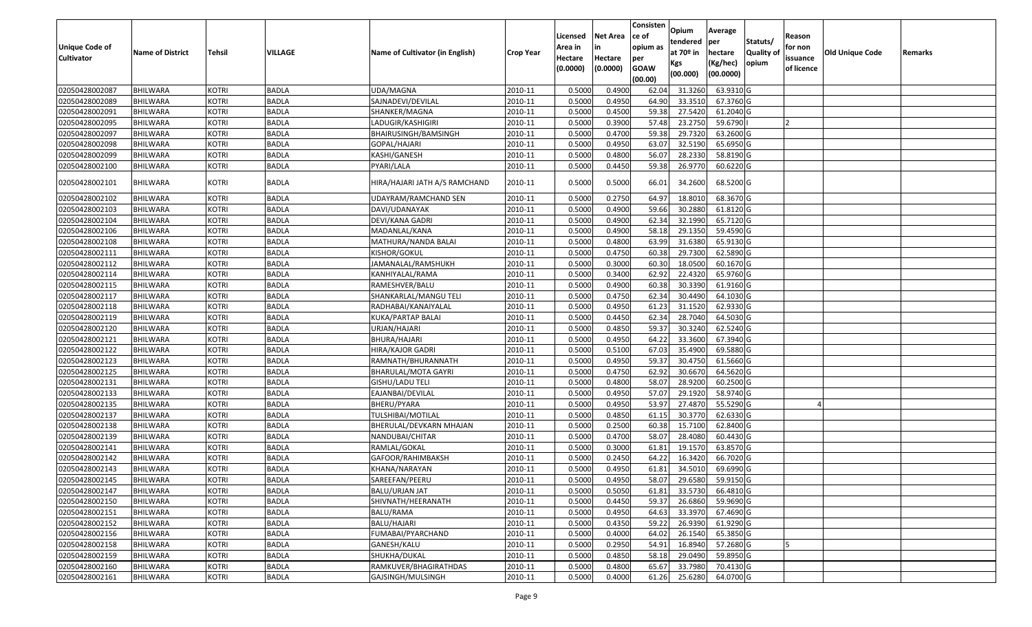| Unique Code of Cultivator | Name of District | Tehsil | VILLAGE | Name of Cultivator (in English) | Crop Year | Licensed Area in Hectare (0.0000) | Net Area in Hectare (0.0000) | Consistence of opium as per GOAW (00.00) | Opium tendered at 70º in Kgs (00.000) | Average per hectare (Kg/hec) (00.0000) | Statuts/ Quality of opium | Reason for non issuance of licence | Old Unique Code | Remarks |
|---|---|---|---|---|---|---|---|---|---|---|---|---|---|---|
| 02050428002087 | BHILWARA | KOTRI | BADLA | UDA/MAGNA | 2010-11 | 0.5000 | 0.4900 | 62.04 | 31.3260 | 63.9310 | G | | | |
| 02050428002089 | BHILWARA | KOTRI | BADLA | SAJNADEVI/DEVILAL | 2010-11 | 0.5000 | 0.4950 | 64.90 | 33.3510 | 67.3760 | G | | | |
| 02050428002091 | BHILWARA | KOTRI | BADLA | SHANKER/MAGNA | 2010-11 | 0.5000 | 0.4500 | 59.38 | 27.5420 | 61.2040 | G | | | |
| 02050428002095 | BHILWARA | KOTRI | BADLA | LADUGIR/KASHIGIRI | 2010-11 | 0.5000 | 0.3900 | 57.48 | 23.2750 | 59.6790 | I | 2 | | |
| 02050428002097 | BHILWARA | KOTRI | BADLA | BHAIRUSINGH/BAMSINGH | 2010-11 | 0.5000 | 0.4700 | 59.38 | 29.7320 | 63.2600 | G | | | |
| 02050428002098 | BHILWARA | KOTRI | BADLA | GOPAL/HAJARI | 2010-11 | 0.5000 | 0.4950 | 63.07 | 32.5190 | 65.6950 | G | | | |
| 02050428002099 | BHILWARA | KOTRI | BADLA | KASHI/GANESH | 2010-11 | 0.5000 | 0.4800 | 56.07 | 28.2330 | 58.8190 | G | | | |
| 02050428002100 | BHILWARA | KOTRI | BADLA | PYARI/LALA | 2010-11 | 0.5000 | 0.4450 | 59.38 | 26.9770 | 60.6220 | G | | | |
| 02050428002101 | BHILWARA | KOTRI | BADLA | HIRA/HAJARI JATH A/S RAMCHAND | 2010-11 | 0.5000 | 0.5000 | 66.01 | 34.2600 | 68.5200 | G | | | |
| 02050428002102 | BHILWARA | KOTRI | BADLA | UDAYRAM/RAMCHAND SEN | 2010-11 | 0.5000 | 0.2750 | 64.97 | 18.8010 | 68.3670 | G | | | |
| 02050428002103 | BHILWARA | KOTRI | BADLA | DAVI/UDANAYAK | 2010-11 | 0.5000 | 0.4900 | 59.66 | 30.2880 | 61.8120 | G | | | |
| 02050428002104 | BHILWARA | KOTRI | BADLA | DEVI/KANA GADRI | 2010-11 | 0.5000 | 0.4900 | 62.34 | 32.1990 | 65.7120 | G | | | |
| 02050428002106 | BHILWARA | KOTRI | BADLA | MADANLAL/KANA | 2010-11 | 0.5000 | 0.4900 | 58.18 | 29.1350 | 59.4590 | G | | | |
| 02050428002108 | BHILWARA | KOTRI | BADLA | MATHURA/NANDA BALAI | 2010-11 | 0.5000 | 0.4800 | 63.99 | 31.6380 | 65.9130 | G | | | |
| 02050428002111 | BHILWARA | KOTRI | BADLA | KISHOR/GOKUL | 2010-11 | 0.5000 | 0.4750 | 60.38 | 29.7300 | 62.5890 | G | | | |
| 02050428002112 | BHILWARA | KOTRI | BADLA | JAMANALAL/RAMSHUKH | 2010-11 | 0.5000 | 0.3000 | 60.30 | 18.0500 | 60.1670 | G | | | |
| 02050428002114 | BHILWARA | KOTRI | BADLA | KANHIYALAL/RAMA | 2010-11 | 0.5000 | 0.3400 | 62.92 | 22.4320 | 65.9760 | G | | | |
| 02050428002115 | BHILWARA | KOTRI | BADLA | RAMESHVER/BALU | 2010-11 | 0.5000 | 0.4900 | 60.38 | 30.3390 | 61.9160 | G | | | |
| 02050428002117 | BHILWARA | KOTRI | BADLA | SHANKARLAL/MANGU TELI | 2010-11 | 0.5000 | 0.4750 | 62.34 | 30.4490 | 64.1030 | G | | | |
| 02050428002118 | BHILWARA | KOTRI | BADLA | RADHABAI/KANAIYALAL | 2010-11 | 0.5000 | 0.4950 | 61.23 | 31.1520 | 62.9330 | G | | | |
| 02050428002119 | BHILWARA | KOTRI | BADLA | KUKA/PARTAP BALAI | 2010-11 | 0.5000 | 0.4450 | 62.34 | 28.7040 | 64.5030 | G | | | |
| 02050428002120 | BHILWARA | KOTRI | BADLA | URJAN/HAJARI | 2010-11 | 0.5000 | 0.4850 | 59.37 | 30.3240 | 62.5240 | G | | | |
| 02050428002121 | BHILWARA | KOTRI | BADLA | BHURA/HAJARI | 2010-11 | 0.5000 | 0.4950 | 64.22 | 33.3600 | 67.3940 | G | | | |
| 02050428002122 | BHILWARA | KOTRI | BADLA | HIRA/KAJOR GADRI | 2010-11 | 0.5000 | 0.5100 | 67.03 | 35.4900 | 69.5880 | G | | | |
| 02050428002123 | BHILWARA | KOTRI | BADLA | RAMNATH/BHURANNATH | 2010-11 | 0.5000 | 0.4950 | 59.37 | 30.4750 | 61.5660 | G | | | |
| 02050428002125 | BHILWARA | KOTRI | BADLA | BHARULAL/MOTA GAYRI | 2010-11 | 0.5000 | 0.4750 | 62.92 | 30.6670 | 64.5620 | G | | | |
| 02050428002131 | BHILWARA | KOTRI | BADLA | GISHU/LADU TELI | 2010-11 | 0.5000 | 0.4800 | 58.07 | 28.9200 | 60.2500 | G | | | |
| 02050428002133 | BHILWARA | KOTRI | BADLA | EAJANBAI/DEVILAL | 2010-11 | 0.5000 | 0.4950 | 57.07 | 29.1920 | 58.9740 | G | | | |
| 02050428002135 | BHILWARA | KOTRI | BADLA | BHERU/PYARA | 2010-11 | 0.5000 | 0.4950 | 53.97 | 27.4870 | 55.5290 | G | 4 | | |
| 02050428002137 | BHILWARA | KOTRI | BADLA | TULSHIBAI/MOTILAL | 2010-11 | 0.5000 | 0.4850 | 61.15 | 30.3770 | 62.6330 | G | | | |
| 02050428002138 | BHILWARA | KOTRI | BADLA | BHERULAL/DEVKARN MHAJAN | 2010-11 | 0.5000 | 0.2500 | 60.38 | 15.7100 | 62.8400 | G | | | |
| 02050428002139 | BHILWARA | KOTRI | BADLA | NANDUBAI/CHITAR | 2010-11 | 0.5000 | 0.4700 | 58.07 | 28.4080 | 60.4430 | G | | | |
| 02050428002141 | BHILWARA | KOTRI | BADLA | RAMLAL/GOKAL | 2010-11 | 0.5000 | 0.3000 | 61.81 | 19.1570 | 63.8570 | G | | | |
| 02050428002142 | BHILWARA | KOTRI | BADLA | GAFOOR/RAHIMBAKSH | 2010-11 | 0.5000 | 0.2450 | 64.22 | 16.3420 | 66.7020 | G | | | |
| 02050428002143 | BHILWARA | KOTRI | BADLA | KHANA/NARAYAN | 2010-11 | 0.5000 | 0.4950 | 61.81 | 34.5010 | 69.6990 | G | | | |
| 02050428002145 | BHILWARA | KOTRI | BADLA | SAREEFAN/PEERU | 2010-11 | 0.5000 | 0.4950 | 58.07 | 29.6580 | 59.9150 | G | | | |
| 02050428002147 | BHILWARA | KOTRI | BADLA | BALU/URJAN JAT | 2010-11 | 0.5000 | 0.5050 | 61.81 | 33.5730 | 66.4810 | G | | | |
| 02050428002150 | BHILWARA | KOTRI | BADLA | SHIVNATH/HEERANATH | 2010-11 | 0.5000 | 0.4450 | 59.37 | 26.6860 | 59.9690 | G | | | |
| 02050428002151 | BHILWARA | KOTRI | BADLA | BALU/RAMA | 2010-11 | 0.5000 | 0.4950 | 64.63 | 33.3970 | 67.4690 | G | | | |
| 02050428002152 | BHILWARA | KOTRI | BADLA | BALU/HAJARI | 2010-11 | 0.5000 | 0.4350 | 59.22 | 26.9390 | 61.9290 | G | | | |
| 02050428002156 | BHILWARA | KOTRI | BADLA | FUMABAI/PYARCHAND | 2010-11 | 0.5000 | 0.4000 | 64.02 | 26.1540 | 65.3850 | G | | | |
| 02050428002158 | BHILWARA | KOTRI | BADLA | GANESH/KALU | 2010-11 | 0.5000 | 0.2950 | 54.91 | 16.8940 | 57.2680 | G | 5 | | |
| 02050428002159 | BHILWARA | KOTRI | BADLA | SHUKHA/DUKAL | 2010-11 | 0.5000 | 0.4850 | 58.18 | 29.0490 | 59.8950 | G | | | |
| 02050428002160 | BHILWARA | KOTRI | BADLA | RAMKUVER/BHAGIRATHDAS | 2010-11 | 0.5000 | 0.4800 | 65.67 | 33.7980 | 70.4130 | G | | | |
| 02050428002161 | BHILWARA | KOTRI | BADLA | GAJSINGH/MULSINGH | 2010-11 | 0.5000 | 0.4000 | 61.26 | 25.6280 | 64.0700 | G | | | |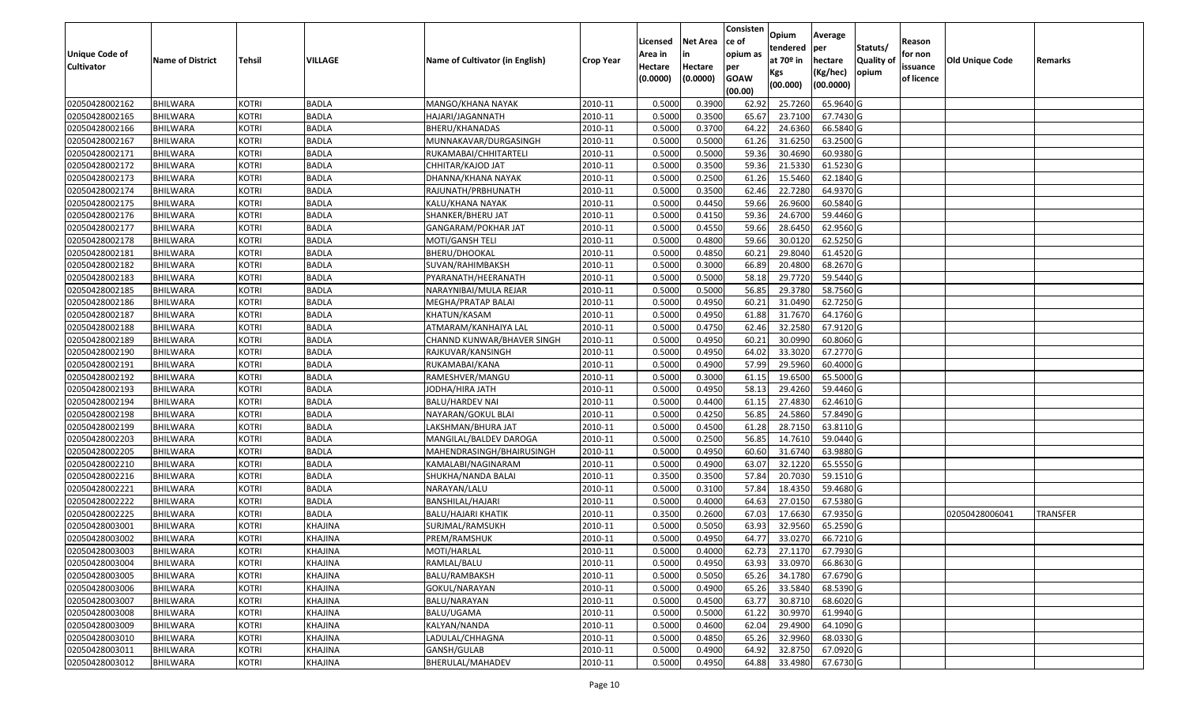| Unique Code of Cultivator | Name of District | Tehsil | VILLAGE | Name of Cultivator (in English) | Crop Year | Licensed Area in Hectare (0.0000) | Net Area in Hectare (0.0000) | Consistence of opium as per GOAW (00.00) | Opium tendered at 70º in Kgs (00.000) | Average per hectare (Kg/hec) (00.0000) | Statuts/ Quality of opium | Reason for non issuance of licence | Old Unique Code | Remarks |
|---|---|---|---|---|---|---|---|---|---|---|---|---|---|---|
| 02050428002162 | BHILWARA | KOTRI | BADLA | MANGO/KHANA NAYAK | 2010-11 | 0.5000 | 0.3900 | 62.92 | 25.7260 | 65.9640 | G | | | |
| 02050428002165 | BHILWARA | KOTRI | BADLA | HAJARI/JAGANNATH | 2010-11 | 0.5000 | 0.3500 | 65.67 | 23.7100 | 67.7430 | G | | | |
| 02050428002166 | BHILWARA | KOTRI | BADLA | BHERU/KHANADAS | 2010-11 | 0.5000 | 0.3700 | 64.22 | 24.6360 | 66.5840 | G | | | |
| 02050428002167 | BHILWARA | KOTRI | BADLA | MUNNAKAVAR/DURGASINGH | 2010-11 | 0.5000 | 0.5000 | 61.26 | 31.6250 | 63.2500 | G | | | |
| 02050428002171 | BHILWARA | KOTRI | BADLA | RUKAMABAI/CHHITARTELI | 2010-11 | 0.5000 | 0.5000 | 59.36 | 30.4690 | 60.9380 | G | | | |
| 02050428002172 | BHILWARA | KOTRI | BADLA | CHHITAR/KAJOD JAT | 2010-11 | 0.5000 | 0.3500 | 59.36 | 21.5330 | 61.5230 | G | | | |
| 02050428002173 | BHILWARA | KOTRI | BADLA | DHANNA/KHANA NAYAK | 2010-11 | 0.5000 | 0.2500 | 61.26 | 15.5460 | 62.1840 | G | | | |
| 02050428002174 | BHILWARA | KOTRI | BADLA | RAJUNATH/PRBHUNATH | 2010-11 | 0.5000 | 0.3500 | 62.46 | 22.7280 | 64.9370 | G | | | |
| 02050428002175 | BHILWARA | KOTRI | BADLA | KALU/KHANA NAYAK | 2010-11 | 0.5000 | 0.4450 | 59.66 | 26.9600 | 60.5840 | G | | | |
| 02050428002176 | BHILWARA | KOTRI | BADLA | SHANKER/BHERU JAT | 2010-11 | 0.5000 | 0.4150 | 59.36 | 24.6700 | 59.4460 | G | | | |
| 02050428002177 | BHILWARA | KOTRI | BADLA | GANGARAM/POKHAR JAT | 2010-11 | 0.5000 | 0.4550 | 59.66 | 28.6450 | 62.9560 | G | | | |
| 02050428002178 | BHILWARA | KOTRI | BADLA | MOTI/GANSH TELI | 2010-11 | 0.5000 | 0.4800 | 59.66 | 30.0120 | 62.5250 | G | | | |
| 02050428002181 | BHILWARA | KOTRI | BADLA | BHERU/DHOOKAL | 2010-11 | 0.5000 | 0.4850 | 60.21 | 29.8040 | 61.4520 | G | | | |
| 02050428002182 | BHILWARA | KOTRI | BADLA | SUVAN/RAHIMBAKSH | 2010-11 | 0.5000 | 0.3000 | 66.89 | 20.4800 | 68.2670 | G | | | |
| 02050428002183 | BHILWARA | KOTRI | BADLA | PYARANATH/HEERANATH | 2010-11 | 0.5000 | 0.5000 | 58.18 | 29.7720 | 59.5440 | G | | | |
| 02050428002185 | BHILWARA | KOTRI | BADLA | NARAYNIBAI/MULA REJAR | 2010-11 | 0.5000 | 0.5000 | 56.85 | 29.3780 | 58.7560 | G | | | |
| 02050428002186 | BHILWARA | KOTRI | BADLA | MEGHA/PRATAP BALAI | 2010-11 | 0.5000 | 0.4950 | 60.21 | 31.0490 | 62.7250 | G | | | |
| 02050428002187 | BHILWARA | KOTRI | BADLA | KHATUN/KASAM | 2010-11 | 0.5000 | 0.4950 | 61.88 | 31.7670 | 64.1760 | G | | | |
| 02050428002188 | BHILWARA | KOTRI | BADLA | ATMARAM/KANHAIYA LAL | 2010-11 | 0.5000 | 0.4750 | 62.46 | 32.2580 | 67.9120 | G | | | |
| 02050428002189 | BHILWARA | KOTRI | BADLA | CHANND KUNWAR/BHAVER SINGH | 2010-11 | 0.5000 | 0.4950 | 60.21 | 30.0990 | 60.8060 | G | | | |
| 02050428002190 | BHILWARA | KOTRI | BADLA | RAJKUVAR/KANSINGH | 2010-11 | 0.5000 | 0.4950 | 64.02 | 33.3020 | 67.2770 | G | | | |
| 02050428002191 | BHILWARA | KOTRI | BADLA | RUKAMABAI/KANA | 2010-11 | 0.5000 | 0.4900 | 57.99 | 29.5960 | 60.4000 | G | | | |
| 02050428002192 | BHILWARA | KOTRI | BADLA | RAMESHVER/MANGU | 2010-11 | 0.5000 | 0.3000 | 61.15 | 19.6500 | 65.5000 | G | | | |
| 02050428002193 | BHILWARA | KOTRI | BADLA | JODHA/HIRA JATH | 2010-11 | 0.5000 | 0.4950 | 58.13 | 29.4260 | 59.4460 | G | | | |
| 02050428002194 | BHILWARA | KOTRI | BADLA | BALU/HARDEV NAI | 2010-11 | 0.5000 | 0.4400 | 61.15 | 27.4830 | 62.4610 | G | | | |
| 02050428002198 | BHILWARA | KOTRI | BADLA | NAYARAN/GOKUL BLAI | 2010-11 | 0.5000 | 0.4250 | 56.85 | 24.5860 | 57.8490 | G | | | |
| 02050428002199 | BHILWARA | KOTRI | BADLA | LAKSHMAN/BHURA JAT | 2010-11 | 0.5000 | 0.4500 | 61.28 | 28.7150 | 63.8110 | G | | | |
| 02050428002203 | BHILWARA | KOTRI | BADLA | MANGILAL/BALDEV DAROGA | 2010-11 | 0.5000 | 0.2500 | 56.85 | 14.7610 | 59.0440 | G | | | |
| 02050428002205 | BHILWARA | KOTRI | BADLA | MAHENDRASINGH/BHAIRUSINGH | 2010-11 | 0.5000 | 0.4950 | 60.60 | 31.6740 | 63.9880 | G | | | |
| 02050428002210 | BHILWARA | KOTRI | BADLA | KAMALABI/NAGINARAM | 2010-11 | 0.5000 | 0.4900 | 63.07 | 32.1220 | 65.5550 | G | | | |
| 02050428002216 | BHILWARA | KOTRI | BADLA | SHUKHA/NANDA BALAI | 2010-11 | 0.3500 | 0.3500 | 57.84 | 20.7030 | 59.1510 | G | | | |
| 02050428002221 | BHILWARA | KOTRI | BADLA | NARAYAN/LALU | 2010-11 | 0.5000 | 0.3100 | 57.84 | 18.4350 | 59.4680 | G | | | |
| 02050428002222 | BHILWARA | KOTRI | BADLA | BANSHILAL/HAJARI | 2010-11 | 0.5000 | 0.4000 | 64.63 | 27.0150 | 67.5380 | G | | | |
| 02050428002225 | BHILWARA | KOTRI | BADLA | BALU/HAJARI KHATIK | 2010-11 | 0.3500 | 0.2600 | 67.03 | 17.6630 | 67.9350 | G | | 02050428006041 | TRANSFER |
| 02050428003001 | BHILWARA | KOTRI | KHAJINA | SURJMAL/RAMSUKH | 2010-11 | 0.5000 | 0.5050 | 63.93 | 32.9560 | 65.2590 | G | | | |
| 02050428003002 | BHILWARA | KOTRI | KHAJINA | PREM/RAMSHUK | 2010-11 | 0.5000 | 0.4950 | 64.77 | 33.0270 | 66.7210 | G | | | |
| 02050428003003 | BHILWARA | KOTRI | KHAJINA | MOTI/HARLAL | 2010-11 | 0.5000 | 0.4000 | 62.73 | 27.1170 | 67.7930 | G | | | |
| 02050428003004 | BHILWARA | KOTRI | KHAJINA | RAMLAL/BALU | 2010-11 | 0.5000 | 0.4950 | 63.93 | 33.0970 | 66.8630 | G | | | |
| 02050428003005 | BHILWARA | KOTRI | KHAJINA | BALU/RAMBAKSH | 2010-11 | 0.5000 | 0.5050 | 65.26 | 34.1780 | 67.6790 | G | | | |
| 02050428003006 | BHILWARA | KOTRI | KHAJINA | GOKUL/NARAYAN | 2010-11 | 0.5000 | 0.4900 | 65.26 | 33.5840 | 68.5390 | G | | | |
| 02050428003007 | BHILWARA | KOTRI | KHAJINA | BALU/NARAYAN | 2010-11 | 0.5000 | 0.4500 | 63.77 | 30.8710 | 68.6020 | G | | | |
| 02050428003008 | BHILWARA | KOTRI | KHAJINA | BALU/UGAMA | 2010-11 | 0.5000 | 0.5000 | 61.22 | 30.9970 | 61.9940 | G | | | |
| 02050428003009 | BHILWARA | KOTRI | KHAJINA | KALYAN/NANDA | 2010-11 | 0.5000 | 0.4600 | 62.04 | 29.4900 | 64.1090 | G | | | |
| 02050428003010 | BHILWARA | KOTRI | KHAJINA | LADULAL/CHHAGNA | 2010-11 | 0.5000 | 0.4850 | 65.26 | 32.9960 | 68.0330 | G | | | |
| 02050428003011 | BHILWARA | KOTRI | KHAJINA | GANSH/GULAB | 2010-11 | 0.5000 | 0.4900 | 64.92 | 32.8750 | 67.0920 | G | | | |
| 02050428003012 | BHILWARA | KOTRI | KHAJINA | BHERULAL/MAHADEV | 2010-11 | 0.5000 | 0.4950 | 64.88 | 33.4980 | 67.6730 | G | | | |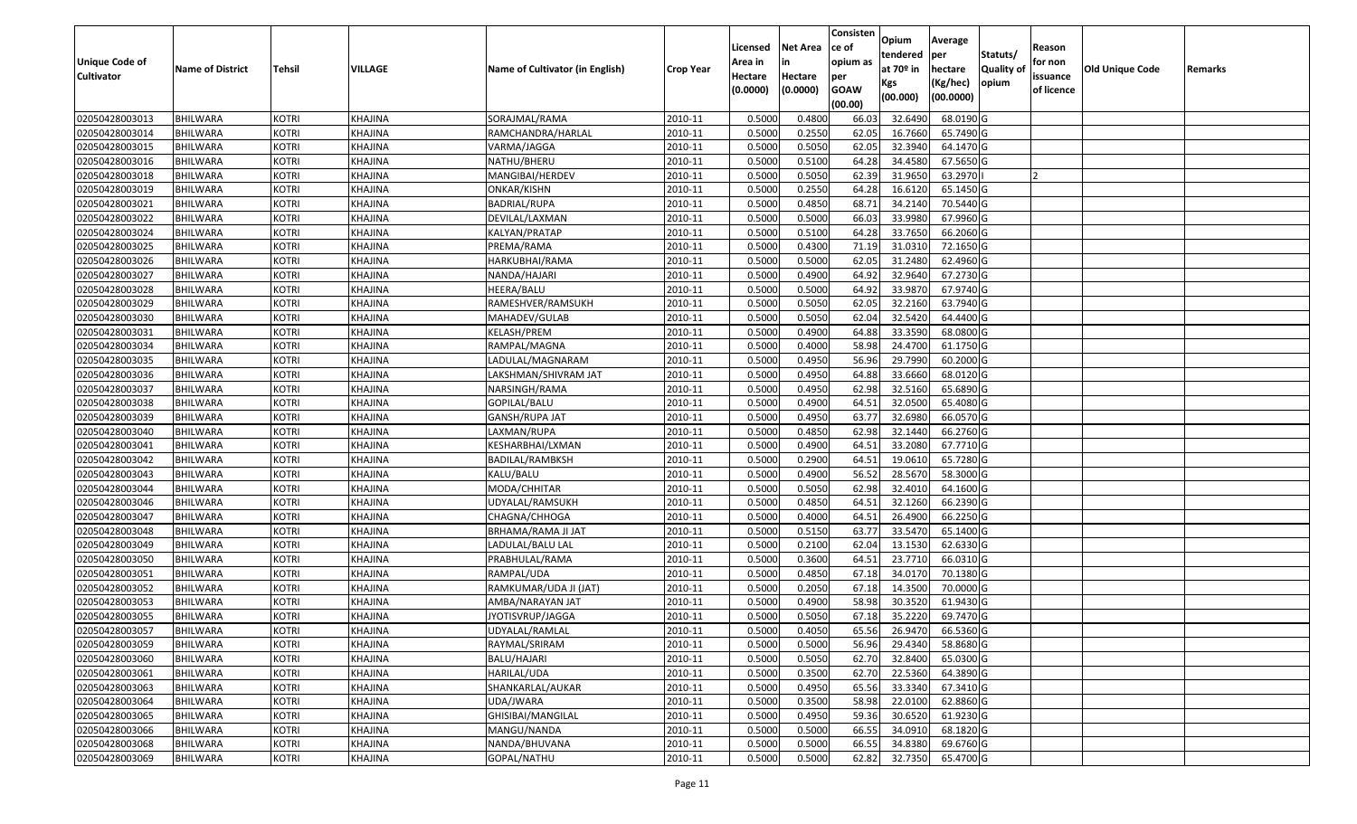| Unique Code of Cultivator | Name of District | Tehsil | VILLAGE | Name of Cultivator (in English) | Crop Year | Licensed Area in Hectare (0.0000) | Net Area in Hectare (0.0000) | Consistence of opium as per GOAW (00.00) | Opium tendered at 70º in Kgs (00.000) | Average per hectare (Kg/hec) (00.0000) | Statuts/ Quality of opium | Reason for non issuance of licence | Old Unique Code | Remarks |
|---|---|---|---|---|---|---|---|---|---|---|---|---|---|---|
| 02050428003013 | BHILWARA | KOTRI | KHAJINA | SORAJMAL/RAMA | 2010-11 | 0.5000 | 0.4800 | 66.03 | 32.6490 | 68.0190 | G | | | |
| 02050428003014 | BHILWARA | KOTRI | KHAJINA | RAMCHANDRA/HARLAL | 2010-11 | 0.5000 | 0.2550 | 62.05 | 16.7660 | 65.7490 | G | | | |
| 02050428003015 | BHILWARA | KOTRI | KHAJINA | VARMA/JAGGA | 2010-11 | 0.5000 | 0.5050 | 62.05 | 32.3940 | 64.1470 | G | | | |
| 02050428003016 | BHILWARA | KOTRI | KHAJINA | NATHU/BHERU | 2010-11 | 0.5000 | 0.5100 | 64.28 | 34.4580 | 67.5650 | G | | | |
| 02050428003018 | BHILWARA | KOTRI | KHAJINA | MANGIBAI/HERDEV | 2010-11 | 0.5000 | 0.5050 | 62.39 | 31.9650 | 63.2970 | I | 2 | | |
| 02050428003019 | BHILWARA | KOTRI | KHAJINA | ONKAR/KISHN | 2010-11 | 0.5000 | 0.2550 | 64.28 | 16.6120 | 65.1450 | G | | | |
| 02050428003021 | BHILWARA | KOTRI | KHAJINA | BADRIAL/RUPA | 2010-11 | 0.5000 | 0.4850 | 68.71 | 34.2140 | 70.5440 | G | | | |
| 02050428003022 | BHILWARA | KOTRI | KHAJINA | DEVILAL/LAXMAN | 2010-11 | 0.5000 | 0.5000 | 66.03 | 33.9980 | 67.9960 | G | | | |
| 02050428003024 | BHILWARA | KOTRI | KHAJINA | KALYAN/PRATAP | 2010-11 | 0.5000 | 0.5100 | 64.28 | 33.7650 | 66.2060 | G | | | |
| 02050428003025 | BHILWARA | KOTRI | KHAJINA | PREMA/RAMA | 2010-11 | 0.5000 | 0.4300 | 71.19 | 31.0310 | 72.1650 | G | | | |
| 02050428003026 | BHILWARA | KOTRI | KHAJINA | HARKUBHAI/RAMA | 2010-11 | 0.5000 | 0.5000 | 62.05 | 31.2480 | 62.4960 | G | | | |
| 02050428003027 | BHILWARA | KOTRI | KHAJINA | NANDA/HAJARI | 2010-11 | 0.5000 | 0.4900 | 64.92 | 32.9640 | 67.2730 | G | | | |
| 02050428003028 | BHILWARA | KOTRI | KHAJINA | HEERA/BALU | 2010-11 | 0.5000 | 0.5000 | 64.92 | 33.9870 | 67.9740 | G | | | |
| 02050428003029 | BHILWARA | KOTRI | KHAJINA | RAMESHVER/RAMSUKH | 2010-11 | 0.5000 | 0.5050 | 62.05 | 32.2160 | 63.7940 | G | | | |
| 02050428003030 | BHILWARA | KOTRI | KHAJINA | MAHADEV/GULAB | 2010-11 | 0.5000 | 0.5050 | 62.04 | 32.5420 | 64.4400 | G | | | |
| 02050428003031 | BHILWARA | KOTRI | KHAJINA | KELASH/PREM | 2010-11 | 0.5000 | 0.4900 | 64.88 | 33.3590 | 68.0800 | G | | | |
| 02050428003034 | BHILWARA | KOTRI | KHAJINA | RAMPAL/MAGNA | 2010-11 | 0.5000 | 0.4000 | 58.98 | 24.4700 | 61.1750 | G | | | |
| 02050428003035 | BHILWARA | KOTRI | KHAJINA | LADULAL/MAGNARAM | 2010-11 | 0.5000 | 0.4950 | 56.96 | 29.7990 | 60.2000 | G | | | |
| 02050428003036 | BHILWARA | KOTRI | KHAJINA | LAKSHMAN/SHIVRAM JAT | 2010-11 | 0.5000 | 0.4950 | 64.88 | 33.6660 | 68.0120 | G | | | |
| 02050428003037 | BHILWARA | KOTRI | KHAJINA | NARSINGH/RAMA | 2010-11 | 0.5000 | 0.4950 | 62.98 | 32.5160 | 65.6890 | G | | | |
| 02050428003038 | BHILWARA | KOTRI | KHAJINA | GOPILAL/BALU | 2010-11 | 0.5000 | 0.4900 | 64.51 | 32.0500 | 65.4080 | G | | | |
| 02050428003039 | BHILWARA | KOTRI | KHAJINA | GANSH/RUPA JAT | 2010-11 | 0.5000 | 0.4950 | 63.77 | 32.6980 | 66.0570 | G | | | |
| 02050428003040 | BHILWARA | KOTRI | KHAJINA | LAXMAN/RUPA | 2010-11 | 0.5000 | 0.4850 | 62.98 | 32.1440 | 66.2760 | G | | | |
| 02050428003041 | BHILWARA | KOTRI | KHAJINA | KESHARBHAI/LXMAN | 2010-11 | 0.5000 | 0.4900 | 64.51 | 33.2080 | 67.7710 | G | | | |
| 02050428003042 | BHILWARA | KOTRI | KHAJINA | BADILAL/RAMBKSH | 2010-11 | 0.5000 | 0.2900 | 64.51 | 19.0610 | 65.7280 | G | | | |
| 02050428003043 | BHILWARA | KOTRI | KHAJINA | KALU/BALU | 2010-11 | 0.5000 | 0.4900 | 56.52 | 28.5670 | 58.3000 | G | | | |
| 02050428003044 | BHILWARA | KOTRI | KHAJINA | MODA/CHHITAR | 2010-11 | 0.5000 | 0.5050 | 62.98 | 32.4010 | 64.1600 | G | | | |
| 02050428003046 | BHILWARA | KOTRI | KHAJINA | UDYALAL/RAMSUKH | 2010-11 | 0.5000 | 0.4850 | 64.51 | 32.1260 | 66.2390 | G | | | |
| 02050428003047 | BHILWARA | KOTRI | KHAJINA | CHAGNA/CHHOGA | 2010-11 | 0.5000 | 0.4000 | 64.51 | 26.4900 | 66.2250 | G | | | |
| 02050428003048 | BHILWARA | KOTRI | KHAJINA | BRHAMA/RAMA JI JAT | 2010-11 | 0.5000 | 0.5150 | 63.77 | 33.5470 | 65.1400 | G | | | |
| 02050428003049 | BHILWARA | KOTRI | KHAJINA | LADULAL/BALU LAL | 2010-11 | 0.5000 | 0.2100 | 62.04 | 13.1530 | 62.6330 | G | | | |
| 02050428003050 | BHILWARA | KOTRI | KHAJINA | PRABHULAL/RAMA | 2010-11 | 0.5000 | 0.3600 | 64.51 | 23.7710 | 66.0310 | G | | | |
| 02050428003051 | BHILWARA | KOTRI | KHAJINA | RAMPAL/UDA | 2010-11 | 0.5000 | 0.4850 | 67.18 | 34.0170 | 70.1380 | G | | | |
| 02050428003052 | BHILWARA | KOTRI | KHAJINA | RAMKUMAR/UDA JI (JAT) | 2010-11 | 0.5000 | 0.2050 | 67.18 | 14.3500 | 70.0000 | G | | | |
| 02050428003053 | BHILWARA | KOTRI | KHAJINA | AMBA/NARAYAN JAT | 2010-11 | 0.5000 | 0.4900 | 58.98 | 30.3520 | 61.9430 | G | | | |
| 02050428003055 | BHILWARA | KOTRI | KHAJINA | JYOTISVRUP/JAGGA | 2010-11 | 0.5000 | 0.5050 | 67.18 | 35.2220 | 69.7470 | G | | | |
| 02050428003057 | BHILWARA | KOTRI | KHAJINA | UDYALAL/RAMLAL | 2010-11 | 0.5000 | 0.4050 | 65.56 | 26.9470 | 66.5360 | G | | | |
| 02050428003059 | BHILWARA | KOTRI | KHAJINA | RAYMAL/SRIRAM | 2010-11 | 0.5000 | 0.5000 | 56.96 | 29.4340 | 58.8680 | G | | | |
| 02050428003060 | BHILWARA | KOTRI | KHAJINA | BALU/HAJARI | 2010-11 | 0.5000 | 0.5050 | 62.70 | 32.8400 | 65.0300 | G | | | |
| 02050428003061 | BHILWARA | KOTRI | KHAJINA | HARILAL/UDA | 2010-11 | 0.5000 | 0.3500 | 62.70 | 22.5360 | 64.3890 | G | | | |
| 02050428003063 | BHILWARA | KOTRI | KHAJINA | SHANKARLAL/AUKAR | 2010-11 | 0.5000 | 0.4950 | 65.56 | 33.3340 | 67.3410 | G | | | |
| 02050428003064 | BHILWARA | KOTRI | KHAJINA | UDA/JWARA | 2010-11 | 0.5000 | 0.3500 | 58.98 | 22.0100 | 62.8860 | G | | | |
| 02050428003065 | BHILWARA | KOTRI | KHAJINA | GHISIBAI/MANGILAL | 2010-11 | 0.5000 | 0.4950 | 59.36 | 30.6520 | 61.9230 | G | | | |
| 02050428003066 | BHILWARA | KOTRI | KHAJINA | MANGU/NANDA | 2010-11 | 0.5000 | 0.5000 | 66.55 | 34.0910 | 68.1820 | G | | | |
| 02050428003068 | BHILWARA | KOTRI | KHAJINA | NANDA/BHUVANA | 2010-11 | 0.5000 | 0.5000 | 66.55 | 34.8380 | 69.6760 | G | | | |
| 02050428003069 | BHILWARA | KOTRI | KHAJINA | GOPAL/NATHU | 2010-11 | 0.5000 | 0.5000 | 62.82 | 32.7350 | 65.4700 | G | | | |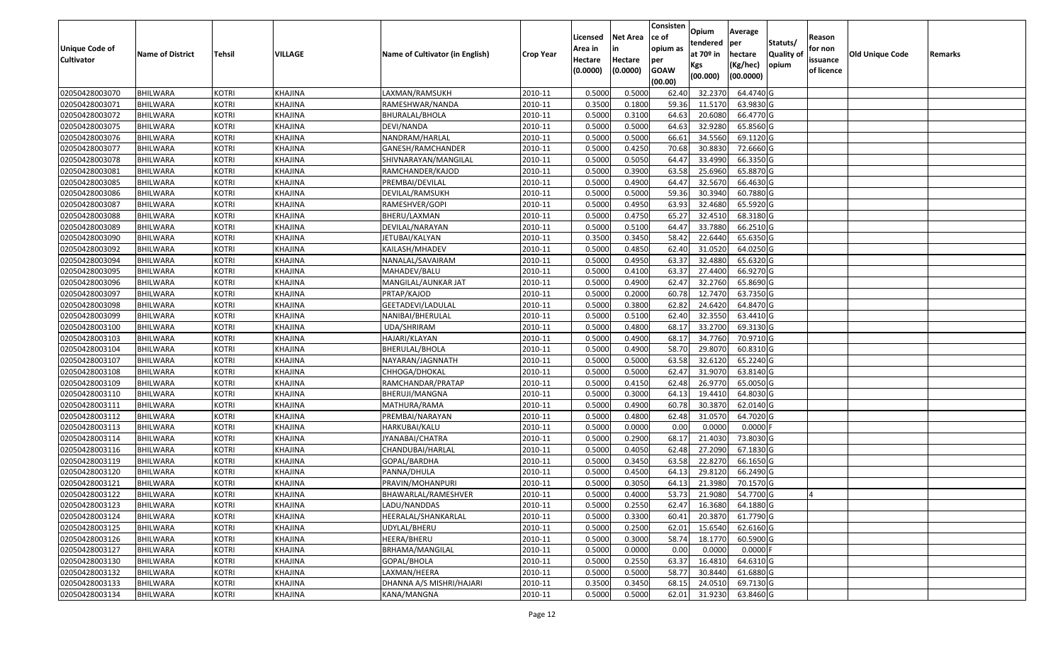| Unique Code of Cultivator | Name of District | Tehsil | VILLAGE | Name of Cultivator (in English) | Crop Year | Licensed Area in Hectare (0.0000) | Net Area in Hectare (0.0000) | Consistence of opium as per GOAW (00.00) | Opium tendered at 70º in Kgs (00.000) | Average per hectare (Kg/hec) (00.0000) | Statuts/ Quality of opium | Reason for non issuance of licence | Old Unique Code | Remarks |
|---|---|---|---|---|---|---|---|---|---|---|---|---|---|---|
| 02050428003070 | BHILWARA | KOTRI | KHAJINA | LAXMAN/RAMSUKH | 2010-11 | 0.5000 | 0.5000 | 62.40 | 32.2370 | 64.4740 | G | | | |
| 02050428003071 | BHILWARA | KOTRI | KHAJINA | RAMESHWAR/NANDA | 2010-11 | 0.3500 | 0.1800 | 59.36 | 11.5170 | 63.9830 | G | | | |
| 02050428003072 | BHILWARA | KOTRI | KHAJINA | BHURALAL/BHOLA | 2010-11 | 0.5000 | 0.3100 | 64.63 | 20.6080 | 66.4770 | G | | | |
| 02050428003075 | BHILWARA | KOTRI | KHAJINA | DEVI/NANDA | 2010-11 | 0.5000 | 0.5000 | 64.63 | 32.9280 | 65.8560 | G | | | |
| 02050428003076 | BHILWARA | KOTRI | KHAJINA | NANDRAM/HARLAL | 2010-11 | 0.5000 | 0.5000 | 66.61 | 34.5560 | 69.1120 | G | | | |
| 02050428003077 | BHILWARA | KOTRI | KHAJINA | GANESH/RAMCHANDER | 2010-11 | 0.5000 | 0.4250 | 70.68 | 30.8830 | 72.6660 | G | | | |
| 02050428003078 | BHILWARA | KOTRI | KHAJINA | SHIVNARAYAN/MANGILAL | 2010-11 | 0.5000 | 0.5050 | 64.47 | 33.4990 | 66.3350 | G | | | |
| 02050428003081 | BHILWARA | KOTRI | KHAJINA | RAMCHANDER/KAJOD | 2010-11 | 0.5000 | 0.3900 | 63.58 | 25.6960 | 65.8870 | G | | | |
| 02050428003085 | BHILWARA | KOTRI | KHAJINA | PREMBAI/DEVILAL | 2010-11 | 0.5000 | 0.4900 | 64.47 | 32.5670 | 66.4630 | G | | | |
| 02050428003086 | BHILWARA | KOTRI | KHAJINA | DEVILAL/RAMSUKH | 2010-11 | 0.5000 | 0.5000 | 59.36 | 30.3940 | 60.7880 | G | | | |
| 02050428003087 | BHILWARA | KOTRI | KHAJINA | RAMESHVER/GOPI | 2010-11 | 0.5000 | 0.4950 | 63.93 | 32.4680 | 65.5920 | G | | | |
| 02050428003088 | BHILWARA | KOTRI | KHAJINA | BHERU/LAXMAN | 2010-11 | 0.5000 | 0.4750 | 65.27 | 32.4510 | 68.3180 | G | | | |
| 02050428003089 | BHILWARA | KOTRI | KHAJINA | DEVILAL/NARAYAN | 2010-11 | 0.5000 | 0.5100 | 64.47 | 33.7880 | 66.2510 | G | | | |
| 02050428003090 | BHILWARA | KOTRI | KHAJINA | JETUBAI/KALYAN | 2010-11 | 0.3500 | 0.3450 | 58.42 | 22.6440 | 65.6350 | G | | | |
| 02050428003092 | BHILWARA | KOTRI | KHAJINA | KAILASH/MHADEV | 2010-11 | 0.5000 | 0.4850 | 62.40 | 31.0520 | 64.0250 | G | | | |
| 02050428003094 | BHILWARA | KOTRI | KHAJINA | NANALAL/SAVAIRAM | 2010-11 | 0.5000 | 0.4950 | 63.37 | 32.4880 | 65.6320 | G | | | |
| 02050428003095 | BHILWARA | KOTRI | KHAJINA | MAHADEV/BALU | 2010-11 | 0.5000 | 0.4100 | 63.37 | 27.4400 | 66.9270 | G | | | |
| 02050428003096 | BHILWARA | KOTRI | KHAJINA | MANGILAL/AUNKAR JAT | 2010-11 | 0.5000 | 0.4900 | 62.47 | 32.2760 | 65.8690 | G | | | |
| 02050428003097 | BHILWARA | KOTRI | KHAJINA | PRTAP/KAJOD | 2010-11 | 0.5000 | 0.2000 | 60.78 | 12.7470 | 63.7350 | G | | | |
| 02050428003098 | BHILWARA | KOTRI | KHAJINA | GEETADEVI/LADULAL | 2010-11 | 0.5000 | 0.3800 | 62.82 | 24.6420 | 64.8470 | G | | | |
| 02050428003099 | BHILWARA | KOTRI | KHAJINA | NANIBAI/BHERULAL | 2010-11 | 0.5000 | 0.5100 | 62.40 | 32.3550 | 63.4410 | G | | | |
| 02050428003100 | BHILWARA | KOTRI | KHAJINA | UDA/SHRIRAM | 2010-11 | 0.5000 | 0.4800 | 68.17 | 33.2700 | 69.3130 | G | | | |
| 02050428003103 | BHILWARA | KOTRI | KHAJINA | HAJARI/KLAYAN | 2010-11 | 0.5000 | 0.4900 | 68.17 | 34.7760 | 70.9710 | G | | | |
| 02050428003104 | BHILWARA | KOTRI | KHAJINA | BHERULAL/BHOLA | 2010-11 | 0.5000 | 0.4900 | 58.70 | 29.8070 | 60.8310 | G | | | |
| 02050428003107 | BHILWARA | KOTRI | KHAJINA | NAYARAN/JAGNNATH | 2010-11 | 0.5000 | 0.5000 | 63.58 | 32.6120 | 65.2240 | G | | | |
| 02050428003108 | BHILWARA | KOTRI | KHAJINA | CHHOGA/DHOKAL | 2010-11 | 0.5000 | 0.5000 | 62.47 | 31.9070 | 63.8140 | G | | | |
| 02050428003109 | BHILWARA | KOTRI | KHAJINA | RAMCHANDAR/PRATAP | 2010-11 | 0.5000 | 0.4150 | 62.48 | 26.9770 | 65.0050 | G | | | |
| 02050428003110 | BHILWARA | KOTRI | KHAJINA | BHERUJI/MANGNA | 2010-11 | 0.5000 | 0.3000 | 64.13 | 19.4410 | 64.8030 | G | | | |
| 02050428003111 | BHILWARA | KOTRI | KHAJINA | MATHURA/RAMA | 2010-11 | 0.5000 | 0.4900 | 60.78 | 30.3870 | 62.0140 | G | | | |
| 02050428003112 | BHILWARA | KOTRI | KHAJINA | PREMBAI/NARAYAN | 2010-11 | 0.5000 | 0.4800 | 62.48 | 31.0570 | 64.7020 | G | | | |
| 02050428003113 | BHILWARA | KOTRI | KHAJINA | HARKUBAI/KALU | 2010-11 | 0.5000 | 0.0000 | 0.00 | 0.0000 | 0.0000 | F | | | |
| 02050428003114 | BHILWARA | KOTRI | KHAJINA | JYANABAI/CHATRA | 2010-11 | 0.5000 | 0.2900 | 68.17 | 21.4030 | 73.8030 | G | | | |
| 02050428003116 | BHILWARA | KOTRI | KHAJINA | CHANDUBAI/HARLAL | 2010-11 | 0.5000 | 0.4050 | 62.48 | 27.2090 | 67.1830 | G | | | |
| 02050428003119 | BHILWARA | KOTRI | KHAJINA | GOPAL/BARDHA | 2010-11 | 0.5000 | 0.3450 | 63.58 | 22.8270 | 66.1650 | G | | | |
| 02050428003120 | BHILWARA | KOTRI | KHAJINA | PANNA/DHULA | 2010-11 | 0.5000 | 0.4500 | 64.13 | 29.8120 | 66.2490 | G | | | |
| 02050428003121 | BHILWARA | KOTRI | KHAJINA | PRAVIN/MOHANPURI | 2010-11 | 0.5000 | 0.3050 | 64.13 | 21.3980 | 70.1570 | G | | | |
| 02050428003122 | BHILWARA | KOTRI | KHAJINA | BHAWARLAL/RAMESHVER | 2010-11 | 0.5000 | 0.4000 | 53.73 | 21.9080 | 54.7700 | G | 4 | | |
| 02050428003123 | BHILWARA | KOTRI | KHAJINA | LADU/NANDDAS | 2010-11 | 0.5000 | 0.2550 | 62.47 | 16.3680 | 64.1880 | G | | | |
| 02050428003124 | BHILWARA | KOTRI | KHAJINA | HEERALAL/SHANKARLAL | 2010-11 | 0.5000 | 0.3300 | 60.41 | 20.3870 | 61.7790 | G | | | |
| 02050428003125 | BHILWARA | KOTRI | KHAJINA | UDYLAL/BHERU | 2010-11 | 0.5000 | 0.2500 | 62.01 | 15.6540 | 62.6160 | G | | | |
| 02050428003126 | BHILWARA | KOTRI | KHAJINA | HEERA/BHERU | 2010-11 | 0.5000 | 0.3000 | 58.74 | 18.1770 | 60.5900 | G | | | |
| 02050428003127 | BHILWARA | KOTRI | KHAJINA | BRHAMA/MANGILAL | 2010-11 | 0.5000 | 0.0000 | 0.00 | 0.0000 | 0.0000 | F | | | |
| 02050428003130 | BHILWARA | KOTRI | KHAJINA | GOPAL/BHOLA | 2010-11 | 0.5000 | 0.2550 | 63.37 | 16.4810 | 64.6310 | G | | | |
| 02050428003132 | BHILWARA | KOTRI | KHAJINA | LAXMAN/HEERA | 2010-11 | 0.5000 | 0.5000 | 58.77 | 30.8440 | 61.6880 | G | | | |
| 02050428003133 | BHILWARA | KOTRI | KHAJINA | DHANNA A/S MISHRI/HAJARI | 2010-11 | 0.3500 | 0.3450 | 68.15 | 24.0510 | 69.7130 | G | | | |
| 02050428003134 | BHILWARA | KOTRI | KHAJINA | KANA/MANGNA | 2010-11 | 0.5000 | 0.5000 | 62.01 | 31.9230 | 63.8460 | G | | | |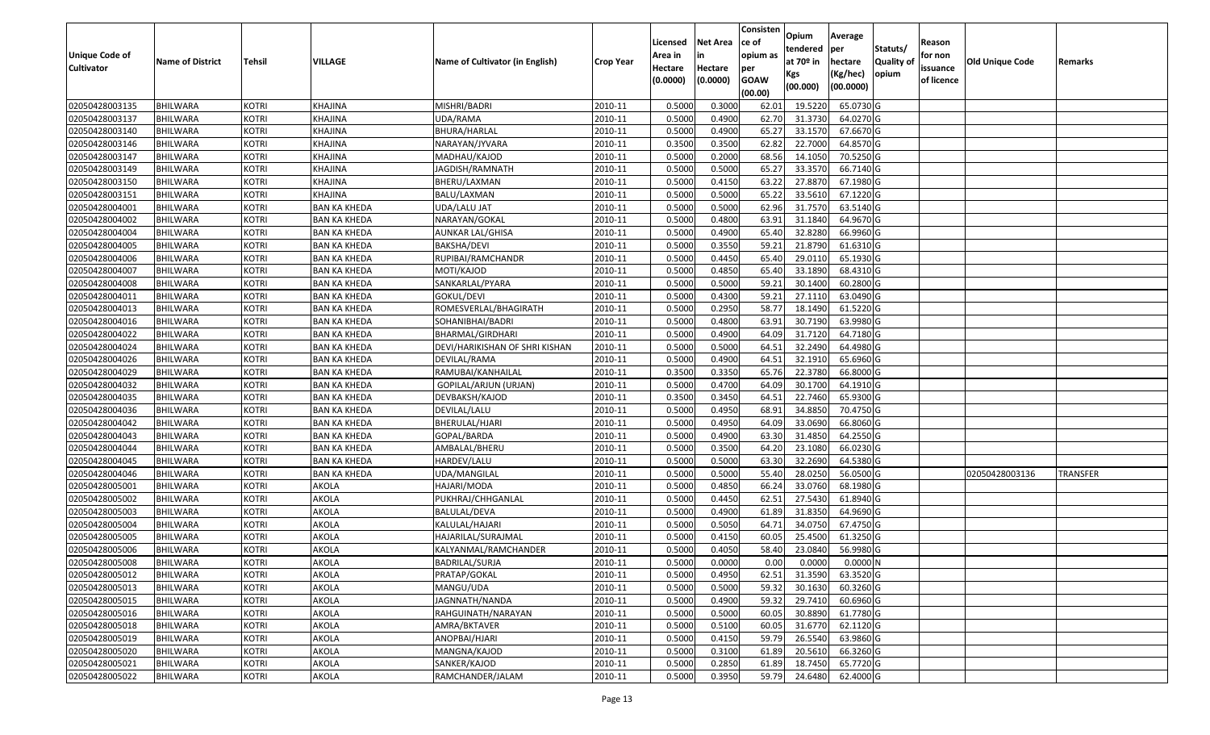| Unique Code of Cultivator | Name of District | Tehsil | VILLAGE | Name of Cultivator (in English) | Crop Year | Licensed Area in Hectare (0.0000) | Net Area in Hectare (0.0000) | Consistence of opium as per GOAW (00.00) | Opium tendered at 70º in Kgs (00.000) | Average per hectare (Kg/hec) (00.0000) | Statuts/ Quality of opium | Reason for non issuance of licence | Old Unique Code | Remarks |
|---|---|---|---|---|---|---|---|---|---|---|---|---|---|---|
| 02050428003135 | BHILWARA | KOTRI | KHAJINA | MISHRI/BADRI | 2010-11 | 0.5000 | 0.3000 | 62.01 | 19.5220 | 65.0730 | G | | | |
| 02050428003137 | BHILWARA | KOTRI | KHAJINA | UDA/RAMA | 2010-11 | 0.5000 | 0.4900 | 62.70 | 31.3730 | 64.0270 | G | | | |
| 02050428003140 | BHILWARA | KOTRI | KHAJINA | BHURA/HARLAL | 2010-11 | 0.5000 | 0.4900 | 65.27 | 33.1570 | 67.6670 | G | | | |
| 02050428003146 | BHILWARA | KOTRI | KHAJINA | NARAYAN/JYVARA | 2010-11 | 0.3500 | 0.3500 | 62.82 | 22.7000 | 64.8570 | G | | | |
| 02050428003147 | BHILWARA | KOTRI | KHAJINA | MADHAU/KAJOD | 2010-11 | 0.5000 | 0.2000 | 68.56 | 14.1050 | 70.5250 | G | | | |
| 02050428003149 | BHILWARA | KOTRI | KHAJINA | JAGDISH/RAMNATH | 2010-11 | 0.5000 | 0.5000 | 65.27 | 33.3570 | 66.7140 | G | | | |
| 02050428003150 | BHILWARA | KOTRI | KHAJINA | BHERU/LAXMAN | 2010-11 | 0.5000 | 0.4150 | 63.22 | 27.8870 | 67.1980 | G | | | |
| 02050428003151 | BHILWARA | KOTRI | KHAJINA | BALU/LAXMAN | 2010-11 | 0.5000 | 0.5000 | 65.22 | 33.5610 | 67.1220 | G | | | |
| 02050428004001 | BHILWARA | KOTRI | BAN KA KHEDA | UDA/LALU JAT | 2010-11 | 0.5000 | 0.5000 | 62.96 | 31.7570 | 63.5140 | G | | | |
| 02050428004002 | BHILWARA | KOTRI | BAN KA KHEDA | NARAYAN/GOKAL | 2010-11 | 0.5000 | 0.4800 | 63.91 | 31.1840 | 64.9670 | G | | | |
| 02050428004004 | BHILWARA | KOTRI | BAN KA KHEDA | AUNKAR LAL/GHISA | 2010-11 | 0.5000 | 0.4900 | 65.40 | 32.8280 | 66.9960 | G | | | |
| 02050428004005 | BHILWARA | KOTRI | BAN KA KHEDA | BAKSHA/DEVI | 2010-11 | 0.5000 | 0.3550 | 59.21 | 21.8790 | 61.6310 | G | | | |
| 02050428004006 | BHILWARA | KOTRI | BAN KA KHEDA | RUPIBAI/RAMCHANDR | 2010-11 | 0.5000 | 0.4450 | 65.40 | 29.0110 | 65.1930 | G | | | |
| 02050428004007 | BHILWARA | KOTRI | BAN KA KHEDA | MOTI/KAJOD | 2010-11 | 0.5000 | 0.4850 | 65.40 | 33.1890 | 68.4310 | G | | | |
| 02050428004008 | BHILWARA | KOTRI | BAN KA KHEDA | SANKARLAL/PYARA | 2010-11 | 0.5000 | 0.5000 | 59.21 | 30.1400 | 60.2800 | G | | | |
| 02050428004011 | BHILWARA | KOTRI | BAN KA KHEDA | GOKUL/DEVI | 2010-11 | 0.5000 | 0.4300 | 59.21 | 27.1110 | 63.0490 | G | | | |
| 02050428004013 | BHILWARA | KOTRI | BAN KA KHEDA | ROMESVERLAL/BHAGIRATH | 2010-11 | 0.5000 | 0.2950 | 58.77 | 18.1490 | 61.5220 | G | | | |
| 02050428004016 | BHILWARA | KOTRI | BAN KA KHEDA | SOHANIBHAI/BADRI | 2010-11 | 0.5000 | 0.4800 | 63.91 | 30.7190 | 63.9980 | G | | | |
| 02050428004022 | BHILWARA | KOTRI | BAN KA KHEDA | BHARMAL/GIRDHARI | 2010-11 | 0.5000 | 0.4900 | 64.09 | 31.7120 | 64.7180 | G | | | |
| 02050428004024 | BHILWARA | KOTRI | BAN KA KHEDA | DEVI/HARIKISHAN OF SHRI KISHAN | 2010-11 | 0.5000 | 0.5000 | 64.51 | 32.2490 | 64.4980 | G | | | |
| 02050428004026 | BHILWARA | KOTRI | BAN KA KHEDA | DEVILAL/RAMA | 2010-11 | 0.5000 | 0.4900 | 64.51 | 32.1910 | 65.6960 | G | | | |
| 02050428004029 | BHILWARA | KOTRI | BAN KA KHEDA | RAMUBAI/KANHAILAL | 2010-11 | 0.3500 | 0.3350 | 65.76 | 22.3780 | 66.8000 | G | | | |
| 02050428004032 | BHILWARA | KOTRI | BAN KA KHEDA | GOPILAL/ARJUN (URJAN) | 2010-11 | 0.5000 | 0.4700 | 64.09 | 30.1700 | 64.1910 | G | | | |
| 02050428004035 | BHILWARA | KOTRI | BAN KA KHEDA | DEVBAKSH/KAJOD | 2010-11 | 0.3500 | 0.3450 | 64.51 | 22.7460 | 65.9300 | G | | | |
| 02050428004036 | BHILWARA | KOTRI | BAN KA KHEDA | DEVILAL/LALU | 2010-11 | 0.5000 | 0.4950 | 68.91 | 34.8850 | 70.4750 | G | | | |
| 02050428004042 | BHILWARA | KOTRI | BAN KA KHEDA | BHERULAL/HJARI | 2010-11 | 0.5000 | 0.4950 | 64.09 | 33.0690 | 66.8060 | G | | | |
| 02050428004043 | BHILWARA | KOTRI | BAN KA KHEDA | GOPAL/BARDA | 2010-11 | 0.5000 | 0.4900 | 63.30 | 31.4850 | 64.2550 | G | | | |
| 02050428004044 | BHILWARA | KOTRI | BAN KA KHEDA | AMBALAL/BHERU | 2010-11 | 0.5000 | 0.3500 | 64.20 | 23.1080 | 66.0230 | G | | | |
| 02050428004045 | BHILWARA | KOTRI | BAN KA KHEDA | HARDEV/LALU | 2010-11 | 0.5000 | 0.5000 | 63.30 | 32.2690 | 64.5380 | G | | | |
| 02050428004046 | BHILWARA | KOTRI | BAN KA KHEDA | UDA/MANGILAL | 2010-11 | 0.5000 | 0.5000 | 55.40 | 28.0250 | 56.0500 | G | | 02050428003136 | TRANSFER |
| 02050428005001 | BHILWARA | KOTRI | AKOLA | HAJARI/MODA | 2010-11 | 0.5000 | 0.4850 | 66.24 | 33.0760 | 68.1980 | G | | | |
| 02050428005002 | BHILWARA | KOTRI | AKOLA | PUKHRAJ/CHHGANLAL | 2010-11 | 0.5000 | 0.4450 | 62.51 | 27.5430 | 61.8940 | G | | | |
| 02050428005003 | BHILWARA | KOTRI | AKOLA | BALULAL/DEVA | 2010-11 | 0.5000 | 0.4900 | 61.89 | 31.8350 | 64.9690 | G | | | |
| 02050428005004 | BHILWARA | KOTRI | AKOLA | KALULAL/HAJARI | 2010-11 | 0.5000 | 0.5050 | 64.71 | 34.0750 | 67.4750 | G | | | |
| 02050428005005 | BHILWARA | KOTRI | AKOLA | HAJARILAL/SURAJMAL | 2010-11 | 0.5000 | 0.4150 | 60.05 | 25.4500 | 61.3250 | G | | | |
| 02050428005006 | BHILWARA | KOTRI | AKOLA | KALYANMAL/RAMCHANDER | 2010-11 | 0.5000 | 0.4050 | 58.40 | 23.0840 | 56.9980 | G | | | |
| 02050428005008 | BHILWARA | KOTRI | AKOLA | BADRILAL/SURJA | 2010-11 | 0.5000 | 0.0000 | 0.00 | 0.0000 | 0.0000 | N | | | |
| 02050428005012 | BHILWARA | KOTRI | AKOLA | PRATAP/GOKAL | 2010-11 | 0.5000 | 0.4950 | 62.51 | 31.3590 | 63.3520 | G | | | |
| 02050428005013 | BHILWARA | KOTRI | AKOLA | MANGU/UDA | 2010-11 | 0.5000 | 0.5000 | 59.32 | 30.1630 | 60.3260 | G | | | |
| 02050428005015 | BHILWARA | KOTRI | AKOLA | JAGNNATH/NANDA | 2010-11 | 0.5000 | 0.4900 | 59.32 | 29.7410 | 60.6960 | G | | | |
| 02050428005016 | BHILWARA | KOTRI | AKOLA | RAHGUINATH/NARAYAN | 2010-11 | 0.5000 | 0.5000 | 60.05 | 30.8890 | 61.7780 | G | | | |
| 02050428005018 | BHILWARA | KOTRI | AKOLA | AMRA/BKTAVER | 2010-11 | 0.5000 | 0.5100 | 60.05 | 31.6770 | 62.1120 | G | | | |
| 02050428005019 | BHILWARA | KOTRI | AKOLA | ANOPBAI/HJARI | 2010-11 | 0.5000 | 0.4150 | 59.79 | 26.5540 | 63.9860 | G | | | |
| 02050428005020 | BHILWARA | KOTRI | AKOLA | MANGNA/KAJOD | 2010-11 | 0.5000 | 0.3100 | 61.89 | 20.5610 | 66.3260 | G | | | |
| 02050428005021 | BHILWARA | KOTRI | AKOLA | SANKER/KAJOD | 2010-11 | 0.5000 | 0.2850 | 61.89 | 18.7450 | 65.7720 | G | | | |
| 02050428005022 | BHILWARA | KOTRI | AKOLA | RAMCHANDER/JALAM | 2010-11 | 0.5000 | 0.3950 | 59.79 | 24.6480 | 62.4000 | G | | | |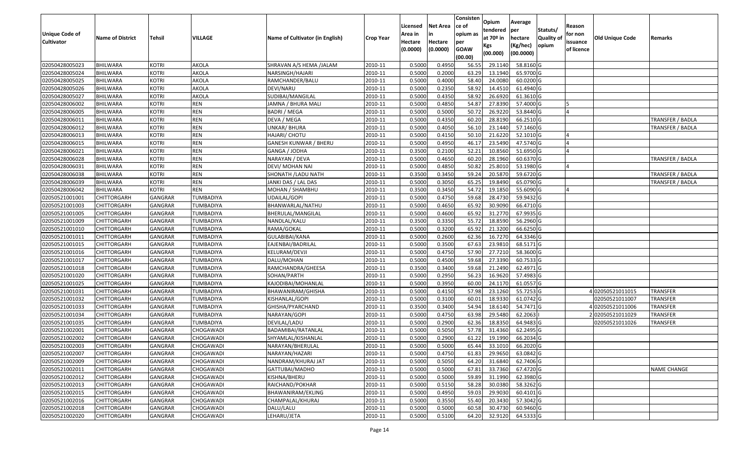| Unique Code of Cultivator | Name of District | Tehsil | VILLAGE | Name of Cultivator (in English) | Crop Year | Licensed Area in Hectare (0.0000) | Net Area in Hectare (0.0000) | Consistence of opium as per GOAW (00.00) | Opium tendered at 70º in Kgs (00.000) | Average per hectare (Kg/hec) (00.0000) | Statuts/ Quality of opium | Reason for non issuance of licence | Old Unique Code | Remarks |
|---|---|---|---|---|---|---|---|---|---|---|---|---|---|---|
| 02050428005023 | BHILWARA | KOTRI | AKOLA | SHRAVAN A/S HEMA /JALAM | 2010-11 | 0.5000 | 0.4950 | 56.55 | 29.1140 | 58.8160 | G | | | |
| 02050428005024 | BHILWARA | KOTRI | AKOLA | NARSINGH/HAJARI | 2010-11 | 0.5000 | 0.2000 | 63.29 | 13.1940 | 65.9700 | G | | | |
| 02050428005025 | BHILWARA | KOTRI | AKOLA | RAMCHANDER/BALU | 2010-11 | 0.5000 | 0.4000 | 58.40 | 24.0080 | 60.0200 | G | | | |
| 02050428005026 | BHILWARA | KOTRI | AKOLA | DEVI/NARU | 2010-11 | 0.5000 | 0.2350 | 58.92 | 14.4510 | 61.4940 | G | | | |
| 02050428005027 | BHILWARA | KOTRI | AKOLA | SUDIBAI/MANGILAL | 2010-11 | 0.5000 | 0.4350 | 58.92 | 26.6920 | 61.3610 | G | | | |
| 02050428006002 | BHILWARA | KOTRI | REN | JAMNA / BHURA MALI | 2010-11 | 0.5000 | 0.4850 | 54.87 | 27.8390 | 57.4000 | G | 5 | | |
| 02050428006005 | BHILWARA | KOTRI | REN | BADRI / MEGA | 2010-11 | 0.5000 | 0.5000 | 50.72 | 26.9220 | 53.8440 | G | 4 | | |
| 02050428006011 | BHILWARA | KOTRI | REN | DEVA / MEGA | 2010-11 | 0.5000 | 0.4350 | 60.20 | 28.8190 | 66.2510 | G | | | TRANSFER / BADLA |
| 02050428006012 | BHILWARA | KOTRI | REN | UNKAR/ BHURA | 2010-11 | 0.5000 | 0.4050 | 56.10 | 23.1440 | 57.1460 | G | | | TRANSFER / BADLA |
| 02050428006013 | BHILWARA | KOTRI | REN | HAJARI/ CHOTU | 2010-11 | 0.5000 | 0.4150 | 50.10 | 21.6220 | 52.1010 | G | 4 | | |
| 02050428006015 | BHILWARA | KOTRI | REN | GANESH KUNWAR / BHERU | 2010-11 | 0.5000 | 0.4950 | 46.17 | 23.5490 | 47.5740 | G | 4 | | |
| 02050428006021 | BHILWARA | KOTRI | REN | GANGA / JODHA | 2010-11 | 0.3500 | 0.2100 | 52.21 | 10.8560 | 51.6950 | G | 4 | | |
| 02050428006028 | BHILWARA | KOTRI | REN | NARAYAN / DEVA | 2010-11 | 0.5000 | 0.4650 | 60.20 | 28.1960 | 60.6370 | G | | | TRANSFER / BADLA |
| 02050428006031 | BHILWARA | KOTRI | REN | DEVI/ MOHAN NAI | 2010-11 | 0.5000 | 0.4850 | 50.82 | 25.8010 | 53.1980 | G | 4 | | |
| 02050428006038 | BHILWARA | KOTRI | REN | SHONATH /LADU NATH | 2010-11 | 0.3500 | 0.3450 | 59.24 | 20.5870 | 59.6720 | G | | | TRANSFER / BADLA |
| 02050428006039 | BHILWARA | KOTRI | REN | JANKI DAS / LAL DAS | 2010-11 | 0.5000 | 0.3050 | 65.25 | 19.8490 | 65.0790 | G | | | TRANSFER / BADLA |
| 02050428006042 | BHILWARA | KOTRI | REN | MOHAN / SHAMBHU | 2010-11 | 0.3500 | 0.3450 | 54.72 | 19.1850 | 55.6090 | G | 4 | | |
| 02050521001001 | CHITTORGARH | GANGRAR | TUMBADIYA | UDAILAL/GOPI | 2010-11 | 0.5000 | 0.4750 | 59.68 | 28.4730 | 59.9432 | G | | | |
| 02050521001003 | CHITTORGARH | GANGRAR | TUMBADIYA | BHANWARLAL/NATHU | 2010-11 | 0.5000 | 0.4650 | 65.92 | 30.9090 | 66.4710 | G | | | |
| 02050521001005 | CHITTORGARH | GANGRAR | TUMBADIYA | BHERULAL/MANGILAL | 2010-11 | 0.5000 | 0.4600 | 65.92 | 31.2770 | 67.9935 | G | | | |
| 02050521001009 | CHITTORGARH | GANGRAR | TUMBADIYA | NANDLAL/KALU | 2010-11 | 0.3500 | 0.3350 | 55.72 | 18.8590 | 56.2960 | G | | | |
| 02050521001010 | CHITTORGARH | GANGRAR | TUMBADIYA | RAMA/GOKAL | 2010-11 | 0.5000 | 0.3200 | 65.92 | 21.3200 | 66.6250 | G | | | |
| 02050521001011 | CHITTORGARH | GANGRAR | TUMBADIYA | GULABIBAI/KANA | 2010-11 | 0.5000 | 0.2600 | 62.36 | 16.7270 | 64.3346 | G | | | |
| 02050521001015 | CHITTORGARH | GANGRAR | TUMBADIYA | EAJENBAI/BADRILAL | 2010-11 | 0.5000 | 0.3500 | 67.63 | 23.9810 | 68.5171 | G | | | |
| 02050521001016 | CHITTORGARH | GANGRAR | TUMBADIYA | KELURAM/DEVJI | 2010-11 | 0.5000 | 0.4750 | 57.90 | 27.7210 | 58.3600 | G | | | |
| 02050521001017 | CHITTORGARH | GANGRAR | TUMBADIYA | DALU/MOHAN | 2010-11 | 0.5000 | 0.4500 | 59.68 | 27.3390 | 60.7533 | G | | | |
| 02050521001018 | CHITTORGARH | GANGRAR | TUMBADIYA | RAMCHANDRA/GHEESA | 2010-11 | 0.3500 | 0.3400 | 59.68 | 21.2490 | 62.4971 | G | | | |
| 02050521001020 | CHITTORGARH | GANGRAR | TUMBADIYA | SOHAN/PARTH | 2010-11 | 0.5000 | 0.2950 | 56.23 | 16.9620 | 57.4983 | G | | | |
| 02050521001025 | CHITTORGARH | GANGRAR | TUMBADIYA | KAJODIBAI/MOHANLAL | 2010-11 | 0.5000 | 0.3950 | 60.00 | 24.1170 | 61.0557 | G | | | |
| 02050521001031 | CHITTORGARH | GANGRAR | TUMBADIYA | BHAWANIRAM/GHISHA | 2010-11 | 0.5000 | 0.4150 | 57.98 | 23.1260 | 55.7253 | G | 4 | 02050521011015 | TRANSFER |
| 02050521001032 | CHITTORGARH | GANGRAR | TUMBADIYA | KISHANLAL/GOPI | 2010-11 | 0.5000 | 0.3100 | 60.01 | 18.9330 | 61.0742 | G | | 02050521011007 | TRANSFER |
| 02050521001033 | CHITTORGARH | GANGRAR | TUMBADIYA | GHISHA/PYARCHAND | 2010-11 | 0.3500 | 0.3400 | 54.94 | 18.6140 | 54.7471 | G | 4 | 02050521011006 | TRANSFER |
| 02050521001034 | CHITTORGARH | GANGRAR | TUMBADIYA | NARAYAN/GOPI | 2010-11 | 0.5000 | 0.4750 | 63.98 | 29.5480 | 62.2063 | I | 2 | 02050521011029 | TRANSFER |
| 02050521001035 | CHITTORGARH | GANGRAR | TUMBADIYA | DEVILAL/LADU | 2010-11 | 0.5000 | 0.2900 | 62.36 | 18.8350 | 64.9483 | G | | 02050521011026 | TRANSFER |
| 02050521002001 | CHITTORGARH | GANGRAR | CHOGAWADI | BADAMIBAI/RATANLAL | 2010-11 | 0.5000 | 0.5050 | 57.78 | 31.4360 | 62.2495 | G | | | |
| 02050521002002 | CHITTORGARH | GANGRAR | CHOGAWADI | SHYAMLAL/KISHANLAL | 2010-11 | 0.5000 | 0.2900 | 61.22 | 19.1990 | 66.2034 | G | | | |
| 02050521002003 | CHITTORGARH | GANGRAR | CHOGAWADI | NARAYAN/BHERULAL | 2010-11 | 0.5000 | 0.5000 | 65.44 | 33.1010 | 66.2020 | G | | | |
| 02050521002007 | CHITTORGARH | GANGRAR | CHOGAWADI | NARAYAN/HAZARI | 2010-11 | 0.5000 | 0.4750 | 61.83 | 29.9650 | 63.0842 | G | | | |
| 02050521002009 | CHITTORGARH | GANGRAR | CHOGAWADI | NANDRAM/KHURAJ JAT | 2010-11 | 0.5000 | 0.5050 | 64.20 | 31.6840 | 62.7406 | G | | | |
| 02050521002011 | CHITTORGARH | GANGRAR | CHOGAWADI | GATTUBAI/MADHO | 2010-11 | 0.5000 | 0.5000 | 67.81 | 33.7360 | 67.4720 | G | | | NAME CHANGE |
| 02050521002012 | CHITTORGARH | GANGRAR | CHOGAWADI | KISHNA/BHERU | 2010-11 | 0.5000 | 0.5000 | 59.89 | 31.1990 | 62.3980 | G | | | |
| 02050521002013 | CHITTORGARH | GANGRAR | CHOGAWADI | RAICHAND/POKHAR | 2010-11 | 0.5000 | 0.5150 | 58.28 | 30.0380 | 58.3262 | G | | | |
| 02050521002015 | CHITTORGARH | GANGRAR | CHOGAWADI | BHAWANIRAM/EKLING | 2010-11 | 0.5000 | 0.4950 | 59.03 | 29.9030 | 60.4101 | G | | | |
| 02050521002016 | CHITTORGARH | GANGRAR | CHOGAWADI | CHAMPALAL/KHURAJ | 2010-11 | 0.5000 | 0.3550 | 55.40 | 20.3430 | 57.3042 | G | | | |
| 02050521002018 | CHITTORGARH | GANGRAR | CHOGAWADI | DALU/LALU | 2010-11 | 0.5000 | 0.5000 | 60.58 | 30.4730 | 60.9460 | G | | | |
| 02050521002020 | CHITTORGARH | GANGRAR | CHOGAWADI | LEHARU/JETA | 2010-11 | 0.5000 | 0.5100 | 64.20 | 32.9120 | 64.5333 | G | | | |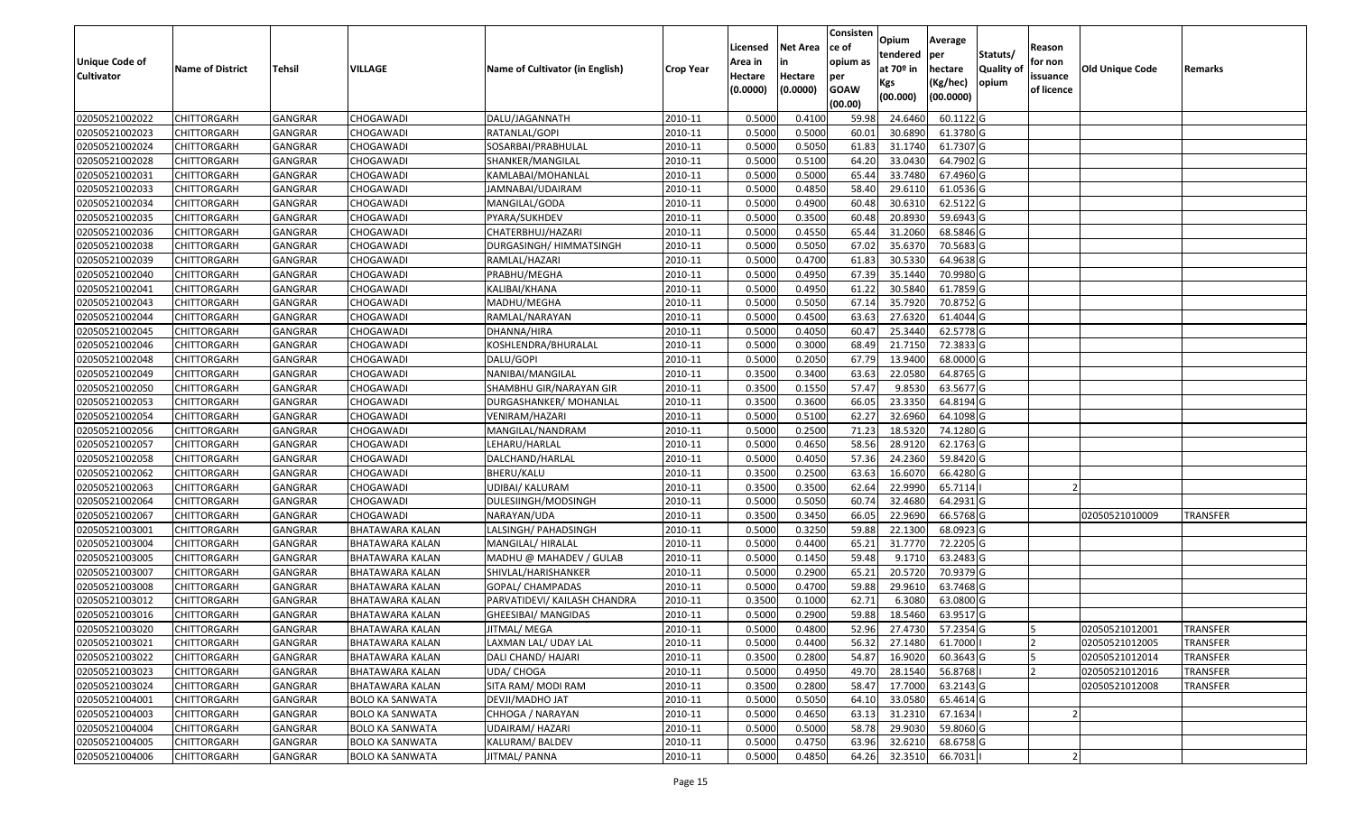| Unique Code of Cultivator | Name of District | Tehsil | VILLAGE | Name of Cultivator (in English) | Crop Year | Licensed Area in Hectare (0.0000) | Net Area in Hectare (0.0000) | Consistence of opium as per GOAW (00.00) | Opium tendered at 70º in Kgs (00.000) | Average per hectare (Kg/hec) (00.0000) | Statuts/ Quality of opium | Reason for non issuance of licence | Old Unique Code | Remarks |
|---|---|---|---|---|---|---|---|---|---|---|---|---|---|---|
| 02050521002022 | CHITTORGARH | GANGRAR | CHOGAWADI | DALU/JAGANNATH | 2010-11 | 0.5000 | 0.4100 | 59.98 | 24.6460 | 60.1122 | G | | | |
| 02050521002023 | CHITTORGARH | GANGRAR | CHOGAWADI | RATANLAL/GOPI | 2010-11 | 0.5000 | 0.5000 | 60.01 | 30.6890 | 61.3780 | G | | | |
| 02050521002024 | CHITTORGARH | GANGRAR | CHOGAWADI | SOSARBAI/PRABHULAL | 2010-11 | 0.5000 | 0.5050 | 61.83 | 31.1740 | 61.7307 | G | | | |
| 02050521002028 | CHITTORGARH | GANGRAR | CHOGAWADI | SHANKER/MANGILAL | 2010-11 | 0.5000 | 0.5100 | 64.20 | 33.0430 | 64.7902 | G | | | |
| 02050521002031 | CHITTORGARH | GANGRAR | CHOGAWADI | KAMLABAI/MOHANLAL | 2010-11 | 0.5000 | 0.5000 | 65.44 | 33.7480 | 67.4960 | G | | | |
| 02050521002033 | CHITTORGARH | GANGRAR | CHOGAWADI | JAMNABAI/UDAIRAM | 2010-11 | 0.5000 | 0.4850 | 58.40 | 29.6110 | 61.0536 | G | | | |
| 02050521002034 | CHITTORGARH | GANGRAR | CHOGAWADI | MANGILAL/GODA | 2010-11 | 0.5000 | 0.4900 | 60.48 | 30.6310 | 62.5122 | G | | | |
| 02050521002035 | CHITTORGARH | GANGRAR | CHOGAWADI | PYARA/SUKHDEV | 2010-11 | 0.5000 | 0.3500 | 60.48 | 20.8930 | 59.6943 | G | | | |
| 02050521002036 | CHITTORGARH | GANGRAR | CHOGAWADI | CHATERBHUJ/HAZARI | 2010-11 | 0.5000 | 0.4550 | 65.44 | 31.2060 | 68.5846 | G | | | |
| 02050521002038 | CHITTORGARH | GANGRAR | CHOGAWADI | DURGASINGH/ HIMMATSINGH | 2010-11 | 0.5000 | 0.5050 | 67.02 | 35.6370 | 70.5683 | G | | | |
| 02050521002039 | CHITTORGARH | GANGRAR | CHOGAWADI | RAMLAL/HAZARI | 2010-11 | 0.5000 | 0.4700 | 61.83 | 30.5330 | 64.9638 | G | | | |
| 02050521002040 | CHITTORGARH | GANGRAR | CHOGAWADI | PRABHU/MEGHA | 2010-11 | 0.5000 | 0.4950 | 67.39 | 35.1440 | 70.9980 | G | | | |
| 02050521002041 | CHITTORGARH | GANGRAR | CHOGAWADI | KALIBAI/KHANA | 2010-11 | 0.5000 | 0.4950 | 61.22 | 30.5840 | 61.7859 | G | | | |
| 02050521002043 | CHITTORGARH | GANGRAR | CHOGAWADI | MADHU/MEGHA | 2010-11 | 0.5000 | 0.5050 | 67.14 | 35.7920 | 70.8752 | G | | | |
| 02050521002044 | CHITTORGARH | GANGRAR | CHOGAWADI | RAMLAL/NARAYAN | 2010-11 | 0.5000 | 0.4500 | 63.63 | 27.6320 | 61.4044 | G | | | |
| 02050521002045 | CHITTORGARH | GANGRAR | CHOGAWADI | DHANNA/HIRA | 2010-11 | 0.5000 | 0.4050 | 60.47 | 25.3440 | 62.5778 | G | | | |
| 02050521002046 | CHITTORGARH | GANGRAR | CHOGAWADI | KOSHLENDRA/BHURALAL | 2010-11 | 0.5000 | 0.3000 | 68.49 | 21.7150 | 72.3833 | G | | | |
| 02050521002048 | CHITTORGARH | GANGRAR | CHOGAWADI | DALU/GOPI | 2010-11 | 0.5000 | 0.2050 | 67.79 | 13.9400 | 68.0000 | G | | | |
| 02050521002049 | CHITTORGARH | GANGRAR | CHOGAWADI | NANIBAI/MANGILAL | 2010-11 | 0.3500 | 0.3400 | 63.63 | 22.0580 | 64.8765 | G | | | |
| 02050521002050 | CHITTORGARH | GANGRAR | CHOGAWADI | SHAMBHU GIR/NARAYAN GIR | 2010-11 | 0.3500 | 0.1550 | 57.47 | 9.8530 | 63.5677 | G | | | |
| 02050521002053 | CHITTORGARH | GANGRAR | CHOGAWADI | DURGASHANKER/ MOHANLAL | 2010-11 | 0.3500 | 0.3600 | 66.05 | 23.3350 | 64.8194 | G | | | |
| 02050521002054 | CHITTORGARH | GANGRAR | CHOGAWADI | VENIRAM/HAZARI | 2010-11 | 0.5000 | 0.5100 | 62.27 | 32.6960 | 64.1098 | G | | | |
| 02050521002056 | CHITTORGARH | GANGRAR | CHOGAWADI | MANGILAL/NANDRAM | 2010-11 | 0.5000 | 0.2500 | 71.23 | 18.5320 | 74.1280 | G | | | |
| 02050521002057 | CHITTORGARH | GANGRAR | CHOGAWADI | LEHARU/HARLAL | 2010-11 | 0.5000 | 0.4650 | 58.56 | 28.9120 | 62.1763 | G | | | |
| 02050521002058 | CHITTORGARH | GANGRAR | CHOGAWADI | DALCHAND/HARLAL | 2010-11 | 0.5000 | 0.4050 | 57.36 | 24.2360 | 59.8420 | G | | | |
| 02050521002062 | CHITTORGARH | GANGRAR | CHOGAWADI | BHERU/KALU | 2010-11 | 0.3500 | 0.2500 | 63.63 | 16.6070 | 66.4280 | G | | | |
| 02050521002063 | CHITTORGARH | GANGRAR | CHOGAWADI | UDIBAI/ KALURAM | 2010-11 | 0.3500 | 0.3500 | 62.64 | 22.9990 | 65.7114 | I | 2 | | |
| 02050521002064 | CHITTORGARH | GANGRAR | CHOGAWADI | DULESIINGH/MODSINGH | 2010-11 | 0.5000 | 0.5050 | 60.74 | 32.4680 | 64.2931 | G | | | |
| 02050521002067 | CHITTORGARH | GANGRAR | CHOGAWADI | NARAYAN/UDA | 2010-11 | 0.3500 | 0.3450 | 66.05 | 22.9690 | 66.5768 | G | | 02050521010009 | TRANSFER |
| 02050521003001 | CHITTORGARH | GANGRAR | BHATAWARA KALAN | LALSINGH/ PAHADSINGH | 2010-11 | 0.5000 | 0.3250 | 59.88 | 22.1300 | 68.0923 | G | | | |
| 02050521003004 | CHITTORGARH | GANGRAR | BHATAWARA KALAN | MANGILAL/ HIRALAL | 2010-11 | 0.5000 | 0.4400 | 65.21 | 31.7770 | 72.2205 | G | | | |
| 02050521003005 | CHITTORGARH | GANGRAR | BHATAWARA KALAN | MADHU @ MAHADEV / GULAB | 2010-11 | 0.5000 | 0.1450 | 59.48 | 9.1710 | 63.2483 | G | | | |
| 02050521003007 | CHITTORGARH | GANGRAR | BHATAWARA KALAN | SHIVLAL/HARISHANKER | 2010-11 | 0.5000 | 0.2900 | 65.21 | 20.5720 | 70.9379 | G | | | |
| 02050521003008 | CHITTORGARH | GANGRAR | BHATAWARA KALAN | GOPAL/ CHAMPADAS | 2010-11 | 0.5000 | 0.4700 | 59.88 | 29.9610 | 63.7468 | G | | | |
| 02050521003012 | CHITTORGARH | GANGRAR | BHATAWARA KALAN | PARVATIDEVI/ KAILASH CHANDRA | 2010-11 | 0.3500 | 0.1000 | 62.71 | 6.3080 | 63.0800 | G | | | |
| 02050521003016 | CHITTORGARH | GANGRAR | BHATAWARA KALAN | GHEESIBAI/ MANGIDAS | 2010-11 | 0.5000 | 0.2900 | 59.88 | 18.5460 | 63.9517 | G | | | |
| 02050521003020 | CHITTORGARH | GANGRAR | BHATAWARA KALAN | JITMAL/ MEGA | 2010-11 | 0.5000 | 0.4800 | 52.96 | 27.4730 | 57.2354 | G | 5 | 02050521012001 | TRANSFER |
| 02050521003021 | CHITTORGARH | GANGRAR | BHATAWARA KALAN | LAXMAN LAL/ UDAY LAL | 2010-11 | 0.5000 | 0.4400 | 56.32 | 27.1480 | 61.7000 | I | 2 | 02050521012005 | TRANSFER |
| 02050521003022 | CHITTORGARH | GANGRAR | BHATAWARA KALAN | DALI CHAND/ HAJARI | 2010-11 | 0.3500 | 0.2800 | 54.87 | 16.9020 | 60.3643 | G | 5 | 02050521012014 | TRANSFER |
| 02050521003023 | CHITTORGARH | GANGRAR | BHATAWARA KALAN | UDA/ CHOGA | 2010-11 | 0.5000 | 0.4950 | 49.70 | 28.1540 | 56.8768 | I | 2 | 02050521012016 | TRANSFER |
| 02050521003024 | CHITTORGARH | GANGRAR | BHATAWARA KALAN | SITA RAM/ MODI RAM | 2010-11 | 0.3500 | 0.2800 | 58.47 | 17.7000 | 63.2143 | G | | 02050521012008 | TRANSFER |
| 02050521004001 | CHITTORGARH | GANGRAR | BOLO KA SANWATA | DEVJI/MADHO JAT | 2010-11 | 0.5000 | 0.5050 | 64.10 | 33.0580 | 65.4614 | G | | | |
| 02050521004003 | CHITTORGARH | GANGRAR | BOLO KA SANWATA | CHHOGA / NARAYAN | 2010-11 | 0.5000 | 0.4650 | 63.13 | 31.2310 | 67.1634 | I | 2 | | |
| 02050521004004 | CHITTORGARH | GANGRAR | BOLO KA SANWATA | UDAIRAM/ HAZARI | 2010-11 | 0.5000 | 0.5000 | 58.78 | 29.9030 | 59.8060 | G | | | |
| 02050521004005 | CHITTORGARH | GANGRAR | BOLO KA SANWATA | KALURAM/ BALDEV | 2010-11 | 0.5000 | 0.4750 | 63.96 | 32.6210 | 68.6758 | G | | | |
| 02050521004006 | CHITTORGARH | GANGRAR | BOLO KA SANWATA | JITMAL/ PANNA | 2010-11 | 0.5000 | 0.4850 | 64.26 | 32.3510 | 66.7031 | I | 2 | | |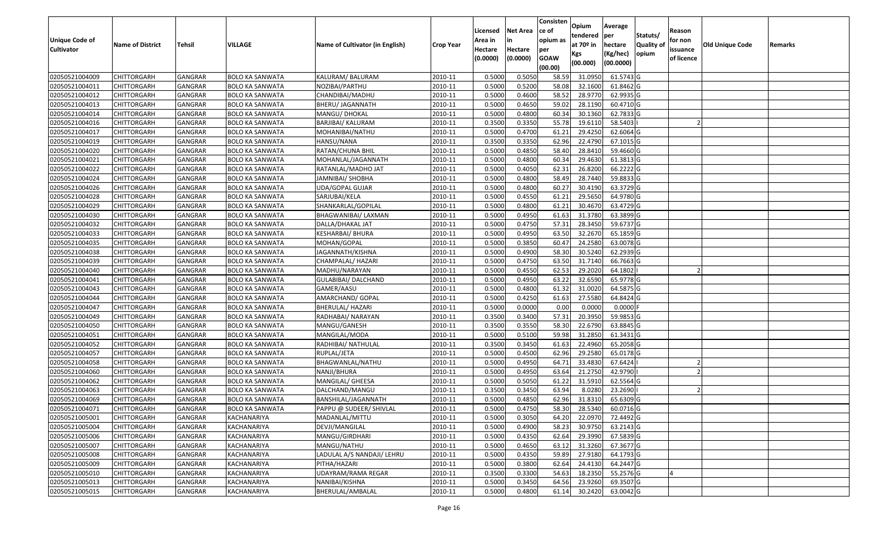| Unique Code of Cultivator | Name of District | Tehsil | VILLAGE | Name of Cultivator (in English) | Crop Year | Licensed Area in Hectare (0.0000) | Net Area in Hectare (0.0000) | Consistence of opium as per GOAW (00.00) | Opium tendered at 70º in Kgs (00.000) | Average per hectare (Kg/hec) (00.0000) | Statuts/ Quality of opium | Reason for non issuance of licence | Old Unique Code | Remarks |
|---|---|---|---|---|---|---|---|---|---|---|---|---|---|---|
| 02050521004009 | CHITTORGARH | GANGRAR | BOLO KA SANWATA | KALURAM/ BALURAM | 2010-11 | 0.5000 | 0.5050 | 58.59 | 31.0950 | 61.5743 | G | | | |
| 02050521004011 | CHITTORGARH | GANGRAR | BOLO KA SANWATA | NOZIBAI/PARTHU | 2010-11 | 0.5000 | 0.5200 | 58.08 | 32.1600 | 61.8462 | G | | | |
| 02050521004012 | CHITTORGARH | GANGRAR | BOLO KA SANWATA | CHANDIBAI/MADHU | 2010-11 | 0.5000 | 0.4600 | 58.52 | 28.9770 | 62.9935 | G | | | |
| 02050521004013 | CHITTORGARH | GANGRAR | BOLO KA SANWATA | BHERU/ JAGANNATH | 2010-11 | 0.5000 | 0.4650 | 59.02 | 28.1190 | 60.4710 | G | | | |
| 02050521004014 | CHITTORGARH | GANGRAR | BOLO KA SANWATA | MANGU/ DHOKAL | 2010-11 | 0.5000 | 0.4800 | 60.34 | 30.1360 | 62.7833 | G | | | |
| 02050521004016 | CHITTORGARH | GANGRAR | BOLO KA SANWATA | BARJIBAI/ KALURAM | 2010-11 | 0.3500 | 0.3350 | 55.78 | 19.6110 | 58.5403 | I | 2 | | |
| 02050521004017 | CHITTORGARH | GANGRAR | BOLO KA SANWATA | MOHANIBAI/NATHU | 2010-11 | 0.5000 | 0.4700 | 61.21 | 29.4250 | 62.6064 | G | | | |
| 02050521004019 | CHITTORGARH | GANGRAR | BOLO KA SANWATA | HANSU/NANA | 2010-11 | 0.3500 | 0.3350 | 62.96 | 22.4790 | 67.1015 | G | | | |
| 02050521004020 | CHITTORGARH | GANGRAR | BOLO KA SANWATA | RATAN/CHUNA BHIL | 2010-11 | 0.5000 | 0.4850 | 58.40 | 28.8410 | 59.4660 | G | | | |
| 02050521004021 | CHITTORGARH | GANGRAR | BOLO KA SANWATA | MOHANLAL/JAGANNATH | 2010-11 | 0.5000 | 0.4800 | 60.34 | 29.4630 | 61.3813 | G | | | |
| 02050521004022 | CHITTORGARH | GANGRAR | BOLO KA SANWATA | RATANLAL/MADHO JAT | 2010-11 | 0.5000 | 0.4050 | 62.31 | 26.8200 | 66.2222 | G | | | |
| 02050521004024 | CHITTORGARH | GANGRAR | BOLO KA SANWATA | JAMNIBAI/ SHOBHA | 2010-11 | 0.5000 | 0.4800 | 58.49 | 28.7440 | 59.8833 | G | | | |
| 02050521004026 | CHITTORGARH | GANGRAR | BOLO KA SANWATA | UDA/GOPAL GUJAR | 2010-11 | 0.5000 | 0.4800 | 60.27 | 30.4190 | 63.3729 | G | | | |
| 02050521004028 | CHITTORGARH | GANGRAR | BOLO KA SANWATA | SARJUBAI/KELA | 2010-11 | 0.5000 | 0.4550 | 61.21 | 29.5650 | 64.9780 | G | | | |
| 02050521004029 | CHITTORGARH | GANGRAR | BOLO KA SANWATA | SHANKARLAL/GOPILAL | 2010-11 | 0.5000 | 0.4800 | 61.21 | 30.4670 | 63.4729 | G | | | |
| 02050521004030 | CHITTORGARH | GANGRAR | BOLO KA SANWATA | BHAGWANIBAI/ LAXMAN | 2010-11 | 0.5000 | 0.4950 | 61.63 | 31.3780 | 63.3899 | G | | | |
| 02050521004032 | CHITTORGARH | GANGRAR | BOLO KA SANWATA | DALLA/DHAKAL JAT | 2010-11 | 0.5000 | 0.4750 | 57.31 | 28.3450 | 59.6737 | G | | | |
| 02050521004033 | CHITTORGARH | GANGRAR | BOLO KA SANWATA | KESHARBAI/ BHURA | 2010-11 | 0.5000 | 0.4950 | 63.50 | 32.2670 | 65.1859 | G | | | |
| 02050521004035 | CHITTORGARH | GANGRAR | BOLO KA SANWATA | MOHAN/GOPAL | 2010-11 | 0.5000 | 0.3850 | 60.47 | 24.2580 | 63.0078 | G | | | |
| 02050521004038 | CHITTORGARH | GANGRAR | BOLO KA SANWATA | JAGANNATH/KISHNA | 2010-11 | 0.5000 | 0.4900 | 58.30 | 30.5240 | 62.2939 | G | | | |
| 02050521004039 | CHITTORGARH | GANGRAR | BOLO KA SANWATA | CHAMPALAL/ HAZARI | 2010-11 | 0.5000 | 0.4750 | 63.50 | 31.7140 | 66.7663 | G | | | |
| 02050521004040 | CHITTORGARH | GANGRAR | BOLO KA SANWATA | MADHU/NARAYAN | 2010-11 | 0.5000 | 0.4550 | 62.53 | 29.2020 | 64.1802 | I | 2 | | |
| 02050521004041 | CHITTORGARH | GANGRAR | BOLO KA SANWATA | GULABIBAI/ DALCHAND | 2010-11 | 0.5000 | 0.4950 | 63.22 | 32.6590 | 65.9778 | G | | | |
| 02050521004043 | CHITTORGARH | GANGRAR | BOLO KA SANWATA | GAMER/AASU | 2010-11 | 0.5000 | 0.4800 | 61.32 | 31.0020 | 64.5875 | G | | | |
| 02050521004044 | CHITTORGARH | GANGRAR | BOLO KA SANWATA | AMARCHAND/ GOPAL | 2010-11 | 0.5000 | 0.4250 | 61.63 | 27.5580 | 64.8424 | G | | | |
| 02050521004047 | CHITTORGARH | GANGRAR | BOLO KA SANWATA | BHERULAL/ HAZARI | 2010-11 | 0.5000 | 0.0000 | 0.00 | 0.0000 | 0.0000 | F | | | |
| 02050521004049 | CHITTORGARH | GANGRAR | BOLO KA SANWATA | RADHABAI/ NARAYAN | 2010-11 | 0.3500 | 0.3400 | 57.31 | 20.3950 | 59.9853 | G | | | |
| 02050521004050 | CHITTORGARH | GANGRAR | BOLO KA SANWATA | MANGU/GANESH | 2010-11 | 0.3500 | 0.3550 | 58.30 | 22.6790 | 63.8845 | G | | | |
| 02050521004051 | CHITTORGARH | GANGRAR | BOLO KA SANWATA | MANGILAL/MODA | 2010-11 | 0.5000 | 0.5100 | 59.98 | 31.2850 | 61.3431 | G | | | |
| 02050521004052 | CHITTORGARH | GANGRAR | BOLO KA SANWATA | RADHIBAI/ NATHULAL | 2010-11 | 0.3500 | 0.3450 | 61.63 | 22.4960 | 65.2058 | G | | | |
| 02050521004057 | CHITTORGARH | GANGRAR | BOLO KA SANWATA | RUPLAL/JETA | 2010-11 | 0.5000 | 0.4500 | 62.96 | 29.2580 | 65.0178 | G | | | |
| 02050521004058 | CHITTORGARH | GANGRAR | BOLO KA SANWATA | BHAGWANLAL/NATHU | 2010-11 | 0.5000 | 0.4950 | 64.71 | 33.4830 | 67.6424 | I | 2 | | |
| 02050521004060 | CHITTORGARH | GANGRAR | BOLO KA SANWATA | NANJI/BHURA | 2010-11 | 0.5000 | 0.4950 | 63.64 | 21.2750 | 42.9790 | I | 2 | | |
| 02050521004062 | CHITTORGARH | GANGRAR | BOLO KA SANWATA | MANGILAL/ GHEESA | 2010-11 | 0.5000 | 0.5050 | 61.22 | 31.5910 | 62.5564 | G | | | |
| 02050521004063 | CHITTORGARH | GANGRAR | BOLO KA SANWATA | DALCHAND/MANGU | 2010-11 | 0.3500 | 0.3450 | 63.94 | 8.0280 | 23.2690 | I | 2 | | |
| 02050521004069 | CHITTORGARH | GANGRAR | BOLO KA SANWATA | BANSHILAL/JAGANNATH | 2010-11 | 0.5000 | 0.4850 | 62.96 | 31.8310 | 65.6309 | G | | | |
| 02050521004071 | CHITTORGARH | GANGRAR | BOLO KA SANWATA | PAPPU @ SUDEER/ SHIVLAL | 2010-11 | 0.5000 | 0.4750 | 58.30 | 28.5340 | 60.0716 | G | | | |
| 02050521005001 | CHITTORGARH | GANGRAR | KACHANARIYA | MADANLAL/MITTU | 2010-11 | 0.5000 | 0.3050 | 64.20 | 22.0970 | 72.4492 | G | | | |
| 02050521005004 | CHITTORGARH | GANGRAR | KACHANARIYA | DEVJI/MANGILAL | 2010-11 | 0.5000 | 0.4900 | 58.23 | 30.9750 | 63.2143 | G | | | |
| 02050521005006 | CHITTORGARH | GANGRAR | KACHANARIYA | MANGU/GIRDHARI | 2010-11 | 0.5000 | 0.4350 | 62.64 | 29.3990 | 67.5839 | G | | | |
| 02050521005007 | CHITTORGARH | GANGRAR | KACHANARIYA | MANGU/NATHU | 2010-11 | 0.5000 | 0.4650 | 63.12 | 31.3260 | 67.3677 | G | | | |
| 02050521005008 | CHITTORGARH | GANGRAR | KACHANARIYA | LADULAL A/S NANDAJI/ LEHRU | 2010-11 | 0.5000 | 0.4350 | 59.89 | 27.9180 | 64.1793 | G | | | |
| 02050521005009 | CHITTORGARH | GANGRAR | KACHANARIYA | PITHA/HAZARI | 2010-11 | 0.5000 | 0.3800 | 62.64 | 24.4130 | 64.2447 | G | | | |
| 02050521005010 | CHITTORGARH | GANGRAR | KACHANARIYA | UDAYRAM/RAMA REGAR | 2010-11 | 0.3500 | 0.3300 | 54.63 | 18.2350 | 55.2576 | G | 4 | | |
| 02050521005013 | CHITTORGARH | GANGRAR | KACHANARIYA | NANIBAI/KISHNA | 2010-11 | 0.5000 | 0.3450 | 64.56 | 23.9260 | 69.3507 | G | | | |
| 02050521005015 | CHITTORGARH | GANGRAR | KACHANARIYA | BHERULAL/AMBALAL | 2010-11 | 0.5000 | 0.4800 | 61.14 | 30.2420 | 63.0042 | G | | | |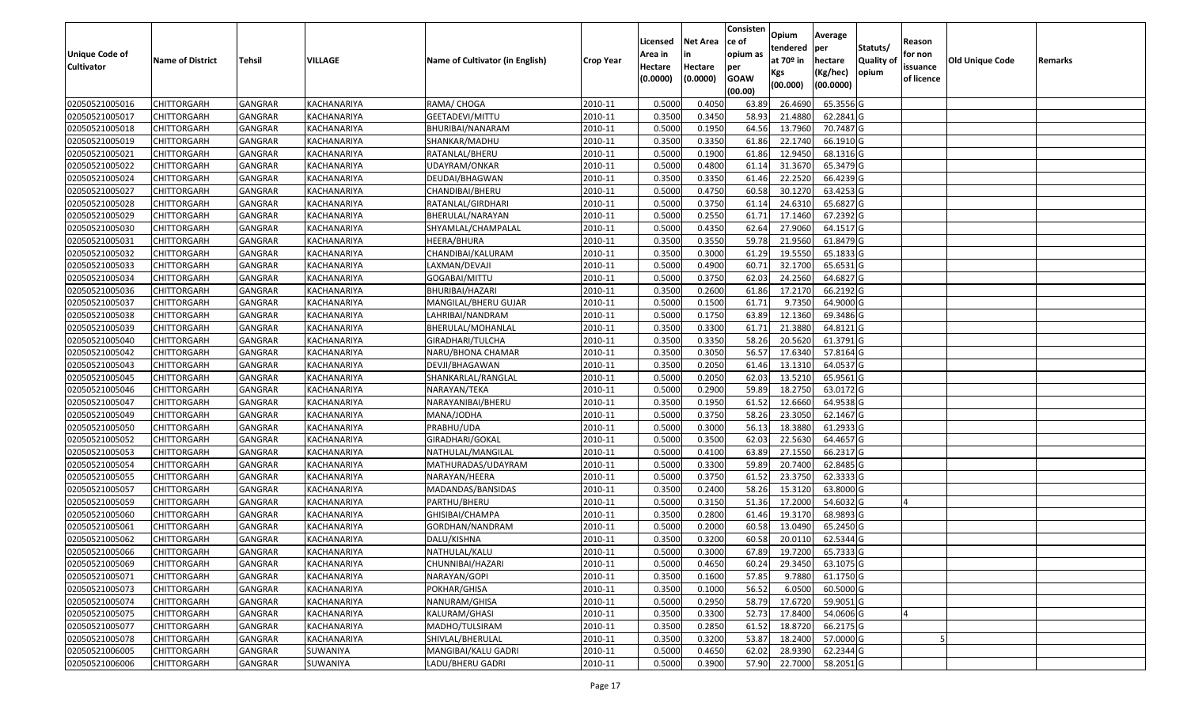| Unique Code of Cultivator | Name of District | Tehsil | VILLAGE | Name of Cultivator (in English) | Crop Year | Licensed Area in Hectare (0.0000) | Net Area in Hectare (0.0000) | Consistence of opium as per GOAW (00.00) | Opium tendered at 70º in Kgs (00.000) | Average per hectare (Kg/hec) (00.0000) | Statuts/ Quality of opium | Reason for non issuance of licence | Old Unique Code | Remarks |
|---|---|---|---|---|---|---|---|---|---|---|---|---|---|---|
| 02050521005016 | CHITTORGARH | GANGRAR | KACHANARIYA | RAMA/ CHOGA | 2010-11 | 0.5000 | 0.4050 | 63.89 | 26.4690 | 65.3556 | G | | | |
| 02050521005017 | CHITTORGARH | GANGRAR | KACHANARIYA | GEETADEVI/MITTU | 2010-11 | 0.3500 | 0.3450 | 58.93 | 21.4880 | 62.2841 | G | | | |
| 02050521005018 | CHITTORGARH | GANGRAR | KACHANARIYA | BHURIBAI/NANARAM | 2010-11 | 0.5000 | 0.1950 | 64.56 | 13.7960 | 70.7487 | G | | | |
| 02050521005019 | CHITTORGARH | GANGRAR | KACHANARIYA | SHANKAR/MADHU | 2010-11 | 0.3500 | 0.3350 | 61.86 | 22.1740 | 66.1910 | G | | | |
| 02050521005021 | CHITTORGARH | GANGRAR | KACHANARIYA | RATANLAL/BHERU | 2010-11 | 0.5000 | 0.1900 | 61.86 | 12.9450 | 68.1316 | G | | | |
| 02050521005022 | CHITTORGARH | GANGRAR | KACHANARIYA | UDAYRAM/ONKAR | 2010-11 | 0.5000 | 0.4800 | 61.14 | 31.3670 | 65.3479 | G | | | |
| 02050521005024 | CHITTORGARH | GANGRAR | KACHANARIYA | DEUDAI/BHAGWAN | 2010-11 | 0.3500 | 0.3350 | 61.46 | 22.2520 | 66.4239 | G | | | |
| 02050521005027 | CHITTORGARH | GANGRAR | KACHANARIYA | CHANDIBAI/BHERU | 2010-11 | 0.5000 | 0.4750 | 60.58 | 30.1270 | 63.4253 | G | | | |
| 02050521005028 | CHITTORGARH | GANGRAR | KACHANARIYA | RATANLAL/GIRDHARI | 2010-11 | 0.5000 | 0.3750 | 61.14 | 24.6310 | 65.6827 | G | | | |
| 02050521005029 | CHITTORGARH | GANGRAR | KACHANARIYA | BHERULAL/NARAYAN | 2010-11 | 0.5000 | 0.2550 | 61.71 | 17.1460 | 67.2392 | G | | | |
| 02050521005030 | CHITTORGARH | GANGRAR | KACHANARIYA | SHYAMLAL/CHAMPALAL | 2010-11 | 0.5000 | 0.4350 | 62.64 | 27.9060 | 64.1517 | G | | | |
| 02050521005031 | CHITTORGARH | GANGRAR | KACHANARIYA | HEERA/BHURA | 2010-11 | 0.3500 | 0.3550 | 59.78 | 21.9560 | 61.8479 | G | | | |
| 02050521005032 | CHITTORGARH | GANGRAR | KACHANARIYA | CHANDIBAI/KALURAM | 2010-11 | 0.3500 | 0.3000 | 61.29 | 19.5550 | 65.1833 | G | | | |
| 02050521005033 | CHITTORGARH | GANGRAR | KACHANARIYA | LAXMAN/DEVAJI | 2010-11 | 0.5000 | 0.4900 | 60.71 | 32.1700 | 65.6531 | G | | | |
| 02050521005034 | CHITTORGARH | GANGRAR | KACHANARIYA | GOGABAI/MITTU | 2010-11 | 0.5000 | 0.3750 | 62.03 | 24.2560 | 64.6827 | G | | | |
| 02050521005036 | CHITTORGARH | GANGRAR | KACHANARIYA | BHURIBAI/HAZARI | 2010-11 | 0.3500 | 0.2600 | 61.86 | 17.2170 | 66.2192 | G | | | |
| 02050521005037 | CHITTORGARH | GANGRAR | KACHANARIYA | MANGILAL/BHERU GUJAR | 2010-11 | 0.5000 | 0.1500 | 61.71 | 9.7350 | 64.9000 | G | | | |
| 02050521005038 | CHITTORGARH | GANGRAR | KACHANARIYA | LAHRIBAI/NANDRAM | 2010-11 | 0.5000 | 0.1750 | 63.89 | 12.1360 | 69.3486 | G | | | |
| 02050521005039 | CHITTORGARH | GANGRAR | KACHANARIYA | BHERULAL/MOHANLAL | 2010-11 | 0.3500 | 0.3300 | 61.71 | 21.3880 | 64.8121 | G | | | |
| 02050521005040 | CHITTORGARH | GANGRAR | KACHANARIYA | GIRADHARI/TULCHA | 2010-11 | 0.3500 | 0.3350 | 58.26 | 20.5620 | 61.3791 | G | | | |
| 02050521005042 | CHITTORGARH | GANGRAR | KACHANARIYA | NARU/BHONA CHAMAR | 2010-11 | 0.3500 | 0.3050 | 56.57 | 17.6340 | 57.8164 | G | | | |
| 02050521005043 | CHITTORGARH | GANGRAR | KACHANARIYA | DEVJI/BHAGAWAN | 2010-11 | 0.3500 | 0.2050 | 61.46 | 13.1310 | 64.0537 | G | | | |
| 02050521005045 | CHITTORGARH | GANGRAR | KACHANARIYA | SHANKARLAL/RANGLAL | 2010-11 | 0.5000 | 0.2050 | 62.03 | 13.5210 | 65.9561 | G | | | |
| 02050521005046 | CHITTORGARH | GANGRAR | KACHANARIYA | NARAYAN/TEKA | 2010-11 | 0.5000 | 0.2900 | 59.89 | 18.2750 | 63.0172 | G | | | |
| 02050521005047 | CHITTORGARH | GANGRAR | KACHANARIYA | NARAYANIBAI/BHERU | 2010-11 | 0.3500 | 0.1950 | 61.52 | 12.6660 | 64.9538 | G | | | |
| 02050521005049 | CHITTORGARH | GANGRAR | KACHANARIYA | MANA/JODHA | 2010-11 | 0.5000 | 0.3750 | 58.26 | 23.3050 | 62.1467 | G | | | |
| 02050521005050 | CHITTORGARH | GANGRAR | KACHANARIYA | PRABHU/UDA | 2010-11 | 0.5000 | 0.3000 | 56.13 | 18.3880 | 61.2933 | G | | | |
| 02050521005052 | CHITTORGARH | GANGRAR | KACHANARIYA | GIRADHARI/GOKAL | 2010-11 | 0.5000 | 0.3500 | 62.03 | 22.5630 | 64.4657 | G | | | |
| 02050521005053 | CHITTORGARH | GANGRAR | KACHANARIYA | NATHULAL/MANGILAL | 2010-11 | 0.5000 | 0.4100 | 63.89 | 27.1550 | 66.2317 | G | | | |
| 02050521005054 | CHITTORGARH | GANGRAR | KACHANARIYA | MATHURADAS/UDAYRAM | 2010-11 | 0.5000 | 0.3300 | 59.89 | 20.7400 | 62.8485 | G | | | |
| 02050521005055 | CHITTORGARH | GANGRAR | KACHANARIYA | NARAYAN/HEERA | 2010-11 | 0.5000 | 0.3750 | 61.52 | 23.3750 | 62.3333 | G | | | |
| 02050521005057 | CHITTORGARH | GANGRAR | KACHANARIYA | MADANDAS/BANSIDAS | 2010-11 | 0.3500 | 0.2400 | 58.26 | 15.3120 | 63.8000 | G | | | |
| 02050521005059 | CHITTORGARH | GANGRAR | KACHANARIYA | PARTHU/BHERU | 2010-11 | 0.5000 | 0.3150 | 51.36 | 17.2000 | 54.6032 | G | 4 | | |
| 02050521005060 | CHITTORGARH | GANGRAR | KACHANARIYA | GHISIBAI/CHAMPA | 2010-11 | 0.3500 | 0.2800 | 61.46 | 19.3170 | 68.9893 | G | | | |
| 02050521005061 | CHITTORGARH | GANGRAR | KACHANARIYA | GORDHAN/NANDRAM | 2010-11 | 0.5000 | 0.2000 | 60.58 | 13.0490 | 65.2450 | G | | | |
| 02050521005062 | CHITTORGARH | GANGRAR | KACHANARIYA | DALU/KISHNA | 2010-11 | 0.3500 | 0.3200 | 60.58 | 20.0110 | 62.5344 | G | | | |
| 02050521005066 | CHITTORGARH | GANGRAR | KACHANARIYA | NATHULAL/KALU | 2010-11 | 0.5000 | 0.3000 | 67.89 | 19.7200 | 65.7333 | G | | | |
| 02050521005069 | CHITTORGARH | GANGRAR | KACHANARIYA | CHUNNIBAI/HAZARI | 2010-11 | 0.5000 | 0.4650 | 60.24 | 29.3450 | 63.1075 | G | | | |
| 02050521005071 | CHITTORGARH | GANGRAR | KACHANARIYA | NARAYAN/GOPI | 2010-11 | 0.3500 | 0.1600 | 57.85 | 9.7880 | 61.1750 | G | | | |
| 02050521005073 | CHITTORGARH | GANGRAR | KACHANARIYA | POKHAR/GHISA | 2010-11 | 0.3500 | 0.1000 | 56.52 | 6.0500 | 60.5000 | G | | | |
| 02050521005074 | CHITTORGARH | GANGRAR | KACHANARIYA | NANURAM/GHISA | 2010-11 | 0.5000 | 0.2950 | 58.79 | 17.6720 | 59.9051 | G | | | |
| 02050521005075 | CHITTORGARH | GANGRAR | KACHANARIYA | KALURAM/GHASI | 2010-11 | 0.3500 | 0.3300 | 52.73 | 17.8400 | 54.0606 | G | 4 | | |
| 02050521005077 | CHITTORGARH | GANGRAR | KACHANARIYA | MADHO/TULSIRAM | 2010-11 | 0.3500 | 0.2850 | 61.52 | 18.8720 | 66.2175 | G | | | |
| 02050521005078 | CHITTORGARH | GANGRAR | KACHANARIYA | SHIVLAL/BHERULAL | 2010-11 | 0.3500 | 0.3200 | 53.87 | 18.2400 | 57.0000 | G | 5 | | |
| 02050521006005 | CHITTORGARH | GANGRAR | SUWANIYA | MANGIBAI/KALU GADRI | 2010-11 | 0.5000 | 0.4650 | 62.02 | 28.9390 | 62.2344 | G | | | |
| 02050521006006 | CHITTORGARH | GANGRAR | SUWANIYA | LADU/BHERU GADRI | 2010-11 | 0.5000 | 0.3900 | 57.90 | 22.7000 | 58.2051 | G | | | |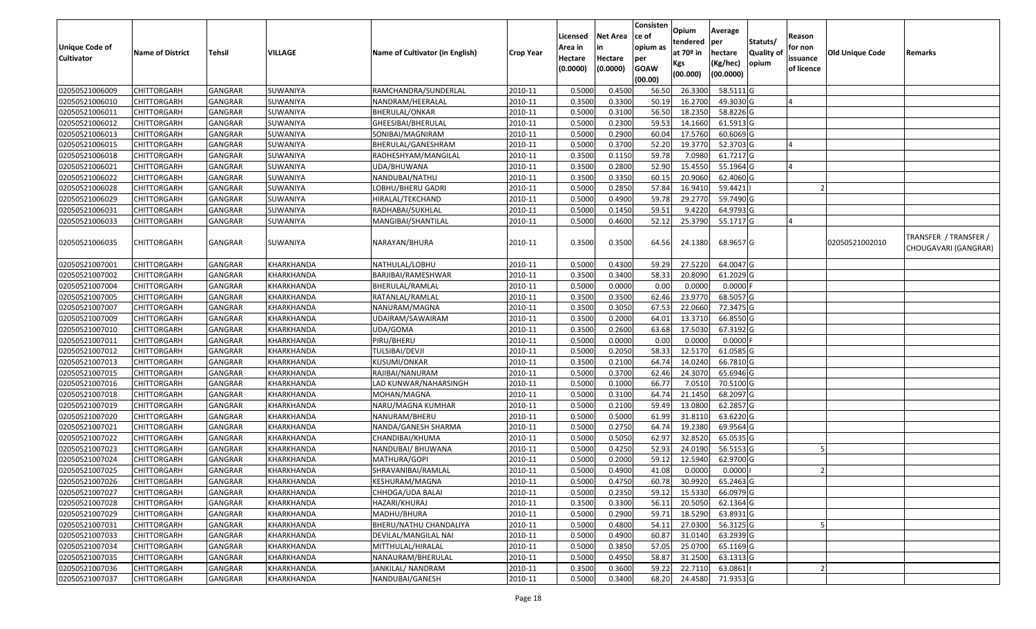| Unique Code of Cultivator | Name of District | Tehsil | VILLAGE | Name of Cultivator (in English) | Crop Year | Licensed Area in Hectare (0.0000) | Net Area in Hectare (0.0000) | Consistence of opium as per GOAW (00.00) | Opium tendered at 70º in Kgs (00.000) | Average per hectare (Kg/hec) (00.0000) | Statuts/ Quality of opium | Reason for non issuance of licence | Old Unique Code | Remarks |
|---|---|---|---|---|---|---|---|---|---|---|---|---|---|---|
| 02050521006009 | CHITTORGARH | GANGRAR | SUWANIYA | RAMCHANDRA/SUNDERLAL | 2010-11 | 0.5000 | 0.4500 | 56.50 | 26.3300 | 58.5111 | G | | | |
| 02050521006010 | CHITTORGARH | GANGRAR | SUWANIYA | NANDRAM/HEERALAL | 2010-11 | 0.3500 | 0.3300 | 50.19 | 16.2700 | 49.3030 | G | 4 | | |
| 02050521006011 | CHITTORGARH | GANGRAR | SUWANIYA | BHERULAL/ONKAR | 2010-11 | 0.5000 | 0.3100 | 56.50 | 18.2350 | 58.8226 | G | | | |
| 02050521006012 | CHITTORGARH | GANGRAR | SUWANIYA | GHEESIBAI/BHERULAL | 2010-11 | 0.5000 | 0.2300 | 59.53 | 14.1660 | 61.5913 | G | | | |
| 02050521006013 | CHITTORGARH | GANGRAR | SUWANIYA | SONIBAI/MAGNIRAM | 2010-11 | 0.5000 | 0.2900 | 60.04 | 17.5760 | 60.6069 | G | | | |
| 02050521006015 | CHITTORGARH | GANGRAR | SUWANIYA | BHERULAL/GANESHRAM | 2010-11 | 0.5000 | 0.3700 | 52.20 | 19.3770 | 52.3703 | G | 4 | | |
| 02050521006018 | CHITTORGARH | GANGRAR | SUWANIYA | RADHESHYAM/MANGILAL | 2010-11 | 0.3500 | 0.1150 | 59.78 | 7.0980 | 61.7217 | G | | | |
| 02050521006021 | CHITTORGARH | GANGRAR | SUWANIYA | UDA/BHUWANA | 2010-11 | 0.3500 | 0.2800 | 52.90 | 15.4550 | 55.1964 | G | 4 | | |
| 02050521006022 | CHITTORGARH | GANGRAR | SUWANIYA | NANDUBAI/NATHU | 2010-11 | 0.3500 | 0.3350 | 60.15 | 20.9060 | 62.4060 | G | | | |
| 02050521006028 | CHITTORGARH | GANGRAR | SUWANIYA | LOBHU/BHERU GADRI | 2010-11 | 0.5000 | 0.2850 | 57.84 | 16.9410 | 59.4421 | I | 2 | | |
| 02050521006029 | CHITTORGARH | GANGRAR | SUWANIYA | HIRALAL/TEKCHAND | 2010-11 | 0.5000 | 0.4900 | 59.78 | 29.2770 | 59.7490 | G | | | |
| 02050521006031 | CHITTORGARH | GANGRAR | SUWANIYA | RADHABAI/SUKHLAL | 2010-11 | 0.5000 | 0.1450 | 59.51 | 9.4220 | 64.9793 | G | | | |
| 02050521006033 | CHITTORGARH | GANGRAR | SUWANIYA | MANGIBAI/SHANTILAL | 2010-11 | 0.5000 | 0.4600 | 52.12 | 25.3790 | 55.1717 | G | 4 | | |
| 02050521006035 | CHITTORGARH | GANGRAR | SUWANIYA | NARAYAN/BHURA | 2010-11 | 0.3500 | 0.3500 | 64.56 | 24.1380 | 68.9657 | G | | 02050521002010 | TRANSFER / TRANSFER / CHOUGAVARI (GANGRAR) |
| 02050521007001 | CHITTORGARH | GANGRAR | KHARKHANDA | NATHULAL/LOBHU | 2010-11 | 0.5000 | 0.4300 | 59.29 | 27.5220 | 64.0047 | G | | | |
| 02050521007002 | CHITTORGARH | GANGRAR | KHARKHANDA | BARJIBAI/RAMESHWAR | 2010-11 | 0.3500 | 0.3400 | 58.33 | 20.8090 | 61.2029 | G | | | |
| 02050521007004 | CHITTORGARH | GANGRAR | KHARKHANDA | BHERULAL/RAMLAL | 2010-11 | 0.5000 | 0.0000 | 0.00 | 0.0000 | 0.0000 | F | | | |
| 02050521007005 | CHITTORGARH | GANGRAR | KHARKHANDA | RATANLAL/RAMLAL | 2010-11 | 0.3500 | 0.3500 | 62.46 | 23.9770 | 68.5057 | G | | | |
| 02050521007007 | CHITTORGARH | GANGRAR | KHARKHANDA | NANURAM/MAGNA | 2010-11 | 0.3500 | 0.3050 | 67.53 | 22.0660 | 72.3475 | G | | | |
| 02050521007009 | CHITTORGARH | GANGRAR | KHARKHANDA | UDAIRAM/SAWAIRAM | 2010-11 | 0.3500 | 0.2000 | 64.01 | 13.3710 | 66.8550 | G | | | |
| 02050521007010 | CHITTORGARH | GANGRAR | KHARKHANDA | UDA/GOMA | 2010-11 | 0.3500 | 0.2600 | 63.68 | 17.5030 | 67.3192 | G | | | |
| 02050521007011 | CHITTORGARH | GANGRAR | KHARKHANDA | PIRU/BHERU | 2010-11 | 0.5000 | 0.0000 | 0.00 | 0.0000 | 0.0000 | F | | | |
| 02050521007012 | CHITTORGARH | GANGRAR | KHARKHANDA | TULSIBAI/DEVJI | 2010-11 | 0.5000 | 0.2050 | 58.33 | 12.5170 | 61.0585 | G | | | |
| 02050521007013 | CHITTORGARH | GANGRAR | KHARKHANDA | KUSUMI/ONKAR | 2010-11 | 0.3500 | 0.2100 | 64.74 | 14.0240 | 66.7810 | G | | | |
| 02050521007015 | CHITTORGARH | GANGRAR | KHARKHANDA | RAJIBAI/NANURAM | 2010-11 | 0.5000 | 0.3700 | 62.46 | 24.3070 | 65.6946 | G | | | |
| 02050521007016 | CHITTORGARH | GANGRAR | KHARKHANDA | LAD KUNWAR/NAHARSINGH | 2010-11 | 0.5000 | 0.1000 | 66.77 | 7.0510 | 70.5100 | G | | | |
| 02050521007018 | CHITTORGARH | GANGRAR | KHARKHANDA | MOHAN/MAGNA | 2010-11 | 0.5000 | 0.3100 | 64.74 | 21.1450 | 68.2097 | G | | | |
| 02050521007019 | CHITTORGARH | GANGRAR | KHARKHANDA | NARU/MAGNA KUMHAR | 2010-11 | 0.5000 | 0.2100 | 59.49 | 13.0800 | 62.2857 | G | | | |
| 02050521007020 | CHITTORGARH | GANGRAR | KHARKHANDA | NANURAM/BHERU | 2010-11 | 0.5000 | 0.5000 | 61.99 | 31.8110 | 63.6220 | G | | | |
| 02050521007021 | CHITTORGARH | GANGRAR | KHARKHANDA | NANDA/GANESH SHARMA | 2010-11 | 0.5000 | 0.2750 | 64.74 | 19.2380 | 69.9564 | G | | | |
| 02050521007022 | CHITTORGARH | GANGRAR | KHARKHANDA | CHANDIBAI/KHUMA | 2010-11 | 0.5000 | 0.5050 | 62.97 | 32.8520 | 65.0535 | G | | | |
| 02050521007023 | CHITTORGARH | GANGRAR | KHARKHANDA | NANDUBAI/ BHUWANA | 2010-11 | 0.5000 | 0.4250 | 52.93 | 24.0190 | 56.5153 | G | 5 | | |
| 02050521007024 | CHITTORGARH | GANGRAR | KHARKHANDA | MATHURA/GOPI | 2010-11 | 0.5000 | 0.2000 | 59.12 | 12.5940 | 62.9700 | G | | | |
| 02050521007025 | CHITTORGARH | GANGRAR | KHARKHANDA | SHRAVANIBAI/RAMLAL | 2010-11 | 0.5000 | 0.4900 | 41.08 | 0.0000 | 0.0000 | I | 2 | | |
| 02050521007026 | CHITTORGARH | GANGRAR | KHARKHANDA | KESHURAM/MAGNA | 2010-11 | 0.5000 | 0.4750 | 60.78 | 30.9920 | 65.2463 | G | | | |
| 02050521007027 | CHITTORGARH | GANGRAR | KHARKHANDA | CHHOGA/UDA BALAI | 2010-11 | 0.5000 | 0.2350 | 59.12 | 15.5330 | 66.0979 | G | | | |
| 02050521007028 | CHITTORGARH | GANGRAR | KHARKHANDA | HAZARI/KHURAJ | 2010-11 | 0.3500 | 0.3300 | 56.11 | 20.5050 | 62.1364 | G | | | |
| 02050521007029 | CHITTORGARH | GANGRAR | KHARKHANDA | MADHU/BHURA | 2010-11 | 0.5000 | 0.2900 | 59.71 | 18.5290 | 63.8931 | G | | | |
| 02050521007031 | CHITTORGARH | GANGRAR | KHARKHANDA | BHERU/NATHU CHANDALIYA | 2010-11 | 0.5000 | 0.4800 | 54.11 | 27.0300 | 56.3125 | G | 5 | | |
| 02050521007033 | CHITTORGARH | GANGRAR | KHARKHANDA | DEVILAL/MANGILAL NAI | 2010-11 | 0.5000 | 0.4900 | 60.87 | 31.0140 | 63.2939 | G | | | |
| 02050521007034 | CHITTORGARH | GANGRAR | KHARKHANDA | MITTHULAL/HIRALAL | 2010-11 | 0.5000 | 0.3850 | 57.05 | 25.0700 | 65.1169 | G | | | |
| 02050521007035 | CHITTORGARH | GANGRAR | KHARKHANDA | NANAURAM/BHERULAL | 2010-11 | 0.5000 | 0.4950 | 58.87 | 31.2500 | 63.1313 | G | | | |
| 02050521007036 | CHITTORGARH | GANGRAR | KHARKHANDA | JANKILAL/ NANDRAM | 2010-11 | 0.3500 | 0.3600 | 59.22 | 22.7110 | 63.0861 | I | 2 | | |
| 02050521007037 | CHITTORGARH | GANGRAR | KHARKHANDA | NANDUBAI/GANESH | 2010-11 | 0.5000 | 0.3400 | 68.20 | 24.4580 | 71.9353 | G | | | |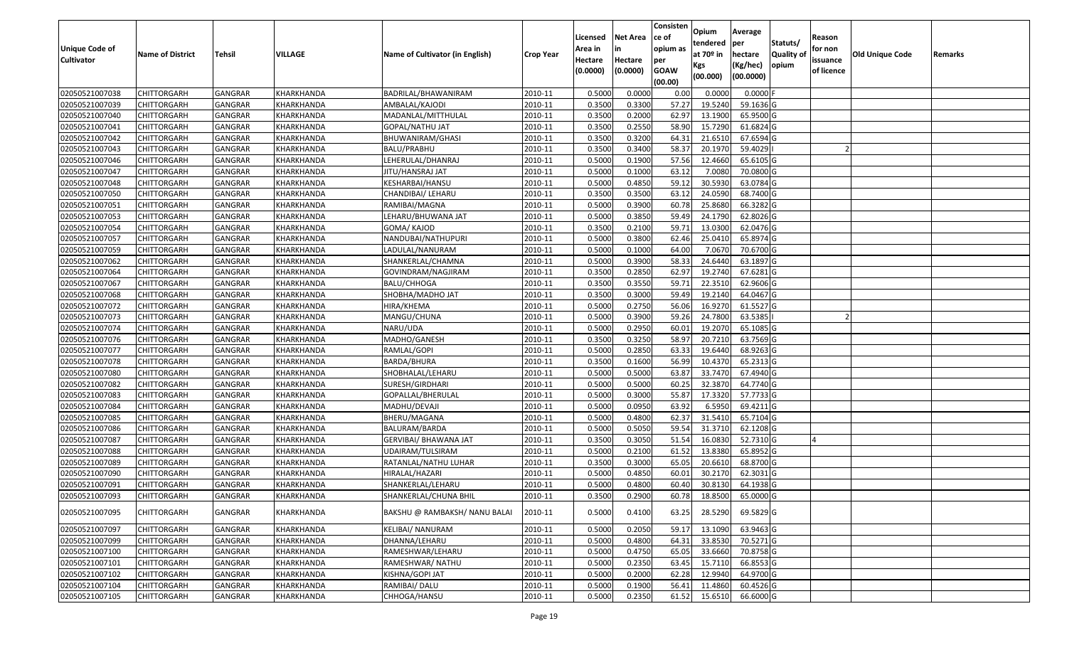| Unique Code of Cultivator | Name of District | Tehsil | VILLAGE | Name of Cultivator (in English) | Crop Year | Licensed Area in Hectare (0.0000) | Net Area in Hectare (0.0000) | Consistence of opium as per GOAW (00.00) | Opium tendered at 70º in Kgs (00.000) | Average per hectare (Kg/hec) (00.0000) | Statuts/ Quality of opium | Reason for non issuance of licence | Old Unique Code | Remarks |
|---|---|---|---|---|---|---|---|---|---|---|---|---|---|---|
| 02050521007038 | CHITTORGARH | GANGRAR | KHARKHANDA | BADRILAL/BHAWANIRAM | 2010-11 | 0.5000 | 0.0000 | 0.00 | 0.0000 | 0.0000 | F | | | |
| 02050521007039 | CHITTORGARH | GANGRAR | KHARKHANDA | AMBALAL/KAJODI | 2010-11 | 0.3500 | 0.3300 | 57.27 | 19.5240 | 59.1636 | G | | | |
| 02050521007040 | CHITTORGARH | GANGRAR | KHARKHANDA | MADANLAL/MITTHULAL | 2010-11 | 0.3500 | 0.2000 | 62.97 | 13.1900 | 65.9500 | G | | | |
| 02050521007041 | CHITTORGARH | GANGRAR | KHARKHANDA | GOPAL/NATHU JAT | 2010-11 | 0.3500 | 0.2550 | 58.90 | 15.7290 | 61.6824 | G | | | |
| 02050521007042 | CHITTORGARH | GANGRAR | KHARKHANDA | BHUWANIRAM/GHASI | 2010-11 | 0.3500 | 0.3200 | 64.31 | 21.6510 | 67.6594 | G | | | |
| 02050521007043 | CHITTORGARH | GANGRAR | KHARKHANDA | BALU/PRABHU | 2010-11 | 0.3500 | 0.3400 | 58.37 | 20.1970 | 59.4029 | I | 2 | | |
| 02050521007046 | CHITTORGARH | GANGRAR | KHARKHANDA | LEHERULAL/DHANRAJ | 2010-11 | 0.5000 | 0.1900 | 57.56 | 12.4660 | 65.6105 | G | | | |
| 02050521007047 | CHITTORGARH | GANGRAR | KHARKHANDA | JITU/HANSRAJ JAT | 2010-11 | 0.5000 | 0.1000 | 63.12 | 7.0080 | 70.0800 | G | | | |
| 02050521007048 | CHITTORGARH | GANGRAR | KHARKHANDA | KESHARBAI/HANSU | 2010-11 | 0.5000 | 0.4850 | 59.12 | 30.5930 | 63.0784 | G | | | |
| 02050521007050 | CHITTORGARH | GANGRAR | KHARKHANDA | CHANDIBAI/ LEHARU | 2010-11 | 0.3500 | 0.3500 | 63.12 | 24.0590 | 68.7400 | G | | | |
| 02050521007051 | CHITTORGARH | GANGRAR | KHARKHANDA | RAMIBAI/MAGNA | 2010-11 | 0.5000 | 0.3900 | 60.78 | 25.8680 | 66.3282 | G | | | |
| 02050521007053 | CHITTORGARH | GANGRAR | KHARKHANDA | LEHARU/BHUWANA JAT | 2010-11 | 0.5000 | 0.3850 | 59.49 | 24.1790 | 62.8026 | G | | | |
| 02050521007054 | CHITTORGARH | GANGRAR | KHARKHANDA | GOMA/ KAJOD | 2010-11 | 0.3500 | 0.2100 | 59.71 | 13.0300 | 62.0476 | G | | | |
| 02050521007057 | CHITTORGARH | GANGRAR | KHARKHANDA | NANDUBAI/NATHUPURI | 2010-11 | 0.5000 | 0.3800 | 62.46 | 25.0410 | 65.8974 | G | | | |
| 02050521007059 | CHITTORGARH | GANGRAR | KHARKHANDA | LADULAL/NANURAM | 2010-11 | 0.5000 | 0.1000 | 64.00 | 7.0670 | 70.6700 | G | | | |
| 02050521007062 | CHITTORGARH | GANGRAR | KHARKHANDA | SHANKERLAL/CHAMNA | 2010-11 | 0.5000 | 0.3900 | 58.33 | 24.6440 | 63.1897 | G | | | |
| 02050521007064 | CHITTORGARH | GANGRAR | KHARKHANDA | GOVINDRAM/NAGJIRAM | 2010-11 | 0.3500 | 0.2850 | 62.97 | 19.2740 | 67.6281 | G | | | |
| 02050521007067 | CHITTORGARH | GANGRAR | KHARKHANDA | BALU/CHHOGA | 2010-11 | 0.3500 | 0.3550 | 59.71 | 22.3510 | 62.9606 | G | | | |
| 02050521007068 | CHITTORGARH | GANGRAR | KHARKHANDA | SHOBHA/MADHO JAT | 2010-11 | 0.3500 | 0.3000 | 59.49 | 19.2140 | 64.0467 | G | | | |
| 02050521007072 | CHITTORGARH | GANGRAR | KHARKHANDA | HIRA/KHEMA | 2010-11 | 0.5000 | 0.2750 | 56.06 | 16.9270 | 61.5527 | G | | | |
| 02050521007073 | CHITTORGARH | GANGRAR | KHARKHANDA | MANGU/CHUNA | 2010-11 | 0.5000 | 0.3900 | 59.26 | 24.7800 | 63.5385 | I | 2 | | |
| 02050521007074 | CHITTORGARH | GANGRAR | KHARKHANDA | NARU/UDA | 2010-11 | 0.5000 | 0.2950 | 60.01 | 19.2070 | 65.1085 | G | | | |
| 02050521007076 | CHITTORGARH | GANGRAR | KHARKHANDA | MADHO/GANESH | 2010-11 | 0.3500 | 0.3250 | 58.97 | 20.7210 | 63.7569 | G | | | |
| 02050521007077 | CHITTORGARH | GANGRAR | KHARKHANDA | RAMLAL/GOPI | 2010-11 | 0.5000 | 0.2850 | 63.33 | 19.6440 | 68.9263 | G | | | |
| 02050521007078 | CHITTORGARH | GANGRAR | KHARKHANDA | BARDA/BHURA | 2010-11 | 0.3500 | 0.1600 | 56.99 | 10.4370 | 65.2313 | G | | | |
| 02050521007080 | CHITTORGARH | GANGRAR | KHARKHANDA | SHOBHALAL/LEHARU | 2010-11 | 0.5000 | 0.5000 | 63.87 | 33.7470 | 67.4940 | G | | | |
| 02050521007082 | CHITTORGARH | GANGRAR | KHARKHANDA | SURESH/GIRDHARI | 2010-11 | 0.5000 | 0.5000 | 60.25 | 32.3870 | 64.7740 | G | | | |
| 02050521007083 | CHITTORGARH | GANGRAR | KHARKHANDA | GOPALLAL/BHERULAL | 2010-11 | 0.5000 | 0.3000 | 55.87 | 17.3320 | 57.7733 | G | | | |
| 02050521007084 | CHITTORGARH | GANGRAR | KHARKHANDA | MADHU/DEVAJI | 2010-11 | 0.5000 | 0.0950 | 63.92 | 6.5950 | 69.4211 | G | | | |
| 02050521007085 | CHITTORGARH | GANGRAR | KHARKHANDA | BHERU/MAGANA | 2010-11 | 0.5000 | 0.4800 | 62.37 | 31.5410 | 65.7104 | G | | | |
| 02050521007086 | CHITTORGARH | GANGRAR | KHARKHANDA | BALURAM/BARDA | 2010-11 | 0.5000 | 0.5050 | 59.54 | 31.3710 | 62.1208 | G | | | |
| 02050521007087 | CHITTORGARH | GANGRAR | KHARKHANDA | GERVIBAI/ BHAWANA JAT | 2010-11 | 0.3500 | 0.3050 | 51.54 | 16.0830 | 52.7310 | G | 4 | | |
| 02050521007088 | CHITTORGARH | GANGRAR | KHARKHANDA | UDAIRAM/TULSIRAM | 2010-11 | 0.5000 | 0.2100 | 61.52 | 13.8380 | 65.8952 | G | | | |
| 02050521007089 | CHITTORGARH | GANGRAR | KHARKHANDA | RATANLAL/NATHU LUHAR | 2010-11 | 0.3500 | 0.3000 | 65.05 | 20.6610 | 68.8700 | G | | | |
| 02050521007090 | CHITTORGARH | GANGRAR | KHARKHANDA | HIRALAL/HAZARI | 2010-11 | 0.5000 | 0.4850 | 60.01 | 30.2170 | 62.3031 | G | | | |
| 02050521007091 | CHITTORGARH | GANGRAR | KHARKHANDA | SHANKERLAL/LEHARU | 2010-11 | 0.5000 | 0.4800 | 60.40 | 30.8130 | 64.1938 | G | | | |
| 02050521007093 | CHITTORGARH | GANGRAR | KHARKHANDA | SHANKERLAL/CHUNA BHIL | 2010-11 | 0.3500 | 0.2900 | 60.78 | 18.8500 | 65.0000 | G | | | |
| 02050521007095 | CHITTORGARH | GANGRAR | KHARKHANDA | BAKSHU @ RAMBAKSH/ NANU BALAI | 2010-11 | 0.5000 | 0.4100 | 63.25 | 28.5290 | 69.5829 | G | | | |
| 02050521007097 | CHITTORGARH | GANGRAR | KHARKHANDA | KELIBAI/ NANURAM | 2010-11 | 0.5000 | 0.2050 | 59.17 | 13.1090 | 63.9463 | G | | | |
| 02050521007099 | CHITTORGARH | GANGRAR | KHARKHANDA | DHANNA/LEHARU | 2010-11 | 0.5000 | 0.4800 | 64.31 | 33.8530 | 70.5271 | G | | | |
| 02050521007100 | CHITTORGARH | GANGRAR | KHARKHANDA | RAMESHWAR/LEHARU | 2010-11 | 0.5000 | 0.4750 | 65.05 | 33.6660 | 70.8758 | G | | | |
| 02050521007101 | CHITTORGARH | GANGRAR | KHARKHANDA | RAMESHWAR/ NATHU | 2010-11 | 0.5000 | 0.2350 | 63.45 | 15.7110 | 66.8553 | G | | | |
| 02050521007102 | CHITTORGARH | GANGRAR | KHARKHANDA | KISHNA/GOPI JAT | 2010-11 | 0.5000 | 0.2000 | 62.28 | 12.9940 | 64.9700 | G | | | |
| 02050521007104 | CHITTORGARH | GANGRAR | KHARKHANDA | RAMIBAI/ DALU | 2010-11 | 0.5000 | 0.1900 | 56.41 | 11.4860 | 60.4526 | G | | | |
| 02050521007105 | CHITTORGARH | GANGRAR | KHARKHANDA | CHHOGA/HANSU | 2010-11 | 0.5000 | 0.2350 | 61.52 | 15.6510 | 66.6000 | G | | | |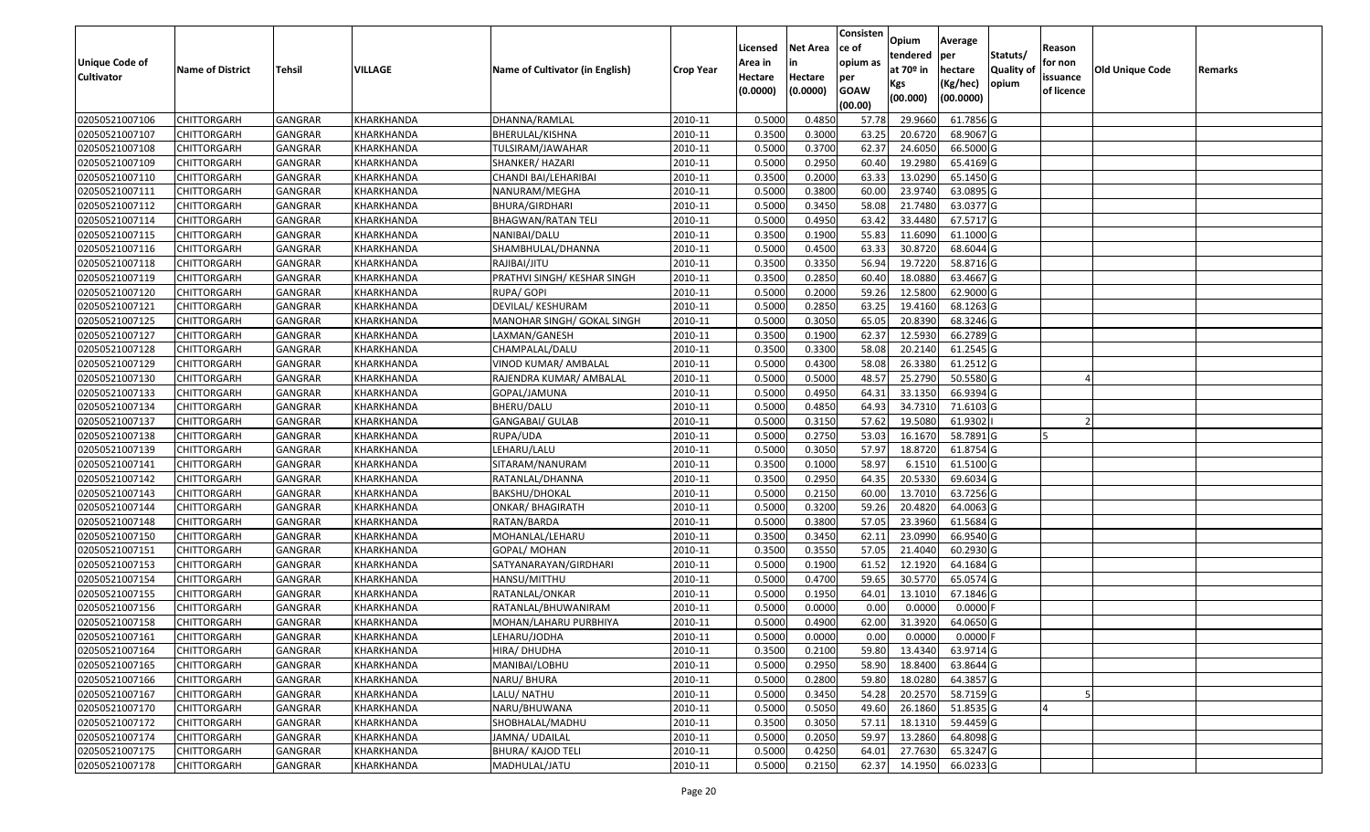| Unique Code of Cultivator | Name of District | Tehsil | VILLAGE | Name of Cultivator (in English) | Crop Year | Licensed Area in Hectare (0.0000) | Net Area in Hectare (0.0000) | Consisten ce of opium as per GOAW (00.00) | Opium tendered at 70º in Kgs (00.000) | Average per hectare (Kg/hec) (00.0000) | Statuts/ Quality of opium | Reason for non issuance of licence | Old Unique Code | Remarks |
|---|---|---|---|---|---|---|---|---|---|---|---|---|---|---|
| 02050521007106 | CHITTORGARH | GANGRAR | KHARKHANDA | DHANNA/RAMLAL | 2010-11 | 0.5000 | 0.4850 | 57.78 | 29.9660 | 61.7856 | G | | | |
| 02050521007107 | CHITTORGARH | GANGRAR | KHARKHANDA | BHERULAL/KISHNA | 2010-11 | 0.3500 | 0.3000 | 63.25 | 20.6720 | 68.9067 | G | | | |
| 02050521007108 | CHITTORGARH | GANGRAR | KHARKHANDA | TULSIRAM/JAWAHAR | 2010-11 | 0.5000 | 0.3700 | 62.37 | 24.6050 | 66.5000 | G | | | |
| 02050521007109 | CHITTORGARH | GANGRAR | KHARKHANDA | SHANKER/ HAZARI | 2010-11 | 0.5000 | 0.2950 | 60.40 | 19.2980 | 65.4169 | G | | | |
| 02050521007110 | CHITTORGARH | GANGRAR | KHARKHANDA | CHANDI BAI/LEHARIBAI | 2010-11 | 0.3500 | 0.2000 | 63.33 | 13.0290 | 65.1450 | G | | | |
| 02050521007111 | CHITTORGARH | GANGRAR | KHARKHANDA | NANURAM/MEGHA | 2010-11 | 0.5000 | 0.3800 | 60.00 | 23.9740 | 63.0895 | G | | | |
| 02050521007112 | CHITTORGARH | GANGRAR | KHARKHANDA | BHURA/GIRDHARI | 2010-11 | 0.5000 | 0.3450 | 58.08 | 21.7480 | 63.0377 | G | | | |
| 02050521007114 | CHITTORGARH | GANGRAR | KHARKHANDA | BHAGWAN/RATAN TELI | 2010-11 | 0.5000 | 0.4950 | 63.42 | 33.4480 | 67.5717 | G | | | |
| 02050521007115 | CHITTORGARH | GANGRAR | KHARKHANDA | NANIBAI/DALU | 2010-11 | 0.3500 | 0.1900 | 55.83 | 11.6090 | 61.1000 | G | | | |
| 02050521007116 | CHITTORGARH | GANGRAR | KHARKHANDA | SHAMBHULAL/DHANNA | 2010-11 | 0.5000 | 0.4500 | 63.33 | 30.8720 | 68.6044 | G | | | |
| 02050521007118 | CHITTORGARH | GANGRAR | KHARKHANDA | RAJIBAI/JITU | 2010-11 | 0.3500 | 0.3350 | 56.94 | 19.7220 | 58.8716 | G | | | |
| 02050521007119 | CHITTORGARH | GANGRAR | KHARKHANDA | PRATHVI SINGH/ KESHAR SINGH | 2010-11 | 0.3500 | 0.2850 | 60.40 | 18.0880 | 63.4667 | G | | | |
| 02050521007120 | CHITTORGARH | GANGRAR | KHARKHANDA | RUPA/ GOPI | 2010-11 | 0.5000 | 0.2000 | 59.26 | 12.5800 | 62.9000 | G | | | |
| 02050521007121 | CHITTORGARH | GANGRAR | KHARKHANDA | DEVILAL/ KESHURAM | 2010-11 | 0.5000 | 0.2850 | 63.25 | 19.4160 | 68.1263 | G | | | |
| 02050521007125 | CHITTORGARH | GANGRAR | KHARKHANDA | MANOHAR SINGH/ GOKAL SINGH | 2010-11 | 0.5000 | 0.3050 | 65.05 | 20.8390 | 68.3246 | G | | | |
| 02050521007127 | CHITTORGARH | GANGRAR | KHARKHANDA | LAXMAN/GANESH | 2010-11 | 0.3500 | 0.1900 | 62.37 | 12.5930 | 66.2789 | G | | | |
| 02050521007128 | CHITTORGARH | GANGRAR | KHARKHANDA | CHAMPALAL/DALU | 2010-11 | 0.3500 | 0.3300 | 58.08 | 20.2140 | 61.2545 | G | | | |
| 02050521007129 | CHITTORGARH | GANGRAR | KHARKHANDA | VINOD KUMAR/ AMBALAL | 2010-11 | 0.5000 | 0.4300 | 58.08 | 26.3380 | 61.2512 | G | | | |
| 02050521007130 | CHITTORGARH | GANGRAR | KHARKHANDA | RAJENDRA KUMAR/ AMBALAL | 2010-11 | 0.5000 | 0.5000 | 48.57 | 25.2790 | 50.5580 | G | 4 | | |
| 02050521007133 | CHITTORGARH | GANGRAR | KHARKHANDA | GOPAL/JAMUNA | 2010-11 | 0.5000 | 0.4950 | 64.31 | 33.1350 | 66.9394 | G | | | |
| 02050521007134 | CHITTORGARH | GANGRAR | KHARKHANDA | BHERU/DALU | 2010-11 | 0.5000 | 0.4850 | 64.93 | 34.7310 | 71.6103 | G | | | |
| 02050521007137 | CHITTORGARH | GANGRAR | KHARKHANDA | GANGABAI/ GULAB | 2010-11 | 0.5000 | 0.3150 | 57.62 | 19.5080 | 61.9302 | I | 2 | | |
| 02050521007138 | CHITTORGARH | GANGRAR | KHARKHANDA | RUPA/UDA | 2010-11 | 0.5000 | 0.2750 | 53.03 | 16.1670 | 58.7891 | G | 5 | | |
| 02050521007139 | CHITTORGARH | GANGRAR | KHARKHANDA | LEHARU/LALU | 2010-11 | 0.5000 | 0.3050 | 57.97 | 18.8720 | 61.8754 | G | | | |
| 02050521007141 | CHITTORGARH | GANGRAR | KHARKHANDA | SITARAM/NANURAM | 2010-11 | 0.3500 | 0.1000 | 58.97 | 6.1510 | 61.5100 | G | | | |
| 02050521007142 | CHITTORGARH | GANGRAR | KHARKHANDA | RATANLAL/DHANNA | 2010-11 | 0.3500 | 0.2950 | 64.35 | 20.5330 | 69.6034 | G | | | |
| 02050521007143 | CHITTORGARH | GANGRAR | KHARKHANDA | BAKSHU/DHOKAL | 2010-11 | 0.5000 | 0.2150 | 60.00 | 13.7010 | 63.7256 | G | | | |
| 02050521007144 | CHITTORGARH | GANGRAR | KHARKHANDA | ONKAR/ BHAGIRATH | 2010-11 | 0.5000 | 0.3200 | 59.26 | 20.4820 | 64.0063 | G | | | |
| 02050521007148 | CHITTORGARH | GANGRAR | KHARKHANDA | RATAN/BARDA | 2010-11 | 0.5000 | 0.3800 | 57.05 | 23.3960 | 61.5684 | G | | | |
| 02050521007150 | CHITTORGARH | GANGRAR | KHARKHANDA | MOHANLAL/LEHARU | 2010-11 | 0.3500 | 0.3450 | 62.11 | 23.0990 | 66.9540 | G | | | |
| 02050521007151 | CHITTORGARH | GANGRAR | KHARKHANDA | GOPAL/ MOHAN | 2010-11 | 0.3500 | 0.3550 | 57.05 | 21.4040 | 60.2930 | G | | | |
| 02050521007153 | CHITTORGARH | GANGRAR | KHARKHANDA | SATYANARAYAN/GIRDHARI | 2010-11 | 0.5000 | 0.1900 | 61.52 | 12.1920 | 64.1684 | G | | | |
| 02050521007154 | CHITTORGARH | GANGRAR | KHARKHANDA | HANSU/MITTHU | 2010-11 | 0.5000 | 0.4700 | 59.65 | 30.5770 | 65.0574 | G | | | |
| 02050521007155 | CHITTORGARH | GANGRAR | KHARKHANDA | RATANLAL/ONKAR | 2010-11 | 0.5000 | 0.1950 | 64.01 | 13.1010 | 67.1846 | G | | | |
| 02050521007156 | CHITTORGARH | GANGRAR | KHARKHANDA | RATANLAL/BHUWANIRAM | 2010-11 | 0.5000 | 0.0000 | 0.00 | 0.0000 | 0.0000 | F | | | |
| 02050521007158 | CHITTORGARH | GANGRAR | KHARKHANDA | MOHAN/LAHARU PURBHIYA | 2010-11 | 0.5000 | 0.4900 | 62.00 | 31.3920 | 64.0650 | G | | | |
| 02050521007161 | CHITTORGARH | GANGRAR | KHARKHANDA | LEHARU/JODHA | 2010-11 | 0.5000 | 0.0000 | 0.00 | 0.0000 | 0.0000 | F | | | |
| 02050521007164 | CHITTORGARH | GANGRAR | KHARKHANDA | HIRA/ DHUDHA | 2010-11 | 0.3500 | 0.2100 | 59.80 | 13.4340 | 63.9714 | G | | | |
| 02050521007165 | CHITTORGARH | GANGRAR | KHARKHANDA | MANIBAI/LOBHU | 2010-11 | 0.5000 | 0.2950 | 58.90 | 18.8400 | 63.8644 | G | | | |
| 02050521007166 | CHITTORGARH | GANGRAR | KHARKHANDA | NARU/ BHURA | 2010-11 | 0.5000 | 0.2800 | 59.80 | 18.0280 | 64.3857 | G | | | |
| 02050521007167 | CHITTORGARH | GANGRAR | KHARKHANDA | LALU/ NATHU | 2010-11 | 0.5000 | 0.3450 | 54.28 | 20.2570 | 58.7159 | G | 5 | | |
| 02050521007170 | CHITTORGARH | GANGRAR | KHARKHANDA | NARU/BHUWANA | 2010-11 | 0.5000 | 0.5050 | 49.60 | 26.1860 | 51.8535 | G | 4 | | |
| 02050521007172 | CHITTORGARH | GANGRAR | KHARKHANDA | SHOBHALAL/MADHU | 2010-11 | 0.3500 | 0.3050 | 57.11 | 18.1310 | 59.4459 | G | | | |
| 02050521007174 | CHITTORGARH | GANGRAR | KHARKHANDA | JAMNA/ UDAILAL | 2010-11 | 0.5000 | 0.2050 | 59.97 | 13.2860 | 64.8098 | G | | | |
| 02050521007175 | CHITTORGARH | GANGRAR | KHARKHANDA | BHURA/ KAJOD TELI | 2010-11 | 0.5000 | 0.4250 | 64.01 | 27.7630 | 65.3247 | G | | | |
| 02050521007178 | CHITTORGARH | GANGRAR | KHARKHANDA | MADHULAL/JATU | 2010-11 | 0.5000 | 0.2150 | 62.37 | 14.1950 | 66.0233 | G | | | |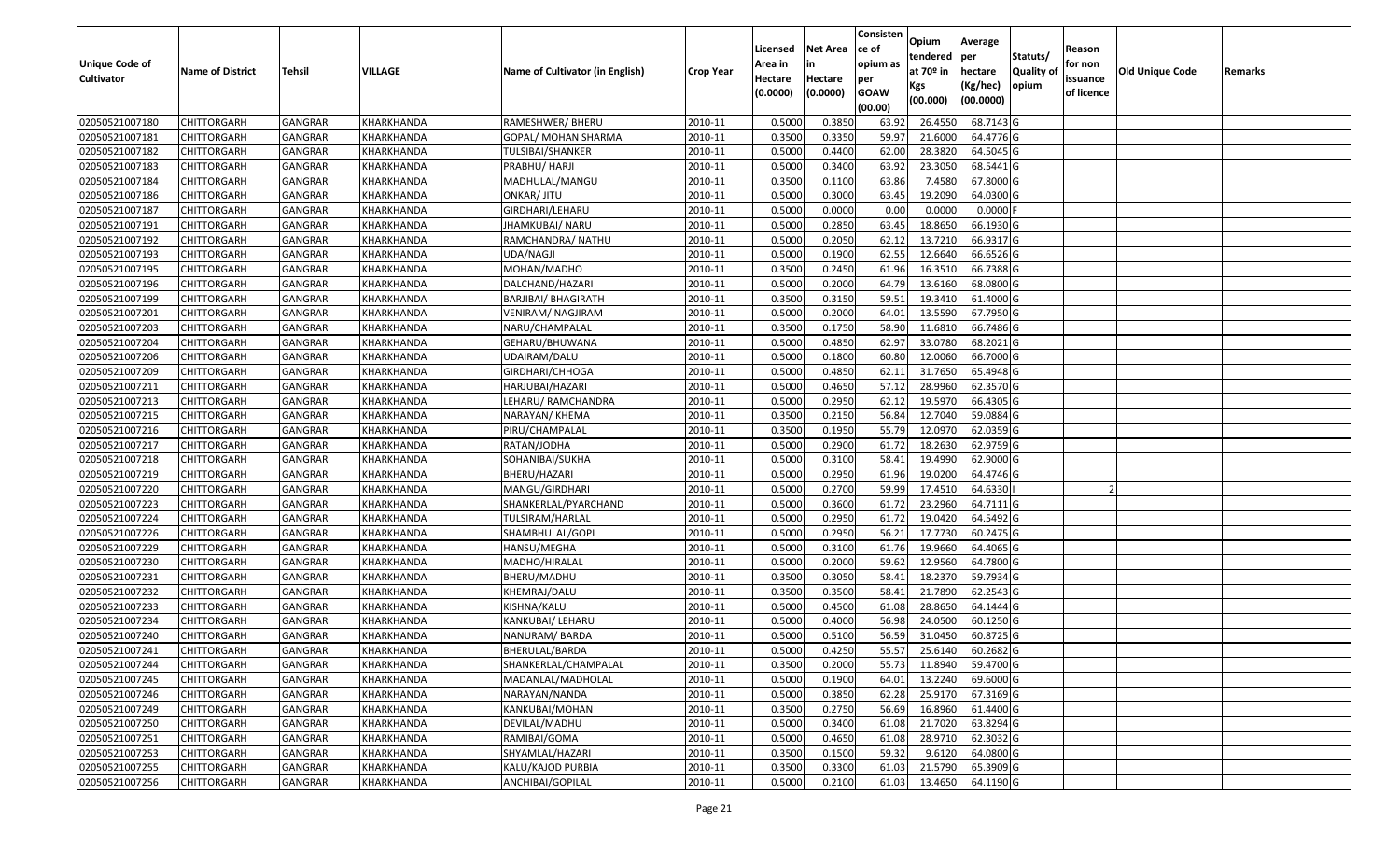| Unique Code of Cultivator | Name of District | Tehsil | VILLAGE | Name of Cultivator (in English) | Crop Year | Licensed Area in Hectare (0.0000) | Net Area in Hectare (0.0000) | Consistence of opium as per GOAW (00.00) | Opium tendered at 70º in Kgs (00.000) | Average per hectare (Kg/hec) (00.0000) | Statuts/ Quality of opium | Reason for non issuance of licence | Old Unique Code | Remarks |
|---|---|---|---|---|---|---|---|---|---|---|---|---|---|---|
| 02050521007180 | CHITTORGARH | GANGRAR | KHARKHANDA | RAMESHWER/ BHERU | 2010-11 | 0.5000 | 0.3850 | 63.92 | 26.4550 | 68.7143 | G | | | |
| 02050521007181 | CHITTORGARH | GANGRAR | KHARKHANDA | GOPAL/ MOHAN SHARMA | 2010-11 | 0.3500 | 0.3350 | 59.97 | 21.6000 | 64.4776 | G | | | |
| 02050521007182 | CHITTORGARH | GANGRAR | KHARKHANDA | TULSIBAI/SHANKER | 2010-11 | 0.5000 | 0.4400 | 62.00 | 28.3820 | 64.5045 | G | | | |
| 02050521007183 | CHITTORGARH | GANGRAR | KHARKHANDA | PRABHU/ HARJI | 2010-11 | 0.5000 | 0.3400 | 63.92 | 23.3050 | 68.5441 | G | | | |
| 02050521007184 | CHITTORGARH | GANGRAR | KHARKHANDA | MADHULAL/MANGU | 2010-11 | 0.3500 | 0.1100 | 63.86 | 7.4580 | 67.8000 | G | | | |
| 02050521007186 | CHITTORGARH | GANGRAR | KHARKHANDA | ONKAR/ JITU | 2010-11 | 0.5000 | 0.3000 | 63.45 | 19.2090 | 64.0300 | G | | | |
| 02050521007187 | CHITTORGARH | GANGRAR | KHARKHANDA | GIRDHARI/LEHARU | 2010-11 | 0.5000 | 0.0000 | 0.00 | 0.0000 | 0.0000 | F | | | |
| 02050521007191 | CHITTORGARH | GANGRAR | KHARKHANDA | JHAMKUBAI/ NARU | 2010-11 | 0.5000 | 0.2850 | 63.45 | 18.8650 | 66.1930 | G | | | |
| 02050521007192 | CHITTORGARH | GANGRAR | KHARKHANDA | RAMCHANDRA/ NATHU | 2010-11 | 0.5000 | 0.2050 | 62.12 | 13.7210 | 66.9317 | G | | | |
| 02050521007193 | CHITTORGARH | GANGRAR | KHARKHANDA | UDA/NAGJI | 2010-11 | 0.5000 | 0.1900 | 62.55 | 12.6640 | 66.6526 | G | | | |
| 02050521007195 | CHITTORGARH | GANGRAR | KHARKHANDA | MOHAN/MADHO | 2010-11 | 0.3500 | 0.2450 | 61.96 | 16.3510 | 66.7388 | G | | | |
| 02050521007196 | CHITTORGARH | GANGRAR | KHARKHANDA | DALCHAND/HAZARI | 2010-11 | 0.5000 | 0.2000 | 64.79 | 13.6160 | 68.0800 | G | | | |
| 02050521007199 | CHITTORGARH | GANGRAR | KHARKHANDA | BARJIBAI/ BHAGIRATH | 2010-11 | 0.3500 | 0.3150 | 59.51 | 19.3410 | 61.4000 | G | | | |
| 02050521007201 | CHITTORGARH | GANGRAR | KHARKHANDA | VENIRAM/ NAGJIRAM | 2010-11 | 0.5000 | 0.2000 | 64.01 | 13.5590 | 67.7950 | G | | | |
| 02050521007203 | CHITTORGARH | GANGRAR | KHARKHANDA | NARU/CHAMPALAL | 2010-11 | 0.3500 | 0.1750 | 58.90 | 11.6810 | 66.7486 | G | | | |
| 02050521007204 | CHITTORGARH | GANGRAR | KHARKHANDA | GEHARU/BHUWANA | 2010-11 | 0.5000 | 0.4850 | 62.97 | 33.0780 | 68.2021 | G | | | |
| 02050521007206 | CHITTORGARH | GANGRAR | KHARKHANDA | UDAIRAM/DALU | 2010-11 | 0.5000 | 0.1800 | 60.80 | 12.0060 | 66.7000 | G | | | |
| 02050521007209 | CHITTORGARH | GANGRAR | KHARKHANDA | GIRDHARI/CHHOGA | 2010-11 | 0.5000 | 0.4850 | 62.11 | 31.7650 | 65.4948 | G | | | |
| 02050521007211 | CHITTORGARH | GANGRAR | KHARKHANDA | HARJUBAI/HAZARI | 2010-11 | 0.5000 | 0.4650 | 57.12 | 28.9960 | 62.3570 | G | | | |
| 02050521007213 | CHITTORGARH | GANGRAR | KHARKHANDA | LEHARU/ RAMCHANDRA | 2010-11 | 0.5000 | 0.2950 | 62.12 | 19.5970 | 66.4305 | G | | | |
| 02050521007215 | CHITTORGARH | GANGRAR | KHARKHANDA | NARAYAN/ KHEMA | 2010-11 | 0.3500 | 0.2150 | 56.84 | 12.7040 | 59.0884 | G | | | |
| 02050521007216 | CHITTORGARH | GANGRAR | KHARKHANDA | PIRU/CHAMPALAL | 2010-11 | 0.3500 | 0.1950 | 55.79 | 12.0970 | 62.0359 | G | | | |
| 02050521007217 | CHITTORGARH | GANGRAR | KHARKHANDA | RATAN/JODHA | 2010-11 | 0.5000 | 0.2900 | 61.72 | 18.2630 | 62.9759 | G | | | |
| 02050521007218 | CHITTORGARH | GANGRAR | KHARKHANDA | SOHANIBAI/SUKHA | 2010-11 | 0.5000 | 0.3100 | 58.41 | 19.4990 | 62.9000 | G | | | |
| 02050521007219 | CHITTORGARH | GANGRAR | KHARKHANDA | BHERU/HAZARI | 2010-11 | 0.5000 | 0.2950 | 61.96 | 19.0200 | 64.4746 | G | | | |
| 02050521007220 | CHITTORGARH | GANGRAR | KHARKHANDA | MANGU/GIRDHARI | 2010-11 | 0.5000 | 0.2700 | 59.99 | 17.4510 | 64.6330 | I | 2 | | |
| 02050521007223 | CHITTORGARH | GANGRAR | KHARKHANDA | SHANKERLAL/PYARCHAND | 2010-11 | 0.5000 | 0.3600 | 61.72 | 23.2960 | 64.7111 | G | | | |
| 02050521007224 | CHITTORGARH | GANGRAR | KHARKHANDA | TULSIRAM/HARLAL | 2010-11 | 0.5000 | 0.2950 | 61.72 | 19.0420 | 64.5492 | G | | | |
| 02050521007226 | CHITTORGARH | GANGRAR | KHARKHANDA | SHAMBHULAL/GOPI | 2010-11 | 0.5000 | 0.2950 | 56.21 | 17.7730 | 60.2475 | G | | | |
| 02050521007229 | CHITTORGARH | GANGRAR | KHARKHANDA | HANSU/MEGHA | 2010-11 | 0.5000 | 0.3100 | 61.76 | 19.9660 | 64.4065 | G | | | |
| 02050521007230 | CHITTORGARH | GANGRAR | KHARKHANDA | MADHO/HIRALAL | 2010-11 | 0.5000 | 0.2000 | 59.62 | 12.9560 | 64.7800 | G | | | |
| 02050521007231 | CHITTORGARH | GANGRAR | KHARKHANDA | BHERU/MADHU | 2010-11 | 0.3500 | 0.3050 | 58.41 | 18.2370 | 59.7934 | G | | | |
| 02050521007232 | CHITTORGARH | GANGRAR | KHARKHANDA | KHEMRAJ/DALU | 2010-11 | 0.3500 | 0.3500 | 58.41 | 21.7890 | 62.2543 | G | | | |
| 02050521007233 | CHITTORGARH | GANGRAR | KHARKHANDA | KISHNA/KALU | 2010-11 | 0.5000 | 0.4500 | 61.08 | 28.8650 | 64.1444 | G | | | |
| 02050521007234 | CHITTORGARH | GANGRAR | KHARKHANDA | KANKUBAI/ LEHARU | 2010-11 | 0.5000 | 0.4000 | 56.98 | 24.0500 | 60.1250 | G | | | |
| 02050521007240 | CHITTORGARH | GANGRAR | KHARKHANDA | NANURAM/ BARDA | 2010-11 | 0.5000 | 0.5100 | 56.59 | 31.0450 | 60.8725 | G | | | |
| 02050521007241 | CHITTORGARH | GANGRAR | KHARKHANDA | BHERULAL/BARDA | 2010-11 | 0.5000 | 0.4250 | 55.57 | 25.6140 | 60.2682 | G | | | |
| 02050521007244 | CHITTORGARH | GANGRAR | KHARKHANDA | SHANKERLAL/CHAMPALAL | 2010-11 | 0.3500 | 0.2000 | 55.73 | 11.8940 | 59.4700 | G | | | |
| 02050521007245 | CHITTORGARH | GANGRAR | KHARKHANDA | MADANLAL/MADHOLAL | 2010-11 | 0.5000 | 0.1900 | 64.01 | 13.2240 | 69.6000 | G | | | |
| 02050521007246 | CHITTORGARH | GANGRAR | KHARKHANDA | NARAYAN/NANDA | 2010-11 | 0.5000 | 0.3850 | 62.28 | 25.9170 | 67.3169 | G | | | |
| 02050521007249 | CHITTORGARH | GANGRAR | KHARKHANDA | KANKUBAI/MOHAN | 2010-11 | 0.3500 | 0.2750 | 56.69 | 16.8960 | 61.4400 | G | | | |
| 02050521007250 | CHITTORGARH | GANGRAR | KHARKHANDA | DEVILAL/MADHU | 2010-11 | 0.5000 | 0.3400 | 61.08 | 21.7020 | 63.8294 | G | | | |
| 02050521007251 | CHITTORGARH | GANGRAR | KHARKHANDA | RAMIBAI/GOMA | 2010-11 | 0.5000 | 0.4650 | 61.08 | 28.9710 | 62.3032 | G | | | |
| 02050521007253 | CHITTORGARH | GANGRAR | KHARKHANDA | SHYAMLAL/HAZARI | 2010-11 | 0.3500 | 0.1500 | 59.32 | 9.6120 | 64.0800 | G | | | |
| 02050521007255 | CHITTORGARH | GANGRAR | KHARKHANDA | KALU/KAJOD PURBIA | 2010-11 | 0.3500 | 0.3300 | 61.03 | 21.5790 | 65.3909 | G | | | |
| 02050521007256 | CHITTORGARH | GANGRAR | KHARKHANDA | ANCHIBAI/GOPILAL | 2010-11 | 0.5000 | 0.2100 | 61.03 | 13.4650 | 64.1190 | G | | | |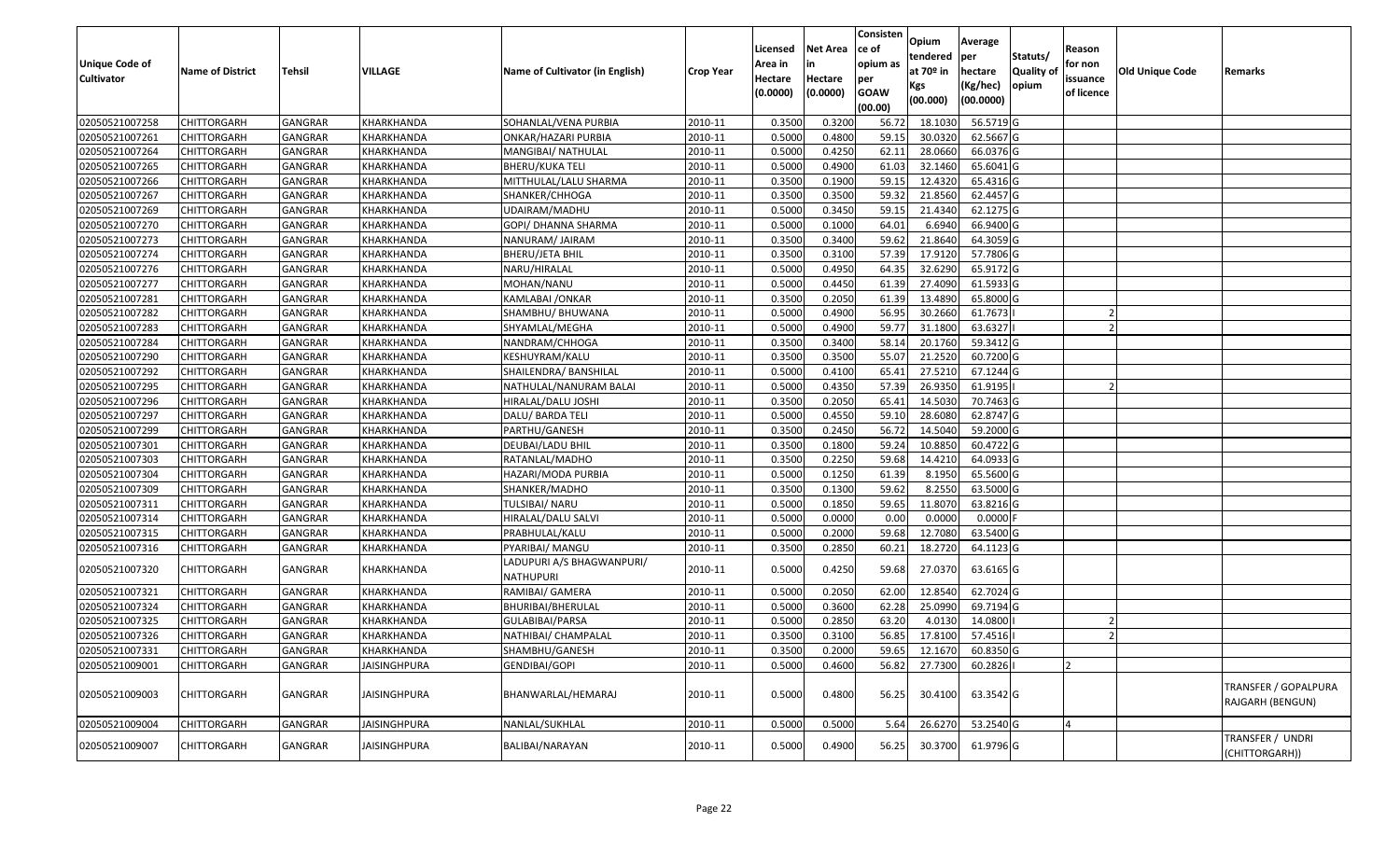| Unique Code of Cultivator | Name of District | Tehsil | VILLAGE | Name of Cultivator (in English) | Crop Year | Licensed Area in Hectare (0.0000) | Net Area in Hectare (0.0000) | Consistence of opium as per GOAW (00.00) | Opium tendered at 70º in Kgs (00.000) | Average per hectare (Kg/hec) (00.0000) | Statuts/ Quality of opium | Reason for non issuance of licence | Old Unique Code | Remarks |
|---|---|---|---|---|---|---|---|---|---|---|---|---|---|---|
| 02050521007258 | CHITTORGARH | GANGRAR | KHARKHANDA | SOHANLAL/VENA PURBIA | 2010-11 | 0.3500 | 0.3200 | 56.72 | 18.1030 | 56.5719 | G | | | |
| 02050521007261 | CHITTORGARH | GANGRAR | KHARKHANDA | ONKAR/HAZARI PURBIA | 2010-11 | 0.5000 | 0.4800 | 59.15 | 30.0320 | 62.5667 | G | | | |
| 02050521007264 | CHITTORGARH | GANGRAR | KHARKHANDA | MANGIBAI/ NATHULAL | 2010-11 | 0.5000 | 0.4250 | 62.11 | 28.0660 | 66.0376 | G | | | |
| 02050521007265 | CHITTORGARH | GANGRAR | KHARKHANDA | BHERU/KUKA TELI | 2010-11 | 0.5000 | 0.4900 | 61.03 | 32.1460 | 65.6041 | G | | | |
| 02050521007266 | CHITTORGARH | GANGRAR | KHARKHANDA | MITTHULAL/LALU SHARMA | 2010-11 | 0.3500 | 0.1900 | 59.15 | 12.4320 | 65.4316 | G | | | |
| 02050521007267 | CHITTORGARH | GANGRAR | KHARKHANDA | SHANKER/CHHOGA | 2010-11 | 0.3500 | 0.3500 | 59.32 | 21.8560 | 62.4457 | G | | | |
| 02050521007269 | CHITTORGARH | GANGRAR | KHARKHANDA | UDAIRAM/MADHU | 2010-11 | 0.5000 | 0.3450 | 59.15 | 21.4340 | 62.1275 | G | | | |
| 02050521007270 | CHITTORGARH | GANGRAR | KHARKHANDA | GOPI/ DHANNA SHARMA | 2010-11 | 0.5000 | 0.1000 | 64.01 | 6.6940 | 66.9400 | G | | | |
| 02050521007273 | CHITTORGARH | GANGRAR | KHARKHANDA | NANURAM/ JAIRAM | 2010-11 | 0.3500 | 0.3400 | 59.62 | 21.8640 | 64.3059 | G | | | |
| 02050521007274 | CHITTORGARH | GANGRAR | KHARKHANDA | BHERU/JETA BHIL | 2010-11 | 0.3500 | 0.3100 | 57.39 | 17.9120 | 57.7806 | G | | | |
| 02050521007276 | CHITTORGARH | GANGRAR | KHARKHANDA | NARU/HIRALAL | 2010-11 | 0.5000 | 0.4950 | 64.35 | 32.6290 | 65.9172 | G | | | |
| 02050521007277 | CHITTORGARH | GANGRAR | KHARKHANDA | MOHAN/NANU | 2010-11 | 0.5000 | 0.4450 | 61.39 | 27.4090 | 61.5933 | G | | | |
| 02050521007281 | CHITTORGARH | GANGRAR | KHARKHANDA | KAMLABAI /ONKAR | 2010-11 | 0.3500 | 0.2050 | 61.39 | 13.4890 | 65.8000 | G | | | |
| 02050521007282 | CHITTORGARH | GANGRAR | KHARKHANDA | SHAMBHU/ BHUWANA | 2010-11 | 0.5000 | 0.4900 | 56.95 | 30.2660 | 61.7673 | I | 2 | | |
| 02050521007283 | CHITTORGARH | GANGRAR | KHARKHANDA | SHYAMLAL/MEGHA | 2010-11 | 0.5000 | 0.4900 | 59.77 | 31.1800 | 63.6327 | I | 2 | | |
| 02050521007284 | CHITTORGARH | GANGRAR | KHARKHANDA | NANDRAM/CHHOGA | 2010-11 | 0.3500 | 0.3400 | 58.14 | 20.1760 | 59.3412 | G | | | |
| 02050521007290 | CHITTORGARH | GANGRAR | KHARKHANDA | KESHUYRAM/KALU | 2010-11 | 0.3500 | 0.3500 | 55.07 | 21.2520 | 60.7200 | G | | | |
| 02050521007292 | CHITTORGARH | GANGRAR | KHARKHANDA | SHAILENDRA/ BANSHILAL | 2010-11 | 0.5000 | 0.4100 | 65.41 | 27.5210 | 67.1244 | G | | | |
| 02050521007295 | CHITTORGARH | GANGRAR | KHARKHANDA | NATHULAL/NANURAM BALAI | 2010-11 | 0.5000 | 0.4350 | 57.39 | 26.9350 | 61.9195 | I | 2 | | |
| 02050521007296 | CHITTORGARH | GANGRAR | KHARKHANDA | HIRALAL/DALU JOSHI | 2010-11 | 0.3500 | 0.2050 | 65.41 | 14.5030 | 70.7463 | G | | | |
| 02050521007297 | CHITTORGARH | GANGRAR | KHARKHANDA | DALU/ BARDA TELI | 2010-11 | 0.5000 | 0.4550 | 59.10 | 28.6080 | 62.8747 | G | | | |
| 02050521007299 | CHITTORGARH | GANGRAR | KHARKHANDA | PARTHU/GANESH | 2010-11 | 0.3500 | 0.2450 | 56.72 | 14.5040 | 59.2000 | G | | | |
| 02050521007301 | CHITTORGARH | GANGRAR | KHARKHANDA | DEUBAI/LADU BHIL | 2010-11 | 0.3500 | 0.1800 | 59.24 | 10.8850 | 60.4722 | G | | | |
| 02050521007303 | CHITTORGARH | GANGRAR | KHARKHANDA | RATANLAL/MADHO | 2010-11 | 0.3500 | 0.2250 | 59.68 | 14.4210 | 64.0933 | G | | | |
| 02050521007304 | CHITTORGARH | GANGRAR | KHARKHANDA | HAZARI/MODA PURBIA | 2010-11 | 0.5000 | 0.1250 | 61.39 | 8.1950 | 65.5600 | G | | | |
| 02050521007309 | CHITTORGARH | GANGRAR | KHARKHANDA | SHANKER/MADHO | 2010-11 | 0.3500 | 0.1300 | 59.62 | 8.2550 | 63.5000 | G | | | |
| 02050521007311 | CHITTORGARH | GANGRAR | KHARKHANDA | TULSIBAI/ NARU | 2010-11 | 0.5000 | 0.1850 | 59.65 | 11.8070 | 63.8216 | G | | | |
| 02050521007314 | CHITTORGARH | GANGRAR | KHARKHANDA | HIRALAL/DALU SALVI | 2010-11 | 0.5000 | 0.0000 | 0.00 | 0.0000 | 0.0000 | F | | | |
| 02050521007315 | CHITTORGARH | GANGRAR | KHARKHANDA | PRABHULAL/KALU | 2010-11 | 0.5000 | 0.2000 | 59.68 | 12.7080 | 63.5400 | G | | | |
| 02050521007316 | CHITTORGARH | GANGRAR | KHARKHANDA | PYARIBAI/ MANGU | 2010-11 | 0.3500 | 0.2850 | 60.21 | 18.2720 | 64.1123 | G | | | |
| 02050521007320 | CHITTORGARH | GANGRAR | KHARKHANDA | LADUPURI A/S BHAGWANPURI/ NATHUPURI | 2010-11 | 0.5000 | 0.4250 | 59.68 | 27.0370 | 63.6165 | G | | | |
| 02050521007321 | CHITTORGARH | GANGRAR | KHARKHANDA | RAMIBAI/ GAMERA | 2010-11 | 0.5000 | 0.2050 | 62.00 | 12.8540 | 62.7024 | G | | | |
| 02050521007324 | CHITTORGARH | GANGRAR | KHARKHANDA | BHURIBAI/BHERULAL | 2010-11 | 0.5000 | 0.3600 | 62.28 | 25.0990 | 69.7194 | G | | | |
| 02050521007325 | CHITTORGARH | GANGRAR | KHARKHANDA | GULABIBAI/PARSA | 2010-11 | 0.5000 | 0.2850 | 63.20 | 4.0130 | 14.0800 | I | 2 | | |
| 02050521007326 | CHITTORGARH | GANGRAR | KHARKHANDA | NATHIBAI/ CHAMPALAL | 2010-11 | 0.3500 | 0.3100 | 56.85 | 17.8100 | 57.4516 | I | 2 | | |
| 02050521007331 | CHITTORGARH | GANGRAR | KHARKHANDA | SHAMBHU/GANESH | 2010-11 | 0.3500 | 0.2000 | 59.65 | 12.1670 | 60.8350 | G | | | |
| 02050521009001 | CHITTORGARH | GANGRAR | JAISINGHPURA | GENDIBAI/GOPI | 2010-11 | 0.5000 | 0.4600 | 56.82 | 27.7300 | 60.2826 | I | 2 | | |
| 02050521009003 | CHITTORGARH | GANGRAR | JAISINGHPURA | BHANWARLAL/HEMARAJ | 2010-11 | 0.5000 | 0.4800 | 56.25 | 30.4100 | 63.3542 | G | | | TRANSFER / GOPALPURA RAJGARH (BENGUN) |
| 02050521009004 | CHITTORGARH | GANGRAR | JAISINGHPURA | NANLAL/SUKHLAL | 2010-11 | 0.5000 | 0.5000 | 5.64 | 26.6270 | 53.2540 | G | 4 | | |
| 02050521009007 | CHITTORGARH | GANGRAR | JAISINGHPURA | BALIBAI/NARAYAN | 2010-11 | 0.5000 | 0.4900 | 56.25 | 30.3700 | 61.9796 | G | | | TRANSFER / UNDRI (CHITTORGARH)) |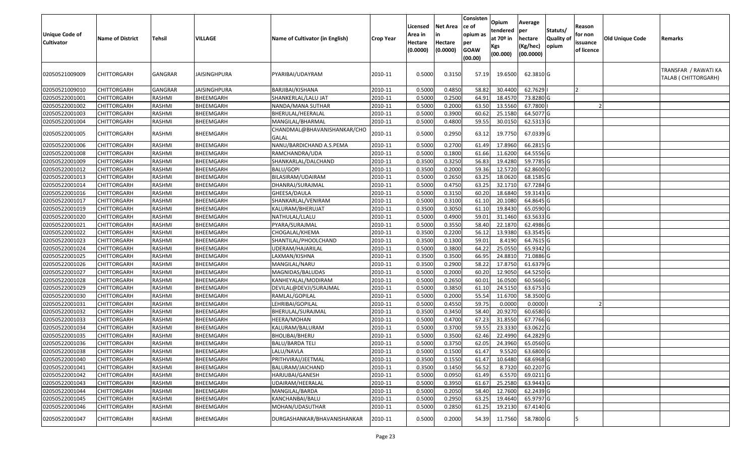| Unique Code of Cultivator | Name of District | Tehsil | VILLAGE | Name of Cultivator (in English) | Crop Year | Licensed Area in Hectare (0.0000) | Net Area in Hectare (0.0000) | Consistence of opium as per GOAW (00.00) | Opium tendered at 70º in Kgs (00.000) | Average per hectare (Kg/hec) (00.0000) | Statuts/ Quality of opium | Reason for non issuance of licence | Old Unique Code | Remarks |
|---|---|---|---|---|---|---|---|---|---|---|---|---|---|---|
| 02050521009009 | CHITTORGARH | GANGRAR | JAISINGHPURA | PYARIBAI/UDAYRAM | 2010-11 | 0.5000 | 0.3150 | 57.19 | 19.6500 | 62.3810 | G | | | TRANSFAR / RAWATI KA TALAB ( CHITTORGARH) |
| 02050521009010 | CHITTORGARH | GANGRAR | JAISINGHPURA | BARJIBAI/KISHANA | 2010-11 | 0.5000 | 0.4850 | 58.82 | 30.4400 | 62.7629 | I | 2 | | |
| 02050522001001 | CHITTORGARH | RASHMI | BHEEMGARH | SHANKERLAL/LALU JAT | 2010-11 | 0.5000 | 0.2500 | 64.91 | 18.4570 | 73.8280 | G | | | |
| 02050522001002 | CHITTORGARH | RASHMI | BHEEMGARH | NANDA/MANA SUTHAR | 2010-11 | 0.5000 | 0.2000 | 63.50 | 13.5560 | 67.7800 | I | 2 | | |
| 02050522001003 | CHITTORGARH | RASHMI | BHEEMGARH | BHERULAL/HEERALAL | 2010-11 | 0.5000 | 0.3900 | 60.62 | 25.1580 | 64.5077 | G | | | |
| 02050522001004 | CHITTORGARH | RASHMI | BHEEMGARH | MANGILAL/BHARMAL | 2010-11 | 0.5000 | 0.4800 | 59.55 | 30.0150 | 62.5313 | G | | | |
| 02050522001005 | CHITTORGARH | RASHMI | BHEEMGARH | CHANDMAL@BHAVANISHANKAR/CHOGALAL | 2010-11 | 0.5000 | 0.2950 | 63.12 | 19.7750 | 67.0339 | G | | | |
| 02050522001006 | CHITTORGARH | RASHMI | BHEEMGARH | NANU/BARDICHAND A.S.PEMA | 2010-11 | 0.5000 | 0.2700 | 61.49 | 17.8960 | 66.2815 | G | | | |
| 02050522001008 | CHITTORGARH | RASHMI | BHEEMGARH | RAMCHANDRA/UDA | 2010-11 | 0.5000 | 0.1800 | 61.66 | 11.6200 | 64.5556 | G | | | |
| 02050522001009 | CHITTORGARH | RASHMI | BHEEMGARH | SHANKARLAL/DALCHAND | 2010-11 | 0.3500 | 0.3250 | 56.83 | 19.4280 | 59.7785 | G | | | |
| 02050522001012 | CHITTORGARH | RASHMI | BHEEMGARH | BALU/GOPI | 2010-11 | 0.3500 | 0.2000 | 59.36 | 12.5720 | 62.8600 | G | | | |
| 02050522001013 | CHITTORGARH | RASHMI | BHEEMGARH | BILASIRAM/UDAIRAM | 2010-11 | 0.5000 | 0.2650 | 63.25 | 18.0620 | 68.1585 | G | | | |
| 02050522001014 | CHITTORGARH | RASHMI | BHEEMGARH | DHANRAJ/SURAJMAL | 2010-11 | 0.5000 | 0.4750 | 63.25 | 32.1710 | 67.7284 | G | | | |
| 02050522001016 | CHITTORGARH | RASHMI | BHEEMGARH | GHEESA/DAULA | 2010-11 | 0.5000 | 0.3150 | 60.20 | 18.6840 | 59.3143 | G | | | |
| 02050522001017 | CHITTORGARH | RASHMI | BHEEMGARH | SHANKARLAL/VENIRAM | 2010-11 | 0.5000 | 0.3100 | 61.10 | 20.1080 | 64.8645 | G | | | |
| 02050522001019 | CHITTORGARH | RASHMI | BHEEMGARH | KALURAM/BHERUJAT | 2010-11 | 0.3500 | 0.3050 | 61.10 | 19.8430 | 65.0590 | G | | | |
| 02050522001020 | CHITTORGARH | RASHMI | BHEEMGARH | NATHULAL/LLALU | 2010-11 | 0.5000 | 0.4900 | 59.01 | 31.1460 | 63.5633 | G | | | |
| 02050522001021 | CHITTORGARH | RASHMI | BHEEMGARH | PYARA/SURAJMAL | 2010-11 | 0.5000 | 0.3550 | 58.40 | 22.1870 | 62.4986 | G | | | |
| 02050522001022 | CHITTORGARH | RASHMI | BHEEMGARH | CHOGALAL/KHEMA | 2010-11 | 0.3500 | 0.2200 | 56.12 | 13.9380 | 63.3545 | G | | | |
| 02050522001023 | CHITTORGARH | RASHMI | BHEEMGARH | SHANTILAL/PHOOLCHAND | 2010-11 | 0.3500 | 0.1300 | 59.01 | 8.4190 | 64.7615 | G | | | |
| 02050522001024 | CHITTORGARH | RASHMI | BHEEMGARH | UDERAM/HAJARILAL | 2010-11 | 0.5000 | 0.3800 | 64.22 | 25.0550 | 65.9342 | G | | | |
| 02050522001025 | CHITTORGARH | RASHMI | BHEEMGARH | LAXMAN/KISHNA | 2010-11 | 0.3500 | 0.3500 | 66.95 | 24.8810 | 71.0886 | G | | | |
| 02050522001026 | CHITTORGARH | RASHMI | BHEEMGARH | MANGILAL/NARU | 2010-11 | 0.3500 | 0.2900 | 58.22 | 17.8750 | 61.6379 | G | | | |
| 02050522001027 | CHITTORGARH | RASHMI | BHEEMGARH | MAGNIDAS/BALUDAS | 2010-11 | 0.5000 | 0.2000 | 60.20 | 12.9050 | 64.5250 | G | | | |
| 02050522001028 | CHITTORGARH | RASHMI | BHEEMGARH | KANHEYALAL/MODIRAM | 2010-11 | 0.5000 | 0.2650 | 60.01 | 16.0500 | 60.5660 | G | | | |
| 02050522001029 | CHITTORGARH | RASHMI | BHEEMGARH | DEVILAL@DEVJI/SURAJMAL | 2010-11 | 0.5000 | 0.3850 | 61.10 | 24.5150 | 63.6753 | G | | | |
| 02050522001030 | CHITTORGARH | RASHMI | BHEEMGARH | RAMLAL/GOPILAL | 2010-11 | 0.5000 | 0.2000 | 55.54 | 11.6700 | 58.3500 | G | | | |
| 02050522001031 | CHITTORGARH | RASHMI | BHEEMGARH | LEHRIBAI/GOPILAL | 2010-11 | 0.5000 | 0.4550 | 59.75 | 0.0000 | 0.0000 | I | 2 | | |
| 02050522001032 | CHITTORGARH | RASHMI | BHEEMGARH | BHERULAL/SURAJMAL | 2010-11 | 0.3500 | 0.3450 | 58.40 | 20.9270 | 60.6580 | G | | | |
| 02050522001033 | CHITTORGARH | RASHMI | BHEEMGARH | HEERA/MOHAN | 2010-11 | 0.5000 | 0.4700 | 67.23 | 31.8550 | 67.7766 | G | | | |
| 02050522001034 | CHITTORGARH | RASHMI | BHEEMGARH | KALURAM/BALURAM | 2010-11 | 0.5000 | 0.3700 | 59.55 | 23.3330 | 63.0622 | G | | | |
| 02050522001035 | CHITTORGARH | RASHMI | BHEEMGARH | BHOLIBAI/BHERU | 2010-11 | 0.5000 | 0.3500 | 62.46 | 22.4990 | 64.2829 | G | | | |
| 02050522001036 | CHITTORGARH | RASHMI | BHEEMGARH | BALU/BARDA TELI | 2010-11 | 0.5000 | 0.3750 | 62.05 | 24.3960 | 65.0560 | G | | | |
| 02050522001038 | CHITTORGARH | RASHMI | BHEEMGARH | LALU/NAVLA | 2010-11 | 0.5000 | 0.1500 | 61.47 | 9.5520 | 63.6800 | G | | | |
| 02050522001040 | CHITTORGARH | RASHMI | BHEEMGARH | PRITHVIRAJ/JEETMAL | 2010-11 | 0.3500 | 0.1550 | 61.47 | 10.6480 | 68.6968 | G | | | |
| 02050522001041 | CHITTORGARH | RASHMI | BHEEMGARH | BALURAM/JAICHAND | 2010-11 | 0.3500 | 0.1450 | 56.52 | 8.7320 | 60.2207 | G | | | |
| 02050522001042 | CHITTORGARH | RASHMI | BHEEMGARH | HARJUBAI/GANESH | 2010-11 | 0.5000 | 0.0950 | 61.49 | 6.5570 | 69.0211 | G | | | |
| 02050522001043 | CHITTORGARH | RASHMI | BHEEMGARH | UDAIRAM/HEERALAL | 2010-11 | 0.5000 | 0.3950 | 61.67 | 25.2580 | 63.9443 | G | | | |
| 02050522001044 | CHITTORGARH | RASHMI | BHEEMGARH | MANGILAL/BARDA | 2010-11 | 0.5000 | 0.2050 | 58.40 | 12.7600 | 62.2439 | G | | | |
| 02050522001045 | CHITTORGARH | RASHMI | BHEEMGARH | KANCHANBAI/BALU | 2010-11 | 0.5000 | 0.2950 | 63.25 | 19.4640 | 65.9797 | G | | | |
| 02050522001046 | CHITTORGARH | RASHMI | BHEEMGARH | MOHAN/UDASUTHAR | 2010-11 | 0.5000 | 0.2850 | 61.25 | 19.2130 | 67.4140 | G | | | |
| 02050522001047 | CHITTORGARH | RASHMI | BHEEMGARH | DURGASHANKAR/BHAVANISHANKAR | 2010-11 | 0.5000 | 0.2000 | 54.39 | 11.7560 | 58.7800 | G | 5 | | |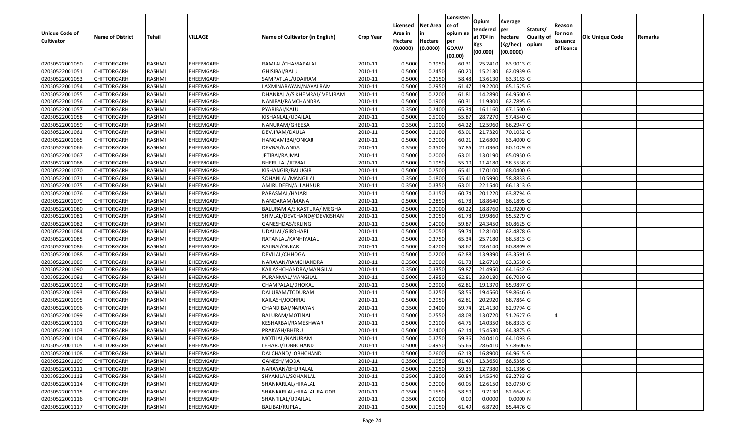| Unique Code of Cultivator | Name of District | Tehsil | VILLAGE | Name of Cultivator (in English) | Crop Year | Licensed Area in Hectare (0.0000) | Net Area in Hectare (0.0000) | Consistence of opium as per GOAW (00.00) | Opium tendered at 70º in Kgs (00.000) | Average per hectare (Kg/hec) (00.0000) | Statuts/ Quality of opium | Reason for non issuance of licence | Old Unique Code | Remarks |
|---|---|---|---|---|---|---|---|---|---|---|---|---|---|---|
| 02050522001050 | CHITTORGARH | RASHMI | BHEEMGARH | RAMLAL/CHAMAPALAL | 2010-11 | 0.5000 | 0.3950 | 60.31 | 25.2410 | 63.9013 | G | | | |
| 02050522001051 | CHITTORGARH | RASHMI | BHEEMGARH | GHISIBAI/BALU | 2010-11 | 0.5000 | 0.2450 | 60.20 | 15.2130 | 62.0939 | G | | | |
| 02050522001053 | CHITTORGARH | RASHMI | BHEEMGARH | SAMPATLAL/UDAIRAM | 2010-11 | 0.5000 | 0.2150 | 58.48 | 13.6130 | 63.3163 | G | | | |
| 02050522001054 | CHITTORGARH | RASHMI | BHEEMGARH | LAXMINARAYAN/NAVALRAM | 2010-11 | 0.5000 | 0.2950 | 61.47 | 19.2200 | 65.1525 | G | | | |
| 02050522001055 | CHITTORGARH | RASHMI | BHEEMGARH | DHANRAJ A/S KHEMRAJ/ VENIRAM | 2010-11 | 0.5000 | 0.2200 | 61.81 | 14.2890 | 64.9500 | G | | | |
| 02050522001056 | CHITTORGARH | RASHMI | BHEEMGARH | NANIBAI/RAMCHANDRA | 2010-11 | 0.5000 | 0.1900 | 60.31 | 11.9300 | 62.7895 | G | | | |
| 02050522001057 | CHITTORGARH | RASHMI | BHEEMGARH | PYARIBAI/KALU | 2010-11 | 0.3500 | 0.2400 | 65.34 | 16.1160 | 67.1500 | G | | | |
| 02050522001058 | CHITTORGARH | RASHMI | BHEEMGARH | KISHANLAL/UDAILAL | 2010-11 | 0.5000 | 0.5000 | 55.87 | 28.7270 | 57.4540 | G | | | |
| 02050522001059 | CHITTORGARH | RASHMI | BHEEMGARH | NANURAM/GHEESA | 2010-11 | 0.3500 | 0.1900 | 64.22 | 12.5960 | 66.2947 | G | | | |
| 02050522001061 | CHITTORGARH | RASHMI | BHEEMGARH | DEVJIRAM/DAULA | 2010-11 | 0.5000 | 0.3100 | 63.01 | 21.7320 | 70.1032 | G | | | |
| 02050522001065 | CHITTORGARH | RASHMI | BHEEMGARH | HANGAMIBAI/ONKAR | 2010-11 | 0.5000 | 0.2000 | 60.21 | 12.6800 | 63.4000 | G | | | |
| 02050522001066 | CHITTORGARH | RASHMI | BHEEMGARH | DEVBAI/NANDA | 2010-11 | 0.3500 | 0.3500 | 57.86 | 21.0360 | 60.1029 | G | | | |
| 02050522001067 | CHITTORGARH | RASHMI | BHEEMGARH | JETIBAI/RAJMAL | 2010-11 | 0.5000 | 0.2000 | 63.01 | 13.0190 | 65.0950 | G | | | |
| 02050522001068 | CHITTORGARH | RASHMI | BHEEMGARH | BHERULAL/JITMAL | 2010-11 | 0.5000 | 0.1950 | 55.10 | 11.4180 | 58.5538 | G | | | |
| 02050522001070 | CHITTORGARH | RASHMI | BHEEMGARH | KISHANGIR/BALUGIR | 2010-11 | 0.5000 | 0.2500 | 65.41 | 17.0100 | 68.0400 | G | | | |
| 02050522001071 | CHITTORGARH | RASHMI | BHEEMGARH | SOHANLAL/MANGILAL | 2010-11 | 0.3500 | 0.1800 | 55.41 | 10.5990 | 58.8833 | G | | | |
| 02050522001075 | CHITTORGARH | RASHMI | BHEEMGARH | AMIRUDEEN/ALLAHNUR | 2010-11 | 0.3500 | 0.3350 | 63.01 | 22.1540 | 66.1313 | G | | | |
| 02050522001076 | CHITTORGARH | RASHMI | BHEEMGARH | PARASMAL/HAJARI | 2010-11 | 0.5000 | 0.3150 | 60.74 | 20.1220 | 63.8794 | G | | | |
| 02050522001079 | CHITTORGARH | RASHMI | BHEEMGARH | NANDARAM/MANA | 2010-11 | 0.5000 | 0.2850 | 61.78 | 18.8640 | 66.1895 | G | | | |
| 02050522001080 | CHITTORGARH | RASHMI | BHEEMGARH | BALURAM A/S KASTURA/ MEGHA | 2010-11 | 0.5000 | 0.3000 | 60.22 | 18.8760 | 62.9200 | G | | | |
| 02050522001081 | CHITTORGARH | RASHMI | BHEEMGARH | SHIVLAL/DEVCHAND@DEVKISHAN | 2010-11 | 0.5000 | 0.3050 | 61.78 | 19.9860 | 65.5279 | G | | | |
| 02050522001082 | CHITTORGARH | RASHMI | BHEEMGARH | GANESHDAS/EKLING | 2010-11 | 0.5000 | 0.4000 | 59.87 | 24.3450 | 60.8625 | G | | | |
| 02050522001084 | CHITTORGARH | RASHMI | BHEEMGARH | UDAILAL/GIRDHARI | 2010-11 | 0.5000 | 0.2050 | 59.74 | 12.8100 | 62.4878 | G | | | |
| 02050522001085 | CHITTORGARH | RASHMI | BHEEMGARH | RATANLAL/KANHIYALAL | 2010-11 | 0.5000 | 0.3750 | 65.34 | 25.7180 | 68.5813 | G | | | |
| 02050522001086 | CHITTORGARH | RASHMI | BHEEMGARH | RAJIBAI/ONKAR | 2010-11 | 0.5000 | 0.4700 | 58.62 | 28.6140 | 60.8809 | G | | | |
| 02050522001088 | CHITTORGARH | RASHMI | BHEEMGARH | DEVILAL/CHHOGA | 2010-11 | 0.5000 | 0.2200 | 62.88 | 13.9390 | 63.3591 | G | | | |
| 02050522001089 | CHITTORGARH | RASHMI | BHEEMGARH | NARAYAN/RAMCHANDRA | 2010-11 | 0.3500 | 0.2000 | 61.78 | 12.6710 | 63.3550 | G | | | |
| 02050522001090 | CHITTORGARH | RASHMI | BHEEMGARH | KAILASHCHANDRA/MANGILAL | 2010-11 | 0.3500 | 0.3350 | 59.87 | 21.4950 | 64.1642 | G | | | |
| 02050522001091 | CHITTORGARH | RASHMI | BHEEMGARH | PURANMAL/MANGILAL | 2010-11 | 0.5000 | 0.4950 | 62.81 | 33.0180 | 66.7030 | G | | | |
| 02050522001092 | CHITTORGARH | RASHMI | BHEEMGARH | CHAMPALAL/DHOKAL | 2010-11 | 0.5000 | 0.2900 | 62.81 | 19.1370 | 65.9897 | G | | | |
| 02050522001093 | CHITTORGARH | RASHMI | BHEEMGARH | DALURAM/TODURAM | 2010-11 | 0.5000 | 0.3250 | 58.56 | 19.4560 | 59.8646 | G | | | |
| 02050522001095 | CHITTORGARH | RASHMI | BHEEMGARH | KAILASH/JODHRAJ | 2010-11 | 0.5000 | 0.2950 | 62.81 | 20.2920 | 68.7864 | G | | | |
| 02050522001096 | CHITTORGARH | RASHMI | BHEEMGARH | CHANDIBAI/NARAYAN | 2010-11 | 0.3500 | 0.3400 | 59.74 | 21.4130 | 62.9794 | G | | | |
| 02050522001099 | CHITTORGARH | RASHMI | BHEEMGARH | BALURAM/MOTINAI | 2010-11 | 0.5000 | 0.2550 | 48.08 | 13.0720 | 51.2627 | G | 4 | | |
| 02050522001101 | CHITTORGARH | RASHMI | BHEEMGARH | KESHARBAI/RAMESHWAR | 2010-11 | 0.5000 | 0.2100 | 64.76 | 14.0350 | 66.8333 | G | | | |
| 02050522001103 | CHITTORGARH | RASHMI | BHEEMGARH | PRAKASH/BHERU | 2010-11 | 0.5000 | 0.2400 | 62.14 | 15.4530 | 64.3875 | G | | | |
| 02050522001104 | CHITTORGARH | RASHMI | BHEEMGARH | MOTILAL/NANURAM | 2010-11 | 0.5000 | 0.3750 | 59.36 | 24.0410 | 64.1093 | G | | | |
| 02050522001105 | CHITTORGARH | RASHMI | BHEEMGARH | LEHARU/LOBHCHAND | 2010-11 | 0.5000 | 0.4950 | 55.66 | 28.6410 | 57.8606 | G | | | |
| 02050522001108 | CHITTORGARH | RASHMI | BHEEMGARH | DALCHAND/LOBHCHAND | 2010-11 | 0.5000 | 0.2600 | 62.13 | 16.8900 | 64.9615 | G | | | |
| 02050522001109 | CHITTORGARH | RASHMI | BHEEMGARH | GANESH/MODA | 2010-11 | 0.3500 | 0.1950 | 61.49 | 13.3650 | 68.5385 | G | | | |
| 02050522001111 | CHITTORGARH | RASHMI | BHEEMGARH | NARAYAN/BHURALAL | 2010-11 | 0.5000 | 0.2050 | 59.36 | 12.7380 | 62.1366 | G | | | |
| 02050522001113 | CHITTORGARH | RASHMI | BHEEMGARH | SHYAMLAL/SOHANLAL | 2010-11 | 0.3500 | 0.2300 | 60.84 | 14.5540 | 63.2783 | G | | | |
| 02050522001114 | CHITTORGARH | RASHMI | BHEEMGARH | SHANKARLAL/HIRALAL | 2010-11 | 0.5000 | 0.2000 | 60.05 | 12.6150 | 63.0750 | G | | | |
| 02050522001115 | CHITTORGARH | RASHMI | BHEEMGARH | SHANKARLAL/HIRALAL RAIGOR | 2010-11 | 0.3500 | 0.1550 | 58.50 | 9.7130 | 62.6645 | G | | | |
| 02050522001116 | CHITTORGARH | RASHMI | BHEEMGARH | SHANTILAL/UDAILAL | 2010-11 | 0.3500 | 0.0000 | 0.00 | 0.0000 | 0.0000 | N | | | |
| 02050522001117 | CHITTORGARH | RASHMI | BHEEMGARH | BALIBAI/RUPLAL | 2010-11 | 0.5000 | 0.1050 | 61.49 | 6.8720 | 65.4476 | G | | | |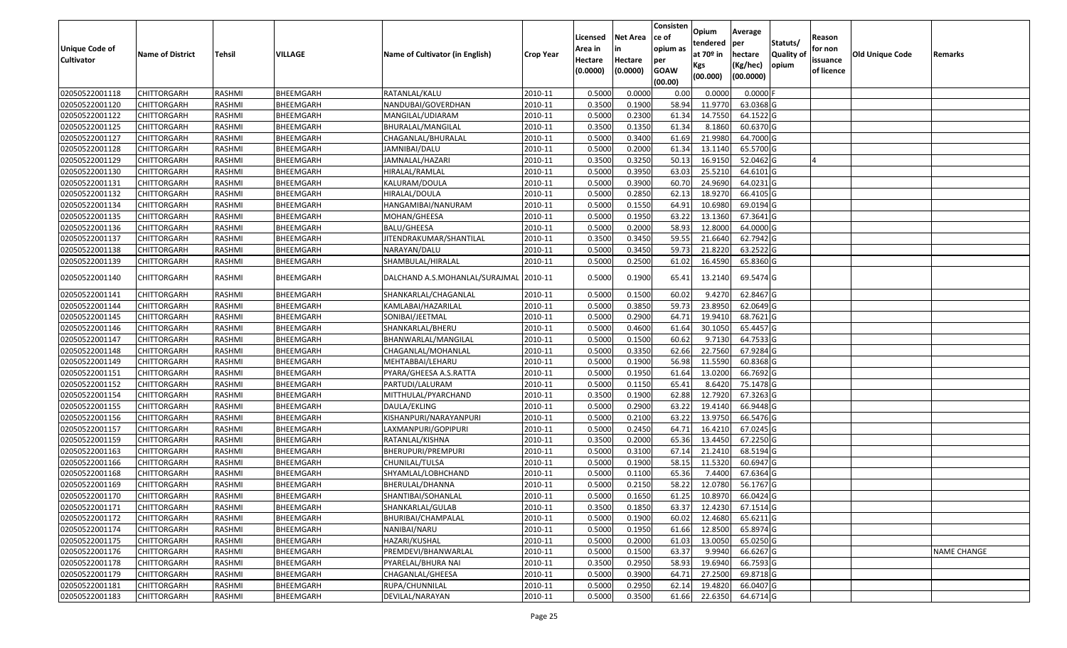| Unique Code of Cultivator | Name of District | Tehsil | VILLAGE | Name of Cultivator (in English) | Crop Year | Licensed Area in Hectare (0.0000) | Net Area in Hectare (0.0000) | Consisten ce of opium as per GOAW (00.00) | Opium tendered at 70º in Kgs (00.000) | Average per hectare (Kg/hec) (00.0000) | Statuts/ Quality of opium | Reason for non issuance of licence | Old Unique Code | Remarks |
|---|---|---|---|---|---|---|---|---|---|---|---|---|---|---|
| 02050522001118 | CHITTORGARH | RASHMI | BHEEMGARH | RATANLAL/KALU | 2010-11 | 0.5000 | 0.0000 | 0.00 | 0.0000 | 0.0000 | F | | | |
| 02050522001120 | CHITTORGARH | RASHMI | BHEEMGARH | NANDUBAI/GOVERDHAN | 2010-11 | 0.3500 | 0.1900 | 58.94 | 11.9770 | 63.0368 | G | | | |
| 02050522001122 | CHITTORGARH | RASHMI | BHEEMGARH | MANGILAL/UDIARAM | 2010-11 | 0.5000 | 0.2300 | 61.34 | 14.7550 | 64.1522 | G | | | |
| 02050522001125 | CHITTORGARH | RASHMI | BHEEMGARH | BHURALAL/MANGILAL | 2010-11 | 0.3500 | 0.1350 | 61.34 | 8.1860 | 60.6370 | G | | | |
| 02050522001127 | CHITTORGARH | RASHMI | BHEEMGARH | CHAGANLAL/BHURALAL | 2010-11 | 0.5000 | 0.3400 | 61.69 | 21.9980 | 64.7000 | G | | | |
| 02050522001128 | CHITTORGARH | RASHMI | BHEEMGARH | JAMNIBAI/DALU | 2010-11 | 0.5000 | 0.2000 | 61.34 | 13.1140 | 65.5700 | G | | | |
| 02050522001129 | CHITTORGARH | RASHMI | BHEEMGARH | JAMNALAL/HAZARI | 2010-11 | 0.3500 | 0.3250 | 50.13 | 16.9150 | 52.0462 | G | 4 | | |
| 02050522001130 | CHITTORGARH | RASHMI | BHEEMGARH | HIRALAL/RAMLAL | 2010-11 | 0.5000 | 0.3950 | 63.03 | 25.5210 | 64.6101 | G | | | |
| 02050522001131 | CHITTORGARH | RASHMI | BHEEMGARH | KALURAM/DOULA | 2010-11 | 0.5000 | 0.3900 | 60.70 | 24.9690 | 64.0231 | G | | | |
| 02050522001132 | CHITTORGARH | RASHMI | BHEEMGARH | HIRALAL/DOULA | 2010-11 | 0.5000 | 0.2850 | 62.13 | 18.9270 | 66.4105 | G | | | |
| 02050522001134 | CHITTORGARH | RASHMI | BHEEMGARH | HANGAMIBAI/NANURAM | 2010-11 | 0.5000 | 0.1550 | 64.91 | 10.6980 | 69.0194 | G | | | |
| 02050522001135 | CHITTORGARH | RASHMI | BHEEMGARH | MOHAN/GHEESA | 2010-11 | 0.5000 | 0.1950 | 63.22 | 13.1360 | 67.3641 | G | | | |
| 02050522001136 | CHITTORGARH | RASHMI | BHEEMGARH | BALU/GHEESA | 2010-11 | 0.5000 | 0.2000 | 58.93 | 12.8000 | 64.0000 | G | | | |
| 02050522001137 | CHITTORGARH | RASHMI | BHEEMGARH | JITENDRAKUMAR/SHANTILAL | 2010-11 | 0.3500 | 0.3450 | 59.55 | 21.6640 | 62.7942 | G | | | |
| 02050522001138 | CHITTORGARH | RASHMI | BHEEMGARH | NARAYAN/DALU | 2010-11 | 0.5000 | 0.3450 | 59.73 | 21.8220 | 63.2522 | G | | | |
| 02050522001139 | CHITTORGARH | RASHMI | BHEEMGARH | SHAMBULAL/HIRALAL | 2010-11 | 0.5000 | 0.2500 | 61.02 | 16.4590 | 65.8360 | G | | | |
| 02050522001140 | CHITTORGARH | RASHMI | BHEEMGARH | DALCHAND A.S.MOHANLAL/SURAJMAL | 2010-11 | 0.5000 | 0.1900 | 65.41 | 13.2140 | 69.5474 | G | | | |
| 02050522001141 | CHITTORGARH | RASHMI | BHEEMGARH | SHANKARLAL/CHAGANLAL | 2010-11 | 0.5000 | 0.1500 | 60.02 | 9.4270 | 62.8467 | G | | | |
| 02050522001144 | CHITTORGARH | RASHMI | BHEEMGARH | KAMLABAI/HAZARILAL | 2010-11 | 0.5000 | 0.3850 | 59.73 | 23.8950 | 62.0649 | G | | | |
| 02050522001145 | CHITTORGARH | RASHMI | BHEEMGARH | SONIBAI/JEETMAL | 2010-11 | 0.5000 | 0.2900 | 64.71 | 19.9410 | 68.7621 | G | | | |
| 02050522001146 | CHITTORGARH | RASHMI | BHEEMGARH | SHANKARLAL/BHERU | 2010-11 | 0.5000 | 0.4600 | 61.64 | 30.1050 | 65.4457 | G | | | |
| 02050522001147 | CHITTORGARH | RASHMI | BHEEMGARH | BHANWARLAL/MANGILAL | 2010-11 | 0.5000 | 0.1500 | 60.62 | 9.7130 | 64.7533 | G | | | |
| 02050522001148 | CHITTORGARH | RASHMI | BHEEMGARH | CHAGANLAL/MOHANLAL | 2010-11 | 0.5000 | 0.3350 | 62.66 | 22.7560 | 67.9284 | G | | | |
| 02050522001149 | CHITTORGARH | RASHMI | BHEEMGARH | MEHTABBAI/LEHARU | 2010-11 | 0.5000 | 0.1900 | 56.98 | 11.5590 | 60.8368 | G | | | |
| 02050522001151 | CHITTORGARH | RASHMI | BHEEMGARH | PYARA/GHEESA A.S.RATTA | 2010-11 | 0.5000 | 0.1950 | 61.64 | 13.0200 | 66.7692 | G | | | |
| 02050522001152 | CHITTORGARH | RASHMI | BHEEMGARH | PARTUDI/LALURAM | 2010-11 | 0.5000 | 0.1150 | 65.41 | 8.6420 | 75.1478 | G | | | |
| 02050522001154 | CHITTORGARH | RASHMI | BHEEMGARH | MITTHULAL/PYARCHAND | 2010-11 | 0.3500 | 0.1900 | 62.88 | 12.7920 | 67.3263 | G | | | |
| 02050522001155 | CHITTORGARH | RASHMI | BHEEMGARH | DAULA/EKLING | 2010-11 | 0.5000 | 0.2900 | 63.22 | 19.4140 | 66.9448 | G | | | |
| 02050522001156 | CHITTORGARH | RASHMI | BHEEMGARH | KISHANPURI/NARAYANPURI | 2010-11 | 0.5000 | 0.2100 | 63.22 | 13.9750 | 66.5476 | G | | | |
| 02050522001157 | CHITTORGARH | RASHMI | BHEEMGARH | LAXMANPURI/GOPIPURI | 2010-11 | 0.5000 | 0.2450 | 64.71 | 16.4210 | 67.0245 | G | | | |
| 02050522001159 | CHITTORGARH | RASHMI | BHEEMGARH | RATANLAL/KISHNA | 2010-11 | 0.3500 | 0.2000 | 65.36 | 13.4450 | 67.2250 | G | | | |
| 02050522001163 | CHITTORGARH | RASHMI | BHEEMGARH | BHERUPURI/PREMPURI | 2010-11 | 0.5000 | 0.3100 | 67.14 | 21.2410 | 68.5194 | G | | | |
| 02050522001166 | CHITTORGARH | RASHMI | BHEEMGARH | CHUNILAL/TULSA | 2010-11 | 0.5000 | 0.1900 | 58.15 | 11.5320 | 60.6947 | G | | | |
| 02050522001168 | CHITTORGARH | RASHMI | BHEEMGARH | SHYAMLAL/LOBHCHAND | 2010-11 | 0.5000 | 0.1100 | 65.36 | 7.4400 | 67.6364 | G | | | |
| 02050522001169 | CHITTORGARH | RASHMI | BHEEMGARH | BHERULAL/DHANNA | 2010-11 | 0.5000 | 0.2150 | 58.22 | 12.0780 | 56.1767 | G | | | |
| 02050522001170 | CHITTORGARH | RASHMI | BHEEMGARH | SHANTIBAI/SOHANLAL | 2010-11 | 0.5000 | 0.1650 | 61.25 | 10.8970 | 66.0424 | G | | | |
| 02050522001171 | CHITTORGARH | RASHMI | BHEEMGARH | SHANKARLAL/GULAB | 2010-11 | 0.3500 | 0.1850 | 63.37 | 12.4230 | 67.1514 | G | | | |
| 02050522001172 | CHITTORGARH | RASHMI | BHEEMGARH | BHURIBAI/CHAMPALAL | 2010-11 | 0.5000 | 0.1900 | 60.02 | 12.4680 | 65.6211 | G | | | |
| 02050522001174 | CHITTORGARH | RASHMI | BHEEMGARH | NANIBAI/NARU | 2010-11 | 0.5000 | 0.1950 | 61.66 | 12.8500 | 65.8974 | G | | | |
| 02050522001175 | CHITTORGARH | RASHMI | BHEEMGARH | HAZARI/KUSHAL | 2010-11 | 0.5000 | 0.2000 | 61.03 | 13.0050 | 65.0250 | G | | | |
| 02050522001176 | CHITTORGARH | RASHMI | BHEEMGARH | PREMDEVI/BHANWARLAL | 2010-11 | 0.5000 | 0.1500 | 63.37 | 9.9940 | 66.6267 | G | | | NAME CHANGE |
| 02050522001178 | CHITTORGARH | RASHMI | BHEEMGARH | PYARELAL/BHURA NAI | 2010-11 | 0.3500 | 0.2950 | 58.93 | 19.6940 | 66.7593 | G | | | |
| 02050522001179 | CHITTORGARH | RASHMI | BHEEMGARH | CHAGANLAL/GHEESA | 2010-11 | 0.5000 | 0.3900 | 64.71 | 27.2500 | 69.8718 | G | | | |
| 02050522001181 | CHITTORGARH | RASHMI | BHEEMGARH | RUPA/CHUNNILAL | 2010-11 | 0.5000 | 0.2950 | 62.14 | 19.4820 | 66.0407 | G | | | |
| 02050522001183 | CHITTORGARH | RASHMI | BHEEMGARH | DEVILAL/NARAYAN | 2010-11 | 0.5000 | 0.3500 | 61.66 | 22.6350 | 64.6714 | G | | | |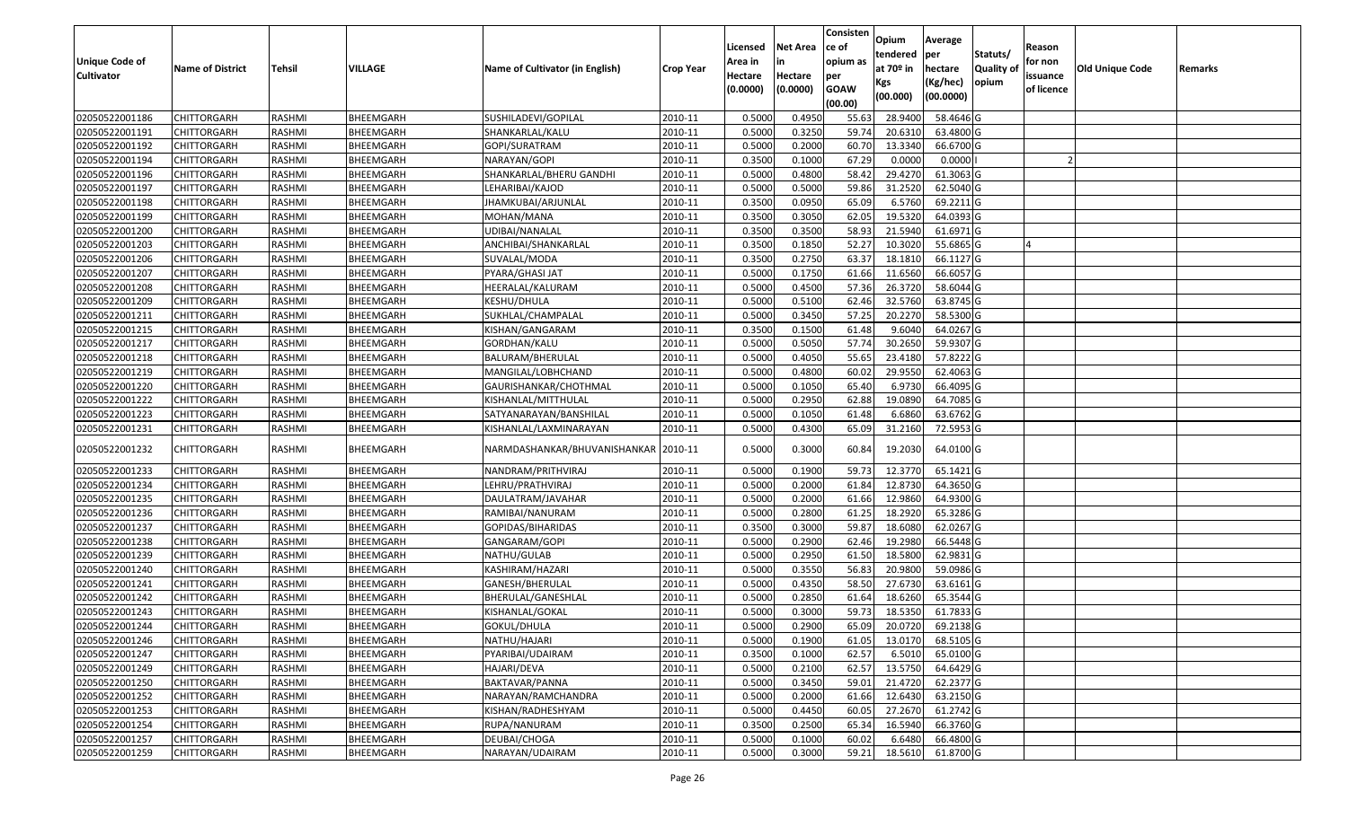| Unique Code of Cultivator | Name of District | Tehsil | VILLAGE | Name of Cultivator (in English) | Crop Year | Licensed Area in Hectare (0.0000) | Net Area in Hectare (0.0000) | Consistence of opium as per GOAW (00.00) | Opium tendered at 70º in Kgs (00.000) | Average per hectare (Kg/hec) (00.0000) | Statuts/ Quality of opium | Reason for non issuance of licence | Old Unique Code | Remarks |
|---|---|---|---|---|---|---|---|---|---|---|---|---|---|---|
| 02050522001186 | CHITTORGARH | RASHMI | BHEEMGARH | SUSHILADEVI/GOPILAL | 2010-11 | 0.5000 | 0.4950 | 55.63 | 28.9400 | 58.4646 | G | | | |
| 02050522001191 | CHITTORGARH | RASHMI | BHEEMGARH | SHANKARLAL/KALU | 2010-11 | 0.5000 | 0.3250 | 59.74 | 20.6310 | 63.4800 | G | | | |
| 02050522001192 | CHITTORGARH | RASHMI | BHEEMGARH | GOPI/SURATRAM | 2010-11 | 0.5000 | 0.2000 | 60.70 | 13.3340 | 66.6700 | G | | | |
| 02050522001194 | CHITTORGARH | RASHMI | BHEEMGARH | NARAYAN/GOPI | 2010-11 | 0.3500 | 0.1000 | 67.29 | 0.0000 | 0.0000 | I | 2 | | |
| 02050522001196 | CHITTORGARH | RASHMI | BHEEMGARH | SHANKARLAL/BHERU GANDHI | 2010-11 | 0.5000 | 0.4800 | 58.42 | 29.4270 | 61.3063 | G | | | |
| 02050522001197 | CHITTORGARH | RASHMI | BHEEMGARH | LEHARIBAI/KAJOD | 2010-11 | 0.5000 | 0.5000 | 59.86 | 31.2520 | 62.5040 | G | | | |
| 02050522001198 | CHITTORGARH | RASHMI | BHEEMGARH | JHAMKUBAI/ARJUNLAL | 2010-11 | 0.3500 | 0.0950 | 65.09 | 6.5760 | 69.2211 | G | | | |
| 02050522001199 | CHITTORGARH | RASHMI | BHEEMGARH | MOHAN/MANA | 2010-11 | 0.3500 | 0.3050 | 62.05 | 19.5320 | 64.0393 | G | | | |
| 02050522001200 | CHITTORGARH | RASHMI | BHEEMGARH | UDIBAI/NANALAL | 2010-11 | 0.3500 | 0.3500 | 58.93 | 21.5940 | 61.6971 | G | | | |
| 02050522001203 | CHITTORGARH | RASHMI | BHEEMGARH | ANCHIBAI/SHANKARLAL | 2010-11 | 0.3500 | 0.1850 | 52.27 | 10.3020 | 55.6865 | G | 4 | | |
| 02050522001206 | CHITTORGARH | RASHMI | BHEEMGARH | SUVALAL/MODA | 2010-11 | 0.3500 | 0.2750 | 63.37 | 18.1810 | 66.1127 | G | | | |
| 02050522001207 | CHITTORGARH | RASHMI | BHEEMGARH | PYARA/GHASI JAT | 2010-11 | 0.5000 | 0.1750 | 61.66 | 11.6560 | 66.6057 | G | | | |
| 02050522001208 | CHITTORGARH | RASHMI | BHEEMGARH | HEERALAL/KALURAM | 2010-11 | 0.5000 | 0.4500 | 57.36 | 26.3720 | 58.6044 | G | | | |
| 02050522001209 | CHITTORGARH | RASHMI | BHEEMGARH | KESHU/DHULA | 2010-11 | 0.5000 | 0.5100 | 62.46 | 32.5760 | 63.8745 | G | | | |
| 02050522001211 | CHITTORGARH | RASHMI | BHEEMGARH | SUKHLAL/CHAMPALAL | 2010-11 | 0.5000 | 0.3450 | 57.25 | 20.2270 | 58.5300 | G | | | |
| 02050522001215 | CHITTORGARH | RASHMI | BHEEMGARH | KISHAN/GANGARAM | 2010-11 | 0.3500 | 0.1500 | 61.48 | 9.6040 | 64.0267 | G | | | |
| 02050522001217 | CHITTORGARH | RASHMI | BHEEMGARH | GORDHAN/KALU | 2010-11 | 0.5000 | 0.5050 | 57.74 | 30.2650 | 59.9307 | G | | | |
| 02050522001218 | CHITTORGARH | RASHMI | BHEEMGARH | BALURAM/BHERULAL | 2010-11 | 0.5000 | 0.4050 | 55.65 | 23.4180 | 57.8222 | G | | | |
| 02050522001219 | CHITTORGARH | RASHMI | BHEEMGARH | MANGILAL/LOBHCHAND | 2010-11 | 0.5000 | 0.4800 | 60.02 | 29.9550 | 62.4063 | G | | | |
| 02050522001220 | CHITTORGARH | RASHMI | BHEEMGARH | GAURISHANKAR/CHOTHMAL | 2010-11 | 0.5000 | 0.1050 | 65.40 | 6.9730 | 66.4095 | G | | | |
| 02050522001222 | CHITTORGARH | RASHMI | BHEEMGARH | KISHANLAL/MITTHULAL | 2010-11 | 0.5000 | 0.2950 | 62.88 | 19.0890 | 64.7085 | G | | | |
| 02050522001223 | CHITTORGARH | RASHMI | BHEEMGARH | SATYANARAYAN/BANSHILAL | 2010-11 | 0.5000 | 0.1050 | 61.48 | 6.6860 | 63.6762 | G | | | |
| 02050522001231 | CHITTORGARH | RASHMI | BHEEMGARH | KISHANLAL/LAXMINARAYAN | 2010-11 | 0.5000 | 0.4300 | 65.09 | 31.2160 | 72.5953 | G | | | |
| 02050522001232 | CHITTORGARH | RASHMI | BHEEMGARH | NARMDASHANKAR/BHUVANISHANKAR | 2010-11 | 0.5000 | 0.3000 | 60.84 | 19.2030 | 64.0100 | G | | | |
| 02050522001233 | CHITTORGARH | RASHMI | BHEEMGARH | NANDRAM/PRITHVIRAJ | 2010-11 | 0.5000 | 0.1900 | 59.73 | 12.3770 | 65.1421 | G | | | |
| 02050522001234 | CHITTORGARH | RASHMI | BHEEMGARH | LEHRU/PRATHVIRAJ | 2010-11 | 0.5000 | 0.2000 | 61.84 | 12.8730 | 64.3650 | G | | | |
| 02050522001235 | CHITTORGARH | RASHMI | BHEEMGARH | DAULATRAM/JAVAHAR | 2010-11 | 0.5000 | 0.2000 | 61.66 | 12.9860 | 64.9300 | G | | | |
| 02050522001236 | CHITTORGARH | RASHMI | BHEEMGARH | RAMIBAI/NANURAM | 2010-11 | 0.5000 | 0.2800 | 61.25 | 18.2920 | 65.3286 | G | | | |
| 02050522001237 | CHITTORGARH | RASHMI | BHEEMGARH | GOPIDAS/BIHARIDAS | 2010-11 | 0.3500 | 0.3000 | 59.87 | 18.6080 | 62.0267 | G | | | |
| 02050522001238 | CHITTORGARH | RASHMI | BHEEMGARH | GANGARAM/GOPI | 2010-11 | 0.5000 | 0.2900 | 62.46 | 19.2980 | 66.5448 | G | | | |
| 02050522001239 | CHITTORGARH | RASHMI | BHEEMGARH | NATHU/GULAB | 2010-11 | 0.5000 | 0.2950 | 61.50 | 18.5800 | 62.9831 | G | | | |
| 02050522001240 | CHITTORGARH | RASHMI | BHEEMGARH | KASHIRAM/HAZARI | 2010-11 | 0.5000 | 0.3550 | 56.83 | 20.9800 | 59.0986 | G | | | |
| 02050522001241 | CHITTORGARH | RASHMI | BHEEMGARH | GANESH/BHERULAL | 2010-11 | 0.5000 | 0.4350 | 58.50 | 27.6730 | 63.6161 | G | | | |
| 02050522001242 | CHITTORGARH | RASHMI | BHEEMGARH | BHERULAL/GANESHLAL | 2010-11 | 0.5000 | 0.2850 | 61.64 | 18.6260 | 65.3544 | G | | | |
| 02050522001243 | CHITTORGARH | RASHMI | BHEEMGARH | KISHANLAL/GOKAL | 2010-11 | 0.5000 | 0.3000 | 59.73 | 18.5350 | 61.7833 | G | | | |
| 02050522001244 | CHITTORGARH | RASHMI | BHEEMGARH | GOKUL/DHULA | 2010-11 | 0.5000 | 0.2900 | 65.09 | 20.0720 | 69.2138 | G | | | |
| 02050522001246 | CHITTORGARH | RASHMI | BHEEMGARH | NATHU/HAJARI | 2010-11 | 0.5000 | 0.1900 | 61.05 | 13.0170 | 68.5105 | G | | | |
| 02050522001247 | CHITTORGARH | RASHMI | BHEEMGARH | PYARIBAI/UDAIRAM | 2010-11 | 0.3500 | 0.1000 | 62.57 | 6.5010 | 65.0100 | G | | | |
| 02050522001249 | CHITTORGARH | RASHMI | BHEEMGARH | HAJARI/DEVA | 2010-11 | 0.5000 | 0.2100 | 62.57 | 13.5750 | 64.6429 | G | | | |
| 02050522001250 | CHITTORGARH | RASHMI | BHEEMGARH | BAKTAVAR/PANNA | 2010-11 | 0.5000 | 0.3450 | 59.01 | 21.4720 | 62.2377 | G | | | |
| 02050522001252 | CHITTORGARH | RASHMI | BHEEMGARH | NARAYAN/RAMCHANDRA | 2010-11 | 0.5000 | 0.2000 | 61.66 | 12.6430 | 63.2150 | G | | | |
| 02050522001253 | CHITTORGARH | RASHMI | BHEEMGARH | KISHAN/RADHESHYAM | 2010-11 | 0.5000 | 0.4450 | 60.05 | 27.2670 | 61.2742 | G | | | |
| 02050522001254 | CHITTORGARH | RASHMI | BHEEMGARH | RUPA/NANURAM | 2010-11 | 0.3500 | 0.2500 | 65.34 | 16.5940 | 66.3760 | G | | | |
| 02050522001257 | CHITTORGARH | RASHMI | BHEEMGARH | DEUBAI/CHOGA | 2010-11 | 0.5000 | 0.1000 | 60.02 | 6.6480 | 66.4800 | G | | | |
| 02050522001259 | CHITTORGARH | RASHMI | BHEEMGARH | NARAYAN/UDAIRAM | 2010-11 | 0.5000 | 0.3000 | 59.21 | 18.5610 | 61.8700 | G | | | |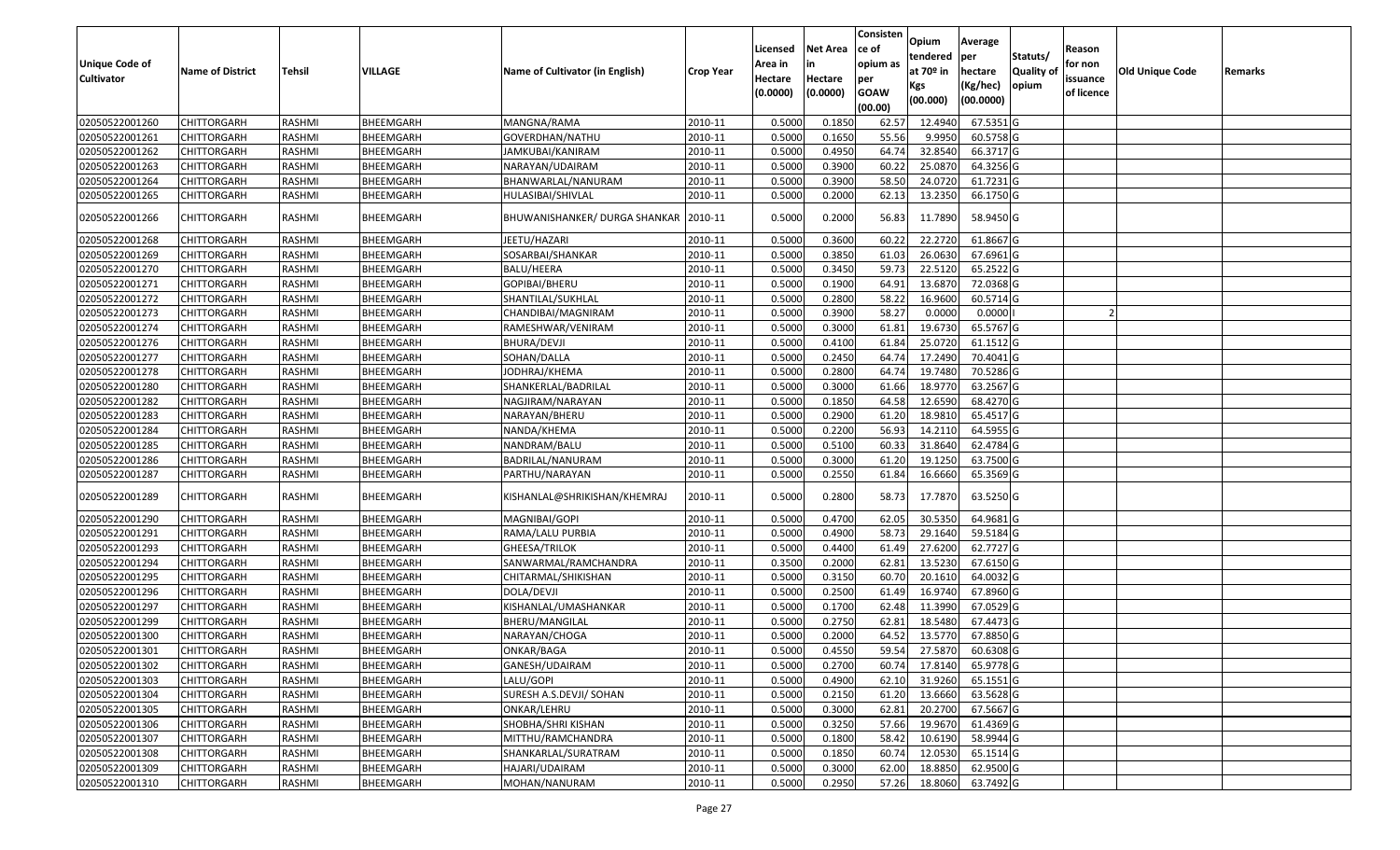| Unique Code of Cultivator | Name of District | Tehsil | VILLAGE | Name of Cultivator (in English) | Crop Year | Licensed Area in Hectare (0.0000) | Net Area in Hectare (0.0000) | Consisten ce of opium as per GOAW (00.00) | Opium tendered at 70º in Kgs (00.000) | Average per hectare (Kg/hec) (00.0000) | Statuts/ Quality of opium | Reason for non issuance of licence | Old Unique Code | Remarks |
|---|---|---|---|---|---|---|---|---|---|---|---|---|---|---|
| 02050522001260 | CHITTORGARH | RASHMI | BHEEMGARH | MANGNA/RAMA | 2010-11 | 0.5000 | 0.1850 | 62.57 | 12.4940 | 67.5351 | G | | | |
| 02050522001261 | CHITTORGARH | RASHMI | BHEEMGARH | GOVERDHAN/NATHU | 2010-11 | 0.5000 | 0.1650 | 55.56 | 9.9950 | 60.5758 | G | | | |
| 02050522001262 | CHITTORGARH | RASHMI | BHEEMGARH | JAMKUBAI/KANIRAM | 2010-11 | 0.5000 | 0.4950 | 64.74 | 32.8540 | 66.3717 | G | | | |
| 02050522001263 | CHITTORGARH | RASHMI | BHEEMGARH | NARAYAN/UDAIRAM | 2010-11 | 0.5000 | 0.3900 | 60.22 | 25.0870 | 64.3256 | G | | | |
| 02050522001264 | CHITTORGARH | RASHMI | BHEEMGARH | BHANWARLAL/NANURAM | 2010-11 | 0.5000 | 0.3900 | 58.50 | 24.0720 | 61.7231 | G | | | |
| 02050522001265 | CHITTORGARH | RASHMI | BHEEMGARH | HULASIBAI/SHIVLAL | 2010-11 | 0.5000 | 0.2000 | 62.13 | 13.2350 | 66.1750 | G | | | |
| 02050522001266 | CHITTORGARH | RASHMI | BHEEMGARH | BHUWANISHANKER/ DURGA SHANKAR | 2010-11 | 0.5000 | 0.2000 | 56.83 | 11.7890 | 58.9450 | G | | | |
| 02050522001268 | CHITTORGARH | RASHMI | BHEEMGARH | JEETU/HAZARI | 2010-11 | 0.5000 | 0.3600 | 60.22 | 22.2720 | 61.8667 | G | | | |
| 02050522001269 | CHITTORGARH | RASHMI | BHEEMGARH | SOSARBAI/SHANKAR | 2010-11 | 0.5000 | 0.3850 | 61.03 | 26.0630 | 67.6961 | G | | | |
| 02050522001270 | CHITTORGARH | RASHMI | BHEEMGARH | BALU/HEERA | 2010-11 | 0.5000 | 0.3450 | 59.73 | 22.5120 | 65.2522 | G | | | |
| 02050522001271 | CHITTORGARH | RASHMI | BHEEMGARH | GOPIBAI/BHERU | 2010-11 | 0.5000 | 0.1900 | 64.91 | 13.6870 | 72.0368 | G | | | |
| 02050522001272 | CHITTORGARH | RASHMI | BHEEMGARH | SHANTILAL/SUKHLAL | 2010-11 | 0.5000 | 0.2800 | 58.22 | 16.9600 | 60.5714 | G | | | |
| 02050522001273 | CHITTORGARH | RASHMI | BHEEMGARH | CHANDIBAI/MAGNIRAM | 2010-11 | 0.5000 | 0.3900 | 58.27 | 0.0000 | 0.0000 | I | 2 | | |
| 02050522001274 | CHITTORGARH | RASHMI | BHEEMGARH | RAMESHWAR/VENIRAM | 2010-11 | 0.5000 | 0.3000 | 61.81 | 19.6730 | 65.5767 | G | | | |
| 02050522001276 | CHITTORGARH | RASHMI | BHEEMGARH | BHURA/DEVJI | 2010-11 | 0.5000 | 0.4100 | 61.84 | 25.0720 | 61.1512 | G | | | |
| 02050522001277 | CHITTORGARH | RASHMI | BHEEMGARH | SOHAN/DALLA | 2010-11 | 0.5000 | 0.2450 | 64.74 | 17.2490 | 70.4041 | G | | | |
| 02050522001278 | CHITTORGARH | RASHMI | BHEEMGARH | JODHRAJ/KHEMA | 2010-11 | 0.5000 | 0.2800 | 64.74 | 19.7480 | 70.5286 | G | | | |
| 02050522001280 | CHITTORGARH | RASHMI | BHEEMGARH | SHANKERLAL/BADRILAL | 2010-11 | 0.5000 | 0.3000 | 61.66 | 18.9770 | 63.2567 | G | | | |
| 02050522001282 | CHITTORGARH | RASHMI | BHEEMGARH | NAGJIRAM/NARAYAN | 2010-11 | 0.5000 | 0.1850 | 64.58 | 12.6590 | 68.4270 | G | | | |
| 02050522001283 | CHITTORGARH | RASHMI | BHEEMGARH | NARAYAN/BHERU | 2010-11 | 0.5000 | 0.2900 | 61.20 | 18.9810 | 65.4517 | G | | | |
| 02050522001284 | CHITTORGARH | RASHMI | BHEEMGARH | NANDA/KHEMA | 2010-11 | 0.5000 | 0.2200 | 56.93 | 14.2110 | 64.5955 | G | | | |
| 02050522001285 | CHITTORGARH | RASHMI | BHEEMGARH | NANDRAM/BALU | 2010-11 | 0.5000 | 0.5100 | 60.33 | 31.8640 | 62.4784 | G | | | |
| 02050522001286 | CHITTORGARH | RASHMI | BHEEMGARH | BADRILAL/NANURAM | 2010-11 | 0.5000 | 0.3000 | 61.20 | 19.1250 | 63.7500 | G | | | |
| 02050522001287 | CHITTORGARH | RASHMI | BHEEMGARH | PARTHU/NARAYAN | 2010-11 | 0.5000 | 0.2550 | 61.84 | 16.6660 | 65.3569 | G | | | |
| 02050522001289 | CHITTORGARH | RASHMI | BHEEMGARH | KISHANLAL@SHRIKISHAN/KHEMRAJ | 2010-11 | 0.5000 | 0.2800 | 58.73 | 17.7870 | 63.5250 | G | | | |
| 02050522001290 | CHITTORGARH | RASHMI | BHEEMGARH | MAGNIBAI/GOPI | 2010-11 | 0.5000 | 0.4700 | 62.05 | 30.5350 | 64.9681 | G | | | |
| 02050522001291 | CHITTORGARH | RASHMI | BHEEMGARH | RAMA/LALU PURBIA | 2010-11 | 0.5000 | 0.4900 | 58.73 | 29.1640 | 59.5184 | G | | | |
| 02050522001293 | CHITTORGARH | RASHMI | BHEEMGARH | GHEESA/TRILOK | 2010-11 | 0.5000 | 0.4400 | 61.49 | 27.6200 | 62.7727 | G | | | |
| 02050522001294 | CHITTORGARH | RASHMI | BHEEMGARH | SANWARMAL/RAMCHANDRA | 2010-11 | 0.3500 | 0.2000 | 62.81 | 13.5230 | 67.6150 | G | | | |
| 02050522001295 | CHITTORGARH | RASHMI | BHEEMGARH | CHITARMAL/SHIKISHAN | 2010-11 | 0.5000 | 0.3150 | 60.70 | 20.1610 | 64.0032 | G | | | |
| 02050522001296 | CHITTORGARH | RASHMI | BHEEMGARH | DOLA/DEVJI | 2010-11 | 0.5000 | 0.2500 | 61.49 | 16.9740 | 67.8960 | G | | | |
| 02050522001297 | CHITTORGARH | RASHMI | BHEEMGARH | KISHANLAL/UMASHANKAR | 2010-11 | 0.5000 | 0.1700 | 62.48 | 11.3990 | 67.0529 | G | | | |
| 02050522001299 | CHITTORGARH | RASHMI | BHEEMGARH | BHERU/MANGILAL | 2010-11 | 0.5000 | 0.2750 | 62.81 | 18.5480 | 67.4473 | G | | | |
| 02050522001300 | CHITTORGARH | RASHMI | BHEEMGARH | NARAYAN/CHOGA | 2010-11 | 0.5000 | 0.2000 | 64.52 | 13.5770 | 67.8850 | G | | | |
| 02050522001301 | CHITTORGARH | RASHMI | BHEEMGARH | ONKAR/BAGA | 2010-11 | 0.5000 | 0.4550 | 59.54 | 27.5870 | 60.6308 | G | | | |
| 02050522001302 | CHITTORGARH | RASHMI | BHEEMGARH | GANESH/UDAIRAM | 2010-11 | 0.5000 | 0.2700 | 60.74 | 17.8140 | 65.9778 | G | | | |
| 02050522001303 | CHITTORGARH | RASHMI | BHEEMGARH | LALU/GOPI | 2010-11 | 0.5000 | 0.4900 | 62.10 | 31.9260 | 65.1551 | G | | | |
| 02050522001304 | CHITTORGARH | RASHMI | BHEEMGARH | SURESH A.S.DEVJI/ SOHAN | 2010-11 | 0.5000 | 0.2150 | 61.20 | 13.6660 | 63.5628 | G | | | |
| 02050522001305 | CHITTORGARH | RASHMI | BHEEMGARH | ONKAR/LEHRU | 2010-11 | 0.5000 | 0.3000 | 62.81 | 20.2700 | 67.5667 | G | | | |
| 02050522001306 | CHITTORGARH | RASHMI | BHEEMGARH | SHOBHA/SHRI KISHAN | 2010-11 | 0.5000 | 0.3250 | 57.66 | 19.9670 | 61.4369 | G | | | |
| 02050522001307 | CHITTORGARH | RASHMI | BHEEMGARH | MITTHU/RAMCHANDRA | 2010-11 | 0.5000 | 0.1800 | 58.42 | 10.6190 | 58.9944 | G | | | |
| 02050522001308 | CHITTORGARH | RASHMI | BHEEMGARH | SHANKARLAL/SURATRAM | 2010-11 | 0.5000 | 0.1850 | 60.74 | 12.0530 | 65.1514 | G | | | |
| 02050522001309 | CHITTORGARH | RASHMI | BHEEMGARH | HAJARI/UDAIRAM | 2010-11 | 0.5000 | 0.3000 | 62.00 | 18.8850 | 62.9500 | G | | | |
| 02050522001310 | CHITTORGARH | RASHMI | BHEEMGARH | MOHAN/NANURAM | 2010-11 | 0.5000 | 0.2950 | 57.26 | 18.8060 | 63.7492 | G | | | |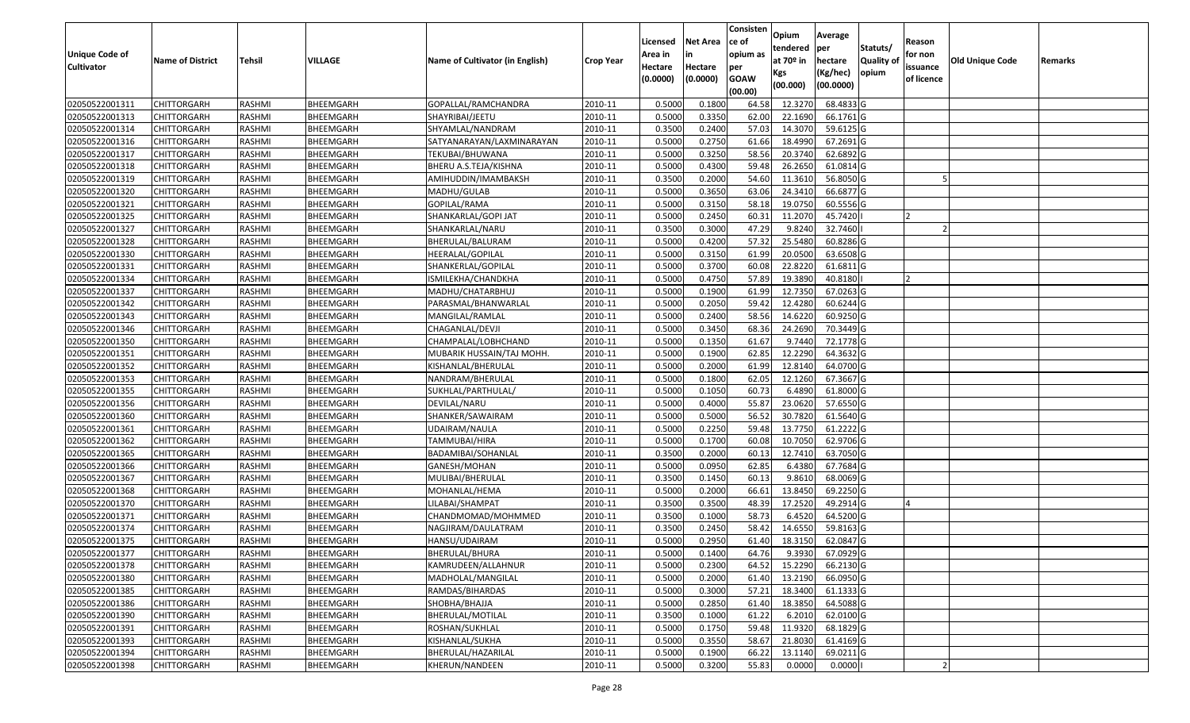| Unique Code of Cultivator | Name of District | Tehsil | VILLAGE | Name of Cultivator (in English) | Crop Year | Licensed Area in Hectare (0.0000) | Net Area in Hectare (0.0000) | Consistence of opium as per GOAW (00.00) | Opium tendered at 70º in Kgs (00.000) | Average per hectare (Kg/hec) (00.0000) | Statuts/ Quality of opium | Reason for non issuance of licence | Old Unique Code | Remarks |
|---|---|---|---|---|---|---|---|---|---|---|---|---|---|---|
| 02050522001311 | CHITTORGARH | RASHMI | BHEEMGARH | GOPALLAL/RAMCHANDRA | 2010-11 | 0.5000 | 0.1800 | 64.58 | 12.3270 | 68.4833 | G | | | |
| 02050522001313 | CHITTORGARH | RASHMI | BHEEMGARH | SHAYRIBAI/JEETU | 2010-11 | 0.5000 | 0.3350 | 62.00 | 22.1690 | 66.1761 | G | | | |
| 02050522001314 | CHITTORGARH | RASHMI | BHEEMGARH | SHYAMLAL/NANDRAM | 2010-11 | 0.3500 | 0.2400 | 57.03 | 14.3070 | 59.6125 | G | | | |
| 02050522001316 | CHITTORGARH | RASHMI | BHEEMGARH | SATYANARAYAN/LAXMINARAYAN | 2010-11 | 0.5000 | 0.2750 | 61.66 | 18.4990 | 67.2691 | G | | | |
| 02050522001317 | CHITTORGARH | RASHMI | BHEEMGARH | TEKUBAI/BHUWANA | 2010-11 | 0.5000 | 0.3250 | 58.56 | 20.3740 | 62.6892 | G | | | |
| 02050522001318 | CHITTORGARH | RASHMI | BHEEMGARH | BHERU A.S.TEJA/KISHNA | 2010-11 | 0.5000 | 0.4300 | 59.48 | 26.2650 | 61.0814 | G | | | |
| 02050522001319 | CHITTORGARH | RASHMI | BHEEMGARH | AMIHUDDIN/IMAMBAKSH | 2010-11 | 0.3500 | 0.2000 | 54.60 | 11.3610 | 56.8050 | G | 5 | | |
| 02050522001320 | CHITTORGARH | RASHMI | BHEEMGARH | MADHU/GULAB | 2010-11 | 0.5000 | 0.3650 | 63.06 | 24.3410 | 66.6877 | G | | | |
| 02050522001321 | CHITTORGARH | RASHMI | BHEEMGARH | GOPILAL/RAMA | 2010-11 | 0.5000 | 0.3150 | 58.18 | 19.0750 | 60.5556 | G | | | |
| 02050522001325 | CHITTORGARH | RASHMI | BHEEMGARH | SHANKARLAL/GOPI JAT | 2010-11 | 0.5000 | 0.2450 | 60.31 | 11.2070 | 45.7420 | I | 2 | | |
| 02050522001327 | CHITTORGARH | RASHMI | BHEEMGARH | SHANKARLAL/NARU | 2010-11 | 0.3500 | 0.3000 | 47.29 | 9.8240 | 32.7460 | I | 2 | | |
| 02050522001328 | CHITTORGARH | RASHMI | BHEEMGARH | BHERULAL/BALURAM | 2010-11 | 0.5000 | 0.4200 | 57.32 | 25.5480 | 60.8286 | G | | | |
| 02050522001330 | CHITTORGARH | RASHMI | BHEEMGARH | HEERALAL/GOPILAL | 2010-11 | 0.5000 | 0.3150 | 61.99 | 20.0500 | 63.6508 | G | | | |
| 02050522001331 | CHITTORGARH | RASHMI | BHEEMGARH | SHANKERLAL/GOPILAL | 2010-11 | 0.5000 | 0.3700 | 60.08 | 22.8220 | 61.6811 | G | | | |
| 02050522001334 | CHITTORGARH | RASHMI | BHEEMGARH | ISMILEKHA/CHANDKHA | 2010-11 | 0.5000 | 0.4750 | 57.89 | 19.3890 | 40.8180 | I | 2 | | |
| 02050522001337 | CHITTORGARH | RASHMI | BHEEMGARH | MADHU/CHATARBHUJ | 2010-11 | 0.5000 | 0.1900 | 61.99 | 12.7350 | 67.0263 | G | | | |
| 02050522001342 | CHITTORGARH | RASHMI | BHEEMGARH | PARASMAL/BHANWARLAL | 2010-11 | 0.5000 | 0.2050 | 59.42 | 12.4280 | 60.6244 | G | | | |
| 02050522001343 | CHITTORGARH | RASHMI | BHEEMGARH | MANGILAL/RAMLAL | 2010-11 | 0.5000 | 0.2400 | 58.56 | 14.6220 | 60.9250 | G | | | |
| 02050522001346 | CHITTORGARH | RASHMI | BHEEMGARH | CHAGANLAL/DEVJI | 2010-11 | 0.5000 | 0.3450 | 68.36 | 24.2690 | 70.3449 | G | | | |
| 02050522001350 | CHITTORGARH | RASHMI | BHEEMGARH | CHAMPALAL/LOBHCHAND | 2010-11 | 0.5000 | 0.1350 | 61.67 | 9.7440 | 72.1778 | G | | | |
| 02050522001351 | CHITTORGARH | RASHMI | BHEEMGARH | MUBARIK HUSSAIN/TAJ MOHH. | 2010-11 | 0.5000 | 0.1900 | 62.85 | 12.2290 | 64.3632 | G | | | |
| 02050522001352 | CHITTORGARH | RASHMI | BHEEMGARH | KISHANLAL/BHERULAL | 2010-11 | 0.5000 | 0.2000 | 61.99 | 12.8140 | 64.0700 | G | | | |
| 02050522001353 | CHITTORGARH | RASHMI | BHEEMGARH | NANDRAM/BHERULAL | 2010-11 | 0.5000 | 0.1800 | 62.05 | 12.1260 | 67.3667 | G | | | |
| 02050522001355 | CHITTORGARH | RASHMI | BHEEMGARH | SUKHLAL/PARTHULAL/ | 2010-11 | 0.5000 | 0.1050 | 60.73 | 6.4890 | 61.8000 | G | | | |
| 02050522001356 | CHITTORGARH | RASHMI | BHEEMGARH | DEVILAL/NARU | 2010-11 | 0.5000 | 0.4000 | 55.87 | 23.0620 | 57.6550 | G | | | |
| 02050522001360 | CHITTORGARH | RASHMI | BHEEMGARH | SHANKER/SAWAIRAM | 2010-11 | 0.5000 | 0.5000 | 56.52 | 30.7820 | 61.5640 | G | | | |
| 02050522001361 | CHITTORGARH | RASHMI | BHEEMGARH | UDAIRAM/NAULA | 2010-11 | 0.5000 | 0.2250 | 59.48 | 13.7750 | 61.2222 | G | | | |
| 02050522001362 | CHITTORGARH | RASHMI | BHEEMGARH | TAMMUBAI/HIRA | 2010-11 | 0.5000 | 0.1700 | 60.08 | 10.7050 | 62.9706 | G | | | |
| 02050522001365 | CHITTORGARH | RASHMI | BHEEMGARH | BADAMIBAI/SOHANLAL | 2010-11 | 0.3500 | 0.2000 | 60.13 | 12.7410 | 63.7050 | G | | | |
| 02050522001366 | CHITTORGARH | RASHMI | BHEEMGARH | GANESH/MOHAN | 2010-11 | 0.5000 | 0.0950 | 62.85 | 6.4380 | 67.7684 | G | | | |
| 02050522001367 | CHITTORGARH | RASHMI | BHEEMGARH | MULIBAI/BHERULAL | 2010-11 | 0.3500 | 0.1450 | 60.13 | 9.8610 | 68.0069 | G | | | |
| 02050522001368 | CHITTORGARH | RASHMI | BHEEMGARH | MOHANLAL/HEMA | 2010-11 | 0.5000 | 0.2000 | 66.61 | 13.8450 | 69.2250 | G | | | |
| 02050522001370 | CHITTORGARH | RASHMI | BHEEMGARH | LILABAI/SHAMPAT | 2010-11 | 0.3500 | 0.3500 | 48.39 | 17.2520 | 49.2914 | G | 4 | | |
| 02050522001371 | CHITTORGARH | RASHMI | BHEEMGARH | CHANDMOMAD/MOHMMED | 2010-11 | 0.3500 | 0.1000 | 58.73 | 6.4520 | 64.5200 | G | | | |
| 02050522001374 | CHITTORGARH | RASHMI | BHEEMGARH | NAGJIRAM/DAULATRAM | 2010-11 | 0.3500 | 0.2450 | 58.42 | 14.6550 | 59.8163 | G | | | |
| 02050522001375 | CHITTORGARH | RASHMI | BHEEMGARH | HANSU/UDAIRAM | 2010-11 | 0.5000 | 0.2950 | 61.40 | 18.3150 | 62.0847 | G | | | |
| 02050522001377 | CHITTORGARH | RASHMI | BHEEMGARH | BHERULAL/BHURA | 2010-11 | 0.5000 | 0.1400 | 64.76 | 9.3930 | 67.0929 | G | | | |
| 02050522001378 | CHITTORGARH | RASHMI | BHEEMGARH | KAMRUDEEN/ALLAHNUR | 2010-11 | 0.5000 | 0.2300 | 64.52 | 15.2290 | 66.2130 | G | | | |
| 02050522001380 | CHITTORGARH | RASHMI | BHEEMGARH | MADHOLAL/MANGILAL | 2010-11 | 0.5000 | 0.2000 | 61.40 | 13.2190 | 66.0950 | G | | | |
| 02050522001385 | CHITTORGARH | RASHMI | BHEEMGARH | RAMDAS/BIHARDAS | 2010-11 | 0.5000 | 0.3000 | 57.21 | 18.3400 | 61.1333 | G | | | |
| 02050522001386 | CHITTORGARH | RASHMI | BHEEMGARH | SHOBHA/BHAJJA | 2010-11 | 0.5000 | 0.2850 | 61.40 | 18.3850 | 64.5088 | G | | | |
| 02050522001390 | CHITTORGARH | RASHMI | BHEEMGARH | BHERULAL/MOTILAL | 2010-11 | 0.3500 | 0.1000 | 61.22 | 6.2010 | 62.0100 | G | | | |
| 02050522001391 | CHITTORGARH | RASHMI | BHEEMGARH | ROSHAN/SUKHLAL | 2010-11 | 0.5000 | 0.1750 | 59.48 | 11.9320 | 68.1829 | G | | | |
| 02050522001393 | CHITTORGARH | RASHMI | BHEEMGARH | KISHANLAL/SUKHA | 2010-11 | 0.5000 | 0.3550 | 58.67 | 21.8030 | 61.4169 | G | | | |
| 02050522001394 | CHITTORGARH | RASHMI | BHEEMGARH | BHERULAL/HAZARILAL | 2010-11 | 0.5000 | 0.1900 | 66.22 | 13.1140 | 69.0211 | G | | | |
| 02050522001398 | CHITTORGARH | RASHMI | BHEEMGARH | KHERUN/NANDEEN | 2010-11 | 0.5000 | 0.3200 | 55.83 | 0.0000 | 0.0000 | I | 2 | | |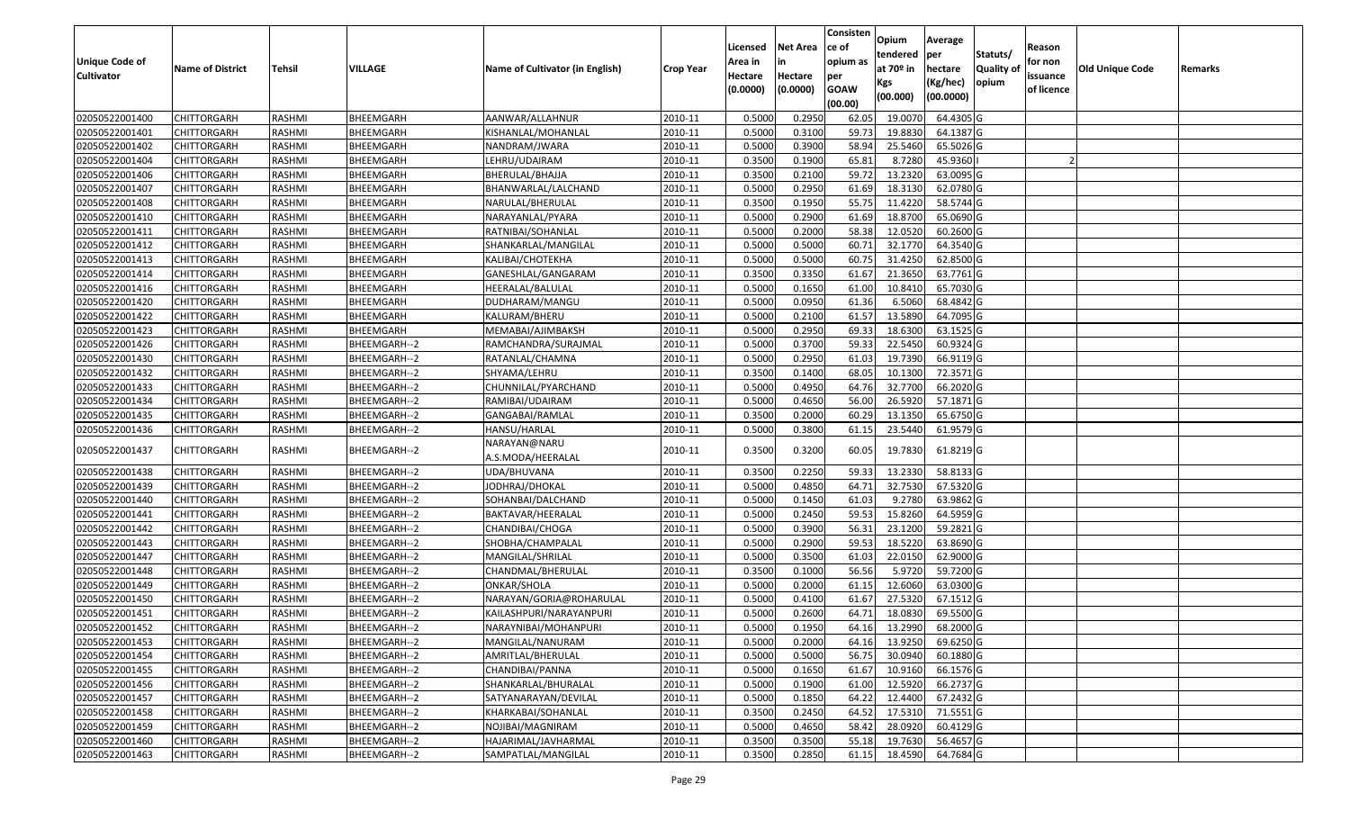| Unique Code of Cultivator | Name of District | Tehsil | VILLAGE | Name of Cultivator (in English) | Crop Year | Licensed Area in Hectare (0.0000) | Net Area in Hectare (0.0000) | Consisten ce of opium as per GOAW (00.00) | Opium tendered at 70º in Kgs (00.000) | Average per hectare (Kg/hec) (00.0000) | Statuts/ Quality of opium | Reason for non issuance of licence | Old Unique Code | Remarks |
|---|---|---|---|---|---|---|---|---|---|---|---|---|---|---|
| 02050522001400 | CHITTORGARH | RASHMI | BHEEMGARH | AANWAR/ALLAHNUR | 2010-11 | 0.5000 | 0.2950 | 62.05 | 19.0070 | 64.4305 | G | | | |
| 02050522001401 | CHITTORGARH | RASHMI | BHEEMGARH | KISHANLAL/MOHANLAL | 2010-11 | 0.5000 | 0.3100 | 59.73 | 19.8830 | 64.1387 | G | | | |
| 02050522001402 | CHITTORGARH | RASHMI | BHEEMGARH | NANDRAM/JWARA | 2010-11 | 0.5000 | 0.3900 | 58.94 | 25.5460 | 65.5026 | G | | | |
| 02050522001404 | CHITTORGARH | RASHMI | BHEEMGARH | LEHRU/UDAIRAM | 2010-11 | 0.3500 | 0.1900 | 65.81 | 8.7280 | 45.9360 | I | 2 | | |
| 02050522001406 | CHITTORGARH | RASHMI | BHEEMGARH | BHERULAL/BHAJJA | 2010-11 | 0.3500 | 0.2100 | 59.72 | 13.2320 | 63.0095 | G | | | |
| 02050522001407 | CHITTORGARH | RASHMI | BHEEMGARH | BHANWARLAL/LALCHAND | 2010-11 | 0.5000 | 0.2950 | 61.69 | 18.3130 | 62.0780 | G | | | |
| 02050522001408 | CHITTORGARH | RASHMI | BHEEMGARH | NARULAL/BHERULAL | 2010-11 | 0.3500 | 0.1950 | 55.75 | 11.4220 | 58.5744 | G | | | |
| 02050522001410 | CHITTORGARH | RASHMI | BHEEMGARH | NARAYANLAL/PYARA | 2010-11 | 0.5000 | 0.2900 | 61.69 | 18.8700 | 65.0690 | G | | | |
| 02050522001411 | CHITTORGARH | RASHMI | BHEEMGARH | RATNIBAI/SOHANLAL | 2010-11 | 0.5000 | 0.2000 | 58.38 | 12.0520 | 60.2600 | G | | | |
| 02050522001412 | CHITTORGARH | RASHMI | BHEEMGARH | SHANKARLAL/MANGILAL | 2010-11 | 0.5000 | 0.5000 | 60.71 | 32.1770 | 64.3540 | G | | | |
| 02050522001413 | CHITTORGARH | RASHMI | BHEEMGARH | KALIBAI/CHOTEKHA | 2010-11 | 0.5000 | 0.5000 | 60.75 | 31.4250 | 62.8500 | G | | | |
| 02050522001414 | CHITTORGARH | RASHMI | BHEEMGARH | GANESHLAL/GANGARAM | 2010-11 | 0.3500 | 0.3350 | 61.67 | 21.3650 | 63.7761 | G | | | |
| 02050522001416 | CHITTORGARH | RASHMI | BHEEMGARH | HEERALAL/BALULAL | 2010-11 | 0.5000 | 0.1650 | 61.00 | 10.8410 | 65.7030 | G | | | |
| 02050522001420 | CHITTORGARH | RASHMI | BHEEMGARH | DUDHARAM/MANGU | 2010-11 | 0.5000 | 0.0950 | 61.36 | 6.5060 | 68.4842 | G | | | |
| 02050522001422 | CHITTORGARH | RASHMI | BHEEMGARH | KALURAM/BHERU | 2010-11 | 0.5000 | 0.2100 | 61.57 | 13.5890 | 64.7095 | G | | | |
| 02050522001423 | CHITTORGARH | RASHMI | BHEEMGARH | MEMABAI/AJIMBAKSH | 2010-11 | 0.5000 | 0.2950 | 69.33 | 18.6300 | 63.1525 | G | | | |
| 02050522001426 | CHITTORGARH | RASHMI | BHEEMGARH--2 | RAMCHANDRA/SURAJMAL | 2010-11 | 0.5000 | 0.3700 | 59.33 | 22.5450 | 60.9324 | G | | | |
| 02050522001430 | CHITTORGARH | RASHMI | BHEEMGARH--2 | RATANLAL/CHAMNA | 2010-11 | 0.5000 | 0.2950 | 61.03 | 19.7390 | 66.9119 | G | | | |
| 02050522001432 | CHITTORGARH | RASHMI | BHEEMGARH--2 | SHYAMA/LEHRU | 2010-11 | 0.3500 | 0.1400 | 68.05 | 10.1300 | 72.3571 | G | | | |
| 02050522001433 | CHITTORGARH | RASHMI | BHEEMGARH--2 | CHUNNILAL/PYARCHAND | 2010-11 | 0.5000 | 0.4950 | 64.76 | 32.7700 | 66.2020 | G | | | |
| 02050522001434 | CHITTORGARH | RASHMI | BHEEMGARH--2 | RAMIBAI/UDAIRAM | 2010-11 | 0.5000 | 0.4650 | 56.00 | 26.5920 | 57.1871 | G | | | |
| 02050522001435 | CHITTORGARH | RASHMI | BHEEMGARH--2 | GANGABAI/RAMLAL | 2010-11 | 0.3500 | 0.2000 | 60.29 | 13.1350 | 65.6750 | G | | | |
| 02050522001436 | CHITTORGARH | RASHMI | BHEEMGARH--2 | HANSU/HARLAL | 2010-11 | 0.5000 | 0.3800 | 61.15 | 23.5440 | 61.9579 | G | | | |
| 02050522001437 | CHITTORGARH | RASHMI | BHEEMGARH--2 | NARAYAN@NARU A.S.MODA/HEERALAL | 2010-11 | 0.3500 | 0.3200 | 60.05 | 19.7830 | 61.8219 | G | | | |
| 02050522001438 | CHITTORGARH | RASHMI | BHEEMGARH--2 | UDA/BHUVANA | 2010-11 | 0.3500 | 0.2250 | 59.33 | 13.2330 | 58.8133 | G | | | |
| 02050522001439 | CHITTORGARH | RASHMI | BHEEMGARH--2 | JODHRAJ/DHOKAL | 2010-11 | 0.5000 | 0.4850 | 64.71 | 32.7530 | 67.5320 | G | | | |
| 02050522001440 | CHITTORGARH | RASHMI | BHEEMGARH--2 | SOHANBAI/DALCHAND | 2010-11 | 0.5000 | 0.1450 | 61.03 | 9.2780 | 63.9862 | G | | | |
| 02050522001441 | CHITTORGARH | RASHMI | BHEEMGARH--2 | BAKTAVAR/HEERALAL | 2010-11 | 0.5000 | 0.2450 | 59.53 | 15.8260 | 64.5959 | G | | | |
| 02050522001442 | CHITTORGARH | RASHMI | BHEEMGARH--2 | CHANDIBAI/CHOGA | 2010-11 | 0.5000 | 0.3900 | 56.31 | 23.1200 | 59.2821 | G | | | |
| 02050522001443 | CHITTORGARH | RASHMI | BHEEMGARH--2 | SHOBHA/CHAMPALAL | 2010-11 | 0.5000 | 0.2900 | 59.53 | 18.5220 | 63.8690 | G | | | |
| 02050522001447 | CHITTORGARH | RASHMI | BHEEMGARH--2 | MANGILAL/SHRILAL | 2010-11 | 0.5000 | 0.3500 | 61.03 | 22.0150 | 62.9000 | G | | | |
| 02050522001448 | CHITTORGARH | RASHMI | BHEEMGARH--2 | CHANDMAL/BHERULAL | 2010-11 | 0.3500 | 0.1000 | 56.56 | 5.9720 | 59.7200 | G | | | |
| 02050522001449 | CHITTORGARH | RASHMI | BHEEMGARH--2 | ONKAR/SHOLA | 2010-11 | 0.5000 | 0.2000 | 61.15 | 12.6060 | 63.0300 | G | | | |
| 02050522001450 | CHITTORGARH | RASHMI | BHEEMGARH--2 | NARAYAN/GORIA@ROHARULAL | 2010-11 | 0.5000 | 0.4100 | 61.67 | 27.5320 | 67.1512 | G | | | |
| 02050522001451 | CHITTORGARH | RASHMI | BHEEMGARH--2 | KAILASHPURI/NARAYANPURI | 2010-11 | 0.5000 | 0.2600 | 64.71 | 18.0830 | 69.5500 | G | | | |
| 02050522001452 | CHITTORGARH | RASHMI | BHEEMGARH--2 | NARAYNIBAI/MOHANPURI | 2010-11 | 0.5000 | 0.1950 | 64.16 | 13.2990 | 68.2000 | G | | | |
| 02050522001453 | CHITTORGARH | RASHMI | BHEEMGARH--2 | MANGILAL/NANURAM | 2010-11 | 0.5000 | 0.2000 | 64.16 | 13.9250 | 69.6250 | G | | | |
| 02050522001454 | CHITTORGARH | RASHMI | BHEEMGARH--2 | AMRITLAL/BHERULAL | 2010-11 | 0.5000 | 0.5000 | 56.75 | 30.0940 | 60.1880 | G | | | |
| 02050522001455 | CHITTORGARH | RASHMI | BHEEMGARH--2 | CHANDIBAI/PANNA | 2010-11 | 0.5000 | 0.1650 | 61.67 | 10.9160 | 66.1576 | G | | | |
| 02050522001456 | CHITTORGARH | RASHMI | BHEEMGARH--2 | SHANKARLAL/BHURALAL | 2010-11 | 0.5000 | 0.1900 | 61.00 | 12.5920 | 66.2737 | G | | | |
| 02050522001457 | CHITTORGARH | RASHMI | BHEEMGARH--2 | SATYANARAYAN/DEVILAL | 2010-11 | 0.5000 | 0.1850 | 64.22 | 12.4400 | 67.2432 | G | | | |
| 02050522001458 | CHITTORGARH | RASHMI | BHEEMGARH--2 | KHARKABAI/SOHANLAL | 2010-11 | 0.3500 | 0.2450 | 64.52 | 17.5310 | 71.5551 | G | | | |
| 02050522001459 | CHITTORGARH | RASHMI | BHEEMGARH--2 | NOJIBAI/MAGNIRAM | 2010-11 | 0.5000 | 0.4650 | 58.42 | 28.0920 | 60.4129 | G | | | |
| 02050522001460 | CHITTORGARH | RASHMI | BHEEMGARH--2 | HAJARIMAL/JAVHARMAL | 2010-11 | 0.3500 | 0.3500 | 55.18 | 19.7630 | 56.4657 | G | | | |
| 02050522001463 | CHITTORGARH | RASHMI | BHEEMGARH--2 | SAMPATLAL/MANGILAL | 2010-11 | 0.3500 | 0.2850 | 61.15 | 18.4590 | 64.7684 | G | | | |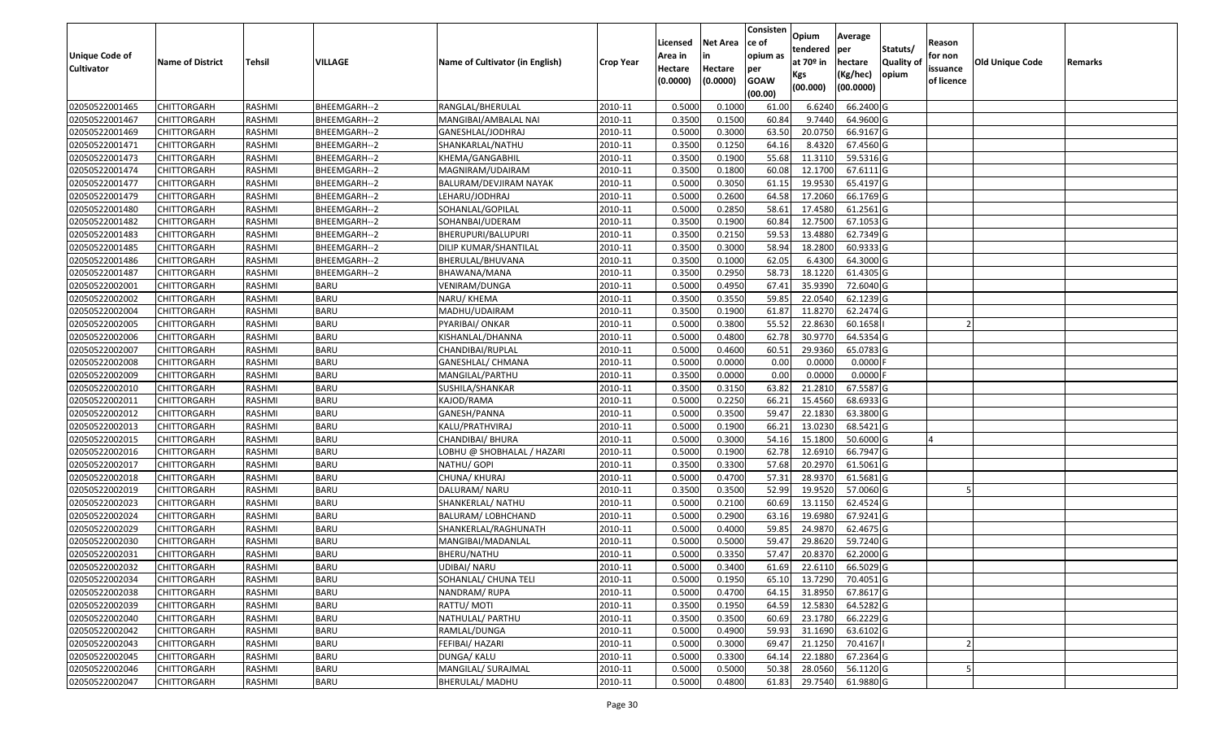| Unique Code of Cultivator | Name of District | Tehsil | VILLAGE | Name of Cultivator (in English) | Crop Year | Licensed Area in Hectare (0.0000) | Net Area in Hectare (0.0000) | Consistence of opium as per GOAW (00.00) | Opium tendered at 70º in Kgs (00.000) | Average per hectare (Kg/hec) (00.0000) | Statuts/ Quality of opium | Reason for non issuance of licence | Old Unique Code | Remarks |
|---|---|---|---|---|---|---|---|---|---|---|---|---|---|---|
| 02050522001465 | CHITTORGARH | RASHMI | BHEEMGARH--2 | RANGLAL/BHERULAL | 2010-11 | 0.5000 | 0.1000 | 61.00 | 6.6240 | 66.2400 | G | | | |
| 02050522001467 | CHITTORGARH | RASHMI | BHEEMGARH--2 | MANGIBAI/AMBALAL NAI | 2010-11 | 0.3500 | 0.1500 | 60.84 | 9.7440 | 64.9600 | G | | | |
| 02050522001469 | CHITTORGARH | RASHMI | BHEEMGARH--2 | GANESHLAL/JODHRAJ | 2010-11 | 0.5000 | 0.3000 | 63.50 | 20.0750 | 66.9167 | G | | | |
| 02050522001471 | CHITTORGARH | RASHMI | BHEEMGARH--2 | SHANKARLAL/NATHU | 2010-11 | 0.3500 | 0.1250 | 64.16 | 8.4320 | 67.4560 | G | | | |
| 02050522001473 | CHITTORGARH | RASHMI | BHEEMGARH--2 | KHEMA/GANGABHIL | 2010-11 | 0.3500 | 0.1900 | 55.68 | 11.3110 | 59.5316 | G | | | |
| 02050522001474 | CHITTORGARH | RASHMI | BHEEMGARH--2 | MAGNIRAM/UDAIRAM | 2010-11 | 0.3500 | 0.1800 | 60.08 | 12.1700 | 67.6111 | G | | | |
| 02050522001477 | CHITTORGARH | RASHMI | BHEEMGARH--2 | BALURAM/DEVJIRAM NAYAK | 2010-11 | 0.5000 | 0.3050 | 61.15 | 19.9530 | 65.4197 | G | | | |
| 02050522001479 | CHITTORGARH | RASHMI | BHEEMGARH--2 | LEHARU/JODHRAJ | 2010-11 | 0.5000 | 0.2600 | 64.58 | 17.2060 | 66.1769 | G | | | |
| 02050522001480 | CHITTORGARH | RASHMI | BHEEMGARH--2 | SOHANLAL/GOPILAL | 2010-11 | 0.5000 | 0.2850 | 58.61 | 17.4580 | 61.2561 | G | | | |
| 02050522001482 | CHITTORGARH | RASHMI | BHEEMGARH--2 | SOHANBAI/UDERAM | 2010-11 | 0.3500 | 0.1900 | 60.84 | 12.7500 | 67.1053 | G | | | |
| 02050522001483 | CHITTORGARH | RASHMI | BHEEMGARH--2 | BHERUPURI/BALUPURI | 2010-11 | 0.3500 | 0.2150 | 59.53 | 13.4880 | 62.7349 | G | | | |
| 02050522001485 | CHITTORGARH | RASHMI | BHEEMGARH--2 | DILIP KUMAR/SHANTILAL | 2010-11 | 0.3500 | 0.3000 | 58.94 | 18.2800 | 60.9333 | G | | | |
| 02050522001486 | CHITTORGARH | RASHMI | BHEEMGARH--2 | BHERULAL/BHUVANA | 2010-11 | 0.3500 | 0.1000 | 62.05 | 6.4300 | 64.3000 | G | | | |
| 02050522001487 | CHITTORGARH | RASHMI | BHEEMGARH--2 | BHAWANA/MANA | 2010-11 | 0.3500 | 0.2950 | 58.73 | 18.1220 | 61.4305 | G | | | |
| 02050522002001 | CHITTORGARH | RASHMI | BARU | VENIRAM/DUNGA | 2010-11 | 0.5000 | 0.4950 | 67.41 | 35.9390 | 72.6040 | G | | | |
| 02050522002002 | CHITTORGARH | RASHMI | BARU | NARU/ KHEMA | 2010-11 | 0.3500 | 0.3550 | 59.85 | 22.0540 | 62.1239 | G | | | |
| 02050522002004 | CHITTORGARH | RASHMI | BARU | MADHU/UDAIRAM | 2010-11 | 0.3500 | 0.1900 | 61.87 | 11.8270 | 62.2474 | G | | | |
| 02050522002005 | CHITTORGARH | RASHMI | BARU | PYARIBAI/ ONKAR | 2010-11 | 0.5000 | 0.3800 | 55.52 | 22.8630 | 60.1658 | I | 2 | | |
| 02050522002006 | CHITTORGARH | RASHMI | BARU | KISHANLAL/DHANNA | 2010-11 | 0.5000 | 0.4800 | 62.78 | 30.9770 | 64.5354 | G | | | |
| 02050522002007 | CHITTORGARH | RASHMI | BARU | CHANDIBAI/RUPLAL | 2010-11 | 0.5000 | 0.4600 | 60.51 | 29.9360 | 65.0783 | G | | | |
| 02050522002008 | CHITTORGARH | RASHMI | BARU | GANESHLAL/ CHMANA | 2010-11 | 0.5000 | 0.0000 | 0.00 | 0.0000 | 0.0000 | F | | | |
| 02050522002009 | CHITTORGARH | RASHMI | BARU | MANGILAL/PARTHU | 2010-11 | 0.3500 | 0.0000 | 0.00 | 0.0000 | 0.0000 | F | | | |
| 02050522002010 | CHITTORGARH | RASHMI | BARU | SUSHILA/SHANKAR | 2010-11 | 0.3500 | 0.3150 | 63.82 | 21.2810 | 67.5587 | G | | | |
| 02050522002011 | CHITTORGARH | RASHMI | BARU | KAJOD/RAMA | 2010-11 | 0.5000 | 0.2250 | 66.21 | 15.4560 | 68.6933 | G | | | |
| 02050522002012 | CHITTORGARH | RASHMI | BARU | GANESH/PANNA | 2010-11 | 0.5000 | 0.3500 | 59.47 | 22.1830 | 63.3800 | G | | | |
| 02050522002013 | CHITTORGARH | RASHMI | BARU | KALU/PRATHVIRAJ | 2010-11 | 0.5000 | 0.1900 | 66.21 | 13.0230 | 68.5421 | G | | | |
| 02050522002015 | CHITTORGARH | RASHMI | BARU | CHANDIBAI/ BHURA | 2010-11 | 0.5000 | 0.3000 | 54.16 | 15.1800 | 50.6000 | G | 4 | | |
| 02050522002016 | CHITTORGARH | RASHMI | BARU | LOBHU @ SHOBHALAL / HAZARI | 2010-11 | 0.5000 | 0.1900 | 62.78 | 12.6910 | 66.7947 | G | | | |
| 02050522002017 | CHITTORGARH | RASHMI | BARU | NATHU/ GOPI | 2010-11 | 0.3500 | 0.3300 | 57.68 | 20.2970 | 61.5061 | G | | | |
| 02050522002018 | CHITTORGARH | RASHMI | BARU | CHUNA/ KHURAJ | 2010-11 | 0.5000 | 0.4700 | 57.31 | 28.9370 | 61.5681 | G | | | |
| 02050522002019 | CHITTORGARH | RASHMI | BARU | DALURAM/ NARU | 2010-11 | 0.3500 | 0.3500 | 52.99 | 19.9520 | 57.0060 | G | 5 | | |
| 02050522002023 | CHITTORGARH | RASHMI | BARU | SHANKERLAL/ NATHU | 2010-11 | 0.5000 | 0.2100 | 60.69 | 13.1150 | 62.4524 | G | | | |
| 02050522002024 | CHITTORGARH | RASHMI | BARU | BALURAM/ LOBHCHAND | 2010-11 | 0.5000 | 0.2900 | 63.16 | 19.6980 | 67.9241 | G | | | |
| 02050522002029 | CHITTORGARH | RASHMI | BARU | SHANKERLAL/RAGHUNATH | 2010-11 | 0.5000 | 0.4000 | 59.85 | 24.9870 | 62.4675 | G | | | |
| 02050522002030 | CHITTORGARH | RASHMI | BARU | MANGIBAI/MADANLAL | 2010-11 | 0.5000 | 0.5000 | 59.47 | 29.8620 | 59.7240 | G | | | |
| 02050522002031 | CHITTORGARH | RASHMI | BARU | BHERU/NATHU | 2010-11 | 0.5000 | 0.3350 | 57.47 | 20.8370 | 62.2000 | G | | | |
| 02050522002032 | CHITTORGARH | RASHMI | BARU | UDIBAI/ NARU | 2010-11 | 0.5000 | 0.3400 | 61.69 | 22.6110 | 66.5029 | G | | | |
| 02050522002034 | CHITTORGARH | RASHMI | BARU | SOHANLAL/ CHUNA TELI | 2010-11 | 0.5000 | 0.1950 | 65.10 | 13.7290 | 70.4051 | G | | | |
| 02050522002038 | CHITTORGARH | RASHMI | BARU | NANDRAM/ RUPA | 2010-11 | 0.5000 | 0.4700 | 64.15 | 31.8950 | 67.8617 | G | | | |
| 02050522002039 | CHITTORGARH | RASHMI | BARU | RATTU/ MOTI | 2010-11 | 0.3500 | 0.1950 | 64.59 | 12.5830 | 64.5282 | G | | | |
| 02050522002040 | CHITTORGARH | RASHMI | BARU | NATHULAL/ PARTHU | 2010-11 | 0.3500 | 0.3500 | 60.69 | 23.1780 | 66.2229 | G | | | |
| 02050522002042 | CHITTORGARH | RASHMI | BARU | RAMLAL/DUNGA | 2010-11 | 0.5000 | 0.4900 | 59.93 | 31.1690 | 63.6102 | G | | | |
| 02050522002043 | CHITTORGARH | RASHMI | BARU | FEFIBAI/ HAZARI | 2010-11 | 0.5000 | 0.3000 | 69.47 | 21.1250 | 70.4167 | I | 2 | | |
| 02050522002045 | CHITTORGARH | RASHMI | BARU | DUNGA/ KALU | 2010-11 | 0.5000 | 0.3300 | 64.14 | 22.1880 | 67.2364 | G | | | |
| 02050522002046 | CHITTORGARH | RASHMI | BARU | MANGILAL/ SURAJMAL | 2010-11 | 0.5000 | 0.5000 | 50.38 | 28.0560 | 56.1120 | G | 5 | | |
| 02050522002047 | CHITTORGARH | RASHMI | BARU | BHERULAL/ MADHU | 2010-11 | 0.5000 | 0.4800 | 61.83 | 29.7540 | 61.9880 | G | | | |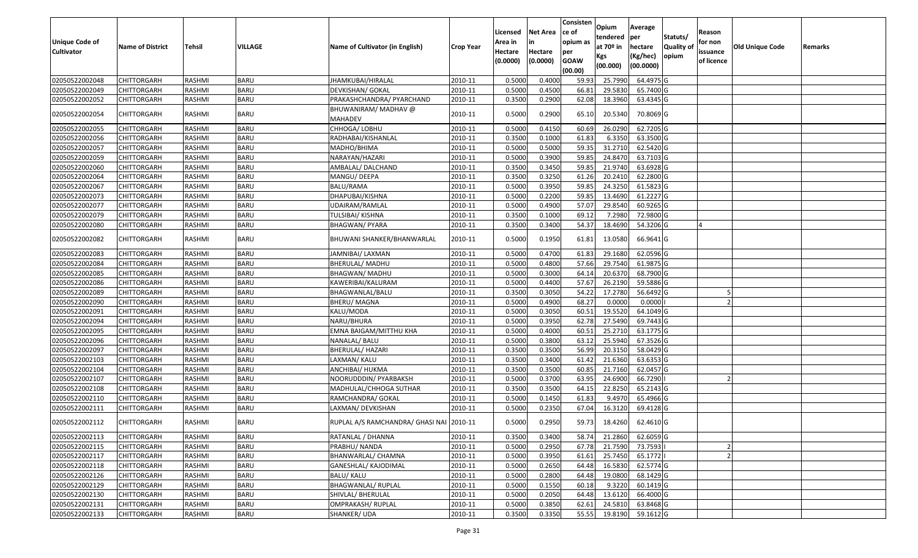| Unique Code of Cultivator | Name of District | Tehsil | VILLAGE | Name of Cultivator (in English) | Crop Year | Licensed Area in Hectare (0.0000) | Net Area in Hectare (0.0000) | Consistence of opium as per GOAW (00.00) | Opium tendered at 70º in Kgs (00.000) | Average per hectare (Kg/hec) (00.0000) | Statuts/ Quality of opium | Reason for non issuance of licence | Old Unique Code | Remarks |
|---|---|---|---|---|---|---|---|---|---|---|---|---|---|---|
| 02050522002048 | CHITTORGARH | RASHMI | BARU | JHAMKUBAI/HIRALAL | 2010-11 | 0.5000 | 0.4000 | 59.93 | 25.7990 | 64.4975 | G | | | |
| 02050522002049 | CHITTORGARH | RASHMI | BARU | DEVKISHAN/ GOKAL | 2010-11 | 0.5000 | 0.4500 | 66.81 | 29.5830 | 65.7400 | G | | | |
| 02050522002052 | CHITTORGARH | RASHMI | BARU | PRAKASHCHANDRA/ PYARCHAND | 2010-11 | 0.3500 | 0.2900 | 62.08 | 18.3960 | 63.4345 | G | | | |
| 02050522002054 | CHITTORGARH | RASHMI | BARU | BHUWANIRAM/ MADHAV @ MAHADEV | 2010-11 | 0.5000 | 0.2900 | 65.10 | 20.5340 | 70.8069 | G | | | |
| 02050522002055 | CHITTORGARH | RASHMI | BARU | CHHOGA/ LOBHU | 2010-11 | 0.5000 | 0.4150 | 60.69 | 26.0290 | 62.7205 | G | | | |
| 02050522002056 | CHITTORGARH | RASHMI | BARU | RADHABAI/KISHANLAL | 2010-11 | 0.3500 | 0.1000 | 61.83 | 6.3350 | 63.3500 | G | | | |
| 02050522002057 | CHITTORGARH | RASHMI | BARU | MADHO/BHIMA | 2010-11 | 0.5000 | 0.5000 | 59.35 | 31.2710 | 62.5420 | G | | | |
| 02050522002059 | CHITTORGARH | RASHMI | BARU | NARAYAN/HAZARI | 2010-11 | 0.5000 | 0.3900 | 59.85 | 24.8470 | 63.7103 | G | | | |
| 02050522002060 | CHITTORGARH | RASHMI | BARU | AMBALAL/ DALCHAND | 2010-11 | 0.3500 | 0.3450 | 59.85 | 21.9740 | 63.6928 | G | | | |
| 02050522002064 | CHITTORGARH | RASHMI | BARU | MANGU/ DEEPA | 2010-11 | 0.3500 | 0.3250 | 61.26 | 20.2410 | 62.2800 | G | | | |
| 02050522002067 | CHITTORGARH | RASHMI | BARU | BALU/RAMA | 2010-11 | 0.5000 | 0.3950 | 59.85 | 24.3250 | 61.5823 | G | | | |
| 02050522002073 | CHITTORGARH | RASHMI | BARU | DHAPUBAI/KISHNA | 2010-11 | 0.5000 | 0.2200 | 59.85 | 13.4690 | 61.2227 | G | | | |
| 02050522002077 | CHITTORGARH | RASHMI | BARU | UDAIRAM/RAMLAL | 2010-11 | 0.5000 | 0.4900 | 57.07 | 29.8540 | 60.9265 | G | | | |
| 02050522002079 | CHITTORGARH | RASHMI | BARU | TULSIBAI/ KISHNA | 2010-11 | 0.3500 | 0.1000 | 69.12 | 7.2980 | 72.9800 | G | | | |
| 02050522002080 | CHITTORGARH | RASHMI | BARU | BHAGWAN/ PYARA | 2010-11 | 0.3500 | 0.3400 | 54.37 | 18.4690 | 54.3206 | G | 4 | | |
| 02050522002082 | CHITTORGARH | RASHMI | BARU | BHUWANI SHANKER/BHANWARLAL | 2010-11 | 0.5000 | 0.1950 | 61.81 | 13.0580 | 66.9641 | G | | | |
| 02050522002083 | CHITTORGARH | RASHMI | BARU | JAMNIBAI/ LAXMAN | 2010-11 | 0.5000 | 0.4700 | 61.83 | 29.1680 | 62.0596 | G | | | |
| 02050522002084 | CHITTORGARH | RASHMI | BARU | BHERULAL/ MADHU | 2010-11 | 0.5000 | 0.4800 | 57.66 | 29.7540 | 61.9875 | G | | | |
| 02050522002085 | CHITTORGARH | RASHMI | BARU | BHAGWAN/ MADHU | 2010-11 | 0.5000 | 0.3000 | 64.14 | 20.6370 | 68.7900 | G | | | |
| 02050522002086 | CHITTORGARH | RASHMI | BARU | KAWERIBAI/KALURAM | 2010-11 | 0.5000 | 0.4400 | 57.67 | 26.2190 | 59.5886 | G | | | |
| 02050522002089 | CHITTORGARH | RASHMI | BARU | BHAGWANLAL/BALU | 2010-11 | 0.3500 | 0.3050 | 54.22 | 17.2780 | 56.6492 | G | 5 | | |
| 02050522002090 | CHITTORGARH | RASHMI | BARU | BHERU/ MAGNA | 2010-11 | 0.5000 | 0.4900 | 68.27 | 0.0000 | 0.0000 | I | 2 | | |
| 02050522002091 | CHITTORGARH | RASHMI | BARU | KALU/MODA | 2010-11 | 0.5000 | 0.3050 | 60.51 | 19.5520 | 64.1049 | G | | | |
| 02050522002094 | CHITTORGARH | RASHMI | BARU | NARU/BHURA | 2010-11 | 0.5000 | 0.3950 | 62.78 | 27.5490 | 69.7443 | G | | | |
| 02050522002095 | CHITTORGARH | RASHMI | BARU | EMNA BAIGAM/MITTHU KHA | 2010-11 | 0.5000 | 0.4000 | 60.51 | 25.2710 | 63.1775 | G | | | |
| 02050522002096 | CHITTORGARH | RASHMI | BARU | NANALAL/ BALU | 2010-11 | 0.5000 | 0.3800 | 63.12 | 25.5940 | 67.3526 | G | | | |
| 02050522002097 | CHITTORGARH | RASHMI | BARU | BHERULAL/ HAZARI | 2010-11 | 0.3500 | 0.3500 | 56.99 | 20.3150 | 58.0429 | G | | | |
| 02050522002103 | CHITTORGARH | RASHMI | BARU | LAXMAN/ KALU | 2010-11 | 0.3500 | 0.3400 | 61.42 | 21.6360 | 63.6353 | G | | | |
| 02050522002104 | CHITTORGARH | RASHMI | BARU | ANCHIBAI/ HUKMA | 2010-11 | 0.3500 | 0.3500 | 60.85 | 21.7160 | 62.0457 | G | | | |
| 02050522002107 | CHITTORGARH | RASHMI | BARU | NOORUDDIN/ PYARBAKSH | 2010-11 | 0.5000 | 0.3700 | 63.95 | 24.6900 | 66.7290 | I | 2 | | |
| 02050522002108 | CHITTORGARH | RASHMI | BARU | MADHULAL/CHHOGA SUTHAR | 2010-11 | 0.3500 | 0.3500 | 64.15 | 22.8250 | 65.2143 | G | | | |
| 02050522002110 | CHITTORGARH | RASHMI | BARU | RAMCHANDRA/ GOKAL | 2010-11 | 0.5000 | 0.1450 | 61.83 | 9.4970 | 65.4966 | G | | | |
| 02050522002111 | CHITTORGARH | RASHMI | BARU | LAXMAN/ DEVKISHAN | 2010-11 | 0.5000 | 0.2350 | 67.04 | 16.3120 | 69.4128 | G | | | |
| 02050522002112 | CHITTORGARH | RASHMI | BARU | RUPLAL A/S RAMCHANDRA/ GHASI NAI | 2010-11 | 0.5000 | 0.2950 | 59.73 | 18.4260 | 62.4610 | G | | | |
| 02050522002113 | CHITTORGARH | RASHMI | BARU | RATANLAL / DHANNA | 2010-11 | 0.3500 | 0.3400 | 58.74 | 21.2860 | 62.6059 | G | | | |
| 02050522002115 | CHITTORGARH | RASHMI | BARU | PRABHU/ NANDA | 2010-11 | 0.5000 | 0.2950 | 67.78 | 21.7590 | 73.7593 | I | 2 | | |
| 02050522002117 | CHITTORGARH | RASHMI | BARU | BHANWARLAL/ CHAMNA | 2010-11 | 0.5000 | 0.3950 | 61.61 | 25.7450 | 65.1772 | I | 2 | | |
| 02050522002118 | CHITTORGARH | RASHMI | BARU | GANESHLAL/ KAJODIMAL | 2010-11 | 0.5000 | 0.2650 | 64.48 | 16.5830 | 62.5774 | G | | | |
| 02050522002126 | CHITTORGARH | RASHMI | BARU | BALU/ KALU | 2010-11 | 0.5000 | 0.2800 | 64.48 | 19.0800 | 68.1429 | G | | | |
| 02050522002129 | CHITTORGARH | RASHMI | BARU | BHAGWANLAL/ RUPLAL | 2010-11 | 0.5000 | 0.1550 | 60.18 | 9.3220 | 60.1419 | G | | | |
| 02050522002130 | CHITTORGARH | RASHMI | BARU | SHIVLAL/ BHERULAL | 2010-11 | 0.5000 | 0.2050 | 64.48 | 13.6120 | 66.4000 | G | | | |
| 02050522002131 | CHITTORGARH | RASHMI | BARU | OMPRAKASH/ RUPLAL | 2010-11 | 0.5000 | 0.3850 | 62.61 | 24.5810 | 63.8468 | G | | | |
| 02050522002133 | CHITTORGARH | RASHMI | BARU | SHANKER/ UDA | 2010-11 | 0.3500 | 0.3350 | 55.55 | 19.8190 | 59.1612 | G | | | |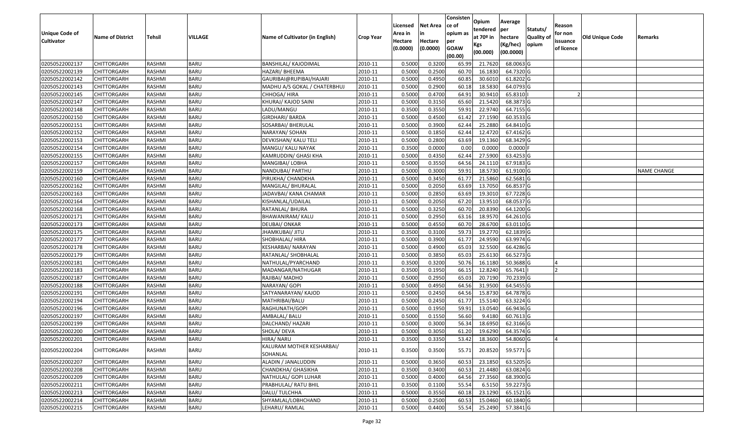| Unique Code of Cultivator | Name of District | Tehsil | VILLAGE | Name of Cultivator (in English) | Crop Year | Licensed Area in Hectare (0.0000) | Net Area in Hectare (0.0000) | Consistence of opium as per GOAW (00.00) | Opium tendered at 70º in Kgs (00.000) | Average per hectare (Kg/hec) (00.0000) | Statuts/ Quality of opium | Reason for non issuance of licence | Old Unique Code | Remarks |
|---|---|---|---|---|---|---|---|---|---|---|---|---|---|---|
| 02050522002137 | CHITTORGARH | RASHMI | BARU | BANSHILAL/ KAJODIMAL | 2010-11 | 0.5000 | 0.3200 | 65.99 | 21.7620 | 68.0063 | G | | | |
| 02050522002139 | CHITTORGARH | RASHMI | BARU | HAZARI/ BHEEMA | 2010-11 | 0.5000 | 0.2500 | 60.70 | 16.1830 | 64.7320 | G | | | |
| 02050522002142 | CHITTORGARH | RASHMI | BARU | GAURIBAI@RUPIBAI/HAJARI | 2010-11 | 0.5000 | 0.4950 | 60.85 | 30.6010 | 61.8202 | G | | | |
| 02050522002143 | CHITTORGARH | RASHMI | BARU | MADHU A/S GOKAL / CHATERBHUJ | 2010-11 | 0.5000 | 0.2900 | 60.18 | 18.5830 | 64.0793 | G | | | |
| 02050522002145 | CHITTORGARH | RASHMI | BARU | CHHOGA/ HIRA | 2010-11 | 0.5000 | 0.4700 | 64.91 | 30.9410 | 65.8310 | I | 2 | | |
| 02050522002147 | CHITTORGARH | RASHMI | BARU | KHURAJ/ KAJOD SAINI | 2010-11 | 0.5000 | 0.3150 | 65.60 | 21.5420 | 68.3873 | G | | | |
| 02050522002148 | CHITTORGARH | RASHMI | BARU | LADU/MANGU | 2010-11 | 0.3500 | 0.3550 | 59.91 | 22.9740 | 64.7155 | G | | | |
| 02050522002150 | CHITTORGARH | RASHMI | BARU | GIRDHARI/ BARDA | 2010-11 | 0.5000 | 0.4500 | 61.42 | 27.1590 | 60.3533 | G | | | |
| 02050522002151 | CHITTORGARH | RASHMI | BARU | SOSARBAI/ BHERULAL | 2010-11 | 0.5000 | 0.3900 | 62.44 | 25.2880 | 64.8410 | G | | | |
| 02050522002152 | CHITTORGARH | RASHMI | BARU | NARAYAN/ SOHAN | 2010-11 | 0.5000 | 0.1850 | 62.44 | 12.4720 | 67.4162 | G | | | |
| 02050522002153 | CHITTORGARH | RASHMI | BARU | DEVKISHAN/ KALU TELI | 2010-11 | 0.5000 | 0.2800 | 63.69 | 19.1360 | 68.3429 | G | | | |
| 02050522002154 | CHITTORGARH | RASHMI | BARU | MANGU/ KALU NAYAK | 2010-11 | 0.3500 | 0.0000 | 0.00 | 0.0000 | 0.0000 | F | | | |
| 02050522002155 | CHITTORGARH | RASHMI | BARU | KAMRUDDIN/ GHASI KHA | 2010-11 | 0.5000 | 0.4350 | 62.44 | 27.5900 | 63.4253 | G | | | |
| 02050522002157 | CHITTORGARH | RASHMI | BARU | MANGIBAI/ LOBHA | 2010-11 | 0.5000 | 0.3550 | 64.56 | 24.1110 | 67.9183 | G | | | |
| 02050522002159 | CHITTORGARH | RASHMI | BARU | NANDUBAI/ PARTHU | 2010-11 | 0.5000 | 0.3000 | 59.91 | 18.5730 | 61.9100 | G | | | NAME CHANGE |
| 02050522002160 | CHITTORGARH | RASHMI | BARU | PIRUKHA/ CHANDKHA | 2010-11 | 0.5000 | 0.3450 | 61.77 | 21.5860 | 62.5681 | G | | | |
| 02050522002162 | CHITTORGARH | RASHMI | BARU | MANGILAL/ BHURALAL | 2010-11 | 0.5000 | 0.2050 | 63.69 | 13.7050 | 66.8537 | G | | | |
| 02050522002163 | CHITTORGARH | RASHMI | BARU | JADAVBAI/ KANA CHAMAR | 2010-11 | 0.5000 | 0.2850 | 63.69 | 19.3010 | 67.7228 | G | | | |
| 02050522002164 | CHITTORGARH | RASHMI | BARU | KISHANLAL/UDAILAL | 2010-11 | 0.5000 | 0.2050 | 67.20 | 13.9510 | 68.0537 | G | | | |
| 02050522002168 | CHITTORGARH | RASHMI | BARU | RATANLAL/ BHURA | 2010-11 | 0.5000 | 0.3250 | 60.70 | 20.8390 | 64.1200 | G | | | |
| 02050522002171 | CHITTORGARH | RASHMI | BARU | BHAWANIRAM/ KALU | 2010-11 | 0.5000 | 0.2950 | 63.16 | 18.9570 | 64.2610 | G | | | |
| 02050522002173 | CHITTORGARH | RASHMI | BARU | DEUBAI/ ONKAR | 2010-11 | 0.5000 | 0.4550 | 60.70 | 28.6700 | 63.0110 | G | | | |
| 02050522002175 | CHITTORGARH | RASHMI | BARU | JHAMKUBAI/ JITU | 2010-11 | 0.3500 | 0.3100 | 59.73 | 19.2770 | 62.1839 | G | | | |
| 02050522002177 | CHITTORGARH | RASHMI | BARU | SHOBHALAL/ HIRA | 2010-11 | 0.5000 | 0.3900 | 61.77 | 24.9590 | 63.9974 | G | | | |
| 02050522002178 | CHITTORGARH | RASHMI | BARU | KESHARBAI/ NARAYAN | 2010-11 | 0.5000 | 0.4900 | 65.03 | 32.5500 | 66.4286 | G | | | |
| 02050522002179 | CHITTORGARH | RASHMI | BARU | RATANLAL/ SHOBHALAL | 2010-11 | 0.5000 | 0.3850 | 65.03 | 25.6130 | 66.5273 | G | | | |
| 02050522002181 | CHITTORGARH | RASHMI | BARU | NATHULAL/PYARCHAND | 2010-11 | 0.3500 | 0.3200 | 50.76 | 16.1180 | 50.3688 | G | 4 | | |
| 02050522002183 | CHITTORGARH | RASHMI | BARU | MADANGAR/NATHUGAR | 2010-11 | 0.3500 | 0.1950 | 66.15 | 12.8240 | 65.7641 | I | 2 | | |
| 02050522002187 | CHITTORGARH | RASHMI | BARU | RAJIBAI/ MADHO | 2010-11 | 0.5000 | 0.2950 | 65.03 | 20.7190 | 70.2339 | G | | | |
| 02050522002188 | CHITTORGARH | RASHMI | BARU | NARAYAN/ GOPI | 2010-11 | 0.5000 | 0.4950 | 64.56 | 31.9500 | 64.5455 | G | | | |
| 02050522002191 | CHITTORGARH | RASHMI | BARU | SATYANARAYAN/ KAJOD | 2010-11 | 0.5000 | 0.2450 | 64.56 | 15.8730 | 64.7878 | G | | | |
| 02050522002194 | CHITTORGARH | RASHMI | BARU | MATHRIBAI/BALU | 2010-11 | 0.5000 | 0.2450 | 61.77 | 15.5140 | 63.3224 | G | | | |
| 02050522002196 | CHITTORGARH | RASHMI | BARU | RAGHUNATH/GOPI | 2010-11 | 0.5000 | 0.1950 | 59.91 | 13.0540 | 66.9436 | G | | | |
| 02050522002197 | CHITTORGARH | RASHMI | BARU | AMBALAL/ BALU | 2010-11 | 0.5000 | 0.1550 | 56.60 | 9.4180 | 60.7613 | G | | | |
| 02050522002199 | CHITTORGARH | RASHMI | BARU | DALCHAND/ HAZARI | 2010-11 | 0.5000 | 0.3000 | 56.34 | 18.6950 | 62.3166 | G | | | |
| 02050522002200 | CHITTORGARH | RASHMI | BARU | SHOLA/ DEVA | 2010-11 | 0.5000 | 0.3050 | 61.20 | 19.6290 | 64.3574 | G | | | |
| 02050522002201 | CHITTORGARH | RASHMI | BARU | HIRA/ NARU | 2010-11 | 0.3500 | 0.3350 | 53.42 | 18.3600 | 54.8060 | G | 4 | | |
| 02050522002204 | CHITTORGARH | RASHMI | BARU | KALURAM MOTHER KESHARBAI/ SOHANLAL | 2010-11 | 0.3500 | 0.3500 | 55.71 | 20.8520 | 59.5771 | G | | | |
| 02050522002207 | CHITTORGARH | RASHMI | BARU | ALADIN / JANALUDDIN | 2010-11 | 0.5000 | 0.3650 | 60.53 | 23.1850 | 63.5205 | G | | | |
| 02050522002208 | CHITTORGARH | RASHMI | BARU | CHANDKHA/ GHASIKHA | 2010-11 | 0.3500 | 0.3400 | 60.53 | 21.4480 | 63.0824 | G | | | |
| 02050522002209 | CHITTORGARH | RASHMI | BARU | NATHULAL/ GOPI LUHAR | 2010-11 | 0.5000 | 0.4000 | 64.56 | 27.3560 | 68.3900 | G | | | |
| 02050522002211 | CHITTORGARH | RASHMI | BARU | PRABHULAL/ RATU BHIL | 2010-11 | 0.3500 | 0.1100 | 55.54 | 6.5150 | 59.2273 | G | | | |
| 02050522002213 | CHITTORGARH | RASHMI | BARU | DALU/ TULCHHA | 2010-11 | 0.5000 | 0.3550 | 60.18 | 23.1290 | 65.1521 | G | | | |
| 02050522002214 | CHITTORGARH | RASHMI | BARU | SHYAMLAL/LOBHCHAND | 2010-11 | 0.5000 | 0.2500 | 60.53 | 15.0460 | 60.1840 | G | | | |
| 02050522002215 | CHITTORGARH | RASHMI | BARU | LEHARU/ RAMLAL | 2010-11 | 0.5000 | 0.4400 | 55.54 | 25.2490 | 57.3841 | G | | | |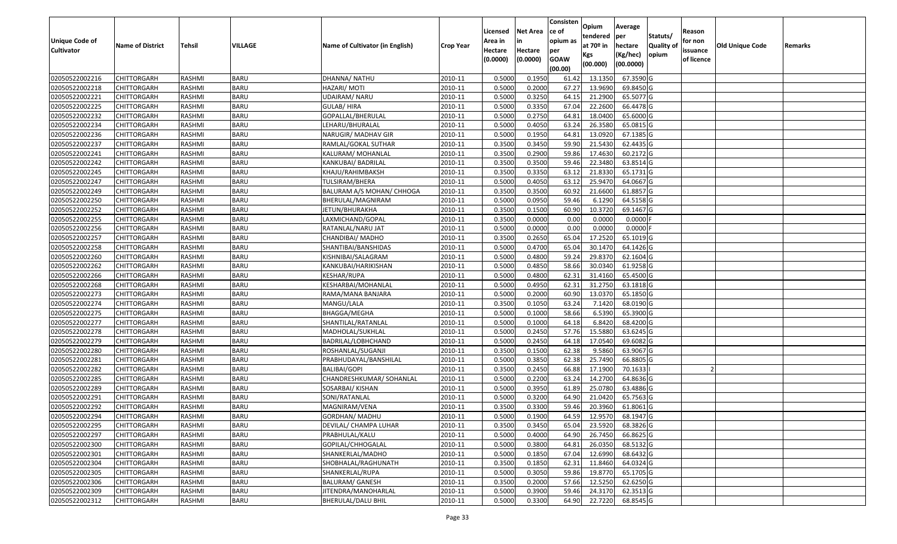| Unique Code of Cultivator | Name of District | Tehsil | VILLAGE | Name of Cultivator (in English) | Crop Year | Licensed Area in Hectare (0.0000) | Net Area in Hectare (0.0000) | Consistence of opium as per GOAW (00.00) | Opium tendered at 70º in Kgs (00.000) | Average per hectare (Kg/hec) (00.0000) | Statuts/ Quality of opium | Reason for non issuance of licence | Old Unique Code | Remarks |
|---|---|---|---|---|---|---|---|---|---|---|---|---|---|---|
| 02050522002216 | CHITTORGARH | RASHMI | BARU | DHANNA/ NATHU | 2010-11 | 0.5000 | 0.1950 | 61.42 | 13.1350 | 67.3590 | G | | | |
| 02050522002218 | CHITTORGARH | RASHMI | BARU | HAZARI/ MOTI | 2010-11 | 0.5000 | 0.2000 | 67.27 | 13.9690 | 69.8450 | G | | | |
| 02050522002221 | CHITTORGARH | RASHMI | BARU | UDAIRAM/ NARU | 2010-11 | 0.5000 | 0.3250 | 64.15 | 21.2900 | 65.5077 | G | | | |
| 02050522002225 | CHITTORGARH | RASHMI | BARU | GULAB/ HIRA | 2010-11 | 0.5000 | 0.3350 | 67.04 | 22.2600 | 66.4478 | G | | | |
| 02050522002232 | CHITTORGARH | RASHMI | BARU | GOPALLAL/BHERULAL | 2010-11 | 0.5000 | 0.2750 | 64.81 | 18.0400 | 65.6000 | G | | | |
| 02050522002234 | CHITTORGARH | RASHMI | BARU | LEHARU/BHURALAL | 2010-11 | 0.5000 | 0.4050 | 63.24 | 26.3580 | 65.0815 | G | | | |
| 02050522002236 | CHITTORGARH | RASHMI | BARU | NARUGIR/ MADHAV GIR | 2010-11 | 0.5000 | 0.1950 | 64.81 | 13.0920 | 67.1385 | G | | | |
| 02050522002237 | CHITTORGARH | RASHMI | BARU | RAMLAL/GOKAL SUTHAR | 2010-11 | 0.3500 | 0.3450 | 59.90 | 21.5430 | 62.4435 | G | | | |
| 02050522002241 | CHITTORGARH | RASHMI | BARU | KALURAM/ MOHANLAL | 2010-11 | 0.3500 | 0.2900 | 59.86 | 17.4630 | 60.2172 | G | | | |
| 02050522002242 | CHITTORGARH | RASHMI | BARU | KANKUBAI/ BADRILAL | 2010-11 | 0.3500 | 0.3500 | 59.46 | 22.3480 | 63.8514 | G | | | |
| 02050522002245 | CHITTORGARH | RASHMI | BARU | KHAJU/RAHIMBAKSH | 2010-11 | 0.3500 | 0.3350 | 63.12 | 21.8330 | 65.1731 | G | | | |
| 02050522002247 | CHITTORGARH | RASHMI | BARU | TULSIRAM/BHERA | 2010-11 | 0.5000 | 0.4050 | 63.12 | 25.9470 | 64.0667 | G | | | |
| 02050522002249 | CHITTORGARH | RASHMI | BARU | BALURAM A/S MOHAN/ CHHOGA | 2010-11 | 0.3500 | 0.3500 | 60.92 | 21.6600 | 61.8857 | G | | | |
| 02050522002250 | CHITTORGARH | RASHMI | BARU | BHERULAL/MAGNIRAM | 2010-11 | 0.5000 | 0.0950 | 59.46 | 6.1290 | 64.5158 | G | | | |
| 02050522002252 | CHITTORGARH | RASHMI | BARU | JETUN/BHURAKHA | 2010-11 | 0.3500 | 0.1500 | 60.90 | 10.3720 | 69.1467 | G | | | |
| 02050522002255 | CHITTORGARH | RASHMI | BARU | LAXMICHAND/GOPAL | 2010-11 | 0.3500 | 0.0000 | 0.00 | 0.0000 | 0.0000 | F | | | |
| 02050522002256 | CHITTORGARH | RASHMI | BARU | RATANLAL/NARU JAT | 2010-11 | 0.5000 | 0.0000 | 0.00 | 0.0000 | 0.0000 | F | | | |
| 02050522002257 | CHITTORGARH | RASHMI | BARU | CHANDIBAI/ MADHO | 2010-11 | 0.3500 | 0.2650 | 65.04 | 17.2520 | 65.1019 | G | | | |
| 02050522002258 | CHITTORGARH | RASHMI | BARU | SHANTIBAI/BANSHIDAS | 2010-11 | 0.5000 | 0.4700 | 65.04 | 30.1470 | 64.1426 | G | | | |
| 02050522002260 | CHITTORGARH | RASHMI | BARU | KISHNIBAI/SALAGRAM | 2010-11 | 0.5000 | 0.4800 | 59.24 | 29.8370 | 62.1604 | G | | | |
| 02050522002262 | CHITTORGARH | RASHMI | BARU | KANKUBAI/HARIKISHAN | 2010-11 | 0.5000 | 0.4850 | 58.66 | 30.0340 | 61.9258 | G | | | |
| 02050522002266 | CHITTORGARH | RASHMI | BARU | KESHAR/RUPA | 2010-11 | 0.5000 | 0.4800 | 62.31 | 31.4160 | 65.4500 | G | | | |
| 02050522002268 | CHITTORGARH | RASHMI | BARU | KESHARBAI/MOHANLAL | 2010-11 | 0.5000 | 0.4950 | 62.31 | 31.2750 | 63.1818 | G | | | |
| 02050522002273 | CHITTORGARH | RASHMI | BARU | RAMA/MANA BANJARA | 2010-11 | 0.5000 | 0.2000 | 60.90 | 13.0370 | 65.1850 | G | | | |
| 02050522002274 | CHITTORGARH | RASHMI | BARU | MANGU/LALA | 2010-11 | 0.3500 | 0.1050 | 63.24 | 7.1420 | 68.0190 | G | | | |
| 02050522002275 | CHITTORGARH | RASHMI | BARU | BHAGGA/MEGHA | 2010-11 | 0.5000 | 0.1000 | 58.66 | 6.5390 | 65.3900 | G | | | |
| 02050522002277 | CHITTORGARH | RASHMI | BARU | SHANTILAL/RATANLAL | 2010-11 | 0.5000 | 0.1000 | 64.18 | 6.8420 | 68.4200 | G | | | |
| 02050522002278 | CHITTORGARH | RASHMI | BARU | MADHOLAL/SUKHLAL | 2010-11 | 0.5000 | 0.2450 | 57.76 | 15.5880 | 63.6245 | G | | | |
| 02050522002279 | CHITTORGARH | RASHMI | BARU | BADRILAL/LOBHCHAND | 2010-11 | 0.5000 | 0.2450 | 64.18 | 17.0540 | 69.6082 | G | | | |
| 02050522002280 | CHITTORGARH | RASHMI | BARU | ROSHANLAL/SUGANJI | 2010-11 | 0.3500 | 0.1500 | 62.38 | 9.5860 | 63.9067 | G | | | |
| 02050522002281 | CHITTORGARH | RASHMI | BARU | PRABHUDAYAL/BANSHILAL | 2010-11 | 0.5000 | 0.3850 | 62.38 | 25.7490 | 66.8805 | G | | | |
| 02050522002282 | CHITTORGARH | RASHMI | BARU | BALIBAI/GOPI | 2010-11 | 0.3500 | 0.2450 | 66.88 | 17.1900 | 70.1633 | I | 2 | | |
| 02050522002285 | CHITTORGARH | RASHMI | BARU | CHANDRESHKUMAR/ SOHANLAL | 2010-11 | 0.5000 | 0.2200 | 63.24 | 14.2700 | 64.8636 | G | | | |
| 02050522002289 | CHITTORGARH | RASHMI | BARU | SOSARBAI/ KISHAN | 2010-11 | 0.5000 | 0.3950 | 61.89 | 25.0780 | 63.4886 | G | | | |
| 02050522002291 | CHITTORGARH | RASHMI | BARU | SONI/RATANLAL | 2010-11 | 0.5000 | 0.3200 | 64.90 | 21.0420 | 65.7563 | G | | | |
| 02050522002292 | CHITTORGARH | RASHMI | BARU | MAGNIRAM/VENA | 2010-11 | 0.3500 | 0.3300 | 59.46 | 20.3960 | 61.8061 | G | | | |
| 02050522002294 | CHITTORGARH | RASHMI | BARU | GORDHAN/ MADHU | 2010-11 | 0.5000 | 0.1900 | 64.59 | 12.9570 | 68.1947 | G | | | |
| 02050522002295 | CHITTORGARH | RASHMI | BARU | DEVILAL/ CHAMPA LUHAR | 2010-11 | 0.3500 | 0.3450 | 65.04 | 23.5920 | 68.3826 | G | | | |
| 02050522002297 | CHITTORGARH | RASHMI | BARU | PRABHULAL/KALU | 2010-11 | 0.5000 | 0.4000 | 64.90 | 26.7450 | 66.8625 | G | | | |
| 02050522002300 | CHITTORGARH | RASHMI | BARU | GOPILAL/CHHOGALAL | 2010-11 | 0.5000 | 0.3800 | 64.81 | 26.0350 | 68.5132 | G | | | |
| 02050522002301 | CHITTORGARH | RASHMI | BARU | SHANKERLAL/MADHO | 2010-11 | 0.5000 | 0.1850 | 67.04 | 12.6990 | 68.6432 | G | | | |
| 02050522002304 | CHITTORGARH | RASHMI | BARU | SHOBHALAL/RAGHUNATH | 2010-11 | 0.3500 | 0.1850 | 62.31 | 11.8460 | 64.0324 | G | | | |
| 02050522002305 | CHITTORGARH | RASHMI | BARU | SHANKERLAL/RUPA | 2010-11 | 0.5000 | 0.3050 | 59.86 | 19.8770 | 65.1705 | G | | | |
| 02050522002306 | CHITTORGARH | RASHMI | BARU | BALURAM/ GANESH | 2010-11 | 0.3500 | 0.2000 | 57.66 | 12.5250 | 62.6250 | G | | | |
| 02050522002309 | CHITTORGARH | RASHMI | BARU | JITENDRA/MANOHARLAL | 2010-11 | 0.5000 | 0.3900 | 59.46 | 24.3170 | 62.3513 | G | | | |
| 02050522002312 | CHITTORGARH | RASHMI | BARU | BHERULAL/DALU BHIL | 2010-11 | 0.5000 | 0.3300 | 64.90 | 22.7220 | 68.8545 | G | | | |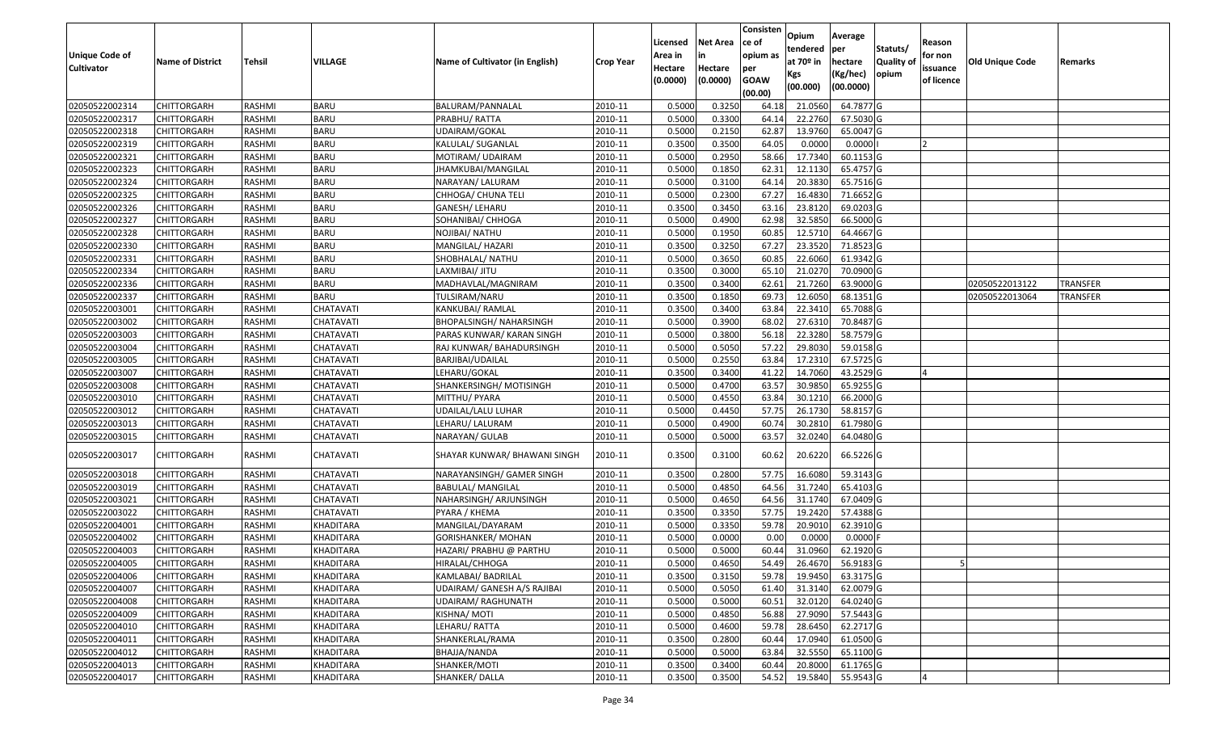| Unique Code of Cultivator | Name of District | Tehsil | VILLAGE | Name of Cultivator (in English) | Crop Year | Licensed Area in Hectare (0.0000) | Net Area in Hectare (0.0000) | Consisten ce of opium as per GOAW (00.00) | Opium tendered at 70º in Kgs (00.000) | Average per hectare (Kg/hec) (00.0000) | Statuts/ Quality of opium | Reason for non issuance of licence | Old Unique Code | Remarks |
|---|---|---|---|---|---|---|---|---|---|---|---|---|---|---|
| 02050522002314 | CHITTORGARH | RASHMI | BARU | BALURAM/PANNALAL | 2010-11 | 0.5000 | 0.3250 | 64.18 | 21.0560 | 64.7877 | G | | | |
| 02050522002317 | CHITTORGARH | RASHMI | BARU | PRABHU/ RATTA | 2010-11 | 0.5000 | 0.3300 | 64.14 | 22.2760 | 67.5030 | G | | | |
| 02050522002318 | CHITTORGARH | RASHMI | BARU | UDAIRAM/GOKAL | 2010-11 | 0.5000 | 0.2150 | 62.87 | 13.9760 | 65.0047 | G | | | |
| 02050522002319 | CHITTORGARH | RASHMI | BARU | KALULAL/ SUGANLAL | 2010-11 | 0.3500 | 0.3500 | 64.05 | 0.0000 | 0.0000 | I | 2 | | |
| 02050522002321 | CHITTORGARH | RASHMI | BARU | MOTIRAM/ UDAIRAM | 2010-11 | 0.5000 | 0.2950 | 58.66 | 17.7340 | 60.1153 | G | | | |
| 02050522002323 | CHITTORGARH | RASHMI | BARU | JHAMKUBAI/MANGILAL | 2010-11 | 0.5000 | 0.1850 | 62.31 | 12.1130 | 65.4757 | G | | | |
| 02050522002324 | CHITTORGARH | RASHMI | BARU | NARAYAN/ LALURAM | 2010-11 | 0.5000 | 0.3100 | 64.14 | 20.3830 | 65.7516 | G | | | |
| 02050522002325 | CHITTORGARH | RASHMI | BARU | CHHOGA/ CHUNA TELI | 2010-11 | 0.5000 | 0.2300 | 67.27 | 16.4830 | 71.6652 | G | | | |
| 02050522002326 | CHITTORGARH | RASHMI | BARU | GANESH/ LEHARU | 2010-11 | 0.3500 | 0.3450 | 63.16 | 23.8120 | 69.0203 | G | | | |
| 02050522002327 | CHITTORGARH | RASHMI | BARU | SOHANIBAI/ CHHOGA | 2010-11 | 0.5000 | 0.4900 | 62.98 | 32.5850 | 66.5000 | G | | | |
| 02050522002328 | CHITTORGARH | RASHMI | BARU | NOJIBAI/ NATHU | 2010-11 | 0.5000 | 0.1950 | 60.85 | 12.5710 | 64.4667 | G | | | |
| 02050522002330 | CHITTORGARH | RASHMI | BARU | MANGILAL/ HAZARI | 2010-11 | 0.3500 | 0.3250 | 67.27 | 23.3520 | 71.8523 | G | | | |
| 02050522002331 | CHITTORGARH | RASHMI | BARU | SHOBHALAL/ NATHU | 2010-11 | 0.5000 | 0.3650 | 60.85 | 22.6060 | 61.9342 | G | | | |
| 02050522002334 | CHITTORGARH | RASHMI | BARU | LAXMIBAI/ JITU | 2010-11 | 0.3500 | 0.3000 | 65.10 | 21.0270 | 70.0900 | G | | | |
| 02050522002336 | CHITTORGARH | RASHMI | BARU | MADHAVLAL/MAGNIRAM | 2010-11 | 0.3500 | 0.3400 | 62.61 | 21.7260 | 63.9000 | G | | 02050522013122 | TRANSFER |
| 02050522002337 | CHITTORGARH | RASHMI | BARU | TULSIRAM/NARU | 2010-11 | 0.3500 | 0.1850 | 69.73 | 12.6050 | 68.1351 | G | | 02050522013064 | TRANSFER |
| 02050522003001 | CHITTORGARH | RASHMI | CHATAVATI | KANKUBAI/ RAMLAL | 2010-11 | 0.3500 | 0.3400 | 63.84 | 22.3410 | 65.7088 | G | | | |
| 02050522003002 | CHITTORGARH | RASHMI | CHATAVATI | BHOPALSINGH/ NAHARSINGH | 2010-11 | 0.5000 | 0.3900 | 68.02 | 27.6310 | 70.8487 | G | | | |
| 02050522003003 | CHITTORGARH | RASHMI | CHATAVATI | PARAS KUNWAR/ KARAN SINGH | 2010-11 | 0.5000 | 0.3800 | 56.18 | 22.3280 | 58.7579 | G | | | |
| 02050522003004 | CHITTORGARH | RASHMI | CHATAVATI | RAJ KUNWAR/ BAHADURSINGH | 2010-11 | 0.5000 | 0.5050 | 57.22 | 29.8030 | 59.0158 | G | | | |
| 02050522003005 | CHITTORGARH | RASHMI | CHATAVATI | BARJIBAI/UDAILAL | 2010-11 | 0.5000 | 0.2550 | 63.84 | 17.2310 | 67.5725 | G | | | |
| 02050522003007 | CHITTORGARH | RASHMI | CHATAVATI | LEHARU/GOKAL | 2010-11 | 0.3500 | 0.3400 | 41.22 | 14.7060 | 43.2529 | G | 4 | | |
| 02050522003008 | CHITTORGARH | RASHMI | CHATAVATI | SHANKERSINGH/ MOTISINGH | 2010-11 | 0.5000 | 0.4700 | 63.57 | 30.9850 | 65.9255 | G | | | |
| 02050522003010 | CHITTORGARH | RASHMI | CHATAVATI | MITTHU/ PYARA | 2010-11 | 0.5000 | 0.4550 | 63.84 | 30.1210 | 66.2000 | G | | | |
| 02050522003012 | CHITTORGARH | RASHMI | CHATAVATI | UDAILAL/LALU LUHAR | 2010-11 | 0.5000 | 0.4450 | 57.75 | 26.1730 | 58.8157 | G | | | |
| 02050522003013 | CHITTORGARH | RASHMI | CHATAVATI | LEHARU/ LALURAM | 2010-11 | 0.5000 | 0.4900 | 60.74 | 30.2810 | 61.7980 | G | | | |
| 02050522003015 | CHITTORGARH | RASHMI | CHATAVATI | NARAYAN/ GULAB | 2010-11 | 0.5000 | 0.5000 | 63.57 | 32.0240 | 64.0480 | G | | | |
| 02050522003017 | CHITTORGARH | RASHMI | CHATAVATI | SHAYAR KUNWAR/ BHAWANI SINGH | 2010-11 | 0.3500 | 0.3100 | 60.62 | 20.6220 | 66.5226 | G | | | |
| 02050522003018 | CHITTORGARH | RASHMI | CHATAVATI | NARAYANSINGH/ GAMER SINGH | 2010-11 | 0.3500 | 0.2800 | 57.75 | 16.6080 | 59.3143 | G | | | |
| 02050522003019 | CHITTORGARH | RASHMI | CHATAVATI | BABULAL/ MANGILAL | 2010-11 | 0.5000 | 0.4850 | 64.56 | 31.7240 | 65.4103 | G | | | |
| 02050522003021 | CHITTORGARH | RASHMI | CHATAVATI | NAHARSINGH/ ARJUNSINGH | 2010-11 | 0.5000 | 0.4650 | 64.56 | 31.1740 | 67.0409 | G | | | |
| 02050522003022 | CHITTORGARH | RASHMI | CHATAVATI | PYARA / KHEMA | 2010-11 | 0.3500 | 0.3350 | 57.75 | 19.2420 | 57.4388 | G | | | |
| 02050522004001 | CHITTORGARH | RASHMI | KHADITARA | MANGILAL/DAYARAM | 2010-11 | 0.5000 | 0.3350 | 59.78 | 20.9010 | 62.3910 | G | | | |
| 02050522004002 | CHITTORGARH | RASHMI | KHADITARA | GORISHANKER/ MOHAN | 2010-11 | 0.5000 | 0.0000 | 0.00 | 0.0000 | 0.0000 | F | | | |
| 02050522004003 | CHITTORGARH | RASHMI | KHADITARA | HAZARI/ PRABHU @ PARTHU | 2010-11 | 0.5000 | 0.5000 | 60.44 | 31.0960 | 62.1920 | G | | | |
| 02050522004005 | CHITTORGARH | RASHMI | KHADITARA | HIRALAL/CHHOGA | 2010-11 | 0.5000 | 0.4650 | 54.49 | 26.4670 | 56.9183 | G | 5 | | |
| 02050522004006 | CHITTORGARH | RASHMI | KHADITARA | KAMLABAI/ BADRILAL | 2010-11 | 0.3500 | 0.3150 | 59.78 | 19.9450 | 63.3175 | G | | | |
| 02050522004007 | CHITTORGARH | RASHMI | KHADITARA | UDAIRAM/ GANESH A/S RAJIBAI | 2010-11 | 0.5000 | 0.5050 | 61.40 | 31.3140 | 62.0079 | G | | | |
| 02050522004008 | CHITTORGARH | RASHMI | KHADITARA | UDAIRAM/ RAGHUNATH | 2010-11 | 0.5000 | 0.5000 | 60.51 | 32.0120 | 64.0240 | G | | | |
| 02050522004009 | CHITTORGARH | RASHMI | KHADITARA | KISHNA/ MOTI | 2010-11 | 0.5000 | 0.4850 | 56.88 | 27.9090 | 57.5443 | G | | | |
| 02050522004010 | CHITTORGARH | RASHMI | KHADITARA | LEHARU/ RATTA | 2010-11 | 0.5000 | 0.4600 | 59.78 | 28.6450 | 62.2717 | G | | | |
| 02050522004011 | CHITTORGARH | RASHMI | KHADITARA | SHANKERLAL/RAMA | 2010-11 | 0.3500 | 0.2800 | 60.44 | 17.0940 | 61.0500 | G | | | |
| 02050522004012 | CHITTORGARH | RASHMI | KHADITARA | BHAJJA/NANDA | 2010-11 | 0.5000 | 0.5000 | 63.84 | 32.5550 | 65.1100 | G | | | |
| 02050522004013 | CHITTORGARH | RASHMI | KHADITARA | SHANKER/MOTI | 2010-11 | 0.3500 | 0.3400 | 60.44 | 20.8000 | 61.1765 | G | | | |
| 02050522004017 | CHITTORGARH | RASHMI | KHADITARA | SHANKER/ DALLA | 2010-11 | 0.3500 | 0.3500 | 54.52 | 19.5840 | 55.9543 | G | 4 | | |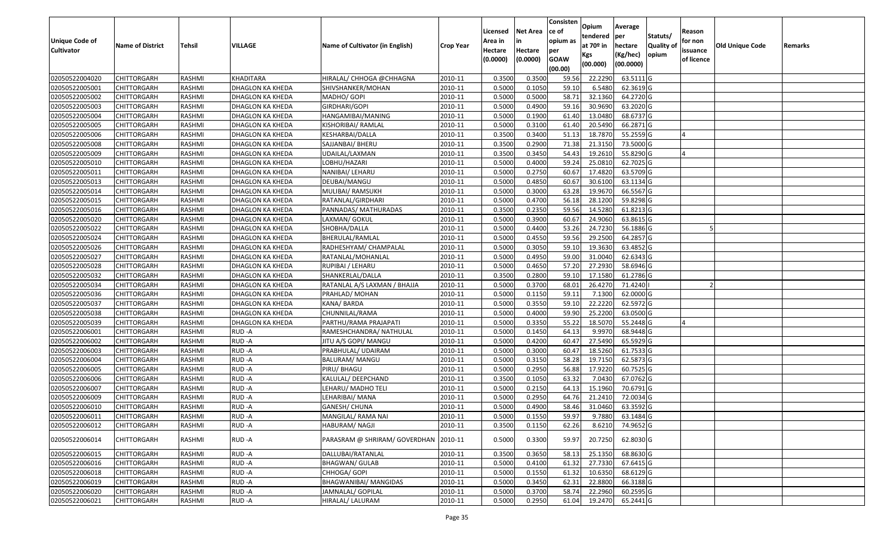| Unique Code of Cultivator | Name of District | Tehsil | VILLAGE | Name of Cultivator (in English) | Crop Year | Licensed Area in Hectare (0.0000) | Net Area in Hectare (0.0000) | Consisten ce of opium as per GOAW (00.00) | Opium tendered at 70º in Kgs (00.000) | Average per hectare (Kg/hec) (00.0000) | Statuts/ Quality of opium | Reason for non issuance of licence | Old Unique Code | Remarks |
|---|---|---|---|---|---|---|---|---|---|---|---|---|---|---|
| 02050522004020 | CHITTORGARH | RASHMI | KHADITARA | HIRALAL/ CHHOGA @CHHAGNA | 2010-11 | 0.3500 | 0.3500 | 59.56 | 22.2290 | 63.5111 | G | | | |
| 02050522005001 | CHITTORGARH | RASHMI | DHAGLON KA KHEDA | SHIVSHANKER/MOHAN | 2010-11 | 0.5000 | 0.1050 | 59.10 | 6.5480 | 62.3619 | G | | | |
| 02050522005002 | CHITTORGARH | RASHMI | DHAGLON KA KHEDA | MADHO/ GOPI | 2010-11 | 0.5000 | 0.5000 | 58.71 | 32.1360 | 64.2720 | G | | | |
| 02050522005003 | CHITTORGARH | RASHMI | DHAGLON KA KHEDA | GIRDHARI/GOPI | 2010-11 | 0.5000 | 0.4900 | 59.16 | 30.9690 | 63.2020 | G | | | |
| 02050522005004 | CHITTORGARH | RASHMI | DHAGLON KA KHEDA | HANGAMIBAI/MANING | 2010-11 | 0.5000 | 0.1900 | 61.40 | 13.0480 | 68.6737 | G | | | |
| 02050522005005 | CHITTORGARH | RASHMI | DHAGLON KA KHEDA | KISHORIBAI/ RAMLAL | 2010-11 | 0.5000 | 0.3100 | 61.40 | 20.5490 | 66.2871 | G | | | |
| 02050522005006 | CHITTORGARH | RASHMI | DHAGLON KA KHEDA | KESHARBAI/DALLA | 2010-11 | 0.3500 | 0.3400 | 51.13 | 18.7870 | 55.2559 | G | 4 | | |
| 02050522005008 | CHITTORGARH | RASHMI | DHAGLON KA KHEDA | SAJJANBAI/ BHERU | 2010-11 | 0.3500 | 0.2900 | 71.38 | 21.3150 | 73.5000 | G | | | |
| 02050522005009 | CHITTORGARH | RASHMI | DHAGLON KA KHEDA | UDAILAL/LAXMAN | 2010-11 | 0.3500 | 0.3450 | 54.43 | 19.2610 | 55.8290 | G | 4 | | |
| 02050522005010 | CHITTORGARH | RASHMI | DHAGLON KA KHEDA | LOBHU/HAZARI | 2010-11 | 0.5000 | 0.4000 | 59.24 | 25.0810 | 62.7025 | G | | | |
| 02050522005011 | CHITTORGARH | RASHMI | DHAGLON KA KHEDA | NANIBAI/ LEHARU | 2010-11 | 0.5000 | 0.2750 | 60.67 | 17.4820 | 63.5709 | G | | | |
| 02050522005013 | CHITTORGARH | RASHMI | DHAGLON KA KHEDA | DEUBAI/MANGU | 2010-11 | 0.5000 | 0.4850 | 60.67 | 30.6100 | 63.1134 | G | | | |
| 02050522005014 | CHITTORGARH | RASHMI | DHAGLON KA KHEDA | MULIBAI/ RAMSUKH | 2010-11 | 0.5000 | 0.3000 | 63.28 | 19.9670 | 66.5567 | G | | | |
| 02050522005015 | CHITTORGARH | RASHMI | DHAGLON KA KHEDA | RATANLAL/GIRDHARI | 2010-11 | 0.5000 | 0.4700 | 56.18 | 28.1200 | 59.8298 | G | | | |
| 02050522005016 | CHITTORGARH | RASHMI | DHAGLON KA KHEDA | PANNADAS/ MATHURADAS | 2010-11 | 0.3500 | 0.2350 | 59.56 | 14.5280 | 61.8213 | G | | | |
| 02050522005020 | CHITTORGARH | RASHMI | DHAGLON KA KHEDA | LAXMAN/ GOKUL | 2010-11 | 0.5000 | 0.3900 | 60.67 | 24.9060 | 63.8615 | G | | | |
| 02050522005022 | CHITTORGARH | RASHMI | DHAGLON KA KHEDA | SHOBHA/DALLA | 2010-11 | 0.5000 | 0.4400 | 53.26 | 24.7230 | 56.1886 | G | 5 | | |
| 02050522005024 | CHITTORGARH | RASHMI | DHAGLON KA KHEDA | BHERULAL/RAMLAL | 2010-11 | 0.5000 | 0.4550 | 59.56 | 29.2500 | 64.2857 | G | | | |
| 02050522005026 | CHITTORGARH | RASHMI | DHAGLON KA KHEDA | RADHESHYAM/ CHAMPALAL | 2010-11 | 0.5000 | 0.3050 | 59.10 | 19.3630 | 63.4852 | G | | | |
| 02050522005027 | CHITTORGARH | RASHMI | DHAGLON KA KHEDA | RATANLAL/MOHANLAL | 2010-11 | 0.5000 | 0.4950 | 59.00 | 31.0040 | 62.6343 | G | | | |
| 02050522005028 | CHITTORGARH | RASHMI | DHAGLON KA KHEDA | RUPIBAI / LEHARU | 2010-11 | 0.5000 | 0.4650 | 57.20 | 27.2930 | 58.6946 | G | | | |
| 02050522005032 | CHITTORGARH | RASHMI | DHAGLON KA KHEDA | SHANKERLAL/DALLA | 2010-11 | 0.3500 | 0.2800 | 59.10 | 17.1580 | 61.2786 | G | | | |
| 02050522005034 | CHITTORGARH | RASHMI | DHAGLON KA KHEDA | RATANLAL A/S LAXMAN / BHAJJA | 2010-11 | 0.5000 | 0.3700 | 68.01 | 26.4270 | 71.4240 | I | 2 | | |
| 02050522005036 | CHITTORGARH | RASHMI | DHAGLON KA KHEDA | PRAHLAD/ MOHAN | 2010-11 | 0.5000 | 0.1150 | 59.11 | 7.1300 | 62.0000 | G | | | |
| 02050522005037 | CHITTORGARH | RASHMI | DHAGLON KA KHEDA | KANA/ BARDA | 2010-11 | 0.5000 | 0.3550 | 59.10 | 22.2220 | 62.5972 | G | | | |
| 02050522005038 | CHITTORGARH | RASHMI | DHAGLON KA KHEDA | CHUNNILAL/RAMA | 2010-11 | 0.5000 | 0.4000 | 59.90 | 25.2200 | 63.0500 | G | | | |
| 02050522005039 | CHITTORGARH | RASHMI | DHAGLON KA KHEDA | PARTHU/RAMA PRAJAPATI | 2010-11 | 0.5000 | 0.3350 | 55.22 | 18.5070 | 55.2448 | G | 4 | | |
| 02050522006001 | CHITTORGARH | RASHMI | RUD -A | RAMESHCHANDRA/ NATHULAL | 2010-11 | 0.5000 | 0.1450 | 64.13 | 9.9970 | 68.9448 | G | | | |
| 02050522006002 | CHITTORGARH | RASHMI | RUD -A | JITU A/S GOPI/ MANGU | 2010-11 | 0.5000 | 0.4200 | 60.47 | 27.5490 | 65.5929 | G | | | |
| 02050522006003 | CHITTORGARH | RASHMI | RUD -A | PRABHULAL/ UDAIRAM | 2010-11 | 0.5000 | 0.3000 | 60.47 | 18.5260 | 61.7533 | G | | | |
| 02050522006004 | CHITTORGARH | RASHMI | RUD -A | BALURAM/ MANGU | 2010-11 | 0.5000 | 0.3150 | 58.28 | 19.7150 | 62.5873 | G | | | |
| 02050522006005 | CHITTORGARH | RASHMI | RUD -A | PIRU/ BHAGU | 2010-11 | 0.5000 | 0.2950 | 56.88 | 17.9220 | 60.7525 | G | | | |
| 02050522006006 | CHITTORGARH | RASHMI | RUD -A | KALULAL/ DEEPCHAND | 2010-11 | 0.3500 | 0.1050 | 63.32 | 7.0430 | 67.0762 | G | | | |
| 02050522006007 | CHITTORGARH | RASHMI | RUD -A | LEHARU/ MADHO TELI | 2010-11 | 0.5000 | 0.2150 | 64.13 | 15.1960 | 70.6791 | G | | | |
| 02050522006009 | CHITTORGARH | RASHMI | RUD -A | LEHARIBAI/ MANA | 2010-11 | 0.5000 | 0.2950 | 64.76 | 21.2410 | 72.0034 | G | | | |
| 02050522006010 | CHITTORGARH | RASHMI | RUD -A | GANESH/ CHUNA | 2010-11 | 0.5000 | 0.4900 | 58.46 | 31.0460 | 63.3592 | G | | | |
| 02050522006011 | CHITTORGARH | RASHMI | RUD -A | MANGILAL/ RAMA NAI | 2010-11 | 0.5000 | 0.1550 | 59.97 | 9.7880 | 63.1484 | G | | | |
| 02050522006012 | CHITTORGARH | RASHMI | RUD -A | HABURAM/ NAGJI | 2010-11 | 0.3500 | 0.1150 | 62.26 | 8.6210 | 74.9652 | G | | | |
| 02050522006014 | CHITTORGARH | RASHMI | RUD -A | PARASRAM @ SHRIRAM/ GOVERDHAN | 2010-11 | 0.5000 | 0.3300 | 59.97 | 20.7250 | 62.8030 | G | | | |
| 02050522006015 | CHITTORGARH | RASHMI | RUD -A | DALLUBAI/RATANLAL | 2010-11 | 0.3500 | 0.3650 | 58.13 | 25.1350 | 68.8630 | G | | | |
| 02050522006016 | CHITTORGARH | RASHMI | RUD -A | BHAGWAN/ GULAB | 2010-11 | 0.5000 | 0.4100 | 61.32 | 27.7330 | 67.6415 | G | | | |
| 02050522006018 | CHITTORGARH | RASHMI | RUD -A | CHHOGA/ GOPI | 2010-11 | 0.5000 | 0.1550 | 61.32 | 10.6350 | 68.6129 | G | | | |
| 02050522006019 | CHITTORGARH | RASHMI | RUD -A | BHAGWANIBAI/ MANGIDAS | 2010-11 | 0.5000 | 0.3450 | 62.31 | 22.8800 | 66.3188 | G | | | |
| 02050522006020 | CHITTORGARH | RASHMI | RUD -A | JAMNALAL/ GOPILAL | 2010-11 | 0.5000 | 0.3700 | 58.74 | 22.2960 | 60.2595 | G | | | |
| 02050522006021 | CHITTORGARH | RASHMI | RUD -A | HIRALAL/ LALURAM | 2010-11 | 0.5000 | 0.2950 | 61.04 | 19.2470 | 65.2441 | G | | | |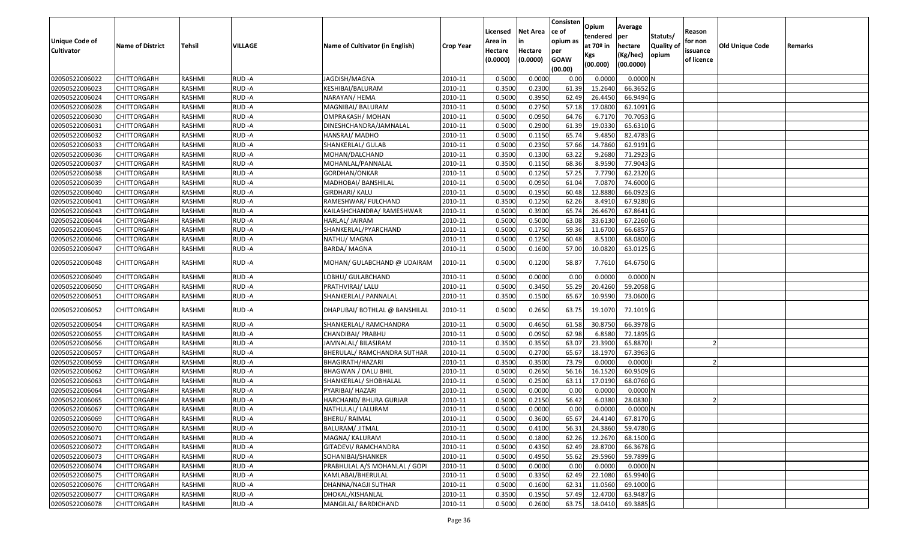| Unique Code of Cultivator | Name of District | Tehsil | VILLAGE | Name of Cultivator (in English) | Crop Year | Licensed Area in Hectare (0.0000) | Net Area in Hectare (0.0000) | Consisten ce of opium as per GOAW (00.00) | Opium tendered at 70º in Kgs (00.000) | Average per hectare (Kg/hec) (00.0000) | Statuts/ Quality of opium | Reason for non issuance of licence | Old Unique Code | Remarks |
|---|---|---|---|---|---|---|---|---|---|---|---|---|---|---|
| 02050522006022 | CHITTORGARH | RASHMI | RUD -A | JAGDISH/MAGNA | 2010-11 | 0.5000 | 0.0000 | 0.00 | 0.0000 | 0.0000 | N | | | |
| 02050522006023 | CHITTORGARH | RASHMI | RUD -A | KESHIBAI/BALURAM | 2010-11 | 0.3500 | 0.2300 | 61.39 | 15.2640 | 66.3652 | G | | | |
| 02050522006024 | CHITTORGARH | RASHMI | RUD -A | NARAYAN/ HEMA | 2010-11 | 0.5000 | 0.3950 | 62.49 | 26.4450 | 66.9494 | G | | | |
| 02050522006028 | CHITTORGARH | RASHMI | RUD -A | MAGNIBAI/ BALURAM | 2010-11 | 0.5000 | 0.2750 | 57.18 | 17.0800 | 62.1091 | G | | | |
| 02050522006030 | CHITTORGARH | RASHMI | RUD -A | OMPRAKASH/ MOHAN | 2010-11 | 0.5000 | 0.0950 | 64.76 | 6.7170 | 70.7053 | G | | | |
| 02050522006031 | CHITTORGARH | RASHMI | RUD -A | DINESHCHANDRA/JAMNALAL | 2010-11 | 0.5000 | 0.2900 | 61.39 | 19.0330 | 65.6310 | G | | | |
| 02050522006032 | CHITTORGARH | RASHMI | RUD -A | HANSRAJ/ MADHO | 2010-11 | 0.5000 | 0.1150 | 65.74 | 9.4850 | 82.4783 | G | | | |
| 02050522006033 | CHITTORGARH | RASHMI | RUD -A | SHANKERLAL/ GULAB | 2010-11 | 0.5000 | 0.2350 | 57.66 | 14.7860 | 62.9191 | G | | | |
| 02050522006036 | CHITTORGARH | RASHMI | RUD -A | MOHAN/DALCHAND | 2010-11 | 0.3500 | 0.1300 | 63.22 | 9.2680 | 71.2923 | G | | | |
| 02050522006037 | CHITTORGARH | RASHMI | RUD -A | MOHANLAL/PANNALAL | 2010-11 | 0.3500 | 0.1150 | 68.36 | 8.9590 | 77.9043 | G | | | |
| 02050522006038 | CHITTORGARH | RASHMI | RUD -A | GORDHAN/ONKAR | 2010-11 | 0.5000 | 0.1250 | 57.25 | 7.7790 | 62.2320 | G | | | |
| 02050522006039 | CHITTORGARH | RASHMI | RUD -A | MADHOBAI/ BANSHILAL | 2010-11 | 0.5000 | 0.0950 | 61.04 | 7.0870 | 74.6000 | G | | | |
| 02050522006040 | CHITTORGARH | RASHMI | RUD -A | GIRDHARI/ KALU | 2010-11 | 0.5000 | 0.1950 | 60.48 | 12.8880 | 66.0923 | G | | | |
| 02050522006041 | CHITTORGARH | RASHMI | RUD -A | RAMESHWAR/ FULCHAND | 2010-11 | 0.3500 | 0.1250 | 62.26 | 8.4910 | 67.9280 | G | | | |
| 02050522006043 | CHITTORGARH | RASHMI | RUD -A | KAILASHCHANDRA/ RAMESHWAR | 2010-11 | 0.5000 | 0.3900 | 65.74 | 26.4670 | 67.8641 | G | | | |
| 02050522006044 | CHITTORGARH | RASHMI | RUD -A | HARLAL/ JAIRAM | 2010-11 | 0.5000 | 0.5000 | 63.08 | 33.6130 | 67.2260 | G | | | |
| 02050522006045 | CHITTORGARH | RASHMI | RUD -A | SHANKERLAL/PYARCHAND | 2010-11 | 0.5000 | 0.1750 | 59.36 | 11.6700 | 66.6857 | G | | | |
| 02050522006046 | CHITTORGARH | RASHMI | RUD -A | NATHU/ MAGNA | 2010-11 | 0.5000 | 0.1250 | 60.48 | 8.5100 | 68.0800 | G | | | |
| 02050522006047 | CHITTORGARH | RASHMI | RUD -A | BARDA/ MAGNA | 2010-11 | 0.5000 | 0.1600 | 57.00 | 10.0820 | 63.0125 | G | | | |
| 02050522006048 | CHITTORGARH | RASHMI | RUD -A | MOHAN/ GULABCHAND @ UDAIRAM | 2010-11 | 0.5000 | 0.1200 | 58.87 | 7.7610 | 64.6750 | G | | | |
| 02050522006049 | CHITTORGARH | RASHMI | RUD -A | LOBHU/ GULABCHAND | 2010-11 | 0.5000 | 0.0000 | 0.00 | 0.0000 | 0.0000 | N | | | |
| 02050522006050 | CHITTORGARH | RASHMI | RUD -A | PRATHVIRAJ/ LALU | 2010-11 | 0.5000 | 0.3450 | 55.29 | 20.4260 | 59.2058 | G | | | |
| 02050522006051 | CHITTORGARH | RASHMI | RUD -A | SHANKERLAL/ PANNALAL | 2010-11 | 0.3500 | 0.1500 | 65.67 | 10.9590 | 73.0600 | G | | | |
| 02050522006052 | CHITTORGARH | RASHMI | RUD -A | DHAPUBAI/ BOTHLAL @ BANSHILAL | 2010-11 | 0.5000 | 0.2650 | 63.75 | 19.1070 | 72.1019 | G | | | |
| 02050522006054 | CHITTORGARH | RASHMI | RUD -A | SHANKERLAL/ RAMCHANDRA | 2010-11 | 0.5000 | 0.4650 | 61.58 | 30.8750 | 66.3978 | G | | | |
| 02050522006055 | CHITTORGARH | RASHMI | RUD -A | CHANDIBAI/ PRABHU | 2010-11 | 0.5000 | 0.0950 | 62.98 | 6.8580 | 72.1895 | G | | | |
| 02050522006056 | CHITTORGARH | RASHMI | RUD -A | JAMNALAL/ BILASIRAM | 2010-11 | 0.3500 | 0.3550 | 63.07 | 23.3900 | 65.8870 | I | 2 | | |
| 02050522006057 | CHITTORGARH | RASHMI | RUD -A | BHERULAL/ RAMCHANDRA SUTHAR | 2010-11 | 0.5000 | 0.2700 | 65.67 | 18.1970 | 67.3963 | G | | | |
| 02050522006059 | CHITTORGARH | RASHMI | RUD -A | BHAGIRATH/HAZARI | 2010-11 | 0.3500 | 0.3500 | 73.79 | 0.0000 | 0.0000 | I | 2 | | |
| 02050522006062 | CHITTORGARH | RASHMI | RUD -A | BHAGWAN / DALU BHIL | 2010-11 | 0.5000 | 0.2650 | 56.16 | 16.1520 | 60.9509 | G | | | |
| 02050522006063 | CHITTORGARH | RASHMI | RUD -A | SHANKERLAL/ SHOBHALAL | 2010-11 | 0.5000 | 0.2500 | 63.11 | 17.0190 | 68.0760 | G | | | |
| 02050522006064 | CHITTORGARH | RASHMI | RUD -A | PYARIBAI/ HAZARI | 2010-11 | 0.5000 | 0.0000 | 0.00 | 0.0000 | 0.0000 | N | | | |
| 02050522006065 | CHITTORGARH | RASHMI | RUD -A | HARCHAND/ BHURA GURJAR | 2010-11 | 0.5000 | 0.2150 | 56.42 | 6.0380 | 28.0830 | I | 2 | | |
| 02050522006067 | CHITTORGARH | RASHMI | RUD -A | NATHULAL/ LALURAM | 2010-11 | 0.5000 | 0.0000 | 0.00 | 0.0000 | 0.0000 | N | | | |
| 02050522006069 | CHITTORGARH | RASHMI | RUD -A | BHERU/ RAIMAL | 2010-11 | 0.5000 | 0.3600 | 65.67 | 24.4140 | 67.8170 | G | | | |
| 02050522006070 | CHITTORGARH | RASHMI | RUD -A | BALURAM/ JITMAL | 2010-11 | 0.5000 | 0.4100 | 56.31 | 24.3860 | 59.4780 | G | | | |
| 02050522006071 | CHITTORGARH | RASHMI | RUD -A | MAGNA/ KALURAM | 2010-11 | 0.5000 | 0.1800 | 62.26 | 12.2670 | 68.1500 | G | | | |
| 02050522006072 | CHITTORGARH | RASHMI | RUD -A | GITADEVI/ RAMCHANDRA | 2010-11 | 0.5000 | 0.4350 | 62.49 | 28.8700 | 66.3678 | G | | | |
| 02050522006073 | CHITTORGARH | RASHMI | RUD -A | SOHANIBAI/SHANKER | 2010-11 | 0.5000 | 0.4950 | 55.62 | 29.5960 | 59.7899 | G | | | |
| 02050522006074 | CHITTORGARH | RASHMI | RUD -A | PRABHULAL A/S MOHANLAL / GOPI | 2010-11 | 0.5000 | 0.0000 | 0.00 | 0.0000 | 0.0000 | N | | | |
| 02050522006075 | CHITTORGARH | RASHMI | RUD -A | KAMLABAI/BHERULAL | 2010-11 | 0.5000 | 0.3350 | 62.49 | 22.1080 | 65.9940 | G | | | |
| 02050522006076 | CHITTORGARH | RASHMI | RUD -A | DHANNA/NAGJI SUTHAR | 2010-11 | 0.5000 | 0.1600 | 62.31 | 11.0560 | 69.1000 | G | | | |
| 02050522006077 | CHITTORGARH | RASHMI | RUD -A | DHOKAL/KISHANLAL | 2010-11 | 0.3500 | 0.1950 | 57.49 | 12.4700 | 63.9487 | G | | | |
| 02050522006078 | CHITTORGARH | RASHMI | RUD -A | MANGILAL/ BARDICHAND | 2010-11 | 0.5000 | 0.2600 | 63.75 | 18.0410 | 69.3885 | G | | | |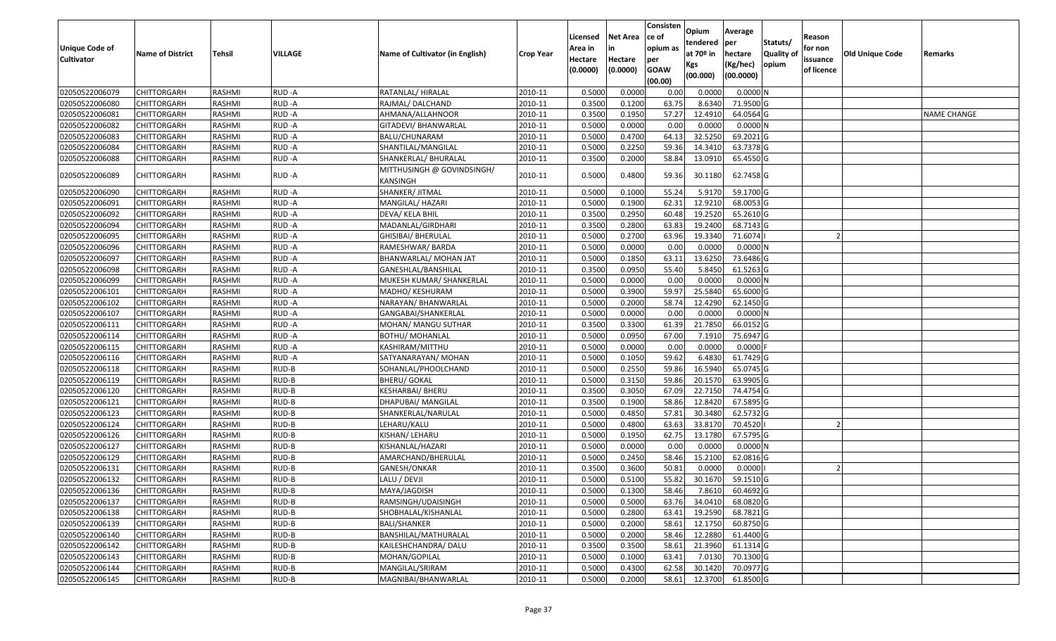| Unique Code of Cultivator | Name of District | Tehsil | VILLAGE | Name of Cultivator (in English) | Crop Year | Licensed Area in Hectare (0.0000) | Net Area in Hectare (0.0000) | Consistence of opium as per GOAW (00.00) | Opium tendered at 70º in Kgs (00.000) | Average per hectare (Kg/hec) (00.0000) | Statuts/ Quality of opium | Reason for non issuance of licence | Old Unique Code | Remarks |
|---|---|---|---|---|---|---|---|---|---|---|---|---|---|---|
| 02050522006079 | CHITTORGARH | RASHMI | RUD -A | RATANLAL/ HIRALAL | 2010-11 | 0.5000 | 0.0000 | 0.00 | 0.0000 | 0.0000 | N | | | |
| 02050522006080 | CHITTORGARH | RASHMI | RUD -A | RAJMAL/ DALCHAND | 2010-11 | 0.3500 | 0.1200 | 63.75 | 8.6340 | 71.9500 | G | | | |
| 02050522006081 | CHITTORGARH | RASHMI | RUD -A | AHMANA/ALLAHNOOR | 2010-11 | 0.3500 | 0.1950 | 57.27 | 12.4910 | 64.0564 | G | | | NAME CHANGE |
| 02050522006082 | CHITTORGARH | RASHMI | RUD -A | GITADEVI/ BHANWARLAL | 2010-11 | 0.5000 | 0.0000 | 0.00 | 0.0000 | 0.0000 | N | | | |
| 02050522006083 | CHITTORGARH | RASHMI | RUD -A | BALU/CHUNARAM | 2010-11 | 0.5000 | 0.4700 | 64.13 | 32.5250 | 69.2021 | G | | | |
| 02050522006084 | CHITTORGARH | RASHMI | RUD -A | SHANTILAL/MANGILAL | 2010-11 | 0.5000 | 0.2250 | 59.36 | 14.3410 | 63.7378 | G | | | |
| 02050522006088 | CHITTORGARH | RASHMI | RUD -A | SHANKERLAL/ BHURALAL | 2010-11 | 0.3500 | 0.2000 | 58.84 | 13.0910 | 65.4550 | G | | | |
| 02050522006089 | CHITTORGARH | RASHMI | RUD -A | MITTHUSINGH @ GOVINDSINGH/ KANSINGH | 2010-11 | 0.5000 | 0.4800 | 59.36 | 30.1180 | 62.7458 | G | | | |
| 02050522006090 | CHITTORGARH | RASHMI | RUD -A | SHANKER/ JITMAL | 2010-11 | 0.5000 | 0.1000 | 55.24 | 5.9170 | 59.1700 | G | | | |
| 02050522006091 | CHITTORGARH | RASHMI | RUD -A | MANGILAL/ HAZARI | 2010-11 | 0.5000 | 0.1900 | 62.31 | 12.9210 | 68.0053 | G | | | |
| 02050522006092 | CHITTORGARH | RASHMI | RUD -A | DEVA/ KELA BHIL | 2010-11 | 0.3500 | 0.2950 | 60.48 | 19.2520 | 65.2610 | G | | | |
| 02050522006094 | CHITTORGARH | RASHMI | RUD -A | MADANLAL/GIRDHARI | 2010-11 | 0.3500 | 0.2800 | 63.83 | 19.2400 | 68.7143 | G | | | |
| 02050522006095 | CHITTORGARH | RASHMI | RUD -A | GHISIBAI/ BHERULAL | 2010-11 | 0.5000 | 0.2700 | 63.96 | 19.3340 | 71.6074 | I | 2 | | |
| 02050522006096 | CHITTORGARH | RASHMI | RUD -A | RAMESHWAR/ BARDA | 2010-11 | 0.5000 | 0.0000 | 0.00 | 0.0000 | 0.0000 | N | | | |
| 02050522006097 | CHITTORGARH | RASHMI | RUD -A | BHANWARLAL/ MOHAN JAT | 2010-11 | 0.5000 | 0.1850 | 63.11 | 13.6250 | 73.6486 | G | | | |
| 02050522006098 | CHITTORGARH | RASHMI | RUD -A | GANESHLAL/BANSHILAL | 2010-11 | 0.3500 | 0.0950 | 55.40 | 5.8450 | 61.5263 | G | | | |
| 02050522006099 | CHITTORGARH | RASHMI | RUD -A | MUKESH KUMAR/ SHANKERLAL | 2010-11 | 0.5000 | 0.0000 | 0.00 | 0.0000 | 0.0000 | N | | | |
| 02050522006101 | CHITTORGARH | RASHMI | RUD -A | MADHO/ KESHURAM | 2010-11 | 0.5000 | 0.3900 | 59.97 | 25.5840 | 65.6000 | G | | | |
| 02050522006102 | CHITTORGARH | RASHMI | RUD -A | NARAYAN/ BHANWARLAL | 2010-11 | 0.5000 | 0.2000 | 58.74 | 12.4290 | 62.1450 | G | | | |
| 02050522006107 | CHITTORGARH | RASHMI | RUD -A | GANGABAI/SHANKERLAL | 2010-11 | 0.5000 | 0.0000 | 0.00 | 0.0000 | 0.0000 | N | | | |
| 02050522006111 | CHITTORGARH | RASHMI | RUD -A | MOHAN/ MANGU SUTHAR | 2010-11 | 0.3500 | 0.3300 | 61.39 | 21.7850 | 66.0152 | G | | | |
| 02050522006114 | CHITTORGARH | RASHMI | RUD -A | BOTHU/ MOHANLAL | 2010-11 | 0.5000 | 0.0950 | 67.00 | 7.1910 | 75.6947 | G | | | |
| 02050522006115 | CHITTORGARH | RASHMI | RUD -A | KASHIRAM/MITTHU | 2010-11 | 0.5000 | 0.0000 | 0.00 | 0.0000 | 0.0000 | F | | | |
| 02050522006116 | CHITTORGARH | RASHMI | RUD -A | SATYANARAYAN/ MOHAN | 2010-11 | 0.5000 | 0.1050 | 59.62 | 6.4830 | 61.7429 | G | | | |
| 02050522006118 | CHITTORGARH | RASHMI | RUD-B | SOHANLAL/PHOOLCHAND | 2010-11 | 0.5000 | 0.2550 | 59.86 | 16.5940 | 65.0745 | G | | | |
| 02050522006119 | CHITTORGARH | RASHMI | RUD-B | BHERU/ GOKAL | 2010-11 | 0.5000 | 0.3150 | 59.86 | 20.1570 | 63.9905 | G | | | |
| 02050522006120 | CHITTORGARH | RASHMI | RUD-B | KESHARBAI/ BHERU | 2010-11 | 0.3500 | 0.3050 | 67.09 | 22.7150 | 74.4754 | G | | | |
| 02050522006121 | CHITTORGARH | RASHMI | RUD-B | DHAPUBAI/ MANGILAL | 2010-11 | 0.3500 | 0.1900 | 58.86 | 12.8420 | 67.5895 | G | | | |
| 02050522006123 | CHITTORGARH | RASHMI | RUD-B | SHANKERLAL/NARULAL | 2010-11 | 0.5000 | 0.4850 | 57.81 | 30.3480 | 62.5732 | G | | | |
| 02050522006124 | CHITTORGARH | RASHMI | RUD-B | LEHARU/KALU | 2010-11 | 0.5000 | 0.4800 | 63.63 | 33.8170 | 70.4520 | I | 2 | | |
| 02050522006126 | CHITTORGARH | RASHMI | RUD-B | KISHAN/ LEHARU | 2010-11 | 0.5000 | 0.1950 | 62.75 | 13.1780 | 67.5795 | G | | | |
| 02050522006127 | CHITTORGARH | RASHMI | RUD-B | KISHANLAL/HAZARI | 2010-11 | 0.5000 | 0.0000 | 0.00 | 0.0000 | 0.0000 | N | | | |
| 02050522006129 | CHITTORGARH | RASHMI | RUD-B | AMARCHAND/BHERULAL | 2010-11 | 0.5000 | 0.2450 | 58.46 | 15.2100 | 62.0816 | G | | | |
| 02050522006131 | CHITTORGARH | RASHMI | RUD-B | GANESH/ONKAR | 2010-11 | 0.3500 | 0.3600 | 50.81 | 0.0000 | 0.0000 | I | 2 | | |
| 02050522006132 | CHITTORGARH | RASHMI | RUD-B | LALU / DEVJI | 2010-11 | 0.5000 | 0.5100 | 55.82 | 30.1670 | 59.1510 | G | | | |
| 02050522006136 | CHITTORGARH | RASHMI | RUD-B | MAYA/JAGDISH | 2010-11 | 0.5000 | 0.1300 | 58.46 | 7.8610 | 60.4692 | G | | | |
| 02050522006137 | CHITTORGARH | RASHMI | RUD-B | RAMSINGH/UDAISINGH | 2010-11 | 0.5000 | 0.5000 | 63.76 | 34.0410 | 68.0820 | G | | | |
| 02050522006138 | CHITTORGARH | RASHMI | RUD-B | SHOBHALAL/KISHANLAL | 2010-11 | 0.5000 | 0.2800 | 63.41 | 19.2590 | 68.7821 | G | | | |
| 02050522006139 | CHITTORGARH | RASHMI | RUD-B | BALI/SHANKER | 2010-11 | 0.5000 | 0.2000 | 58.61 | 12.1750 | 60.8750 | G | | | |
| 02050522006140 | CHITTORGARH | RASHMI | RUD-B | BANSHILAL/MATHURALAL | 2010-11 | 0.5000 | 0.2000 | 58.46 | 12.2880 | 61.4400 | G | | | |
| 02050522006142 | CHITTORGARH | RASHMI | RUD-B | KAILESHCHANDRA/ DALU | 2010-11 | 0.3500 | 0.3500 | 58.61 | 21.3960 | 61.1314 | G | | | |
| 02050522006143 | CHITTORGARH | RASHMI | RUD-B | MOHAN/GOPILAL | 2010-11 | 0.5000 | 0.1000 | 63.41 | 7.0130 | 70.1300 | G | | | |
| 02050522006144 | CHITTORGARH | RASHMI | RUD-B | MANGILAL/SRIRAM | 2010-11 | 0.5000 | 0.4300 | 62.58 | 30.1420 | 70.0977 | G | | | |
| 02050522006145 | CHITTORGARH | RASHMI | RUD-B | MAGNIBAI/BHANWARLAL | 2010-11 | 0.5000 | 0.2000 | 58.61 | 12.3700 | 61.8500 | G | | | |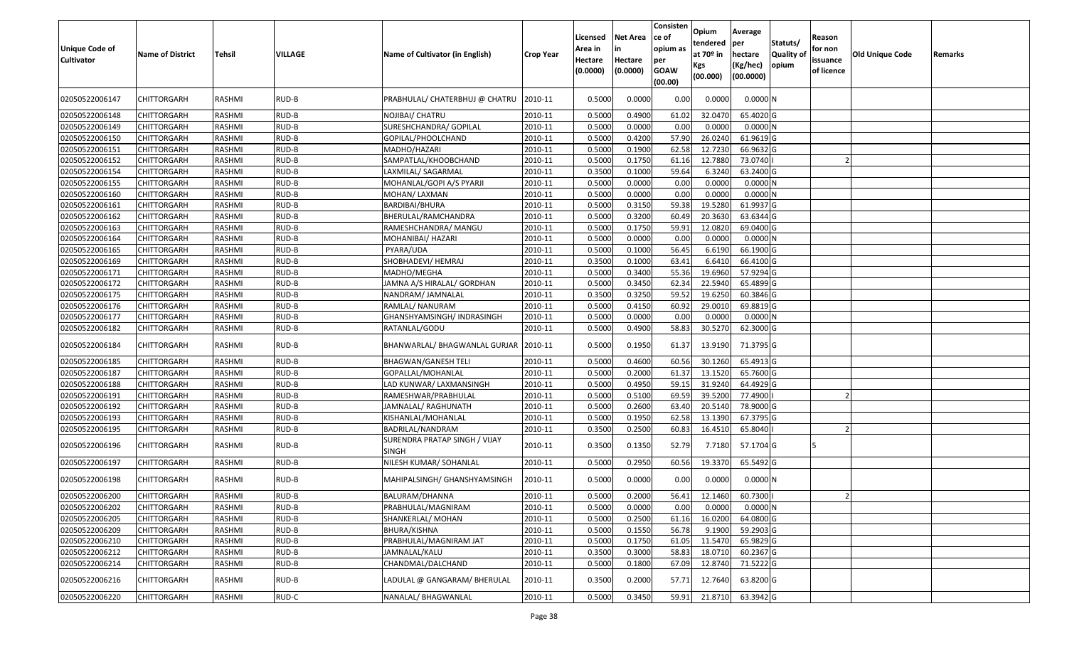| Unique Code of Cultivator | Name of District | Tehsil | VILLAGE | Name of Cultivator (in English) | Crop Year | Licensed Area in Hectare (0.0000) | Net Area in Hectare (0.0000) | Consistence of opium as per GOAW (00.00) | Opium tendered at 70º in Kgs (00.000) | Average per hectare (Kg/hec) (00.0000) | Statuts/ Quality of opium | Reason for non issuance of licence | Old Unique Code | Remarks |
|---|---|---|---|---|---|---|---|---|---|---|---|---|---|---|
| 02050522006147 | CHITTORGARH | RASHMI | RUD-B | PRABHULAL/ CHATERBHUJ @ CHATRU | 2010-11 | 0.5000 | 0.0000 | 0.00 | 0.0000 | 0.0000 | N | | | |
| 02050522006148 | CHITTORGARH | RASHMI | RUD-B | NOJIBAI/ CHATRU | 2010-11 | 0.5000 | 0.4900 | 61.02 | 32.0470 | 65.4020 | G | | | |
| 02050522006149 | CHITTORGARH | RASHMI | RUD-B | SURESHCHANDRA/ GOPILAL | 2010-11 | 0.5000 | 0.0000 | 0.00 | 0.0000 | 0.0000 | N | | | |
| 02050522006150 | CHITTORGARH | RASHMI | RUD-B | GOPILAL/PHOOLCHAND | 2010-11 | 0.5000 | 0.4200 | 57.90 | 26.0240 | 61.9619 | G | | | |
| 02050522006151 | CHITTORGARH | RASHMI | RUD-B | MADHO/HAZARI | 2010-11 | 0.5000 | 0.1900 | 62.58 | 12.7230 | 66.9632 | G | | | |
| 02050522006152 | CHITTORGARH | RASHMI | RUD-B | SAMPATLAL/KHOOBCHAND | 2010-11 | 0.5000 | 0.1750 | 61.16 | 12.7880 | 73.0740 | I | 2 | | |
| 02050522006154 | CHITTORGARH | RASHMI | RUD-B | LAXMILAL/ SAGARMAL | 2010-11 | 0.3500 | 0.1000 | 59.64 | 6.3240 | 63.2400 | G | | | |
| 02050522006155 | CHITTORGARH | RASHMI | RUD-B | MOHANLAL/GOPI A/S PYARJI | 2010-11 | 0.5000 | 0.0000 | 0.00 | 0.0000 | 0.0000 | N | | | |
| 02050522006160 | CHITTORGARH | RASHMI | RUD-B | MOHAN/ LAXMAN | 2010-11 | 0.5000 | 0.0000 | 0.00 | 0.0000 | 0.0000 | N | | | |
| 02050522006161 | CHITTORGARH | RASHMI | RUD-B | BARDIBAI/BHURA | 2010-11 | 0.5000 | 0.3150 | 59.38 | 19.5280 | 61.9937 | G | | | |
| 02050522006162 | CHITTORGARH | RASHMI | RUD-B | BHERULAL/RAMCHANDRA | 2010-11 | 0.5000 | 0.3200 | 60.49 | 20.3630 | 63.6344 | G | | | |
| 02050522006163 | CHITTORGARH | RASHMI | RUD-B | RAMESHCHANDRA/ MANGU | 2010-11 | 0.5000 | 0.1750 | 59.91 | 12.0820 | 69.0400 | G | | | |
| 02050522006164 | CHITTORGARH | RASHMI | RUD-B | MOHANIBAI/ HAZARI | 2010-11 | 0.5000 | 0.0000 | 0.00 | 0.0000 | 0.0000 | N | | | |
| 02050522006165 | CHITTORGARH | RASHMI | RUD-B | PYARA/UDA | 2010-11 | 0.5000 | 0.1000 | 56.45 | 6.6190 | 66.1900 | G | | | |
| 02050522006169 | CHITTORGARH | RASHMI | RUD-B | SHOBHADEVI/ HEMRAJ | 2010-11 | 0.3500 | 0.1000 | 63.41 | 6.6410 | 66.4100 | G | | | |
| 02050522006171 | CHITTORGARH | RASHMI | RUD-B | MADHO/MEGHA | 2010-11 | 0.5000 | 0.3400 | 55.36 | 19.6960 | 57.9294 | G | | | |
| 02050522006172 | CHITTORGARH | RASHMI | RUD-B | JAMNA A/S HIRALAL/ GORDHAN | 2010-11 | 0.5000 | 0.3450 | 62.34 | 22.5940 | 65.4899 | G | | | |
| 02050522006175 | CHITTORGARH | RASHMI | RUD-B | NANDRAM/ JAMNALAL | 2010-11 | 0.3500 | 0.3250 | 59.52 | 19.6250 | 60.3846 | G | | | |
| 02050522006176 | CHITTORGARH | RASHMI | RUD-B | RAMLAL/ NANURAM | 2010-11 | 0.5000 | 0.4150 | 60.92 | 29.0010 | 69.8819 | G | | | |
| 02050522006177 | CHITTORGARH | RASHMI | RUD-B | GHANSHYAMSINGH/ INDRASINGH | 2010-11 | 0.5000 | 0.0000 | 0.00 | 0.0000 | 0.0000 | N | | | |
| 02050522006182 | CHITTORGARH | RASHMI | RUD-B | RATANLAL/GODU | 2010-11 | 0.5000 | 0.4900 | 58.83 | 30.5270 | 62.3000 | G | | | |
| 02050522006184 | CHITTORGARH | RASHMI | RUD-B | BHANWARLAL/ BHAGWANLAL GURJAR | 2010-11 | 0.5000 | 0.1950 | 61.37 | 13.9190 | 71.3795 | G | | | |
| 02050522006185 | CHITTORGARH | RASHMI | RUD-B | BHAGWAN/GANESH TELI | 2010-11 | 0.5000 | 0.4600 | 60.56 | 30.1260 | 65.4913 | G | | | |
| 02050522006187 | CHITTORGARH | RASHMI | RUD-B | GOPALLAL/MOHANLAL | 2010-11 | 0.5000 | 0.2000 | 61.37 | 13.1520 | 65.7600 | G | | | |
| 02050522006188 | CHITTORGARH | RASHMI | RUD-B | LAD KUNWAR/ LAXMANSINGH | 2010-11 | 0.5000 | 0.4950 | 59.15 | 31.9240 | 64.4929 | G | | | |
| 02050522006191 | CHITTORGARH | RASHMI | RUD-B | RAMESHWAR/PRABHULAL | 2010-11 | 0.5000 | 0.5100 | 69.59 | 39.5200 | 77.4900 | I | 2 | | |
| 02050522006192 | CHITTORGARH | RASHMI | RUD-B | JAMNALAL/ RAGHUNATH | 2010-11 | 0.5000 | 0.2600 | 63.40 | 20.5140 | 78.9000 | G | | | |
| 02050522006193 | CHITTORGARH | RASHMI | RUD-B | KISHANLAL/MOHANLAL | 2010-11 | 0.5000 | 0.1950 | 62.58 | 13.1390 | 67.3795 | G | | | |
| 02050522006195 | CHITTORGARH | RASHMI | RUD-B | BADRILAL/NANDRAM | 2010-11 | 0.3500 | 0.2500 | 60.83 | 16.4510 | 65.8040 | I | 2 | | |
| 02050522006196 | CHITTORGARH | RASHMI | RUD-B | SURENDRA PRATAP SINGH / VIJAY SINGH | 2010-11 | 0.3500 | 0.1350 | 52.79 | 7.7180 | 57.1704 | G | 5 | | |
| 02050522006197 | CHITTORGARH | RASHMI | RUD-B | NILESH KUMAR/ SOHANLAL | 2010-11 | 0.5000 | 0.2950 | 60.56 | 19.3370 | 65.5492 | G | | | |
| 02050522006198 | CHITTORGARH | RASHMI | RUD-B | MAHIPALSINGH/ GHANSHYAMSINGH | 2010-11 | 0.5000 | 0.0000 | 0.00 | 0.0000 | 0.0000 | N | | | |
| 02050522006200 | CHITTORGARH | RASHMI | RUD-B | BALURAM/DHANNA | 2010-11 | 0.5000 | 0.2000 | 56.41 | 12.1460 | 60.7300 | I | 2 | | |
| 02050522006202 | CHITTORGARH | RASHMI | RUD-B | PRABHULAL/MAGNIRAM | 2010-11 | 0.5000 | 0.0000 | 0.00 | 0.0000 | 0.0000 | N | | | |
| 02050522006205 | CHITTORGARH | RASHMI | RUD-B | SHANKERLAL/ MOHAN | 2010-11 | 0.5000 | 0.2500 | 61.16 | 16.0200 | 64.0800 | G | | | |
| 02050522006209 | CHITTORGARH | RASHMI | RUD-B | BHURA/KISHNA | 2010-11 | 0.5000 | 0.1550 | 56.78 | 9.1900 | 59.2903 | G | | | |
| 02050522006210 | CHITTORGARH | RASHMI | RUD-B | PRABHULAL/MAGNIRAM JAT | 2010-11 | 0.5000 | 0.1750 | 61.05 | 11.5470 | 65.9829 | G | | | |
| 02050522006212 | CHITTORGARH | RASHMI | RUD-B | JAMNALAL/KALU | 2010-11 | 0.3500 | 0.3000 | 58.83 | 18.0710 | 60.2367 | G | | | |
| 02050522006214 | CHITTORGARH | RASHMI | RUD-B | CHANDMAL/DALCHAND | 2010-11 | 0.5000 | 0.1800 | 67.09 | 12.8740 | 71.5222 | G | | | |
| 02050522006216 | CHITTORGARH | RASHMI | RUD-B | LADULAL @ GANGARAM/ BHERULAL | 2010-11 | 0.3500 | 0.2000 | 57.71 | 12.7640 | 63.8200 | G | | | |
| 02050522006220 | CHITTORGARH | RASHMI | RUD-C | NANALAL/ BHAGWANLAL | 2010-11 | 0.5000 | 0.3450 | 59.91 | 21.8710 | 63.3942 | G | | | |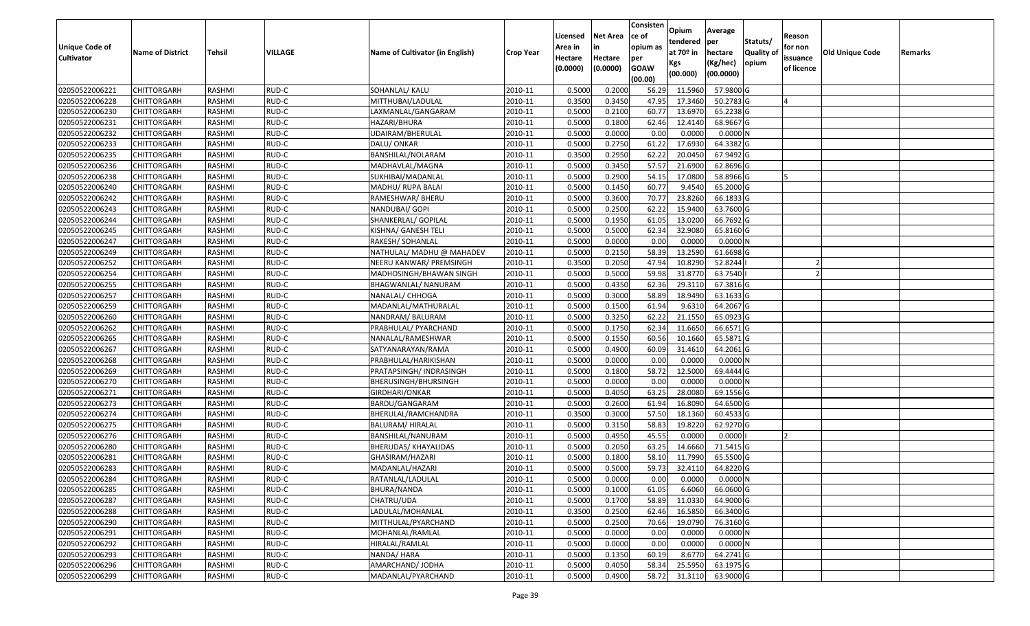| Unique Code of Cultivator | Name of District | Tehsil | VILLAGE | Name of Cultivator (in English) | Crop Year | Licensed Area in Hectare (0.0000) | Net Area in Hectare (0.0000) | Consistence of opium as per GOAW (00.00) | Opium tendered at 70º in Kgs (00.000) | Average per hectare (Kg/hec) (00.0000) | Statuts/ Quality of opium | Reason for non issuance of licence | Old Unique Code | Remarks |
|---|---|---|---|---|---|---|---|---|---|---|---|---|---|---|
| 02050522006221 | CHITTORGARH | RASHMI | RUD-C | SOHANLAL/ KALU | 2010-11 | 0.5000 | 0.2000 | 56.29 | 11.5960 | 57.9800 | G | | | |
| 02050522006228 | CHITTORGARH | RASHMI | RUD-C | MITTHUBAI/LADULAL | 2010-11 | 0.3500 | 0.3450 | 47.95 | 17.3460 | 50.2783 | G | 4 | | |
| 02050522006230 | CHITTORGARH | RASHMI | RUD-C | LAXMANLAL/GANGARAM | 2010-11 | 0.5000 | 0.2100 | 60.77 | 13.6970 | 65.2238 | G | | | |
| 02050522006231 | CHITTORGARH | RASHMI | RUD-C | HAZARI/BHURA | 2010-11 | 0.5000 | 0.1800 | 62.46 | 12.4140 | 68.9667 | G | | | |
| 02050522006232 | CHITTORGARH | RASHMI | RUD-C | UDAIRAM/BHERULAL | 2010-11 | 0.5000 | 0.0000 | 0.00 | 0.0000 | 0.0000 | N | | | |
| 02050522006233 | CHITTORGARH | RASHMI | RUD-C | DALU/ ONKAR | 2010-11 | 0.5000 | 0.2750 | 61.22 | 17.6930 | 64.3382 | G | | | |
| 02050522006235 | CHITTORGARH | RASHMI | RUD-C | BANSHILAL/NOLARAM | 2010-11 | 0.3500 | 0.2950 | 62.22 | 20.0450 | 67.9492 | G | | | |
| 02050522006236 | CHITTORGARH | RASHMI | RUD-C | MADHAVLAL/MAGNA | 2010-11 | 0.5000 | 0.3450 | 57.57 | 21.6900 | 62.8696 | G | | | |
| 02050522006238 | CHITTORGARH | RASHMI | RUD-C | SUKHIBAI/MADANLAL | 2010-11 | 0.5000 | 0.2900 | 54.15 | 17.0800 | 58.8966 | G | 5 | | |
| 02050522006240 | CHITTORGARH | RASHMI | RUD-C | MADHU/ RUPA BALAI | 2010-11 | 0.5000 | 0.1450 | 60.77 | 9.4540 | 65.2000 | G | | | |
| 02050522006242 | CHITTORGARH | RASHMI | RUD-C | RAMESHWAR/ BHERU | 2010-11 | 0.5000 | 0.3600 | 70.77 | 23.8260 | 66.1833 | G | | | |
| 02050522006243 | CHITTORGARH | RASHMI | RUD-C | NANDUBAI/ GOPI | 2010-11 | 0.5000 | 0.2500 | 62.22 | 15.9400 | 63.7600 | G | | | |
| 02050522006244 | CHITTORGARH | RASHMI | RUD-C | SHANKERLAL/ GOPILAL | 2010-11 | 0.5000 | 0.1950 | 61.05 | 13.0200 | 66.7692 | G | | | |
| 02050522006245 | CHITTORGARH | RASHMI | RUD-C | KISHNA/ GANESH TELI | 2010-11 | 0.5000 | 0.5000 | 62.34 | 32.9080 | 65.8160 | G | | | |
| 02050522006247 | CHITTORGARH | RASHMI | RUD-C | RAKESH/ SOHANLAL | 2010-11 | 0.5000 | 0.0000 | 0.00 | 0.0000 | 0.0000 | N | | | |
| 02050522006249 | CHITTORGARH | RASHMI | RUD-C | NATHULAL/ MADHU @ MAHADEV | 2010-11 | 0.5000 | 0.2150 | 58.39 | 13.2590 | 61.6698 | G | | | |
| 02050522006252 | CHITTORGARH | RASHMI | RUD-C | NEERU KANWAR/ PREMSINGH | 2010-11 | 0.3500 | 0.2050 | 47.94 | 10.8290 | 52.8244 | I | 2 | | |
| 02050522006254 | CHITTORGARH | RASHMI | RUD-C | MADHOSINGH/BHAWAN SINGH | 2010-11 | 0.5000 | 0.5000 | 59.98 | 31.8770 | 63.7540 | I | 2 | | |
| 02050522006255 | CHITTORGARH | RASHMI | RUD-C | BHAGWANLAL/ NANURAM | 2010-11 | 0.5000 | 0.4350 | 62.36 | 29.3110 | 67.3816 | G | | | |
| 02050522006257 | CHITTORGARH | RASHMI | RUD-C | NANALAL/ CHHOGA | 2010-11 | 0.5000 | 0.3000 | 58.89 | 18.9490 | 63.1633 | G | | | |
| 02050522006259 | CHITTORGARH | RASHMI | RUD-C | MADANLAL/MATHURALAL | 2010-11 | 0.5000 | 0.1500 | 61.94 | 9.6310 | 64.2067 | G | | | |
| 02050522006260 | CHITTORGARH | RASHMI | RUD-C | NANDRAM/ BALURAM | 2010-11 | 0.5000 | 0.3250 | 62.22 | 21.1550 | 65.0923 | G | | | |
| 02050522006262 | CHITTORGARH | RASHMI | RUD-C | PRABHULAL/ PYARCHAND | 2010-11 | 0.5000 | 0.1750 | 62.34 | 11.6650 | 66.6571 | G | | | |
| 02050522006265 | CHITTORGARH | RASHMI | RUD-C | NANALAL/RAMESHWAR | 2010-11 | 0.5000 | 0.1550 | 60.56 | 10.1660 | 65.5871 | G | | | |
| 02050522006267 | CHITTORGARH | RASHMI | RUD-C | SATYANARAYAN/RAMA | 2010-11 | 0.5000 | 0.4900 | 60.09 | 31.4610 | 64.2061 | G | | | |
| 02050522006268 | CHITTORGARH | RASHMI | RUD-C | PRABHULAL/HARIKISHAN | 2010-11 | 0.5000 | 0.0000 | 0.00 | 0.0000 | 0.0000 | N | | | |
| 02050522006269 | CHITTORGARH | RASHMI | RUD-C | PRATAPSINGH/ INDRASINGH | 2010-11 | 0.5000 | 0.1800 | 58.72 | 12.5000 | 69.4444 | G | | | |
| 02050522006270 | CHITTORGARH | RASHMI | RUD-C | BHERUSINGH/BHURSINGH | 2010-11 | 0.5000 | 0.0000 | 0.00 | 0.0000 | 0.0000 | N | | | |
| 02050522006271 | CHITTORGARH | RASHMI | RUD-C | GIRDHARI/ONKAR | 2010-11 | 0.5000 | 0.4050 | 63.25 | 28.0080 | 69.1556 | G | | | |
| 02050522006273 | CHITTORGARH | RASHMI | RUD-C | BARDU/GANGARAM | 2010-11 | 0.5000 | 0.2600 | 61.94 | 16.8090 | 64.6500 | G | | | |
| 02050522006274 | CHITTORGARH | RASHMI | RUD-C | BHERULAL/RAMCHANDRA | 2010-11 | 0.3500 | 0.3000 | 57.50 | 18.1360 | 60.4533 | G | | | |
| 02050522006275 | CHITTORGARH | RASHMI | RUD-C | BALURAM/ HIRALAL | 2010-11 | 0.5000 | 0.3150 | 58.83 | 19.8220 | 62.9270 | G | | | |
| 02050522006276 | CHITTORGARH | RASHMI | RUD-C | BANSHILAL/NANURAM | 2010-11 | 0.5000 | 0.4950 | 45.55 | 0.0000 | 0.0000 | I | 2 | | |
| 02050522006280 | CHITTORGARH | RASHMI | RUD-C | BHERUDAS/ KHAYALIDAS | 2010-11 | 0.5000 | 0.2050 | 63.25 | 14.6660 | 71.5415 | G | | | |
| 02050522006281 | CHITTORGARH | RASHMI | RUD-C | GHASIRAM/HAZARI | 2010-11 | 0.5000 | 0.1800 | 58.10 | 11.7990 | 65.5500 | G | | | |
| 02050522006283 | CHITTORGARH | RASHMI | RUD-C | MADANLAL/HAZARI | 2010-11 | 0.5000 | 0.5000 | 59.73 | 32.4110 | 64.8220 | G | | | |
| 02050522006284 | CHITTORGARH | RASHMI | RUD-C | RATANLAL/LADULAL | 2010-11 | 0.5000 | 0.0000 | 0.00 | 0.0000 | 0.0000 | N | | | |
| 02050522006285 | CHITTORGARH | RASHMI | RUD-C | BHURA/NANDA | 2010-11 | 0.5000 | 0.1000 | 61.05 | 6.6060 | 66.0600 | G | | | |
| 02050522006287 | CHITTORGARH | RASHMI | RUD-C | CHATRU/UDA | 2010-11 | 0.5000 | 0.1700 | 58.89 | 11.0330 | 64.9000 | G | | | |
| 02050522006288 | CHITTORGARH | RASHMI | RUD-C | LADULAL/MOHANLAL | 2010-11 | 0.3500 | 0.2500 | 62.46 | 16.5850 | 66.3400 | G | | | |
| 02050522006290 | CHITTORGARH | RASHMI | RUD-C | MITTHULAL/PYARCHAND | 2010-11 | 0.5000 | 0.2500 | 70.66 | 19.0790 | 76.3160 | G | | | |
| 02050522006291 | CHITTORGARH | RASHMI | RUD-C | MOHANLAL/RAMLAL | 2010-11 | 0.5000 | 0.0000 | 0.00 | 0.0000 | 0.0000 | N | | | |
| 02050522006292 | CHITTORGARH | RASHMI | RUD-C | HIRALAL/RAMLAL | 2010-11 | 0.5000 | 0.0000 | 0.00 | 0.0000 | 0.0000 | N | | | |
| 02050522006293 | CHITTORGARH | RASHMI | RUD-C | NANDA/ HARA | 2010-11 | 0.5000 | 0.1350 | 60.19 | 8.6770 | 64.2741 | G | | | |
| 02050522006296 | CHITTORGARH | RASHMI | RUD-C | AMARCHAND/ JODHA | 2010-11 | 0.5000 | 0.4050 | 58.34 | 25.5950 | 63.1975 | G | | | |
| 02050522006299 | CHITTORGARH | RASHMI | RUD-C | MADANLAL/PYARCHAND | 2010-11 | 0.5000 | 0.4900 | 58.72 | 31.3110 | 63.9000 | G | | | |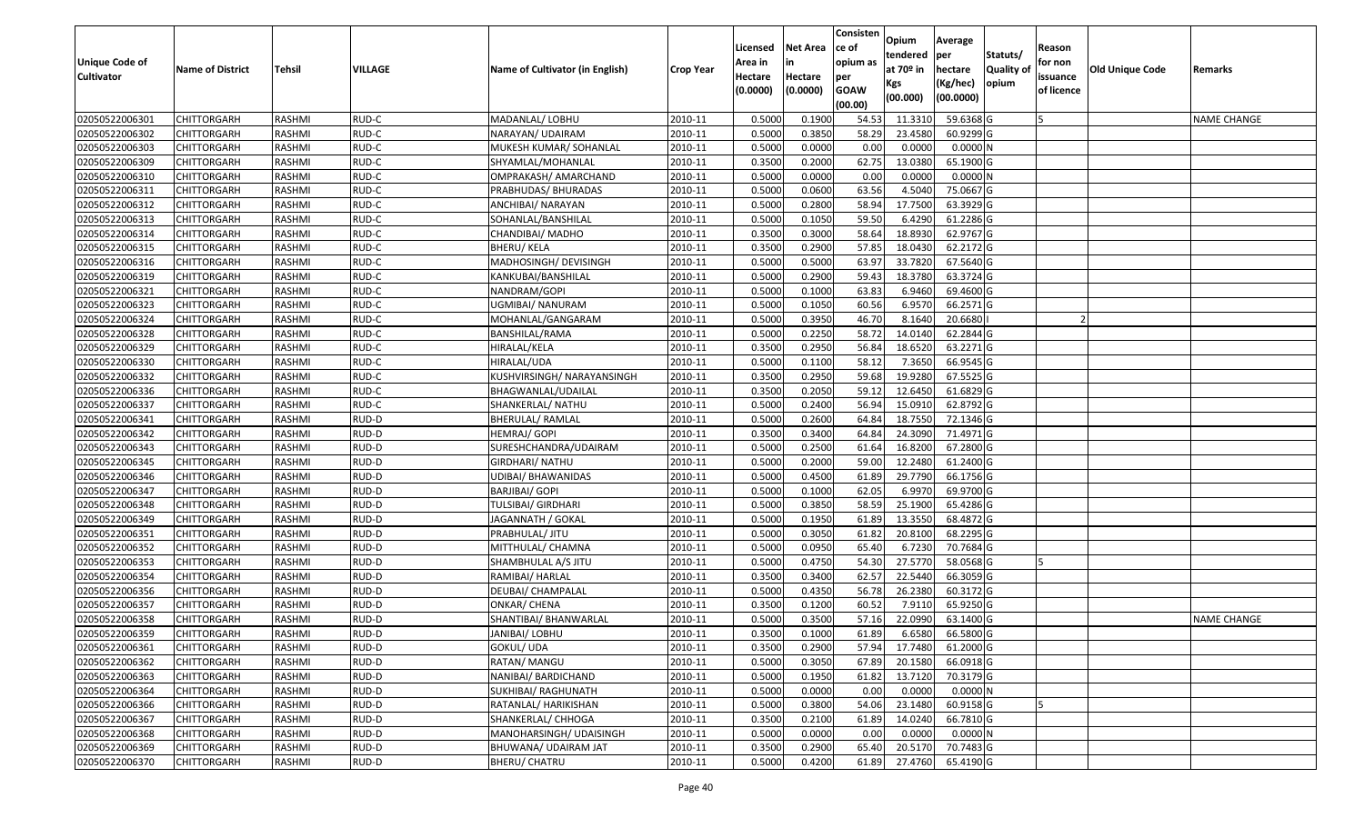| Unique Code of Cultivator | Name of District | Tehsil | VILLAGE | Name of Cultivator (in English) | Crop Year | Licensed Area in Hectare (0.0000) | Net Area in Hectare (0.0000) | Consistence of opium as per GOAW (00.00) | Opium tendered at 70º in Kgs (00.000) | Average per hectare (Kg/hec) (00.0000) | Statuts/ Quality of opium | Reason for non issuance of licence | Old Unique Code | Remarks |
|---|---|---|---|---|---|---|---|---|---|---|---|---|---|---|
| 02050522006301 | CHITTORGARH | RASHMI | RUD-C | MADANLAL/ LOBHU | 2010-11 | 0.5000 | 0.1900 | 54.53 | 11.3310 | 59.6368 | G | 5 | | NAME CHANGE |
| 02050522006302 | CHITTORGARH | RASHMI | RUD-C | NARAYAN/ UDAIRAM | 2010-11 | 0.5000 | 0.3850 | 58.29 | 23.4580 | 60.9299 | G | | | |
| 02050522006303 | CHITTORGARH | RASHMI | RUD-C | MUKESH KUMAR/ SOHANLAL | 2010-11 | 0.5000 | 0.0000 | 0.00 | 0.0000 | 0.0000 | N | | | |
| 02050522006309 | CHITTORGARH | RASHMI | RUD-C | SHYAMLAL/MOHANLAL | 2010-11 | 0.3500 | 0.2000 | 62.75 | 13.0380 | 65.1900 | G | | | |
| 02050522006310 | CHITTORGARH | RASHMI | RUD-C | OMPRAKASH/ AMARCHAND | 2010-11 | 0.5000 | 0.0000 | 0.00 | 0.0000 | 0.0000 | N | | | |
| 02050522006311 | CHITTORGARH | RASHMI | RUD-C | PRABHUDAS/ BHURADAS | 2010-11 | 0.5000 | 0.0600 | 63.56 | 4.5040 | 75.0667 | G | | | |
| 02050522006312 | CHITTORGARH | RASHMI | RUD-C | ANCHIBAI/ NARAYAN | 2010-11 | 0.5000 | 0.2800 | 58.94 | 17.7500 | 63.3929 | G | | | |
| 02050522006313 | CHITTORGARH | RASHMI | RUD-C | SOHANLAL/BANSHILAL | 2010-11 | 0.5000 | 0.1050 | 59.50 | 6.4290 | 61.2286 | G | | | |
| 02050522006314 | CHITTORGARH | RASHMI | RUD-C | CHANDIBAI/ MADHO | 2010-11 | 0.3500 | 0.3000 | 58.64 | 18.8930 | 62.9767 | G | | | |
| 02050522006315 | CHITTORGARH | RASHMI | RUD-C | BHERU/ KELA | 2010-11 | 0.3500 | 0.2900 | 57.85 | 18.0430 | 62.2172 | G | | | |
| 02050522006316 | CHITTORGARH | RASHMI | RUD-C | MADHOSINGH/ DEVISINGH | 2010-11 | 0.5000 | 0.5000 | 63.97 | 33.7820 | 67.5640 | G | | | |
| 02050522006319 | CHITTORGARH | RASHMI | RUD-C | KANKUBAI/BANSHILAL | 2010-11 | 0.5000 | 0.2900 | 59.43 | 18.3780 | 63.3724 | G | | | |
| 02050522006321 | CHITTORGARH | RASHMI | RUD-C | NANDRAM/GOPI | 2010-11 | 0.5000 | 0.1000 | 63.83 | 6.9460 | 69.4600 | G | | | |
| 02050522006323 | CHITTORGARH | RASHMI | RUD-C | UGMIBAI/ NANURAM | 2010-11 | 0.5000 | 0.1050 | 60.56 | 6.9570 | 66.2571 | G | | | |
| 02050522006324 | CHITTORGARH | RASHMI | RUD-C | MOHANLAL/GANGARAM | 2010-11 | 0.5000 | 0.3950 | 46.70 | 8.1640 | 20.6680 | I | 2 | | |
| 02050522006328 | CHITTORGARH | RASHMI | RUD-C | BANSHILAL/RAMA | 2010-11 | 0.5000 | 0.2250 | 58.72 | 14.0140 | 62.2844 | G | | | |
| 02050522006329 | CHITTORGARH | RASHMI | RUD-C | HIRALAL/KELA | 2010-11 | 0.3500 | 0.2950 | 56.84 | 18.6520 | 63.2271 | G | | | |
| 02050522006330 | CHITTORGARH | RASHMI | RUD-C | HIRALAL/UDA | 2010-11 | 0.5000 | 0.1100 | 58.12 | 7.3650 | 66.9545 | G | | | |
| 02050522006332 | CHITTORGARH | RASHMI | RUD-C | KUSHVIRSINGH/ NARAYANSINGH | 2010-11 | 0.3500 | 0.2950 | 59.68 | 19.9280 | 67.5525 | G | | | |
| 02050522006336 | CHITTORGARH | RASHMI | RUD-C | BHAGWANLAL/UDAILAL | 2010-11 | 0.3500 | 0.2050 | 59.12 | 12.6450 | 61.6829 | G | | | |
| 02050522006337 | CHITTORGARH | RASHMI | RUD-C | SHANKERLAL/ NATHU | 2010-11 | 0.5000 | 0.2400 | 56.94 | 15.0910 | 62.8792 | G | | | |
| 02050522006341 | CHITTORGARH | RASHMI | RUD-D | BHERULAL/ RAMLAL | 2010-11 | 0.5000 | 0.2600 | 64.84 | 18.7550 | 72.1346 | G | | | |
| 02050522006342 | CHITTORGARH | RASHMI | RUD-D | HEMRAJ/ GOPI | 2010-11 | 0.3500 | 0.3400 | 64.84 | 24.3090 | 71.4971 | G | | | |
| 02050522006343 | CHITTORGARH | RASHMI | RUD-D | SURESHCHANDRA/UDAIRAM | 2010-11 | 0.5000 | 0.2500 | 61.64 | 16.8200 | 67.2800 | G | | | |
| 02050522006345 | CHITTORGARH | RASHMI | RUD-D | GIRDHARI/ NATHU | 2010-11 | 0.5000 | 0.2000 | 59.00 | 12.2480 | 61.2400 | G | | | |
| 02050522006346 | CHITTORGARH | RASHMI | RUD-D | UDIBAI/ BHAWANIDAS | 2010-11 | 0.5000 | 0.4500 | 61.89 | 29.7790 | 66.1756 | G | | | |
| 02050522006347 | CHITTORGARH | RASHMI | RUD-D | BARJIBAI/ GOPI | 2010-11 | 0.5000 | 0.1000 | 62.05 | 6.9970 | 69.9700 | G | | | |
| 02050522006348 | CHITTORGARH | RASHMI | RUD-D | TULSIBAI/ GIRDHARI | 2010-11 | 0.5000 | 0.3850 | 58.59 | 25.1900 | 65.4286 | G | | | |
| 02050522006349 | CHITTORGARH | RASHMI | RUD-D | JAGANNATH / GOKAL | 2010-11 | 0.5000 | 0.1950 | 61.89 | 13.3550 | 68.4872 | G | | | |
| 02050522006351 | CHITTORGARH | RASHMI | RUD-D | PRABHULAL/ JITU | 2010-11 | 0.5000 | 0.3050 | 61.82 | 20.8100 | 68.2295 | G | | | |
| 02050522006352 | CHITTORGARH | RASHMI | RUD-D | MITTHULAL/ CHAMNA | 2010-11 | 0.5000 | 0.0950 | 65.40 | 6.7230 | 70.7684 | G | | | |
| 02050522006353 | CHITTORGARH | RASHMI | RUD-D | SHAMBHULAL A/S JITU | 2010-11 | 0.5000 | 0.4750 | 54.30 | 27.5770 | 58.0568 | G | 5 | | |
| 02050522006354 | CHITTORGARH | RASHMI | RUD-D | RAMIBAI/ HARLAL | 2010-11 | 0.3500 | 0.3400 | 62.57 | 22.5440 | 66.3059 | G | | | |
| 02050522006356 | CHITTORGARH | RASHMI | RUD-D | DEUBAI/ CHAMPALAL | 2010-11 | 0.5000 | 0.4350 | 56.78 | 26.2380 | 60.3172 | G | | | |
| 02050522006357 | CHITTORGARH | RASHMI | RUD-D | ONKAR/ CHENA | 2010-11 | 0.3500 | 0.1200 | 60.52 | 7.9110 | 65.9250 | G | | | |
| 02050522006358 | CHITTORGARH | RASHMI | RUD-D | SHANTIBAI/ BHANWARLAL | 2010-11 | 0.5000 | 0.3500 | 57.16 | 22.0990 | 63.1400 | G | | | NAME CHANGE |
| 02050522006359 | CHITTORGARH | RASHMI | RUD-D | JANIBAI/ LOBHU | 2010-11 | 0.3500 | 0.1000 | 61.89 | 6.6580 | 66.5800 | G | | | |
| 02050522006361 | CHITTORGARH | RASHMI | RUD-D | GOKUL/ UDA | 2010-11 | 0.3500 | 0.2900 | 57.94 | 17.7480 | 61.2000 | G | | | |
| 02050522006362 | CHITTORGARH | RASHMI | RUD-D | RATAN/ MANGU | 2010-11 | 0.5000 | 0.3050 | 67.89 | 20.1580 | 66.0918 | G | | | |
| 02050522006363 | CHITTORGARH | RASHMI | RUD-D | NANIBAI/ BARDICHAND | 2010-11 | 0.5000 | 0.1950 | 61.82 | 13.7120 | 70.3179 | G | | | |
| 02050522006364 | CHITTORGARH | RASHMI | RUD-D | SUKHIBAI/ RAGHUNATH | 2010-11 | 0.5000 | 0.0000 | 0.00 | 0.0000 | 0.0000 | N | | | |
| 02050522006366 | CHITTORGARH | RASHMI | RUD-D | RATANLAL/ HARIKISHAN | 2010-11 | 0.5000 | 0.3800 | 54.06 | 23.1480 | 60.9158 | G | 5 | | |
| 02050522006367 | CHITTORGARH | RASHMI | RUD-D | SHANKERLAL/ CHHOGA | 2010-11 | 0.3500 | 0.2100 | 61.89 | 14.0240 | 66.7810 | G | | | |
| 02050522006368 | CHITTORGARH | RASHMI | RUD-D | MANOHARSINGH/ UDAISINGH | 2010-11 | 0.5000 | 0.0000 | 0.00 | 0.0000 | 0.0000 | N | | | |
| 02050522006369 | CHITTORGARH | RASHMI | RUD-D | BHUWANA/ UDAIRAM JAT | 2010-11 | 0.3500 | 0.2900 | 65.40 | 20.5170 | 70.7483 | G | | | |
| 02050522006370 | CHITTORGARH | RASHMI | RUD-D | BHERU/ CHATRU | 2010-11 | 0.5000 | 0.4200 | 61.89 | 27.4760 | 65.4190 | G | | | |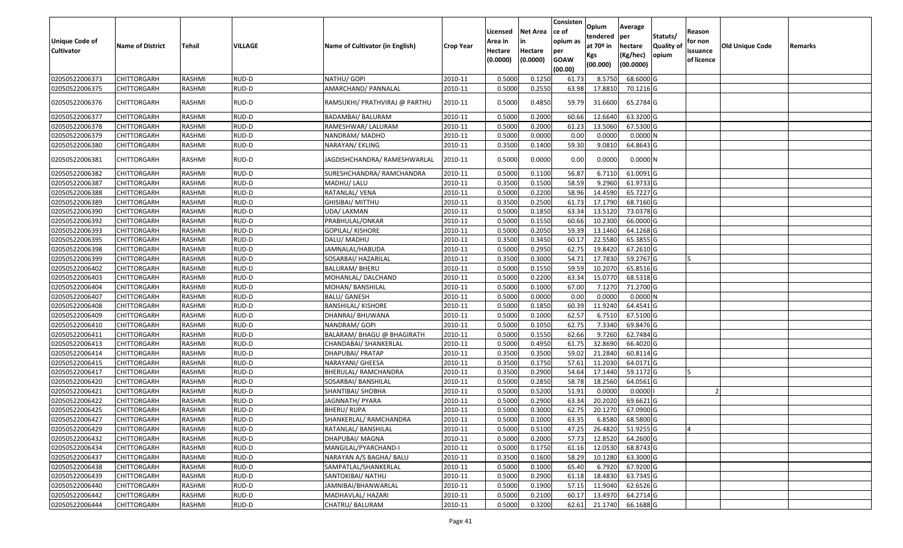| Unique Code of Cultivator | Name of District | Tehsil | VILLAGE | Name of Cultivator (in English) | Crop Year | Licensed Area in Hectare (0.0000) | Net Area in Hectare (0.0000) | Consistence of opium as per GOAW (00.00) | Opium tendered at 70º in Kgs (00.000) | Average per hectare (Kg/hec) (00.0000) | Statuts/ Quality of opium | Reason for non issuance of licence | Old Unique Code | Remarks |
|---|---|---|---|---|---|---|---|---|---|---|---|---|---|---|
| 02050522006373 | CHITTORGARH | RASHMI | RUD-D | NATHU/ GOPI | 2010-11 | 0.5000 | 0.1250 | 61.73 | 8.5750 | 68.6000 | G | | | |
| 02050522006375 | CHITTORGARH | RASHMI | RUD-D | AMARCHAND/ PANNALAL | 2010-11 | 0.5000 | 0.2550 | 63.98 | 17.8810 | 70.1216 | G | | | |
| 02050522006376 | CHITTORGARH | RASHMI | RUD-D | RAMSUKHI/ PRATHVIRAJ @ PARTHU | 2010-11 | 0.5000 | 0.4850 | 59.79 | 31.6600 | 65.2784 | G | | | |
| 02050522006377 | CHITTORGARH | RASHMI | RUD-D | BADAMBAI/ BALURAM | 2010-11 | 0.5000 | 0.2000 | 60.66 | 12.6640 | 63.3200 | G | | | |
| 02050522006378 | CHITTORGARH | RASHMI | RUD-D | RAMESHWAR/ LALURAM | 2010-11 | 0.5000 | 0.2000 | 61.23 | 13.5060 | 67.5300 | G | | | |
| 02050522006379 | CHITTORGARH | RASHMI | RUD-D | NANDRAM/ MADHO | 2010-11 | 0.5000 | 0.0000 | 0.00 | 0.0000 | 0.0000 | N | | | |
| 02050522006380 | CHITTORGARH | RASHMI | RUD-D | NARAYAN/ EKLING | 2010-11 | 0.3500 | 0.1400 | 59.30 | 9.0810 | 64.8643 | G | | | |
| 02050522006381 | CHITTORGARH | RASHMI | RUD-D | JAGDISHCHANDRA/ RAMESHWARLAL | 2010-11 | 0.5000 | 0.0000 | 0.00 | 0.0000 | 0.0000 | N | | | |
| 02050522006382 | CHITTORGARH | RASHMI | RUD-D | SURESHCHANDRA/ RAMCHANDRA | 2010-11 | 0.5000 | 0.1100 | 56.87 | 6.7110 | 61.0091 | G | | | |
| 02050522006387 | CHITTORGARH | RASHMI | RUD-D | MADHU/ LALU | 2010-11 | 0.3500 | 0.1500 | 58.59 | 9.2960 | 61.9733 | G | | | |
| 02050522006388 | CHITTORGARH | RASHMI | RUD-D | RATANLAL/ VENA | 2010-11 | 0.5000 | 0.2200 | 58.96 | 14.4590 | 65.7227 | G | | | |
| 02050522006389 | CHITTORGARH | RASHMI | RUD-D | GHISIBAI/ MITTHU | 2010-11 | 0.3500 | 0.2500 | 61.73 | 17.1790 | 68.7160 | G | | | |
| 02050522006390 | CHITTORGARH | RASHMI | RUD-D | UDA/ LAXMAN | 2010-11 | 0.5000 | 0.1850 | 63.34 | 13.5120 | 73.0378 | G | | | |
| 02050522006392 | CHITTORGARH | RASHMI | RUD-D | PRABHULAL/ONKAR | 2010-11 | 0.5000 | 0.1550 | 60.66 | 10.2300 | 66.0000 | G | | | |
| 02050522006393 | CHITTORGARH | RASHMI | RUD-D | GOPILAL/ KISHORE | 2010-11 | 0.5000 | 0.2050 | 59.39 | 13.1460 | 64.1268 | G | | | |
| 02050522006395 | CHITTORGARH | RASHMI | RUD-D | DALU/ MADHU | 2010-11 | 0.3500 | 0.3450 | 60.17 | 22.5580 | 65.3855 | G | | | |
| 02050522006398 | CHITTORGARH | RASHMI | RUD-D | JAMNALAL/HABUDA | 2010-11 | 0.5000 | 0.2950 | 62.75 | 19.8420 | 67.2610 | G | | | |
| 02050522006399 | CHITTORGARH | RASHMI | RUD-D | SOSARBAI/ HAZARILAL | 2010-11 | 0.3500 | 0.3000 | 54.71 | 17.7830 | 59.2767 | G | 5 | | |
| 02050522006402 | CHITTORGARH | RASHMI | RUD-D | BALURAM/ BHERU | 2010-11 | 0.5000 | 0.1550 | 59.59 | 10.2070 | 65.8516 | G | | | |
| 02050522006403 | CHITTORGARH | RASHMI | RUD-D | MOHANLAL/ DALCHAND | 2010-11 | 0.5000 | 0.2200 | 63.34 | 15.0770 | 68.5318 | G | | | |
| 02050522006404 | CHITTORGARH | RASHMI | RUD-D | MOHAN/ BANSHILAL | 2010-11 | 0.5000 | 0.1000 | 67.00 | 7.1270 | 71.2700 | G | | | |
| 02050522006407 | CHITTORGARH | RASHMI | RUD-D | BALU/ GANESH | 2010-11 | 0.5000 | 0.0000 | 0.00 | 0.0000 | 0.0000 | N | | | |
| 02050522006408 | CHITTORGARH | RASHMI | RUD-D | BANSHILAL/ KISHORE | 2010-11 | 0.5000 | 0.1850 | 60.39 | 11.9240 | 64.4541 | G | | | |
| 02050522006409 | CHITTORGARH | RASHMI | RUD-D | DHANRAJ/ BHUWANA | 2010-11 | 0.5000 | 0.1000 | 62.57 | 6.7510 | 67.5100 | G | | | |
| 02050522006410 | CHITTORGARH | RASHMI | RUD-D | NANDRAM/ GOPI | 2010-11 | 0.5000 | 0.1050 | 62.75 | 7.3340 | 69.8476 | G | | | |
| 02050522006411 | CHITTORGARH | RASHMI | RUD-D | BALARAM/ BHAGU @ BHAGIRATH | 2010-11 | 0.5000 | 0.1550 | 62.66 | 9.7260 | 62.7484 | G | | | |
| 02050522006413 | CHITTORGARH | RASHMI | RUD-D | CHANDABAI/ SHANKERLAL | 2010-11 | 0.5000 | 0.4950 | 61.75 | 32.8690 | 66.4020 | G | | | |
| 02050522006414 | CHITTORGARH | RASHMI | RUD-D | DHAPUBAI/ PRATAP | 2010-11 | 0.3500 | 0.3500 | 59.02 | 21.2840 | 60.8114 | G | | | |
| 02050522006415 | CHITTORGARH | RASHMI | RUD-D | NARAYANI/ GHEESA | 2010-11 | 0.3500 | 0.1750 | 57.61 | 11.2030 | 64.0171 | G | | | |
| 02050522006417 | CHITTORGARH | RASHMI | RUD-D | BHERULAL/ RAMCHANDRA | 2010-11 | 0.3500 | 0.2900 | 54.64 | 17.1440 | 59.1172 | G | 5 | | |
| 02050522006420 | CHITTORGARH | RASHMI | RUD-D | SOSARBAI/ BANSHILAL | 2010-11 | 0.5000 | 0.2850 | 58.78 | 18.2560 | 64.0561 | G | | | |
| 02050522006421 | CHITTORGARH | RASHMI | RUD-D | SHANTIBAI/ SHOBHA | 2010-11 | 0.5000 | 0.5200 | 51.91 | 0.0000 | 0.0000 | I | 2 | | |
| 02050522006422 | CHITTORGARH | RASHMI | RUD-D | JAGNNATH/ PYARA | 2010-11 | 0.5000 | 0.2900 | 63.34 | 20.2020 | 69.6621 | G | | | |
| 02050522006425 | CHITTORGARH | RASHMI | RUD-D | BHERU/ RUPA | 2010-11 | 0.5000 | 0.3000 | 62.75 | 20.1270 | 67.0900 | G | | | |
| 02050522006427 | CHITTORGARH | RASHMI | RUD-D | SHANKERLAL/ RAMCHANDRA | 2010-11 | 0.5000 | 0.1000 | 63.35 | 6.8580 | 68.5800 | G | | | |
| 02050522006429 | CHITTORGARH | RASHMI | RUD-D | RATANLAL/ BANSHILAL | 2010-11 | 0.5000 | 0.5100 | 47.25 | 26.4820 | 51.9255 | G | 4 | | |
| 02050522006432 | CHITTORGARH | RASHMI | RUD-D | DHAPUBAI/ MAGNA | 2010-11 | 0.5000 | 0.2000 | 57.73 | 12.8520 | 64.2600 | G | | | |
| 02050522006434 | CHITTORGARH | RASHMI | RUD-D | MANGILAL/PYARCHAND-I | 2010-11 | 0.5000 | 0.1750 | 61.16 | 12.0530 | 68.8743 | G | | | |
| 02050522006437 | CHITTORGARH | RASHMI | RUD-D | NARAYAN A/S BAGHA/ BALU | 2010-11 | 0.3500 | 0.1600 | 58.29 | 10.1280 | 63.3000 | G | | | |
| 02050522006438 | CHITTORGARH | RASHMI | RUD-D | SAMPATLAL/SHANKERLAL | 2010-11 | 0.5000 | 0.1000 | 65.40 | 6.7920 | 67.9200 | G | | | |
| 02050522006439 | CHITTORGARH | RASHMI | RUD-D | SANTOKIBAI/ NATHU | 2010-11 | 0.5000 | 0.2900 | 61.18 | 18.4830 | 63.7345 | G | | | |
| 02050522006440 | CHITTORGARH | RASHMI | RUD-D | JAMNIBAI/BHANWARLAL | 2010-11 | 0.5000 | 0.1900 | 57.15 | 11.9040 | 62.6526 | G | | | |
| 02050522006442 | CHITTORGARH | RASHMI | RUD-D | MADHAVLAL/ HAZARI | 2010-11 | 0.5000 | 0.2100 | 60.17 | 13.4970 | 64.2714 | G | | | |
| 02050522006444 | CHITTORGARH | RASHMI | RUD-D | CHATRU/ BALURAM | 2010-11 | 0.5000 | 0.3200 | 62.61 | 21.1740 | 66.1688 | G | | | |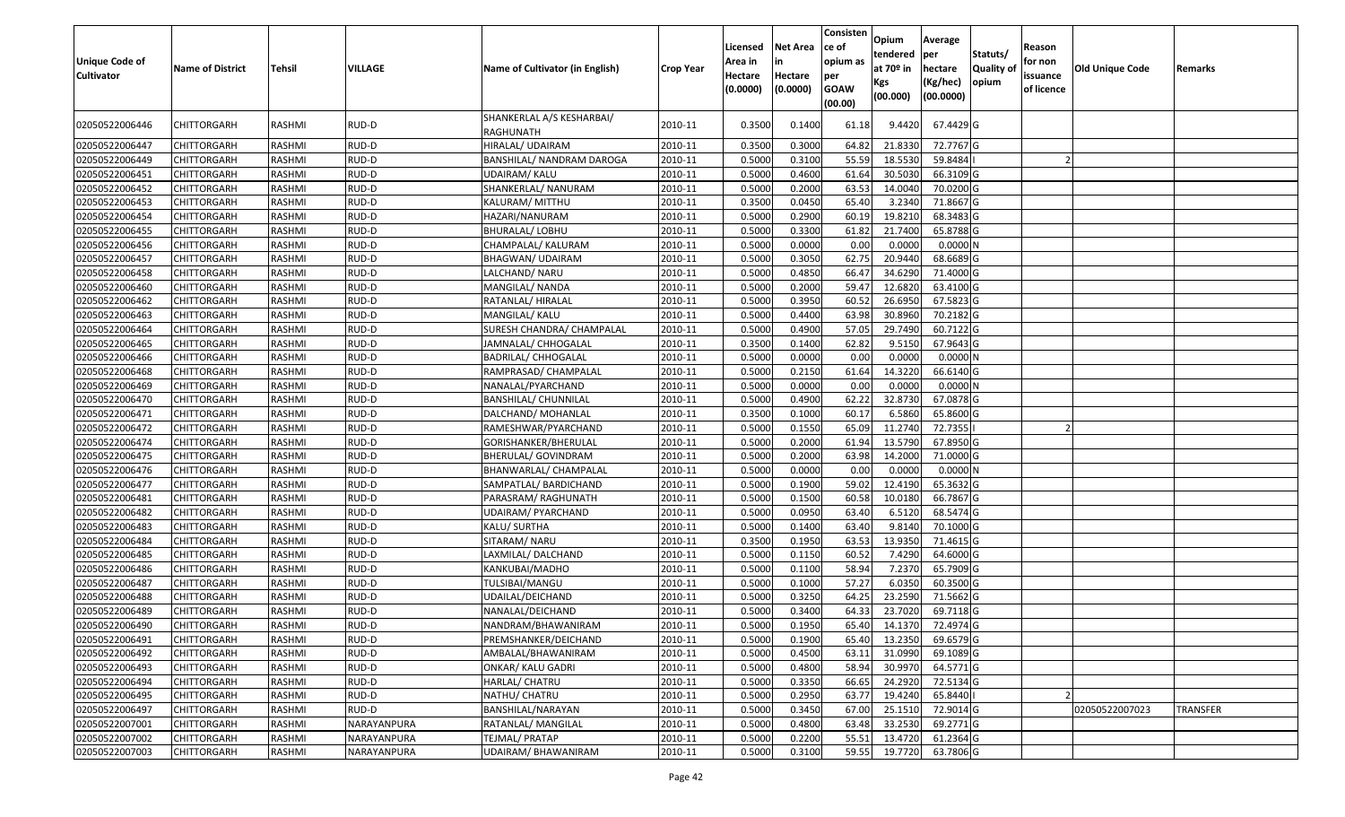| Unique Code of Cultivator | Name of District | Tehsil | VILLAGE | Name of Cultivator (in English) | Crop Year | Licensed Area in Hectare (0.0000) | Net Area in Hectare (0.0000) | Consistence of opium as per GOAW (00.00) | Opium tendered at 70º in Kgs (00.000) | Average per hectare (Kg/hec) (00.0000) | Statuts/ Quality of opium | Reason for non issuance of licence | Old Unique Code | Remarks |
|---|---|---|---|---|---|---|---|---|---|---|---|---|---|---|
| 02050522006446 | CHITTORGARH | RASHMI | RUD-D | SHANKERLAL A/S KESHARBAI/ RAGHUNATH | 2010-11 | 0.3500 | 0.1400 | 61.18 | 9.4420 | 67.4429 | G | | | |
| 02050522006447 | CHITTORGARH | RASHMI | RUD-D | HIRALAL/ UDAIRAM | 2010-11 | 0.3500 | 0.3000 | 64.82 | 21.8330 | 72.7767 | G | | | |
| 02050522006449 | CHITTORGARH | RASHMI | RUD-D | BANSHILAL/ NANDRAM DAROGA | 2010-11 | 0.5000 | 0.3100 | 55.59 | 18.5530 | 59.8484 | I | 2 | | |
| 02050522006451 | CHITTORGARH | RASHMI | RUD-D | UDAIRAM/ KALU | 2010-11 | 0.5000 | 0.4600 | 61.64 | 30.5030 | 66.3109 | G | | | |
| 02050522006452 | CHITTORGARH | RASHMI | RUD-D | SHANKERLAL/ NANURAM | 2010-11 | 0.5000 | 0.2000 | 63.53 | 14.0040 | 70.0200 | G | | | |
| 02050522006453 | CHITTORGARH | RASHMI | RUD-D | KALURAM/ MITTHU | 2010-11 | 0.3500 | 0.0450 | 65.40 | 3.2340 | 71.8667 | G | | | |
| 02050522006454 | CHITTORGARH | RASHMI | RUD-D | HAZARI/NANURAM | 2010-11 | 0.5000 | 0.2900 | 60.19 | 19.8210 | 68.3483 | G | | | |
| 02050522006455 | CHITTORGARH | RASHMI | RUD-D | BHURALAL/ LOBHU | 2010-11 | 0.5000 | 0.3300 | 61.82 | 21.7400 | 65.8788 | G | | | |
| 02050522006456 | CHITTORGARH | RASHMI | RUD-D | CHAMPALAL/ KALURAM | 2010-11 | 0.5000 | 0.0000 | 0.00 | 0.0000 | 0.0000 | N | | | |
| 02050522006457 | CHITTORGARH | RASHMI | RUD-D | BHAGWAN/ UDAIRAM | 2010-11 | 0.5000 | 0.3050 | 62.75 | 20.9440 | 68.6689 | G | | | |
| 02050522006458 | CHITTORGARH | RASHMI | RUD-D | LALCHAND/ NARU | 2010-11 | 0.5000 | 0.4850 | 66.47 | 34.6290 | 71.4000 | G | | | |
| 02050522006460 | CHITTORGARH | RASHMI | RUD-D | MANGILAL/ NANDA | 2010-11 | 0.5000 | 0.2000 | 59.47 | 12.6820 | 63.4100 | G | | | |
| 02050522006462 | CHITTORGARH | RASHMI | RUD-D | RATANLAL/ HIRALAL | 2010-11 | 0.5000 | 0.3950 | 60.52 | 26.6950 | 67.5823 | G | | | |
| 02050522006463 | CHITTORGARH | RASHMI | RUD-D | MANGILAL/ KALU | 2010-11 | 0.5000 | 0.4400 | 63.98 | 30.8960 | 70.2182 | G | | | |
| 02050522006464 | CHITTORGARH | RASHMI | RUD-D | SURESH CHANDRA/ CHAMPALAL | 2010-11 | 0.5000 | 0.4900 | 57.05 | 29.7490 | 60.7122 | G | | | |
| 02050522006465 | CHITTORGARH | RASHMI | RUD-D | JAMNALAL/ CHHOGALAL | 2010-11 | 0.3500 | 0.1400 | 62.82 | 9.5150 | 67.9643 | G | | | |
| 02050522006466 | CHITTORGARH | RASHMI | RUD-D | BADRILAL/ CHHOGALAL | 2010-11 | 0.5000 | 0.0000 | 0.00 | 0.0000 | 0.0000 | N | | | |
| 02050522006468 | CHITTORGARH | RASHMI | RUD-D | RAMPRASAD/ CHAMPALAL | 2010-11 | 0.5000 | 0.2150 | 61.64 | 14.3220 | 66.6140 | G | | | |
| 02050522006469 | CHITTORGARH | RASHMI | RUD-D | NANALAL/PYARCHAND | 2010-11 | 0.5000 | 0.0000 | 0.00 | 0.0000 | 0.0000 | N | | | |
| 02050522006470 | CHITTORGARH | RASHMI | RUD-D | BANSHILAL/ CHUNNILAL | 2010-11 | 0.5000 | 0.4900 | 62.22 | 32.8730 | 67.0878 | G | | | |
| 02050522006471 | CHITTORGARH | RASHMI | RUD-D | DALCHAND/ MOHANLAL | 2010-11 | 0.3500 | 0.1000 | 60.17 | 6.5860 | 65.8600 | G | | | |
| 02050522006472 | CHITTORGARH | RASHMI | RUD-D | RAMESHWAR/PYARCHAND | 2010-11 | 0.5000 | 0.1550 | 65.09 | 11.2740 | 72.7355 | I | 2 | | |
| 02050522006474 | CHITTORGARH | RASHMI | RUD-D | GORISHANKER/BHERULAL | 2010-11 | 0.5000 | 0.2000 | 61.94 | 13.5790 | 67.8950 | G | | | |
| 02050522006475 | CHITTORGARH | RASHMI | RUD-D | BHERULAL/ GOVINDRAM | 2010-11 | 0.5000 | 0.2000 | 63.98 | 14.2000 | 71.0000 | G | | | |
| 02050522006476 | CHITTORGARH | RASHMI | RUD-D | BHANWARLAL/ CHAMPALAL | 2010-11 | 0.5000 | 0.0000 | 0.00 | 0.0000 | 0.0000 | N | | | |
| 02050522006477 | CHITTORGARH | RASHMI | RUD-D | SAMPATLAL/ BARDICHAND | 2010-11 | 0.5000 | 0.1900 | 59.02 | 12.4190 | 65.3632 | G | | | |
| 02050522006481 | CHITTORGARH | RASHMI | RUD-D | PARASRAM/ RAGHUNATH | 2010-11 | 0.5000 | 0.1500 | 60.58 | 10.0180 | 66.7867 | G | | | |
| 02050522006482 | CHITTORGARH | RASHMI | RUD-D | UDAIRAM/ PYARCHAND | 2010-11 | 0.5000 | 0.0950 | 63.40 | 6.5120 | 68.5474 | G | | | |
| 02050522006483 | CHITTORGARH | RASHMI | RUD-D | KALU/ SURTHA | 2010-11 | 0.5000 | 0.1400 | 63.40 | 9.8140 | 70.1000 | G | | | |
| 02050522006484 | CHITTORGARH | RASHMI | RUD-D | SITARAM/ NARU | 2010-11 | 0.3500 | 0.1950 | 63.53 | 13.9350 | 71.4615 | G | | | |
| 02050522006485 | CHITTORGARH | RASHMI | RUD-D | LAXMILAL/ DALCHAND | 2010-11 | 0.5000 | 0.1150 | 60.52 | 7.4290 | 64.6000 | G | | | |
| 02050522006486 | CHITTORGARH | RASHMI | RUD-D | KANKUBAI/MADHO | 2010-11 | 0.5000 | 0.1100 | 58.94 | 7.2370 | 65.7909 | G | | | |
| 02050522006487 | CHITTORGARH | RASHMI | RUD-D | TULSIBAI/MANGU | 2010-11 | 0.5000 | 0.1000 | 57.27 | 6.0350 | 60.3500 | G | | | |
| 02050522006488 | CHITTORGARH | RASHMI | RUD-D | UDAILAL/DEICHAND | 2010-11 | 0.5000 | 0.3250 | 64.25 | 23.2590 | 71.5662 | G | | | |
| 02050522006489 | CHITTORGARH | RASHMI | RUD-D | NANALAL/DEICHAND | 2010-11 | 0.5000 | 0.3400 | 64.33 | 23.7020 | 69.7118 | G | | | |
| 02050522006490 | CHITTORGARH | RASHMI | RUD-D | NANDRAM/BHAWANIRAM | 2010-11 | 0.5000 | 0.1950 | 65.40 | 14.1370 | 72.4974 | G | | | |
| 02050522006491 | CHITTORGARH | RASHMI | RUD-D | PREMSHANKER/DEICHAND | 2010-11 | 0.5000 | 0.1900 | 65.40 | 13.2350 | 69.6579 | G | | | |
| 02050522006492 | CHITTORGARH | RASHMI | RUD-D | AMBALAL/BHAWANIRAM | 2010-11 | 0.5000 | 0.4500 | 63.11 | 31.0990 | 69.1089 | G | | | |
| 02050522006493 | CHITTORGARH | RASHMI | RUD-D | ONKAR/ KALU GADRI | 2010-11 | 0.5000 | 0.4800 | 58.94 | 30.9970 | 64.5771 | G | | | |
| 02050522006494 | CHITTORGARH | RASHMI | RUD-D | HARLAL/ CHATRU | 2010-11 | 0.5000 | 0.3350 | 66.65 | 24.2920 | 72.5134 | G | | | |
| 02050522006495 | CHITTORGARH | RASHMI | RUD-D | NATHU/ CHATRU | 2010-11 | 0.5000 | 0.2950 | 63.77 | 19.4240 | 65.8440 | I | 2 | | |
| 02050522006497 | CHITTORGARH | RASHMI | RUD-D | BANSHILAL/NARAYAN | 2010-11 | 0.5000 | 0.3450 | 67.00 | 25.1510 | 72.9014 | G | | 02050522007023 | TRANSFER |
| 02050522007001 | CHITTORGARH | RASHMI | NARAYANPURA | RATANLAL/ MANGILAL | 2010-11 | 0.5000 | 0.4800 | 63.48 | 33.2530 | 69.2771 | G | | | |
| 02050522007002 | CHITTORGARH | RASHMI | NARAYANPURA | TEJMAL/ PRATAP | 2010-11 | 0.5000 | 0.2200 | 55.51 | 13.4720 | 61.2364 | G | | | |
| 02050522007003 | CHITTORGARH | RASHMI | NARAYANPURA | UDAIRAM/ BHAWANIRAM | 2010-11 | 0.5000 | 0.3100 | 59.55 | 19.7720 | 63.7806 | G | | | |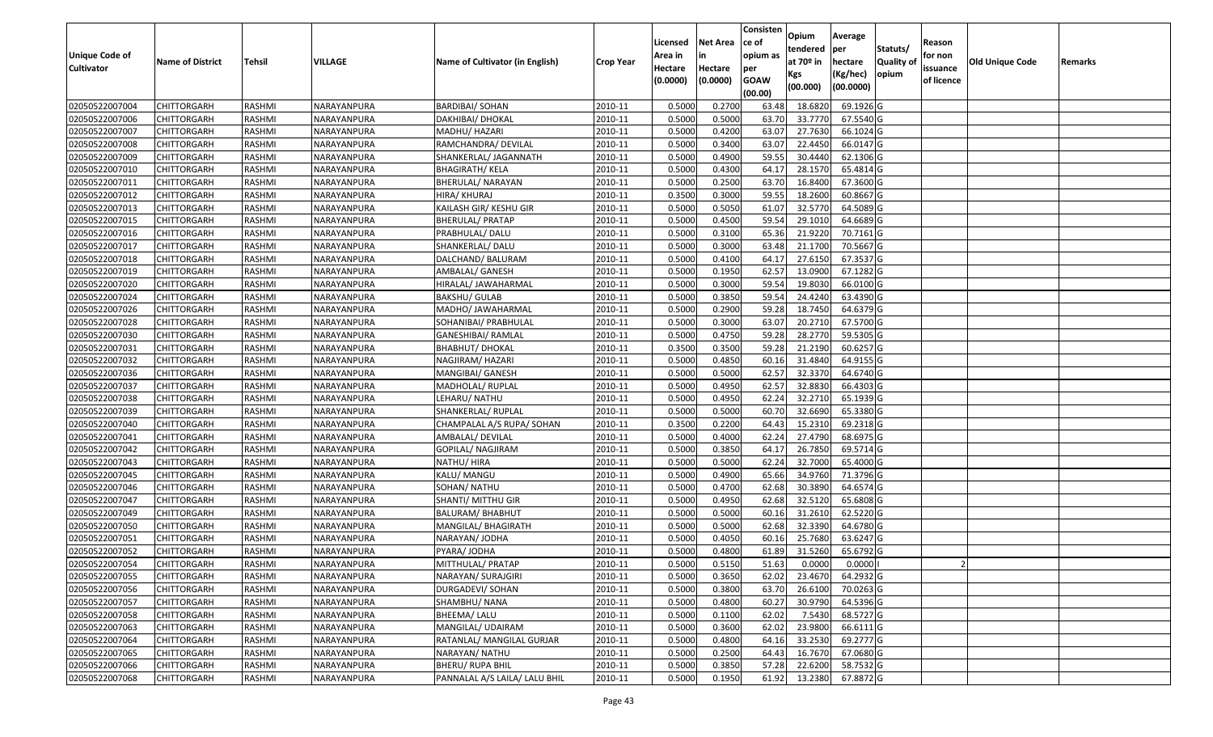| Unique Code of Cultivator | Name of District | Tehsil | VILLAGE | Name of Cultivator (in English) | Crop Year | Licensed Area in Hectare (0.0000) | Net Area in Hectare (0.0000) | Consistence of opium as per GOAW (00.00) | Opium tendered at 70º in Kgs (00.000) | Average per hectare (Kg/hec) (00.0000) | Statuts/ Quality of opium | Reason for non issuance of licence | Old Unique Code | Remarks |
|---|---|---|---|---|---|---|---|---|---|---|---|---|---|---|
| 02050522007004 | CHITTORGARH | RASHMI | NARAYANPURA | BARDIBAI/ SOHAN | 2010-11 | 0.5000 | 0.2700 | 63.48 | 18.6820 | 69.1926 | G | | | |
| 02050522007006 | CHITTORGARH | RASHMI | NARAYANPURA | DAKHIBAI/ DHOKAL | 2010-11 | 0.5000 | 0.5000 | 63.70 | 33.7770 | 67.5540 | G | | | |
| 02050522007007 | CHITTORGARH | RASHMI | NARAYANPURA | MADHU/ HAZARI | 2010-11 | 0.5000 | 0.4200 | 63.07 | 27.7630 | 66.1024 | G | | | |
| 02050522007008 | CHITTORGARH | RASHMI | NARAYANPURA | RAMCHANDRA/ DEVILAL | 2010-11 | 0.5000 | 0.3400 | 63.07 | 22.4450 | 66.0147 | G | | | |
| 02050522007009 | CHITTORGARH | RASHMI | NARAYANPURA | SHANKERLAL/ JAGANNATH | 2010-11 | 0.5000 | 0.4900 | 59.55 | 30.4440 | 62.1306 | G | | | |
| 02050522007010 | CHITTORGARH | RASHMI | NARAYANPURA | BHAGIRATH/ KELA | 2010-11 | 0.5000 | 0.4300 | 64.17 | 28.1570 | 65.4814 | G | | | |
| 02050522007011 | CHITTORGARH | RASHMI | NARAYANPURA | BHERULAL/ NARAYAN | 2010-11 | 0.5000 | 0.2500 | 63.70 | 16.8400 | 67.3600 | G | | | |
| 02050522007012 | CHITTORGARH | RASHMI | NARAYANPURA | HIRA/ KHURAJ | 2010-11 | 0.3500 | 0.3000 | 59.55 | 18.2600 | 60.8667 | G | | | |
| 02050522007013 | CHITTORGARH | RASHMI | NARAYANPURA | KAILASH GIR/ KESHU GIR | 2010-11 | 0.5000 | 0.5050 | 61.07 | 32.5770 | 64.5089 | G | | | |
| 02050522007015 | CHITTORGARH | RASHMI | NARAYANPURA | BHERULAL/ PRATAP | 2010-11 | 0.5000 | 0.4500 | 59.54 | 29.1010 | 64.6689 | G | | | |
| 02050522007016 | CHITTORGARH | RASHMI | NARAYANPURA | PRABHULAL/ DALU | 2010-11 | 0.5000 | 0.3100 | 65.36 | 21.9220 | 70.7161 | G | | | |
| 02050522007017 | CHITTORGARH | RASHMI | NARAYANPURA | SHANKERLAL/ DALU | 2010-11 | 0.5000 | 0.3000 | 63.48 | 21.1700 | 70.5667 | G | | | |
| 02050522007018 | CHITTORGARH | RASHMI | NARAYANPURA | DALCHAND/ BALURAM | 2010-11 | 0.5000 | 0.4100 | 64.17 | 27.6150 | 67.3537 | G | | | |
| 02050522007019 | CHITTORGARH | RASHMI | NARAYANPURA | AMBALAL/ GANESH | 2010-11 | 0.5000 | 0.1950 | 62.57 | 13.0900 | 67.1282 | G | | | |
| 02050522007020 | CHITTORGARH | RASHMI | NARAYANPURA | HIRALAL/ JAWAHARMAL | 2010-11 | 0.5000 | 0.3000 | 59.54 | 19.8030 | 66.0100 | G | | | |
| 02050522007024 | CHITTORGARH | RASHMI | NARAYANPURA | BAKSHU/ GULAB | 2010-11 | 0.5000 | 0.3850 | 59.54 | 24.4240 | 63.4390 | G | | | |
| 02050522007026 | CHITTORGARH | RASHMI | NARAYANPURA | MADHO/ JAWAHARMAL | 2010-11 | 0.5000 | 0.2900 | 59.28 | 18.7450 | 64.6379 | G | | | |
| 02050522007028 | CHITTORGARH | RASHMI | NARAYANPURA | SOHANIBAI/ PRABHULAL | 2010-11 | 0.5000 | 0.3000 | 63.07 | 20.2710 | 67.5700 | G | | | |
| 02050522007030 | CHITTORGARH | RASHMI | NARAYANPURA | GANESHIBAI/ RAMLAL | 2010-11 | 0.5000 | 0.4750 | 59.28 | 28.2770 | 59.5305 | G | | | |
| 02050522007031 | CHITTORGARH | RASHMI | NARAYANPURA | BHABHUT/ DHOKAL | 2010-11 | 0.3500 | 0.3500 | 59.28 | 21.2190 | 60.6257 | G | | | |
| 02050522007032 | CHITTORGARH | RASHMI | NARAYANPURA | NAGJIRAM/ HAZARI | 2010-11 | 0.5000 | 0.4850 | 60.16 | 31.4840 | 64.9155 | G | | | |
| 02050522007036 | CHITTORGARH | RASHMI | NARAYANPURA | MANGIBAI/ GANESH | 2010-11 | 0.5000 | 0.5000 | 62.57 | 32.3370 | 64.6740 | G | | | |
| 02050522007037 | CHITTORGARH | RASHMI | NARAYANPURA | MADHOLAL/ RUPLAL | 2010-11 | 0.5000 | 0.4950 | 62.57 | 32.8830 | 66.4303 | G | | | |
| 02050522007038 | CHITTORGARH | RASHMI | NARAYANPURA | LEHARU/ NATHU | 2010-11 | 0.5000 | 0.4950 | 62.24 | 32.2710 | 65.1939 | G | | | |
| 02050522007039 | CHITTORGARH | RASHMI | NARAYANPURA | SHANKERLAL/ RUPLAL | 2010-11 | 0.5000 | 0.5000 | 60.70 | 32.6690 | 65.3380 | G | | | |
| 02050522007040 | CHITTORGARH | RASHMI | NARAYANPURA | CHAMPALAL A/S RUPA/ SOHAN | 2010-11 | 0.3500 | 0.2200 | 64.43 | 15.2310 | 69.2318 | G | | | |
| 02050522007041 | CHITTORGARH | RASHMI | NARAYANPURA | AMBALAL/ DEVILAL | 2010-11 | 0.5000 | 0.4000 | 62.24 | 27.4790 | 68.6975 | G | | | |
| 02050522007042 | CHITTORGARH | RASHMI | NARAYANPURA | GOPILAL/ NAGJIRAM | 2010-11 | 0.5000 | 0.3850 | 64.17 | 26.7850 | 69.5714 | G | | | |
| 02050522007043 | CHITTORGARH | RASHMI | NARAYANPURA | NATHU/ HIRA | 2010-11 | 0.5000 | 0.5000 | 62.24 | 32.7000 | 65.4000 | G | | | |
| 02050522007045 | CHITTORGARH | RASHMI | NARAYANPURA | KALU/ MANGU | 2010-11 | 0.5000 | 0.4900 | 65.66 | 34.9760 | 71.3796 | G | | | |
| 02050522007046 | CHITTORGARH | RASHMI | NARAYANPURA | SOHAN/ NATHU | 2010-11 | 0.5000 | 0.4700 | 62.68 | 30.3890 | 64.6574 | G | | | |
| 02050522007047 | CHITTORGARH | RASHMI | NARAYANPURA | SHANTI/ MITTHU GIR | 2010-11 | 0.5000 | 0.4950 | 62.68 | 32.5120 | 65.6808 | G | | | |
| 02050522007049 | CHITTORGARH | RASHMI | NARAYANPURA | BALURAM/ BHABHUT | 2010-11 | 0.5000 | 0.5000 | 60.16 | 31.2610 | 62.5220 | G | | | |
| 02050522007050 | CHITTORGARH | RASHMI | NARAYANPURA | MANGILAL/ BHAGIRATH | 2010-11 | 0.5000 | 0.5000 | 62.68 | 32.3390 | 64.6780 | G | | | |
| 02050522007051 | CHITTORGARH | RASHMI | NARAYANPURA | NARAYAN/ JODHA | 2010-11 | 0.5000 | 0.4050 | 60.16 | 25.7680 | 63.6247 | G | | | |
| 02050522007052 | CHITTORGARH | RASHMI | NARAYANPURA | PYARA/ JODHA | 2010-11 | 0.5000 | 0.4800 | 61.89 | 31.5260 | 65.6792 | G | | | |
| 02050522007054 | CHITTORGARH | RASHMI | NARAYANPURA | MITTHULAL/ PRATAP | 2010-11 | 0.5000 | 0.5150 | 51.63 | 0.0000 | 0.0000 | I | 2 | | |
| 02050522007055 | CHITTORGARH | RASHMI | NARAYANPURA | NARAYAN/ SURAJGIRI | 2010-11 | 0.5000 | 0.3650 | 62.02 | 23.4670 | 64.2932 | G | | | |
| 02050522007056 | CHITTORGARH | RASHMI | NARAYANPURA | DURGADEVI/ SOHAN | 2010-11 | 0.5000 | 0.3800 | 63.70 | 26.6100 | 70.0263 | G | | | |
| 02050522007057 | CHITTORGARH | RASHMI | NARAYANPURA | SHAMBHU/ NANA | 2010-11 | 0.5000 | 0.4800 | 60.27 | 30.9790 | 64.5396 | G | | | |
| 02050522007058 | CHITTORGARH | RASHMI | NARAYANPURA | BHEEMA/ LALU | 2010-11 | 0.5000 | 0.1100 | 62.02 | 7.5430 | 68.5727 | G | | | |
| 02050522007063 | CHITTORGARH | RASHMI | NARAYANPURA | MANGILAL/ UDAIRAM | 2010-11 | 0.5000 | 0.3600 | 62.02 | 23.9800 | 66.6111 | G | | | |
| 02050522007064 | CHITTORGARH | RASHMI | NARAYANPURA | RATANLAL/ MANGILAL GURJAR | 2010-11 | 0.5000 | 0.4800 | 64.16 | 33.2530 | 69.2777 | G | | | |
| 02050522007065 | CHITTORGARH | RASHMI | NARAYANPURA | NARAYAN/ NATHU | 2010-11 | 0.5000 | 0.2500 | 64.43 | 16.7670 | 67.0680 | G | | | |
| 02050522007066 | CHITTORGARH | RASHMI | NARAYANPURA | BHERU/ RUPA BHIL | 2010-11 | 0.5000 | 0.3850 | 57.28 | 22.6200 | 58.7532 | G | | | |
| 02050522007068 | CHITTORGARH | RASHMI | NARAYANPURA | PANNALAL A/S LAILA/ LALU BHIL | 2010-11 | 0.5000 | 0.1950 | 61.92 | 13.2380 | 67.8872 | G | | | |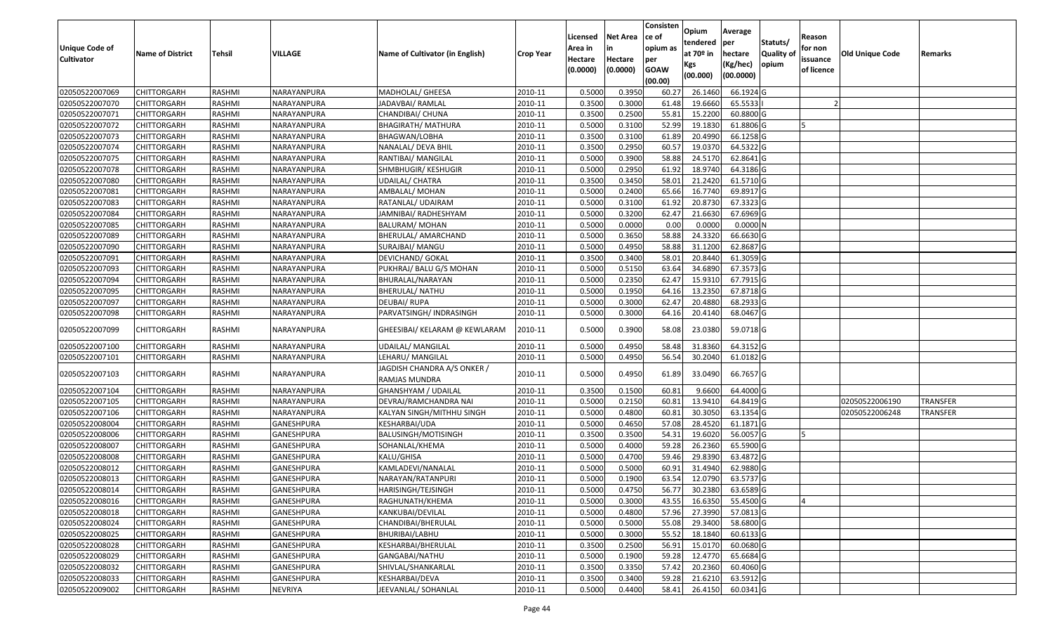| Unique Code of Cultivator | Name of District | Tehsil | VILLAGE | Name of Cultivator (in English) | Crop Year | Licensed Area in Hectare (0.0000) | Net Area in Hectare (0.0000) | Consisten ce of opium as per GOAW (00.00) | Opium tendered at 70º in Kgs (00.000) | Average per hectare (Kg/hec) (00.0000) | Statuts/ Quality of opium | Reason for non issuance of licence | Old Unique Code | Remarks |
|---|---|---|---|---|---|---|---|---|---|---|---|---|---|---|
| 02050522007069 | CHITTORGARH | RASHMI | NARAYANPURA | MADHOLAL/ GHEESA | 2010-11 | 0.5000 | 0.3950 | 60.27 | 26.1460 | 66.1924 | G | | | |
| 02050522007070 | CHITTORGARH | RASHMI | NARAYANPURA | JADAVBAI/ RAMLAL | 2010-11 | 0.3500 | 0.3000 | 61.48 | 19.6660 | 65.5533 | I | 2 | | |
| 02050522007071 | CHITTORGARH | RASHMI | NARAYANPURA | CHANDIBAI/ CHUNA | 2010-11 | 0.3500 | 0.2500 | 55.81 | 15.2200 | 60.8800 | G | | | |
| 02050522007072 | CHITTORGARH | RASHMI | NARAYANPURA | BHAGIRATH/ MATHURA | 2010-11 | 0.5000 | 0.3100 | 52.99 | 19.1830 | 61.8806 | G | 5 | | |
| 02050522007073 | CHITTORGARH | RASHMI | NARAYANPURA | BHAGWAN/LOBHA | 2010-11 | 0.3500 | 0.3100 | 61.89 | 20.4990 | 66.1258 | G | | | |
| 02050522007074 | CHITTORGARH | RASHMI | NARAYANPURA | NANALAL/ DEVA BHIL | 2010-11 | 0.3500 | 0.2950 | 60.57 | 19.0370 | 64.5322 | G | | | |
| 02050522007075 | CHITTORGARH | RASHMI | NARAYANPURA | RANTIBAI/ MANGILAL | 2010-11 | 0.5000 | 0.3900 | 58.88 | 24.5170 | 62.8641 | G | | | |
| 02050522007078 | CHITTORGARH | RASHMI | NARAYANPURA | SHMBHUGIR/ KESHUGIR | 2010-11 | 0.5000 | 0.2950 | 61.92 | 18.9740 | 64.3186 | G | | | |
| 02050522007080 | CHITTORGARH | RASHMI | NARAYANPURA | UDAILAL/ CHATRA | 2010-11 | 0.3500 | 0.3450 | 58.01 | 21.2420 | 61.5710 | G | | | |
| 02050522007081 | CHITTORGARH | RASHMI | NARAYANPURA | AMBALAL/ MOHAN | 2010-11 | 0.5000 | 0.2400 | 65.66 | 16.7740 | 69.8917 | G | | | |
| 02050522007083 | CHITTORGARH | RASHMI | NARAYANPURA | RATANLAL/ UDAIRAM | 2010-11 | 0.5000 | 0.3100 | 61.92 | 20.8730 | 67.3323 | G | | | |
| 02050522007084 | CHITTORGARH | RASHMI | NARAYANPURA | JAMNIBAI/ RADHESHYAM | 2010-11 | 0.5000 | 0.3200 | 62.47 | 21.6630 | 67.6969 | G | | | |
| 02050522007085 | CHITTORGARH | RASHMI | NARAYANPURA | BALURAM/ MOHAN | 2010-11 | 0.5000 | 0.0000 | 0.00 | 0.0000 | 0.0000 | N | | | |
| 02050522007089 | CHITTORGARH | RASHMI | NARAYANPURA | BHERULAL/ AMARCHAND | 2010-11 | 0.5000 | 0.3650 | 58.88 | 24.3320 | 66.6630 | G | | | |
| 02050522007090 | CHITTORGARH | RASHMI | NARAYANPURA | SURAJBAI/ MANGU | 2010-11 | 0.5000 | 0.4950 | 58.88 | 31.1200 | 62.8687 | G | | | |
| 02050522007091 | CHITTORGARH | RASHMI | NARAYANPURA | DEVICHAND/ GOKAL | 2010-11 | 0.3500 | 0.3400 | 58.01 | 20.8440 | 61.3059 | G | | | |
| 02050522007093 | CHITTORGARH | RASHMI | NARAYANPURA | PUKHRAJ/ BALU G/S MOHAN | 2010-11 | 0.5000 | 0.5150 | 63.64 | 34.6890 | 67.3573 | G | | | |
| 02050522007094 | CHITTORGARH | RASHMI | NARAYANPURA | BHURALAL/NARAYAN | 2010-11 | 0.5000 | 0.2350 | 62.47 | 15.9310 | 67.7915 | G | | | |
| 02050522007095 | CHITTORGARH | RASHMI | NARAYANPURA | BHERULAL/ NATHU | 2010-11 | 0.5000 | 0.1950 | 64.16 | 13.2350 | 67.8718 | G | | | |
| 02050522007097 | CHITTORGARH | RASHMI | NARAYANPURA | DEUBAI/ RUPA | 2010-11 | 0.5000 | 0.3000 | 62.47 | 20.4880 | 68.2933 | G | | | |
| 02050522007098 | CHITTORGARH | RASHMI | NARAYANPURA | PARVATSINGH/ INDRASINGH | 2010-11 | 0.5000 | 0.3000 | 64.16 | 20.4140 | 68.0467 | G | | | |
| 02050522007099 | CHITTORGARH | RASHMI | NARAYANPURA | GHEESIBAI/ KELARAM @ KEWLARAM | 2010-11 | 0.5000 | 0.3900 | 58.08 | 23.0380 | 59.0718 | G | | | |
| 02050522007100 | CHITTORGARH | RASHMI | NARAYANPURA | UDAILAL/ MANGILAL | 2010-11 | 0.5000 | 0.4950 | 58.48 | 31.8360 | 64.3152 | G | | | |
| 02050522007101 | CHITTORGARH | RASHMI | NARAYANPURA | LEHARU/ MANGILAL | 2010-11 | 0.5000 | 0.4950 | 56.54 | 30.2040 | 61.0182 | G | | | |
| 02050522007103 | CHITTORGARH | RASHMI | NARAYANPURA | JAGDISH CHANDRA A/S ONKER / RAMJAS MUNDRA | 2010-11 | 0.5000 | 0.4950 | 61.89 | 33.0490 | 66.7657 | G | | | |
| 02050522007104 | CHITTORGARH | RASHMI | NARAYANPURA | GHANSHYAM / UDAILAL | 2010-11 | 0.3500 | 0.1500 | 60.81 | 9.6600 | 64.4000 | G | | | |
| 02050522007105 | CHITTORGARH | RASHMI | NARAYANPURA | DEVRAJ/RAMCHANDRA NAI | 2010-11 | 0.5000 | 0.2150 | 60.81 | 13.9410 | 64.8419 | G | | 02050522006190 | TRANSFER |
| 02050522007106 | CHITTORGARH | RASHMI | NARAYANPURA | KALYAN SINGH/MITHHU SINGH | 2010-11 | 0.5000 | 0.4800 | 60.81 | 30.3050 | 63.1354 | G | | 02050522006248 | TRANSFER |
| 02050522008004 | CHITTORGARH | RASHMI | GANESHPURA | KESHARBAI/UDA | 2010-11 | 0.5000 | 0.4650 | 57.08 | 28.4520 | 61.1871 | G | | | |
| 02050522008006 | CHITTORGARH | RASHMI | GANESHPURA | BALUSINGH/MOTISINGH | 2010-11 | 0.3500 | 0.3500 | 54.31 | 19.6020 | 56.0057 | G | 5 | | |
| 02050522008007 | CHITTORGARH | RASHMI | GANESHPURA | SOHANLAL/KHEMA | 2010-11 | 0.5000 | 0.4000 | 59.28 | 26.2360 | 65.5900 | G | | | |
| 02050522008008 | CHITTORGARH | RASHMI | GANESHPURA | KALU/GHISA | 2010-11 | 0.5000 | 0.4700 | 59.46 | 29.8390 | 63.4872 | G | | | |
| 02050522008012 | CHITTORGARH | RASHMI | GANESHPURA | KAMLADEVI/NANALAL | 2010-11 | 0.5000 | 0.5000 | 60.91 | 31.4940 | 62.9880 | G | | | |
| 02050522008013 | CHITTORGARH | RASHMI | GANESHPURA | NARAYAN/RATANPURI | 2010-11 | 0.5000 | 0.1900 | 63.54 | 12.0790 | 63.5737 | G | | | |
| 02050522008014 | CHITTORGARH | RASHMI | GANESHPURA | HARISINGH/TEJSINGH | 2010-11 | 0.5000 | 0.4750 | 56.77 | 30.2380 | 63.6589 | G | | | |
| 02050522008016 | CHITTORGARH | RASHMI | GANESHPURA | RAGHUNATH/KHEMA | 2010-11 | 0.5000 | 0.3000 | 43.55 | 16.6350 | 55.4500 | G | 4 | | |
| 02050522008018 | CHITTORGARH | RASHMI | GANESHPURA | KANKUBAI/DEVILAL | 2010-11 | 0.5000 | 0.4800 | 57.96 | 27.3990 | 57.0813 | G | | | |
| 02050522008024 | CHITTORGARH | RASHMI | GANESHPURA | CHANDIBAI/BHERULAL | 2010-11 | 0.5000 | 0.5000 | 55.08 | 29.3400 | 58.6800 | G | | | |
| 02050522008025 | CHITTORGARH | RASHMI | GANESHPURA | BHURIBAI/LABHU | 2010-11 | 0.5000 | 0.3000 | 55.52 | 18.1840 | 60.6133 | G | | | |
| 02050522008028 | CHITTORGARH | RASHMI | GANESHPURA | KESHARBAI/BHERULAL | 2010-11 | 0.3500 | 0.2500 | 56.91 | 15.0170 | 60.0680 | G | | | |
| 02050522008029 | CHITTORGARH | RASHMI | GANESHPURA | GANGABAI/NATHU | 2010-11 | 0.5000 | 0.1900 | 59.28 | 12.4770 | 65.6684 | G | | | |
| 02050522008032 | CHITTORGARH | RASHMI | GANESHPURA | SHIVLAL/SHANKARLAL | 2010-11 | 0.3500 | 0.3350 | 57.42 | 20.2360 | 60.4060 | G | | | |
| 02050522008033 | CHITTORGARH | RASHMI | GANESHPURA | KESHARBAI/DEVA | 2010-11 | 0.3500 | 0.3400 | 59.28 | 21.6210 | 63.5912 | G | | | |
| 02050522009002 | CHITTORGARH | RASHMI | NEVRIYA | JEEVANLAL/ SOHANLAL | 2010-11 | 0.5000 | 0.4400 | 58.41 | 26.4150 | 60.0341 | G | | | |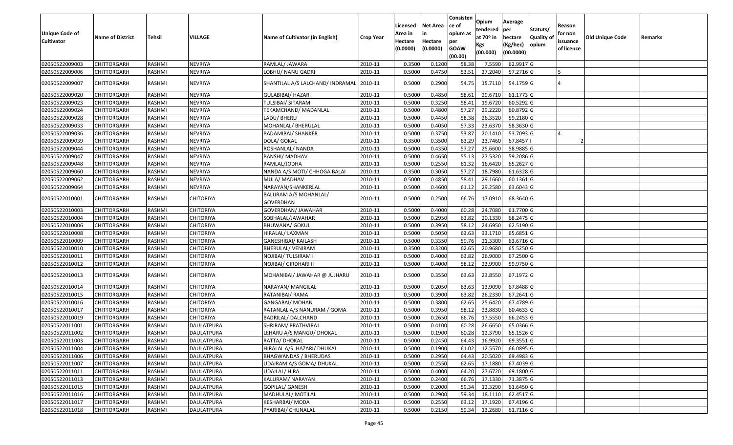| Unique Code of Cultivator | Name of District | Tehsil | VILLAGE | Name of Cultivator (in English) | Crop Year | Licensed Area in Hectare (0.0000) | Net Area in Hectare (0.0000) | Consisten ce of opium as per GOAW (00.00) | Opium tendered at 70º in Kgs (00.000) | Average per hectare (Kg/hec) (00.0000) | Statuts/ Quality of opium | Reason for non issuance of licence | Old Unique Code | Remarks |
|---|---|---|---|---|---|---|---|---|---|---|---|---|---|---|
| 02050522009003 | CHITTORGARH | RASHMI | NEVRIYA | RAMLAL/ JAWARA | 2010-11 | 0.3500 | 0.1200 | 58.38 | 7.5590 | 62.9917 | G | | | |
| 02050522009006 | CHITTORGARH | RASHMI | NEVRIYA | LOBHU/ NANU GADRI | 2010-11 | 0.5000 | 0.4750 | 53.51 | 27.2040 | 57.2716 | G | 5 | | |
| 02050522009007 | CHITTORGARH | RASHMI | NEVRIYA | SHANTILAL A/S LALCHAND/ INDRAMAL | 2010-11 | 0.5000 | 0.2900 | 54.75 | 15.7110 | 54.1759 | G | 4 | | |
| 02050522009020 | CHITTORGARH | RASHMI | NEVRIYA | GULABIBAI/ HAZARI | 2010-11 | 0.5000 | 0.4850 | 58.61 | 29.6710 | 61.1773 | G | | | |
| 02050522009023 | CHITTORGARH | RASHMI | NEVRIYA | TULSIBAI/ SITARAM | 2010-11 | 0.5000 | 0.3250 | 58.41 | 19.6720 | 60.5292 | G | | | |
| 02050522009024 | CHITTORGARH | RASHMI | NEVRIYA | TEKAMCHAND/ MADANLAL | 2010-11 | 0.5000 | 0.4800 | 57.27 | 29.2220 | 60.8792 | G | | | |
| 02050522009028 | CHITTORGARH | RASHMI | NEVRIYA | LADU/ BHERU | 2010-11 | 0.5000 | 0.4450 | 58.38 | 26.3520 | 59.2180 | G | | | |
| 02050522009033 | CHITTORGARH | RASHMI | NEVRIYA | MOHANLAL/ BHERULAL | 2010-11 | 0.5000 | 0.4050 | 57.33 | 23.6370 | 58.3630 | G | | | |
| 02050522009036 | CHITTORGARH | RASHMI | NEVRIYA | BADAMIBAI/ SHANKER | 2010-11 | 0.5000 | 0.3750 | 53.87 | 20.1410 | 53.7093 | G | 4 | | |
| 02050522009039 | CHITTORGARH | RASHMI | NEVRIYA | DOLA/ GOKAL | 2010-11 | 0.3500 | 0.3500 | 63.29 | 23.7460 | 67.8457 | I | 2 | | |
| 02050522009044 | CHITTORGARH | RASHMI | NEVRIYA | ROSHANLAL/ NANDA | 2010-11 | 0.5000 | 0.4350 | 57.27 | 25.6600 | 58.9885 | G | | | |
| 02050522009047 | CHITTORGARH | RASHMI | NEVRIYA | BANSHI/ MADHAV | 2010-11 | 0.5000 | 0.4650 | 55.13 | 27.5320 | 59.2086 | G | | | |
| 02050522009048 | CHITTORGARH | RASHMI | NEVRIYA | RAMLAL/JODHA | 2010-11 | 0.5000 | 0.2550 | 61.32 | 16.6420 | 65.2627 | G | | | |
| 02050522009060 | CHITTORGARH | RASHMI | NEVRIYA | NANDA A/S MOTI/ CHHOGA BALAI | 2010-11 | 0.3500 | 0.3050 | 57.27 | 18.7980 | 61.6328 | G | | | |
| 02050522009062 | CHITTORGARH | RASHMI | NEVRIYA | MULA/ MADHAV | 2010-11 | 0.5000 | 0.4850 | 58.41 | 29.1660 | 60.1361 | G | | | |
| 02050522009064 | CHITTORGARH | RASHMI | NEVRIYA | NARAYAN/SHANKERLAL | 2010-11 | 0.5000 | 0.4600 | 61.12 | 29.2580 | 63.6043 | G | | | |
| 02050522010001 | CHITTORGARH | RASHMI | CHITORIYA | BALURAM A/S MOHANLAL/ GOVERDHAN | 2010-11 | 0.5000 | 0.2500 | 66.76 | 17.0910 | 68.3640 | G | | | |
| 02050522010003 | CHITTORGARH | RASHMI | CHITORIYA | GOVERDHAN/ JAWAHAR | 2010-11 | 0.5000 | 0.4000 | 60.28 | 24.7080 | 61.7700 | G | | | |
| 02050522010004 | CHITTORGARH | RASHMI | CHITORIYA | SOBHALAL/JAWAHAR | 2010-11 | 0.5000 | 0.2950 | 63.82 | 20.1330 | 68.2475 | G | | | |
| 02050522010006 | CHITTORGARH | RASHMI | CHITORIYA | BHUWANA/ GOKUL | 2010-11 | 0.5000 | 0.3950 | 58.12 | 24.6950 | 62.5190 | G | | | |
| 02050522010008 | CHITTORGARH | RASHMI | CHITORIYA | HIRALAL/ LAXMAN | 2010-11 | 0.5000 | 0.5050 | 63.63 | 33.1710 | 65.6851 | G | | | |
| 02050522010009 | CHITTORGARH | RASHMI | CHITORIYA | GANESHIBAI/ KAILASH | 2010-11 | 0.5000 | 0.3350 | 59.76 | 21.3300 | 63.6716 | G | | | |
| 02050522010010 | CHITTORGARH | RASHMI | CHITORIYA | BHERULAL/ VENIRAM | 2010-11 | 0.3500 | 0.3200 | 62.65 | 20.9680 | 65.5250 | G | | | |
| 02050522010011 | CHITTORGARH | RASHMI | CHITORIYA | NOJIBAI/ TULSIRAM I | 2010-11 | 0.5000 | 0.4000 | 63.82 | 26.9000 | 67.2500 | G | | | |
| 02050522010012 | CHITTORGARH | RASHMI | CHITORIYA | NOJIBAI/ GIRDHARI II | 2010-11 | 0.5000 | 0.4000 | 58.12 | 23.9900 | 59.9750 | G | | | |
| 02050522010013 | CHITTORGARH | RASHMI | CHITORIYA | MOHANIBAI/ JAWAHAR @ JUJHARU | 2010-11 | 0.5000 | 0.3550 | 63.63 | 23.8550 | 67.1972 | G | | | |
| 02050522010014 | CHITTORGARH | RASHMI | CHITORIYA | NARAYAN/ MANGILAL | 2010-11 | 0.5000 | 0.2050 | 63.63 | 13.9090 | 67.8488 | G | | | |
| 02050522010015 | CHITTORGARH | RASHMI | CHITORIYA | RATANIBAI/ RAMA | 2010-11 | 0.5000 | 0.3900 | 63.82 | 26.2330 | 67.2641 | G | | | |
| 02050522010016 | CHITTORGARH | RASHMI | CHITORIYA | GANGABAI/ MOHAN | 2010-11 | 0.5000 | 0.3800 | 62.65 | 25.6420 | 67.4789 | G | | | |
| 02050522010017 | CHITTORGARH | RASHMI | CHITORIYA | RATANLAL A/S NANURAM / GOMA | 2010-11 | 0.5000 | 0.3950 | 58.12 | 23.8830 | 60.4633 | G | | | |
| 02050522010019 | CHITTORGARH | RASHMI | CHITORIYA | BADRILAL/ DALCHAND | 2010-11 | 0.5000 | 0.2650 | 66.76 | 17.5550 | 66.2453 | G | | | |
| 02050522011001 | CHITTORGARH | RASHMI | DAULATPURA | SHRIRAM/ PRATHVIRAJ | 2010-11 | 0.5000 | 0.4100 | 60.28 | 26.6650 | 65.0366 | G | | | |
| 02050522011002 | CHITTORGARH | RASHMI | DAULATPURA | LEHARU A/S MANGU/ DHOKAL | 2010-11 | 0.5000 | 0.1900 | 60.28 | 12.3790 | 65.1526 | G | | | |
| 02050522011003 | CHITTORGARH | RASHMI | DAULATPURA | RATTA/ DHOKAL | 2010-11 | 0.5000 | 0.2450 | 64.43 | 16.9920 | 69.3551 | G | | | |
| 02050522011004 | CHITTORGARH | RASHMI | DAULATPURA | HIRALAL A/S HAZARI/ DHUKAL | 2010-11 | 0.5000 | 0.1900 | 61.02 | 12.5570 | 66.0895 | G | | | |
| 02050522011006 | CHITTORGARH | RASHMI | DAULATPURA | BHAGWANDAS / BHERUDAS | 2010-11 | 0.5000 | 0.2950 | 64.43 | 20.5020 | 69.4983 | G | | | |
| 02050522011007 | CHITTORGARH | RASHMI | DAULATPURA | UDAIRAM A/S GOMA/ DHUKAL | 2010-11 | 0.5000 | 0.2550 | 62.65 | 17.1880 | 67.4039 | G | | | |
| 02050522011011 | CHITTORGARH | RASHMI | DAULATPURA | UDAILAL/ HIRA | 2010-11 | 0.5000 | 0.4000 | 64.20 | 27.6720 | 69.1800 | G | | | |
| 02050522011013 | CHITTORGARH | RASHMI | DAULATPURA | KALURAM/ NARAYAN | 2010-11 | 0.5000 | 0.2400 | 66.76 | 17.1330 | 71.3875 | G | | | |
| 02050522011015 | CHITTORGARH | RASHMI | DAULATPURA | GOPILAL/ GANESH | 2010-11 | 0.5000 | 0.2000 | 59.34 | 12.3290 | 61.6450 | G | | | |
| 02050522011016 | CHITTORGARH | RASHMI | DAULATPURA | MADHULAL/ MOTILAL | 2010-11 | 0.5000 | 0.2900 | 59.34 | 18.1110 | 62.4517 | G | | | |
| 02050522011017 | CHITTORGARH | RASHMI | DAULATPURA | KESHARBAI/ MODA | 2010-11 | 0.5000 | 0.2550 | 63.12 | 17.1920 | 67.4196 | G | | | |
| 02050522011018 | CHITTORGARH | RASHMI | DAULATPURA | PYARIBAI/ CHUNALAL | 2010-11 | 0.5000 | 0.2150 | 59.34 | 13.2680 | 61.7116 | G | | | |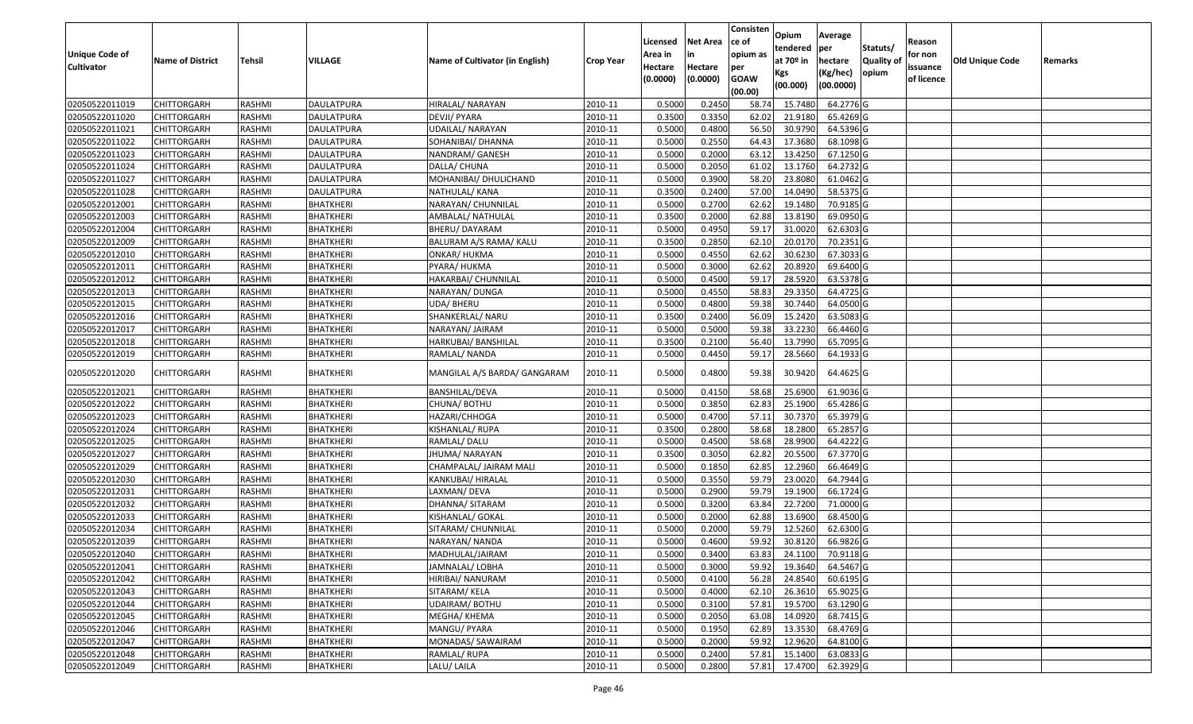| Unique Code of Cultivator | Name of District | Tehsil | VILLAGE | Name of Cultivator (in English) | Crop Year | Licensed Area in Hectare (0.0000) | Net Area in Hectare (0.0000) | Consistence of opium as per GOAW (00.00) | Opium tendered at 70º in Kgs (00.000) | Average per hectare (Kg/hec) (00.0000) | Statuts/ Quality of opium | Reason for non issuance of licence | Old Unique Code | Remarks |
|---|---|---|---|---|---|---|---|---|---|---|---|---|---|---|
| 02050522011019 | CHITTORGARH | RASHMI | DAULATPURA | HIRALAL/ NARAYAN | 2010-11 | 0.5000 | 0.2450 | 58.74 | 15.7480 | 64.2776 | G | | | |
| 02050522011020 | CHITTORGARH | RASHMI | DAULATPURA | DEVJI/ PYARA | 2010-11 | 0.3500 | 0.3350 | 62.02 | 21.9180 | 65.4269 | G | | | |
| 02050522011021 | CHITTORGARH | RASHMI | DAULATPURA | UDAILAL/ NARAYAN | 2010-11 | 0.5000 | 0.4800 | 56.50 | 30.9790 | 64.5396 | G | | | |
| 02050522011022 | CHITTORGARH | RASHMI | DAULATPURA | SOHANIBAI/ DHANNA | 2010-11 | 0.5000 | 0.2550 | 64.43 | 17.3680 | 68.1098 | G | | | |
| 02050522011023 | CHITTORGARH | RASHMI | DAULATPURA | NANDRAM/ GANESH | 2010-11 | 0.5000 | 0.2000 | 63.12 | 13.4250 | 67.1250 | G | | | |
| 02050522011024 | CHITTORGARH | RASHMI | DAULATPURA | DALLA/ CHUNA | 2010-11 | 0.5000 | 0.2050 | 61.02 | 13.1760 | 64.2732 | G | | | |
| 02050522011027 | CHITTORGARH | RASHMI | DAULATPURA | MOHANIBAI/ DHULICHAND | 2010-11 | 0.5000 | 0.3900 | 58.20 | 23.8080 | 61.0462 | G | | | |
| 02050522011028 | CHITTORGARH | RASHMI | DAULATPURA | NATHULAL/ KANA | 2010-11 | 0.3500 | 0.2400 | 57.00 | 14.0490 | 58.5375 | G | | | |
| 02050522012001 | CHITTORGARH | RASHMI | BHATKHERI | NARAYAN/ CHUNNILAL | 2010-11 | 0.5000 | 0.2700 | 62.62 | 19.1480 | 70.9185 | G | | | |
| 02050522012003 | CHITTORGARH | RASHMI | BHATKHERI | AMBALAL/ NATHULAL | 2010-11 | 0.3500 | 0.2000 | 62.88 | 13.8190 | 69.0950 | G | | | |
| 02050522012004 | CHITTORGARH | RASHMI | BHATKHERI | BHERU/ DAYARAM | 2010-11 | 0.5000 | 0.4950 | 59.17 | 31.0020 | 62.6303 | G | | | |
| 02050522012009 | CHITTORGARH | RASHMI | BHATKHERI | BALURAM A/S RAMA/ KALU | 2010-11 | 0.3500 | 0.2850 | 62.10 | 20.0170 | 70.2351 | G | | | |
| 02050522012010 | CHITTORGARH | RASHMI | BHATKHERI | ONKAR/ HUKMA | 2010-11 | 0.5000 | 0.4550 | 62.62 | 30.6230 | 67.3033 | G | | | |
| 02050522012011 | CHITTORGARH | RASHMI | BHATKHERI | PYARA/ HUKMA | 2010-11 | 0.5000 | 0.3000 | 62.62 | 20.8920 | 69.6400 | G | | | |
| 02050522012012 | CHITTORGARH | RASHMI | BHATKHERI | HAKARBAI/ CHUNNILAL | 2010-11 | 0.5000 | 0.4500 | 59.17 | 28.5920 | 63.5378 | G | | | |
| 02050522012013 | CHITTORGARH | RASHMI | BHATKHERI | NARAYAN/ DUNGA | 2010-11 | 0.5000 | 0.4550 | 58.83 | 29.3350 | 64.4725 | G | | | |
| 02050522012015 | CHITTORGARH | RASHMI | BHATKHERI | UDA/ BHERU | 2010-11 | 0.5000 | 0.4800 | 59.38 | 30.7440 | 64.0500 | G | | | |
| 02050522012016 | CHITTORGARH | RASHMI | BHATKHERI | SHANKERLAL/ NARU | 2010-11 | 0.3500 | 0.2400 | 56.09 | 15.2420 | 63.5083 | G | | | |
| 02050522012017 | CHITTORGARH | RASHMI | BHATKHERI | NARAYAN/ JAIRAM | 2010-11 | 0.5000 | 0.5000 | 59.38 | 33.2230 | 66.4460 | G | | | |
| 02050522012018 | CHITTORGARH | RASHMI | BHATKHERI | HARKUBAI/ BANSHILAL | 2010-11 | 0.3500 | 0.2100 | 56.40 | 13.7990 | 65.7095 | G | | | |
| 02050522012019 | CHITTORGARH | RASHMI | BHATKHERI | RAMLAL/ NANDA | 2010-11 | 0.5000 | 0.4450 | 59.17 | 28.5660 | 64.1933 | G | | | |
| 02050522012020 | CHITTORGARH | RASHMI | BHATKHERI | MANGILAL A/S BARDA/ GANGARAM | 2010-11 | 0.5000 | 0.4800 | 59.38 | 30.9420 | 64.4625 | G | | | |
| 02050522012021 | CHITTORGARH | RASHMI | BHATKHERI | BANSHILAL/DEVA | 2010-11 | 0.5000 | 0.4150 | 58.68 | 25.6900 | 61.9036 | G | | | |
| 02050522012022 | CHITTORGARH | RASHMI | BHATKHERI | CHUNA/ BOTHU | 2010-11 | 0.5000 | 0.3850 | 62.83 | 25.1900 | 65.4286 | G | | | |
| 02050522012023 | CHITTORGARH | RASHMI | BHATKHERI | HAZARI/CHHOGA | 2010-11 | 0.5000 | 0.4700 | 57.11 | 30.7370 | 65.3979 | G | | | |
| 02050522012024 | CHITTORGARH | RASHMI | BHATKHERI | KISHANLAL/ RUPA | 2010-11 | 0.3500 | 0.2800 | 58.68 | 18.2800 | 65.2857 | G | | | |
| 02050522012025 | CHITTORGARH | RASHMI | BHATKHERI | RAMLAL/ DALU | 2010-11 | 0.5000 | 0.4500 | 58.68 | 28.9900 | 64.4222 | G | | | |
| 02050522012027 | CHITTORGARH | RASHMI | BHATKHERI | JHUMA/ NARAYAN | 2010-11 | 0.3500 | 0.3050 | 62.82 | 20.5500 | 67.3770 | G | | | |
| 02050522012029 | CHITTORGARH | RASHMI | BHATKHERI | CHAMPALAL/ JAIRAM MALI | 2010-11 | 0.5000 | 0.1850 | 62.85 | 12.2960 | 66.4649 | G | | | |
| 02050522012030 | CHITTORGARH | RASHMI | BHATKHERI | KANKUBAI/ HIRALAL | 2010-11 | 0.5000 | 0.3550 | 59.79 | 23.0020 | 64.7944 | G | | | |
| 02050522012031 | CHITTORGARH | RASHMI | BHATKHERI | LAXMAN/ DEVA | 2010-11 | 0.5000 | 0.2900 | 59.79 | 19.1900 | 66.1724 | G | | | |
| 02050522012032 | CHITTORGARH | RASHMI | BHATKHERI | DHANNA/ SITARAM | 2010-11 | 0.5000 | 0.3200 | 63.84 | 22.7200 | 71.0000 | G | | | |
| 02050522012033 | CHITTORGARH | RASHMI | BHATKHERI | KISHANLAL/ GOKAL | 2010-11 | 0.5000 | 0.2000 | 62.88 | 13.6900 | 68.4500 | G | | | |
| 02050522012034 | CHITTORGARH | RASHMI | BHATKHERI | SITARAM/ CHUNNILAL | 2010-11 | 0.5000 | 0.2000 | 59.79 | 12.5260 | 62.6300 | G | | | |
| 02050522012039 | CHITTORGARH | RASHMI | BHATKHERI | NARAYAN/ NANDA | 2010-11 | 0.5000 | 0.4600 | 59.92 | 30.8120 | 66.9826 | G | | | |
| 02050522012040 | CHITTORGARH | RASHMI | BHATKHERI | MADHULAL/JAIRAM | 2010-11 | 0.5000 | 0.3400 | 63.83 | 24.1100 | 70.9118 | G | | | |
| 02050522012041 | CHITTORGARH | RASHMI | BHATKHERI | JAMNALAL/ LOBHA | 2010-11 | 0.5000 | 0.3000 | 59.92 | 19.3640 | 64.5467 | G | | | |
| 02050522012042 | CHITTORGARH | RASHMI | BHATKHERI | HIRIBAI/ NANURAM | 2010-11 | 0.5000 | 0.4100 | 56.28 | 24.8540 | 60.6195 | G | | | |
| 02050522012043 | CHITTORGARH | RASHMI | BHATKHERI | SITARAM/ KELA | 2010-11 | 0.5000 | 0.4000 | 62.10 | 26.3610 | 65.9025 | G | | | |
| 02050522012044 | CHITTORGARH | RASHMI | BHATKHERI | UDAIRAM/ BOTHU | 2010-11 | 0.5000 | 0.3100 | 57.81 | 19.5700 | 63.1290 | G | | | |
| 02050522012045 | CHITTORGARH | RASHMI | BHATKHERI | MEGHA/ KHEMA | 2010-11 | 0.5000 | 0.2050 | 63.08 | 14.0920 | 68.7415 | G | | | |
| 02050522012046 | CHITTORGARH | RASHMI | BHATKHERI | MANGU/ PYARA | 2010-11 | 0.5000 | 0.1950 | 62.89 | 13.3530 | 68.4769 | G | | | |
| 02050522012047 | CHITTORGARH | RASHMI | BHATKHERI | MONADAS/ SAWAIRAM | 2010-11 | 0.5000 | 0.2000 | 59.92 | 12.9620 | 64.8100 | G | | | |
| 02050522012048 | CHITTORGARH | RASHMI | BHATKHERI | RAMLAL/ RUPA | 2010-11 | 0.5000 | 0.2400 | 57.81 | 15.1400 | 63.0833 | G | | | |
| 02050522012049 | CHITTORGARH | RASHMI | BHATKHERI | LALU/ LAILA | 2010-11 | 0.5000 | 0.2800 | 57.81 | 17.4700 | 62.3929 | G | | | |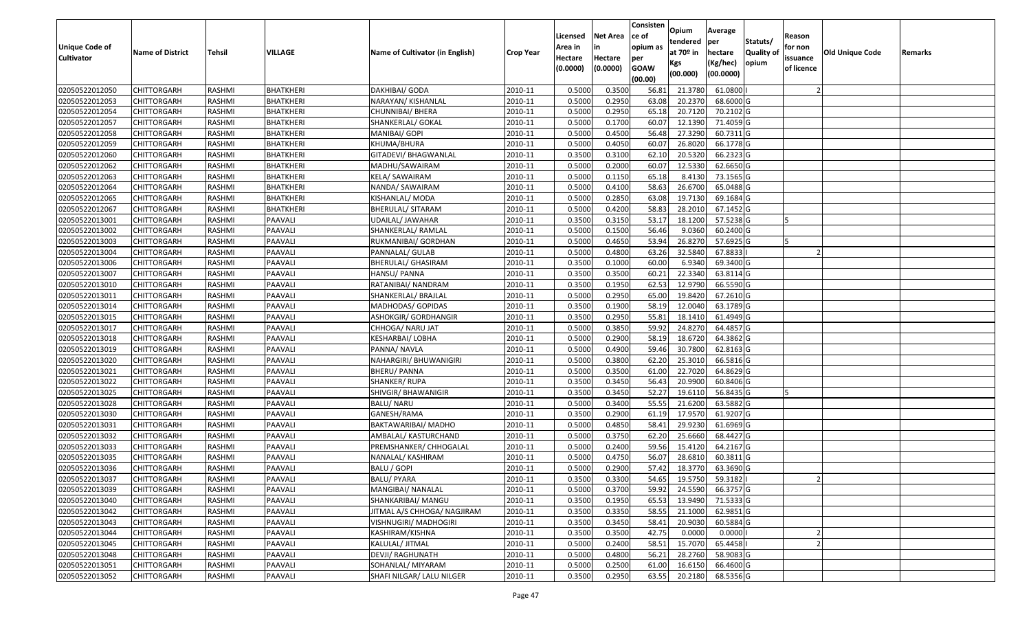| Unique Code of Cultivator | Name of District | Tehsil | VILLAGE | Name of Cultivator (in English) | Crop Year | Licensed Area in Hectare (0.0000) | Net Area in Hectare (0.0000) | Consisten ce of opium as per GOAW (00.00) | Opium tendered at 70º in Kgs (00.000) | Average per hectare (Kg/hec) (00.0000) | Statuts/ Quality of opium | Reason for non issuance of licence | Old Unique Code | Remarks |
|---|---|---|---|---|---|---|---|---|---|---|---|---|---|---|
| 02050522012050 | CHITTORGARH | RASHMI | BHATKHERI | DAKHIBAI/ GODA | 2010-11 | 0.5000 | 0.3500 | 56.81 | 21.3780 | 61.0800 | I | 2 | | |
| 02050522012053 | CHITTORGARH | RASHMI | BHATKHERI | NARAYAN/ KISHANLAL | 2010-11 | 0.5000 | 0.2950 | 63.08 | 20.2370 | 68.6000 | G | | | |
| 02050522012054 | CHITTORGARH | RASHMI | BHATKHERI | CHUNNIBAI/ BHERA | 2010-11 | 0.5000 | 0.2950 | 65.18 | 20.7120 | 70.2102 | G | | | |
| 02050522012057 | CHITTORGARH | RASHMI | BHATKHERI | SHANKERLAL/ GOKAL | 2010-11 | 0.5000 | 0.1700 | 60.07 | 12.1390 | 71.4059 | G | | | |
| 02050522012058 | CHITTORGARH | RASHMI | BHATKHERI | MANIBAI/ GOPI | 2010-11 | 0.5000 | 0.4500 | 56.48 | 27.3290 | 60.7311 | G | | | |
| 02050522012059 | CHITTORGARH | RASHMI | BHATKHERI | KHUMA/BHURA | 2010-11 | 0.5000 | 0.4050 | 60.07 | 26.8020 | 66.1778 | G | | | |
| 02050522012060 | CHITTORGARH | RASHMI | BHATKHERI | GITADEVI/ BHAGWANLAL | 2010-11 | 0.3500 | 0.3100 | 62.10 | 20.5320 | 66.2323 | G | | | |
| 02050522012062 | CHITTORGARH | RASHMI | BHATKHERI | MADHU/SAWAIRAM | 2010-11 | 0.5000 | 0.2000 | 60.07 | 12.5330 | 62.6650 | G | | | |
| 02050522012063 | CHITTORGARH | RASHMI | BHATKHERI | KELA/ SAWAIRAM | 2010-11 | 0.5000 | 0.1150 | 65.18 | 8.4130 | 73.1565 | G | | | |
| 02050522012064 | CHITTORGARH | RASHMI | BHATKHERI | NANDA/ SAWAIRAM | 2010-11 | 0.5000 | 0.4100 | 58.63 | 26.6700 | 65.0488 | G | | | |
| 02050522012065 | CHITTORGARH | RASHMI | BHATKHERI | KISHANLAL/ MODA | 2010-11 | 0.5000 | 0.2850 | 63.08 | 19.7130 | 69.1684 | G | | | |
| 02050522012067 | CHITTORGARH | RASHMI | BHATKHERI | BHERULAL/ SITARAM | 2010-11 | 0.5000 | 0.4200 | 58.83 | 28.2010 | 67.1452 | G | | | |
| 02050522013001 | CHITTORGARH | RASHMI | PAAVALI | UDAILAL/ JAWAHAR | 2010-11 | 0.3500 | 0.3150 | 53.17 | 18.1200 | 57.5238 | G | 5 | | |
| 02050522013002 | CHITTORGARH | RASHMI | PAAVALI | SHANKERLAL/ RAMLAL | 2010-11 | 0.5000 | 0.1500 | 56.46 | 9.0360 | 60.2400 | G | | | |
| 02050522013003 | CHITTORGARH | RASHMI | PAAVALI | RUKMANIBAI/ GORDHAN | 2010-11 | 0.5000 | 0.4650 | 53.94 | 26.8270 | 57.6925 | G | 5 | | |
| 02050522013004 | CHITTORGARH | RASHMI | PAAVALI | PANNALAL/ GULAB | 2010-11 | 0.5000 | 0.4800 | 63.26 | 32.5840 | 67.8833 | I | 2 | | |
| 02050522013006 | CHITTORGARH | RASHMI | PAAVALI | BHERULAL/ GHASIRAM | 2010-11 | 0.3500 | 0.1000 | 60.00 | 6.9340 | 69.3400 | G | | | |
| 02050522013007 | CHITTORGARH | RASHMI | PAAVALI | HANSU/ PANNA | 2010-11 | 0.3500 | 0.3500 | 60.21 | 22.3340 | 63.8114 | G | | | |
| 02050522013010 | CHITTORGARH | RASHMI | PAAVALI | RATANIBAI/ NANDRAM | 2010-11 | 0.3500 | 0.1950 | 62.53 | 12.9790 | 66.5590 | G | | | |
| 02050522013011 | CHITTORGARH | RASHMI | PAAVALI | SHANKERLAL/ BRAJLAL | 2010-11 | 0.5000 | 0.2950 | 65.00 | 19.8420 | 67.2610 | G | | | |
| 02050522013014 | CHITTORGARH | RASHMI | PAAVALI | MADHODAS/ GOPIDAS | 2010-11 | 0.3500 | 0.1900 | 58.19 | 12.0040 | 63.1789 | G | | | |
| 02050522013015 | CHITTORGARH | RASHMI | PAAVALI | ASHOKGIR/ GORDHANGIR | 2010-11 | 0.3500 | 0.2950 | 55.81 | 18.1410 | 61.4949 | G | | | |
| 02050522013017 | CHITTORGARH | RASHMI | PAAVALI | CHHOGA/ NARU JAT | 2010-11 | 0.5000 | 0.3850 | 59.92 | 24.8270 | 64.4857 | G | | | |
| 02050522013018 | CHITTORGARH | RASHMI | PAAVALI | KESHARBAI/ LOBHA | 2010-11 | 0.5000 | 0.2900 | 58.19 | 18.6720 | 64.3862 | G | | | |
| 02050522013019 | CHITTORGARH | RASHMI | PAAVALI | PANNA/ NAVLA | 2010-11 | 0.5000 | 0.4900 | 59.46 | 30.7800 | 62.8163 | G | | | |
| 02050522013020 | CHITTORGARH | RASHMI | PAAVALI | NAHARGIRI/ BHUWANIGIRI | 2010-11 | 0.5000 | 0.3800 | 62.20 | 25.3010 | 66.5816 | G | | | |
| 02050522013021 | CHITTORGARH | RASHMI | PAAVALI | BHERU/ PANNA | 2010-11 | 0.5000 | 0.3500 | 61.00 | 22.7020 | 64.8629 | G | | | |
| 02050522013022 | CHITTORGARH | RASHMI | PAAVALI | SHANKER/ RUPA | 2010-11 | 0.3500 | 0.3450 | 56.43 | 20.9900 | 60.8406 | G | | | |
| 02050522013025 | CHITTORGARH | RASHMI | PAAVALI | SHIVGIR/ BHAWANIGIR | 2010-11 | 0.3500 | 0.3450 | 52.27 | 19.6110 | 56.8435 | G | 5 | | |
| 02050522013028 | CHITTORGARH | RASHMI | PAAVALI | BALU/ NARU | 2010-11 | 0.5000 | 0.3400 | 55.55 | 21.6200 | 63.5882 | G | | | |
| 02050522013030 | CHITTORGARH | RASHMI | PAAVALI | GANESH/RAMA | 2010-11 | 0.3500 | 0.2900 | 61.19 | 17.9570 | 61.9207 | G | | | |
| 02050522013031 | CHITTORGARH | RASHMI | PAAVALI | BAKTAWARIBAI/ MADHO | 2010-11 | 0.5000 | 0.4850 | 58.41 | 29.9230 | 61.6969 | G | | | |
| 02050522013032 | CHITTORGARH | RASHMI | PAAVALI | AMBALAL/ KASTURCHAND | 2010-11 | 0.5000 | 0.3750 | 62.20 | 25.6660 | 68.4427 | G | | | |
| 02050522013033 | CHITTORGARH | RASHMI | PAAVALI | PREMSHANKER/ CHHOGALAL | 2010-11 | 0.5000 | 0.2400 | 59.56 | 15.4120 | 64.2167 | G | | | |
| 02050522013035 | CHITTORGARH | RASHMI | PAAVALI | NANALAL/ KASHIRAM | 2010-11 | 0.5000 | 0.4750 | 56.07 | 28.6810 | 60.3811 | G | | | |
| 02050522013036 | CHITTORGARH | RASHMI | PAAVALI | BALU / GOPI | 2010-11 | 0.5000 | 0.2900 | 57.42 | 18.3770 | 63.3690 | G | | | |
| 02050522013037 | CHITTORGARH | RASHMI | PAAVALI | BALU/ PYARA | 2010-11 | 0.3500 | 0.3300 | 54.65 | 19.5750 | 59.3182 | I | 2 | | |
| 02050522013039 | CHITTORGARH | RASHMI | PAAVALI | MANGIBAI/ NANALAL | 2010-11 | 0.5000 | 0.3700 | 59.92 | 24.5590 | 66.3757 | G | | | |
| 02050522013040 | CHITTORGARH | RASHMI | PAAVALI | SHANKARIBAI/ MANGU | 2010-11 | 0.3500 | 0.1950 | 65.53 | 13.9490 | 71.5333 | G | | | |
| 02050522013042 | CHITTORGARH | RASHMI | PAAVALI | JITMAL A/S CHHOGA/ NAGJIRAM | 2010-11 | 0.3500 | 0.3350 | 58.55 | 21.1000 | 62.9851 | G | | | |
| 02050522013043 | CHITTORGARH | RASHMI | PAAVALI | VISHNUGIRI/ MADHOGIRI | 2010-11 | 0.3500 | 0.3450 | 58.41 | 20.9030 | 60.5884 | G | | | |
| 02050522013044 | CHITTORGARH | RASHMI | PAAVALI | KASHIRAM/KISHNA | 2010-11 | 0.3500 | 0.3500 | 42.75 | 0.0000 | 0.0000 | I | 2 | | |
| 02050522013045 | CHITTORGARH | RASHMI | PAAVALI | KALULAL/ JITMAL | 2010-11 | 0.5000 | 0.2400 | 58.51 | 15.7070 | 65.4458 | I | 2 | | |
| 02050522013048 | CHITTORGARH | RASHMI | PAAVALI | DEVJI/ RAGHUNATH | 2010-11 | 0.5000 | 0.4800 | 56.21 | 28.2760 | 58.9083 | G | | | |
| 02050522013051 | CHITTORGARH | RASHMI | PAAVALI | SOHANLAL/ MIYARAM | 2010-11 | 0.5000 | 0.2500 | 61.00 | 16.6150 | 66.4600 | G | | | |
| 02050522013052 | CHITTORGARH | RASHMI | PAAVALI | SHAFI NILGAR/ LALU NILGER | 2010-11 | 0.3500 | 0.2950 | 63.55 | 20.2180 | 68.5356 | G | | | |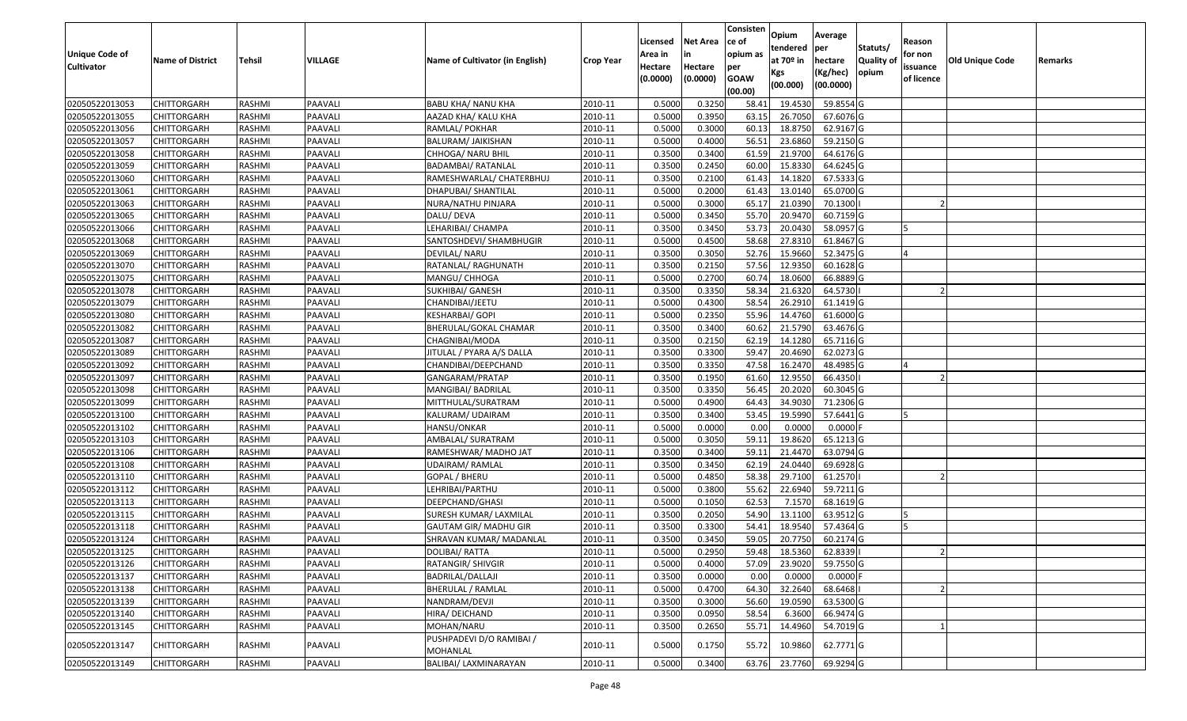| Unique Code of Cultivator | Name of District | Tehsil | VILLAGE | Name of Cultivator (in English) | Crop Year | Licensed Area in Hectare (0.0000) | Net Area in Hectare (0.0000) | Consistence of opium as per GOAW (00.00) | Opium tendered at 70º in Kgs (00.000) | Average per hectare (Kg/hec) (00.0000) | Statuts/ Quality of opium | Reason for non issuance of licence | Old Unique Code | Remarks |
|---|---|---|---|---|---|---|---|---|---|---|---|---|---|---|
| 02050522013053 | CHITTORGARH | RASHMI | PAAVALI | BABU KHA/ NANU KHA | 2010-11 | 0.5000 | 0.3250 | 58.41 | 19.4530 | 59.8554 | G | | | |
| 02050522013055 | CHITTORGARH | RASHMI | PAAVALI | AAZAD KHA/ KALU KHA | 2010-11 | 0.5000 | 0.3950 | 63.15 | 26.7050 | 67.6076 | G | | | |
| 02050522013056 | CHITTORGARH | RASHMI | PAAVALI | RAMLAL/ POKHAR | 2010-11 | 0.5000 | 0.3000 | 60.13 | 18.8750 | 62.9167 | G | | | |
| 02050522013057 | CHITTORGARH | RASHMI | PAAVALI | BALURAM/ JAIKISHAN | 2010-11 | 0.5000 | 0.4000 | 56.51 | 23.6860 | 59.2150 | G | | | |
| 02050522013058 | CHITTORGARH | RASHMI | PAAVALI | CHHOGA/ NARU BHIL | 2010-11 | 0.3500 | 0.3400 | 61.59 | 21.9700 | 64.6176 | G | | | |
| 02050522013059 | CHITTORGARH | RASHMI | PAAVALI | BADAMBAI/ RATANLAL | 2010-11 | 0.3500 | 0.2450 | 60.00 | 15.8330 | 64.6245 | G | | | |
| 02050522013060 | CHITTORGARH | RASHMI | PAAVALI | RAMESHWARLAL/ CHATERBHUJ | 2010-11 | 0.3500 | 0.2100 | 61.43 | 14.1820 | 67.5333 | G | | | |
| 02050522013061 | CHITTORGARH | RASHMI | PAAVALI | DHAPUBAI/ SHANTILAL | 2010-11 | 0.5000 | 0.2000 | 61.43 | 13.0140 | 65.0700 | G | | | |
| 02050522013063 | CHITTORGARH | RASHMI | PAAVALI | NURA/NATHU PINJARA | 2010-11 | 0.5000 | 0.3000 | 65.17 | 21.0390 | 70.1300 | I | 2 | | |
| 02050522013065 | CHITTORGARH | RASHMI | PAAVALI | DALU/ DEVA | 2010-11 | 0.5000 | 0.3450 | 55.70 | 20.9470 | 60.7159 | G | | | |
| 02050522013066 | CHITTORGARH | RASHMI | PAAVALI | LEHARIBAI/ CHAMPA | 2010-11 | 0.3500 | 0.3450 | 53.73 | 20.0430 | 58.0957 | G | 5 | | |
| 02050522013068 | CHITTORGARH | RASHMI | PAAVALI | SANTOSHDEVI/ SHAMBHUGIR | 2010-11 | 0.5000 | 0.4500 | 58.68 | 27.8310 | 61.8467 | G | | | |
| 02050522013069 | CHITTORGARH | RASHMI | PAAVALI | DEVILAL/ NARU | 2010-11 | 0.3500 | 0.3050 | 52.76 | 15.9660 | 52.3475 | G | 4 | | |
| 02050522013070 | CHITTORGARH | RASHMI | PAAVALI | RATANLAL/ RAGHUNATH | 2010-11 | 0.3500 | 0.2150 | 57.56 | 12.9350 | 60.1628 | G | | | |
| 02050522013075 | CHITTORGARH | RASHMI | PAAVALI | MANGU/ CHHOGA | 2010-11 | 0.5000 | 0.2700 | 60.74 | 18.0600 | 66.8889 | G | | | |
| 02050522013078 | CHITTORGARH | RASHMI | PAAVALI | SUKHIBAI/ GANESH | 2010-11 | 0.3500 | 0.3350 | 58.34 | 21.6320 | 64.5730 | I | 2 | | |
| 02050522013079 | CHITTORGARH | RASHMI | PAAVALI | CHANDIBAI/JEETU | 2010-11 | 0.5000 | 0.4300 | 58.54 | 26.2910 | 61.1419 | G | | | |
| 02050522013080 | CHITTORGARH | RASHMI | PAAVALI | KESHARBAI/ GOPI | 2010-11 | 0.5000 | 0.2350 | 55.96 | 14.4760 | 61.6000 | G | | | |
| 02050522013082 | CHITTORGARH | RASHMI | PAAVALI | BHERULAL/GOKAL CHAMAR | 2010-11 | 0.3500 | 0.3400 | 60.62 | 21.5790 | 63.4676 | G | | | |
| 02050522013087 | CHITTORGARH | RASHMI | PAAVALI | CHAGNIBAI/MODA | 2010-11 | 0.3500 | 0.2150 | 62.19 | 14.1280 | 65.7116 | G | | | |
| 02050522013089 | CHITTORGARH | RASHMI | PAAVALI | JITULAL / PYARA A/S DALLA | 2010-11 | 0.3500 | 0.3300 | 59.47 | 20.4690 | 62.0273 | G | | | |
| 02050522013092 | CHITTORGARH | RASHMI | PAAVALI | CHANDIBAI/DEEPCHAND | 2010-11 | 0.3500 | 0.3350 | 47.58 | 16.2470 | 48.4985 | G | 4 | | |
| 02050522013097 | CHITTORGARH | RASHMI | PAAVALI | GANGARAM/PRATAP | 2010-11 | 0.3500 | 0.1950 | 61.60 | 12.9550 | 66.4350 | I | 2 | | |
| 02050522013098 | CHITTORGARH | RASHMI | PAAVALI | MANGIBAI/ BADRILAL | 2010-11 | 0.3500 | 0.3350 | 56.45 | 20.2020 | 60.3045 | G | | | |
| 02050522013099 | CHITTORGARH | RASHMI | PAAVALI | MITTHULAL/SURATRAM | 2010-11 | 0.5000 | 0.4900 | 64.43 | 34.9030 | 71.2306 | G | | | |
| 02050522013100 | CHITTORGARH | RASHMI | PAAVALI | KALURAM/ UDAIRAM | 2010-11 | 0.3500 | 0.3400 | 53.45 | 19.5990 | 57.6441 | G | 5 | | |
| 02050522013102 | CHITTORGARH | RASHMI | PAAVALI | HANSU/ONKAR | 2010-11 | 0.5000 | 0.0000 | 0.00 | 0.0000 | 0.0000 | F | | | |
| 02050522013103 | CHITTORGARH | RASHMI | PAAVALI | AMBALAL/ SURATRAM | 2010-11 | 0.5000 | 0.3050 | 59.11 | 19.8620 | 65.1213 | G | | | |
| 02050522013106 | CHITTORGARH | RASHMI | PAAVALI | RAMESHWAR/ MADHO JAT | 2010-11 | 0.3500 | 0.3400 | 59.11 | 21.4470 | 63.0794 | G | | | |
| 02050522013108 | CHITTORGARH | RASHMI | PAAVALI | UDAIRAM/ RAMLAL | 2010-11 | 0.3500 | 0.3450 | 62.19 | 24.0440 | 69.6928 | G | | | |
| 02050522013110 | CHITTORGARH | RASHMI | PAAVALI | GOPAL / BHERU | 2010-11 | 0.5000 | 0.4850 | 58.38 | 29.7100 | 61.2570 | I | 2 | | |
| 02050522013112 | CHITTORGARH | RASHMI | PAAVALI | LEHRIBAI/PARTHU | 2010-11 | 0.5000 | 0.3800 | 55.62 | 22.6940 | 59.7211 | G | | | |
| 02050522013113 | CHITTORGARH | RASHMI | PAAVALI | DEEPCHAND/GHASI | 2010-11 | 0.5000 | 0.1050 | 62.53 | 7.1570 | 68.1619 | G | | | |
| 02050522013115 | CHITTORGARH | RASHMI | PAAVALI | SURESH KUMAR/ LAXMILAL | 2010-11 | 0.3500 | 0.2050 | 54.90 | 13.1100 | 63.9512 | G | 5 | | |
| 02050522013118 | CHITTORGARH | RASHMI | PAAVALI | GAUTAM GIR/ MADHU GIR | 2010-11 | 0.3500 | 0.3300 | 54.41 | 18.9540 | 57.4364 | G | 5 | | |
| 02050522013124 | CHITTORGARH | RASHMI | PAAVALI | SHRAVAN KUMAR/ MADANLAL | 2010-11 | 0.3500 | 0.3450 | 59.05 | 20.7750 | 60.2174 | G | | | |
| 02050522013125 | CHITTORGARH | RASHMI | PAAVALI | DOLIBAI/ RATTA | 2010-11 | 0.5000 | 0.2950 | 59.48 | 18.5360 | 62.8339 | I | 2 | | |
| 02050522013126 | CHITTORGARH | RASHMI | PAAVALI | RATANGIR/ SHIVGIR | 2010-11 | 0.5000 | 0.4000 | 57.09 | 23.9020 | 59.7550 | G | | | |
| 02050522013137 | CHITTORGARH | RASHMI | PAAVALI | BADRILAL/DALLAJI | 2010-11 | 0.3500 | 0.0000 | 0.00 | 0.0000 | 0.0000 | F | | | |
| 02050522013138 | CHITTORGARH | RASHMI | PAAVALI | BHERULAL / RAMLAL | 2010-11 | 0.5000 | 0.4700 | 64.30 | 32.2640 | 68.6468 | I | 2 | | |
| 02050522013139 | CHITTORGARH | RASHMI | PAAVALI | NANDRAM/DEVJI | 2010-11 | 0.3500 | 0.3000 | 56.60 | 19.0590 | 63.5300 | G | | | |
| 02050522013140 | CHITTORGARH | RASHMI | PAAVALI | HIRA/ DEICHAND | 2010-11 | 0.3500 | 0.0950 | 58.54 | 6.3600 | 66.9474 | G | | | |
| 02050522013145 | CHITTORGARH | RASHMI | PAAVALI | MOHAN/NARU | 2010-11 | 0.3500 | 0.2650 | 55.71 | 14.4960 | 54.7019 | G | 1 | | |
| 02050522013147 | CHITTORGARH | RASHMI | PAAVALI | PUSHPADEVI D/O RAMIBAI / MOHANLAL | 2010-11 | 0.5000 | 0.1750 | 55.72 | 10.9860 | 62.7771 | G | | | |
| 02050522013149 | CHITTORGARH | RASHMI | PAAVALI | BALIBAI/ LAXMINARAYAN | 2010-11 | 0.5000 | 0.3400 | 63.76 | 23.7760 | 69.9294 | G | | | |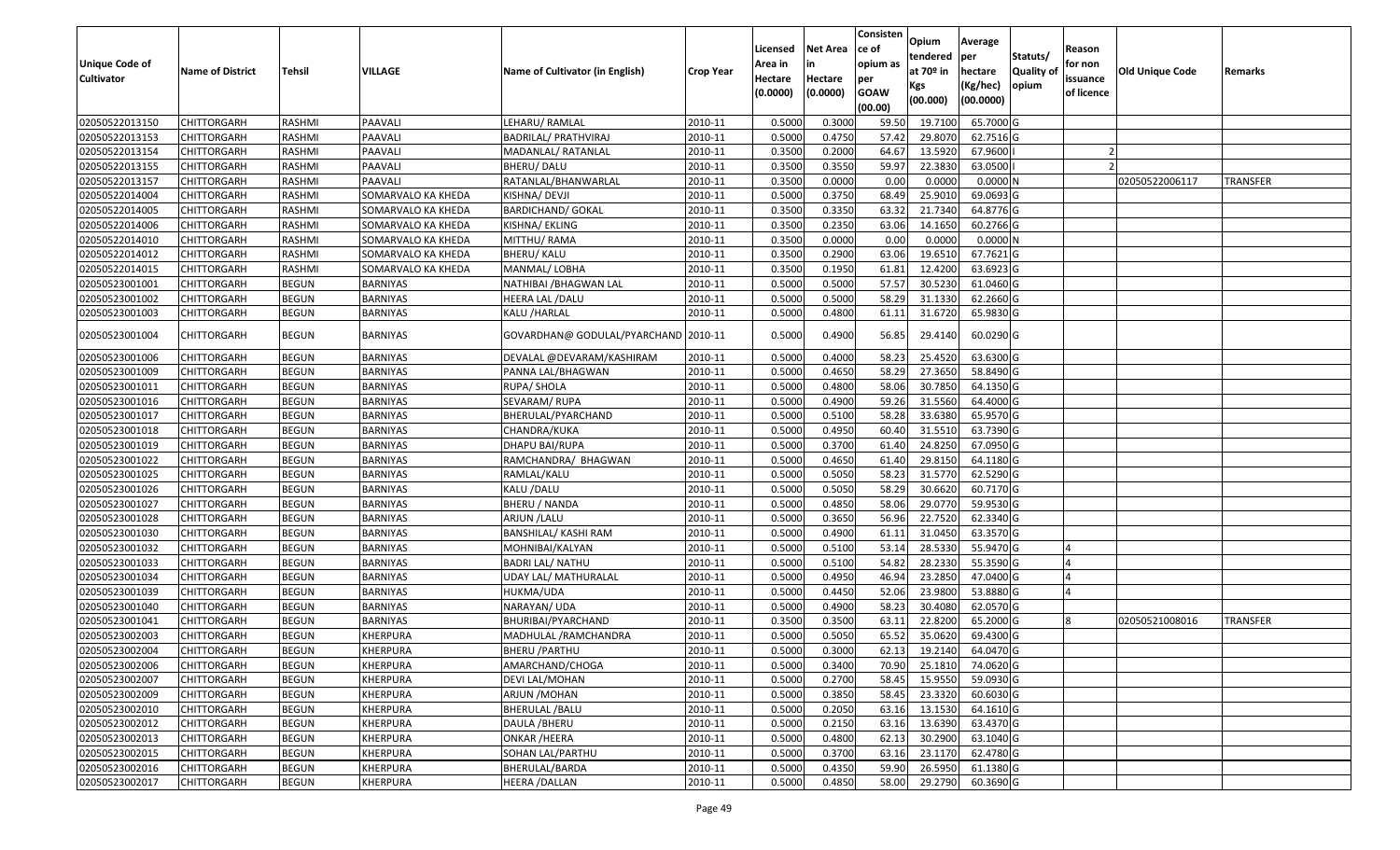| Unique Code of Cultivator | Name of District | Tehsil | VILLAGE | Name of Cultivator (in English) | Crop Year | Licensed Area in Hectare (0.0000) | Net Area in Hectare (0.0000) | Consistence of opium as per GOAW (00.00) | Opium tendered at 70º in Kgs (00.000) | Average per hectare (Kg/hec) (00.0000) | Statuts/ Quality of opium | Reason for non issuance of licence | Old Unique Code | Remarks |
|---|---|---|---|---|---|---|---|---|---|---|---|---|---|---|
| 02050522013150 | CHITTORGARH | RASHMI | PAAVALI | LEHARU/ RAMLAL | 2010-11 | 0.5000 | 0.3000 | 59.50 | 19.7100 | 65.7000 | G | | | |
| 02050522013153 | CHITTORGARH | RASHMI | PAAVALI | BADRILAL/ PRATHVIRAJ | 2010-11 | 0.5000 | 0.4750 | 57.42 | 29.8070 | 62.7516 | G | | | |
| 02050522013154 | CHITTORGARH | RASHMI | PAAVALI | MADANLAL/ RATANLAL | 2010-11 | 0.3500 | 0.2000 | 64.67 | 13.5920 | 67.9600 | I | 2 | | |
| 02050522013155 | CHITTORGARH | RASHMI | PAAVALI | BHERU/ DALU | 2010-11 | 0.3500 | 0.3550 | 59.97 | 22.3830 | 63.0500 | I | 2 | | |
| 02050522013157 | CHITTORGARH | RASHMI | PAAVALI | RATANLAL/BHANWARLAL | 2010-11 | 0.3500 | 0.0000 | 0.00 | 0.0000 | 0.0000 | N | | 02050522006117 | TRANSFER |
| 02050522014004 | CHITTORGARH | RASHMI | SOMARVALO KA KHEDA | KISHNA/ DEVJI | 2010-11 | 0.5000 | 0.3750 | 68.49 | 25.9010 | 69.0693 | G | | | |
| 02050522014005 | CHITTORGARH | RASHMI | SOMARVALO KA KHEDA | BARDICHAND/ GOKAL | 2010-11 | 0.3500 | 0.3350 | 63.32 | 21.7340 | 64.8776 | G | | | |
| 02050522014006 | CHITTORGARH | RASHMI | SOMARVALO KA KHEDA | KISHNA/ EKLING | 2010-11 | 0.3500 | 0.2350 | 63.06 | 14.1650 | 60.2766 | G | | | |
| 02050522014010 | CHITTORGARH | RASHMI | SOMARVALO KA KHEDA | MITTHU/ RAMA | 2010-11 | 0.3500 | 0.0000 | 0.00 | 0.0000 | 0.0000 | N | | | |
| 02050522014012 | CHITTORGARH | RASHMI | SOMARVALO KA KHEDA | BHERU/ KALU | 2010-11 | 0.3500 | 0.2900 | 63.06 | 19.6510 | 67.7621 | G | | | |
| 02050522014015 | CHITTORGARH | RASHMI | SOMARVALO KA KHEDA | MANMAL/ LOBHA | 2010-11 | 0.3500 | 0.1950 | 61.81 | 12.4200 | 63.6923 | G | | | |
| 02050523001001 | CHITTORGARH | BEGUN | BARNIYAS | NATHIBAI /BHAGWAN LAL | 2010-11 | 0.5000 | 0.5000 | 57.57 | 30.5230 | 61.0460 | G | | | |
| 02050523001002 | CHITTORGARH | BEGUN | BARNIYAS | HEERA LAL /DALU | 2010-11 | 0.5000 | 0.5000 | 58.29 | 31.1330 | 62.2660 | G | | | |
| 02050523001003 | CHITTORGARH | BEGUN | BARNIYAS | KALU /HARLAL | 2010-11 | 0.5000 | 0.4800 | 61.11 | 31.6720 | 65.9830 | G | | | |
| 02050523001004 | CHITTORGARH | BEGUN | BARNIYAS | GOVARDHAN@ GODULAL/PYARCHAND | 2010-11 | 0.5000 | 0.4900 | 56.85 | 29.4140 | 60.0290 | G | | | |
| 02050523001006 | CHITTORGARH | BEGUN | BARNIYAS | DEVALAL @DEVARAM/KASHIRAM | 2010-11 | 0.5000 | 0.4000 | 58.23 | 25.4520 | 63.6300 | G | | | |
| 02050523001009 | CHITTORGARH | BEGUN | BARNIYAS | PANNA LAL/BHAGWAN | 2010-11 | 0.5000 | 0.4650 | 58.29 | 27.3650 | 58.8490 | G | | | |
| 02050523001011 | CHITTORGARH | BEGUN | BARNIYAS | RUPA/ SHOLA | 2010-11 | 0.5000 | 0.4800 | 58.06 | 30.7850 | 64.1350 | G | | | |
| 02050523001016 | CHITTORGARH | BEGUN | BARNIYAS | SEVARAM/ RUPA | 2010-11 | 0.5000 | 0.4900 | 59.26 | 31.5560 | 64.4000 | G | | | |
| 02050523001017 | CHITTORGARH | BEGUN | BARNIYAS | BHERULAL/PYARCHAND | 2010-11 | 0.5000 | 0.5100 | 58.28 | 33.6380 | 65.9570 | G | | | |
| 02050523001018 | CHITTORGARH | BEGUN | BARNIYAS | CHANDRA/KUKA | 2010-11 | 0.5000 | 0.4950 | 60.40 | 31.5510 | 63.7390 | G | | | |
| 02050523001019 | CHITTORGARH | BEGUN | BARNIYAS | DHAPU BAI/RUPA | 2010-11 | 0.5000 | 0.3700 | 61.40 | 24.8250 | 67.0950 | G | | | |
| 02050523001022 | CHITTORGARH | BEGUN | BARNIYAS | RAMCHANDRA/ BHAGWAN | 2010-11 | 0.5000 | 0.4650 | 61.40 | 29.8150 | 64.1180 | G | | | |
| 02050523001025 | CHITTORGARH | BEGUN | BARNIYAS | RAMLAL/KALU | 2010-11 | 0.5000 | 0.5050 | 58.23 | 31.5770 | 62.5290 | G | | | |
| 02050523001026 | CHITTORGARH | BEGUN | BARNIYAS | KALU /DALU | 2010-11 | 0.5000 | 0.5050 | 58.29 | 30.6620 | 60.7170 | G | | | |
| 02050523001027 | CHITTORGARH | BEGUN | BARNIYAS | BHERU / NANDA | 2010-11 | 0.5000 | 0.4850 | 58.06 | 29.0770 | 59.9530 | G | | | |
| 02050523001028 | CHITTORGARH | BEGUN | BARNIYAS | ARJUN /LALU | 2010-11 | 0.5000 | 0.3650 | 56.96 | 22.7520 | 62.3340 | G | | | |
| 02050523001030 | CHITTORGARH | BEGUN | BARNIYAS | BANSHILAL/ KASHI RAM | 2010-11 | 0.5000 | 0.4900 | 61.11 | 31.0450 | 63.3570 | G | | | |
| 02050523001032 | CHITTORGARH | BEGUN | BARNIYAS | MOHNIBAI/KALYAN | 2010-11 | 0.5000 | 0.5100 | 53.14 | 28.5330 | 55.9470 | G | 4 | | |
| 02050523001033 | CHITTORGARH | BEGUN | BARNIYAS | BADRI LAL/ NATHU | 2010-11 | 0.5000 | 0.5100 | 54.82 | 28.2330 | 55.3590 | G | 4 | | |
| 02050523001034 | CHITTORGARH | BEGUN | BARNIYAS | UDAY LAL/ MATHURALAL | 2010-11 | 0.5000 | 0.4950 | 46.94 | 23.2850 | 47.0400 | G | 4 | | |
| 02050523001039 | CHITTORGARH | BEGUN | BARNIYAS | HUKMA/UDA | 2010-11 | 0.5000 | 0.4450 | 52.06 | 23.9800 | 53.8880 | G | 4 | | |
| 02050523001040 | CHITTORGARH | BEGUN | BARNIYAS | NARAYAN/ UDA | 2010-11 | 0.5000 | 0.4900 | 58.23 | 30.4080 | 62.0570 | G | | | |
| 02050523001041 | CHITTORGARH | BEGUN | BARNIYAS | BHURIBAI/PYARCHAND | 2010-11 | 0.3500 | 0.3500 | 63.11 | 22.8200 | 65.2000 | G | 8 | 02050521008016 | TRANSFER |
| 02050523002003 | CHITTORGARH | BEGUN | KHERPURA | MADHULAL /RAMCHANDRA | 2010-11 | 0.5000 | 0.5050 | 65.52 | 35.0620 | 69.4300 | G | | | |
| 02050523002004 | CHITTORGARH | BEGUN | KHERPURA | BHERU /PARTHU | 2010-11 | 0.5000 | 0.3000 | 62.13 | 19.2140 | 64.0470 | G | | | |
| 02050523002006 | CHITTORGARH | BEGUN | KHERPURA | AMARCHAND/CHOGA | 2010-11 | 0.5000 | 0.3400 | 70.90 | 25.1810 | 74.0620 | G | | | |
| 02050523002007 | CHITTORGARH | BEGUN | KHERPURA | DEVI LAL/MOHAN | 2010-11 | 0.5000 | 0.2700 | 58.45 | 15.9550 | 59.0930 | G | | | |
| 02050523002009 | CHITTORGARH | BEGUN | KHERPURA | ARJUN /MOHAN | 2010-11 | 0.5000 | 0.3850 | 58.45 | 23.3320 | 60.6030 | G | | | |
| 02050523002010 | CHITTORGARH | BEGUN | KHERPURA | BHERULAL /BALU | 2010-11 | 0.5000 | 0.2050 | 63.16 | 13.1530 | 64.1610 | G | | | |
| 02050523002012 | CHITTORGARH | BEGUN | KHERPURA | DAULA /BHERU | 2010-11 | 0.5000 | 0.2150 | 63.16 | 13.6390 | 63.4370 | G | | | |
| 02050523002013 | CHITTORGARH | BEGUN | KHERPURA | ONKAR /HEERA | 2010-11 | 0.5000 | 0.4800 | 62.13 | 30.2900 | 63.1040 | G | | | |
| 02050523002015 | CHITTORGARH | BEGUN | KHERPURA | SOHAN LAL/PARTHU | 2010-11 | 0.5000 | 0.3700 | 63.16 | 23.1170 | 62.4780 | G | | | |
| 02050523002016 | CHITTORGARH | BEGUN | KHERPURA | BHERULAL/BARDA | 2010-11 | 0.5000 | 0.4350 | 59.90 | 26.5950 | 61.1380 | G | | | |
| 02050523002017 | CHITTORGARH | BEGUN | KHERPURA | HEERA /DALLAN | 2010-11 | 0.5000 | 0.4850 | 58.00 | 29.2790 | 60.3690 | G | | | |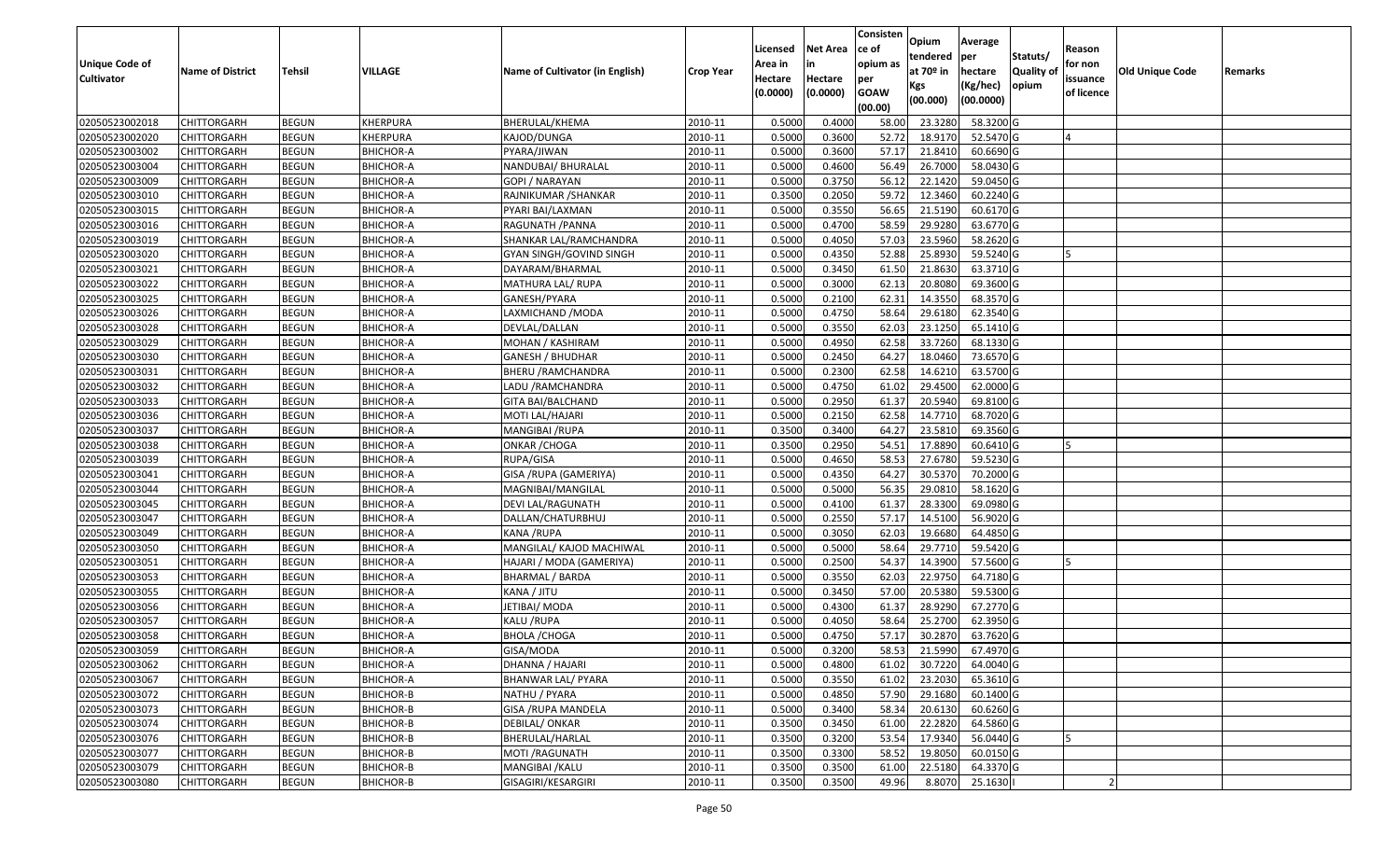| Unique Code of Cultivator | Name of District | Tehsil | VILLAGE | Name of Cultivator (in English) | Crop Year | Licensed Area in Hectare (0.0000) | Net Area in Hectare (0.0000) | Consistence of opium as per GOAW (00.00) | Opium tendered at 70º in Kgs (00.000) | Average per hectare (Kg/hec) (00.0000) | Statuts/ Quality of opium | Reason for non issuance of licence | Old Unique Code | Remarks |
|---|---|---|---|---|---|---|---|---|---|---|---|---|---|---|
| 02050523002018 | CHITTORGARH | BEGUN | KHERPURA | BHERULAL/KHEMA | 2010-11 | 0.5000 | 0.4000 | 58.00 | 23.3280 | 58.3200 | G | | | |
| 02050523002020 | CHITTORGARH | BEGUN | KHERPURA | KAJOD/DUNGA | 2010-11 | 0.5000 | 0.3600 | 52.72 | 18.9170 | 52.5470 | G | 4 | | |
| 02050523003002 | CHITTORGARH | BEGUN | BHICHOR-A | PYARA/JIWAN | 2010-11 | 0.5000 | 0.3600 | 57.17 | 21.8410 | 60.6690 | G | | | |
| 02050523003004 | CHITTORGARH | BEGUN | BHICHOR-A | NANDUBAI/ BHURALAL | 2010-11 | 0.5000 | 0.4600 | 56.49 | 26.7000 | 58.0430 | G | | | |
| 02050523003009 | CHITTORGARH | BEGUN | BHICHOR-A | GOPI / NARAYAN | 2010-11 | 0.5000 | 0.3750 | 56.12 | 22.1420 | 59.0450 | G | | | |
| 02050523003010 | CHITTORGARH | BEGUN | BHICHOR-A | RAJNIKUMAR /SHANKAR | 2010-11 | 0.3500 | 0.2050 | 59.72 | 12.3460 | 60.2240 | G | | | |
| 02050523003015 | CHITTORGARH | BEGUN | BHICHOR-A | PYARI BAI/LAXMAN | 2010-11 | 0.5000 | 0.3550 | 56.65 | 21.5190 | 60.6170 | G | | | |
| 02050523003016 | CHITTORGARH | BEGUN | BHICHOR-A | RAGUNATH /PANNA | 2010-11 | 0.5000 | 0.4700 | 58.59 | 29.9280 | 63.6770 | G | | | |
| 02050523003019 | CHITTORGARH | BEGUN | BHICHOR-A | SHANKAR LAL/RAMCHANDRA | 2010-11 | 0.5000 | 0.4050 | 57.03 | 23.5960 | 58.2620 | G | | | |
| 02050523003020 | CHITTORGARH | BEGUN | BHICHOR-A | GYAN SINGH/GOVIND SINGH | 2010-11 | 0.5000 | 0.4350 | 52.88 | 25.8930 | 59.5240 | G | 5 | | |
| 02050523003021 | CHITTORGARH | BEGUN | BHICHOR-A | DAYARAM/BHARMAL | 2010-11 | 0.5000 | 0.3450 | 61.50 | 21.8630 | 63.3710 | G | | | |
| 02050523003022 | CHITTORGARH | BEGUN | BHICHOR-A | MATHURA LAL/ RUPA | 2010-11 | 0.5000 | 0.3000 | 62.13 | 20.8080 | 69.3600 | G | | | |
| 02050523003025 | CHITTORGARH | BEGUN | BHICHOR-A | GANESH/PYARA | 2010-11 | 0.5000 | 0.2100 | 62.31 | 14.3550 | 68.3570 | G | | | |
| 02050523003026 | CHITTORGARH | BEGUN | BHICHOR-A | LAXMICHAND /MODA | 2010-11 | 0.5000 | 0.4750 | 58.64 | 29.6180 | 62.3540 | G | | | |
| 02050523003028 | CHITTORGARH | BEGUN | BHICHOR-A | DEVLAL/DALLAN | 2010-11 | 0.5000 | 0.3550 | 62.03 | 23.1250 | 65.1410 | G | | | |
| 02050523003029 | CHITTORGARH | BEGUN | BHICHOR-A | MOHAN / KASHIRAM | 2010-11 | 0.5000 | 0.4950 | 62.58 | 33.7260 | 68.1330 | G | | | |
| 02050523003030 | CHITTORGARH | BEGUN | BHICHOR-A | GANESH / BHUDHAR | 2010-11 | 0.5000 | 0.2450 | 64.27 | 18.0460 | 73.6570 | G | | | |
| 02050523003031 | CHITTORGARH | BEGUN | BHICHOR-A | BHERU /RAMCHANDRA | 2010-11 | 0.5000 | 0.2300 | 62.58 | 14.6210 | 63.5700 | G | | | |
| 02050523003032 | CHITTORGARH | BEGUN | BHICHOR-A | LADU /RAMCHANDRA | 2010-11 | 0.5000 | 0.4750 | 61.02 | 29.4500 | 62.0000 | G | | | |
| 02050523003033 | CHITTORGARH | BEGUN | BHICHOR-A | GITA BAI/BALCHAND | 2010-11 | 0.5000 | 0.2950 | 61.37 | 20.5940 | 69.8100 | G | | | |
| 02050523003036 | CHITTORGARH | BEGUN | BHICHOR-A | MOTI LAL/HAJARI | 2010-11 | 0.5000 | 0.2150 | 62.58 | 14.7710 | 68.7020 | G | | | |
| 02050523003037 | CHITTORGARH | BEGUN | BHICHOR-A | MANGIBAI /RUPA | 2010-11 | 0.3500 | 0.3400 | 64.27 | 23.5810 | 69.3560 | G | | | |
| 02050523003038 | CHITTORGARH | BEGUN | BHICHOR-A | ONKAR /CHOGA | 2010-11 | 0.3500 | 0.2950 | 54.51 | 17.8890 | 60.6410 | G | 5 | | |
| 02050523003039 | CHITTORGARH | BEGUN | BHICHOR-A | RUPA/GISA | 2010-11 | 0.5000 | 0.4650 | 58.53 | 27.6780 | 59.5230 | G | | | |
| 02050523003041 | CHITTORGARH | BEGUN | BHICHOR-A | GISA /RUPA (GAMERIYA) | 2010-11 | 0.5000 | 0.4350 | 64.27 | 30.5370 | 70.2000 | G | | | |
| 02050523003044 | CHITTORGARH | BEGUN | BHICHOR-A | MAGNIBAI/MANGILAL | 2010-11 | 0.5000 | 0.5000 | 56.35 | 29.0810 | 58.1620 | G | | | |
| 02050523003045 | CHITTORGARH | BEGUN | BHICHOR-A | DEVI LAL/RAGUNATH | 2010-11 | 0.5000 | 0.4100 | 61.37 | 28.3300 | 69.0980 | G | | | |
| 02050523003047 | CHITTORGARH | BEGUN | BHICHOR-A | DALLAN/CHATURBHUJ | 2010-11 | 0.5000 | 0.2550 | 57.17 | 14.5100 | 56.9020 | G | | | |
| 02050523003049 | CHITTORGARH | BEGUN | BHICHOR-A | KANA /RUPA | 2010-11 | 0.5000 | 0.3050 | 62.03 | 19.6680 | 64.4850 | G | | | |
| 02050523003050 | CHITTORGARH | BEGUN | BHICHOR-A | MANGILAL/ KAJOD MACHIWAL | 2010-11 | 0.5000 | 0.5000 | 58.64 | 29.7710 | 59.5420 | G | | | |
| 02050523003051 | CHITTORGARH | BEGUN | BHICHOR-A | HAJARI / MODA (GAMERIYA) | 2010-11 | 0.5000 | 0.2500 | 54.37 | 14.3900 | 57.5600 | G | 5 | | |
| 02050523003053 | CHITTORGARH | BEGUN | BHICHOR-A | BHARMAL / BARDA | 2010-11 | 0.5000 | 0.3550 | 62.03 | 22.9750 | 64.7180 | G | | | |
| 02050523003055 | CHITTORGARH | BEGUN | BHICHOR-A | KANA / JITU | 2010-11 | 0.5000 | 0.3450 | 57.00 | 20.5380 | 59.5300 | G | | | |
| 02050523003056 | CHITTORGARH | BEGUN | BHICHOR-A | JETIBAI/ MODA | 2010-11 | 0.5000 | 0.4300 | 61.37 | 28.9290 | 67.2770 | G | | | |
| 02050523003057 | CHITTORGARH | BEGUN | BHICHOR-A | KALU /RUPA | 2010-11 | 0.5000 | 0.4050 | 58.64 | 25.2700 | 62.3950 | G | | | |
| 02050523003058 | CHITTORGARH | BEGUN | BHICHOR-A | BHOLA /CHOGA | 2010-11 | 0.5000 | 0.4750 | 57.17 | 30.2870 | 63.7620 | G | | | |
| 02050523003059 | CHITTORGARH | BEGUN | BHICHOR-A | GISA/MODA | 2010-11 | 0.5000 | 0.3200 | 58.53 | 21.5990 | 67.4970 | G | | | |
| 02050523003062 | CHITTORGARH | BEGUN | BHICHOR-A | DHANNA / HAJARI | 2010-11 | 0.5000 | 0.4800 | 61.02 | 30.7220 | 64.0040 | G | | | |
| 02050523003067 | CHITTORGARH | BEGUN | BHICHOR-A | BHANWAR LAL/ PYARA | 2010-11 | 0.5000 | 0.3550 | 61.02 | 23.2030 | 65.3610 | G | | | |
| 02050523003072 | CHITTORGARH | BEGUN | BHICHOR-B | NATHU / PYARA | 2010-11 | 0.5000 | 0.4850 | 57.90 | 29.1680 | 60.1400 | G | | | |
| 02050523003073 | CHITTORGARH | BEGUN | BHICHOR-B | GISA /RUPA MANDELA | 2010-11 | 0.5000 | 0.3400 | 58.34 | 20.6130 | 60.6260 | G | | | |
| 02050523003074 | CHITTORGARH | BEGUN | BHICHOR-B | DEBILAL/ ONKAR | 2010-11 | 0.3500 | 0.3450 | 61.00 | 22.2820 | 64.5860 | G | | | |
| 02050523003076 | CHITTORGARH | BEGUN | BHICHOR-B | BHERULAL/HARLAL | 2010-11 | 0.3500 | 0.3200 | 53.54 | 17.9340 | 56.0440 | G | 5 | | |
| 02050523003077 | CHITTORGARH | BEGUN | BHICHOR-B | MOTI /RAGUNATH | 2010-11 | 0.3500 | 0.3300 | 58.52 | 19.8050 | 60.0150 | G | | | |
| 02050523003079 | CHITTORGARH | BEGUN | BHICHOR-B | MANGIBAI /KALU | 2010-11 | 0.3500 | 0.3500 | 61.00 | 22.5180 | 64.3370 | G | | | |
| 02050523003080 | CHITTORGARH | BEGUN | BHICHOR-B | GISAGIRI/KESARGIRI | 2010-11 | 0.3500 | 0.3500 | 49.96 | 8.8070 | 25.1630 | I | 2 | | |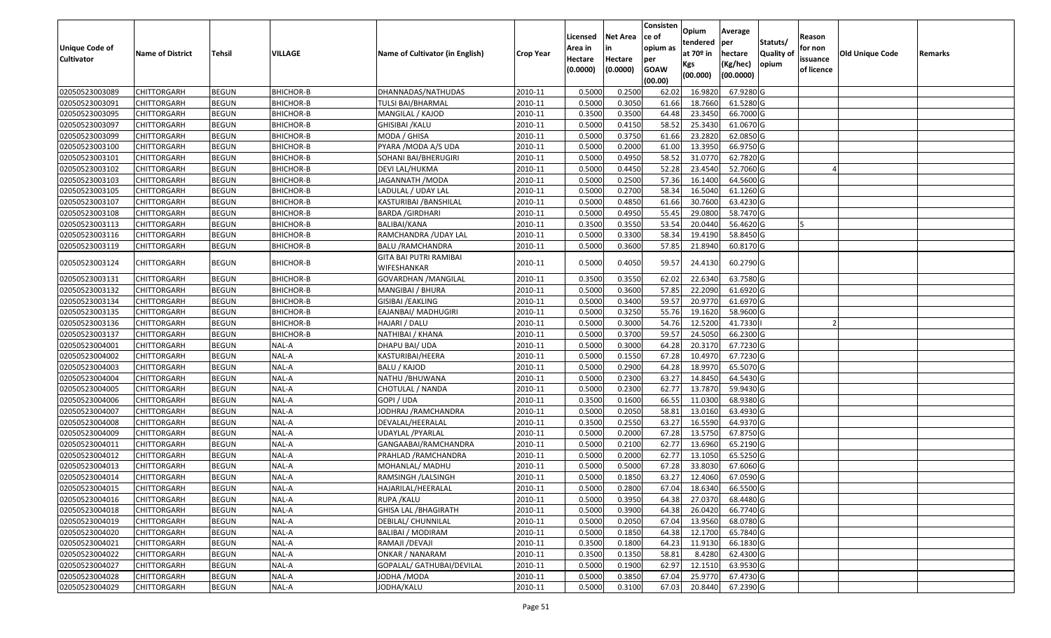| Unique Code of Cultivator | Name of District | Tehsil | VILLAGE | Name of Cultivator (in English) | Crop Year | Licensed Area in Hectare (0.0000) | Net Area in Hectare (0.0000) | Consistence of opium as per GOAW (00.00) | Opium tendered at 70º in Kgs (00.000) | Average per hectare (Kg/hec) (00.0000) | Statuts/ Quality of opium | Reason for non issuance of licence | Old Unique Code | Remarks |
|---|---|---|---|---|---|---|---|---|---|---|---|---|---|---|
| 02050523003089 | CHITTORGARH | BEGUN | BHICHOR-B | DHANNADAS/NATHUDAS | 2010-11 | 0.5000 | 0.2500 | 62.02 | 16.9820 | 67.9280 | G | | | |
| 02050523003091 | CHITTORGARH | BEGUN | BHICHOR-B | TULSI BAI/BHARMAL | 2010-11 | 0.5000 | 0.3050 | 61.66 | 18.7660 | 61.5280 | G | | | |
| 02050523003095 | CHITTORGARH | BEGUN | BHICHOR-B | MANGILAL / KAJOD | 2010-11 | 0.3500 | 0.3500 | 64.48 | 23.3450 | 66.7000 | G | | | |
| 02050523003097 | CHITTORGARH | BEGUN | BHICHOR-B | GHISIBAI /KALU | 2010-11 | 0.5000 | 0.4150 | 58.52 | 25.3430 | 61.0670 | G | | | |
| 02050523003099 | CHITTORGARH | BEGUN | BHICHOR-B | MODA / GHISA | 2010-11 | 0.5000 | 0.3750 | 61.66 | 23.2820 | 62.0850 | G | | | |
| 02050523003100 | CHITTORGARH | BEGUN | BHICHOR-B | PYARA /MODA A/S UDA | 2010-11 | 0.5000 | 0.2000 | 61.00 | 13.3950 | 66.9750 | G | | | |
| 02050523003101 | CHITTORGARH | BEGUN | BHICHOR-B | SOHANI BAI/BHERUGIRI | 2010-11 | 0.5000 | 0.4950 | 58.52 | 31.0770 | 62.7820 | G | | | |
| 02050523003102 | CHITTORGARH | BEGUN | BHICHOR-B | DEVI LAL/HUKMA | 2010-11 | 0.5000 | 0.4450 | 52.28 | 23.4540 | 52.7060 | G | 4 | | |
| 02050523003103 | CHITTORGARH | BEGUN | BHICHOR-B | JAGANNATH /MODA | 2010-11 | 0.5000 | 0.2500 | 57.36 | 16.1400 | 64.5600 | G | | | |
| 02050523003105 | CHITTORGARH | BEGUN | BHICHOR-B | LADULAL / UDAY LAL | 2010-11 | 0.5000 | 0.2700 | 58.34 | 16.5040 | 61.1260 | G | | | |
| 02050523003107 | CHITTORGARH | BEGUN | BHICHOR-B | KASTURIBAI /BANSHILAL | 2010-11 | 0.5000 | 0.4850 | 61.66 | 30.7600 | 63.4230 | G | | | |
| 02050523003108 | CHITTORGARH | BEGUN | BHICHOR-B | BARDA /GIRDHARI | 2010-11 | 0.5000 | 0.4950 | 55.45 | 29.0800 | 58.7470 | G | | | |
| 02050523003113 | CHITTORGARH | BEGUN | BHICHOR-B | BALIBAI/KANA | 2010-11 | 0.3500 | 0.3550 | 53.54 | 20.0440 | 56.4620 | G | 5 | | |
| 02050523003116 | CHITTORGARH | BEGUN | BHICHOR-B | RAMCHANDRA /UDAY LAL | 2010-11 | 0.5000 | 0.3300 | 58.34 | 19.4190 | 58.8450 | G | | | |
| 02050523003119 | CHITTORGARH | BEGUN | BHICHOR-B | BALU /RAMCHANDRA | 2010-11 | 0.5000 | 0.3600 | 57.85 | 21.8940 | 60.8170 | G | | | |
| 02050523003124 | CHITTORGARH | BEGUN | BHICHOR-B | GITA BAI PUTRI RAMIBAI WIFESHANKAR | 2010-11 | 0.5000 | 0.4050 | 59.57 | 24.4130 | 60.2790 | G | | | |
| 02050523003131 | CHITTORGARH | BEGUN | BHICHOR-B | GOVARDHAN /MANGILAL | 2010-11 | 0.3500 | 0.3550 | 62.02 | 22.6340 | 63.7580 | G | | | |
| 02050523003132 | CHITTORGARH | BEGUN | BHICHOR-B | MANGIBAI / BHURA | 2010-11 | 0.5000 | 0.3600 | 57.85 | 22.2090 | 61.6920 | G | | | |
| 02050523003134 | CHITTORGARH | BEGUN | BHICHOR-B | GISIBAI /EAKLING | 2010-11 | 0.5000 | 0.3400 | 59.57 | 20.9770 | 61.6970 | G | | | |
| 02050523003135 | CHITTORGARH | BEGUN | BHICHOR-B | EAJANBAI/ MADHUGIRI | 2010-11 | 0.5000 | 0.3250 | 55.76 | 19.1620 | 58.9600 | G | | | |
| 02050523003136 | CHITTORGARH | BEGUN | BHICHOR-B | HAJARI / DALU | 2010-11 | 0.5000 | 0.3000 | 54.76 | 12.5200 | 41.7330 | I | 2 | | |
| 02050523003137 | CHITTORGARH | BEGUN | BHICHOR-B | NATHIBAI / KHANA | 2010-11 | 0.5000 | 0.3700 | 59.57 | 24.5050 | 66.2300 | G | | | |
| 02050523004001 | CHITTORGARH | BEGUN | NAL-A | DHAPU BAI/ UDA | 2010-11 | 0.5000 | 0.3000 | 64.28 | 20.3170 | 67.7230 | G | | | |
| 02050523004002 | CHITTORGARH | BEGUN | NAL-A | KASTURIBAI/HEERA | 2010-11 | 0.5000 | 0.1550 | 67.28 | 10.4970 | 67.7230 | G | | | |
| 02050523004003 | CHITTORGARH | BEGUN | NAL-A | BALU / KAJOD | 2010-11 | 0.5000 | 0.2900 | 64.28 | 18.9970 | 65.5070 | G | | | |
| 02050523004004 | CHITTORGARH | BEGUN | NAL-A | NATHU /BHUWANA | 2010-11 | 0.5000 | 0.2300 | 63.27 | 14.8450 | 64.5430 | G | | | |
| 02050523004005 | CHITTORGARH | BEGUN | NAL-A | CHOTULAL / NANDA | 2010-11 | 0.5000 | 0.2300 | 62.77 | 13.7870 | 59.9430 | G | | | |
| 02050523004006 | CHITTORGARH | BEGUN | NAL-A | GOPI / UDA | 2010-11 | 0.3500 | 0.1600 | 66.55 | 11.0300 | 68.9380 | G | | | |
| 02050523004007 | CHITTORGARH | BEGUN | NAL-A | JODHRAJ /RAMCHANDRA | 2010-11 | 0.5000 | 0.2050 | 58.81 | 13.0160 | 63.4930 | G | | | |
| 02050523004008 | CHITTORGARH | BEGUN | NAL-A | DEVALAL/HEERALAL | 2010-11 | 0.3500 | 0.2550 | 63.27 | 16.5590 | 64.9370 | G | | | |
| 02050523004009 | CHITTORGARH | BEGUN | NAL-A | UDAYLAL /PYARLAL | 2010-11 | 0.5000 | 0.2000 | 67.28 | 13.5750 | 67.8750 | G | | | |
| 02050523004011 | CHITTORGARH | BEGUN | NAL-A | GANGAABAI/RAMCHANDRA | 2010-11 | 0.5000 | 0.2100 | 62.77 | 13.6960 | 65.2190 | G | | | |
| 02050523004012 | CHITTORGARH | BEGUN | NAL-A | PRAHLAD /RAMCHANDRA | 2010-11 | 0.5000 | 0.2000 | 62.77 | 13.1050 | 65.5250 | G | | | |
| 02050523004013 | CHITTORGARH | BEGUN | NAL-A | MOHANLAL/ MADHU | 2010-11 | 0.5000 | 0.5000 | 67.28 | 33.8030 | 67.6060 | G | | | |
| 02050523004014 | CHITTORGARH | BEGUN | NAL-A | RAMSINGH /LALSINGH | 2010-11 | 0.5000 | 0.1850 | 63.27 | 12.4060 | 67.0590 | G | | | |
| 02050523004015 | CHITTORGARH | BEGUN | NAL-A | HAJARILAL/HEERALAL | 2010-11 | 0.5000 | 0.2800 | 67.04 | 18.6340 | 66.5500 | G | | | |
| 02050523004016 | CHITTORGARH | BEGUN | NAL-A | RUPA /KALU | 2010-11 | 0.5000 | 0.3950 | 64.38 | 27.0370 | 68.4480 | G | | | |
| 02050523004018 | CHITTORGARH | BEGUN | NAL-A | GHISA LAL /BHAGIRATH | 2010-11 | 0.5000 | 0.3900 | 64.38 | 26.0420 | 66.7740 | G | | | |
| 02050523004019 | CHITTORGARH | BEGUN | NAL-A | DEBILAL/ CHUNNILAL | 2010-11 | 0.5000 | 0.2050 | 67.04 | 13.9560 | 68.0780 | G | | | |
| 02050523004020 | CHITTORGARH | BEGUN | NAL-A | BALIBAI / MODIRAM | 2010-11 | 0.5000 | 0.1850 | 64.38 | 12.1700 | 65.7840 | G | | | |
| 02050523004021 | CHITTORGARH | BEGUN | NAL-A | RAMAJI /DEVAJI | 2010-11 | 0.3500 | 0.1800 | 64.23 | 11.9130 | 66.1830 | G | | | |
| 02050523004022 | CHITTORGARH | BEGUN | NAL-A | ONKAR / NANARAM | 2010-11 | 0.3500 | 0.1350 | 58.81 | 8.4280 | 62.4300 | G | | | |
| 02050523004027 | CHITTORGARH | BEGUN | NAL-A | GOPALAL/ GATHUBAI/DEVILAL | 2010-11 | 0.5000 | 0.1900 | 62.97 | 12.1510 | 63.9530 | G | | | |
| 02050523004028 | CHITTORGARH | BEGUN | NAL-A | JODHA /MODA | 2010-11 | 0.5000 | 0.3850 | 67.04 | 25.9770 | 67.4730 | G | | | |
| 02050523004029 | CHITTORGARH | BEGUN | NAL-A | JODHA/KALU | 2010-11 | 0.5000 | 0.3100 | 67.03 | 20.8440 | 67.2390 | G | | | |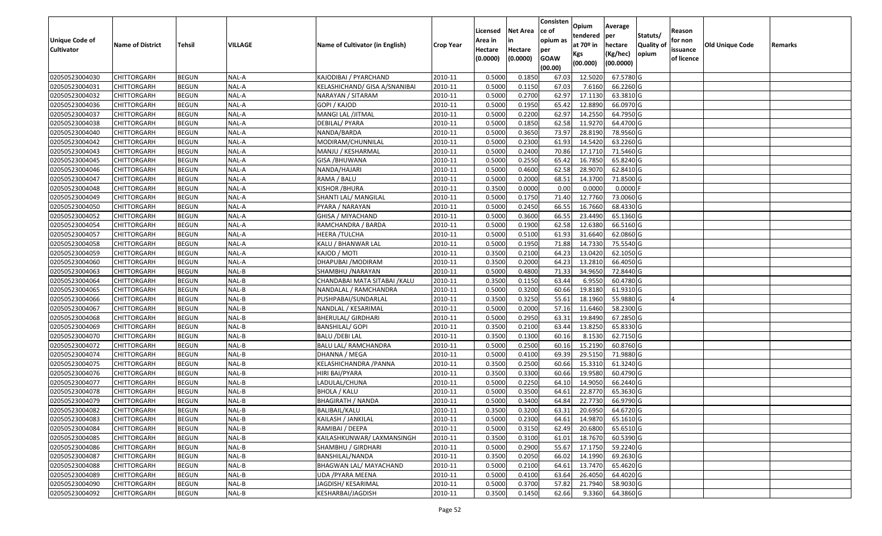| Unique Code of Cultivator | Name of District | Tehsil | VILLAGE | Name of Cultivator (in English) | Crop Year | Licensed Area in Hectare (0.0000) | Net Area in Hectare (0.0000) | Consistence of opium as per GOAW (00.00) | Opium tendered at 70º in Kgs (00.000) | Average per hectare (Kg/hec) (00.0000) | Statuts/ Quality of opium | Reason for non issuance of licence | Old Unique Code | Remarks |
|---|---|---|---|---|---|---|---|---|---|---|---|---|---|---|
| 02050523004030 | CHITTORGARH | BEGUN | NAL-A | KAJODIBAI / PYARCHAND | 2010-11 | 0.5000 | 0.1850 | 67.03 | 12.5020 | 67.5780 | G | | | |
| 02050523004031 | CHITTORGARH | BEGUN | NAL-A | KELASHICHAND/ GISA A/SNANIBAI | 2010-11 | 0.5000 | 0.1150 | 67.03 | 7.6160 | 66.2260 | G | | | |
| 02050523004032 | CHITTORGARH | BEGUN | NAL-A | NARAYAN / SITARAM | 2010-11 | 0.5000 | 0.2700 | 62.97 | 17.1130 | 63.3810 | G | | | |
| 02050523004036 | CHITTORGARH | BEGUN | NAL-A | GOPI / KAJOD | 2010-11 | 0.5000 | 0.1950 | 65.42 | 12.8890 | 66.0970 | G | | | |
| 02050523004037 | CHITTORGARH | BEGUN | NAL-A | MANGI LAL /JITMAL | 2010-11 | 0.5000 | 0.2200 | 62.97 | 14.2550 | 64.7950 | G | | | |
| 02050523004038 | CHITTORGARH | BEGUN | NAL-A | DEBILAL/ PYARA | 2010-11 | 0.5000 | 0.1850 | 62.58 | 11.9270 | 64.4700 | G | | | |
| 02050523004040 | CHITTORGARH | BEGUN | NAL-A | NANDA/BARDA | 2010-11 | 0.5000 | 0.3650 | 73.97 | 28.8190 | 78.9560 | G | | | |
| 02050523004042 | CHITTORGARH | BEGUN | NAL-A | MODIRAM/CHUNNILAL | 2010-11 | 0.5000 | 0.2300 | 61.93 | 14.5420 | 63.2260 | G | | | |
| 02050523004043 | CHITTORGARH | BEGUN | NAL-A | MANJU / KESHARMAL | 2010-11 | 0.5000 | 0.2400 | 70.86 | 17.1710 | 71.5460 | G | | | |
| 02050523004045 | CHITTORGARH | BEGUN | NAL-A | GISA /BHUWANA | 2010-11 | 0.5000 | 0.2550 | 65.42 | 16.7850 | 65.8240 | G | | | |
| 02050523004046 | CHITTORGARH | BEGUN | NAL-A | NANDA/HAJARI | 2010-11 | 0.5000 | 0.4600 | 62.58 | 28.9070 | 62.8410 | G | | | |
| 02050523004047 | CHITTORGARH | BEGUN | NAL-A | RAMA / BALU | 2010-11 | 0.5000 | 0.2000 | 68.51 | 14.3700 | 71.8500 | G | | | |
| 02050523004048 | CHITTORGARH | BEGUN | NAL-A | KISHOR /BHURA | 2010-11 | 0.3500 | 0.0000 | 0.00 | 0.0000 | 0.0000 | F | | | |
| 02050523004049 | CHITTORGARH | BEGUN | NAL-A | SHANTI LAL/ MANGILAL | 2010-11 | 0.5000 | 0.1750 | 71.40 | 12.7760 | 73.0060 | G | | | |
| 02050523004050 | CHITTORGARH | BEGUN | NAL-A | PYARA / NARAYAN | 2010-11 | 0.5000 | 0.2450 | 66.55 | 16.7660 | 68.4330 | G | | | |
| 02050523004052 | CHITTORGARH | BEGUN | NAL-A | GHISA / MIYACHAND | 2010-11 | 0.5000 | 0.3600 | 66.55 | 23.4490 | 65.1360 | G | | | |
| 02050523004054 | CHITTORGARH | BEGUN | NAL-A | RAMCHANDRA / BARDA | 2010-11 | 0.5000 | 0.1900 | 62.58 | 12.6380 | 66.5160 | G | | | |
| 02050523004057 | CHITTORGARH | BEGUN | NAL-A | HEERA /TULCHA | 2010-11 | 0.5000 | 0.5100 | 61.93 | 31.6640 | 62.0860 | G | | | |
| 02050523004058 | CHITTORGARH | BEGUN | NAL-A | KALU / BHANWAR LAL | 2010-11 | 0.5000 | 0.1950 | 71.88 | 14.7330 | 75.5540 | G | | | |
| 02050523004059 | CHITTORGARH | BEGUN | NAL-A | KAJOD / MOTI | 2010-11 | 0.3500 | 0.2100 | 64.23 | 13.0420 | 62.1050 | G | | | |
| 02050523004060 | CHITTORGARH | BEGUN | NAL-A | DHAPUBAI /MODIRAM | 2010-11 | 0.3500 | 0.2000 | 64.23 | 13.2810 | 66.4050 | G | | | |
| 02050523004063 | CHITTORGARH | BEGUN | NAL-B | SHAMBHU /NARAYAN | 2010-11 | 0.5000 | 0.4800 | 71.33 | 34.9650 | 72.8440 | G | | | |
| 02050523004064 | CHITTORGARH | BEGUN | NAL-B | CHANDABAI MATA SITABAI /KALU | 2010-11 | 0.3500 | 0.1150 | 63.44 | 6.9550 | 60.4780 | G | | | |
| 02050523004065 | CHITTORGARH | BEGUN | NAL-B | NANDALAL / RAMCHANDRA | 2010-11 | 0.5000 | 0.3200 | 60.66 | 19.8180 | 61.9310 | G | | | |
| 02050523004066 | CHITTORGARH | BEGUN | NAL-B | PUSHPABAI/SUNDARLAL | 2010-11 | 0.3500 | 0.3250 | 55.61 | 18.1960 | 55.9880 | G | 4 | | |
| 02050523004067 | CHITTORGARH | BEGUN | NAL-B | NANDLAL / KESARIMAL | 2010-11 | 0.5000 | 0.2000 | 57.16 | 11.6460 | 58.2300 | G | | | |
| 02050523004068 | CHITTORGARH | BEGUN | NAL-B | BHERULAL/ GIRDHARI | 2010-11 | 0.5000 | 0.2950 | 63.31 | 19.8490 | 67.2850 | G | | | |
| 02050523004069 | CHITTORGARH | BEGUN | NAL-B | BANSHILAL/ GOPI | 2010-11 | 0.3500 | 0.2100 | 63.44 | 13.8250 | 65.8330 | G | | | |
| 02050523004070 | CHITTORGARH | BEGUN | NAL-B | BALU /DEBI LAL | 2010-11 | 0.3500 | 0.1300 | 60.16 | 8.1530 | 62.7150 | G | | | |
| 02050523004072 | CHITTORGARH | BEGUN | NAL-B | BALU LAL/ RAMCHANDRA | 2010-11 | 0.5000 | 0.2500 | 60.16 | 15.2190 | 60.8760 | G | | | |
| 02050523004074 | CHITTORGARH | BEGUN | NAL-B | DHANNA / MEGA | 2010-11 | 0.5000 | 0.4100 | 69.39 | 29.5150 | 71.9880 | G | | | |
| 02050523004075 | CHITTORGARH | BEGUN | NAL-B | KELASHICHANDRA /PANNA | 2010-11 | 0.3500 | 0.2500 | 60.66 | 15.3310 | 61.3240 | G | | | |
| 02050523004076 | CHITTORGARH | BEGUN | NAL-B | HIRI BAI/PYARA | 2010-11 | 0.3500 | 0.3300 | 60.66 | 19.9580 | 60.4790 | G | | | |
| 02050523004077 | CHITTORGARH | BEGUN | NAL-B | LADULAL/CHUNA | 2010-11 | 0.5000 | 0.2250 | 64.10 | 14.9050 | 66.2440 | G | | | |
| 02050523004078 | CHITTORGARH | BEGUN | NAL-B | BHOLA / KALU | 2010-11 | 0.5000 | 0.3500 | 64.61 | 22.8770 | 65.3630 | G | | | |
| 02050523004079 | CHITTORGARH | BEGUN | NAL-B | BHAGIRATH / NANDA | 2010-11 | 0.5000 | 0.3400 | 64.84 | 22.7730 | 66.9790 | G | | | |
| 02050523004082 | CHITTORGARH | BEGUN | NAL-B | BALIBAIL/KALU | 2010-11 | 0.3500 | 0.3200 | 63.31 | 20.6950 | 64.6720 | G | | | |
| 02050523004083 | CHITTORGARH | BEGUN | NAL-B | KAILASH / JANKILAL | 2010-11 | 0.5000 | 0.2300 | 64.61 | 14.9870 | 65.1610 | G | | | |
| 02050523004084 | CHITTORGARH | BEGUN | NAL-B | RAMIBAI / DEEPA | 2010-11 | 0.5000 | 0.3150 | 62.49 | 20.6800 | 65.6510 | G | | | |
| 02050523004085 | CHITTORGARH | BEGUN | NAL-B | KAILASHKUNWAR/ LAXMANSINGH | 2010-11 | 0.3500 | 0.3100 | 61.01 | 18.7670 | 60.5390 | G | | | |
| 02050523004086 | CHITTORGARH | BEGUN | NAL-B | SHAMBHU / GIRDHARI | 2010-11 | 0.5000 | 0.2900 | 55.67 | 17.1750 | 59.2240 | G | | | |
| 02050523004087 | CHITTORGARH | BEGUN | NAL-B | BANSHILAL/NANDA | 2010-11 | 0.3500 | 0.2050 | 66.02 | 14.1990 | 69.2630 | G | | | |
| 02050523004088 | CHITTORGARH | BEGUN | NAL-B | BHAGWAN LAL/ MAYACHAND | 2010-11 | 0.5000 | 0.2100 | 64.61 | 13.7470 | 65.4620 | G | | | |
| 02050523004089 | CHITTORGARH | BEGUN | NAL-B | UDA /PYARA MEENA | 2010-11 | 0.5000 | 0.4100 | 63.64 | 26.4050 | 64.4020 | G | | | |
| 02050523004090 | CHITTORGARH | BEGUN | NAL-B | JAGDISH/ KESARIMAL | 2010-11 | 0.5000 | 0.3700 | 57.82 | 21.7940 | 58.9030 | G | | | |
| 02050523004092 | CHITTORGARH | BEGUN | NAL-B | KESHARBAI/JAGDISH | 2010-11 | 0.3500 | 0.1450 | 62.66 | 9.3360 | 64.3860 | G | | | |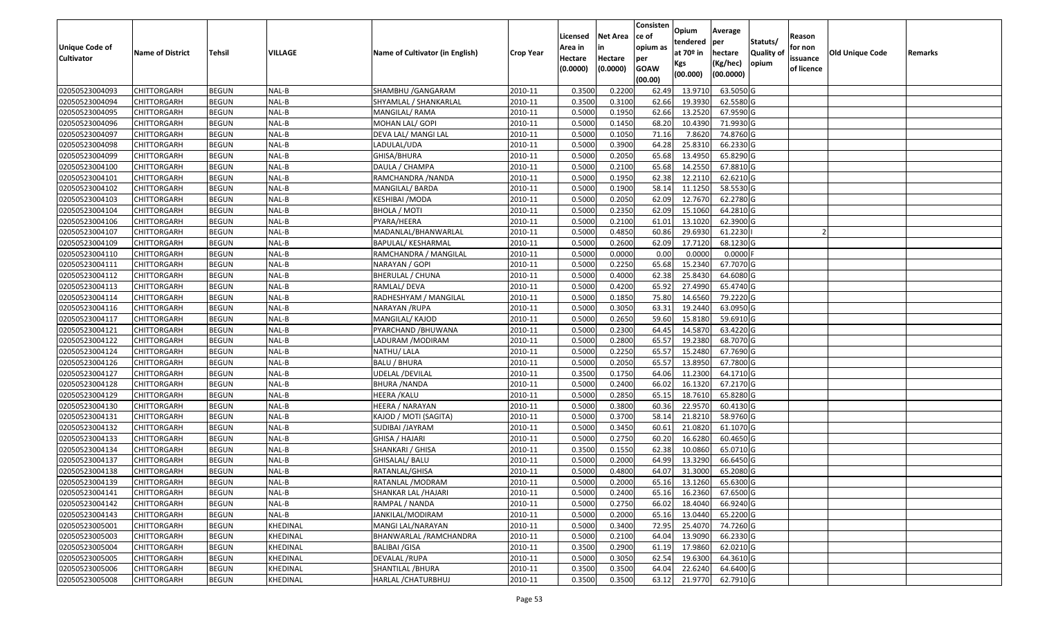| Unique Code of Cultivator | Name of District | Tehsil | VILLAGE | Name of Cultivator (in English) | Crop Year | Licensed Area in Hectare (0.0000) | Net Area in Hectare (0.0000) | Consistence of opium as per GOAW (00.00) | Opium tendered at 70º in Kgs (00.000) | Average per hectare (Kg/hec) (00.0000) | Statuts/ Quality of opium | Reason for non issuance of licence | Old Unique Code | Remarks |
|---|---|---|---|---|---|---|---|---|---|---|---|---|---|---|
| 02050523004093 | CHITTORGARH | BEGUN | NAL-B | SHAMBHU /GANGARAM | 2010-11 | 0.3500 | 0.2200 | 62.49 | 13.9710 | 63.5050 | G | | | |
| 02050523004094 | CHITTORGARH | BEGUN | NAL-B | SHYAMLAL / SHANKARLAL | 2010-11 | 0.3500 | 0.3100 | 62.66 | 19.3930 | 62.5580 | G | | | |
| 02050523004095 | CHITTORGARH | BEGUN | NAL-B | MANGILAL/ RAMA | 2010-11 | 0.5000 | 0.1950 | 62.66 | 13.2520 | 67.9590 | G | | | |
| 02050523004096 | CHITTORGARH | BEGUN | NAL-B | MOHAN LAL/ GOPI | 2010-11 | 0.5000 | 0.1450 | 68.20 | 10.4390 | 71.9930 | G | | | |
| 02050523004097 | CHITTORGARH | BEGUN | NAL-B | DEVA LAL/ MANGI LAL | 2010-11 | 0.5000 | 0.1050 | 71.16 | 7.8620 | 74.8760 | G | | | |
| 02050523004098 | CHITTORGARH | BEGUN | NAL-B | LADULAL/UDA | 2010-11 | 0.5000 | 0.3900 | 64.28 | 25.8310 | 66.2330 | G | | | |
| 02050523004099 | CHITTORGARH | BEGUN | NAL-B | GHISA/BHURA | 2010-11 | 0.5000 | 0.2050 | 65.68 | 13.4950 | 65.8290 | G | | | |
| 02050523004100 | CHITTORGARH | BEGUN | NAL-B | DAULA / CHAMPA | 2010-11 | 0.5000 | 0.2100 | 65.68 | 14.2550 | 67.8810 | G | | | |
| 02050523004101 | CHITTORGARH | BEGUN | NAL-B | RAMCHANDRA /NANDA | 2010-11 | 0.5000 | 0.1950 | 62.38 | 12.2110 | 62.6210 | G | | | |
| 02050523004102 | CHITTORGARH | BEGUN | NAL-B | MANGILAL/ BARDA | 2010-11 | 0.5000 | 0.1900 | 58.14 | 11.1250 | 58.5530 | G | | | |
| 02050523004103 | CHITTORGARH | BEGUN | NAL-B | KESHIBAI /MODA | 2010-11 | 0.5000 | 0.2050 | 62.09 | 12.7670 | 62.2780 | G | | | |
| 02050523004104 | CHITTORGARH | BEGUN | NAL-B | BHOLA / MOTI | 2010-11 | 0.5000 | 0.2350 | 62.09 | 15.1060 | 64.2810 | G | | | |
| 02050523004106 | CHITTORGARH | BEGUN | NAL-B | PYARA/HEERA | 2010-11 | 0.5000 | 0.2100 | 61.01 | 13.1020 | 62.3900 | G | | | |
| 02050523004107 | CHITTORGARH | BEGUN | NAL-B | MADANLAL/BHANWARLAL | 2010-11 | 0.5000 | 0.4850 | 60.86 | 29.6930 | 61.2230 | I | 2 | | |
| 02050523004109 | CHITTORGARH | BEGUN | NAL-B | BAPULAL/ KESHARMAL | 2010-11 | 0.5000 | 0.2600 | 62.09 | 17.7120 | 68.1230 | G | | | |
| 02050523004110 | CHITTORGARH | BEGUN | NAL-B | RAMCHANDRA / MANGILAL | 2010-11 | 0.5000 | 0.0000 | 0.00 | 0.0000 | 0.0000 | F | | | |
| 02050523004111 | CHITTORGARH | BEGUN | NAL-B | NARAYAN / GOPI | 2010-11 | 0.5000 | 0.2250 | 65.68 | 15.2340 | 67.7070 | G | | | |
| 02050523004112 | CHITTORGARH | BEGUN | NAL-B | BHERULAL / CHUNA | 2010-11 | 0.5000 | 0.4000 | 62.38 | 25.8430 | 64.6080 | G | | | |
| 02050523004113 | CHITTORGARH | BEGUN | NAL-B | RAMLAL/ DEVA | 2010-11 | 0.5000 | 0.4200 | 65.92 | 27.4990 | 65.4740 | G | | | |
| 02050523004114 | CHITTORGARH | BEGUN | NAL-B | RADHESHYAM / MANGILAL | 2010-11 | 0.5000 | 0.1850 | 75.80 | 14.6560 | 79.2220 | G | | | |
| 02050523004116 | CHITTORGARH | BEGUN | NAL-B | NARAYAN /RUPA | 2010-11 | 0.5000 | 0.3050 | 63.31 | 19.2440 | 63.0950 | G | | | |
| 02050523004117 | CHITTORGARH | BEGUN | NAL-B | MANGILAL/ KAJOD | 2010-11 | 0.5000 | 0.2650 | 59.60 | 15.8180 | 59.6910 | G | | | |
| 02050523004121 | CHITTORGARH | BEGUN | NAL-B | PYARCHAND /BHUWANA | 2010-11 | 0.5000 | 0.2300 | 64.45 | 14.5870 | 63.4220 | G | | | |
| 02050523004122 | CHITTORGARH | BEGUN | NAL-B | LADURAM /MODIRAM | 2010-11 | 0.5000 | 0.2800 | 65.57 | 19.2380 | 68.7070 | G | | | |
| 02050523004124 | CHITTORGARH | BEGUN | NAL-B | NATHU/ LALA | 2010-11 | 0.5000 | 0.2250 | 65.57 | 15.2480 | 67.7690 | G | | | |
| 02050523004126 | CHITTORGARH | BEGUN | NAL-B | BALU / BHURA | 2010-11 | 0.5000 | 0.2050 | 65.57 | 13.8950 | 67.7800 | G | | | |
| 02050523004127 | CHITTORGARH | BEGUN | NAL-B | UDELAL /DEVILAL | 2010-11 | 0.3500 | 0.1750 | 64.06 | 11.2300 | 64.1710 | G | | | |
| 02050523004128 | CHITTORGARH | BEGUN | NAL-B | BHURA /NANDA | 2010-11 | 0.5000 | 0.2400 | 66.02 | 16.1320 | 67.2170 | G | | | |
| 02050523004129 | CHITTORGARH | BEGUN | NAL-B | HEERA /KALU | 2010-11 | 0.5000 | 0.2850 | 65.15 | 18.7610 | 65.8280 | G | | | |
| 02050523004130 | CHITTORGARH | BEGUN | NAL-B | HEERA / NARAYAN | 2010-11 | 0.5000 | 0.3800 | 60.36 | 22.9570 | 60.4130 | G | | | |
| 02050523004131 | CHITTORGARH | BEGUN | NAL-B | KAJOD / MOTI (SAGITA) | 2010-11 | 0.5000 | 0.3700 | 58.14 | 21.8210 | 58.9760 | G | | | |
| 02050523004132 | CHITTORGARH | BEGUN | NAL-B | SUDIBAI /JAYRAM | 2010-11 | 0.5000 | 0.3450 | 60.61 | 21.0820 | 61.1070 | G | | | |
| 02050523004133 | CHITTORGARH | BEGUN | NAL-B | GHISA / HAJARI | 2010-11 | 0.5000 | 0.2750 | 60.20 | 16.6280 | 60.4650 | G | | | |
| 02050523004134 | CHITTORGARH | BEGUN | NAL-B | SHANKARI / GHISA | 2010-11 | 0.3500 | 0.1550 | 62.38 | 10.0860 | 65.0710 | G | | | |
| 02050523004137 | CHITTORGARH | BEGUN | NAL-B | GHISALAL/ BALU | 2010-11 | 0.5000 | 0.2000 | 64.99 | 13.3290 | 66.6450 | G | | | |
| 02050523004138 | CHITTORGARH | BEGUN | NAL-B | RATANLAL/GHISA | 2010-11 | 0.5000 | 0.4800 | 64.07 | 31.3000 | 65.2080 | G | | | |
| 02050523004139 | CHITTORGARH | BEGUN | NAL-B | RATANLAL /MODRAM | 2010-11 | 0.5000 | 0.2000 | 65.16 | 13.1260 | 65.6300 | G | | | |
| 02050523004141 | CHITTORGARH | BEGUN | NAL-B | SHANKAR LAL /HAJARI | 2010-11 | 0.5000 | 0.2400 | 65.16 | 16.2360 | 67.6500 | G | | | |
| 02050523004142 | CHITTORGARH | BEGUN | NAL-B | RAMPAL / NANDA | 2010-11 | 0.5000 | 0.2750 | 66.02 | 18.4040 | 66.9240 | G | | | |
| 02050523004143 | CHITTORGARH | BEGUN | NAL-B | JANKILAL/MODIRAM | 2010-11 | 0.5000 | 0.2000 | 65.16 | 13.0440 | 65.2200 | G | | | |
| 02050523005001 | CHITTORGARH | BEGUN | KHEDINAL | MANGI LAL/NARAYAN | 2010-11 | 0.5000 | 0.3400 | 72.95 | 25.4070 | 74.7260 | G | | | |
| 02050523005003 | CHITTORGARH | BEGUN | KHEDINAL | BHANWARLAL /RAMCHANDRA | 2010-11 | 0.5000 | 0.2100 | 64.04 | 13.9090 | 66.2330 | G | | | |
| 02050523005004 | CHITTORGARH | BEGUN | KHEDINAL | BALIBAI /GISA | 2010-11 | 0.3500 | 0.2900 | 61.19 | 17.9860 | 62.0210 | G | | | |
| 02050523005005 | CHITTORGARH | BEGUN | KHEDINAL | DEVALAL /RUPA | 2010-11 | 0.5000 | 0.3050 | 62.54 | 19.6300 | 64.3610 | G | | | |
| 02050523005006 | CHITTORGARH | BEGUN | KHEDINAL | SHANTILAL /BHURA | 2010-11 | 0.3500 | 0.3500 | 64.04 | 22.6240 | 64.6400 | G | | | |
| 02050523005008 | CHITTORGARH | BEGUN | KHEDINAL | HARLAL /CHATURBHUJ | 2010-11 | 0.3500 | 0.3500 | 63.12 | 21.9770 | 62.7910 | G | | | |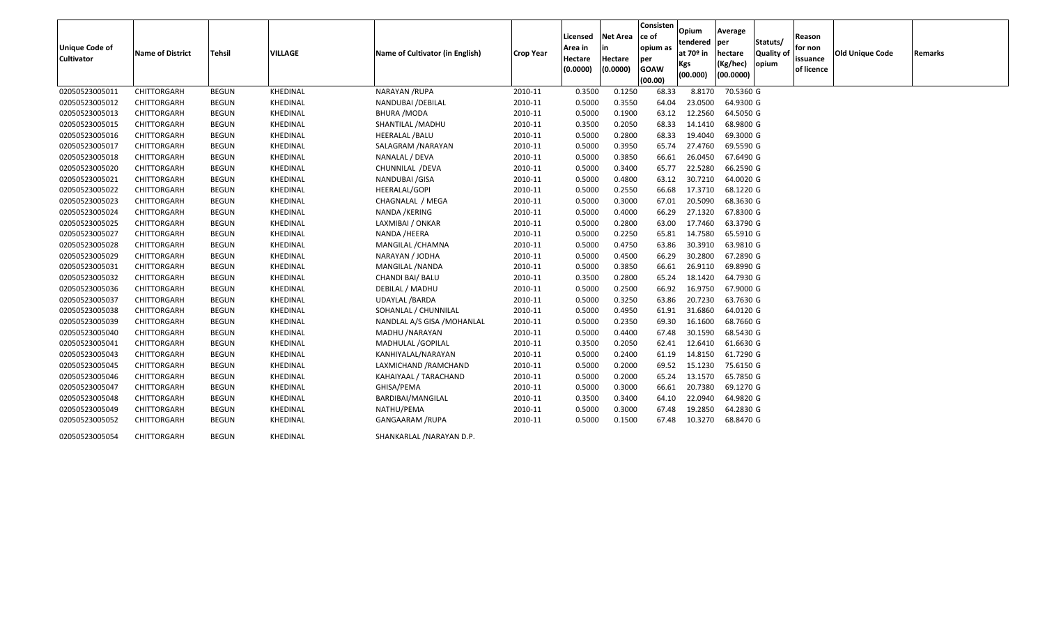| Unique Code of Cultivator | Name of District | Tehsil | VILLAGE | Name of Cultivator (in English) | Crop Year | Licensed Area in Hectare (0.0000) | Net Area in Hectare (0.0000) | Consistence of opium as per GOAW (00.00) | Opium tendered at 70º in Kgs (00.000) | Average per hectare (Kg/hec) (00.0000) | Statuts/ Quality of opium | Reason for non issuance of licence | Old Unique Code | Remarks |
|---|---|---|---|---|---|---|---|---|---|---|---|---|---|---|
| 02050523005011 | CHITTORGARH | BEGUN | KHEDINAL | NARAYAN /RUPA | 2010-11 | 0.3500 | 0.1250 | 68.33 | 8.8170 | 70.5360 | G | | | |
| 02050523005012 | CHITTORGARH | BEGUN | KHEDINAL | NANDUBAI /DEBILAL | 2010-11 | 0.5000 | 0.3550 | 64.04 | 23.0500 | 64.9300 | G | | | |
| 02050523005013 | CHITTORGARH | BEGUN | KHEDINAL | BHURA /MODA | 2010-11 | 0.5000 | 0.1900 | 63.12 | 12.2560 | 64.5050 | G | | | |
| 02050523005015 | CHITTORGARH | BEGUN | KHEDINAL | SHANTILAL /MADHU | 2010-11 | 0.3500 | 0.2050 | 68.33 | 14.1410 | 68.9800 | G | | | |
| 02050523005016 | CHITTORGARH | BEGUN | KHEDINAL | HEERALAL /BALU | 2010-11 | 0.5000 | 0.2800 | 68.33 | 19.4040 | 69.3000 | G | | | |
| 02050523005017 | CHITTORGARH | BEGUN | KHEDINAL | SALAGRAM /NARAYAN | 2010-11 | 0.5000 | 0.3950 | 65.74 | 27.4760 | 69.5590 | G | | | |
| 02050523005018 | CHITTORGARH | BEGUN | KHEDINAL | NANALAL / DEVA | 2010-11 | 0.5000 | 0.3850 | 66.61 | 26.0450 | 67.6490 | G | | | |
| 02050523005020 | CHITTORGARH | BEGUN | KHEDINAL | CHUNNILAL /DEVA | 2010-11 | 0.5000 | 0.3400 | 65.77 | 22.5280 | 66.2590 | G | | | |
| 02050523005021 | CHITTORGARH | BEGUN | KHEDINAL | NANDUBAI /GISA | 2010-11 | 0.5000 | 0.4800 | 63.12 | 30.7210 | 64.0020 | G | | | |
| 02050523005022 | CHITTORGARH | BEGUN | KHEDINAL | HEERALAL/GOPI | 2010-11 | 0.5000 | 0.2550 | 66.68 | 17.3710 | 68.1220 | G | | | |
| 02050523005023 | CHITTORGARH | BEGUN | KHEDINAL | CHAGNALAL / MEGA | 2010-11 | 0.5000 | 0.3000 | 67.01 | 20.5090 | 68.3630 | G | | | |
| 02050523005024 | CHITTORGARH | BEGUN | KHEDINAL | NANDA /KERING | 2010-11 | 0.5000 | 0.4000 | 66.29 | 27.1320 | 67.8300 | G | | | |
| 02050523005025 | CHITTORGARH | BEGUN | KHEDINAL | LAXMIBAI / ONKAR | 2010-11 | 0.5000 | 0.2800 | 63.00 | 17.7460 | 63.3790 | G | | | |
| 02050523005027 | CHITTORGARH | BEGUN | KHEDINAL | NANDA /HEERA | 2010-11 | 0.5000 | 0.2250 | 65.81 | 14.7580 | 65.5910 | G | | | |
| 02050523005028 | CHITTORGARH | BEGUN | KHEDINAL | MANGILAL /CHAMNA | 2010-11 | 0.5000 | 0.4750 | 63.86 | 30.3910 | 63.9810 | G | | | |
| 02050523005029 | CHITTORGARH | BEGUN | KHEDINAL | NARAYAN / JODHA | 2010-11 | 0.5000 | 0.4500 | 66.29 | 30.2800 | 67.2890 | G | | | |
| 02050523005031 | CHITTORGARH | BEGUN | KHEDINAL | MANGILAL /NANDA | 2010-11 | 0.5000 | 0.3850 | 66.61 | 26.9110 | 69.8990 | G | | | |
| 02050523005032 | CHITTORGARH | BEGUN | KHEDINAL | CHANDI BAI/ BALU | 2010-11 | 0.3500 | 0.2800 | 65.24 | 18.1420 | 64.7930 | G | | | |
| 02050523005036 | CHITTORGARH | BEGUN | KHEDINAL | DEBILAL / MADHU | 2010-11 | 0.5000 | 0.2500 | 66.92 | 16.9750 | 67.9000 | G | | | |
| 02050523005037 | CHITTORGARH | BEGUN | KHEDINAL | UDAYLAL /BARDA | 2010-11 | 0.5000 | 0.3250 | 63.86 | 20.7230 | 63.7630 | G | | | |
| 02050523005038 | CHITTORGARH | BEGUN | KHEDINAL | SOHANLAL / CHUNNILAL | 2010-11 | 0.5000 | 0.4950 | 61.91 | 31.6860 | 64.0120 | G | | | |
| 02050523005039 | CHITTORGARH | BEGUN | KHEDINAL | NANDLAL A/S GISA /MOHANLAL | 2010-11 | 0.5000 | 0.2350 | 69.30 | 16.1600 | 68.7660 | G | | | |
| 02050523005040 | CHITTORGARH | BEGUN | KHEDINAL | MADHU /NARAYAN | 2010-11 | 0.5000 | 0.4400 | 67.48 | 30.1590 | 68.5430 | G | | | |
| 02050523005041 | CHITTORGARH | BEGUN | KHEDINAL | MADHULAL /GOPILAL | 2010-11 | 0.3500 | 0.2050 | 62.41 | 12.6410 | 61.6630 | G | | | |
| 02050523005043 | CHITTORGARH | BEGUN | KHEDINAL | KANHIYALAL/NARAYAN | 2010-11 | 0.5000 | 0.2400 | 61.19 | 14.8150 | 61.7290 | G | | | |
| 02050523005045 | CHITTORGARH | BEGUN | KHEDINAL | LAXMICHAND /RAMCHAND | 2010-11 | 0.5000 | 0.2000 | 69.52 | 15.1230 | 75.6150 | G | | | |
| 02050523005046 | CHITTORGARH | BEGUN | KHEDINAL | KAHAIYAAL / TARACHAND | 2010-11 | 0.5000 | 0.2000 | 65.24 | 13.1570 | 65.7850 | G | | | |
| 02050523005047 | CHITTORGARH | BEGUN | KHEDINAL | GHISA/PEMA | 2010-11 | 0.5000 | 0.3000 | 66.61 | 20.7380 | 69.1270 | G | | | |
| 02050523005048 | CHITTORGARH | BEGUN | KHEDINAL | BARDIBAI/MANGILAL | 2010-11 | 0.3500 | 0.3400 | 64.10 | 22.0940 | 64.9820 | G | | | |
| 02050523005049 | CHITTORGARH | BEGUN | KHEDINAL | NATHU/PEMA | 2010-11 | 0.5000 | 0.3000 | 67.48 | 19.2850 | 64.2830 | G | | | |
| 02050523005052 | CHITTORGARH | BEGUN | KHEDINAL | GANGAARAM /RUPA | 2010-11 | 0.5000 | 0.1500 | 67.48 | 10.3270 | 68.8470 | G | | | |
| 02050523005054 | CHITTORGARH | BEGUN | KHEDINAL | SHANKARLAL /NARAYAN D.P. | | | | | | | | | | |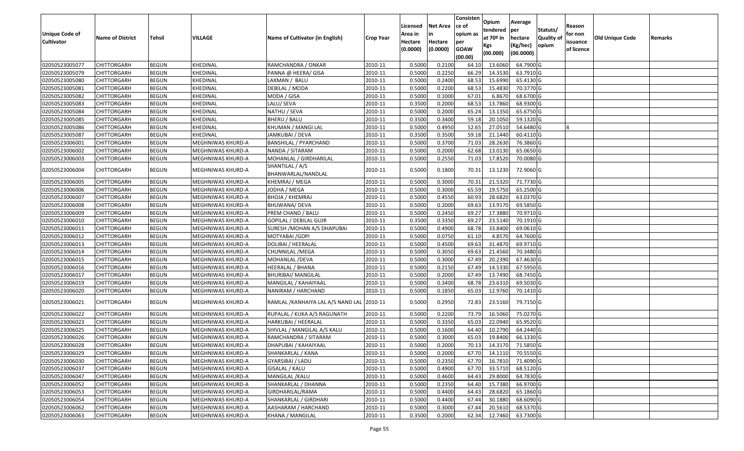| Unique Code of Cultivator | Name of District | Tehsil | VILLAGE | Name of Cultivator (in English) | Crop Year | Licensed Area in Hectare (0.0000) | Net Area in Hectare (0.0000) | Consistence of opium as per GOAW (00.00) | Opium tendered at 70º in Kgs (00.000) | Average per hectare (Kg/hec) (00.0000) | Statuts/ Quality of opium | Reason for non issuance of licence | Old Unique Code | Remarks |
|---|---|---|---|---|---|---|---|---|---|---|---|---|---|---|
| 02050523005077 | CHITTORGARH | BEGUN | KHEDINAL | RAMCHANDRA / ONKAR | 2010-11 | 0.5000 | 0.2100 | 64.10 | 13.6060 | 64.7900 | G | | | |
| 02050523005079 | CHITTORGARH | BEGUN | KHEDINAL | PANNA @ HEERA/ GISA | 2010-11 | 0.5000 | 0.2250 | 66.29 | 14.3530 | 63.7910 | G | | | |
| 02050523005080 | CHITTORGARH | BEGUN | KHEDINAL | LAXMAN / BALU | 2010-11 | 0.5000 | 0.2400 | 68.53 | 15.6990 | 65.4130 | G | | | |
| 02050523005081 | CHITTORGARH | BEGUN | KHEDINAL | DEBILAL / MODA | 2010-11 | 0.5000 | 0.2200 | 68.53 | 15.4830 | 70.3770 | G | | | |
| 02050523005082 | CHITTORGARH | BEGUN | KHEDINAL | MODA / GISA | 2010-11 | 0.5000 | 0.1000 | 67.01 | 6.8670 | 68.6700 | G | | | |
| 02050523005083 | CHITTORGARH | BEGUN | KHEDINAL | LALU/ SEVA | 2010-11 | 0.3500 | 0.2000 | 68.53 | 13.7860 | 68.9300 | G | | | |
| 02050523005084 | CHITTORGARH | BEGUN | KHEDINAL | NATHU / SEVA | 2010-11 | 0.5000 | 0.2000 | 65.24 | 13.1350 | 65.6750 | G | | | |
| 02050523005085 | CHITTORGARH | BEGUN | KHEDINAL | BHERU / BALU | 2010-11 | 0.3500 | 0.3400 | 59.18 | 20.1050 | 59.1320 | G | | | |
| 02050523005086 | CHITTORGARH | BEGUN | KHEDINAL | KHUMAN / MANGI LAL | 2010-11 | 0.5000 | 0.4950 | 52.65 | 27.0510 | 54.6480 | G | 4 | | |
| 02050523005087 | CHITTORGARH | BEGUN | KHEDINAL | JAMKUBAI / DEVA | 2010-11 | 0.3500 | 0.3500 | 59.18 | 21.1440 | 60.4110 | G | | | |
| 02050523006001 | CHITTORGARH | BEGUN | MEGHNIWAS KHURD-A | BANSHILAL / PYARCHAND | 2010-11 | 0.5000 | 0.3700 | 71.03 | 28.2630 | 76.3860 | G | | | |
| 02050523006002 | CHITTORGARH | BEGUN | MEGHNIWAS KHURD-A | NANDA / SITARAM | 2010-11 | 0.5000 | 0.2000 | 62.68 | 13.0130 | 65.0650 | G | | | |
| 02050523006003 | CHITTORGARH | BEGUN | MEGHNIWAS KHURD-A | MOHANLAL / GIRDHARILAL | 2010-11 | 0.5000 | 0.2550 | 71.03 | 17.8520 | 70.0080 | G | | | |
| 02050523006004 | CHITTORGARH | BEGUN | MEGHNIWAS KHURD-A | SHANTILAL / A/S BHANWARLAL/NANDLAL | 2010-11 | 0.5000 | 0.1800 | 70.31 | 13.1230 | 72.9060 | G | | | |
| 02050523006005 | CHITTORGARH | BEGUN | MEGHNIWAS KHURD-A | KHEMRAJ / MEGA | 2010-11 | 0.5000 | 0.3000 | 70.31 | 21.5320 | 71.7730 | G | | | |
| 02050523006006 | CHITTORGARH | BEGUN | MEGHNIWAS KHURD-A | JODHA / MEGA | 2010-11 | 0.5000 | 0.3000 | 65.59 | 19.5750 | 65.2500 | G | | | |
| 02050523006007 | CHITTORGARH | BEGUN | MEGHNIWAS KHURD-A | BHOJA / KHEMRAJ | 2010-11 | 0.5000 | 0.4550 | 60.93 | 28.6820 | 63.0370 | G | | | |
| 02050523006008 | CHITTORGARH | BEGUN | MEGHNIWAS KHURD-A | BHUWANA/ DEVA | 2010-11 | 0.5000 | 0.2000 | 69.63 | 13.9170 | 69.5850 | G | | | |
| 02050523006009 | CHITTORGARH | BEGUN | MEGHNIWAS KHURD-A | PREM CHAND / BALU | 2010-11 | 0.5000 | 0.2450 | 69.27 | 17.3880 | 70.9710 | G | | | |
| 02050523006010 | CHITTORGARH | BEGUN | MEGHNIWAS KHURD-A | GOPILAL / DEBILAL GUJR | 2010-11 | 0.3500 | 0.3350 | 69.27 | 23.5140 | 70.1910 | G | | | |
| 02050523006011 | CHITTORGARH | BEGUN | MEGHNIWAS KHURD-A | SURESH /MOHAN A/S DHAPUBAI | 2010-11 | 0.5000 | 0.4900 | 68.78 | 33.8400 | 69.0610 | G | | | |
| 02050523006012 | CHITTORGARH | BEGUN | MEGHNIWAS KHURD-A | MOTYABAI /GOPI | 2010-11 | 0.5000 | 0.0750 | 61.10 | 4.8570 | 64.7600 | G | | | |
| 02050523006013 | CHITTORGARH | BEGUN | MEGHNIWAS KHURD-A | DOLIBAI / HEERALAL | 2010-11 | 0.5000 | 0.4500 | 69.63 | 31.4870 | 69.9710 | G | | | |
| 02050523006014 | CHITTORGARH | BEGUN | MEGHNIWAS KHURD-A | CHUNNILAL /MEGA | 2010-11 | 0.5000 | 0.3050 | 69.63 | 21.4560 | 70.3480 | G | | | |
| 02050523006015 | CHITTORGARH | BEGUN | MEGHNIWAS KHURD-A | MOHANLAL /DEVA | 2010-11 | 0.5000 | 0.3000 | 67.49 | 20.2390 | 67.4630 | G | | | |
| 02050523006016 | CHITTORGARH | BEGUN | MEGHNIWAS KHURD-A | HEERALAL / BHANA | 2010-11 | 0.5000 | 0.2150 | 67.49 | 14.5330 | 67.5950 | G | | | |
| 02050523006017 | CHITTORGARH | BEGUN | MEGHNIWAS KHURD-A | BHURIBAI/ MANGILAL | 2010-11 | 0.5000 | 0.2000 | 67.49 | 13.7490 | 68.7450 | G | | | |
| 02050523006019 | CHITTORGARH | BEGUN | MEGHNIWAS KHURD-A | MANGILAL / KAHAIYAAL | 2010-11 | 0.5000 | 0.3400 | 68.78 | 23.6310 | 69.5030 | G | | | |
| 02050523006020 | CHITTORGARH | BEGUN | MEGHNIWAS KHURD-A | NANIRAM / HARCHAND | 2010-11 | 0.5000 | 0.1850 | 65.03 | 12.9760 | 70.1410 | G | | | |
| 02050523006021 | CHITTORGARH | BEGUN | MEGHNIWAS KHURD-A | RAMLAL /KANHAIYA LAL A/S NAND LAL | 2010-11 | 0.5000 | 0.2950 | 72.83 | 23.5160 | 79.7150 | G | | | |
| 02050523006022 | CHITTORGARH | BEGUN | MEGHNIWAS KHURD-A | RUPALAL / KUKA A/S RAGUNATH | 2010-11 | 0.5000 | 0.2200 | 73.79 | 16.5060 | 75.0270 | G | | | |
| 02050523006023 | CHITTORGARH | BEGUN | MEGHNIWAS KHURD-A | HARKUBAI / HEERALAL | 2010-11 | 0.5000 | 0.3350 | 65.03 | 22.0940 | 65.9520 | G | | | |
| 02050523006025 | CHITTORGARH | BEGUN | MEGHNIWAS KHURD-A | SHIVLAL / MANGILAL A/S KALU | 2010-11 | 0.5000 | 0.1600 | 64.40 | 10.2790 | 64.2440 | G | | | |
| 02050523006026 | CHITTORGARH | BEGUN | MEGHNIWAS KHURD-A | RAMCHANDRA / SITARAM | 2010-11 | 0.5000 | 0.3000 | 65.03 | 19.8400 | 66.1330 | G | | | |
| 02050523006028 | CHITTORGARH | BEGUN | MEGHNIWAS KHURD-A | DHAPUBAI / KAHAIYAAL | 2010-11 | 0.5000 | 0.2000 | 70.13 | 14.3170 | 71.5850 | G | | | |
| 02050523006029 | CHITTORGARH | BEGUN | MEGHNIWAS KHURD-A | SHANKARLAL / KANA | 2010-11 | 0.5000 | 0.2000 | 67.70 | 14.1110 | 70.5550 | G | | | |
| 02050523006030 | CHITTORGARH | BEGUN | MEGHNIWAS KHURD-A | GYARSIBAI / LADU | 2010-11 | 0.5000 | 0.2350 | 67.70 | 16.7810 | 71.4090 | G | | | |
| 02050523006037 | CHITTORGARH | BEGUN | MEGHNIWAS KHURD-A | GISALAL / KALU | 2010-11 | 0.5000 | 0.4900 | 67.70 | 33.5710 | 68.5120 | G | | | |
| 02050523006047 | CHITTORGARH | BEGUN | MEGHNIWAS KHURD-A | MANGILAL /KALU | 2010-11 | 0.5000 | 0.4600 | 64.43 | 29.8000 | 64.7830 | G | | | |
| 02050523006052 | CHITTORGARH | BEGUN | MEGHNIWAS KHURD-A | SHANKARLAL / DHANNA | 2010-11 | 0.5000 | 0.2350 | 64.40 | 15.7380 | 66.9700 | G | | | |
| 02050523006053 | CHITTORGARH | BEGUN | MEGHNIWAS KHURD-A | GIRDHARILAL/RAMA | 2010-11 | 0.5000 | 0.4400 | 64.43 | 28.6820 | 65.1860 | G | | | |
| 02050523006054 | CHITTORGARH | BEGUN | MEGHNIWAS KHURD-A | SHANKARLAL / GIRDHARI | 2010-11 | 0.5000 | 0.4400 | 67.44 | 30.1880 | 68.6090 | G | | | |
| 02050523006062 | CHITTORGARH | BEGUN | MEGHNIWAS KHURD-A | AASHARAM / HARCHAND | 2010-11 | 0.5000 | 0.3000 | 67.44 | 20.5610 | 68.5370 | G | | | |
| 02050523006063 | CHITTORGARH | BEGUN | MEGHNIWAS KHURD-A | KHANA / MANGILAL | 2010-11 | 0.3500 | 0.2000 | 62.34 | 12.7460 | 63.7300 | G | | | |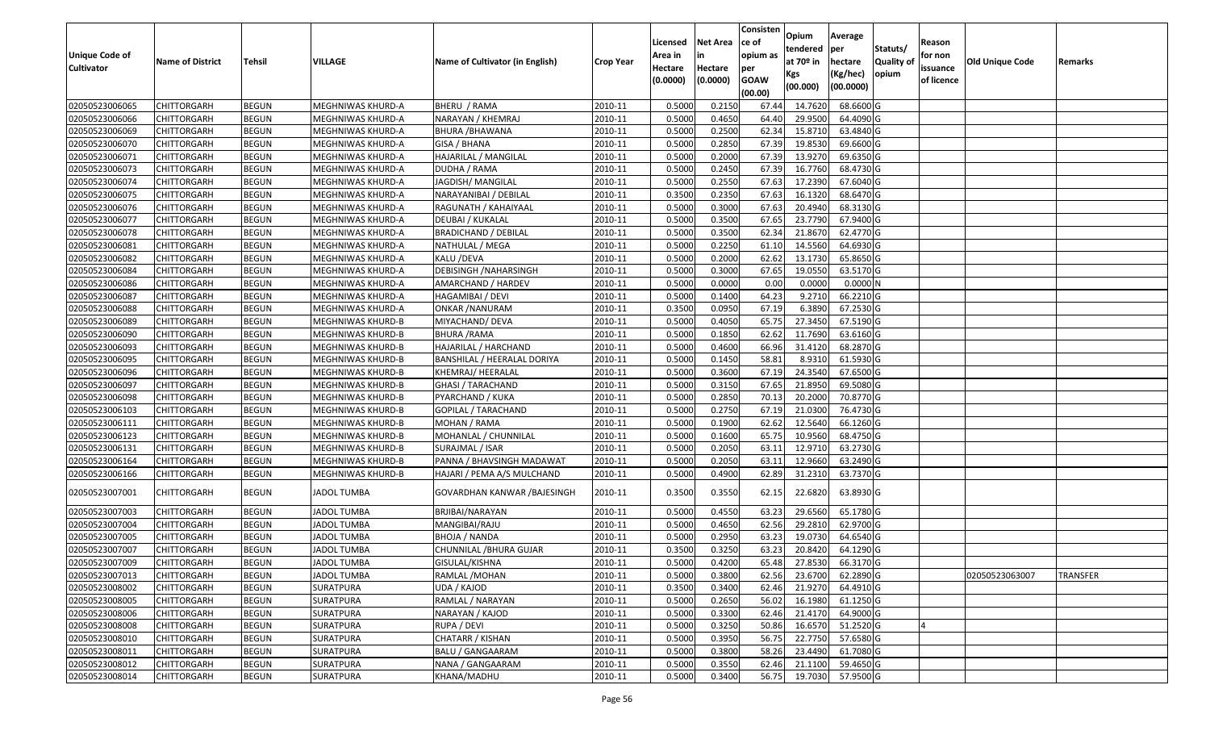| Unique Code of Cultivator | Name of District | Tehsil | VILLAGE | Name of Cultivator (in English) | Crop Year | Licensed Area in Hectare (0.0000) | Net Area in Hectare (0.0000) | Consistence of opium as per GOAW (00.00) | Opium tendered at 70º in Kgs (00.000) | Average per hectare (Kg/hec) (00.0000) | Statuts/ Quality of opium | Reason for non issuance of licence | Old Unique Code | Remarks |
|---|---|---|---|---|---|---|---|---|---|---|---|---|---|---|
| 02050523006065 | CHITTORGARH | BEGUN | MEGHNIWAS KHURD-A | BHERU / RAMA | 2010-11 | 0.5000 | 0.2150 | 67.44 | 14.7620 | 68.6600 | G | | | |
| 02050523006066 | CHITTORGARH | BEGUN | MEGHNIWAS KHURD-A | NARAYAN / KHEMRAJ | 2010-11 | 0.5000 | 0.4650 | 64.40 | 29.9500 | 64.4090 | G | | | |
| 02050523006069 | CHITTORGARH | BEGUN | MEGHNIWAS KHURD-A | BHURA /BHAWANA | 2010-11 | 0.5000 | 0.2500 | 62.34 | 15.8710 | 63.4840 | G | | | |
| 02050523006070 | CHITTORGARH | BEGUN | MEGHNIWAS KHURD-A | GISA / BHANA | 2010-11 | 0.5000 | 0.2850 | 67.39 | 19.8530 | 69.6600 | G | | | |
| 02050523006071 | CHITTORGARH | BEGUN | MEGHNIWAS KHURD-A | HAJARILAL / MANGILAL | 2010-11 | 0.5000 | 0.2000 | 67.39 | 13.9270 | 69.6350 | G | | | |
| 02050523006073 | CHITTORGARH | BEGUN | MEGHNIWAS KHURD-A | DUDHA / RAMA | 2010-11 | 0.5000 | 0.2450 | 67.39 | 16.7760 | 68.4730 | G | | | |
| 02050523006074 | CHITTORGARH | BEGUN | MEGHNIWAS KHURD-A | JAGDISH/ MANGILAL | 2010-11 | 0.5000 | 0.2550 | 67.63 | 17.2390 | 67.6040 | G | | | |
| 02050523006075 | CHITTORGARH | BEGUN | MEGHNIWAS KHURD-A | NARAYANIBAI / DEBILAL | 2010-11 | 0.3500 | 0.2350 | 67.63 | 16.1320 | 68.6470 | G | | | |
| 02050523006076 | CHITTORGARH | BEGUN | MEGHNIWAS KHURD-A | RAGUNATH / KAHAIYAAL | 2010-11 | 0.5000 | 0.3000 | 67.63 | 20.4940 | 68.3130 | G | | | |
| 02050523006077 | CHITTORGARH | BEGUN | MEGHNIWAS KHURD-A | DEUBAI / KUKALAL | 2010-11 | 0.5000 | 0.3500 | 67.65 | 23.7790 | 67.9400 | G | | | |
| 02050523006078 | CHITTORGARH | BEGUN | MEGHNIWAS KHURD-A | BRADICHAND / DEBILAL | 2010-11 | 0.5000 | 0.3500 | 62.34 | 21.8670 | 62.4770 | G | | | |
| 02050523006081 | CHITTORGARH | BEGUN | MEGHNIWAS KHURD-A | NATHULAL / MEGA | 2010-11 | 0.5000 | 0.2250 | 61.10 | 14.5560 | 64.6930 | G | | | |
| 02050523006082 | CHITTORGARH | BEGUN | MEGHNIWAS KHURD-A | KALU /DEVA | 2010-11 | 0.5000 | 0.2000 | 62.62 | 13.1730 | 65.8650 | G | | | |
| 02050523006084 | CHITTORGARH | BEGUN | MEGHNIWAS KHURD-A | DEBISINGH /NAHARSINGH | 2010-11 | 0.5000 | 0.3000 | 67.65 | 19.0550 | 63.5170 | G | | | |
| 02050523006086 | CHITTORGARH | BEGUN | MEGHNIWAS KHURD-A | AMARCHAND / HARDEV | 2010-11 | 0.5000 | 0.0000 | 0.00 | 0.0000 | 0.0000 | N | | | |
| 02050523006087 | CHITTORGARH | BEGUN | MEGHNIWAS KHURD-A | HAGAMIBAI / DEVI | 2010-11 | 0.5000 | 0.1400 | 64.23 | 9.2710 | 66.2210 | G | | | |
| 02050523006088 | CHITTORGARH | BEGUN | MEGHNIWAS KHURD-A | ONKAR /NANURAM | 2010-11 | 0.3500 | 0.0950 | 67.19 | 6.3890 | 67.2530 | G | | | |
| 02050523006089 | CHITTORGARH | BEGUN | MEGHNIWAS KHURD-B | MIYACHAND/ DEVA | 2010-11 | 0.5000 | 0.4050 | 65.75 | 27.3450 | 67.5190 | G | | | |
| 02050523006090 | CHITTORGARH | BEGUN | MEGHNIWAS KHURD-B | BHURA /RAMA | 2010-11 | 0.5000 | 0.1850 | 62.62 | 11.7690 | 63.6160 | G | | | |
| 02050523006093 | CHITTORGARH | BEGUN | MEGHNIWAS KHURD-B | HAJARILAL / HARCHAND | 2010-11 | 0.5000 | 0.4600 | 66.96 | 31.4120 | 68.2870 | G | | | |
| 02050523006095 | CHITTORGARH | BEGUN | MEGHNIWAS KHURD-B | BANSHILAL / HEERALAL DORIYA | 2010-11 | 0.5000 | 0.1450 | 58.81 | 8.9310 | 61.5930 | G | | | |
| 02050523006096 | CHITTORGARH | BEGUN | MEGHNIWAS KHURD-B | KHEMRAJ/ HEERALAL | 2010-11 | 0.5000 | 0.3600 | 67.19 | 24.3540 | 67.6500 | G | | | |
| 02050523006097 | CHITTORGARH | BEGUN | MEGHNIWAS KHURD-B | GHASI / TARACHAND | 2010-11 | 0.5000 | 0.3150 | 67.65 | 21.8950 | 69.5080 | G | | | |
| 02050523006098 | CHITTORGARH | BEGUN | MEGHNIWAS KHURD-B | PYARCHAND / KUKA | 2010-11 | 0.5000 | 0.2850 | 70.13 | 20.2000 | 70.8770 | G | | | |
| 02050523006103 | CHITTORGARH | BEGUN | MEGHNIWAS KHURD-B | GOPILAL / TARACHAND | 2010-11 | 0.5000 | 0.2750 | 67.19 | 21.0300 | 76.4730 | G | | | |
| 02050523006111 | CHITTORGARH | BEGUN | MEGHNIWAS KHURD-B | MOHAN / RAMA | 2010-11 | 0.5000 | 0.1900 | 62.62 | 12.5640 | 66.1260 | G | | | |
| 02050523006123 | CHITTORGARH | BEGUN | MEGHNIWAS KHURD-B | MOHANLAL / CHUNNILAL | 2010-11 | 0.5000 | 0.1600 | 65.75 | 10.9560 | 68.4750 | G | | | |
| 02050523006131 | CHITTORGARH | BEGUN | MEGHNIWAS KHURD-B | SURAJMAL / ISAR | 2010-11 | 0.5000 | 0.2050 | 63.11 | 12.9710 | 63.2730 | G | | | |
| 02050523006164 | CHITTORGARH | BEGUN | MEGHNIWAS KHURD-B | PANNA / BHAVSINGH MADAWAT | 2010-11 | 0.5000 | 0.2050 | 63.11 | 12.9660 | 63.2490 | G | | | |
| 02050523006166 | CHITTORGARH | BEGUN | MEGHNIWAS KHURD-B | HAJARI / PEMA A/S MULCHAND | 2010-11 | 0.5000 | 0.4900 | 62.89 | 31.2310 | 63.7370 | G | | | |
| 02050523007001 | CHITTORGARH | BEGUN | JADOL TUMBA | GOVARDHAN KANWAR /BAJESINGH | 2010-11 | 0.3500 | 0.3550 | 62.15 | 22.6820 | 63.8930 | G | | | |
| 02050523007003 | CHITTORGARH | BEGUN | JADOL TUMBA | BRJIBAI/NARAYAN | 2010-11 | 0.5000 | 0.4550 | 63.23 | 29.6560 | 65.1780 | G | | | |
| 02050523007004 | CHITTORGARH | BEGUN | JADOL TUMBA | MANGIBAI/RAJU | 2010-11 | 0.5000 | 0.4650 | 62.56 | 29.2810 | 62.9700 | G | | | |
| 02050523007005 | CHITTORGARH | BEGUN | JADOL TUMBA | BHOJA / NANDA | 2010-11 | 0.5000 | 0.2950 | 63.23 | 19.0730 | 64.6540 | G | | | |
| 02050523007007 | CHITTORGARH | BEGUN | JADOL TUMBA | CHUNNILAL /BHURA GUJAR | 2010-11 | 0.3500 | 0.3250 | 63.23 | 20.8420 | 64.1290 | G | | | |
| 02050523007009 | CHITTORGARH | BEGUN | JADOL TUMBA | GISULAL/KISHNA | 2010-11 | 0.5000 | 0.4200 | 65.48 | 27.8530 | 66.3170 | G | | | |
| 02050523007013 | CHITTORGARH | BEGUN | JADOL TUMBA | RAMLAL /MOHAN | 2010-11 | 0.5000 | 0.3800 | 62.56 | 23.6700 | 62.2890 | G | | 02050523063007 | TRANSFER |
| 02050523008002 | CHITTORGARH | BEGUN | SURATPURA | UDA / KAJOD | 2010-11 | 0.3500 | 0.3400 | 62.46 | 21.9270 | 64.4910 | G | | | |
| 02050523008005 | CHITTORGARH | BEGUN | SURATPURA | RAMLAL / NARAYAN | 2010-11 | 0.5000 | 0.2650 | 56.02 | 16.1980 | 61.1250 | G | | | |
| 02050523008006 | CHITTORGARH | BEGUN | SURATPURA | NARAYAN / KAJOD | 2010-11 | 0.5000 | 0.3300 | 62.46 | 21.4170 | 64.9000 | G | | | |
| 02050523008008 | CHITTORGARH | BEGUN | SURATPURA | RUPA / DEVI | 2010-11 | 0.5000 | 0.3250 | 50.86 | 16.6570 | 51.2520 | G | 4 | | |
| 02050523008010 | CHITTORGARH | BEGUN | SURATPURA | CHATARR / KISHAN | 2010-11 | 0.5000 | 0.3950 | 56.75 | 22.7750 | 57.6580 | G | | | |
| 02050523008011 | CHITTORGARH | BEGUN | SURATPURA | BALU / GANGAARAM | 2010-11 | 0.5000 | 0.3800 | 58.26 | 23.4490 | 61.7080 | G | | | |
| 02050523008012 | CHITTORGARH | BEGUN | SURATPURA | NANA / GANGAARAM | 2010-11 | 0.5000 | 0.3550 | 62.46 | 21.1100 | 59.4650 | G | | | |
| 02050523008014 | CHITTORGARH | BEGUN | SURATPURA | KHANA/MADHU | 2010-11 | 0.5000 | 0.3400 | 56.75 | 19.7030 | 57.9500 | G | | | |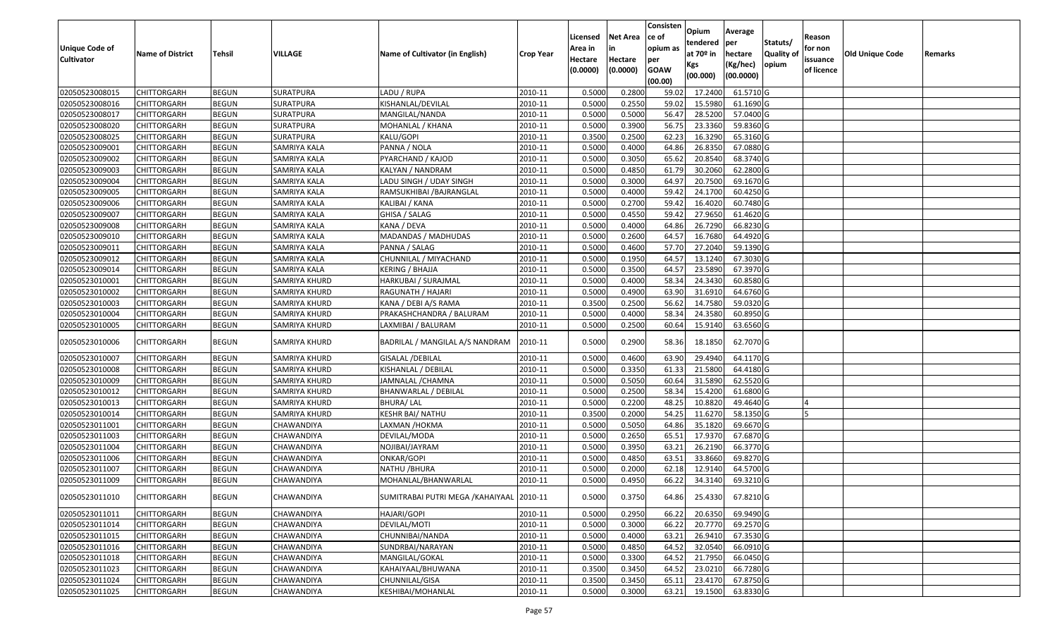| Unique Code of Cultivator | Name of District | Tehsil | VILLAGE | Name of Cultivator (in English) | Crop Year | Licensed Area in Hectare (0.0000) | Net Area in Hectare (0.0000) | Consisten ce of opium as per GOAW (00.00) | Opium tendered at 70º in Kgs (00.000) | Average per hectare (Kg/hec) (00.0000) | Statuts/ Quality of opium | Reason for non issuance of licence | Old Unique Code | Remarks |
|---|---|---|---|---|---|---|---|---|---|---|---|---|---|---|
| 02050523008015 | CHITTORGARH | BEGUN | SURATPURA | LADU / RUPA | 2010-11 | 0.5000 | 0.2800 | 59.02 | 17.2400 | 61.5710 | G | | | |
| 02050523008016 | CHITTORGARH | BEGUN | SURATPURA | KISHANLAL/DEVILAL | 2010-11 | 0.5000 | 0.2550 | 59.02 | 15.5980 | 61.1690 | G | | | |
| 02050523008017 | CHITTORGARH | BEGUN | SURATPURA | MANGILAL/NANDA | 2010-11 | 0.5000 | 0.5000 | 56.47 | 28.5200 | 57.0400 | G | | | |
| 02050523008020 | CHITTORGARH | BEGUN | SURATPURA | MOHANLAL / KHANA | 2010-11 | 0.5000 | 0.3900 | 56.75 | 23.3360 | 59.8360 | G | | | |
| 02050523008025 | CHITTORGARH | BEGUN | SURATPURA | KALU/GOPI | 2010-11 | 0.3500 | 0.2500 | 62.23 | 16.3290 | 65.3160 | G | | | |
| 02050523009001 | CHITTORGARH | BEGUN | SAMRIYA KALA | PANNA / NOLA | 2010-11 | 0.5000 | 0.4000 | 64.86 | 26.8350 | 67.0880 | G | | | |
| 02050523009002 | CHITTORGARH | BEGUN | SAMRIYA KALA | PYARCHAND / KAJOD | 2010-11 | 0.5000 | 0.3050 | 65.62 | 20.8540 | 68.3740 | G | | | |
| 02050523009003 | CHITTORGARH | BEGUN | SAMRIYA KALA | KALYAN / NANDRAM | 2010-11 | 0.5000 | 0.4850 | 61.79 | 30.2060 | 62.2800 | G | | | |
| 02050523009004 | CHITTORGARH | BEGUN | SAMRIYA KALA | LADU SINGH / UDAY SINGH | 2010-11 | 0.5000 | 0.3000 | 64.97 | 20.7500 | 69.1670 | G | | | |
| 02050523009005 | CHITTORGARH | BEGUN | SAMRIYA KALA | RAMSUKHIBAI /BAJRANGLAL | 2010-11 | 0.5000 | 0.4000 | 59.42 | 24.1700 | 60.4250 | G | | | |
| 02050523009006 | CHITTORGARH | BEGUN | SAMRIYA KALA | KALIBAI / KANA | 2010-11 | 0.5000 | 0.2700 | 59.42 | 16.4020 | 60.7480 | G | | | |
| 02050523009007 | CHITTORGARH | BEGUN | SAMRIYA KALA | GHISA / SALAG | 2010-11 | 0.5000 | 0.4550 | 59.42 | 27.9650 | 61.4620 | G | | | |
| 02050523009008 | CHITTORGARH | BEGUN | SAMRIYA KALA | KANA / DEVA | 2010-11 | 0.5000 | 0.4000 | 64.86 | 26.7290 | 66.8230 | G | | | |
| 02050523009010 | CHITTORGARH | BEGUN | SAMRIYA KALA | MADANDAS / MADHUDAS | 2010-11 | 0.5000 | 0.2600 | 64.57 | 16.7680 | 64.4920 | G | | | |
| 02050523009011 | CHITTORGARH | BEGUN | SAMRIYA KALA | PANNA / SALAG | 2010-11 | 0.5000 | 0.4600 | 57.70 | 27.2040 | 59.1390 | G | | | |
| 02050523009012 | CHITTORGARH | BEGUN | SAMRIYA KALA | CHUNNILAL / MIYACHAND | 2010-11 | 0.5000 | 0.1950 | 64.57 | 13.1240 | 67.3030 | G | | | |
| 02050523009014 | CHITTORGARH | BEGUN | SAMRIYA KALA | KERING / BHAJJA | 2010-11 | 0.5000 | 0.3500 | 64.57 | 23.5890 | 67.3970 | G | | | |
| 02050523010001 | CHITTORGARH | BEGUN | SAMRIYA KHURD | HARKUBAI / SURAJMAL | 2010-11 | 0.5000 | 0.4000 | 58.34 | 24.3430 | 60.8580 | G | | | |
| 02050523010002 | CHITTORGARH | BEGUN | SAMRIYA KHURD | RAGUNATH / HAJARI | 2010-11 | 0.5000 | 0.4900 | 63.90 | 31.6910 | 64.6760 | G | | | |
| 02050523010003 | CHITTORGARH | BEGUN | SAMRIYA KHURD | KANA / DEBI A/S RAMA | 2010-11 | 0.3500 | 0.2500 | 56.62 | 14.7580 | 59.0320 | G | | | |
| 02050523010004 | CHITTORGARH | BEGUN | SAMRIYA KHURD | PRAKASHCHANDRA / BALURAM | 2010-11 | 0.5000 | 0.4000 | 58.34 | 24.3580 | 60.8950 | G | | | |
| 02050523010005 | CHITTORGARH | BEGUN | SAMRIYA KHURD | LAXMIBAI / BALURAM | 2010-11 | 0.5000 | 0.2500 | 60.64 | 15.9140 | 63.6560 | G | | | |
| 02050523010006 | CHITTORGARH | BEGUN | SAMRIYA KHURD | BADRILAL / MANGILAL A/S NANDRAM | 2010-11 | 0.5000 | 0.2900 | 58.36 | 18.1850 | 62.7070 | G | | | |
| 02050523010007 | CHITTORGARH | BEGUN | SAMRIYA KHURD | GISALAL /DEBILAL | 2010-11 | 0.5000 | 0.4600 | 63.90 | 29.4940 | 64.1170 | G | | | |
| 02050523010008 | CHITTORGARH | BEGUN | SAMRIYA KHURD | KISHANLAL / DEBILAL | 2010-11 | 0.5000 | 0.3350 | 61.33 | 21.5800 | 64.4180 | G | | | |
| 02050523010009 | CHITTORGARH | BEGUN | SAMRIYA KHURD | JAMNALAL /CHAMNA | 2010-11 | 0.5000 | 0.5050 | 60.64 | 31.5890 | 62.5520 | G | | | |
| 02050523010012 | CHITTORGARH | BEGUN | SAMRIYA KHURD | BHANWARLAL / DEBILAL | 2010-11 | 0.5000 | 0.2500 | 58.34 | 15.4200 | 61.6800 | G | | | |
| 02050523010013 | CHITTORGARH | BEGUN | SAMRIYA KHURD | BHURA/ LAL | 2010-11 | 0.5000 | 0.2200 | 48.25 | 10.8820 | 49.4640 | G | 4 | | |
| 02050523010014 | CHITTORGARH | BEGUN | SAMRIYA KHURD | KESHR BAI/ NATHU | 2010-11 | 0.3500 | 0.2000 | 54.25 | 11.6270 | 58.1350 | G | 5 | | |
| 02050523011001 | CHITTORGARH | BEGUN | CHAWANDIYA | LAXMAN /HOKMA | 2010-11 | 0.5000 | 0.5050 | 64.86 | 35.1820 | 69.6670 | G | | | |
| 02050523011003 | CHITTORGARH | BEGUN | CHAWANDIYA | DEVILAL/MODA | 2010-11 | 0.5000 | 0.2650 | 65.51 | 17.9370 | 67.6870 | G | | | |
| 02050523011004 | CHITTORGARH | BEGUN | CHAWANDIYA | NOJIBAI/JAYRAM | 2010-11 | 0.5000 | 0.3950 | 63.21 | 26.2190 | 66.3770 | G | | | |
| 02050523011006 | CHITTORGARH | BEGUN | CHAWANDIYA | ONKAR/GOPI | 2010-11 | 0.5000 | 0.4850 | 63.51 | 33.8660 | 69.8270 | G | | | |
| 02050523011007 | CHITTORGARH | BEGUN | CHAWANDIYA | NATHU /BHURA | 2010-11 | 0.5000 | 0.2000 | 62.18 | 12.9140 | 64.5700 | G | | | |
| 02050523011009 | CHITTORGARH | BEGUN | CHAWANDIYA | MOHANLAL/BHANWARLAL | 2010-11 | 0.5000 | 0.4950 | 66.22 | 34.3140 | 69.3210 | G | | | |
| 02050523011010 | CHITTORGARH | BEGUN | CHAWANDIYA | SUMITRABAI PUTRI MEGA /KAHAIYAAL | 2010-11 | 0.5000 | 0.3750 | 64.86 | 25.4330 | 67.8210 | G | | | |
| 02050523011011 | CHITTORGARH | BEGUN | CHAWANDIYA | HAJARI/GOPI | 2010-11 | 0.5000 | 0.2950 | 66.22 | 20.6350 | 69.9490 | G | | | |
| 02050523011014 | CHITTORGARH | BEGUN | CHAWANDIYA | DEVILAL/MOTI | 2010-11 | 0.5000 | 0.3000 | 66.22 | 20.7770 | 69.2570 | G | | | |
| 02050523011015 | CHITTORGARH | BEGUN | CHAWANDIYA | CHUNNIBAI/NANDA | 2010-11 | 0.5000 | 0.4000 | 63.21 | 26.9410 | 67.3530 | G | | | |
| 02050523011016 | CHITTORGARH | BEGUN | CHAWANDIYA | SUNDRBAI/NARAYAN | 2010-11 | 0.5000 | 0.4850 | 64.52 | 32.0540 | 66.0910 | G | | | |
| 02050523011018 | CHITTORGARH | BEGUN | CHAWANDIYA | MANGILAL/GOKAL | 2010-11 | 0.5000 | 0.3300 | 64.52 | 21.7950 | 66.0450 | G | | | |
| 02050523011023 | CHITTORGARH | BEGUN | CHAWANDIYA | KAHAIYAAL/BHUWANA | 2010-11 | 0.3500 | 0.3450 | 64.52 | 23.0210 | 66.7280 | G | | | |
| 02050523011024 | CHITTORGARH | BEGUN | CHAWANDIYA | CHUNNILAL/GISA | 2010-11 | 0.3500 | 0.3450 | 65.11 | 23.4170 | 67.8750 | G | | | |
| 02050523011025 | CHITTORGARH | BEGUN | CHAWANDIYA | KESHIBAI/MOHANLAL | 2010-11 | 0.5000 | 0.3000 | 63.21 | 19.1500 | 63.8330 | G | | | |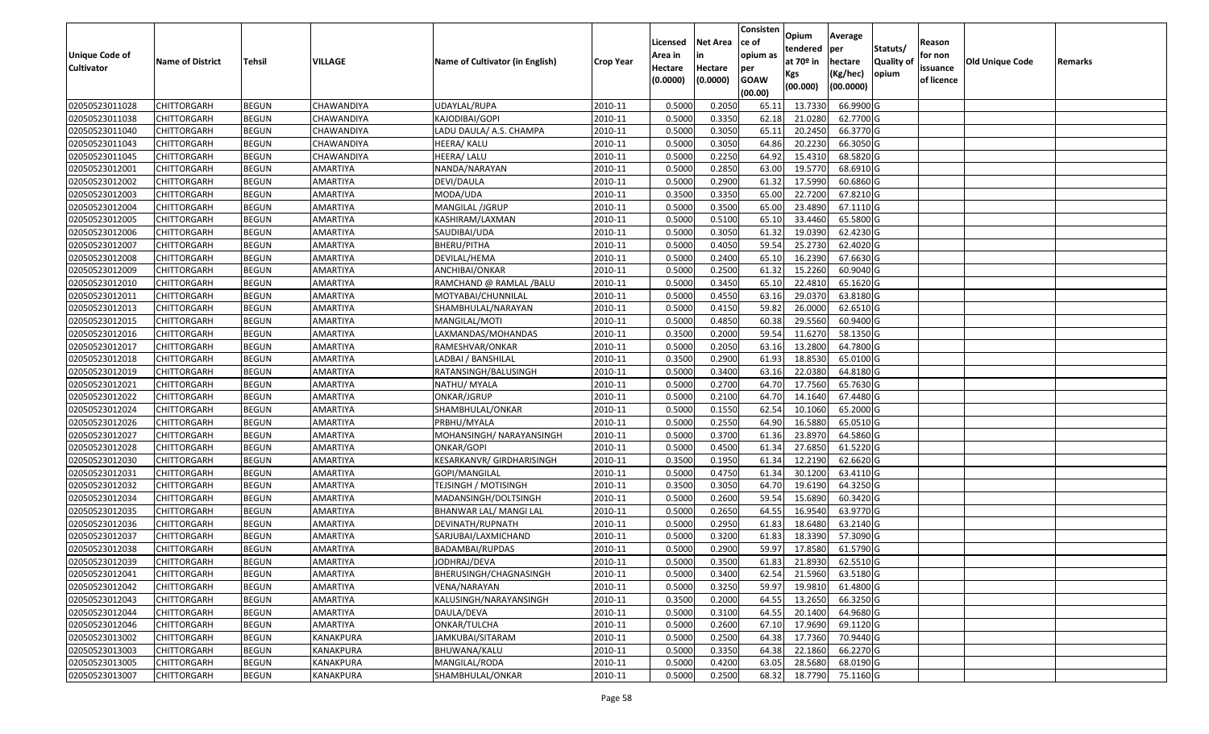| Unique Code of Cultivator | Name of District | Tehsil | VILLAGE | Name of Cultivator (in English) | Crop Year | Licensed Area in Hectare (0.0000) | Net Area in Hectare (0.0000) | Consistence of opium as per GOAW (00.00) | Opium tendered at 70º in Kgs (00.000) | Average per hectare (Kg/hec) (00.0000) | Statuts/ Quality of opium | Reason for non issuance of licence | Old Unique Code | Remarks |
|---|---|---|---|---|---|---|---|---|---|---|---|---|---|---|
| 02050523011028 | CHITTORGARH | BEGUN | CHAWANDIYA | UDAYLAL/RUPA | 2010-11 | 0.5000 | 0.2050 | 65.11 | 13.7330 | 66.9900 | G | | | |
| 02050523011038 | CHITTORGARH | BEGUN | CHAWANDIYA | KAJODIBAI/GOPI | 2010-11 | 0.5000 | 0.3350 | 62.18 | 21.0280 | 62.7700 | G | | | |
| 02050523011040 | CHITTORGARH | BEGUN | CHAWANDIYA | LADU DAULA/ A.S. CHAMPA | 2010-11 | 0.5000 | 0.3050 | 65.11 | 20.2450 | 66.3770 | G | | | |
| 02050523011043 | CHITTORGARH | BEGUN | CHAWANDIYA | HEERA/ KALU | 2010-11 | 0.5000 | 0.3050 | 64.86 | 20.2230 | 66.3050 | G | | | |
| 02050523011045 | CHITTORGARH | BEGUN | CHAWANDIYA | HEERA/ LALU | 2010-11 | 0.5000 | 0.2250 | 64.92 | 15.4310 | 68.5820 | G | | | |
| 02050523012001 | CHITTORGARH | BEGUN | AMARTIYA | NANDA/NARAYAN | 2010-11 | 0.5000 | 0.2850 | 63.00 | 19.5770 | 68.6910 | G | | | |
| 02050523012002 | CHITTORGARH | BEGUN | AMARTIYA | DEVI/DAULA | 2010-11 | 0.5000 | 0.2900 | 61.32 | 17.5990 | 60.6860 | G | | | |
| 02050523012003 | CHITTORGARH | BEGUN | AMARTIYA | MODA/UDA | 2010-11 | 0.3500 | 0.3350 | 65.00 | 22.7200 | 67.8210 | G | | | |
| 02050523012004 | CHITTORGARH | BEGUN | AMARTIYA | MANGILAL /JGRUP | 2010-11 | 0.5000 | 0.3500 | 65.00 | 23.4890 | 67.1110 | G | | | |
| 02050523012005 | CHITTORGARH | BEGUN | AMARTIYA | KASHIRAM/LAXMAN | 2010-11 | 0.5000 | 0.5100 | 65.10 | 33.4460 | 65.5800 | G | | | |
| 02050523012006 | CHITTORGARH | BEGUN | AMARTIYA | SAUDIBAI/UDA | 2010-11 | 0.5000 | 0.3050 | 61.32 | 19.0390 | 62.4230 | G | | | |
| 02050523012007 | CHITTORGARH | BEGUN | AMARTIYA | BHERU/PITHA | 2010-11 | 0.5000 | 0.4050 | 59.54 | 25.2730 | 62.4020 | G | | | |
| 02050523012008 | CHITTORGARH | BEGUN | AMARTIYA | DEVILAL/HEMA | 2010-11 | 0.5000 | 0.2400 | 65.10 | 16.2390 | 67.6630 | G | | | |
| 02050523012009 | CHITTORGARH | BEGUN | AMARTIYA | ANCHIBAI/ONKAR | 2010-11 | 0.5000 | 0.2500 | 61.32 | 15.2260 | 60.9040 | G | | | |
| 02050523012010 | CHITTORGARH | BEGUN | AMARTIYA | RAMCHAND @ RAMLAL /BALU | 2010-11 | 0.5000 | 0.3450 | 65.10 | 22.4810 | 65.1620 | G | | | |
| 02050523012011 | CHITTORGARH | BEGUN | AMARTIYA | MOTYABAI/CHUNNILAL | 2010-11 | 0.5000 | 0.4550 | 63.16 | 29.0370 | 63.8180 | G | | | |
| 02050523012013 | CHITTORGARH | BEGUN | AMARTIYA | SHAMBHULAL/NARAYAN | 2010-11 | 0.5000 | 0.4150 | 59.82 | 26.0000 | 62.6510 | G | | | |
| 02050523012015 | CHITTORGARH | BEGUN | AMARTIYA | MANGILAL/MOTI | 2010-11 | 0.5000 | 0.4850 | 60.38 | 29.5560 | 60.9400 | G | | | |
| 02050523012016 | CHITTORGARH | BEGUN | AMARTIYA | LAXMANDAS/MOHANDAS | 2010-11 | 0.3500 | 0.2000 | 59.54 | 11.6270 | 58.1350 | G | | | |
| 02050523012017 | CHITTORGARH | BEGUN | AMARTIYA | RAMESHVAR/ONKAR | 2010-11 | 0.5000 | 0.2050 | 63.16 | 13.2800 | 64.7800 | G | | | |
| 02050523012018 | CHITTORGARH | BEGUN | AMARTIYA | LADBAI / BANSHILAL | 2010-11 | 0.3500 | 0.2900 | 61.93 | 18.8530 | 65.0100 | G | | | |
| 02050523012019 | CHITTORGARH | BEGUN | AMARTIYA | RATANSINGH/BALUSINGH | 2010-11 | 0.5000 | 0.3400 | 63.16 | 22.0380 | 64.8180 | G | | | |
| 02050523012021 | CHITTORGARH | BEGUN | AMARTIYA | NATHU/ MYALA | 2010-11 | 0.5000 | 0.2700 | 64.70 | 17.7560 | 65.7630 | G | | | |
| 02050523012022 | CHITTORGARH | BEGUN | AMARTIYA | ONKAR/JGRUP | 2010-11 | 0.5000 | 0.2100 | 64.70 | 14.1640 | 67.4480 | G | | | |
| 02050523012024 | CHITTORGARH | BEGUN | AMARTIYA | SHAMBHULAL/ONKAR | 2010-11 | 0.5000 | 0.1550 | 62.54 | 10.1060 | 65.2000 | G | | | |
| 02050523012026 | CHITTORGARH | BEGUN | AMARTIYA | PRBHU/MYALA | 2010-11 | 0.5000 | 0.2550 | 64.90 | 16.5880 | 65.0510 | G | | | |
| 02050523012027 | CHITTORGARH | BEGUN | AMARTIYA | MOHANSINGH/ NARAYANSINGH | 2010-11 | 0.5000 | 0.3700 | 61.36 | 23.8970 | 64.5860 | G | | | |
| 02050523012028 | CHITTORGARH | BEGUN | AMARTIYA | ONKAR/GOPI | 2010-11 | 0.5000 | 0.4500 | 61.34 | 27.6850 | 61.5220 | G | | | |
| 02050523012030 | CHITTORGARH | BEGUN | AMARTIYA | KESARKANVR/ GIRDHARISINGH | 2010-11 | 0.3500 | 0.1950 | 61.34 | 12.2190 | 62.6620 | G | | | |
| 02050523012031 | CHITTORGARH | BEGUN | AMARTIYA | GOPI/MANGILAL | 2010-11 | 0.5000 | 0.4750 | 61.34 | 30.1200 | 63.4110 | G | | | |
| 02050523012032 | CHITTORGARH | BEGUN | AMARTIYA | TEJSINGH / MOTISINGH | 2010-11 | 0.3500 | 0.3050 | 64.70 | 19.6190 | 64.3250 | G | | | |
| 02050523012034 | CHITTORGARH | BEGUN | AMARTIYA | MADANSINGH/DOLTSINGH | 2010-11 | 0.5000 | 0.2600 | 59.54 | 15.6890 | 60.3420 | G | | | |
| 02050523012035 | CHITTORGARH | BEGUN | AMARTIYA | BHANWAR LAL/ MANGI LAL | 2010-11 | 0.5000 | 0.2650 | 64.55 | 16.9540 | 63.9770 | G | | | |
| 02050523012036 | CHITTORGARH | BEGUN | AMARTIYA | DEVINATH/RUPNATH | 2010-11 | 0.5000 | 0.2950 | 61.83 | 18.6480 | 63.2140 | G | | | |
| 02050523012037 | CHITTORGARH | BEGUN | AMARTIYA | SARJUBAI/LAXMICHAND | 2010-11 | 0.5000 | 0.3200 | 61.83 | 18.3390 | 57.3090 | G | | | |
| 02050523012038 | CHITTORGARH | BEGUN | AMARTIYA | BADAMBAI/RUPDAS | 2010-11 | 0.5000 | 0.2900 | 59.97 | 17.8580 | 61.5790 | G | | | |
| 02050523012039 | CHITTORGARH | BEGUN | AMARTIYA | JODHRAJ/DEVA | 2010-11 | 0.5000 | 0.3500 | 61.83 | 21.8930 | 62.5510 | G | | | |
| 02050523012041 | CHITTORGARH | BEGUN | AMARTIYA | BHERUSINGH/CHAGNASINGH | 2010-11 | 0.5000 | 0.3400 | 62.54 | 21.5960 | 63.5180 | G | | | |
| 02050523012042 | CHITTORGARH | BEGUN | AMARTIYA | VENA/NARAYAN | 2010-11 | 0.5000 | 0.3250 | 59.97 | 19.9810 | 61.4800 | G | | | |
| 02050523012043 | CHITTORGARH | BEGUN | AMARTIYA | KALUSINGH/NARAYANSINGH | 2010-11 | 0.3500 | 0.2000 | 64.55 | 13.2650 | 66.3250 | G | | | |
| 02050523012044 | CHITTORGARH | BEGUN | AMARTIYA | DAULA/DEVA | 2010-11 | 0.5000 | 0.3100 | 64.55 | 20.1400 | 64.9680 | G | | | |
| 02050523012046 | CHITTORGARH | BEGUN | AMARTIYA | ONKAR/TULCHA | 2010-11 | 0.5000 | 0.2600 | 67.10 | 17.9690 | 69.1120 | G | | | |
| 02050523013002 | CHITTORGARH | BEGUN | KANAKPURA | JAMKUBAI/SITARAM | 2010-11 | 0.5000 | 0.2500 | 64.38 | 17.7360 | 70.9440 | G | | | |
| 02050523013003 | CHITTORGARH | BEGUN | KANAKPURA | BHUWANA/KALU | 2010-11 | 0.5000 | 0.3350 | 64.38 | 22.1860 | 66.2270 | G | | | |
| 02050523013005 | CHITTORGARH | BEGUN | KANAKPURA | MANGILAL/RODA | 2010-11 | 0.5000 | 0.4200 | 63.05 | 28.5680 | 68.0190 | G | | | |
| 02050523013007 | CHITTORGARH | BEGUN | KANAKPURA | SHAMBHULAL/ONKAR | 2010-11 | 0.5000 | 0.2500 | 68.32 | 18.7790 | 75.1160 | G | | | |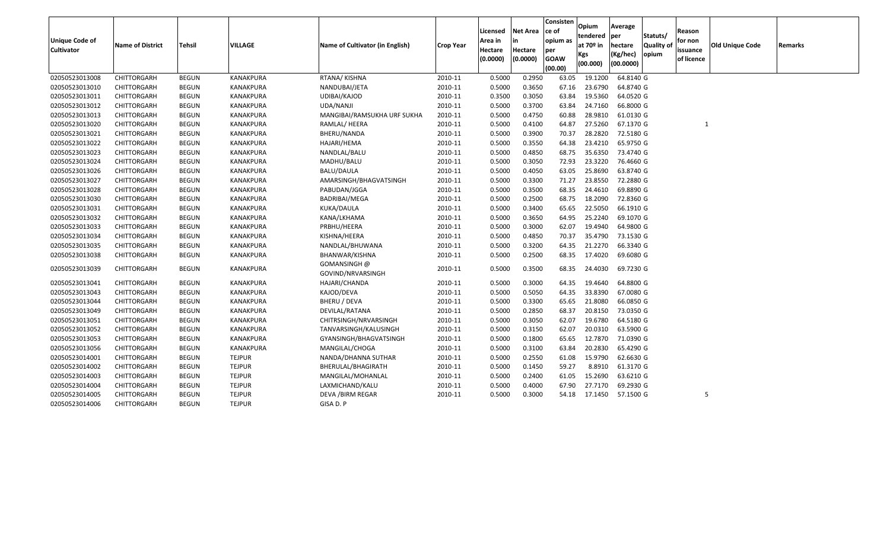| Unique Code of Cultivator | Name of District | Tehsil | VILLAGE | Name of Cultivator (in English) | Crop Year | Licensed Area in Hectare (0.0000) | Net Area in Hectare (0.0000) | Consistence of opium as per GOAW (00.00) | Opium tendered at 70º in Kgs (00.000) | Average per hectare (Kg/hec) (00.0000) | Statuts/ Quality of opium | Reason for non issuance of licence | Old Unique Code | Remarks |
|---|---|---|---|---|---|---|---|---|---|---|---|---|---|---|
| 02050523013008 | CHITTORGARH | BEGUN | KANAKPURA | RTANA/ KISHNA | 2010-11 | 0.5000 | 0.2950 | 63.05 | 19.1200 | 64.8140 | G | | | |
| 02050523013010 | CHITTORGARH | BEGUN | KANAKPURA | NANDUBAI/JETA | 2010-11 | 0.5000 | 0.3650 | 67.16 | 23.6790 | 64.8740 | G | | | |
| 02050523013011 | CHITTORGARH | BEGUN | KANAKPURA | UDIBAI/KAJOD | 2010-11 | 0.3500 | 0.3050 | 63.84 | 19.5360 | 64.0520 | G | | | |
| 02050523013012 | CHITTORGARH | BEGUN | KANAKPURA | UDA/NANJI | 2010-11 | 0.5000 | 0.3700 | 63.84 | 24.7160 | 66.8000 | G | | | |
| 02050523013013 | CHITTORGARH | BEGUN | KANAKPURA | MANGIBAI/RAMSUKHA URF SUKHA | 2010-11 | 0.5000 | 0.4750 | 60.88 | 28.9810 | 61.0130 | G | | | |
| 02050523013020 | CHITTORGARH | BEGUN | KANAKPURA | RAMLAL/ HEERA | 2010-11 | 0.5000 | 0.4100 | 64.87 | 27.5260 | 67.1370 | G | 1 | | |
| 02050523013021 | CHITTORGARH | BEGUN | KANAKPURA | BHERU/NANDA | 2010-11 | 0.5000 | 0.3900 | 70.37 | 28.2820 | 72.5180 | G | | | |
| 02050523013022 | CHITTORGARH | BEGUN | KANAKPURA | HAJARI/HEMA | 2010-11 | 0.5000 | 0.3550 | 64.38 | 23.4210 | 65.9750 | G | | | |
| 02050523013023 | CHITTORGARH | BEGUN | KANAKPURA | NANDLAL/BALU | 2010-11 | 0.5000 | 0.4850 | 68.75 | 35.6350 | 73.4740 | G | | | |
| 02050523013024 | CHITTORGARH | BEGUN | KANAKPURA | MADHU/BALU | 2010-11 | 0.5000 | 0.3050 | 72.93 | 23.3220 | 76.4660 | G | | | |
| 02050523013026 | CHITTORGARH | BEGUN | KANAKPURA | BALU/DAULA | 2010-11 | 0.5000 | 0.4050 | 63.05 | 25.8690 | 63.8740 | G | | | |
| 02050523013027 | CHITTORGARH | BEGUN | KANAKPURA | AMARSINGH/BHAGVATSINGH | 2010-11 | 0.5000 | 0.3300 | 71.27 | 23.8550 | 72.2880 | G | | | |
| 02050523013028 | CHITTORGARH | BEGUN | KANAKPURA | PABUDAN/JGGA | 2010-11 | 0.5000 | 0.3500 | 68.35 | 24.4610 | 69.8890 | G | | | |
| 02050523013030 | CHITTORGARH | BEGUN | KANAKPURA | BADRIBAI/MEGA | 2010-11 | 0.5000 | 0.2500 | 68.75 | 18.2090 | 72.8360 | G | | | |
| 02050523013031 | CHITTORGARH | BEGUN | KANAKPURA | KUKA/DAULA | 2010-11 | 0.5000 | 0.3400 | 65.65 | 22.5050 | 66.1910 | G | | | |
| 02050523013032 | CHITTORGARH | BEGUN | KANAKPURA | KANA/LKHAMA | 2010-11 | 0.5000 | 0.3650 | 64.95 | 25.2240 | 69.1070 | G | | | |
| 02050523013033 | CHITTORGARH | BEGUN | KANAKPURA | PRBHU/HEERA | 2010-11 | 0.5000 | 0.3000 | 62.07 | 19.4940 | 64.9800 | G | | | |
| 02050523013034 | CHITTORGARH | BEGUN | KANAKPURA | KISHNA/HEERA | 2010-11 | 0.5000 | 0.4850 | 70.37 | 35.4790 | 73.1530 | G | | | |
| 02050523013035 | CHITTORGARH | BEGUN | KANAKPURA | NANDLAL/BHUWANA | 2010-11 | 0.5000 | 0.3200 | 64.35 | 21.2270 | 66.3340 | G | | | |
| 02050523013038 | CHITTORGARH | BEGUN | KANAKPURA | BHANWAR/KISHNA | 2010-11 | 0.5000 | 0.2500 | 68.35 | 17.4020 | 69.6080 | G | | | |
| 02050523013039 | CHITTORGARH | BEGUN | KANAKPURA | GOMANSINGH @ GOVIND/NRVARSINGH | 2010-11 | 0.5000 | 0.3500 | 68.35 | 24.4030 | 69.7230 | G | | | |
| 02050523013041 | CHITTORGARH | BEGUN | KANAKPURA | HAJARI/CHANDA | 2010-11 | 0.5000 | 0.3000 | 64.35 | 19.4640 | 64.8800 | G | | | |
| 02050523013043 | CHITTORGARH | BEGUN | KANAKPURA | KAJOD/DEVA | 2010-11 | 0.5000 | 0.5050 | 64.35 | 33.8390 | 67.0080 | G | | | |
| 02050523013044 | CHITTORGARH | BEGUN | KANAKPURA | BHERU / DEVA | 2010-11 | 0.5000 | 0.3300 | 65.65 | 21.8080 | 66.0850 | G | | | |
| 02050523013049 | CHITTORGARH | BEGUN | KANAKPURA | DEVILAL/RATANA | 2010-11 | 0.5000 | 0.2850 | 68.37 | 20.8150 | 73.0350 | G | | | |
| 02050523013051 | CHITTORGARH | BEGUN | KANAKPURA | CHITRSINGH/NRVARSINGH | 2010-11 | 0.5000 | 0.3050 | 62.07 | 19.6780 | 64.5180 | G | | | |
| 02050523013052 | CHITTORGARH | BEGUN | KANAKPURA | TANVARSINGH/KALUSINGH | 2010-11 | 0.5000 | 0.3150 | 62.07 | 20.0310 | 63.5900 | G | | | |
| 02050523013053 | CHITTORGARH | BEGUN | KANAKPURA | GYANSINGH/BHAGVATSINGH | 2010-11 | 0.5000 | 0.1800 | 65.65 | 12.7870 | 71.0390 | G | | | |
| 02050523013056 | CHITTORGARH | BEGUN | KANAKPURA | MANGILAL/CHOGA | 2010-11 | 0.5000 | 0.3100 | 63.84 | 20.2830 | 65.4290 | G | | | |
| 02050523014001 | CHITTORGARH | BEGUN | TEJPUR | NANDA/DHANNA SUTHAR | 2010-11 | 0.5000 | 0.2550 | 61.08 | 15.9790 | 62.6630 | G | | | |
| 02050523014002 | CHITTORGARH | BEGUN | TEJPUR | BHERULAL/BHAGIRATH | 2010-11 | 0.5000 | 0.1450 | 59.27 | 8.8910 | 61.3170 | G | | | |
| 02050523014003 | CHITTORGARH | BEGUN | TEJPUR | MANGILAL/MOHANLAL | 2010-11 | 0.5000 | 0.2400 | 61.05 | 15.2690 | 63.6210 | G | | | |
| 02050523014004 | CHITTORGARH | BEGUN | TEJPUR | LAXMICHAND/KALU | 2010-11 | 0.5000 | 0.4000 | 67.90 | 27.7170 | 69.2930 | G | | | |
| 02050523014005 | CHITTORGARH | BEGUN | TEJPUR | DEVA /BIRM REGAR | 2010-11 | 0.5000 | 0.3000 | 54.18 | 17.1450 | 57.1500 | G | 5 | | |
| 02050523014006 | CHITTORGARH | BEGUN | TEJPUR | GISA D. P | | | | | | | | | | |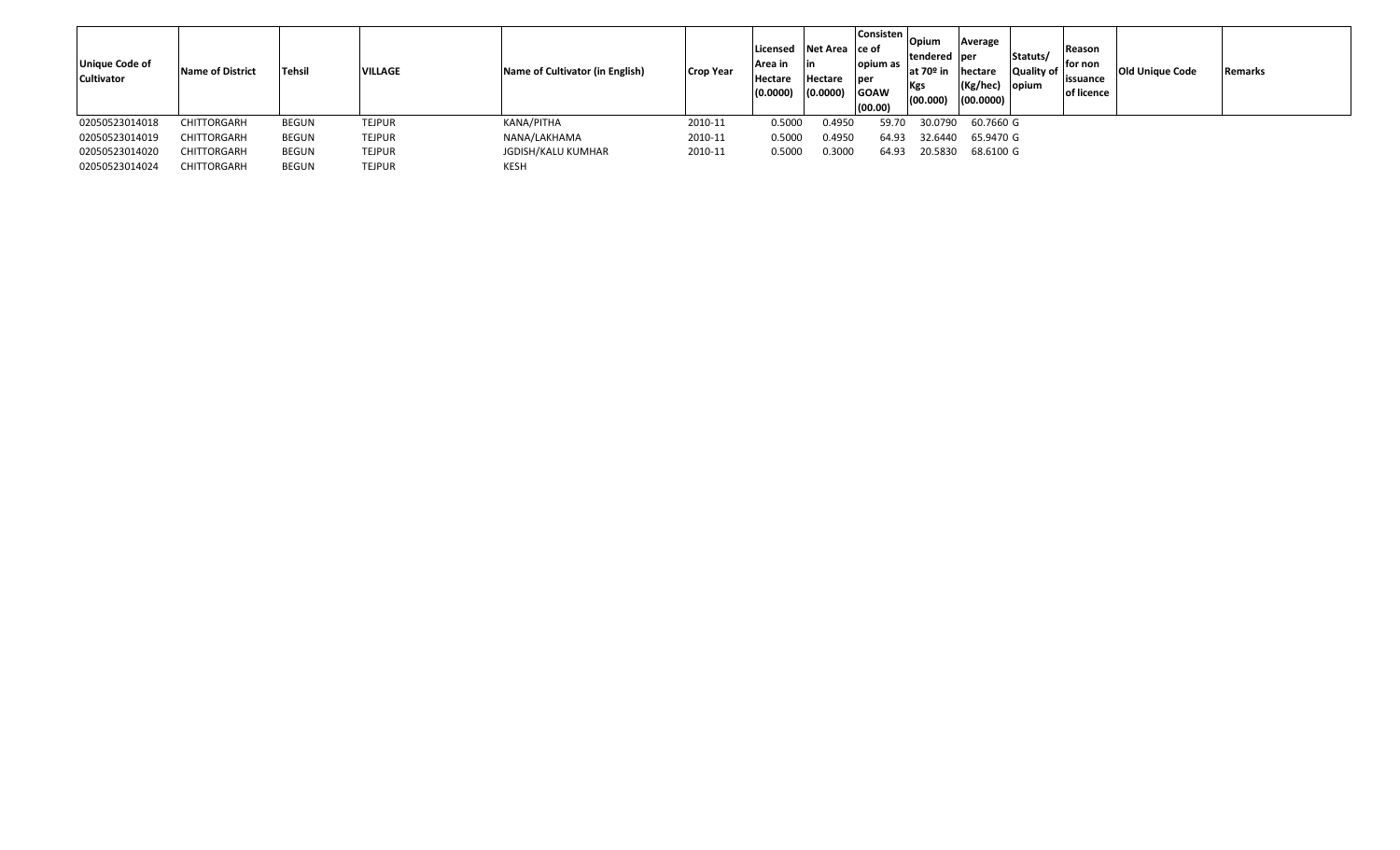| Unique Code of Cultivator | Name of District | Tehsil | VILLAGE | Name of Cultivator (in English) | Crop Year | Licensed Area in Hectare (0.0000) | Net Area in Hectare (0.0000) | Consistence of opium as per GOAW (00.00) | Opium tendered at 70º in Kgs (00.000) | Average per hectare (Kg/hec) (00.0000) | Statuts/ Quality of opium | Reason for non issuance of licence | Old Unique Code | Remarks |
|---|---|---|---|---|---|---|---|---|---|---|---|---|---|---|
| 02050523014018 | CHITTORGARH | BEGUN | TEJPUR | KANA/PITHA | 2010-11 | 0.5000 | 0.4950 | 59.70 | 30.0790 | 60.7660 | G | | | |
| 02050523014019 | CHITTORGARH | BEGUN | TEJPUR | NANA/LAKHAMA | 2010-11 | 0.5000 | 0.4950 | 64.93 | 32.6440 | 65.9470 | G | | | |
| 02050523014020 | CHITTORGARH | BEGUN | TEJPUR | JGDISH/KALU KUMHAR | 2010-11 | 0.5000 | 0.3000 | 64.93 | 20.5830 | 68.6100 | G | | | |
| 02050523014024 | CHITTORGARH | BEGUN | TEJPUR | KESH | | | | | | | | | | |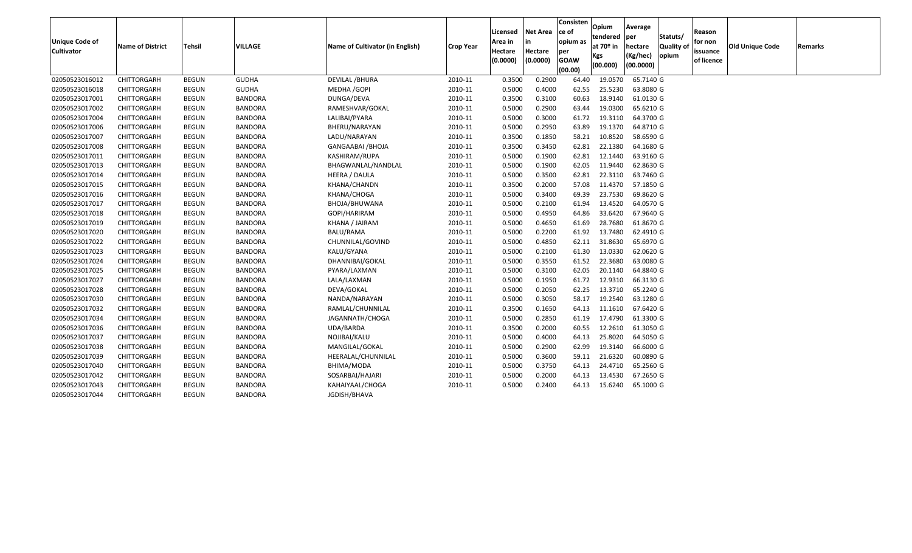| Unique Code of Cultivator | Name of District | Tehsil | VILLAGE | Name of Cultivator (in English) | Crop Year | Licensed Area in Hectare (0.0000) | Net Area in Hectare (0.0000) | Consistence of opium as per GOAW (00.00) | Opium tendered at 70º in Kgs (00.000) | Average per hectare (Kg/hec) (00.0000) | Statuts/ Quality of opium | Reason for non issuance of licence | Old Unique Code | Remarks |
|---|---|---|---|---|---|---|---|---|---|---|---|---|---|---|
| 02050523016012 | CHITTORGARH | BEGUN | GUDHA | DEVILAL /BHURA | 2010-11 | 0.3500 | 0.2900 | 64.40 | 19.0570 | 65.7140 | G | | | |
| 02050523016018 | CHITTORGARH | BEGUN | GUDHA | MEDHA /GOPI | 2010-11 | 0.5000 | 0.4000 | 62.55 | 25.5230 | 63.8080 | G | | | |
| 02050523017001 | CHITTORGARH | BEGUN | BANDORA | DUNGA/DEVA | 2010-11 | 0.3500 | 0.3100 | 60.63 | 18.9140 | 61.0130 | G | | | |
| 02050523017002 | CHITTORGARH | BEGUN | BANDORA | RAMESHVAR/GOKAL | 2010-11 | 0.5000 | 0.2900 | 63.44 | 19.0300 | 65.6210 | G | | | |
| 02050523017004 | CHITTORGARH | BEGUN | BANDORA | LALIBAI/PYARA | 2010-11 | 0.5000 | 0.3000 | 61.72 | 19.3110 | 64.3700 | G | | | |
| 02050523017006 | CHITTORGARH | BEGUN | BANDORA | BHERU/NARAYAN | 2010-11 | 0.5000 | 0.2950 | 63.89 | 19.1370 | 64.8710 | G | | | |
| 02050523017007 | CHITTORGARH | BEGUN | BANDORA | LADU/NARAYAN | 2010-11 | 0.3500 | 0.1850 | 58.21 | 10.8520 | 58.6590 | G | | | |
| 02050523017008 | CHITTORGARH | BEGUN | BANDORA | GANGAABAI /BHOJA | 2010-11 | 0.3500 | 0.3450 | 62.81 | 22.1380 | 64.1680 | G | | | |
| 02050523017011 | CHITTORGARH | BEGUN | BANDORA | KASHIRAM/RUPA | 2010-11 | 0.5000 | 0.1900 | 62.81 | 12.1440 | 63.9160 | G | | | |
| 02050523017013 | CHITTORGARH | BEGUN | BANDORA | BHAGWANLAL/NANDLAL | 2010-11 | 0.5000 | 0.1900 | 62.05 | 11.9440 | 62.8630 | G | | | |
| 02050523017014 | CHITTORGARH | BEGUN | BANDORA | HEERA / DAULA | 2010-11 | 0.5000 | 0.3500 | 62.81 | 22.3110 | 63.7460 | G | | | |
| 02050523017015 | CHITTORGARH | BEGUN | BANDORA | KHANA/CHANDN | 2010-11 | 0.3500 | 0.2000 | 57.08 | 11.4370 | 57.1850 | G | | | |
| 02050523017016 | CHITTORGARH | BEGUN | BANDORA | KHANA/CHOGA | 2010-11 | 0.5000 | 0.3400 | 69.39 | 23.7530 | 69.8620 | G | | | |
| 02050523017017 | CHITTORGARH | BEGUN | BANDORA | BHOJA/BHUWANA | 2010-11 | 0.5000 | 0.2100 | 61.94 | 13.4520 | 64.0570 | G | | | |
| 02050523017018 | CHITTORGARH | BEGUN | BANDORA | GOPI/HARIRAM | 2010-11 | 0.5000 | 0.4950 | 64.86 | 33.6420 | 67.9640 | G | | | |
| 02050523017019 | CHITTORGARH | BEGUN | BANDORA | KHANA / JAIRAM | 2010-11 | 0.5000 | 0.4650 | 61.69 | 28.7680 | 61.8670 | G | | | |
| 02050523017020 | CHITTORGARH | BEGUN | BANDORA | BALU/RAMA | 2010-11 | 0.5000 | 0.2200 | 61.92 | 13.7480 | 62.4910 | G | | | |
| 02050523017022 | CHITTORGARH | BEGUN | BANDORA | CHUNNILAL/GOVIND | 2010-11 | 0.5000 | 0.4850 | 62.11 | 31.8630 | 65.6970 | G | | | |
| 02050523017023 | CHITTORGARH | BEGUN | BANDORA | KALU/GYANA | 2010-11 | 0.5000 | 0.2100 | 61.30 | 13.0330 | 62.0620 | G | | | |
| 02050523017024 | CHITTORGARH | BEGUN | BANDORA | DHANNIBAI/GOKAL | 2010-11 | 0.5000 | 0.3550 | 61.52 | 22.3680 | 63.0080 | G | | | |
| 02050523017025 | CHITTORGARH | BEGUN | BANDORA | PYARA/LAXMAN | 2010-11 | 0.5000 | 0.3100 | 62.05 | 20.1140 | 64.8840 | G | | | |
| 02050523017027 | CHITTORGARH | BEGUN | BANDORA | LALA/LAXMAN | 2010-11 | 0.5000 | 0.1950 | 61.72 | 12.9310 | 66.3130 | G | | | |
| 02050523017028 | CHITTORGARH | BEGUN | BANDORA | DEVA/GOKAL | 2010-11 | 0.5000 | 0.2050 | 62.25 | 13.3710 | 65.2240 | G | | | |
| 02050523017030 | CHITTORGARH | BEGUN | BANDORA | NANDA/NARAYAN | 2010-11 | 0.5000 | 0.3050 | 58.17 | 19.2540 | 63.1280 | G | | | |
| 02050523017032 | CHITTORGARH | BEGUN | BANDORA | RAMLAL/CHUNNILAL | 2010-11 | 0.3500 | 0.1650 | 64.13 | 11.1610 | 67.6420 | G | | | |
| 02050523017034 | CHITTORGARH | BEGUN | BANDORA | JAGANNATH/CHOGA | 2010-11 | 0.5000 | 0.2850 | 61.19 | 17.4790 | 61.3300 | G | | | |
| 02050523017036 | CHITTORGARH | BEGUN | BANDORA | UDA/BARDA | 2010-11 | 0.3500 | 0.2000 | 60.55 | 12.2610 | 61.3050 | G | | | |
| 02050523017037 | CHITTORGARH | BEGUN | BANDORA | NOJIBAI/KALU | 2010-11 | 0.5000 | 0.4000 | 64.13 | 25.8020 | 64.5050 | G | | | |
| 02050523017038 | CHITTORGARH | BEGUN | BANDORA | MANGILAL/GOKAL | 2010-11 | 0.5000 | 0.2900 | 62.99 | 19.3140 | 66.6000 | G | | | |
| 02050523017039 | CHITTORGARH | BEGUN | BANDORA | HEERALAL/CHUNNILAL | 2010-11 | 0.5000 | 0.3600 | 59.11 | 21.6320 | 60.0890 | G | | | |
| 02050523017040 | CHITTORGARH | BEGUN | BANDORA | BHIMA/MODA | 2010-11 | 0.5000 | 0.3750 | 64.13 | 24.4710 | 65.2560 | G | | | |
| 02050523017042 | CHITTORGARH | BEGUN | BANDORA | SOSARBAI/HAJARI | 2010-11 | 0.5000 | 0.2000 | 64.13 | 13.4530 | 67.2650 | G | | | |
| 02050523017043 | CHITTORGARH | BEGUN | BANDORA | KAHAIYAAL/CHOGA | 2010-11 | 0.5000 | 0.2400 | 64.13 | 15.6240 | 65.1000 | G | | | |
| 02050523017044 | CHITTORGARH | BEGUN | BANDORA | JGDISH/BHAVA | | | | | | | | | | |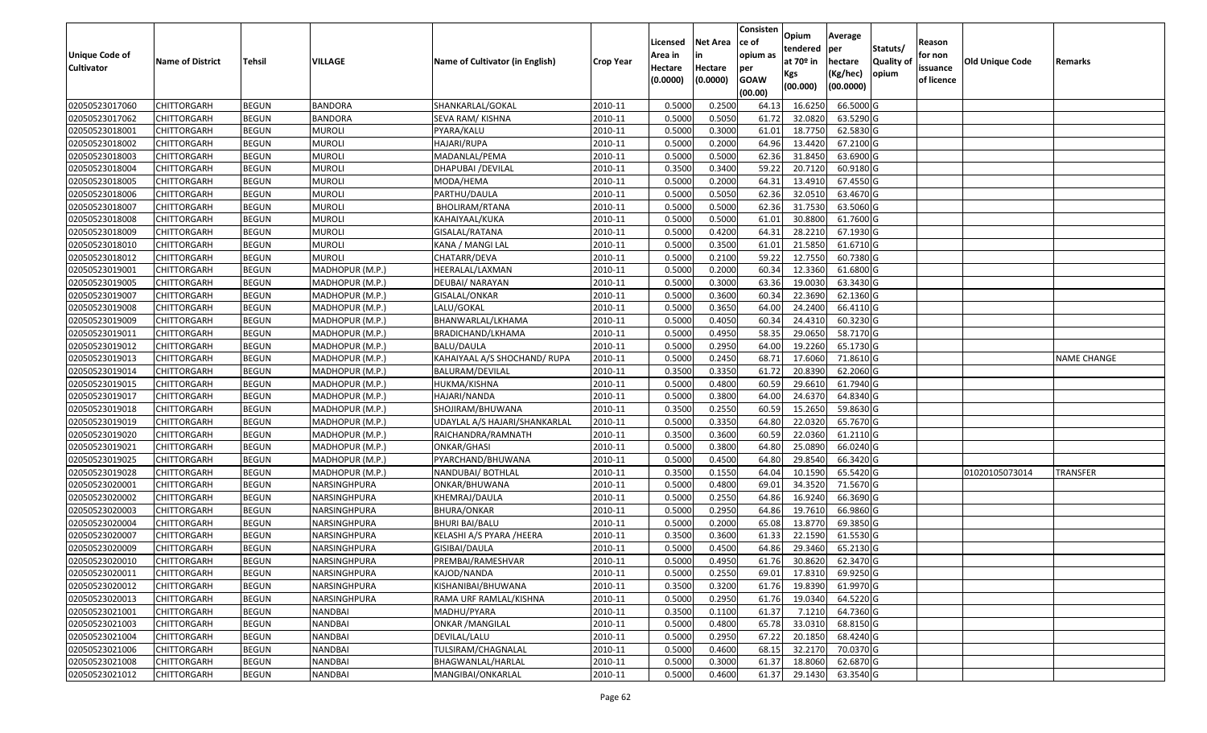| Unique Code of Cultivator | Name of District | Tehsil | VILLAGE | Name of Cultivator (in English) | Crop Year | Licensed Area in Hectare (0.0000) | Net Area in Hectare (0.0000) | Consistence of opium as per GOAW (00.00) | Opium tendered at 70º in Kgs (00.000) | Average per hectare (Kg/hec) (00.0000) | Statuts/ Quality of opium | Reason for non issuance of licence | Old Unique Code | Remarks |
|---|---|---|---|---|---|---|---|---|---|---|---|---|---|---|
| 02050523017060 | CHITTORGARH | BEGUN | BANDORA | SHANKARLAL/GOKAL | 2010-11 | 0.5000 | 0.2500 | 64.13 | 16.6250 | 66.5000 | G | | | |
| 02050523017062 | CHITTORGARH | BEGUN | BANDORA | SEVA RAM/ KISHNA | 2010-11 | 0.5000 | 0.5050 | 61.72 | 32.0820 | 63.5290 | G | | | |
| 02050523018001 | CHITTORGARH | BEGUN | MUROLI | PYARA/KALU | 2010-11 | 0.5000 | 0.3000 | 61.01 | 18.7750 | 62.5830 | G | | | |
| 02050523018002 | CHITTORGARH | BEGUN | MUROLI | HAJARI/RUPA | 2010-11 | 0.5000 | 0.2000 | 64.96 | 13.4420 | 67.2100 | G | | | |
| 02050523018003 | CHITTORGARH | BEGUN | MUROLI | MADANLAL/PEMA | 2010-11 | 0.5000 | 0.5000 | 62.36 | 31.8450 | 63.6900 | G | | | |
| 02050523018004 | CHITTORGARH | BEGUN | MUROLI | DHAPUBAI /DEVILAL | 2010-11 | 0.3500 | 0.3400 | 59.22 | 20.7120 | 60.9180 | G | | | |
| 02050523018005 | CHITTORGARH | BEGUN | MUROLI | MODA/HEMA | 2010-11 | 0.5000 | 0.2000 | 64.31 | 13.4910 | 67.4550 | G | | | |
| 02050523018006 | CHITTORGARH | BEGUN | MUROLI | PARTHU/DAULA | 2010-11 | 0.5000 | 0.5050 | 62.36 | 32.0510 | 63.4670 | G | | | |
| 02050523018007 | CHITTORGARH | BEGUN | MUROLI | BHOLIRAM/RTANA | 2010-11 | 0.5000 | 0.5000 | 62.36 | 31.7530 | 63.5060 | G | | | |
| 02050523018008 | CHITTORGARH | BEGUN | MUROLI | KAHAIYAAL/KUKA | 2010-11 | 0.5000 | 0.5000 | 61.01 | 30.8800 | 61.7600 | G | | | |
| 02050523018009 | CHITTORGARH | BEGUN | MUROLI | GISALAL/RATANA | 2010-11 | 0.5000 | 0.4200 | 64.31 | 28.2210 | 67.1930 | G | | | |
| 02050523018010 | CHITTORGARH | BEGUN | MUROLI | KANA / MANGI LAL | 2010-11 | 0.5000 | 0.3500 | 61.01 | 21.5850 | 61.6710 | G | | | |
| 02050523018012 | CHITTORGARH | BEGUN | MUROLI | CHATARR/DEVA | 2010-11 | 0.5000 | 0.2100 | 59.22 | 12.7550 | 60.7380 | G | | | |
| 02050523019001 | CHITTORGARH | BEGUN | MADHOPUR (M.P.) | HEERALAL/LAXMAN | 2010-11 | 0.5000 | 0.2000 | 60.34 | 12.3360 | 61.6800 | G | | | |
| 02050523019005 | CHITTORGARH | BEGUN | MADHOPUR (M.P.) | DEUBAI/ NARAYAN | 2010-11 | 0.5000 | 0.3000 | 63.36 | 19.0030 | 63.3430 | G | | | |
| 02050523019007 | CHITTORGARH | BEGUN | MADHOPUR (M.P.) | GISALAL/ONKAR | 2010-11 | 0.5000 | 0.3600 | 60.34 | 22.3690 | 62.1360 | G | | | |
| 02050523019008 | CHITTORGARH | BEGUN | MADHOPUR (M.P.) | LALU/GOKAL | 2010-11 | 0.5000 | 0.3650 | 64.00 | 24.2400 | 66.4110 | G | | | |
| 02050523019009 | CHITTORGARH | BEGUN | MADHOPUR (M.P.) | BHANWARLAL/LKHAMA | 2010-11 | 0.5000 | 0.4050 | 60.34 | 24.4310 | 60.3230 | G | | | |
| 02050523019011 | CHITTORGARH | BEGUN | MADHOPUR (M.P.) | BRADICHAND/LKHAMA | 2010-11 | 0.5000 | 0.4950 | 58.35 | 29.0650 | 58.7170 | G | | | |
| 02050523019012 | CHITTORGARH | BEGUN | MADHOPUR (M.P.) | BALU/DAULA | 2010-11 | 0.5000 | 0.2950 | 64.00 | 19.2260 | 65.1730 | G | | | |
| 02050523019013 | CHITTORGARH | BEGUN | MADHOPUR (M.P.) | KAHAIYAAL A/S SHOCHAND/ RUPA | 2010-11 | 0.5000 | 0.2450 | 68.71 | 17.6060 | 71.8610 | G | | | NAME CHANGE |
| 02050523019014 | CHITTORGARH | BEGUN | MADHOPUR (M.P.) | BALURAM/DEVILAL | 2010-11 | 0.3500 | 0.3350 | 61.72 | 20.8390 | 62.2060 | G | | | |
| 02050523019015 | CHITTORGARH | BEGUN | MADHOPUR (M.P.) | HUKMA/KISHNA | 2010-11 | 0.5000 | 0.4800 | 60.59 | 29.6610 | 61.7940 | G | | | |
| 02050523019017 | CHITTORGARH | BEGUN | MADHOPUR (M.P.) | HAJARI/NANDA | 2010-11 | 0.5000 | 0.3800 | 64.00 | 24.6370 | 64.8340 | G | | | |
| 02050523019018 | CHITTORGARH | BEGUN | MADHOPUR (M.P.) | SHOJIRAM/BHUWANA | 2010-11 | 0.3500 | 0.2550 | 60.59 | 15.2650 | 59.8630 | G | | | |
| 02050523019019 | CHITTORGARH | BEGUN | MADHOPUR (M.P.) | UDAYLAL A/S HAJARI/SHANKARLAL | 2010-11 | 0.5000 | 0.3350 | 64.80 | 22.0320 | 65.7670 | G | | | |
| 02050523019020 | CHITTORGARH | BEGUN | MADHOPUR (M.P.) | RAICHANDRA/RAMNATH | 2010-11 | 0.3500 | 0.3600 | 60.59 | 22.0360 | 61.2110 | G | | | |
| 02050523019021 | CHITTORGARH | BEGUN | MADHOPUR (M.P.) | ONKAR/GHASI | 2010-11 | 0.5000 | 0.3800 | 64.80 | 25.0890 | 66.0240 | G | | | |
| 02050523019025 | CHITTORGARH | BEGUN | MADHOPUR (M.P.) | PYARCHAND/BHUWANA | 2010-11 | 0.5000 | 0.4500 | 64.80 | 29.8540 | 66.3420 | G | | | |
| 02050523019028 | CHITTORGARH | BEGUN | MADHOPUR (M.P.) | NANDUBAI/ BOTHLAL | 2010-11 | 0.3500 | 0.1550 | 64.04 | 10.1590 | 65.5420 | G | | 01020105073014 | TRANSFER |
| 02050523020001 | CHITTORGARH | BEGUN | NARSINGHPURA | ONKAR/BHUWANA | 2010-11 | 0.5000 | 0.4800 | 69.01 | 34.3520 | 71.5670 | G | | | |
| 02050523020002 | CHITTORGARH | BEGUN | NARSINGHPURA | KHEMRAJ/DAULA | 2010-11 | 0.5000 | 0.2550 | 64.86 | 16.9240 | 66.3690 | G | | | |
| 02050523020003 | CHITTORGARH | BEGUN | NARSINGHPURA | BHURA/ONKAR | 2010-11 | 0.5000 | 0.2950 | 64.86 | 19.7610 | 66.9860 | G | | | |
| 02050523020004 | CHITTORGARH | BEGUN | NARSINGHPURA | BHURI BAI/BALU | 2010-11 | 0.5000 | 0.2000 | 65.08 | 13.8770 | 69.3850 | G | | | |
| 02050523020007 | CHITTORGARH | BEGUN | NARSINGHPURA | KELASHI A/S PYARA /HEERA | 2010-11 | 0.3500 | 0.3600 | 61.33 | 22.1590 | 61.5530 | G | | | |
| 02050523020009 | CHITTORGARH | BEGUN | NARSINGHPURA | GISIBAI/DAULA | 2010-11 | 0.5000 | 0.4500 | 64.86 | 29.3460 | 65.2130 | G | | | |
| 02050523020010 | CHITTORGARH | BEGUN | NARSINGHPURA | PREMBAI/RAMESHVAR | 2010-11 | 0.5000 | 0.4950 | 61.76 | 30.8620 | 62.3470 | G | | | |
| 02050523020011 | CHITTORGARH | BEGUN | NARSINGHPURA | KAJOD/NANDA | 2010-11 | 0.5000 | 0.2550 | 69.01 | 17.8310 | 69.9250 | G | | | |
| 02050523020012 | CHITTORGARH | BEGUN | NARSINGHPURA | KISHANIBAI/BHUWANA | 2010-11 | 0.3500 | 0.3200 | 61.76 | 19.8390 | 61.9970 | G | | | |
| 02050523020013 | CHITTORGARH | BEGUN | NARSINGHPURA | RAMA URF RAMLAL/KISHNA | 2010-11 | 0.5000 | 0.2950 | 61.76 | 19.0340 | 64.5220 | G | | | |
| 02050523021001 | CHITTORGARH | BEGUN | NANDBAI | MADHU/PYARA | 2010-11 | 0.3500 | 0.1100 | 61.37 | 7.1210 | 64.7360 | G | | | |
| 02050523021003 | CHITTORGARH | BEGUN | NANDBAI | ONKAR /MANGILAL | 2010-11 | 0.5000 | 0.4800 | 65.78 | 33.0310 | 68.8150 | G | | | |
| 02050523021004 | CHITTORGARH | BEGUN | NANDBAI | DEVILAL/LALU | 2010-11 | 0.5000 | 0.2950 | 67.22 | 20.1850 | 68.4240 | G | | | |
| 02050523021006 | CHITTORGARH | BEGUN | NANDBAI | TULSIRAM/CHAGNALAL | 2010-11 | 0.5000 | 0.4600 | 68.15 | 32.2170 | 70.0370 | G | | | |
| 02050523021008 | CHITTORGARH | BEGUN | NANDBAI | BHAGWANLAL/HARLAL | 2010-11 | 0.5000 | 0.3000 | 61.37 | 18.8060 | 62.6870 | G | | | |
| 02050523021012 | CHITTORGARH | BEGUN | NANDBAI | MANGIBAI/ONKARLAL | 2010-11 | 0.5000 | 0.4600 | 61.37 | 29.1430 | 63.3540 | G | | | |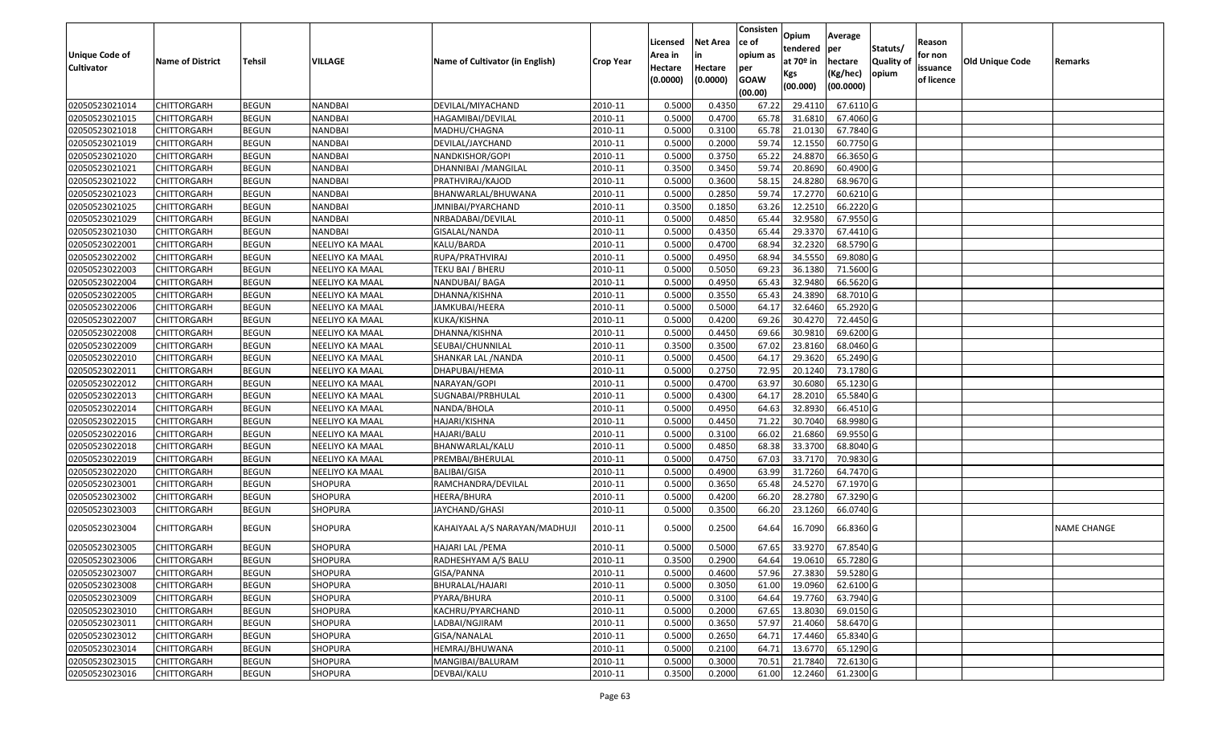| Unique Code of Cultivator | Name of District | Tehsil | VILLAGE | Name of Cultivator (in English) | Crop Year | Licensed Area in Hectare (0.0000) | Net Area in Hectare (0.0000) | Consistence of opium as per GOAW (00.00) | Opium tendered at 70º in Kgs (00.000) | Average per hectare (Kg/hec) (00.0000) | Statuts/ Quality of opium | Reason for non issuance of licence | Old Unique Code | Remarks |
|---|---|---|---|---|---|---|---|---|---|---|---|---|---|---|
| 02050523021014 | CHITTORGARH | BEGUN | NANDBAI | DEVILAL/MIYACHAND | 2010-11 | 0.5000 | 0.4350 | 67.22 | 29.4110 | 67.6110 | G | | | |
| 02050523021015 | CHITTORGARH | BEGUN | NANDBAI | HAGAMIBAI/DEVILAL | 2010-11 | 0.5000 | 0.4700 | 65.78 | 31.6810 | 67.4060 | G | | | |
| 02050523021018 | CHITTORGARH | BEGUN | NANDBAI | MADHU/CHAGNA | 2010-11 | 0.5000 | 0.3100 | 65.78 | 21.0130 | 67.7840 | G | | | |
| 02050523021019 | CHITTORGARH | BEGUN | NANDBAI | DEVILAL/JAYCHAND | 2010-11 | 0.5000 | 0.2000 | 59.74 | 12.1550 | 60.7750 | G | | | |
| 02050523021020 | CHITTORGARH | BEGUN | NANDBAI | NANDKISHOR/GOPI | 2010-11 | 0.5000 | 0.3750 | 65.22 | 24.8870 | 66.3650 | G | | | |
| 02050523021021 | CHITTORGARH | BEGUN | NANDBAI | DHANNIBAI /MANGILAL | 2010-11 | 0.3500 | 0.3450 | 59.74 | 20.8690 | 60.4900 | G | | | |
| 02050523021022 | CHITTORGARH | BEGUN | NANDBAI | PRATHVIRAJ/KAJOD | 2010-11 | 0.5000 | 0.3600 | 58.15 | 24.8280 | 68.9670 | G | | | |
| 02050523021023 | CHITTORGARH | BEGUN | NANDBAI | BHANWARLAL/BHUWANA | 2010-11 | 0.5000 | 0.2850 | 59.74 | 17.2770 | 60.6210 | G | | | |
| 02050523021025 | CHITTORGARH | BEGUN | NANDBAI | JMNIBAI/PYARCHAND | 2010-11 | 0.3500 | 0.1850 | 63.26 | 12.2510 | 66.2220 | G | | | |
| 02050523021029 | CHITTORGARH | BEGUN | NANDBAI | NRBADABAI/DEVILAL | 2010-11 | 0.5000 | 0.4850 | 65.44 | 32.9580 | 67.9550 | G | | | |
| 02050523021030 | CHITTORGARH | BEGUN | NANDBAI | GISALAL/NANDA | 2010-11 | 0.5000 | 0.4350 | 65.44 | 29.3370 | 67.4410 | G | | | |
| 02050523022001 | CHITTORGARH | BEGUN | NEELIYO KA MAAL | KALU/BARDA | 2010-11 | 0.5000 | 0.4700 | 68.94 | 32.2320 | 68.5790 | G | | | |
| 02050523022002 | CHITTORGARH | BEGUN | NEELIYO KA MAAL | RUPA/PRATHVIRAJ | 2010-11 | 0.5000 | 0.4950 | 68.94 | 34.5550 | 69.8080 | G | | | |
| 02050523022003 | CHITTORGARH | BEGUN | NEELIYO KA MAAL | TEKU BAI / BHERU | 2010-11 | 0.5000 | 0.5050 | 69.23 | 36.1380 | 71.5600 | G | | | |
| 02050523022004 | CHITTORGARH | BEGUN | NEELIYO KA MAAL | NANDUBAI/ BAGA | 2010-11 | 0.5000 | 0.4950 | 65.43 | 32.9480 | 66.5620 | G | | | |
| 02050523022005 | CHITTORGARH | BEGUN | NEELIYO KA MAAL | DHANNA/KISHNA | 2010-11 | 0.5000 | 0.3550 | 65.43 | 24.3890 | 68.7010 | G | | | |
| 02050523022006 | CHITTORGARH | BEGUN | NEELIYO KA MAAL | JAMKUBAI/HEERA | 2010-11 | 0.5000 | 0.5000 | 64.17 | 32.6460 | 65.2920 | G | | | |
| 02050523022007 | CHITTORGARH | BEGUN | NEELIYO KA MAAL | KUKA/KISHNA | 2010-11 | 0.5000 | 0.4200 | 69.26 | 30.4270 | 72.4450 | G | | | |
| 02050523022008 | CHITTORGARH | BEGUN | NEELIYO KA MAAL | DHANNA/KISHNA | 2010-11 | 0.5000 | 0.4450 | 69.66 | 30.9810 | 69.6200 | G | | | |
| 02050523022009 | CHITTORGARH | BEGUN | NEELIYO KA MAAL | SEUBAI/CHUNNILAL | 2010-11 | 0.3500 | 0.3500 | 67.02 | 23.8160 | 68.0460 | G | | | |
| 02050523022010 | CHITTORGARH | BEGUN | NEELIYO KA MAAL | SHANKAR LAL /NANDA | 2010-11 | 0.5000 | 0.4500 | 64.17 | 29.3620 | 65.2490 | G | | | |
| 02050523022011 | CHITTORGARH | BEGUN | NEELIYO KA MAAL | DHAPUBAI/HEMA | 2010-11 | 0.5000 | 0.2750 | 72.95 | 20.1240 | 73.1780 | G | | | |
| 02050523022012 | CHITTORGARH | BEGUN | NEELIYO KA MAAL | NARAYAN/GOPI | 2010-11 | 0.5000 | 0.4700 | 63.97 | 30.6080 | 65.1230 | G | | | |
| 02050523022013 | CHITTORGARH | BEGUN | NEELIYO KA MAAL | SUGNABAI/PRBHULAL | 2010-11 | 0.5000 | 0.4300 | 64.17 | 28.2010 | 65.5840 | G | | | |
| 02050523022014 | CHITTORGARH | BEGUN | NEELIYO KA MAAL | NANDA/BHOLA | 2010-11 | 0.5000 | 0.4950 | 64.63 | 32.8930 | 66.4510 | G | | | |
| 02050523022015 | CHITTORGARH | BEGUN | NEELIYO KA MAAL | HAJARI/KISHNA | 2010-11 | 0.5000 | 0.4450 | 71.22 | 30.7040 | 68.9980 | G | | | |
| 02050523022016 | CHITTORGARH | BEGUN | NEELIYO KA MAAL | HAJARI/BALU | 2010-11 | 0.5000 | 0.3100 | 66.02 | 21.6860 | 69.9550 | G | | | |
| 02050523022018 | CHITTORGARH | BEGUN | NEELIYO KA MAAL | BHANWARLAL/KALU | 2010-11 | 0.5000 | 0.4850 | 68.38 | 33.3700 | 68.8040 | G | | | |
| 02050523022019 | CHITTORGARH | BEGUN | NEELIYO KA MAAL | PREMBAI/BHERULAL | 2010-11 | 0.5000 | 0.4750 | 67.03 | 33.7170 | 70.9830 | G | | | |
| 02050523022020 | CHITTORGARH | BEGUN | NEELIYO KA MAAL | BALIBAI/GISA | 2010-11 | 0.5000 | 0.4900 | 63.99 | 31.7260 | 64.7470 | G | | | |
| 02050523023001 | CHITTORGARH | BEGUN | SHOPURA | RAMCHANDRA/DEVILAL | 2010-11 | 0.5000 | 0.3650 | 65.48 | 24.5270 | 67.1970 | G | | | |
| 02050523023002 | CHITTORGARH | BEGUN | SHOPURA | HEERA/BHURA | 2010-11 | 0.5000 | 0.4200 | 66.20 | 28.2780 | 67.3290 | G | | | |
| 02050523023003 | CHITTORGARH | BEGUN | SHOPURA | JAYCHAND/GHASI | 2010-11 | 0.5000 | 0.3500 | 66.20 | 23.1260 | 66.0740 | G | | | |
| 02050523023004 | CHITTORGARH | BEGUN | SHOPURA | KAHAIYAAL A/S NARAYAN/MADHUJI | 2010-11 | 0.5000 | 0.2500 | 64.64 | 16.7090 | 66.8360 | G | | | NAME CHANGE |
| 02050523023005 | CHITTORGARH | BEGUN | SHOPURA | HAJARI LAL /PEMA | 2010-11 | 0.5000 | 0.5000 | 67.65 | 33.9270 | 67.8540 | G | | | |
| 02050523023006 | CHITTORGARH | BEGUN | SHOPURA | RADHESHYAM A/S BALU | 2010-11 | 0.3500 | 0.2900 | 64.64 | 19.0610 | 65.7280 | G | | | |
| 02050523023007 | CHITTORGARH | BEGUN | SHOPURA | GISA/PANNA | 2010-11 | 0.5000 | 0.4600 | 57.96 | 27.3830 | 59.5280 | G | | | |
| 02050523023008 | CHITTORGARH | BEGUN | SHOPURA | BHURALAL/HAJARI | 2010-11 | 0.5000 | 0.3050 | 61.00 | 19.0960 | 62.6100 | G | | | |
| 02050523023009 | CHITTORGARH | BEGUN | SHOPURA | PYARA/BHURA | 2010-11 | 0.5000 | 0.3100 | 64.64 | 19.7760 | 63.7940 | G | | | |
| 02050523023010 | CHITTORGARH | BEGUN | SHOPURA | KACHRU/PYARCHAND | 2010-11 | 0.5000 | 0.2000 | 67.65 | 13.8030 | 69.0150 | G | | | |
| 02050523023011 | CHITTORGARH | BEGUN | SHOPURA | LADBAI/NGJIRAM | 2010-11 | 0.5000 | 0.3650 | 57.97 | 21.4060 | 58.6470 | G | | | |
| 02050523023012 | CHITTORGARH | BEGUN | SHOPURA | GISA/NANALAL | 2010-11 | 0.5000 | 0.2650 | 64.71 | 17.4460 | 65.8340 | G | | | |
| 02050523023014 | CHITTORGARH | BEGUN | SHOPURA | HEMRAJ/BHUWANA | 2010-11 | 0.5000 | 0.2100 | 64.71 | 13.6770 | 65.1290 | G | | | |
| 02050523023015 | CHITTORGARH | BEGUN | SHOPURA | MANGIBAI/BALURAM | 2010-11 | 0.5000 | 0.3000 | 70.51 | 21.7840 | 72.6130 | G | | | |
| 02050523023016 | CHITTORGARH | BEGUN | SHOPURA | DEVBAI/KALU | 2010-11 | 0.3500 | 0.2000 | 61.00 | 12.2460 | 61.2300 | G | | | |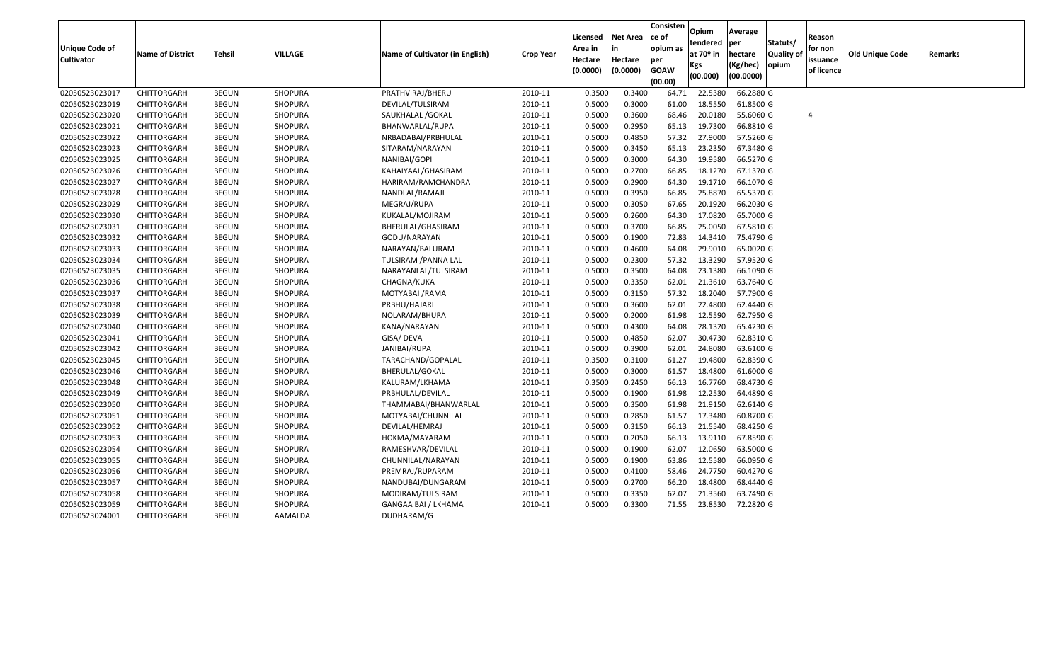| Unique Code of Cultivator | Name of District | Tehsil | VILLAGE | Name of Cultivator (in English) | Crop Year | Licensed Area in Hectare (0.0000) | Net Area in Hectare (0.0000) | Consistence of opium as per GOAW (00.00) | Opium tendered at 70º in Kgs (00.000) | Average per hectare (Kg/hec) (00.0000) | Statuts/ Quality of opium | Reason for non issuance of licence | Old Unique Code | Remarks |
|---|---|---|---|---|---|---|---|---|---|---|---|---|---|---|
| 02050523023017 | CHITTORGARH | BEGUN | SHOPURA | PRATHVIRAJ/BHERU | 2010-11 | 0.3500 | 0.3400 | 64.71 | 22.5380 | 66.2880 | G | | | |
| 02050523023019 | CHITTORGARH | BEGUN | SHOPURA | DEVILAL/TULSIRAM | 2010-11 | 0.5000 | 0.3000 | 61.00 | 18.5550 | 61.8500 | G | | | |
| 02050523023020 | CHITTORGARH | BEGUN | SHOPURA | SAUKHALAL /GOKAL | 2010-11 | 0.5000 | 0.3600 | 68.46 | 20.0180 | 55.6060 | G | 4 | | |
| 02050523023021 | CHITTORGARH | BEGUN | SHOPURA | BHANWARLAL/RUPA | 2010-11 | 0.5000 | 0.2950 | 65.13 | 19.7300 | 66.8810 | G | | | |
| 02050523023022 | CHITTORGARH | BEGUN | SHOPURA | NRBADABAI/PRBHULAL | 2010-11 | 0.5000 | 0.4850 | 57.32 | 27.9000 | 57.5260 | G | | | |
| 02050523023023 | CHITTORGARH | BEGUN | SHOPURA | SITARAM/NARAYAN | 2010-11 | 0.5000 | 0.3450 | 65.13 | 23.2350 | 67.3480 | G | | | |
| 02050523023025 | CHITTORGARH | BEGUN | SHOPURA | NANIBAI/GOPI | 2010-11 | 0.5000 | 0.3000 | 64.30 | 19.9580 | 66.5270 | G | | | |
| 02050523023026 | CHITTORGARH | BEGUN | SHOPURA | KAHAIYAAL/GHASIRAM | 2010-11 | 0.5000 | 0.2700 | 66.85 | 18.1270 | 67.1370 | G | | | |
| 02050523023027 | CHITTORGARH | BEGUN | SHOPURA | HARIRAM/RAMCHANDRA | 2010-11 | 0.5000 | 0.2900 | 64.30 | 19.1710 | 66.1070 | G | | | |
| 02050523023028 | CHITTORGARH | BEGUN | SHOPURA | NANDLAL/RAMAJI | 2010-11 | 0.5000 | 0.3950 | 66.85 | 25.8870 | 65.5370 | G | | | |
| 02050523023029 | CHITTORGARH | BEGUN | SHOPURA | MEGRAJ/RUPA | 2010-11 | 0.5000 | 0.3050 | 67.65 | 20.1920 | 66.2030 | G | | | |
| 02050523023030 | CHITTORGARH | BEGUN | SHOPURA | KUKALAL/MOJIRAM | 2010-11 | 0.5000 | 0.2600 | 64.30 | 17.0820 | 65.7000 | G | | | |
| 02050523023031 | CHITTORGARH | BEGUN | SHOPURA | BHERULAL/GHASIRAM | 2010-11 | 0.5000 | 0.3700 | 66.85 | 25.0050 | 67.5810 | G | | | |
| 02050523023032 | CHITTORGARH | BEGUN | SHOPURA | GODU/NARAYAN | 2010-11 | 0.5000 | 0.1900 | 72.83 | 14.3410 | 75.4790 | G | | | |
| 02050523023033 | CHITTORGARH | BEGUN | SHOPURA | NARAYAN/BALURAM | 2010-11 | 0.5000 | 0.4600 | 64.08 | 29.9010 | 65.0020 | G | | | |
| 02050523023034 | CHITTORGARH | BEGUN | SHOPURA | TULSIRAM /PANNA LAL | 2010-11 | 0.5000 | 0.2300 | 57.32 | 13.3290 | 57.9520 | G | | | |
| 02050523023035 | CHITTORGARH | BEGUN | SHOPURA | NARAYANLAL/TULSIRAM | 2010-11 | 0.5000 | 0.3500 | 64.08 | 23.1380 | 66.1090 | G | | | |
| 02050523023036 | CHITTORGARH | BEGUN | SHOPURA | CHAGNA/KUKA | 2010-11 | 0.5000 | 0.3350 | 62.01 | 21.3610 | 63.7640 | G | | | |
| 02050523023037 | CHITTORGARH | BEGUN | SHOPURA | MOTYABAI /RAMA | 2010-11 | 0.5000 | 0.3150 | 57.32 | 18.2040 | 57.7900 | G | | | |
| 02050523023038 | CHITTORGARH | BEGUN | SHOPURA | PRBHU/HAJARI | 2010-11 | 0.5000 | 0.3600 | 62.01 | 22.4800 | 62.4440 | G | | | |
| 02050523023039 | CHITTORGARH | BEGUN | SHOPURA | NOLARAM/BHURA | 2010-11 | 0.5000 | 0.2000 | 61.98 | 12.5590 | 62.7950 | G | | | |
| 02050523023040 | CHITTORGARH | BEGUN | SHOPURA | KANA/NARAYAN | 2010-11 | 0.5000 | 0.4300 | 64.08 | 28.1320 | 65.4230 | G | | | |
| 02050523023041 | CHITTORGARH | BEGUN | SHOPURA | GISA/ DEVA | 2010-11 | 0.5000 | 0.4850 | 62.07 | 30.4730 | 62.8310 | G | | | |
| 02050523023042 | CHITTORGARH | BEGUN | SHOPURA | JANIBAI/RUPA | 2010-11 | 0.5000 | 0.3900 | 62.01 | 24.8080 | 63.6100 | G | | | |
| 02050523023045 | CHITTORGARH | BEGUN | SHOPURA | TARACHAND/GOPALAL | 2010-11 | 0.3500 | 0.3100 | 61.27 | 19.4800 | 62.8390 | G | | | |
| 02050523023046 | CHITTORGARH | BEGUN | SHOPURA | BHERULAL/GOKAL | 2010-11 | 0.5000 | 0.3000 | 61.57 | 18.4800 | 61.6000 | G | | | |
| 02050523023048 | CHITTORGARH | BEGUN | SHOPURA | KALURAM/LKHAMA | 2010-11 | 0.3500 | 0.2450 | 66.13 | 16.7760 | 68.4730 | G | | | |
| 02050523023049 | CHITTORGARH | BEGUN | SHOPURA | PRBHULAL/DEVILAL | 2010-11 | 0.5000 | 0.1900 | 61.98 | 12.2530 | 64.4890 | G | | | |
| 02050523023050 | CHITTORGARH | BEGUN | SHOPURA | THAMMABAI/BHANWARLAL | 2010-11 | 0.5000 | 0.3500 | 61.98 | 21.9150 | 62.6140 | G | | | |
| 02050523023051 | CHITTORGARH | BEGUN | SHOPURA | MOTYABAI/CHUNNILAL | 2010-11 | 0.5000 | 0.2850 | 61.57 | 17.3480 | 60.8700 | G | | | |
| 02050523023052 | CHITTORGARH | BEGUN | SHOPURA | DEVILAL/HEMRAJ | 2010-11 | 0.5000 | 0.3150 | 66.13 | 21.5540 | 68.4250 | G | | | |
| 02050523023053 | CHITTORGARH | BEGUN | SHOPURA | HOKMA/MAYARAM | 2010-11 | 0.5000 | 0.2050 | 66.13 | 13.9110 | 67.8590 | G | | | |
| 02050523023054 | CHITTORGARH | BEGUN | SHOPURA | RAMESHVAR/DEVILAL | 2010-11 | 0.5000 | 0.1900 | 62.07 | 12.0650 | 63.5000 | G | | | |
| 02050523023055 | CHITTORGARH | BEGUN | SHOPURA | CHUNNILAL/NARAYAN | 2010-11 | 0.5000 | 0.1900 | 63.86 | 12.5580 | 66.0950 | G | | | |
| 02050523023056 | CHITTORGARH | BEGUN | SHOPURA | PREMRAJ/RUPARAM | 2010-11 | 0.5000 | 0.4100 | 58.46 | 24.7750 | 60.4270 | G | | | |
| 02050523023057 | CHITTORGARH | BEGUN | SHOPURA | NANDUBAI/DUNGARAM | 2010-11 | 0.5000 | 0.2700 | 66.20 | 18.4800 | 68.4440 | G | | | |
| 02050523023058 | CHITTORGARH | BEGUN | SHOPURA | MODIRAM/TULSIRAM | 2010-11 | 0.5000 | 0.3350 | 62.07 | 21.3560 | 63.7490 | G | | | |
| 02050523023059 | CHITTORGARH | BEGUN | SHOPURA | GANGAA BAI / LKHAMA | 2010-11 | 0.5000 | 0.3300 | 71.55 | 23.8530 | 72.2820 | G | | | |
| 02050523024001 | CHITTORGARH | BEGUN | AAMALDA | DUDHARAM/G | | | | | | | | | | |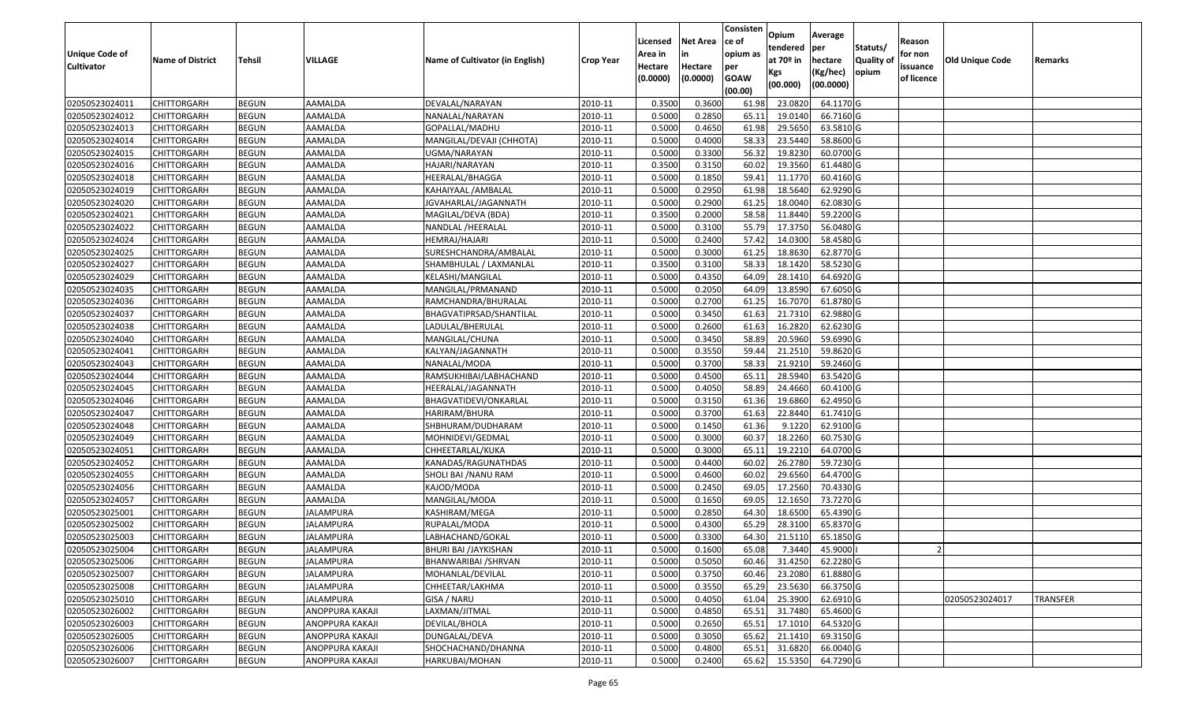| Unique Code of Cultivator | Name of District | Tehsil | VILLAGE | Name of Cultivator (in English) | Crop Year | Licensed Area in Hectare (0.0000) | Net Area in Hectare (0.0000) | Consistence of opium as per GOAW (00.00) | Opium tendered at 70º in Kgs (00.000) | Average per hectare (Kg/hec) (00.0000) | Statuts/ Quality of opium | Reason for non issuance of licence | Old Unique Code | Remarks |
|---|---|---|---|---|---|---|---|---|---|---|---|---|---|---|
| 02050523024011 | CHITTORGARH | BEGUN | AAMALDA | DEVALAL/NARAYAN | 2010-11 | 0.3500 | 0.3600 | 61.98 | 23.0820 | 64.1170 | G | | | |
| 02050523024012 | CHITTORGARH | BEGUN | AAMALDA | NANALAL/NARAYAN | 2010-11 | 0.5000 | 0.2850 | 65.11 | 19.0140 | 66.7160 | G | | | |
| 02050523024013 | CHITTORGARH | BEGUN | AAMALDA | GOPALLAL/MADHU | 2010-11 | 0.5000 | 0.4650 | 61.98 | 29.5650 | 63.5810 | G | | | |
| 02050523024014 | CHITTORGARH | BEGUN | AAMALDA | MANGILAL/DEVAJI (CHHOTA) | 2010-11 | 0.5000 | 0.4000 | 58.33 | 23.5440 | 58.8600 | G | | | |
| 02050523024015 | CHITTORGARH | BEGUN | AAMALDA | UGMA/NARAYAN | 2010-11 | 0.5000 | 0.3300 | 56.32 | 19.8230 | 60.0700 | G | | | |
| 02050523024016 | CHITTORGARH | BEGUN | AAMALDA | HAJARI/NARAYAN | 2010-11 | 0.3500 | 0.3150 | 60.02 | 19.3560 | 61.4480 | G | | | |
| 02050523024018 | CHITTORGARH | BEGUN | AAMALDA | HEERALAL/BHAGGA | 2010-11 | 0.5000 | 0.1850 | 59.41 | 11.1770 | 60.4160 | G | | | |
| 02050523024019 | CHITTORGARH | BEGUN | AAMALDA | KAHAIYAAL /AMBALAL | 2010-11 | 0.5000 | 0.2950 | 61.98 | 18.5640 | 62.9290 | G | | | |
| 02050523024020 | CHITTORGARH | BEGUN | AAMALDA | JGVAHARLAL/JAGANNATH | 2010-11 | 0.5000 | 0.2900 | 61.25 | 18.0040 | 62.0830 | G | | | |
| 02050523024021 | CHITTORGARH | BEGUN | AAMALDA | MAGILAL/DEVA (BDA) | 2010-11 | 0.3500 | 0.2000 | 58.58 | 11.8440 | 59.2200 | G | | | |
| 02050523024022 | CHITTORGARH | BEGUN | AAMALDA | NANDLAL /HEERALAL | 2010-11 | 0.5000 | 0.3100 | 55.79 | 17.3750 | 56.0480 | G | | | |
| 02050523024024 | CHITTORGARH | BEGUN | AAMALDA | HEMRAJ/HAJARI | 2010-11 | 0.5000 | 0.2400 | 57.42 | 14.0300 | 58.4580 | G | | | |
| 02050523024025 | CHITTORGARH | BEGUN | AAMALDA | SURESHCHANDRA/AMBALAL | 2010-11 | 0.5000 | 0.3000 | 61.25 | 18.8630 | 62.8770 | G | | | |
| 02050523024027 | CHITTORGARH | BEGUN | AAMALDA | SHAMBHULAL / LAXMANLAL | 2010-11 | 0.3500 | 0.3100 | 58.33 | 18.1420 | 58.5230 | G | | | |
| 02050523024029 | CHITTORGARH | BEGUN | AAMALDA | KELASHI/MANGILAL | 2010-11 | 0.5000 | 0.4350 | 64.09 | 28.1410 | 64.6920 | G | | | |
| 02050523024035 | CHITTORGARH | BEGUN | AAMALDA | MANGILAL/PRMANAND | 2010-11 | 0.5000 | 0.2050 | 64.09 | 13.8590 | 67.6050 | G | | | |
| 02050523024036 | CHITTORGARH | BEGUN | AAMALDA | RAMCHANDRA/BHURALAL | 2010-11 | 0.5000 | 0.2700 | 61.25 | 16.7070 | 61.8780 | G | | | |
| 02050523024037 | CHITTORGARH | BEGUN | AAMALDA | BHAGVATIPRSAD/SHANTILAL | 2010-11 | 0.5000 | 0.3450 | 61.63 | 21.7310 | 62.9880 | G | | | |
| 02050523024038 | CHITTORGARH | BEGUN | AAMALDA | LADULAL/BHERULAL | 2010-11 | 0.5000 | 0.2600 | 61.63 | 16.2820 | 62.6230 | G | | | |
| 02050523024040 | CHITTORGARH | BEGUN | AAMALDA | MANGILAL/CHUNA | 2010-11 | 0.5000 | 0.3450 | 58.89 | 20.5960 | 59.6990 | G | | | |
| 02050523024041 | CHITTORGARH | BEGUN | AAMALDA | KALYAN/JAGANNATH | 2010-11 | 0.5000 | 0.3550 | 59.44 | 21.2510 | 59.8620 | G | | | |
| 02050523024043 | CHITTORGARH | BEGUN | AAMALDA | NANALAL/MODA | 2010-11 | 0.5000 | 0.3700 | 58.33 | 21.9210 | 59.2460 | G | | | |
| 02050523024044 | CHITTORGARH | BEGUN | AAMALDA | RAMSUKHIBAI/LABHACHAND | 2010-11 | 0.5000 | 0.4500 | 65.11 | 28.5940 | 63.5420 | G | | | |
| 02050523024045 | CHITTORGARH | BEGUN | AAMALDA | HEERALAL/JAGANNATH | 2010-11 | 0.5000 | 0.4050 | 58.89 | 24.4660 | 60.4100 | G | | | |
| 02050523024046 | CHITTORGARH | BEGUN | AAMALDA | BHAGVATIDEVI/ONKARLAL | 2010-11 | 0.5000 | 0.3150 | 61.36 | 19.6860 | 62.4950 | G | | | |
| 02050523024047 | CHITTORGARH | BEGUN | AAMALDA | HARIRAM/BHURA | 2010-11 | 0.5000 | 0.3700 | 61.63 | 22.8440 | 61.7410 | G | | | |
| 02050523024048 | CHITTORGARH | BEGUN | AAMALDA | SHBHURAM/DUDHARAM | 2010-11 | 0.5000 | 0.1450 | 61.36 | 9.1220 | 62.9100 | G | | | |
| 02050523024049 | CHITTORGARH | BEGUN | AAMALDA | MOHNIDEVI/GEDMAL | 2010-11 | 0.5000 | 0.3000 | 60.37 | 18.2260 | 60.7530 | G | | | |
| 02050523024051 | CHITTORGARH | BEGUN | AAMALDA | CHHEETARLAL/KUKA | 2010-11 | 0.5000 | 0.3000 | 65.11 | 19.2210 | 64.0700 | G | | | |
| 02050523024052 | CHITTORGARH | BEGUN | AAMALDA | KANADAS/RAGUNATHDAS | 2010-11 | 0.5000 | 0.4400 | 60.02 | 26.2780 | 59.7230 | G | | | |
| 02050523024055 | CHITTORGARH | BEGUN | AAMALDA | SHOLI BAI /NANU RAM | 2010-11 | 0.5000 | 0.4600 | 60.02 | 29.6560 | 64.4700 | G | | | |
| 02050523024056 | CHITTORGARH | BEGUN | AAMALDA | KAJOD/MODA | 2010-11 | 0.5000 | 0.2450 | 69.05 | 17.2560 | 70.4330 | G | | | |
| 02050523024057 | CHITTORGARH | BEGUN | AAMALDA | MANGILAL/MODA | 2010-11 | 0.5000 | 0.1650 | 69.05 | 12.1650 | 73.7270 | G | | | |
| 02050523025001 | CHITTORGARH | BEGUN | JALAMPURA | KASHIRAM/MEGA | 2010-11 | 0.5000 | 0.2850 | 64.30 | 18.6500 | 65.4390 | G | | | |
| 02050523025002 | CHITTORGARH | BEGUN | JALAMPURA | RUPALAL/MODA | 2010-11 | 0.5000 | 0.4300 | 65.29 | 28.3100 | 65.8370 | G | | | |
| 02050523025003 | CHITTORGARH | BEGUN | JALAMPURA | LABHACHAND/GOKAL | 2010-11 | 0.5000 | 0.3300 | 64.30 | 21.5110 | 65.1850 | G | | | |
| 02050523025004 | CHITTORGARH | BEGUN | JALAMPURA | BHURI BAI /JAYKISHAN | 2010-11 | 0.5000 | 0.1600 | 65.08 | 7.3440 | 45.9000 | I | 2 | | |
| 02050523025006 | CHITTORGARH | BEGUN | JALAMPURA | BHANWARIBAI /SHRVAN | 2010-11 | 0.5000 | 0.5050 | 60.46 | 31.4250 | 62.2280 | G | | | |
| 02050523025007 | CHITTORGARH | BEGUN | JALAMPURA | MOHANLAL/DEVILAL | 2010-11 | 0.5000 | 0.3750 | 60.46 | 23.2080 | 61.8880 | G | | | |
| 02050523025008 | CHITTORGARH | BEGUN | JALAMPURA | CHHEETAR/LAKHMA | 2010-11 | 0.5000 | 0.3550 | 65.29 | 23.5630 | 66.3750 | G | | | |
| 02050523025010 | CHITTORGARH | BEGUN | JALAMPURA | GISA / NARU | 2010-11 | 0.5000 | 0.4050 | 61.04 | 25.3900 | 62.6910 | G | | 02050523024017 | TRANSFER |
| 02050523026002 | CHITTORGARH | BEGUN | ANOPPURA KAKAJI | LAXMAN/JITMAL | 2010-11 | 0.5000 | 0.4850 | 65.51 | 31.7480 | 65.4600 | G | | | |
| 02050523026003 | CHITTORGARH | BEGUN | ANOPPURA KAKAJI | DEVILAL/BHOLA | 2010-11 | 0.5000 | 0.2650 | 65.51 | 17.1010 | 64.5320 | G | | | |
| 02050523026005 | CHITTORGARH | BEGUN | ANOPPURA KAKAJI | DUNGALAL/DEVA | 2010-11 | 0.5000 | 0.3050 | 65.62 | 21.1410 | 69.3150 | G | | | |
| 02050523026006 | CHITTORGARH | BEGUN | ANOPPURA KAKAJI | SHOCHACHAND/DHANNA | 2010-11 | 0.5000 | 0.4800 | 65.51 | 31.6820 | 66.0040 | G | | | |
| 02050523026007 | CHITTORGARH | BEGUN | ANOPPURA KAKAJI | HARKUBAI/MOHAN | 2010-11 | 0.5000 | 0.2400 | 65.62 | 15.5350 | 64.7290 | G | | | |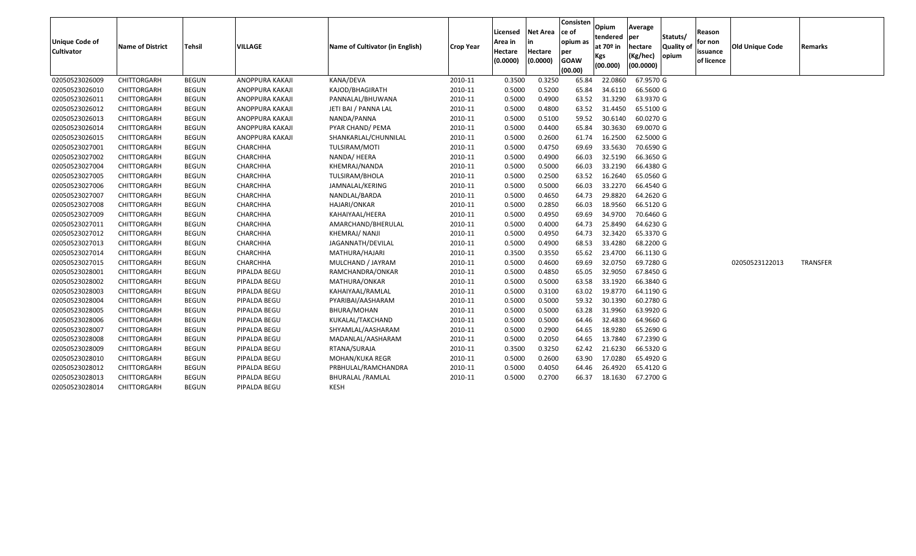| Unique Code of Cultivator | Name of District | Tehsil | VILLAGE | Name of Cultivator (in English) | Crop Year | Licensed Area in Hectare (0.0000) | Net Area in Hectare (0.0000) | Consistence of opium as per GOAW (00.00) | Opium tendered at 70º in Kgs (00.000) | Average per hectare (Kg/hec) (00.0000) | Statuts/ Quality of opium | Reason for non issuance of licence | Old Unique Code | Remarks |
|---|---|---|---|---|---|---|---|---|---|---|---|---|---|---|
| 02050523026009 | CHITTORGARH | BEGUN | ANOPPURA KAKAJI | KANA/DEVA | 2010-11 | 0.3500 | 0.3250 | 65.84 | 22.0860 | 67.9570 | G | | | |
| 02050523026010 | CHITTORGARH | BEGUN | ANOPPURA KAKAJI | KAJOD/BHAGIRATH | 2010-11 | 0.5000 | 0.5200 | 65.84 | 34.6110 | 66.5600 | G | | | |
| 02050523026011 | CHITTORGARH | BEGUN | ANOPPURA KAKAJI | PANNALAL/BHUWANA | 2010-11 | 0.5000 | 0.4900 | 63.52 | 31.3290 | 63.9370 | G | | | |
| 02050523026012 | CHITTORGARH | BEGUN | ANOPPURA KAKAJI | JETI BAI / PANNA LAL | 2010-11 | 0.5000 | 0.4800 | 63.52 | 31.4450 | 65.5100 | G | | | |
| 02050523026013 | CHITTORGARH | BEGUN | ANOPPURA KAKAJI | NANDA/PANNA | 2010-11 | 0.5000 | 0.5100 | 59.52 | 30.6140 | 60.0270 | G | | | |
| 02050523026014 | CHITTORGARH | BEGUN | ANOPPURA KAKAJI | PYAR CHAND/ PEMA | 2010-11 | 0.5000 | 0.4400 | 65.84 | 30.3630 | 69.0070 | G | | | |
| 02050523026015 | CHITTORGARH | BEGUN | ANOPPURA KAKAJI | SHANKARLAL/CHUNNILAL | 2010-11 | 0.5000 | 0.2600 | 61.74 | 16.2500 | 62.5000 | G | | | |
| 02050523027001 | CHITTORGARH | BEGUN | CHARCHHA | TULSIRAM/MOTI | 2010-11 | 0.5000 | 0.4750 | 69.69 | 33.5630 | 70.6590 | G | | | |
| 02050523027002 | CHITTORGARH | BEGUN | CHARCHHA | NANDA/ HEERA | 2010-11 | 0.5000 | 0.4900 | 66.03 | 32.5190 | 66.3650 | G | | | |
| 02050523027004 | CHITTORGARH | BEGUN | CHARCHHA | KHEMRAJ/NANDA | 2010-11 | 0.5000 | 0.5000 | 66.03 | 33.2190 | 66.4380 | G | | | |
| 02050523027005 | CHITTORGARH | BEGUN | CHARCHHA | TULSIRAM/BHOLA | 2010-11 | 0.5000 | 0.2500 | 63.52 | 16.2640 | 65.0560 | G | | | |
| 02050523027006 | CHITTORGARH | BEGUN | CHARCHHA | JAMNALAL/KERING | 2010-11 | 0.5000 | 0.5000 | 66.03 | 33.2270 | 66.4540 | G | | | |
| 02050523027007 | CHITTORGARH | BEGUN | CHARCHHA | NANDLAL/BARDA | 2010-11 | 0.5000 | 0.4650 | 64.73 | 29.8820 | 64.2620 | G | | | |
| 02050523027008 | CHITTORGARH | BEGUN | CHARCHHA | HAJARI/ONKAR | 2010-11 | 0.5000 | 0.2850 | 66.03 | 18.9560 | 66.5120 | G | | | |
| 02050523027009 | CHITTORGARH | BEGUN | CHARCHHA | KAHAIYAAL/HEERA | 2010-11 | 0.5000 | 0.4950 | 69.69 | 34.9700 | 70.6460 | G | | | |
| 02050523027011 | CHITTORGARH | BEGUN | CHARCHHA | AMARCHAND/BHERULAL | 2010-11 | 0.5000 | 0.4000 | 64.73 | 25.8490 | 64.6230 | G | | | |
| 02050523027012 | CHITTORGARH | BEGUN | CHARCHHA | KHEMRAJ/ NANJI | 2010-11 | 0.5000 | 0.4950 | 64.73 | 32.3420 | 65.3370 | G | | | |
| 02050523027013 | CHITTORGARH | BEGUN | CHARCHHA | JAGANNATH/DEVILAL | 2010-11 | 0.5000 | 0.4900 | 68.53 | 33.4280 | 68.2200 | G | | | |
| 02050523027014 | CHITTORGARH | BEGUN | CHARCHHA | MATHURA/HAJARI | 2010-11 | 0.3500 | 0.3550 | 65.62 | 23.4700 | 66.1130 | G | | | |
| 02050523027015 | CHITTORGARH | BEGUN | CHARCHHA | MULCHAND / JAYRAM | 2010-11 | 0.5000 | 0.4600 | 69.69 | 32.0750 | 69.7280 | G | | 02050523122013 | TRANSFER |
| 02050523028001 | CHITTORGARH | BEGUN | PIPALDA BEGU | RAMCHANDRA/ONKAR | 2010-11 | 0.5000 | 0.4850 | 65.05 | 32.9050 | 67.8450 | G | | | |
| 02050523028002 | CHITTORGARH | BEGUN | PIPALDA BEGU | MATHURA/ONKAR | 2010-11 | 0.5000 | 0.5000 | 63.58 | 33.1920 | 66.3840 | G | | | |
| 02050523028003 | CHITTORGARH | BEGUN | PIPALDA BEGU | KAHAIYAAL/RAMLAL | 2010-11 | 0.5000 | 0.3100 | 63.02 | 19.8770 | 64.1190 | G | | | |
| 02050523028004 | CHITTORGARH | BEGUN | PIPALDA BEGU | PYARIBAI/AASHARAM | 2010-11 | 0.5000 | 0.5000 | 59.32 | 30.1390 | 60.2780 | G | | | |
| 02050523028005 | CHITTORGARH | BEGUN | PIPALDA BEGU | BHURA/MOHAN | 2010-11 | 0.5000 | 0.5000 | 63.28 | 31.9960 | 63.9920 | G | | | |
| 02050523028006 | CHITTORGARH | BEGUN | PIPALDA BEGU | KUKALAL/TAKCHAND | 2010-11 | 0.5000 | 0.5000 | 64.46 | 32.4830 | 64.9660 | G | | | |
| 02050523028007 | CHITTORGARH | BEGUN | PIPALDA BEGU | SHYAMLAL/AASHARAM | 2010-11 | 0.5000 | 0.2900 | 64.65 | 18.9280 | 65.2690 | G | | | |
| 02050523028008 | CHITTORGARH | BEGUN | PIPALDA BEGU | MADANLAL/AASHARAM | 2010-11 | 0.5000 | 0.2050 | 64.65 | 13.7840 | 67.2390 | G | | | |
| 02050523028009 | CHITTORGARH | BEGUN | PIPALDA BEGU | RTANA/SURAJA | 2010-11 | 0.3500 | 0.3250 | 62.42 | 21.6230 | 66.5320 | G | | | |
| 02050523028010 | CHITTORGARH | BEGUN | PIPALDA BEGU | MOHAN/KUKA REGR | 2010-11 | 0.5000 | 0.2600 | 63.90 | 17.0280 | 65.4920 | G | | | |
| 02050523028012 | CHITTORGARH | BEGUN | PIPALDA BEGU | PRBHULAL/RAMCHANDRA | 2010-11 | 0.5000 | 0.4050 | 64.46 | 26.4920 | 65.4120 | G | | | |
| 02050523028013 | CHITTORGARH | BEGUN | PIPALDA BEGU | BHURALAL /RAMLAL | 2010-11 | 0.5000 | 0.2700 | 66.37 | 18.1630 | 67.2700 | G | | | |
| 02050523028014 | CHITTORGARH | BEGUN | PIPALDA BEGU | KESH | | | | | | | | | | |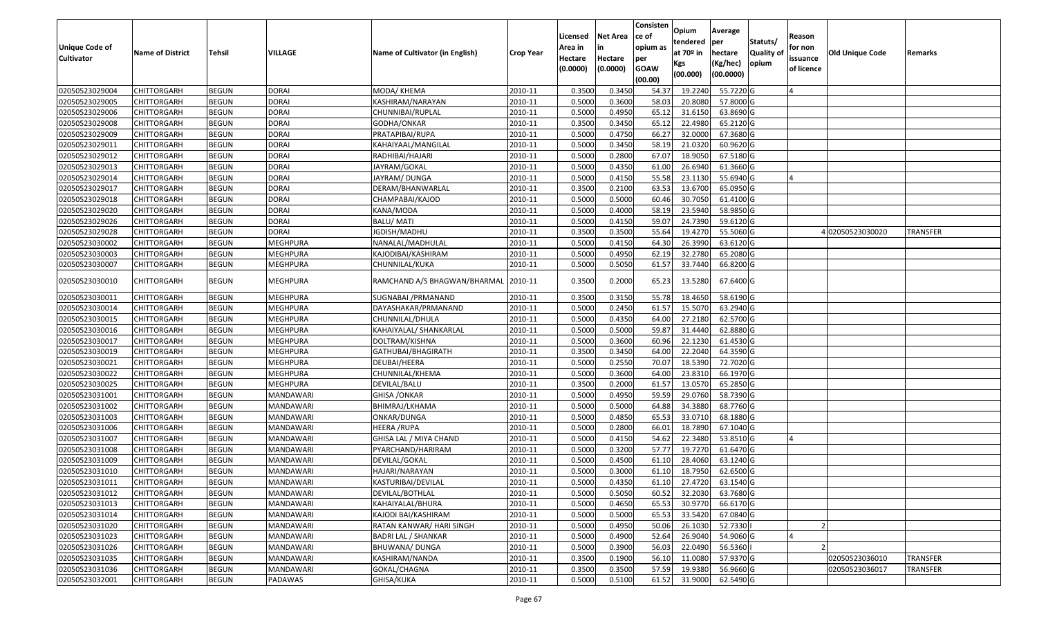| Unique Code of Cultivator | Name of District | Tehsil | VILLAGE | Name of Cultivator (in English) | Crop Year | Licensed Area in Hectare (0.0000) | Net Area in Hectare (0.0000) | Consistence of opium as per GOAW (00.00) | Opium tendered at 70º in Kgs (00.000) | Average per hectare (Kg/hec) (00.0000) | Statuts/ Quality of opium | Reason for non issuance of licence | Old Unique Code | Remarks |
|---|---|---|---|---|---|---|---|---|---|---|---|---|---|---|
| 02050523029004 | CHITTORGARH | BEGUN | DORAI | MODA/ KHEMA | 2010-11 | 0.3500 | 0.3450 | 54.37 | 19.2240 | 55.7220 | G | 4 | | |
| 02050523029005 | CHITTORGARH | BEGUN | DORAI | KASHIRAM/NARAYAN | 2010-11 | 0.5000 | 0.3600 | 58.03 | 20.8080 | 57.8000 | G | | | |
| 02050523029006 | CHITTORGARH | BEGUN | DORAI | CHUNNIBAI/RUPLAL | 2010-11 | 0.5000 | 0.4950 | 65.12 | 31.6150 | 63.8690 | G | | | |
| 02050523029008 | CHITTORGARH | BEGUN | DORAI | GODHA/ONKAR | 2010-11 | 0.3500 | 0.3450 | 65.12 | 22.4980 | 65.2120 | G | | | |
| 02050523029009 | CHITTORGARH | BEGUN | DORAI | PRATAPIBAI/RUPA | 2010-11 | 0.5000 | 0.4750 | 66.27 | 32.0000 | 67.3680 | G | | | |
| 02050523029011 | CHITTORGARH | BEGUN | DORAI | KAHAIYAAL/MANGILAL | 2010-11 | 0.5000 | 0.3450 | 58.19 | 21.0320 | 60.9620 | G | | | |
| 02050523029012 | CHITTORGARH | BEGUN | DORAI | RADHIBAI/HAJARI | 2010-11 | 0.5000 | 0.2800 | 67.07 | 18.9050 | 67.5180 | G | | | |
| 02050523029013 | CHITTORGARH | BEGUN | DORAI | JAYRAM/GOKAL | 2010-11 | 0.5000 | 0.4350 | 61.00 | 26.6940 | 61.3660 | G | | | |
| 02050523029014 | CHITTORGARH | BEGUN | DORAI | JAYRAM/ DUNGA | 2010-11 | 0.5000 | 0.4150 | 55.58 | 23.1130 | 55.6940 | G | 4 | | |
| 02050523029017 | CHITTORGARH | BEGUN | DORAI | DERAM/BHANWARLAL | 2010-11 | 0.3500 | 0.2100 | 63.53 | 13.6700 | 65.0950 | G | | | |
| 02050523029018 | CHITTORGARH | BEGUN | DORAI | CHAMPABAI/KAJOD | 2010-11 | 0.5000 | 0.5000 | 60.46 | 30.7050 | 61.4100 | G | | | |
| 02050523029020 | CHITTORGARH | BEGUN | DORAI | KANA/MODA | 2010-11 | 0.5000 | 0.4000 | 58.19 | 23.5940 | 58.9850 | G | | | |
| 02050523029026 | CHITTORGARH | BEGUN | DORAI | BALU/ MATI | 2010-11 | 0.5000 | 0.4150 | 59.07 | 24.7390 | 59.6120 | G | | | |
| 02050523029028 | CHITTORGARH | BEGUN | DORAI | JGDISH/MADHU | 2010-11 | 0.3500 | 0.3500 | 55.64 | 19.4270 | 55.5060 | G | 4 | 02050523030020 | TRANSFER |
| 02050523030002 | CHITTORGARH | BEGUN | MEGHPURA | NANALAL/MADHULAL | 2010-11 | 0.5000 | 0.4150 | 64.30 | 26.3990 | 63.6120 | G | | | |
| 02050523030003 | CHITTORGARH | BEGUN | MEGHPURA | KAJODIBAI/KASHIRAM | 2010-11 | 0.5000 | 0.4950 | 62.19 | 32.2780 | 65.2080 | G | | | |
| 02050523030007 | CHITTORGARH | BEGUN | MEGHPURA | CHUNNILAL/KUKA | 2010-11 | 0.5000 | 0.5050 | 61.57 | 33.7440 | 66.8200 | G | | | |
| 02050523030010 | CHITTORGARH | BEGUN | MEGHPURA | RAMCHAND A/S BHAGWAN/BHARMAL | 2010-11 | 0.3500 | 0.2000 | 65.23 | 13.5280 | 67.6400 | G | | | |
| 02050523030011 | CHITTORGARH | BEGUN | MEGHPURA | SUGNABAI /PRMANAND | 2010-11 | 0.3500 | 0.3150 | 55.78 | 18.4650 | 58.6190 | G | | | |
| 02050523030014 | CHITTORGARH | BEGUN | MEGHPURA | DAYASHAKAR/PRMANAND | 2010-11 | 0.5000 | 0.2450 | 61.57 | 15.5070 | 63.2940 | G | | | |
| 02050523030015 | CHITTORGARH | BEGUN | MEGHPURA | CHUNNILAL/DHULA | 2010-11 | 0.5000 | 0.4350 | 64.00 | 27.2180 | 62.5700 | G | | | |
| 02050523030016 | CHITTORGARH | BEGUN | MEGHPURA | KAHAIYALAL/ SHANKARLAL | 2010-11 | 0.5000 | 0.5000 | 59.87 | 31.4440 | 62.8880 | G | | | |
| 02050523030017 | CHITTORGARH | BEGUN | MEGHPURA | DOLTRAM/KISHNA | 2010-11 | 0.5000 | 0.3600 | 60.96 | 22.1230 | 61.4530 | G | | | |
| 02050523030019 | CHITTORGARH | BEGUN | MEGHPURA | GATHUBAI/BHAGIRATH | 2010-11 | 0.3500 | 0.3450 | 64.00 | 22.2040 | 64.3590 | G | | | |
| 02050523030021 | CHITTORGARH | BEGUN | MEGHPURA | DEUBAI/HEERA | 2010-11 | 0.5000 | 0.2550 | 70.07 | 18.5390 | 72.7020 | G | | | |
| 02050523030022 | CHITTORGARH | BEGUN | MEGHPURA | CHUNNILAL/KHEMA | 2010-11 | 0.5000 | 0.3600 | 64.00 | 23.8310 | 66.1970 | G | | | |
| 02050523030025 | CHITTORGARH | BEGUN | MEGHPURA | DEVILAL/BALU | 2010-11 | 0.3500 | 0.2000 | 61.57 | 13.0570 | 65.2850 | G | | | |
| 02050523031001 | CHITTORGARH | BEGUN | MANDAWARI | GHISA /ONKAR | 2010-11 | 0.5000 | 0.4950 | 59.59 | 29.0760 | 58.7390 | G | | | |
| 02050523031002 | CHITTORGARH | BEGUN | MANDAWARI | BHIMRAJ/LKHAMA | 2010-11 | 0.5000 | 0.5000 | 64.88 | 34.3880 | 68.7760 | G | | | |
| 02050523031003 | CHITTORGARH | BEGUN | MANDAWARI | ONKAR/DUNGA | 2010-11 | 0.5000 | 0.4850 | 65.53 | 33.0710 | 68.1880 | G | | | |
| 02050523031006 | CHITTORGARH | BEGUN | MANDAWARI | HEERA /RUPA | 2010-11 | 0.5000 | 0.2800 | 66.01 | 18.7890 | 67.1040 | G | | | |
| 02050523031007 | CHITTORGARH | BEGUN | MANDAWARI | GHISA LAL / MIYA CHAND | 2010-11 | 0.5000 | 0.4150 | 54.62 | 22.3480 | 53.8510 | G | 4 | | |
| 02050523031008 | CHITTORGARH | BEGUN | MANDAWARI | PYARCHAND/HARIRAM | 2010-11 | 0.5000 | 0.3200 | 57.77 | 19.7270 | 61.6470 | G | | | |
| 02050523031009 | CHITTORGARH | BEGUN | MANDAWARI | DEVILAL/GOKAL | 2010-11 | 0.5000 | 0.4500 | 61.10 | 28.4060 | 63.1240 | G | | | |
| 02050523031010 | CHITTORGARH | BEGUN | MANDAWARI | HAJARI/NARAYAN | 2010-11 | 0.5000 | 0.3000 | 61.10 | 18.7950 | 62.6500 | G | | | |
| 02050523031011 | CHITTORGARH | BEGUN | MANDAWARI | KASTURIBAI/DEVILAL | 2010-11 | 0.5000 | 0.4350 | 61.10 | 27.4720 | 63.1540 | G | | | |
| 02050523031012 | CHITTORGARH | BEGUN | MANDAWARI | DEVILAL/BOTHLAL | 2010-11 | 0.5000 | 0.5050 | 60.52 | 32.2030 | 63.7680 | G | | | |
| 02050523031013 | CHITTORGARH | BEGUN | MANDAWARI | KAHAIYALAL/BHURA | 2010-11 | 0.5000 | 0.4650 | 65.53 | 30.9770 | 66.6170 | G | | | |
| 02050523031014 | CHITTORGARH | BEGUN | MANDAWARI | KAJODI BAI/KASHIRAM | 2010-11 | 0.5000 | 0.5000 | 65.53 | 33.5420 | 67.0840 | G | | | |
| 02050523031020 | CHITTORGARH | BEGUN | MANDAWARI | RATAN KANWAR/ HARI SINGH | 2010-11 | 0.5000 | 0.4950 | 50.06 | 26.1030 | 52.7330 | I | 2 | | |
| 02050523031023 | CHITTORGARH | BEGUN | MANDAWARI | BADRI LAL / SHANKAR | 2010-11 | 0.5000 | 0.4900 | 52.64 | 26.9040 | 54.9060 | G | 4 | | |
| 02050523031026 | CHITTORGARH | BEGUN | MANDAWARI | BHUWANA/ DUNGA | 2010-11 | 0.5000 | 0.3900 | 56.03 | 22.0490 | 56.5360 | I | 2 | | |
| 02050523031035 | CHITTORGARH | BEGUN | MANDAWARI | KASHIRAM/NANDA | 2010-11 | 0.3500 | 0.1900 | 56.10 | 11.0080 | 57.9370 | G | | 02050523036010 | TRANSFER |
| 02050523031036 | CHITTORGARH | BEGUN | MANDAWARI | GOKAL/CHAGNA | 2010-11 | 0.3500 | 0.3500 | 57.59 | 19.9380 | 56.9660 | G | | 02050523036017 | TRANSFER |
| 02050523032001 | CHITTORGARH | BEGUN | PADAWAS | GHISA/KUKA | 2010-11 | 0.5000 | 0.5100 | 61.52 | 31.9000 | 62.5490 | G | | | |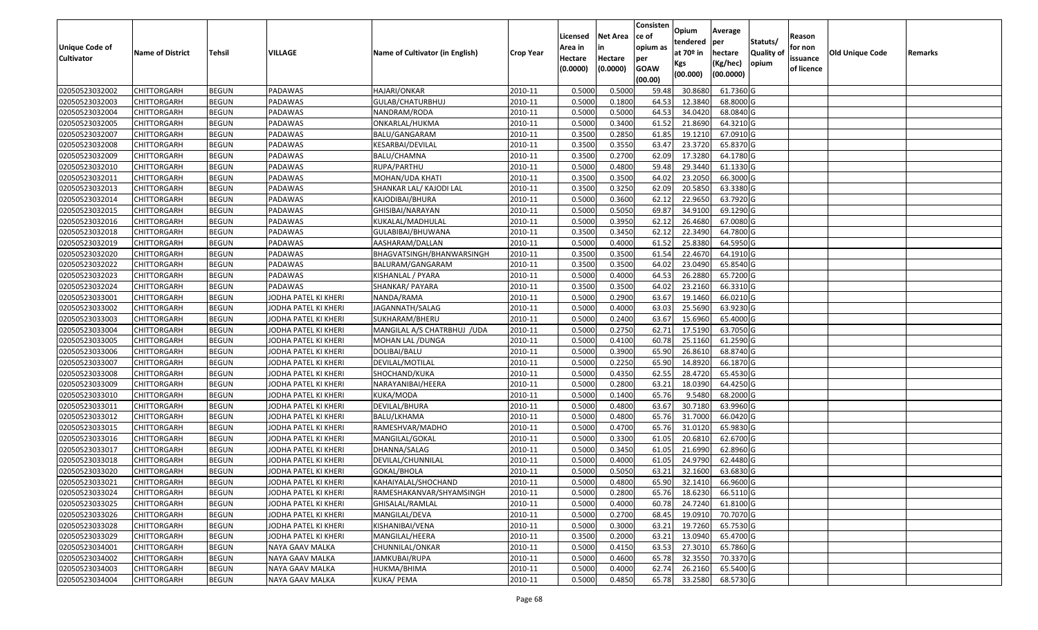| Unique Code of Cultivator | Name of District | Tehsil | VILLAGE | Name of Cultivator (in English) | Crop Year | Licensed Area in Hectare (0.0000) | Net Area in Hectare (0.0000) | Consistence of opium as per GOAW (00.00) | Opium tendered at 70º in Kgs (00.000) | Average per hectare (Kg/hec) (00.0000) | Statuts/ Quality of opium | Reason for non issuance of licence | Old Unique Code | Remarks |
|---|---|---|---|---|---|---|---|---|---|---|---|---|---|---|
| 02050523032002 | CHITTORGARH | BEGUN | PADAWAS | HAJARI/ONKAR | 2010-11 | 0.5000 | 0.5000 | 59.48 | 30.8680 | 61.7360 | G | | | |
| 02050523032003 | CHITTORGARH | BEGUN | PADAWAS | GULAB/CHATURBHUJ | 2010-11 | 0.5000 | 0.1800 | 64.53 | 12.3840 | 68.8000 | G | | | |
| 02050523032004 | CHITTORGARH | BEGUN | PADAWAS | NANDRAM/RODA | 2010-11 | 0.5000 | 0.5000 | 64.53 | 34.0420 | 68.0840 | G | | | |
| 02050523032005 | CHITTORGARH | BEGUN | PADAWAS | ONKARLAL/HUKMA | 2010-11 | 0.5000 | 0.3400 | 61.52 | 21.8690 | 64.3210 | G | | | |
| 02050523032007 | CHITTORGARH | BEGUN | PADAWAS | BALU/GANGARAM | 2010-11 | 0.3500 | 0.2850 | 61.85 | 19.1210 | 67.0910 | G | | | |
| 02050523032008 | CHITTORGARH | BEGUN | PADAWAS | KESARBAI/DEVILAL | 2010-11 | 0.3500 | 0.3550 | 63.47 | 23.3720 | 65.8370 | G | | | |
| 02050523032009 | CHITTORGARH | BEGUN | PADAWAS | BALU/CHAMNA | 2010-11 | 0.3500 | 0.2700 | 62.09 | 17.3280 | 64.1780 | G | | | |
| 02050523032010 | CHITTORGARH | BEGUN | PADAWAS | RUPA/PARTHU | 2010-11 | 0.5000 | 0.4800 | 59.48 | 29.3440 | 61.1330 | G | | | |
| 02050523032011 | CHITTORGARH | BEGUN | PADAWAS | MOHAN/UDA KHATI | 2010-11 | 0.3500 | 0.3500 | 64.02 | 23.2050 | 66.3000 | G | | | |
| 02050523032013 | CHITTORGARH | BEGUN | PADAWAS | SHANKAR LAL/ KAJODI LAL | 2010-11 | 0.3500 | 0.3250 | 62.09 | 20.5850 | 63.3380 | G | | | |
| 02050523032014 | CHITTORGARH | BEGUN | PADAWAS | KAJODIBAI/BHURA | 2010-11 | 0.5000 | 0.3600 | 62.12 | 22.9650 | 63.7920 | G | | | |
| 02050523032015 | CHITTORGARH | BEGUN | PADAWAS | GHISIBAI/NARAYAN | 2010-11 | 0.5000 | 0.5050 | 69.87 | 34.9100 | 69.1290 | G | | | |
| 02050523032016 | CHITTORGARH | BEGUN | PADAWAS | KUKALAL/MADHULAL | 2010-11 | 0.5000 | 0.3950 | 62.12 | 26.4680 | 67.0080 | G | | | |
| 02050523032018 | CHITTORGARH | BEGUN | PADAWAS | GULABIBAI/BHUWANA | 2010-11 | 0.3500 | 0.3450 | 62.12 | 22.3490 | 64.7800 | G | | | |
| 02050523032019 | CHITTORGARH | BEGUN | PADAWAS | AASHARAM/DALLAN | 2010-11 | 0.5000 | 0.4000 | 61.52 | 25.8380 | 64.5950 | G | | | |
| 02050523032020 | CHITTORGARH | BEGUN | PADAWAS | BHAGVATSINGH/BHANWARSINGH | 2010-11 | 0.3500 | 0.3500 | 61.54 | 22.4670 | 64.1910 | G | | | |
| 02050523032022 | CHITTORGARH | BEGUN | PADAWAS | BALURAM/GANGARAM | 2010-11 | 0.3500 | 0.3500 | 64.02 | 23.0490 | 65.8540 | G | | | |
| 02050523032023 | CHITTORGARH | BEGUN | PADAWAS | KISHANLAL / PYARA | 2010-11 | 0.5000 | 0.4000 | 64.53 | 26.2880 | 65.7200 | G | | | |
| 02050523032024 | CHITTORGARH | BEGUN | PADAWAS | SHANKAR/ PAYARA | 2010-11 | 0.3500 | 0.3500 | 64.02 | 23.2160 | 66.3310 | G | | | |
| 02050523033001 | CHITTORGARH | BEGUN | JODHA PATEL KI KHERI | NANDA/RAMA | 2010-11 | 0.5000 | 0.2900 | 63.67 | 19.1460 | 66.0210 | G | | | |
| 02050523033002 | CHITTORGARH | BEGUN | JODHA PATEL KI KHERI | JAGANNATH/SALAG | 2010-11 | 0.5000 | 0.4000 | 63.03 | 25.5690 | 63.9230 | G | | | |
| 02050523033003 | CHITTORGARH | BEGUN | JODHA PATEL KI KHERI | SUKHARAM/BHERU | 2010-11 | 0.5000 | 0.2400 | 63.67 | 15.6960 | 65.4000 | G | | | |
| 02050523033004 | CHITTORGARH | BEGUN | JODHA PATEL KI KHERI | MANGILAL A/S CHATRBHUJ /UDA | 2010-11 | 0.5000 | 0.2750 | 62.71 | 17.5190 | 63.7050 | G | | | |
| 02050523033005 | CHITTORGARH | BEGUN | JODHA PATEL KI KHERI | MOHAN LAL /DUNGA | 2010-11 | 0.5000 | 0.4100 | 60.78 | 25.1160 | 61.2590 | G | | | |
| 02050523033006 | CHITTORGARH | BEGUN | JODHA PATEL KI KHERI | DOLIBAI/BALU | 2010-11 | 0.5000 | 0.3900 | 65.90 | 26.8610 | 68.8740 | G | | | |
| 02050523033007 | CHITTORGARH | BEGUN | JODHA PATEL KI KHERI | DEVILAL/MOTILAL | 2010-11 | 0.5000 | 0.2250 | 65.90 | 14.8920 | 66.1870 | G | | | |
| 02050523033008 | CHITTORGARH | BEGUN | JODHA PATEL KI KHERI | SHOCHAND/KUKA | 2010-11 | 0.5000 | 0.4350 | 62.55 | 28.4720 | 65.4530 | G | | | |
| 02050523033009 | CHITTORGARH | BEGUN | JODHA PATEL KI KHERI | NARAYANIBAI/HEERA | 2010-11 | 0.5000 | 0.2800 | 63.21 | 18.0390 | 64.4250 | G | | | |
| 02050523033010 | CHITTORGARH | BEGUN | JODHA PATEL KI KHERI | KUKA/MODA | 2010-11 | 0.5000 | 0.1400 | 65.76 | 9.5480 | 68.2000 | G | | | |
| 02050523033011 | CHITTORGARH | BEGUN | JODHA PATEL KI KHERI | DEVILAL/BHURA | 2010-11 | 0.5000 | 0.4800 | 63.67 | 30.7180 | 63.9960 | G | | | |
| 02050523033012 | CHITTORGARH | BEGUN | JODHA PATEL KI KHERI | BALU/LKHAMA | 2010-11 | 0.5000 | 0.4800 | 65.76 | 31.7000 | 66.0420 | G | | | |
| 02050523033015 | CHITTORGARH | BEGUN | JODHA PATEL KI KHERI | RAMESHVAR/MADHO | 2010-11 | 0.5000 | 0.4700 | 65.76 | 31.0120 | 65.9830 | G | | | |
| 02050523033016 | CHITTORGARH | BEGUN | JODHA PATEL KI KHERI | MANGILAL/GOKAL | 2010-11 | 0.5000 | 0.3300 | 61.05 | 20.6810 | 62.6700 | G | | | |
| 02050523033017 | CHITTORGARH | BEGUN | JODHA PATEL KI KHERI | DHANNA/SALAG | 2010-11 | 0.5000 | 0.3450 | 61.05 | 21.6990 | 62.8960 | G | | | |
| 02050523033018 | CHITTORGARH | BEGUN | JODHA PATEL KI KHERI | DEVILAL/CHUNNILAL | 2010-11 | 0.5000 | 0.4000 | 61.05 | 24.9790 | 62.4480 | G | | | |
| 02050523033020 | CHITTORGARH | BEGUN | JODHA PATEL KI KHERI | GOKAL/BHOLA | 2010-11 | 0.5000 | 0.5050 | 63.21 | 32.1600 | 63.6830 | G | | | |
| 02050523033021 | CHITTORGARH | BEGUN | JODHA PATEL KI KHERI | KAHAIYALAL/SHOCHAND | 2010-11 | 0.5000 | 0.4800 | 65.90 | 32.1410 | 66.9600 | G | | | |
| 02050523033024 | CHITTORGARH | BEGUN | JODHA PATEL KI KHERI | RAMESHAKANVAR/SHYAMSINGH | 2010-11 | 0.5000 | 0.2800 | 65.76 | 18.6230 | 66.5110 | G | | | |
| 02050523033025 | CHITTORGARH | BEGUN | JODHA PATEL KI KHERI | GHISALAL/RAMLAL | 2010-11 | 0.5000 | 0.4000 | 60.78 | 24.7240 | 61.8100 | G | | | |
| 02050523033026 | CHITTORGARH | BEGUN | JODHA PATEL KI KHERI | MANGILAL/DEVA | 2010-11 | 0.5000 | 0.2700 | 68.45 | 19.0910 | 70.7070 | G | | | |
| 02050523033028 | CHITTORGARH | BEGUN | JODHA PATEL KI KHERI | KISHANIBAI/VENA | 2010-11 | 0.5000 | 0.3000 | 63.21 | 19.7260 | 65.7530 | G | | | |
| 02050523033029 | CHITTORGARH | BEGUN | JODHA PATEL KI KHERI | MANGILAL/HEERA | 2010-11 | 0.3500 | 0.2000 | 63.21 | 13.0940 | 65.4700 | G | | | |
| 02050523034001 | CHITTORGARH | BEGUN | NAYA GAAV MALKA | CHUNNILAL/ONKAR | 2010-11 | 0.5000 | 0.4150 | 63.53 | 27.3010 | 65.7860 | G | | | |
| 02050523034002 | CHITTORGARH | BEGUN | NAYA GAAV MALKA | JAMKUBAI/RUPA | 2010-11 | 0.5000 | 0.4600 | 65.78 | 32.3550 | 70.3370 | G | | | |
| 02050523034003 | CHITTORGARH | BEGUN | NAYA GAAV MALKA | HUKMA/BHIMA | 2010-11 | 0.5000 | 0.4000 | 62.74 | 26.2160 | 65.5400 | G | | | |
| 02050523034004 | CHITTORGARH | BEGUN | NAYA GAAV MALKA | KUKA/ PEMA | 2010-11 | 0.5000 | 0.4850 | 65.78 | 33.2580 | 68.5730 | G | | | |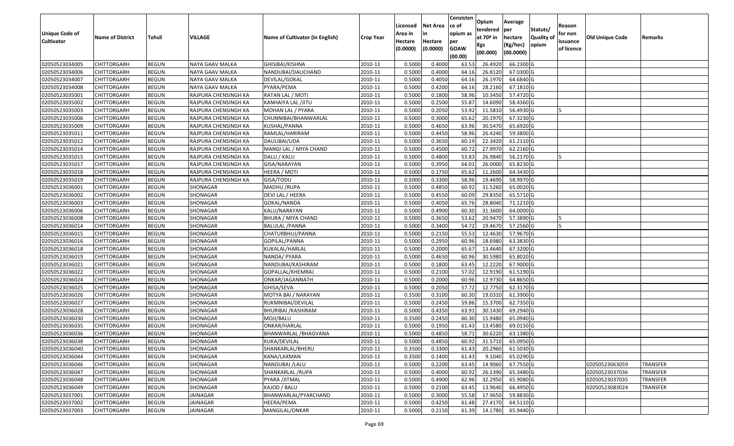| Unique Code of Cultivator | Name of District | Tehsil | VILLAGE | Name of Cultivator (in English) | Crop Year | Licensed Area in Hectare (0.0000) | Net Area in Hectare (0.0000) | Consistence of opium as per GOAW (00.00) | Opium tendered at 70º in Kgs (00.000) | Average per hectare (Kg/hec) (00.0000) | Statuts/ Quality of opium | Reason for non issuance of licence | Old Unique Code | Remarks |
|---|---|---|---|---|---|---|---|---|---|---|---|---|---|---|
| 02050523034005 | CHITTORGARH | BEGUN | NAYA GAAV MALKA | GHISIBAI/KISHNA | 2010-11 | 0.5000 | 0.4000 | 63.53 | 26.4920 | 66.2300 | G | | | |
| 02050523034006 | CHITTORGARH | BEGUN | NAYA GAAV MALKA | NANDUBAI/DALICHAND | 2010-11 | 0.5000 | 0.4000 | 64.16 | 26.8120 | 67.0300 | G | | | |
| 02050523034007 | CHITTORGARH | BEGUN | NAYA GAAV MALKA | DEVILAL/GOKAL | 2010-11 | 0.5000 | 0.4050 | 64.16 | 26.1970 | 64.6840 | G | | | |
| 02050523034008 | CHITTORGARH | BEGUN | NAYA GAAV MALKA | PYARA/PEMA | 2010-11 | 0.5000 | 0.4200 | 64.16 | 28.2160 | 67.1810 | G | | | |
| 02050523035001 | CHITTORGARH | BEGUN | RAJPURA CHENSINGH KA | RATAN LAL / MOTI | 2010-11 | 0.5000 | 0.1800 | 58.96 | 10.3450 | 57.4720 | G | | | |
| 02050523035002 | CHITTORGARH | BEGUN | RAJPURA CHENSINGH KA | KANHAIYA LAL /JITU | 2010-11 | 0.5000 | 0.2500 | 55.87 | 14.6090 | 58.4360 | G | | | |
| 02050523035003 | CHITTORGARH | BEGUN | RAJPURA CHENSINGH KA | MOHAN LAL / PYARA | 2010-11 | 0.5000 | 0.2050 | 53.92 | 11.5810 | 56.4930 | G | 5 | | |
| 02050523035006 | CHITTORGARH | BEGUN | RAJPURA CHENSINGH KA | CHUNNIBAI/BHANWARLAL | 2010-11 | 0.5000 | 0.3000 | 65.62 | 20.1970 | 67.3230 | G | | | |
| 02050523035009 | CHITTORGARH | BEGUN | RAJPURA CHENSINGH KA | KUSHAL/PANNA | 2010-11 | 0.5000 | 0.4650 | 63.96 | 30.5470 | 65.6920 | G | | | |
| 02050523035011 | CHITTORGARH | BEGUN | RAJPURA CHENSINGH KA | RAMLAL/HARIRAM | 2010-11 | 0.5000 | 0.4450 | 58.96 | 26.4240 | 59.3800 | G | | | |
| 02050523035012 | CHITTORGARH | BEGUN | RAJPURA CHENSINGH KA | DAULIBAI/UDA | 2010-11 | 0.5000 | 0.3650 | 60.19 | 22.3420 | 61.2110 | G | | | |
| 02050523035014 | CHITTORGARH | BEGUN | RAJPURA CHENSINGH KA | MANGI LAL / MIYA CHAND | 2010-11 | 0.5000 | 0.4500 | 60.72 | 27.9970 | 62.2160 | G | | | |
| 02050523035015 | CHITTORGARH | BEGUN | RAJPURA CHENSINGH KA | DALU / KALU | 2010-11 | 0.5000 | 0.4800 | 53.83 | 26.9840 | 56.2170 | G | 5 | | |
| 02050523035017 | CHITTORGARH | BEGUN | RAJPURA CHENSINGH KA | GISA/NARAYAN | 2010-11 | 0.5000 | 0.3950 | 64.01 | 26.0000 | 65.8230 | G | | | |
| 02050523035018 | CHITTORGARH | BEGUN | RAJPURA CHENSINGH KA | HEERA / MOTI | 2010-11 | 0.5000 | 0.1750 | 65.62 | 11.2600 | 64.3430 | G | | | |
| 02050523035019 | CHITTORGARH | BEGUN | RAJPURA CHENSINGH KA | GISA/TODU | 2010-11 | 0.5000 | 0.3300 | 58.96 | 19.4690 | 58.9970 | G | | | |
| 02050523036001 | CHITTORGARH | BEGUN | SHONAGAR | MADHU /RUPA | 2010-11 | 0.5000 | 0.4850 | 60.92 | 31.5260 | 65.0020 | G | | | |
| 02050523036002 | CHITTORGARH | BEGUN | SHONAGAR | DEVI LAL / HEERA | 2010-11 | 0.5000 | 0.4550 | 60.09 | 29.8350 | 65.5710 | G | | | |
| 02050523036003 | CHITTORGARH | BEGUN | SHONAGAR | GOKAL/NANDA | 2010-11 | 0.5000 | 0.4050 | 65.76 | 28.8040 | 71.1210 | G | | | |
| 02050523036006 | CHITTORGARH | BEGUN | SHONAGAR | KALU/NARAYAN | 2010-11 | 0.5000 | 0.4900 | 60.30 | 31.3600 | 64.0000 | G | | | |
| 02050523036008 | CHITTORGARH | BEGUN | SHONAGAR | BHURA / MIYA CHAND | 2010-11 | 0.5000 | 0.3650 | 53.62 | 20.9470 | 57.3890 | G | 5 | | |
| 02050523036014 | CHITTORGARH | BEGUN | SHONAGAR | BALULAL /PANNA | 2010-11 | 0.5000 | 0.3400 | 54.72 | 19.4670 | 57.2560 | G | 5 | | |
| 02050523036015 | CHITTORGARH | BEGUN | SHONAGAR | CHATURBHUJ/PANNA | 2010-11 | 0.5000 | 0.2150 | 55.53 | 12.4630 | 57.9670 | G | | | |
| 02050523036016 | CHITTORGARH | BEGUN | SHONAGAR | GOPILAL/PANNA | 2010-11 | 0.5000 | 0.2950 | 60.96 | 18.6980 | 63.3830 | G | | | |
| 02050523036018 | CHITTORGARH | BEGUN | SHONAGAR | KUKALAL/HARLAL | 2010-11 | 0.5000 | 0.2000 | 65.67 | 13.4640 | 67.3200 | G | | | |
| 02050523036019 | CHITTORGARH | BEGUN | SHONAGAR | NANDA/ PYARA | 2010-11 | 0.5000 | 0.4650 | 60.96 | 30.5980 | 65.8020 | G | | | |
| 02050523036021 | CHITTORGARH | BEGUN | SHONAGAR | NANDUBAI/KASHIRAM | 2010-11 | 0.5000 | 0.1800 | 63.45 | 12.2220 | 67.9000 | G | | | |
| 02050523036022 | CHITTORGARH | BEGUN | SHONAGAR | GOPALLAL/KHEMRAJ | 2010-11 | 0.5000 | 0.2100 | 57.02 | 12.9190 | 61.5190 | G | | | |
| 02050523036024 | CHITTORGARH | BEGUN | SHONAGAR | ONKAR/JAGANNATH | 2010-11 | 0.5000 | 0.2000 | 60.96 | 12.9730 | 64.8650 | G | | | |
| 02050523036025 | CHITTORGARH | BEGUN | SHONAGAR | GHISA/SEVA | 2010-11 | 0.5000 | 0.2050 | 57.72 | 12.7750 | 62.3170 | G | | | |
| 02050523036026 | CHITTORGARH | BEGUN | SHONAGAR | MOTYA BAI / NARAYAN | 2010-11 | 0.3500 | 0.3100 | 60.30 | 19.0310 | 61.3900 | G | | | |
| 02050523036027 | CHITTORGARH | BEGUN | SHONAGAR | RUKMNIBAI/DEVILAL | 2010-11 | 0.5000 | 0.2450 | 59.86 | 15.3700 | 62.7350 | G | | | |
| 02050523036028 | CHITTORGARH | BEGUN | SHONAGAR | BHURIBAI /KASHIRAM | 2010-11 | 0.5000 | 0.4350 | 63.91 | 30.1430 | 69.2940 | G | | | |
| 02050523036030 | CHITTORGARH | BEGUN | SHONAGAR | MOJI/BALU | 2010-11 | 0.3500 | 0.2450 | 60.30 | 15.9480 | 65.0940 | G | | | |
| 02050523036035 | CHITTORGARH | BEGUN | SHONAGAR | ONKAR/HARLAL | 2010-11 | 0.5000 | 0.1950 | 61.43 | 13.4580 | 69.0150 | G | | | |
| 02050523036036 | CHITTORGARH | BEGUN | SHONAGAR | BHANWARLAL /BHAGVANA | 2010-11 | 0.5000 | 0.4850 | 58.71 | 30.6220 | 63.1380 | G | | | |
| 02050523036038 | CHITTORGARH | BEGUN | SHONAGAR | KUKA/DEVILAL | 2010-11 | 0.5000 | 0.4850 | 60.92 | 31.5710 | 65.0950 | G | | | |
| 02050523036040 | CHITTORGARH | BEGUN | SHONAGAR | SHANKARLAL/BHERU | 2010-11 | 0.3500 | 0.3300 | 61.43 | 20.2960 | 61.5030 | G | | | |
| 02050523036044 | CHITTORGARH | BEGUN | SHONAGAR | KANA/LAXMAN | 2010-11 | 0.3500 | 0.1400 | 61.43 | 9.1040 | 65.0290 | G | | | |
| 02050523036046 | CHITTORGARH | BEGUN | SHONAGAR | NANDUBAI /LALU | 2010-11 | 0.5000 | 0.2200 | 63.45 | 14.9060 | 67.7550 | G | | 02050523063059 | TRANSFER |
| 02050523036047 | CHITTORGARH | BEGUN | SHONAGAR | SHANKARLAL /RUPA | 2010-11 | 0.5000 | 0.4000 | 60.92 | 26.1390 | 65.3480 | G | | 02050523037036 | TRANSFER |
| 02050523036048 | CHITTORGARH | BEGUN | SHONAGAR | PYARA /JITMAL | 2010-11 | 0.5000 | 0.4900 | 62.96 | 32.2950 | 65.9080 | G | | 02050523037035 | TRANSFER |
| 02050523036049 | CHITTORGARH | BEGUN | SHONAGAR | KAJOD / BALU | 2010-11 | 0.5000 | 0.2100 | 63.45 | 13.9640 | 66.4950 | G | | 02050523083024 | TRANSFER |
| 02050523037001 | CHITTORGARH | BEGUN | JAINAGAR | BHANWARLAL/PYARCHAND | 2010-11 | 0.5000 | 0.3000 | 55.58 | 17.9650 | 59.8830 | G | | | |
| 02050523037002 | CHITTORGARH | BEGUN | JAINAGAR | HEERA/PEMA | 2010-11 | 0.5000 | 0.4250 | 61.48 | 27.4170 | 64.5110 | G | | | |
| 02050523037003 | CHITTORGARH | BEGUN | JAINAGAR | MANGILAL/ONKAR | 2010-11 | 0.5000 | 0.2150 | 61.39 | 14.1780 | 65.9440 | G | | | |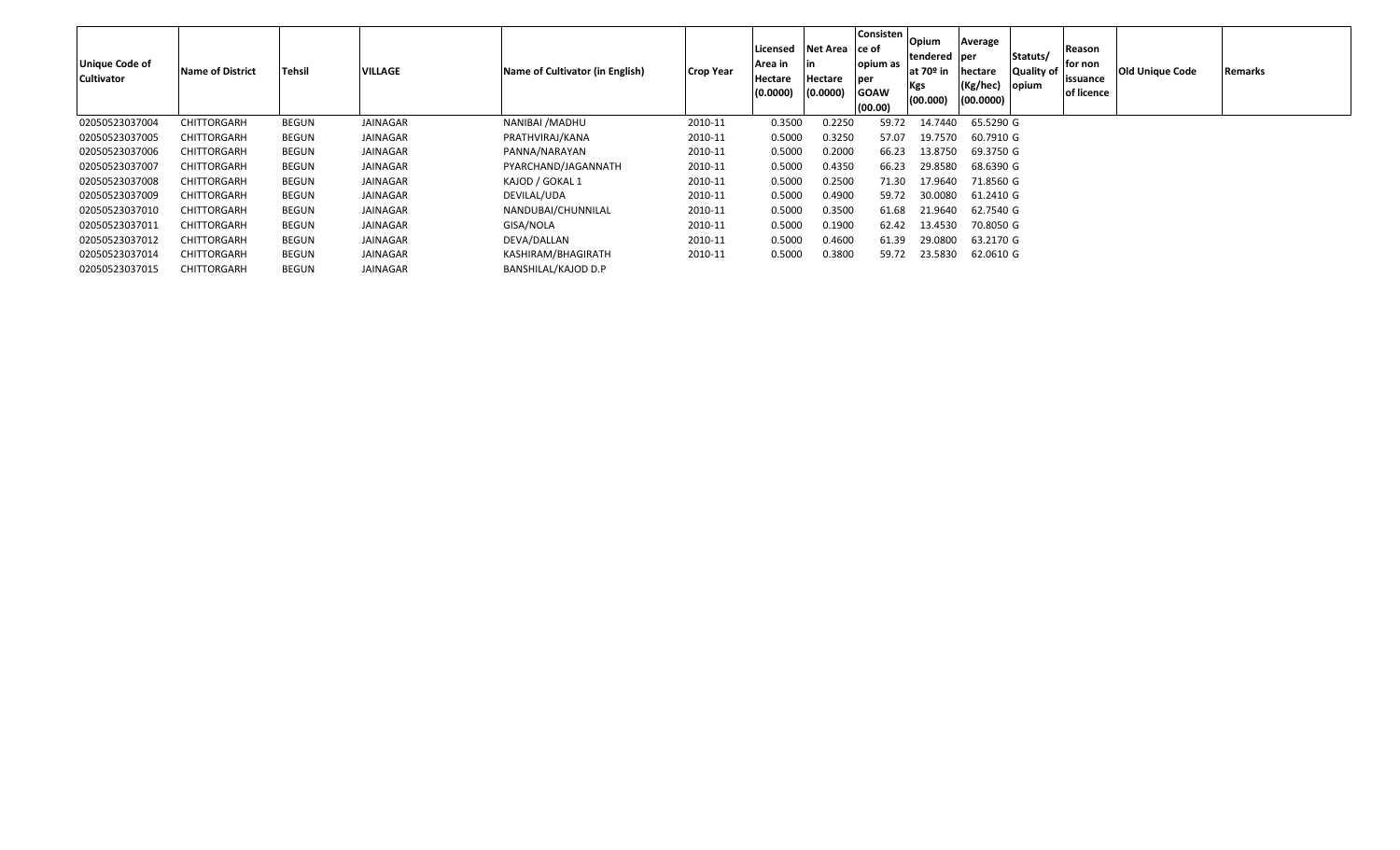| Unique Code of Cultivator | Name of District | Tehsil | VILLAGE | Name of Cultivator (in English) | Crop Year | Licensed Area in Hectare (0.0000) | Net Area in Hectare (0.0000) | Consistence of opium as per GOAW (00.00) | Opium tendered at 70º in Kgs (00.000) | Average per hectare (Kg/hec) (00.0000) | Statuts/ Quality of opium | Reason for non issuance of licence | Old Unique Code | Remarks |
|---|---|---|---|---|---|---|---|---|---|---|---|---|---|---|
| 02050523037004 | CHITTORGARH | BEGUN | JAINAGAR | NANIBAI /MADHU | 2010-11 | 0.3500 | 0.2250 | 59.72 | 14.7440 | 65.5290 | G | | | |
| 02050523037005 | CHITTORGARH | BEGUN | JAINAGAR | PRATHVIRAJ/KANA | 2010-11 | 0.5000 | 0.3250 | 57.07 | 19.7570 | 60.7910 | G | | | |
| 02050523037006 | CHITTORGARH | BEGUN | JAINAGAR | PANNA/NARAYAN | 2010-11 | 0.5000 | 0.2000 | 66.23 | 13.8750 | 69.3750 | G | | | |
| 02050523037007 | CHITTORGARH | BEGUN | JAINAGAR | PYARCHAND/JAGANNATH | 2010-11 | 0.5000 | 0.4350 | 66.23 | 29.8580 | 68.6390 | G | | | |
| 02050523037008 | CHITTORGARH | BEGUN | JAINAGAR | KAJOD / GOKAL 1 | 2010-11 | 0.5000 | 0.2500 | 71.30 | 17.9640 | 71.8560 | G | | | |
| 02050523037009 | CHITTORGARH | BEGUN | JAINAGAR | DEVILAL/UDA | 2010-11 | 0.5000 | 0.4900 | 59.72 | 30.0080 | 61.2410 | G | | | |
| 02050523037010 | CHITTORGARH | BEGUN | JAINAGAR | NANDUBAI/CHUNNILAL | 2010-11 | 0.5000 | 0.3500 | 61.68 | 21.9640 | 62.7540 | G | | | |
| 02050523037011 | CHITTORGARH | BEGUN | JAINAGAR | GISA/NOLA | 2010-11 | 0.5000 | 0.1900 | 62.42 | 13.4530 | 70.8050 | G | | | |
| 02050523037012 | CHITTORGARH | BEGUN | JAINAGAR | DEVA/DALLAN | 2010-11 | 0.5000 | 0.4600 | 61.39 | 29.0800 | 63.2170 | G | | | |
| 02050523037014 | CHITTORGARH | BEGUN | JAINAGAR | KASHIRAM/BHAGIRATH | 2010-11 | 0.5000 | 0.3800 | 59.72 | 23.5830 | 62.0610 | G | | | |
| 02050523037015 | CHITTORGARH | BEGUN | JAINAGAR | BANSHILAL/KAJOD D.P | | | | | | | | | | |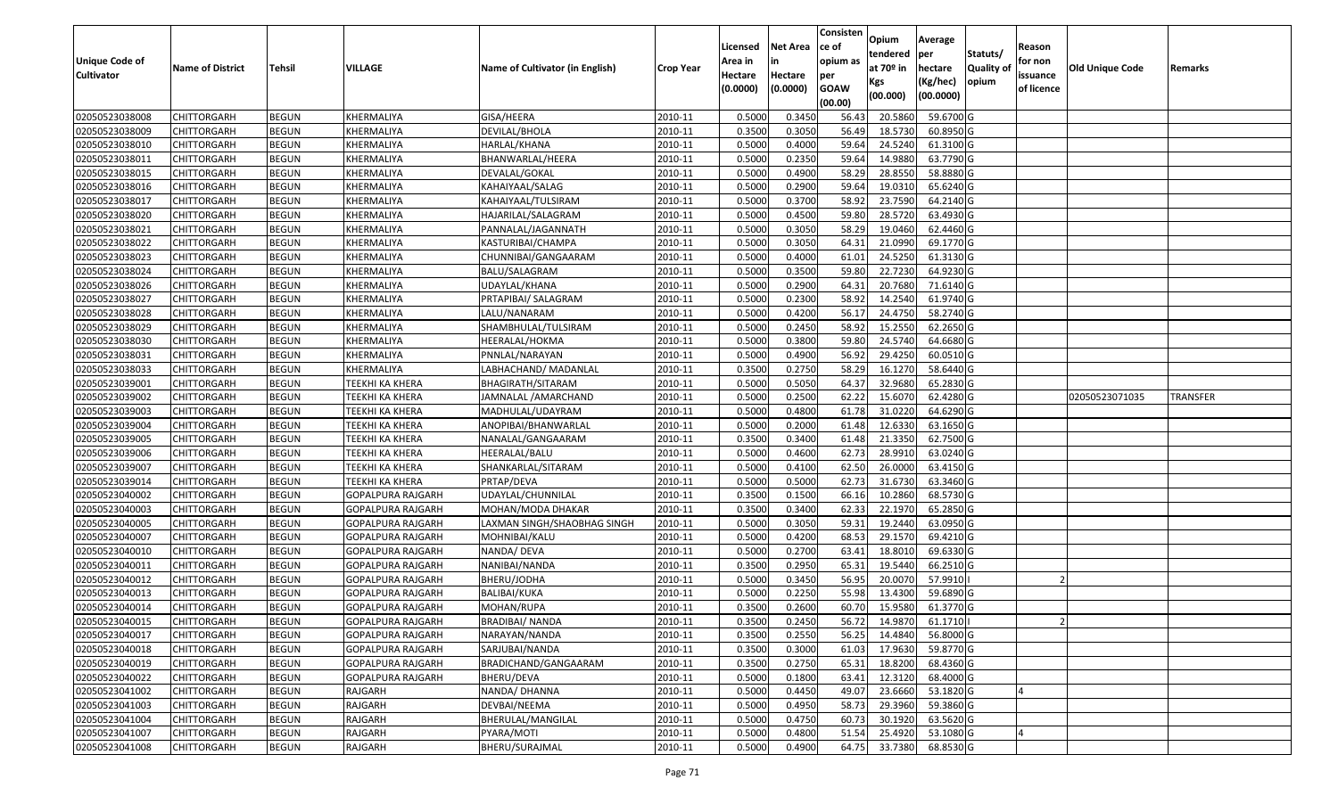| Unique Code of Cultivator | Name of District | Tehsil | VILLAGE | Name of Cultivator (in English) | Crop Year | Licensed Area in Hectare (0.0000) | Net Area in Hectare (0.0000) | Consistence of opium as per GOAW (00.00) | Opium tendered at 70º in Kgs (00.000) | Average per hectare (Kg/hec) (00.0000) | Statuts/ Quality of opium | Reason for non issuance of licence | Old Unique Code | Remarks |
|---|---|---|---|---|---|---|---|---|---|---|---|---|---|---|
| 02050523038008 | CHITTORGARH | BEGUN | KHERMALIYA | GISA/HEERA | 2010-11 | 0.5000 | 0.3450 | 56.43 | 20.5860 | 59.6700 | G | | | |
| 02050523038009 | CHITTORGARH | BEGUN | KHERMALIYA | DEVILAL/BHOLA | 2010-11 | 0.3500 | 0.3050 | 56.49 | 18.5730 | 60.8950 | G | | | |
| 02050523038010 | CHITTORGARH | BEGUN | KHERMALIYA | HARLAL/KHANA | 2010-11 | 0.5000 | 0.4000 | 59.64 | 24.5240 | 61.3100 | G | | | |
| 02050523038011 | CHITTORGARH | BEGUN | KHERMALIYA | BHANWARLAL/HEERA | 2010-11 | 0.5000 | 0.2350 | 59.64 | 14.9880 | 63.7790 | G | | | |
| 02050523038015 | CHITTORGARH | BEGUN | KHERMALIYA | DEVALAL/GOKAL | 2010-11 | 0.5000 | 0.4900 | 58.29 | 28.8550 | 58.8880 | G | | | |
| 02050523038016 | CHITTORGARH | BEGUN | KHERMALIYA | KAHAIYAAL/SALAG | 2010-11 | 0.5000 | 0.2900 | 59.64 | 19.0310 | 65.6240 | G | | | |
| 02050523038017 | CHITTORGARH | BEGUN | KHERMALIYA | KAHAIYAAL/TULSIRAM | 2010-11 | 0.5000 | 0.3700 | 58.92 | 23.7590 | 64.2140 | G | | | |
| 02050523038020 | CHITTORGARH | BEGUN | KHERMALIYA | HAJARILAL/SALAGRAM | 2010-11 | 0.5000 | 0.4500 | 59.80 | 28.5720 | 63.4930 | G | | | |
| 02050523038021 | CHITTORGARH | BEGUN | KHERMALIYA | PANNALAL/JAGANNATH | 2010-11 | 0.5000 | 0.3050 | 58.29 | 19.0460 | 62.4460 | G | | | |
| 02050523038022 | CHITTORGARH | BEGUN | KHERMALIYA | KASTURIBAI/CHAMPA | 2010-11 | 0.5000 | 0.3050 | 64.31 | 21.0990 | 69.1770 | G | | | |
| 02050523038023 | CHITTORGARH | BEGUN | KHERMALIYA | CHUNNIBAI/GANGAARAM | 2010-11 | 0.5000 | 0.4000 | 61.01 | 24.5250 | 61.3130 | G | | | |
| 02050523038024 | CHITTORGARH | BEGUN | KHERMALIYA | BALU/SALAGRAM | 2010-11 | 0.5000 | 0.3500 | 59.80 | 22.7230 | 64.9230 | G | | | |
| 02050523038026 | CHITTORGARH | BEGUN | KHERMALIYA | UDAYLAL/KHANA | 2010-11 | 0.5000 | 0.2900 | 64.31 | 20.7680 | 71.6140 | G | | | |
| 02050523038027 | CHITTORGARH | BEGUN | KHERMALIYA | PRTAPIBAI/ SALAGRAM | 2010-11 | 0.5000 | 0.2300 | 58.92 | 14.2540 | 61.9740 | G | | | |
| 02050523038028 | CHITTORGARH | BEGUN | KHERMALIYA | LALU/NANARAM | 2010-11 | 0.5000 | 0.4200 | 56.17 | 24.4750 | 58.2740 | G | | | |
| 02050523038029 | CHITTORGARH | BEGUN | KHERMALIYA | SHAMBHULAL/TULSIRAM | 2010-11 | 0.5000 | 0.2450 | 58.92 | 15.2550 | 62.2650 | G | | | |
| 02050523038030 | CHITTORGARH | BEGUN | KHERMALIYA | HEERALAL/HOKMA | 2010-11 | 0.5000 | 0.3800 | 59.80 | 24.5740 | 64.6680 | G | | | |
| 02050523038031 | CHITTORGARH | BEGUN | KHERMALIYA | PNNLAL/NARAYAN | 2010-11 | 0.5000 | 0.4900 | 56.92 | 29.4250 | 60.0510 | G | | | |
| 02050523038033 | CHITTORGARH | BEGUN | KHERMALIYA | LABHACHAND/ MADANLAL | 2010-11 | 0.3500 | 0.2750 | 58.29 | 16.1270 | 58.6440 | G | | | |
| 02050523039001 | CHITTORGARH | BEGUN | TEEKHI KA KHERA | BHAGIRATH/SITARAM | 2010-11 | 0.5000 | 0.5050 | 64.37 | 32.9680 | 65.2830 | G | | | |
| 02050523039002 | CHITTORGARH | BEGUN | TEEKHI KA KHERA | JAMNALAL /AMARCHAND | 2010-11 | 0.5000 | 0.2500 | 62.22 | 15.6070 | 62.4280 | G | | 02050523071035 | TRANSFER |
| 02050523039003 | CHITTORGARH | BEGUN | TEEKHI KA KHERA | MADHULAL/UDAYRAM | 2010-11 | 0.5000 | 0.4800 | 61.78 | 31.0220 | 64.6290 | G | | | |
| 02050523039004 | CHITTORGARH | BEGUN | TEEKHI KA KHERA | ANOPIBAI/BHANWARLAL | 2010-11 | 0.5000 | 0.2000 | 61.48 | 12.6330 | 63.1650 | G | | | |
| 02050523039005 | CHITTORGARH | BEGUN | TEEKHI KA KHERA | NANALAL/GANGAARAM | 2010-11 | 0.3500 | 0.3400 | 61.48 | 21.3350 | 62.7500 | G | | | |
| 02050523039006 | CHITTORGARH | BEGUN | TEEKHI KA KHERA | HEERALAL/BALU | 2010-11 | 0.5000 | 0.4600 | 62.73 | 28.9910 | 63.0240 | G | | | |
| 02050523039007 | CHITTORGARH | BEGUN | TEEKHI KA KHERA | SHANKARLAL/SITARAM | 2010-11 | 0.5000 | 0.4100 | 62.50 | 26.0000 | 63.4150 | G | | | |
| 02050523039014 | CHITTORGARH | BEGUN | TEEKHI KA KHERA | PRTAP/DEVA | 2010-11 | 0.5000 | 0.5000 | 62.73 | 31.6730 | 63.3460 | G | | | |
| 02050523040002 | CHITTORGARH | BEGUN | GOPALPURA RAJGARH | UDAYLAL/CHUNNILAL | 2010-11 | 0.3500 | 0.1500 | 66.16 | 10.2860 | 68.5730 | G | | | |
| 02050523040003 | CHITTORGARH | BEGUN | GOPALPURA RAJGARH | MOHAN/MODA DHAKAR | 2010-11 | 0.3500 | 0.3400 | 62.33 | 22.1970 | 65.2850 | G | | | |
| 02050523040005 | CHITTORGARH | BEGUN | GOPALPURA RAJGARH | LAXMAN SINGH/SHAOBHAG SINGH | 2010-11 | 0.5000 | 0.3050 | 59.31 | 19.2440 | 63.0950 | G | | | |
| 02050523040007 | CHITTORGARH | BEGUN | GOPALPURA RAJGARH | MOHNIBAI/KALU | 2010-11 | 0.5000 | 0.4200 | 68.53 | 29.1570 | 69.4210 | G | | | |
| 02050523040010 | CHITTORGARH | BEGUN | GOPALPURA RAJGARH | NANDA/ DEVA | 2010-11 | 0.5000 | 0.2700 | 63.41 | 18.8010 | 69.6330 | G | | | |
| 02050523040011 | CHITTORGARH | BEGUN | GOPALPURA RAJGARH | NANIBAI/NANDA | 2010-11 | 0.3500 | 0.2950 | 65.31 | 19.5440 | 66.2510 | G | | | |
| 02050523040012 | CHITTORGARH | BEGUN | GOPALPURA RAJGARH | BHERU/JODHA | 2010-11 | 0.5000 | 0.3450 | 56.95 | 20.0070 | 57.9910 | I | 2 | | |
| 02050523040013 | CHITTORGARH | BEGUN | GOPALPURA RAJGARH | BALIBAI/KUKA | 2010-11 | 0.5000 | 0.2250 | 55.98 | 13.4300 | 59.6890 | G | | | |
| 02050523040014 | CHITTORGARH | BEGUN | GOPALPURA RAJGARH | MOHAN/RUPA | 2010-11 | 0.3500 | 0.2600 | 60.70 | 15.9580 | 61.3770 | G | | | |
| 02050523040015 | CHITTORGARH | BEGUN | GOPALPURA RAJGARH | BRADIBAI/ NANDA | 2010-11 | 0.3500 | 0.2450 | 56.72 | 14.9870 | 61.1710 | I | 2 | | |
| 02050523040017 | CHITTORGARH | BEGUN | GOPALPURA RAJGARH | NARAYAN/NANDA | 2010-11 | 0.3500 | 0.2550 | 56.25 | 14.4840 | 56.8000 | G | | | |
| 02050523040018 | CHITTORGARH | BEGUN | GOPALPURA RAJGARH | SARJUBAI/NANDA | 2010-11 | 0.3500 | 0.3000 | 61.03 | 17.9630 | 59.8770 | G | | | |
| 02050523040019 | CHITTORGARH | BEGUN | GOPALPURA RAJGARH | BRADICHAND/GANGAARAM | 2010-11 | 0.3500 | 0.2750 | 65.31 | 18.8200 | 68.4360 | G | | | |
| 02050523040022 | CHITTORGARH | BEGUN | GOPALPURA RAJGARH | BHERU/DEVA | 2010-11 | 0.5000 | 0.1800 | 63.41 | 12.3120 | 68.4000 | G | | | |
| 02050523041002 | CHITTORGARH | BEGUN | RAJGARH | NANDA/ DHANNA | 2010-11 | 0.5000 | 0.4450 | 49.07 | 23.6660 | 53.1820 | G | 4 | | |
| 02050523041003 | CHITTORGARH | BEGUN | RAJGARH | DEVBAI/NEEMA | 2010-11 | 0.5000 | 0.4950 | 58.73 | 29.3960 | 59.3860 | G | | | |
| 02050523041004 | CHITTORGARH | BEGUN | RAJGARH | BHERULAL/MANGILAL | 2010-11 | 0.5000 | 0.4750 | 60.73 | 30.1920 | 63.5620 | G | | | |
| 02050523041007 | CHITTORGARH | BEGUN | RAJGARH | PYARA/MOTI | 2010-11 | 0.5000 | 0.4800 | 51.54 | 25.4920 | 53.1080 | G | 4 | | |
| 02050523041008 | CHITTORGARH | BEGUN | RAJGARH | BHERU/SURAJMAL | 2010-11 | 0.5000 | 0.4900 | 64.75 | 33.7380 | 68.8530 | G | | | |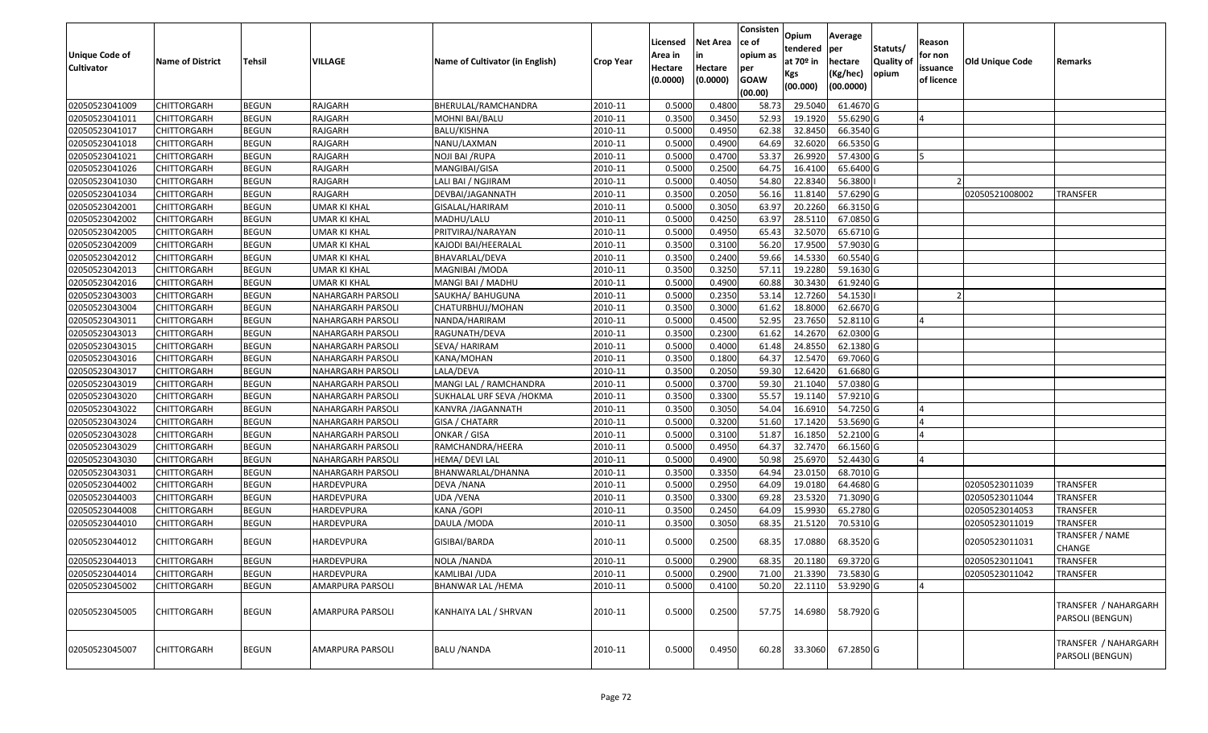| Unique Code of Cultivator | Name of District | Tehsil | VILLAGE | Name of Cultivator (in English) | Crop Year | Licensed Area in Hectare (0.0000) | Net Area in Hectare (0.0000) | Consistence of opium as per GOAW (00.00) | Opium tendered at 70º in Kgs (00.000) | Average per hectare (Kg/hec) (00.0000) | Statuts/ Quality of opium | Reason for non issuance of licence | Old Unique Code | Remarks |
|---|---|---|---|---|---|---|---|---|---|---|---|---|---|---|
| 02050523041009 | CHITTORGARH | BEGUN | RAJGARH | BHERULAL/RAMCHANDRA | 2010-11 | 0.5000 | 0.4800 | 58.73 | 29.5040 | 61.4670 | G | | | |
| 02050523041011 | CHITTORGARH | BEGUN | RAJGARH | MOHNI BAI/BALU | 2010-11 | 0.3500 | 0.3450 | 52.93 | 19.1920 | 55.6290 | G | 4 | | |
| 02050523041017 | CHITTORGARH | BEGUN | RAJGARH | BALU/KISHNA | 2010-11 | 0.5000 | 0.4950 | 62.38 | 32.8450 | 66.3540 | G | | | |
| 02050523041018 | CHITTORGARH | BEGUN | RAJGARH | NANU/LAXMAN | 2010-11 | 0.5000 | 0.4900 | 64.69 | 32.6020 | 66.5350 | G | | | |
| 02050523041021 | CHITTORGARH | BEGUN | RAJGARH | NOJI BAI /RUPA | 2010-11 | 0.5000 | 0.4700 | 53.37 | 26.9920 | 57.4300 | G | 5 | | |
| 02050523041026 | CHITTORGARH | BEGUN | RAJGARH | MANGIBAI/GISA | 2010-11 | 0.5000 | 0.2500 | 64.75 | 16.4100 | 65.6400 | G | | | |
| 02050523041030 | CHITTORGARH | BEGUN | RAJGARH | LALI BAI / NGJIRAM | 2010-11 | 0.5000 | 0.4050 | 54.80 | 22.8340 | 56.3800 | I | 2 | | |
| 02050523041034 | CHITTORGARH | BEGUN | RAJGARH | DEVBAI/JAGANNATH | 2010-11 | 0.3500 | 0.2050 | 56.16 | 11.8140 | 57.6290 | G | | 02050521008002 | TRANSFER |
| 02050523042001 | CHITTORGARH | BEGUN | UMAR KI KHAL | GISALAL/HARIRAM | 2010-11 | 0.5000 | 0.3050 | 63.97 | 20.2260 | 66.3150 | G | | | |
| 02050523042002 | CHITTORGARH | BEGUN | UMAR KI KHAL | MADHU/LALU | 2010-11 | 0.5000 | 0.4250 | 63.97 | 28.5110 | 67.0850 | G | | | |
| 02050523042005 | CHITTORGARH | BEGUN | UMAR KI KHAL | PRITVIRAJ/NARAYAN | 2010-11 | 0.5000 | 0.4950 | 65.43 | 32.5070 | 65.6710 | G | | | |
| 02050523042009 | CHITTORGARH | BEGUN | UMAR KI KHAL | KAJODI BAI/HEERALAL | 2010-11 | 0.3500 | 0.3100 | 56.20 | 17.9500 | 57.9030 | G | | | |
| 02050523042012 | CHITTORGARH | BEGUN | UMAR KI KHAL | BHAVARLAL/DEVA | 2010-11 | 0.3500 | 0.2400 | 59.66 | 14.5330 | 60.5540 | G | | | |
| 02050523042013 | CHITTORGARH | BEGUN | UMAR KI KHAL | MAGNIBAI /MODA | 2010-11 | 0.3500 | 0.3250 | 57.11 | 19.2280 | 59.1630 | G | | | |
| 02050523042016 | CHITTORGARH | BEGUN | UMAR KI KHAL | MANGI BAI / MADHU | 2010-11 | 0.5000 | 0.4900 | 60.88 | 30.3430 | 61.9240 | G | | | |
| 02050523043003 | CHITTORGARH | BEGUN | NAHARGARH PARSOLI | SAUKHA/ BAHUGUNA | 2010-11 | 0.5000 | 0.2350 | 53.14 | 12.7260 | 54.1530 | I | 2 | | |
| 02050523043004 | CHITTORGARH | BEGUN | NAHARGARH PARSOLI | CHATURBHUJ/MOHAN | 2010-11 | 0.3500 | 0.3000 | 61.62 | 18.8000 | 62.6670 | G | | | |
| 02050523043011 | CHITTORGARH | BEGUN | NAHARGARH PARSOLI | NANDA/HARIRAM | 2010-11 | 0.5000 | 0.4500 | 52.95 | 23.7650 | 52.8110 | G | 4 | | |
| 02050523043013 | CHITTORGARH | BEGUN | NAHARGARH PARSOLI | RAGUNATH/DEVA | 2010-11 | 0.3500 | 0.2300 | 61.62 | 14.2670 | 62.0300 | G | | | |
| 02050523043015 | CHITTORGARH | BEGUN | NAHARGARH PARSOLI | SEVA/ HARIRAM | 2010-11 | 0.5000 | 0.4000 | 61.48 | 24.8550 | 62.1380 | G | | | |
| 02050523043016 | CHITTORGARH | BEGUN | NAHARGARH PARSOLI | KANA/MOHAN | 2010-11 | 0.3500 | 0.1800 | 64.37 | 12.5470 | 69.7060 | G | | | |
| 02050523043017 | CHITTORGARH | BEGUN | NAHARGARH PARSOLI | LALA/DEVA | 2010-11 | 0.3500 | 0.2050 | 59.30 | 12.6420 | 61.6680 | G | | | |
| 02050523043019 | CHITTORGARH | BEGUN | NAHARGARH PARSOLI | MANGI LAL / RAMCHANDRA | 2010-11 | 0.5000 | 0.3700 | 59.30 | 21.1040 | 57.0380 | G | | | |
| 02050523043020 | CHITTORGARH | BEGUN | NAHARGARH PARSOLI | SUKHALAL URF SEVA /HOKMA | 2010-11 | 0.3500 | 0.3300 | 55.57 | 19.1140 | 57.9210 | G | | | |
| 02050523043022 | CHITTORGARH | BEGUN | NAHARGARH PARSOLI | KANVRA /JAGANNATH | 2010-11 | 0.3500 | 0.3050 | 54.04 | 16.6910 | 54.7250 | G | 4 | | |
| 02050523043024 | CHITTORGARH | BEGUN | NAHARGARH PARSOLI | GISA / CHATARR | 2010-11 | 0.5000 | 0.3200 | 51.60 | 17.1420 | 53.5690 | G | 4 | | |
| 02050523043028 | CHITTORGARH | BEGUN | NAHARGARH PARSOLI | ONKAR / GISA | 2010-11 | 0.5000 | 0.3100 | 51.87 | 16.1850 | 52.2100 | G | 4 | | |
| 02050523043029 | CHITTORGARH | BEGUN | NAHARGARH PARSOLI | RAMCHANDRA/HEERA | 2010-11 | 0.5000 | 0.4950 | 64.37 | 32.7470 | 66.1560 | G | | | |
| 02050523043030 | CHITTORGARH | BEGUN | NAHARGARH PARSOLI | HEMA/ DEVI LAL | 2010-11 | 0.5000 | 0.4900 | 50.98 | 25.6970 | 52.4430 | G | 4 | | |
| 02050523043031 | CHITTORGARH | BEGUN | NAHARGARH PARSOLI | BHANWARLAL/DHANNA | 2010-11 | 0.3500 | 0.3350 | 64.94 | 23.0150 | 68.7010 | G | | | |
| 02050523044002 | CHITTORGARH | BEGUN | HARDEVPURA | DEVA /NANA | 2010-11 | 0.5000 | 0.2950 | 64.09 | 19.0180 | 64.4680 | G | | 02050523011039 | TRANSFER |
| 02050523044003 | CHITTORGARH | BEGUN | HARDEVPURA | UDA /VENA | 2010-11 | 0.3500 | 0.3300 | 69.28 | 23.5320 | 71.3090 | G | | 02050523011044 | TRANSFER |
| 02050523044008 | CHITTORGARH | BEGUN | HARDEVPURA | KANA /GOPI | 2010-11 | 0.3500 | 0.2450 | 64.09 | 15.9930 | 65.2780 | G | | 02050523014053 | TRANSFER |
| 02050523044010 | CHITTORGARH | BEGUN | HARDEVPURA | DAULA /MODA | 2010-11 | 0.3500 | 0.3050 | 68.35 | 21.5120 | 70.5310 | G | | 02050523011019 | TRANSFER |
| 02050523044012 | CHITTORGARH | BEGUN | HARDEVPURA | GISIBAI/BARDA | 2010-11 | 0.5000 | 0.2500 | 68.35 | 17.0880 | 68.3520 | G | | 02050523011031 | TRANSFER / NAME CHANGE |
| 02050523044013 | CHITTORGARH | BEGUN | HARDEVPURA | NOLA /NANDA | 2010-11 | 0.5000 | 0.2900 | 68.35 | 20.1180 | 69.3720 | G | | 02050523011041 | TRANSFER |
| 02050523044014 | CHITTORGARH | BEGUN | HARDEVPURA | KAMLIBAI /UDA | 2010-11 | 0.5000 | 0.2900 | 71.00 | 21.3390 | 73.5830 | G | | 02050523011042 | TRANSFER |
| 02050523045002 | CHITTORGARH | BEGUN | AMARPURA PARSOLI | BHANWAR LAL /HEMA | 2010-11 | 0.5000 | 0.4100 | 50.20 | 22.1110 | 53.9290 | G | 4 | | |
| 02050523045005 | CHITTORGARH | BEGUN | AMARPURA PARSOLI | KANHAIYA LAL / SHRVAN | 2010-11 | 0.5000 | 0.2500 | 57.75 | 14.6980 | 58.7920 | G | | | TRANSFER / NAHARGARH PARSOLI (BENGUN) |
| 02050523045007 | CHITTORGARH | BEGUN | AMARPURA PARSOLI | BALU /NANDA | 2010-11 | 0.5000 | 0.4950 | 60.28 | 33.3060 | 67.2850 | G | | | TRANSFER / NAHARGARH PARSOLI (BENGUN) |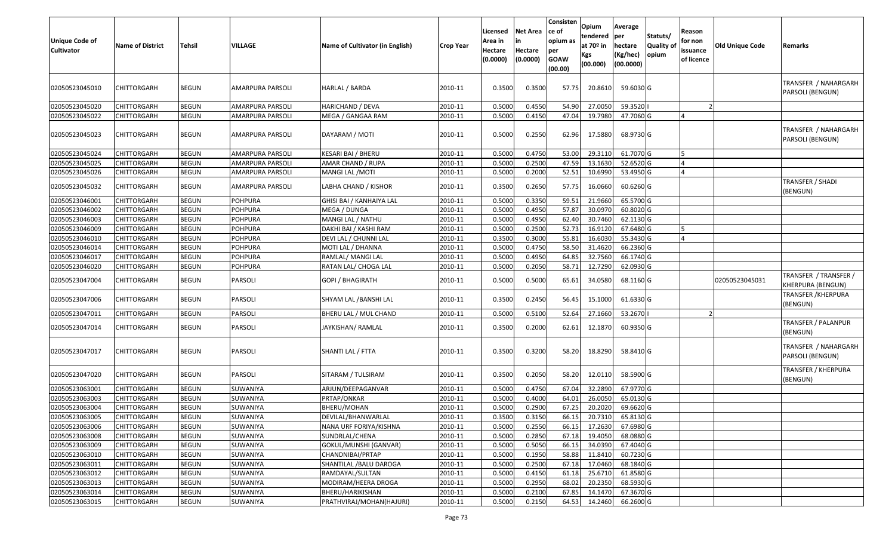| Unique Code of Cultivator | Name of District | Tehsil | VILLAGE | Name of Cultivator (in English) | Crop Year | Licensed Area in Hectare (0.0000) | Net Area in Hectare (0.0000) | Consistence of opium as per GOAW (00.00) | Opium tendered at 70º in Kgs (00.000) | Average per hectare (Kg/hec) (00.0000) | Statuts/ Quality of opium | Reason for non issuance of licence | Old Unique Code | Remarks |
|---|---|---|---|---|---|---|---|---|---|---|---|---|---|---|
| 02050523045010 | CHITTORGARH | BEGUN | AMARPURA PARSOLI | HARLAL / BARDA | 2010-11 | 0.3500 | 0.3500 | 57.75 | 20.8610 | 59.6030 | G | | | TRANSFER / NAHARGARH PARSOLI (BENGUN) |
| 02050523045020 | CHITTORGARH | BEGUN | AMARPURA PARSOLI | HARICHAND / DEVA | 2010-11 | 0.5000 | 0.4550 | 54.90 | 27.0050 | 59.3520 | I | 2 | | |
| 02050523045022 | CHITTORGARH | BEGUN | AMARPURA PARSOLI | MEGA / GANGAA RAM | 2010-11 | 0.5000 | 0.4150 | 47.04 | 19.7980 | 47.7060 | G | 4 | | |
| 02050523045023 | CHITTORGARH | BEGUN | AMARPURA PARSOLI | DAYARAM / MOTI | 2010-11 | 0.5000 | 0.2550 | 62.96 | 17.5880 | 68.9730 | G | | | TRANSFER / NAHARGARH PARSOLI (BENGUN) |
| 02050523045024 | CHITTORGARH | BEGUN | AMARPURA PARSOLI | KESARI BAI / BHERU | 2010-11 | 0.5000 | 0.4750 | 53.00 | 29.3110 | 61.7070 | G | 5 | | |
| 02050523045025 | CHITTORGARH | BEGUN | AMARPURA PARSOLI | AMAR CHAND / RUPA | 2010-11 | 0.5000 | 0.2500 | 47.59 | 13.1630 | 52.6520 | G | 4 | | |
| 02050523045026 | CHITTORGARH | BEGUN | AMARPURA PARSOLI | MANGI LAL /MOTI | 2010-11 | 0.5000 | 0.2000 | 52.51 | 10.6990 | 53.4950 | G | 4 | | |
| 02050523045032 | CHITTORGARH | BEGUN | AMARPURA PARSOLI | LABHA CHAND / KISHOR | 2010-11 | 0.3500 | 0.2650 | 57.75 | 16.0660 | 60.6260 | G | | | TRANSFER / SHADI (BENGUN) |
| 02050523046001 | CHITTORGARH | BEGUN | POHPURA | GHISI BAI / KANHAIYA LAL | 2010-11 | 0.5000 | 0.3350 | 59.51 | 21.9660 | 65.5700 | G | | | |
| 02050523046002 | CHITTORGARH | BEGUN | POHPURA | MEGA / DUNGA | 2010-11 | 0.5000 | 0.4950 | 57.87 | 30.0970 | 60.8020 | G | | | |
| 02050523046003 | CHITTORGARH | BEGUN | POHPURA | MANGI LAL / NATHU | 2010-11 | 0.5000 | 0.4950 | 62.40 | 30.7460 | 62.1130 | G | | | |
| 02050523046009 | CHITTORGARH | BEGUN | POHPURA | DAKHI BAI / KASHI RAM | 2010-11 | 0.5000 | 0.2500 | 52.73 | 16.9120 | 67.6480 | G | 5 | | |
| 02050523046010 | CHITTORGARH | BEGUN | POHPURA | DEVI LAL / CHUNNI LAL | 2010-11 | 0.3500 | 0.3000 | 55.81 | 16.6030 | 55.3430 | G | 4 | | |
| 02050523046014 | CHITTORGARH | BEGUN | POHPURA | MOTI LAL / DHANNA | 2010-11 | 0.5000 | 0.4750 | 58.50 | 31.4620 | 66.2360 | G | | | |
| 02050523046017 | CHITTORGARH | BEGUN | POHPURA | RAMLAL/ MANGI LAL | 2010-11 | 0.5000 | 0.4950 | 64.85 | 32.7560 | 66.1740 | G | | | |
| 02050523046020 | CHITTORGARH | BEGUN | POHPURA | RATAN LAL/ CHOGA LAL | 2010-11 | 0.5000 | 0.2050 | 58.71 | 12.7290 | 62.0930 | G | | | |
| 02050523047004 | CHITTORGARH | BEGUN | PARSOLI | GOPI / BHAGIRATH | 2010-11 | 0.5000 | 0.5000 | 65.61 | 34.0580 | 68.1160 | G | | 02050523045031 | TRANSFER / TRANSFER / KHERPURA (BENGUN) |
| 02050523047006 | CHITTORGARH | BEGUN | PARSOLI | SHYAM LAL /BANSHI LAL | 2010-11 | 0.3500 | 0.2450 | 56.45 | 15.1000 | 61.6330 | G | | | TRANSFER /KHERPURA (BENGUN) |
| 02050523047011 | CHITTORGARH | BEGUN | PARSOLI | BHERU LAL / MUL CHAND | 2010-11 | 0.5000 | 0.5100 | 52.64 | 27.1660 | 53.2670 | I | 2 | | |
| 02050523047014 | CHITTORGARH | BEGUN | PARSOLI | JAYKISHAN/ RAMLAL | 2010-11 | 0.3500 | 0.2000 | 62.61 | 12.1870 | 60.9350 | G | | | TRANSFER / PALANPUR (BENGUN) |
| 02050523047017 | CHITTORGARH | BEGUN | PARSOLI | SHANTI LAL / FTTA | 2010-11 | 0.3500 | 0.3200 | 58.20 | 18.8290 | 58.8410 | G | | | TRANSFER / NAHARGARH PARSOLI (BENGUN) |
| 02050523047020 | CHITTORGARH | BEGUN | PARSOLI | SITARAM / TULSIRAM | 2010-11 | 0.3500 | 0.2050 | 58.20 | 12.0110 | 58.5900 | G | | | TRANSFER / KHERPURA (BENGUN) |
| 02050523063001 | CHITTORGARH | BEGUN | SUWANIYA | ARJUN/DEEPAGANVAR | 2010-11 | 0.5000 | 0.4750 | 67.04 | 32.2890 | 67.9770 | G | | | |
| 02050523063003 | CHITTORGARH | BEGUN | SUWANIYA | PRTAP/ONKAR | 2010-11 | 0.5000 | 0.4000 | 64.01 | 26.0050 | 65.0130 | G | | | |
| 02050523063004 | CHITTORGARH | BEGUN | SUWANIYA | BHERU/MOHAN | 2010-11 | 0.5000 | 0.2900 | 67.25 | 20.2020 | 69.6620 | G | | | |
| 02050523063005 | CHITTORGARH | BEGUN | SUWANIYA | DEVILAL/BHANWARLAL | 2010-11 | 0.3500 | 0.3150 | 66.15 | 20.7310 | 65.8130 | G | | | |
| 02050523063006 | CHITTORGARH | BEGUN | SUWANIYA | NANA URF FORIYA/KISHNA | 2010-11 | 0.5000 | 0.2550 | 66.15 | 17.2630 | 67.6980 | G | | | |
| 02050523063008 | CHITTORGARH | BEGUN | SUWANIYA | SUNDRLAL/CHENA | 2010-11 | 0.5000 | 0.2850 | 67.18 | 19.4050 | 68.0880 | G | | | |
| 02050523063009 | CHITTORGARH | BEGUN | SUWANIYA | GOKUL/MUNSHI (GANVAR) | 2010-11 | 0.5000 | 0.5050 | 66.15 | 34.0390 | 67.4040 | G | | | |
| 02050523063010 | CHITTORGARH | BEGUN | SUWANIYA | CHANDNIBAI/PRTAP | 2010-11 | 0.5000 | 0.1950 | 58.88 | 11.8410 | 60.7230 | G | | | |
| 02050523063011 | CHITTORGARH | BEGUN | SUWANIYA | SHANTILAL /BALU DAROGA | 2010-11 | 0.5000 | 0.2500 | 67.18 | 17.0460 | 68.1840 | G | | | |
| 02050523063012 | CHITTORGARH | BEGUN | SUWANIYA | RAMDAYAL/SULTAN | 2010-11 | 0.5000 | 0.4150 | 61.18 | 25.6710 | 61.8580 | G | | | |
| 02050523063013 | CHITTORGARH | BEGUN | SUWANIYA | MODIRAM/HEERA DROGA | 2010-11 | 0.5000 | 0.2950 | 68.02 | 20.2350 | 68.5930 | G | | | |
| 02050523063014 | CHITTORGARH | BEGUN | SUWANIYA | BHERU/HARIKISHAN | 2010-11 | 0.5000 | 0.2100 | 67.85 | 14.1470 | 67.3670 | G | | | |
| 02050523063015 | CHITTORGARH | BEGUN | SUWANIYA | PRATHVIRAJ/MOHAN(HAJURI) | 2010-11 | 0.5000 | 0.2150 | 64.53 | 14.2460 | 66.2600 | G | | | |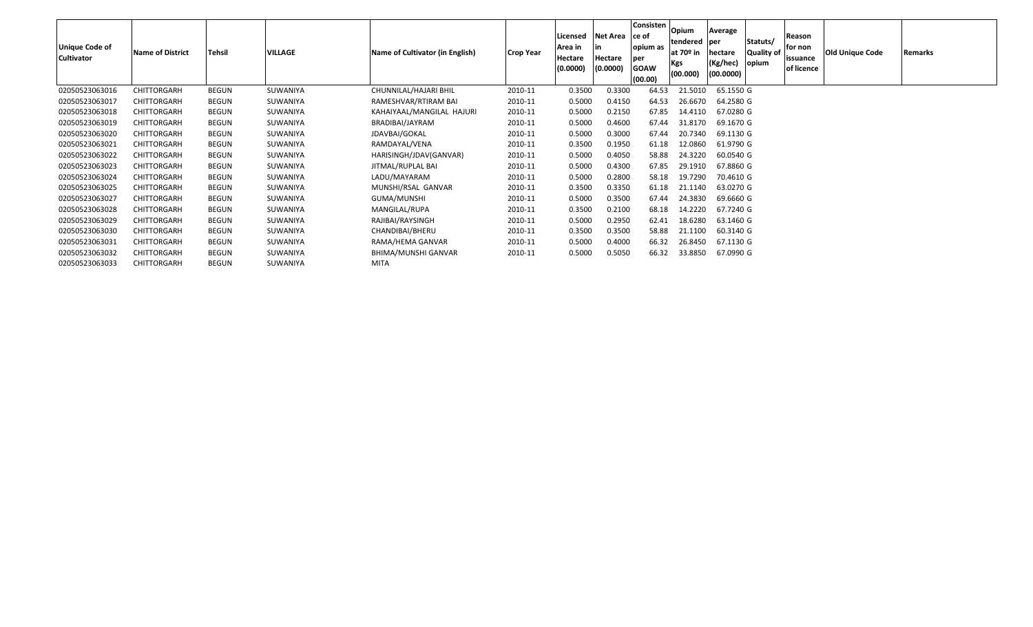| Unique Code of Cultivator | Name of District | Tehsil | VILLAGE | Name of Cultivator (in English) | Crop Year | Licensed Area in Hectare (0.0000) | Net Area in Hectare (0.0000) | Consistence of opium as per GOAW (00.00) | Opium tendered at 70º in Kgs (00.000) | Average per hectare (Kg/hec) (00.0000) | Statuts/ Quality of opium | Reason for non issuance of licence | Old Unique Code | Remarks |
|---|---|---|---|---|---|---|---|---|---|---|---|---|---|---|
| 02050523063016 | CHITTORGARH | BEGUN | SUWANIYA | CHUNNILAL/HAJARI BHIL | 2010-11 | 0.3500 | 0.3300 | 64.53 | 21.5010 | 65.1550 | G | | | |
| 02050523063017 | CHITTORGARH | BEGUN | SUWANIYA | RAMESHVAR/RTIRAM BAI | 2010-11 | 0.5000 | 0.4150 | 64.53 | 26.6670 | 64.2580 | G | | | |
| 02050523063018 | CHITTORGARH | BEGUN | SUWANIYA | KAHAIYAAL/MANGILAL HAJURI | 2010-11 | 0.5000 | 0.2150 | 67.85 | 14.4110 | 67.0280 | G | | | |
| 02050523063019 | CHITTORGARH | BEGUN | SUWANIYA | BRADIBAI/JAYRAM | 2010-11 | 0.5000 | 0.4600 | 67.44 | 31.8170 | 69.1670 | G | | | |
| 02050523063020 | CHITTORGARH | BEGUN | SUWANIYA | JDAVBAI/GOKAL | 2010-11 | 0.5000 | 0.3000 | 67.44 | 20.7340 | 69.1130 | G | | | |
| 02050523063021 | CHITTORGARH | BEGUN | SUWANIYA | RAMDAYAL/VENA | 2010-11 | 0.3500 | 0.1950 | 61.18 | 12.0860 | 61.9790 | G | | | |
| 02050523063022 | CHITTORGARH | BEGUN | SUWANIYA | HARISINGH/JDAV(GANVAR) | 2010-11 | 0.5000 | 0.4050 | 58.88 | 24.3220 | 60.0540 | G | | | |
| 02050523063023 | CHITTORGARH | BEGUN | SUWANIYA | JITMAL/RUPLAL BAI | 2010-11 | 0.5000 | 0.4300 | 67.85 | 29.1910 | 67.8860 | G | | | |
| 02050523063024 | CHITTORGARH | BEGUN | SUWANIYA | LADU/MAYARAM | 2010-11 | 0.5000 | 0.2800 | 58.18 | 19.7290 | 70.4610 | G | | | |
| 02050523063025 | CHITTORGARH | BEGUN | SUWANIYA | MUNSHI/RSAL GANVAR | 2010-11 | 0.3500 | 0.3350 | 61.18 | 21.1140 | 63.0270 | G | | | |
| 02050523063027 | CHITTORGARH | BEGUN | SUWANIYA | GUMA/MUNSHI | 2010-11 | 0.5000 | 0.3500 | 67.44 | 24.3830 | 69.6660 | G | | | |
| 02050523063028 | CHITTORGARH | BEGUN | SUWANIYA | MANGILAL/RUPA | 2010-11 | 0.3500 | 0.2100 | 68.18 | 14.2220 | 67.7240 | G | | | |
| 02050523063029 | CHITTORGARH | BEGUN | SUWANIYA | RAJIBAI/RAYSINGH | 2010-11 | 0.5000 | 0.2950 | 62.41 | 18.6280 | 63.1460 | G | | | |
| 02050523063030 | CHITTORGARH | BEGUN | SUWANIYA | CHANDIBAI/BHERU | 2010-11 | 0.3500 | 0.3500 | 58.88 | 21.1100 | 60.3140 | G | | | |
| 02050523063031 | CHITTORGARH | BEGUN | SUWANIYA | RAMA/HEMA GANVAR | 2010-11 | 0.5000 | 0.4000 | 66.32 | 26.8450 | 67.1130 | G | | | |
| 02050523063032 | CHITTORGARH | BEGUN | SUWANIYA | BHIMA/MUNSHI GANVAR | 2010-11 | 0.5000 | 0.5050 | 66.32 | 33.8850 | 67.0990 | G | | | |
| 02050523063033 | CHITTORGARH | BEGUN | SUWANIYA | MITA | | | | | | | | | | |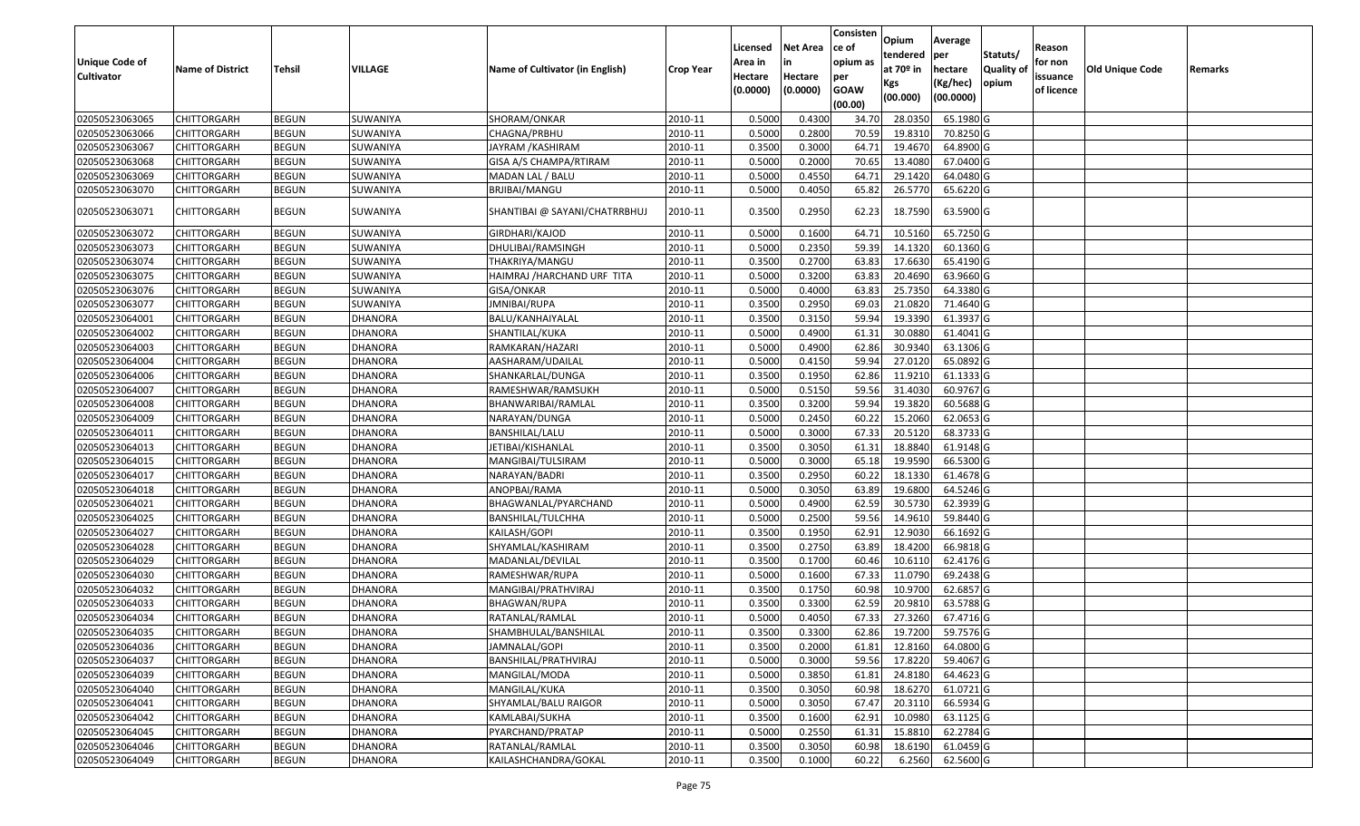| Unique Code of Cultivator | Name of District | Tehsil | VILLAGE | Name of Cultivator (in English) | Crop Year | Licensed Area in Hectare (0.0000) | Net Area in Hectare (0.0000) | Consistence of opium as per GOAW (00.00) | Opium tendered at 70º in Kgs (00.000) | Average per hectare (Kg/hec) (00.0000) | Statuts/ Quality of opium | Reason for non issuance of licence | Old Unique Code | Remarks |
|---|---|---|---|---|---|---|---|---|---|---|---|---|---|---|
| 02050523063065 | CHITTORGARH | BEGUN | SUWANIYA | SHORAM/ONKAR | 2010-11 | 0.5000 | 0.4300 | 34.70 | 28.0350 | 65.1980 | G | | | |
| 02050523063066 | CHITTORGARH | BEGUN | SUWANIYA | CHAGNA/PRBHU | 2010-11 | 0.5000 | 0.2800 | 70.59 | 19.8310 | 70.8250 | G | | | |
| 02050523063067 | CHITTORGARH | BEGUN | SUWANIYA | JAYRAM /KASHIRAM | 2010-11 | 0.3500 | 0.3000 | 64.71 | 19.4670 | 64.8900 | G | | | |
| 02050523063068 | CHITTORGARH | BEGUN | SUWANIYA | GISA A/S CHAMPA/RTIRAM | 2010-11 | 0.5000 | 0.2000 | 70.65 | 13.4080 | 67.0400 | G | | | |
| 02050523063069 | CHITTORGARH | BEGUN | SUWANIYA | MADAN LAL / BALU | 2010-11 | 0.5000 | 0.4550 | 64.71 | 29.1420 | 64.0480 | G | | | |
| 02050523063070 | CHITTORGARH | BEGUN | SUWANIYA | BRJIBAI/MANGU | 2010-11 | 0.5000 | 0.4050 | 65.82 | 26.5770 | 65.6220 | G | | | |
| 02050523063071 | CHITTORGARH | BEGUN | SUWANIYA | SHANTIBAI @ SAYANI/CHATRRBHUJ | 2010-11 | 0.3500 | 0.2950 | 62.23 | 18.7590 | 63.5900 | G | | | |
| 02050523063072 | CHITTORGARH | BEGUN | SUWANIYA | GIRDHARI/KAJOD | 2010-11 | 0.5000 | 0.1600 | 64.71 | 10.5160 | 65.7250 | G | | | |
| 02050523063073 | CHITTORGARH | BEGUN | SUWANIYA | DHULIBAI/RAMSINGH | 2010-11 | 0.5000 | 0.2350 | 59.39 | 14.1320 | 60.1360 | G | | | |
| 02050523063074 | CHITTORGARH | BEGUN | SUWANIYA | THAKRIYA/MANGU | 2010-11 | 0.3500 | 0.2700 | 63.83 | 17.6630 | 65.4190 | G | | | |
| 02050523063075 | CHITTORGARH | BEGUN | SUWANIYA | HAIMRAJ /HARCHAND URF TITA | 2010-11 | 0.5000 | 0.3200 | 63.83 | 20.4690 | 63.9660 | G | | | |
| 02050523063076 | CHITTORGARH | BEGUN | SUWANIYA | GISA/ONKAR | 2010-11 | 0.5000 | 0.4000 | 63.83 | 25.7350 | 64.3380 | G | | | |
| 02050523063077 | CHITTORGARH | BEGUN | SUWANIYA | JMNIBAI/RUPA | 2010-11 | 0.3500 | 0.2950 | 69.03 | 21.0820 | 71.4640 | G | | | |
| 02050523064001 | CHITTORGARH | BEGUN | DHANORA | BALU/KANHAIYALAL | 2010-11 | 0.3500 | 0.3150 | 59.94 | 19.3390 | 61.3937 | G | | | |
| 02050523064002 | CHITTORGARH | BEGUN | DHANORA | SHANTILAL/KUKA | 2010-11 | 0.5000 | 0.4900 | 61.31 | 30.0880 | 61.4041 | G | | | |
| 02050523064003 | CHITTORGARH | BEGUN | DHANORA | RAMKARAN/HAZARI | 2010-11 | 0.5000 | 0.4900 | 62.86 | 30.9340 | 63.1306 | G | | | |
| 02050523064004 | CHITTORGARH | BEGUN | DHANORA | AASHARAM/UDAILAL | 2010-11 | 0.5000 | 0.4150 | 59.94 | 27.0120 | 65.0892 | G | | | |
| 02050523064006 | CHITTORGARH | BEGUN | DHANORA | SHANKARLAL/DUNGA | 2010-11 | 0.3500 | 0.1950 | 62.86 | 11.9210 | 61.1333 | G | | | |
| 02050523064007 | CHITTORGARH | BEGUN | DHANORA | RAMESHWAR/RAMSUKH | 2010-11 | 0.5000 | 0.5150 | 59.56 | 31.4030 | 60.9767 | G | | | |
| 02050523064008 | CHITTORGARH | BEGUN | DHANORA | BHANWARIBAI/RAMLAL | 2010-11 | 0.3500 | 0.3200 | 59.94 | 19.3820 | 60.5688 | G | | | |
| 02050523064009 | CHITTORGARH | BEGUN | DHANORA | NARAYAN/DUNGA | 2010-11 | 0.5000 | 0.2450 | 60.22 | 15.2060 | 62.0653 | G | | | |
| 02050523064011 | CHITTORGARH | BEGUN | DHANORA | BANSHILAL/LALU | 2010-11 | 0.5000 | 0.3000 | 67.33 | 20.5120 | 68.3733 | G | | | |
| 02050523064013 | CHITTORGARH | BEGUN | DHANORA | JETIBAI/KISHANLAL | 2010-11 | 0.3500 | 0.3050 | 61.31 | 18.8840 | 61.9148 | G | | | |
| 02050523064015 | CHITTORGARH | BEGUN | DHANORA | MANGIBAI/TULSIRAM | 2010-11 | 0.5000 | 0.3000 | 65.18 | 19.9590 | 66.5300 | G | | | |
| 02050523064017 | CHITTORGARH | BEGUN | DHANORA | NARAYAN/BADRI | 2010-11 | 0.3500 | 0.2950 | 60.22 | 18.1330 | 61.4678 | G | | | |
| 02050523064018 | CHITTORGARH | BEGUN | DHANORA | ANOPBAI/RAMA | 2010-11 | 0.5000 | 0.3050 | 63.89 | 19.6800 | 64.5246 | G | | | |
| 02050523064021 | CHITTORGARH | BEGUN | DHANORA | BHAGWANLAL/PYARCHAND | 2010-11 | 0.5000 | 0.4900 | 62.59 | 30.5730 | 62.3939 | G | | | |
| 02050523064025 | CHITTORGARH | BEGUN | DHANORA | BANSHILAL/TULCHHA | 2010-11 | 0.5000 | 0.2500 | 59.56 | 14.9610 | 59.8440 | G | | | |
| 02050523064027 | CHITTORGARH | BEGUN | DHANORA | KAILASH/GOPI | 2010-11 | 0.3500 | 0.1950 | 62.91 | 12.9030 | 66.1692 | G | | | |
| 02050523064028 | CHITTORGARH | BEGUN | DHANORA | SHYAMLAL/KASHIRAM | 2010-11 | 0.3500 | 0.2750 | 63.89 | 18.4200 | 66.9818 | G | | | |
| 02050523064029 | CHITTORGARH | BEGUN | DHANORA | MADANLAL/DEVILAL | 2010-11 | 0.3500 | 0.1700 | 60.46 | 10.6110 | 62.4176 | G | | | |
| 02050523064030 | CHITTORGARH | BEGUN | DHANORA | RAMESHWAR/RUPA | 2010-11 | 0.5000 | 0.1600 | 67.33 | 11.0790 | 69.2438 | G | | | |
| 02050523064032 | CHITTORGARH | BEGUN | DHANORA | MANGIBAI/PRATHVIRAJ | 2010-11 | 0.3500 | 0.1750 | 60.98 | 10.9700 | 62.6857 | G | | | |
| 02050523064033 | CHITTORGARH | BEGUN | DHANORA | BHAGWAN/RUPA | 2010-11 | 0.3500 | 0.3300 | 62.59 | 20.9810 | 63.5788 | G | | | |
| 02050523064034 | CHITTORGARH | BEGUN | DHANORA | RATANLAL/RAMLAL | 2010-11 | 0.5000 | 0.4050 | 67.33 | 27.3260 | 67.4716 | G | | | |
| 02050523064035 | CHITTORGARH | BEGUN | DHANORA | SHAMBHULAL/BANSHILAL | 2010-11 | 0.3500 | 0.3300 | 62.86 | 19.7200 | 59.7576 | G | | | |
| 02050523064036 | CHITTORGARH | BEGUN | DHANORA | JAMNALAL/GOPI | 2010-11 | 0.3500 | 0.2000 | 61.81 | 12.8160 | 64.0800 | G | | | |
| 02050523064037 | CHITTORGARH | BEGUN | DHANORA | BANSHILAL/PRATHVIRAJ | 2010-11 | 0.5000 | 0.3000 | 59.56 | 17.8220 | 59.4067 | G | | | |
| 02050523064039 | CHITTORGARH | BEGUN | DHANORA | MANGILAL/MODA | 2010-11 | 0.5000 | 0.3850 | 61.81 | 24.8180 | 64.4623 | G | | | |
| 02050523064040 | CHITTORGARH | BEGUN | DHANORA | MANGILAL/KUKA | 2010-11 | 0.3500 | 0.3050 | 60.98 | 18.6270 | 61.0721 | G | | | |
| 02050523064041 | CHITTORGARH | BEGUN | DHANORA | SHYAMLAL/BALU RAIGOR | 2010-11 | 0.5000 | 0.3050 | 67.47 | 20.3110 | 66.5934 | G | | | |
| 02050523064042 | CHITTORGARH | BEGUN | DHANORA | KAMLABAI/SUKHA | 2010-11 | 0.3500 | 0.1600 | 62.91 | 10.0980 | 63.1125 | G | | | |
| 02050523064045 | CHITTORGARH | BEGUN | DHANORA | PYARCHAND/PRATAP | 2010-11 | 0.5000 | 0.2550 | 61.31 | 15.8810 | 62.2784 | G | | | |
| 02050523064046 | CHITTORGARH | BEGUN | DHANORA | RATANLAL/RAMLAL | 2010-11 | 0.3500 | 0.3050 | 60.98 | 18.6190 | 61.0459 | G | | | |
| 02050523064049 | CHITTORGARH | BEGUN | DHANORA | KAILASHCHANDRA/GOKAL | 2010-11 | 0.3500 | 0.1000 | 60.22 | 6.2560 | 62.5600 | G | | | |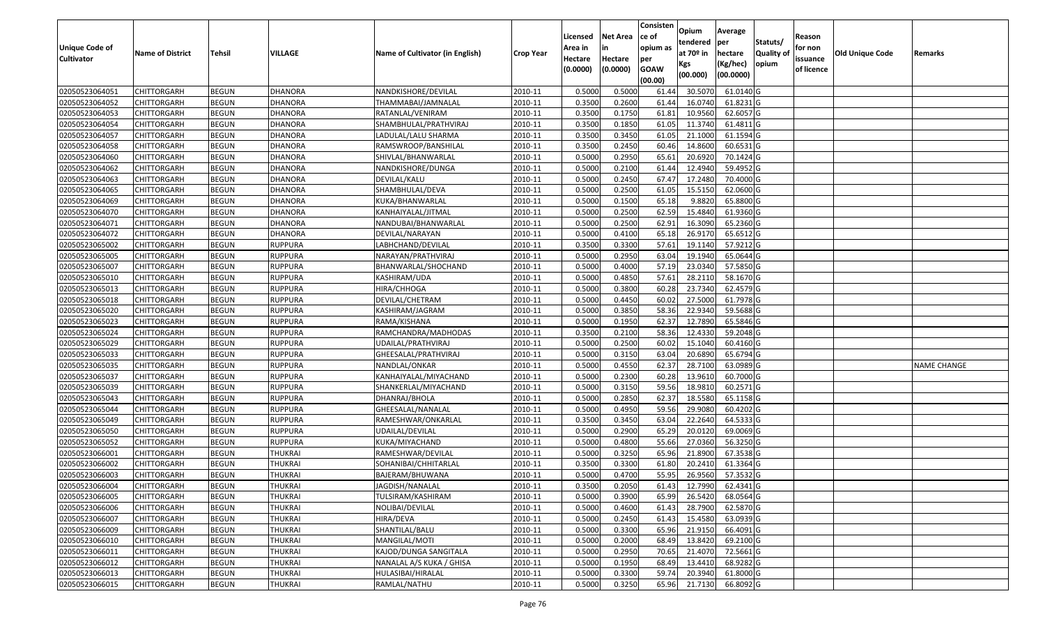| Unique Code of Cultivator | Name of District | Tehsil | VILLAGE | Name of Cultivator (in English) | Crop Year | Licensed Area in Hectare (0.0000) | Net Area in Hectare (0.0000) | Consistence of opium as per GOAW (00.00) | Opium tendered at 70º in Kgs (00.000) | Average per hectare (Kg/hec) (00.0000) | Statuts/ Quality of opium | Reason for non issuance of licence | Old Unique Code | Remarks |
|---|---|---|---|---|---|---|---|---|---|---|---|---|---|---|
| 02050523064051 | CHITTORGARH | BEGUN | DHANORA | NANDKISHORE/DEVILAL | 2010-11 | 0.5000 | 0.5000 | 61.44 | 30.5070 | 61.0140 | G | | | |
| 02050523064052 | CHITTORGARH | BEGUN | DHANORA | THAMMABAI/JAMNALAL | 2010-11 | 0.3500 | 0.2600 | 61.44 | 16.0740 | 61.8231 | G | | | |
| 02050523064053 | CHITTORGARH | BEGUN | DHANORA | RATANLAL/VENIRAM | 2010-11 | 0.3500 | 0.1750 | 61.81 | 10.9560 | 62.6057 | G | | | |
| 02050523064054 | CHITTORGARH | BEGUN | DHANORA | SHAMBHULAL/PRATHVIRAJ | 2010-11 | 0.3500 | 0.1850 | 61.05 | 11.3740 | 61.4811 | G | | | |
| 02050523064057 | CHITTORGARH | BEGUN | DHANORA | LADULAL/LALU SHARMA | 2010-11 | 0.3500 | 0.3450 | 61.05 | 21.1000 | 61.1594 | G | | | |
| 02050523064058 | CHITTORGARH | BEGUN | DHANORA | RAMSWROOP/BANSHILAL | 2010-11 | 0.3500 | 0.2450 | 60.46 | 14.8600 | 60.6531 | G | | | |
| 02050523064060 | CHITTORGARH | BEGUN | DHANORA | SHIVLAL/BHANWARLAL | 2010-11 | 0.5000 | 0.2950 | 65.61 | 20.6920 | 70.1424 | G | | | |
| 02050523064062 | CHITTORGARH | BEGUN | DHANORA | NANDKISHORE/DUNGA | 2010-11 | 0.5000 | 0.2100 | 61.44 | 12.4940 | 59.4952 | G | | | |
| 02050523064063 | CHITTORGARH | BEGUN | DHANORA | DEVILAL/KALU | 2010-11 | 0.5000 | 0.2450 | 67.47 | 17.2480 | 70.4000 | G | | | |
| 02050523064065 | CHITTORGARH | BEGUN | DHANORA | SHAMBHULAL/DEVA | 2010-11 | 0.5000 | 0.2500 | 61.05 | 15.5150 | 62.0600 | G | | | |
| 02050523064069 | CHITTORGARH | BEGUN | DHANORA | KUKA/BHANWARLAL | 2010-11 | 0.5000 | 0.1500 | 65.18 | 9.8820 | 65.8800 | G | | | |
| 02050523064070 | CHITTORGARH | BEGUN | DHANORA | KANHAIYALAL/JITMAL | 2010-11 | 0.5000 | 0.2500 | 62.59 | 15.4840 | 61.9360 | G | | | |
| 02050523064071 | CHITTORGARH | BEGUN | DHANORA | NANDUBAI/BHANWARLAL | 2010-11 | 0.5000 | 0.2500 | 62.91 | 16.3090 | 65.2360 | G | | | |
| 02050523064072 | CHITTORGARH | BEGUN | DHANORA | DEVILAL/NARAYAN | 2010-11 | 0.5000 | 0.4100 | 65.18 | 26.9170 | 65.6512 | G | | | |
| 02050523065002 | CHITTORGARH | BEGUN | RUPPURA | LABHCHAND/DEVILAL | 2010-11 | 0.3500 | 0.3300 | 57.61 | 19.1140 | 57.9212 | G | | | |
| 02050523065005 | CHITTORGARH | BEGUN | RUPPURA | NARAYAN/PRATHVIRAJ | 2010-11 | 0.5000 | 0.2950 | 63.04 | 19.1940 | 65.0644 | G | | | |
| 02050523065007 | CHITTORGARH | BEGUN | RUPPURA | BHANWARLAL/SHOCHAND | 2010-11 | 0.5000 | 0.4000 | 57.19 | 23.0340 | 57.5850 | G | | | |
| 02050523065010 | CHITTORGARH | BEGUN | RUPPURA | KASHIRAM/UDA | 2010-11 | 0.5000 | 0.4850 | 57.61 | 28.2110 | 58.1670 | G | | | |
| 02050523065013 | CHITTORGARH | BEGUN | RUPPURA | HIRA/CHHOGA | 2010-11 | 0.5000 | 0.3800 | 60.28 | 23.7340 | 62.4579 | G | | | |
| 02050523065018 | CHITTORGARH | BEGUN | RUPPURA | DEVILAL/CHETRAM | 2010-11 | 0.5000 | 0.4450 | 60.02 | 27.5000 | 61.7978 | G | | | |
| 02050523065020 | CHITTORGARH | BEGUN | RUPPURA | KASHIRAM/JAGRAM | 2010-11 | 0.5000 | 0.3850 | 58.36 | 22.9340 | 59.5688 | G | | | |
| 02050523065023 | CHITTORGARH | BEGUN | RUPPURA | RAMA/KISHANA | 2010-11 | 0.5000 | 0.1950 | 62.37 | 12.7890 | 65.5846 | G | | | |
| 02050523065024 | CHITTORGARH | BEGUN | RUPPURA | RAMCHANDRA/MADHODAS | 2010-11 | 0.3500 | 0.2100 | 58.36 | 12.4330 | 59.2048 | G | | | |
| 02050523065029 | CHITTORGARH | BEGUN | RUPPURA | UDAILAL/PRATHVIRAJ | 2010-11 | 0.5000 | 0.2500 | 60.02 | 15.1040 | 60.4160 | G | | | |
| 02050523065033 | CHITTORGARH | BEGUN | RUPPURA | GHEESALAL/PRATHVIRAJ | 2010-11 | 0.5000 | 0.3150 | 63.04 | 20.6890 | 65.6794 | G | | | |
| 02050523065035 | CHITTORGARH | BEGUN | RUPPURA | NANDLAL/ONKAR | 2010-11 | 0.5000 | 0.4550 | 62.37 | 28.7100 | 63.0989 | G | | | NAME CHANGE |
| 02050523065037 | CHITTORGARH | BEGUN | RUPPURA | KANHAIYALAL/MIYACHAND | 2010-11 | 0.5000 | 0.2300 | 60.28 | 13.9610 | 60.7000 | G | | | |
| 02050523065039 | CHITTORGARH | BEGUN | RUPPURA | SHANKERLAL/MIYACHAND | 2010-11 | 0.5000 | 0.3150 | 59.56 | 18.9810 | 60.2571 | G | | | |
| 02050523065043 | CHITTORGARH | BEGUN | RUPPURA | DHANRAJ/BHOLA | 2010-11 | 0.5000 | 0.2850 | 62.37 | 18.5580 | 65.1158 | G | | | |
| 02050523065044 | CHITTORGARH | BEGUN | RUPPURA | GHEESALAL/NANALAL | 2010-11 | 0.5000 | 0.4950 | 59.56 | 29.9080 | 60.4202 | G | | | |
| 02050523065049 | CHITTORGARH | BEGUN | RUPPURA | RAMESHWAR/ONKARLAL | 2010-11 | 0.3500 | 0.3450 | 63.04 | 22.2640 | 64.5333 | G | | | |
| 02050523065050 | CHITTORGARH | BEGUN | RUPPURA | UDAILAL/DEVILAL | 2010-11 | 0.5000 | 0.2900 | 65.29 | 20.0120 | 69.0069 | G | | | |
| 02050523065052 | CHITTORGARH | BEGUN | RUPPURA | KUKA/MIYACHAND | 2010-11 | 0.5000 | 0.4800 | 55.66 | 27.0360 | 56.3250 | G | | | |
| 02050523066001 | CHITTORGARH | BEGUN | THUKRAI | RAMESHWAR/DEVILAL | 2010-11 | 0.5000 | 0.3250 | 65.96 | 21.8900 | 67.3538 | G | | | |
| 02050523066002 | CHITTORGARH | BEGUN | THUKRAI | SOHANIBAI/CHHITARLAL | 2010-11 | 0.3500 | 0.3300 | 61.80 | 20.2410 | 61.3364 | G | | | |
| 02050523066003 | CHITTORGARH | BEGUN | THUKRAI | BAJERAM/BHUWANA | 2010-11 | 0.5000 | 0.4700 | 55.95 | 26.9560 | 57.3532 | G | | | |
| 02050523066004 | CHITTORGARH | BEGUN | THUKRAI | JAGDISH/NANALAL | 2010-11 | 0.3500 | 0.2050 | 61.43 | 12.7990 | 62.4341 | G | | | |
| 02050523066005 | CHITTORGARH | BEGUN | THUKRAI | TULSIRAM/KASHIRAM | 2010-11 | 0.5000 | 0.3900 | 65.99 | 26.5420 | 68.0564 | G | | | |
| 02050523066006 | CHITTORGARH | BEGUN | THUKRAI | NOLIBAI/DEVILAL | 2010-11 | 0.5000 | 0.4600 | 61.43 | 28.7900 | 62.5870 | G | | | |
| 02050523066007 | CHITTORGARH | BEGUN | THUKRAI | HIRA/DEVA | 2010-11 | 0.5000 | 0.2450 | 61.43 | 15.4580 | 63.0939 | G | | | |
| 02050523066009 | CHITTORGARH | BEGUN | THUKRAI | SHANTILAL/BALU | 2010-11 | 0.5000 | 0.3300 | 65.96 | 21.9150 | 66.4091 | G | | | |
| 02050523066010 | CHITTORGARH | BEGUN | THUKRAI | MANGILAL/MOTI | 2010-11 | 0.5000 | 0.2000 | 68.49 | 13.8420 | 69.2100 | G | | | |
| 02050523066011 | CHITTORGARH | BEGUN | THUKRAI | KAJOD/DUNGA SANGITALA | 2010-11 | 0.5000 | 0.2950 | 70.65 | 21.4070 | 72.5661 | G | | | |
| 02050523066012 | CHITTORGARH | BEGUN | THUKRAI | NANALAL A/S KUKA / GHISA | 2010-11 | 0.5000 | 0.1950 | 68.49 | 13.4410 | 68.9282 | G | | | |
| 02050523066013 | CHITTORGARH | BEGUN | THUKRAI | HULASIBAI/HIRALAL | 2010-11 | 0.5000 | 0.3300 | 59.74 | 20.3940 | 61.8000 | G | | | |
| 02050523066015 | CHITTORGARH | BEGUN | THUKRAI | RAMLAL/NATHU | 2010-11 | 0.5000 | 0.3250 | 65.96 | 21.7130 | 66.8092 | G | | | |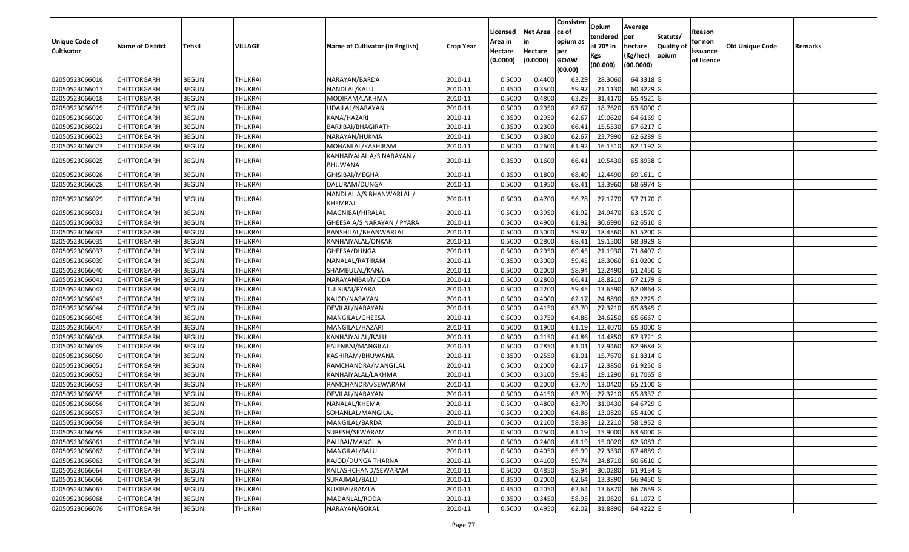| Unique Code of Cultivator | Name of District | Tehsil | VILLAGE | Name of Cultivator (in English) | Crop Year | Licensed Area in Hectare (0.0000) | Net Area in Hectare (0.0000) | Consistence of opium as per GOAW (00.00) | Opium tendered at 70º in Kgs (00.000) | Average per hectare (Kg/hec) (00.0000) | Statuts/ Quality of opium | Reason for non issuance of licence | Old Unique Code | Remarks |
|---|---|---|---|---|---|---|---|---|---|---|---|---|---|---|
| 02050523066016 | CHITTORGARH | BEGUN | THUKRAI | NARAYAN/BARDA | 2010-11 | 0.5000 | 0.4400 | 63.29 | 28.3060 | 64.3318 | G | | | |
| 02050523066017 | CHITTORGARH | BEGUN | THUKRAI | NANDLAL/KALU | 2010-11 | 0.3500 | 0.3500 | 59.97 | 21.1130 | 60.3229 | G | | | |
| 02050523066018 | CHITTORGARH | BEGUN | THUKRAI | MODIRAM/LAKHMA | 2010-11 | 0.5000 | 0.4800 | 63.29 | 31.4170 | 65.4521 | G | | | |
| 02050523066019 | CHITTORGARH | BEGUN | THUKRAI | UDAILAL/NARAYAN | 2010-11 | 0.5000 | 0.2950 | 62.67 | 18.7620 | 63.6000 | G | | | |
| 02050523066020 | CHITTORGARH | BEGUN | THUKRAI | KANA/HAZARI | 2010-11 | 0.3500 | 0.2950 | 62.67 | 19.0620 | 64.6169 | G | | | |
| 02050523066021 | CHITTORGARH | BEGUN | THUKRAI | BARJIBAI/BHAGIRATH | 2010-11 | 0.3500 | 0.2300 | 66.41 | 15.5530 | 67.6217 | G | | | |
| 02050523066022 | CHITTORGARH | BEGUN | THUKRAI | NARAYAN/HUKMA | 2010-11 | 0.5000 | 0.3800 | 62.67 | 23.7990 | 62.6289 | G | | | |
| 02050523066023 | CHITTORGARH | BEGUN | THUKRAI | MOHANLAL/KASHIRAM | 2010-11 | 0.5000 | 0.2600 | 61.92 | 16.1510 | 62.1192 | G | | | |
| 02050523066025 | CHITTORGARH | BEGUN | THUKRAI | KANHAIYALAL A/S NARAYAN / BHUWANA | 2010-11 | 0.3500 | 0.1600 | 66.41 | 10.5430 | 65.8938 | G | | | |
| 02050523066026 | CHITTORGARH | BEGUN | THUKRAI | GHISIBAI/MEGHA | 2010-11 | 0.3500 | 0.1800 | 68.49 | 12.4490 | 69.1611 | G | | | |
| 02050523066028 | CHITTORGARH | BEGUN | THUKRAI | DALURAM/DUNGA | 2010-11 | 0.5000 | 0.1950 | 68.41 | 13.3960 | 68.6974 | G | | | |
| 02050523066029 | CHITTORGARH | BEGUN | THUKRAI | NANDLAL A/S BHANWARLAL / KHEMRAJ | 2010-11 | 0.5000 | 0.4700 | 56.78 | 27.1270 | 57.7170 | G | | | |
| 02050523066031 | CHITTORGARH | BEGUN | THUKRAI | MAGNIBAI/HIRALAL | 2010-11 | 0.5000 | 0.3950 | 61.92 | 24.9470 | 63.1570 | G | | | |
| 02050523066032 | CHITTORGARH | BEGUN | THUKRAI | GHEESA A/S NARAYAN / PYARA | 2010-11 | 0.5000 | 0.4900 | 61.92 | 30.6990 | 62.6510 | G | | | |
| 02050523066033 | CHITTORGARH | BEGUN | THUKRAI | BANSHILAL/BHANWARLAL | 2010-11 | 0.5000 | 0.3000 | 59.97 | 18.4560 | 61.5200 | G | | | |
| 02050523066035 | CHITTORGARH | BEGUN | THUKRAI | KANHAIYALAL/ONKAR | 2010-11 | 0.5000 | 0.2800 | 68.41 | 19.1500 | 68.3929 | G | | | |
| 02050523066037 | CHITTORGARH | BEGUN | THUKRAI | GHEESA/DUNGA | 2010-11 | 0.5000 | 0.2950 | 69.45 | 21.1930 | 71.8407 | G | | | |
| 02050523066039 | CHITTORGARH | BEGUN | THUKRAI | NANALAL/RATIRAM | 2010-11 | 0.3500 | 0.3000 | 59.45 | 18.3060 | 61.0200 | G | | | |
| 02050523066040 | CHITTORGARH | BEGUN | THUKRAI | SHAMBULAL/KANA | 2010-11 | 0.5000 | 0.2000 | 58.94 | 12.2490 | 61.2450 | G | | | |
| 02050523066041 | CHITTORGARH | BEGUN | THUKRAI | NARAYANIBAI/MODA | 2010-11 | 0.5000 | 0.2800 | 66.41 | 18.8210 | 67.2179 | G | | | |
| 02050523066042 | CHITTORGARH | BEGUN | THUKRAI | TULSIBAI/PYARA | 2010-11 | 0.5000 | 0.2200 | 59.45 | 13.6590 | 62.0864 | G | | | |
| 02050523066043 | CHITTORGARH | BEGUN | THUKRAI | KAJOD/NARAYAN | 2010-11 | 0.5000 | 0.4000 | 62.17 | 24.8890 | 62.2225 | G | | | |
| 02050523066044 | CHITTORGARH | BEGUN | THUKRAI | DEVILAL/NARAYAN | 2010-11 | 0.5000 | 0.4150 | 63.70 | 27.3210 | 65.8345 | G | | | |
| 02050523066045 | CHITTORGARH | BEGUN | THUKRAI | MANGILAL/GHEESA | 2010-11 | 0.5000 | 0.3750 | 64.86 | 24.6250 | 65.6667 | G | | | |
| 02050523066047 | CHITTORGARH | BEGUN | THUKRAI | MANGILAL/HAZARI | 2010-11 | 0.5000 | 0.1900 | 61.19 | 12.4070 | 65.3000 | G | | | |
| 02050523066048 | CHITTORGARH | BEGUN | THUKRAI | KANHAIYALAL/BALU | 2010-11 | 0.5000 | 0.2150 | 64.86 | 14.4850 | 67.3721 | G | | | |
| 02050523066049 | CHITTORGARH | BEGUN | THUKRAI | EAJENBAI/MANGILAL | 2010-11 | 0.5000 | 0.2850 | 61.01 | 17.9460 | 62.9684 | G | | | |
| 02050523066050 | CHITTORGARH | BEGUN | THUKRAI | KASHIRAM/BHUWANA | 2010-11 | 0.3500 | 0.2550 | 61.01 | 15.7670 | 61.8314 | G | | | |
| 02050523066051 | CHITTORGARH | BEGUN | THUKRAI | RAMCHANDRA/MANGILAL | 2010-11 | 0.5000 | 0.2000 | 62.17 | 12.3850 | 61.9250 | G | | | |
| 02050523066052 | CHITTORGARH | BEGUN | THUKRAI | KANHAIYALAL/LAKHMA | 2010-11 | 0.5000 | 0.3100 | 59.45 | 19.1290 | 61.7065 | G | | | |
| 02050523066053 | CHITTORGARH | BEGUN | THUKRAI | RAMCHANDRA/SEWARAM | 2010-11 | 0.5000 | 0.2000 | 63.70 | 13.0420 | 65.2100 | G | | | |
| 02050523066055 | CHITTORGARH | BEGUN | THUKRAI | DEVILAL/NARAYAN | 2010-11 | 0.5000 | 0.4150 | 63.70 | 27.3210 | 65.8337 | G | | | |
| 02050523066056 | CHITTORGARH | BEGUN | THUKRAI | NANALAL/KHEMA | 2010-11 | 0.5000 | 0.4800 | 63.70 | 31.0430 | 64.6729 | G | | | |
| 02050523066057 | CHITTORGARH | BEGUN | THUKRAI | SOHANLAL/MANGILAL | 2010-11 | 0.5000 | 0.2000 | 64.86 | 13.0820 | 65.4100 | G | | | |
| 02050523066058 | CHITTORGARH | BEGUN | THUKRAI | MANGILAL/BARDA | 2010-11 | 0.5000 | 0.2100 | 58.38 | 12.2210 | 58.1952 | G | | | |
| 02050523066059 | CHITTORGARH | BEGUN | THUKRAI | SURESH/SEWARAM | 2010-11 | 0.5000 | 0.2500 | 61.19 | 15.9000 | 63.6000 | G | | | |
| 02050523066061 | CHITTORGARH | BEGUN | THUKRAI | BALIBAI/MANGILAL | 2010-11 | 0.5000 | 0.2400 | 61.19 | 15.0020 | 62.5083 | G | | | |
| 02050523066062 | CHITTORGARH | BEGUN | THUKRAI | MANGILAL/BALU | 2010-11 | 0.5000 | 0.4050 | 65.99 | 27.3330 | 67.4889 | G | | | |
| 02050523066063 | CHITTORGARH | BEGUN | THUKRAI | KAJOD/DUNGA THARNA | 2010-11 | 0.5000 | 0.4100 | 59.74 | 24.8710 | 60.6610 | G | | | |
| 02050523066064 | CHITTORGARH | BEGUN | THUKRAI | KAILASHCHAND/SEWARAM | 2010-11 | 0.5000 | 0.4850 | 58.94 | 30.0280 | 61.9134 | G | | | |
| 02050523066066 | CHITTORGARH | BEGUN | THUKRAI | SURAJMAL/BALU | 2010-11 | 0.3500 | 0.2000 | 62.64 | 13.3890 | 66.9450 | G | | | |
| 02050523066067 | CHITTORGARH | BEGUN | THUKRAI | KUKIBAI/RAMLAL | 2010-11 | 0.3500 | 0.2050 | 62.64 | 13.6870 | 66.7659 | G | | | |
| 02050523066068 | CHITTORGARH | BEGUN | THUKRAI | MADANLAL/RODA | 2010-11 | 0.3500 | 0.3450 | 58.95 | 21.0820 | 61.1072 | G | | | |
| 02050523066076 | CHITTORGARH | BEGUN | THUKRAI | NARAYAN/GOKAL | 2010-11 | 0.5000 | 0.4950 | 62.02 | 31.8890 | 64.4222 | G | | | |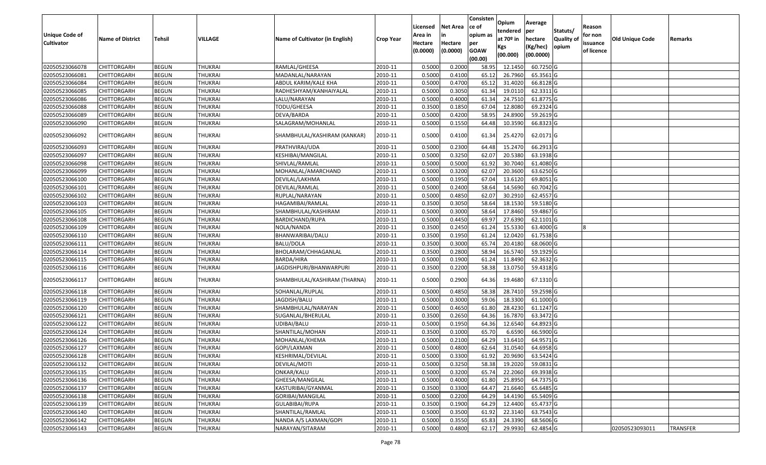| Unique Code of Cultivator | Name of District | Tehsil | VILLAGE | Name of Cultivator (in English) | Crop Year | Licensed Area in Hectare (0.0000) | Net Area in Hectare (0.0000) | Consistence of opium as per GOAW (00.00) | Opium tendered at 70º in Kgs (00.000) | Average per hectare (Kg/hec) (00.0000) | Statuts/ Quality of opium | Reason for non issuance of licence | Old Unique Code | Remarks |
|---|---|---|---|---|---|---|---|---|---|---|---|---|---|---|
| 02050523066078 | CHITTORGARH | BEGUN | THUKRAI | RAMLAL/GHEESA | 2010-11 | 0.5000 | 0.2000 | 58.95 | 12.1450 | 60.7250 | G | | | |
| 02050523066081 | CHITTORGARH | BEGUN | THUKRAI | MADANLAL/NARAYAN | 2010-11 | 0.5000 | 0.4100 | 65.12 | 26.7960 | 65.3561 | G | | | |
| 02050523066084 | CHITTORGARH | BEGUN | THUKRAI | ABDUL KARIM/KALE KHA | 2010-11 | 0.5000 | 0.4700 | 65.12 | 31.4020 | 66.8128 | G | | | |
| 02050523066085 | CHITTORGARH | BEGUN | THUKRAI | RADHESHYAM/KANHAIYALAL | 2010-11 | 0.5000 | 0.3050 | 61.34 | 19.0110 | 62.3311 | G | | | |
| 02050523066086 | CHITTORGARH | BEGUN | THUKRAI | LALU/NARAYAN | 2010-11 | 0.5000 | 0.4000 | 61.34 | 24.7510 | 61.8775 | G | | | |
| 02050523066088 | CHITTORGARH | BEGUN | THUKRAI | TODU/GHEESA | 2010-11 | 0.3500 | 0.1850 | 67.04 | 12.8080 | 69.2324 | G | | | |
| 02050523066089 | CHITTORGARH | BEGUN | THUKRAI | DEVA/BARDA | 2010-11 | 0.5000 | 0.4200 | 58.95 | 24.8900 | 59.2619 | G | | | |
| 02050523066090 | CHITTORGARH | BEGUN | THUKRAI | SALAGRAM/MOHANLAL | 2010-11 | 0.5000 | 0.1550 | 64.48 | 10.3590 | 66.8323 | G | | | |
| 02050523066092 | CHITTORGARH | BEGUN | THUKRAI | SHAMBHULAL/KASHIRAM (KANKAR) | 2010-11 | 0.5000 | 0.4100 | 61.34 | 25.4270 | 62.0171 | G | | | |
| 02050523066093 | CHITTORGARH | BEGUN | THUKRAI | PRATHVIRAJ/UDA | 2010-11 | 0.5000 | 0.2300 | 64.48 | 15.2470 | 66.2913 | G | | | |
| 02050523066097 | CHITTORGARH | BEGUN | THUKRAI | KESHIBAI/MANGILAL | 2010-11 | 0.5000 | 0.3250 | 62.07 | 20.5380 | 63.1938 | G | | | |
| 02050523066098 | CHITTORGARH | BEGUN | THUKRAI | SHIVLAL/RAMLAL | 2010-11 | 0.5000 | 0.5000 | 61.92 | 30.7040 | 61.4080 | G | | | |
| 02050523066099 | CHITTORGARH | BEGUN | THUKRAI | MOHANLAL/AMARCHAND | 2010-11 | 0.5000 | 0.3200 | 62.07 | 20.3600 | 63.6250 | G | | | |
| 02050523066100 | CHITTORGARH | BEGUN | THUKRAI | DEVILAL/LAKHMA | 2010-11 | 0.5000 | 0.1950 | 67.04 | 13.6120 | 69.8051 | G | | | |
| 02050523066101 | CHITTORGARH | BEGUN | THUKRAI | DEVILAL/RAMLAL | 2010-11 | 0.5000 | 0.2400 | 58.64 | 14.5690 | 60.7042 | G | | | |
| 02050523066102 | CHITTORGARH | BEGUN | THUKRAI | RUPLAL/NARAYAN | 2010-11 | 0.5000 | 0.4850 | 62.07 | 30.2910 | 62.4557 | G | | | |
| 02050523066103 | CHITTORGARH | BEGUN | THUKRAI | HAGAMIBAI/RAMLAL | 2010-11 | 0.3500 | 0.3050 | 58.64 | 18.1530 | 59.5180 | G | | | |
| 02050523066105 | CHITTORGARH | BEGUN | THUKRAI | SHAMBHULAL/KASHIRAM | 2010-11 | 0.5000 | 0.3000 | 58.64 | 17.8460 | 59.4867 | G | | | |
| 02050523066108 | CHITTORGARH | BEGUN | THUKRAI | BARDICHAND/RUPA | 2010-11 | 0.5000 | 0.4450 | 69.97 | 27.6390 | 62.1101 | G | | | |
| 02050523066109 | CHITTORGARH | BEGUN | THUKRAI | NOLA/NANDA | 2010-11 | 0.3500 | 0.2450 | 61.24 | 15.5330 | 63.4000 | G | 8 | | |
| 02050523066110 | CHITTORGARH | BEGUN | THUKRAI | BHANWARIBAI/DALU | 2010-11 | 0.3500 | 0.1950 | 61.24 | 12.0420 | 61.7538 | G | | | |
| 02050523066111 | CHITTORGARH | BEGUN | THUKRAI | BALU/DOLA | 2010-11 | 0.3500 | 0.3000 | 65.74 | 20.4180 | 68.0600 | G | | | |
| 02050523066114 | CHITTORGARH | BEGUN | THUKRAI | BHOLARAM/CHHAGANLAL | 2010-11 | 0.3500 | 0.2800 | 58.94 | 16.5740 | 59.1929 | G | | | |
| 02050523066115 | CHITTORGARH | BEGUN | THUKRAI | BARDA/HIRA | 2010-11 | 0.5000 | 0.1900 | 61.24 | 11.8490 | 62.3632 | G | | | |
| 02050523066116 | CHITTORGARH | BEGUN | THUKRAI | JAGDISHPURI/BHANWARPURI | 2010-11 | 0.3500 | 0.2200 | 58.38 | 13.0750 | 59.4318 | G | | | |
| 02050523066117 | CHITTORGARH | BEGUN | THUKRAI | SHAMBHULAL/KASHIRAM (THARNA) | 2010-11 | 0.5000 | 0.2900 | 64.36 | 19.4680 | 67.1310 | G | | | |
| 02050523066118 | CHITTORGARH | BEGUN | THUKRAI | SOHANLAL/RUPLAL | 2010-11 | 0.5000 | 0.4850 | 58.38 | 28.7410 | 59.2598 | G | | | |
| 02050523066119 | CHITTORGARH | BEGUN | THUKRAI | JAGDISH/BALU | 2010-11 | 0.5000 | 0.3000 | 59.06 | 18.3300 | 61.1000 | G | | | |
| 02050523066120 | CHITTORGARH | BEGUN | THUKRAI | SHAMBHULAL/NARAYAN | 2010-11 | 0.5000 | 0.4650 | 61.80 | 28.4230 | 61.1247 | G | | | |
| 02050523066121 | CHITTORGARH | BEGUN | THUKRAI | SUGANLAL/BHERULAL | 2010-11 | 0.3500 | 0.2650 | 64.36 | 16.7870 | 63.3472 | G | | | |
| 02050523066122 | CHITTORGARH | BEGUN | THUKRAI | UDIBAI/BALU | 2010-11 | 0.5000 | 0.1950 | 64.36 | 12.6540 | 64.8923 | G | | | |
| 02050523066124 | CHITTORGARH | BEGUN | THUKRAI | SHANTILAL/MOHAN | 2010-11 | 0.3500 | 0.1000 | 65.70 | 6.6590 | 66.5900 | G | | | |
| 02050523066126 | CHITTORGARH | BEGUN | THUKRAI | MOHANLAL/KHEMA | 2010-11 | 0.5000 | 0.2100 | 64.29 | 13.6410 | 64.9571 | G | | | |
| 02050523066127 | CHITTORGARH | BEGUN | THUKRAI | GOPI/LAXMAN | 2010-11 | 0.5000 | 0.4800 | 62.64 | 31.0540 | 64.6958 | G | | | |
| 02050523066128 | CHITTORGARH | BEGUN | THUKRAI | KESHRIMAL/DEVILAL | 2010-11 | 0.5000 | 0.3300 | 61.92 | 20.9690 | 63.5424 | G | | | |
| 02050523066132 | CHITTORGARH | BEGUN | THUKRAI | DEVILAL/MOTI | 2010-11 | 0.5000 | 0.3250 | 58.38 | 19.2020 | 59.0831 | G | | | |
| 02050523066135 | CHITTORGARH | BEGUN | THUKRAI | ONKAR/KALU | 2010-11 | 0.5000 | 0.3200 | 65.74 | 22.2060 | 69.3938 | G | | | |
| 02050523066136 | CHITTORGARH | BEGUN | THUKRAI | GHEESA/MANGILAL | 2010-11 | 0.5000 | 0.4000 | 61.80 | 25.8950 | 64.7375 | G | | | |
| 02050523066137 | CHITTORGARH | BEGUN | THUKRAI | KASTURIBAI/GYANMAL | 2010-11 | 0.3500 | 0.3300 | 64.47 | 21.6640 | 65.6485 | G | | | |
| 02050523066138 | CHITTORGARH | BEGUN | THUKRAI | GORIBAI/MANGILAL | 2010-11 | 0.5000 | 0.2200 | 64.29 | 14.4190 | 65.5409 | G | | | |
| 02050523066139 | CHITTORGARH | BEGUN | THUKRAI | GULABIBAI/RUPA | 2010-11 | 0.3500 | 0.1900 | 64.29 | 12.4400 | 65.4737 | G | | | |
| 02050523066140 | CHITTORGARH | BEGUN | THUKRAI | SHANTILAL/RAMLAL | 2010-11 | 0.5000 | 0.3500 | 61.92 | 22.3140 | 63.7543 | G | | | |
| 02050523066142 | CHITTORGARH | BEGUN | THUKRAI | NANDA A/S LAXMAN/GOPI | 2010-11 | 0.5000 | 0.3550 | 65.83 | 24.3390 | 68.5606 | G | | | |
| 02050523066143 | CHITTORGARH | BEGUN | THUKRAI | NARAYAN/SITARAM | 2010-11 | 0.5000 | 0.4800 | 62.17 | 29.9930 | 62.4854 | G | | 02050523093011 | TRANSFER |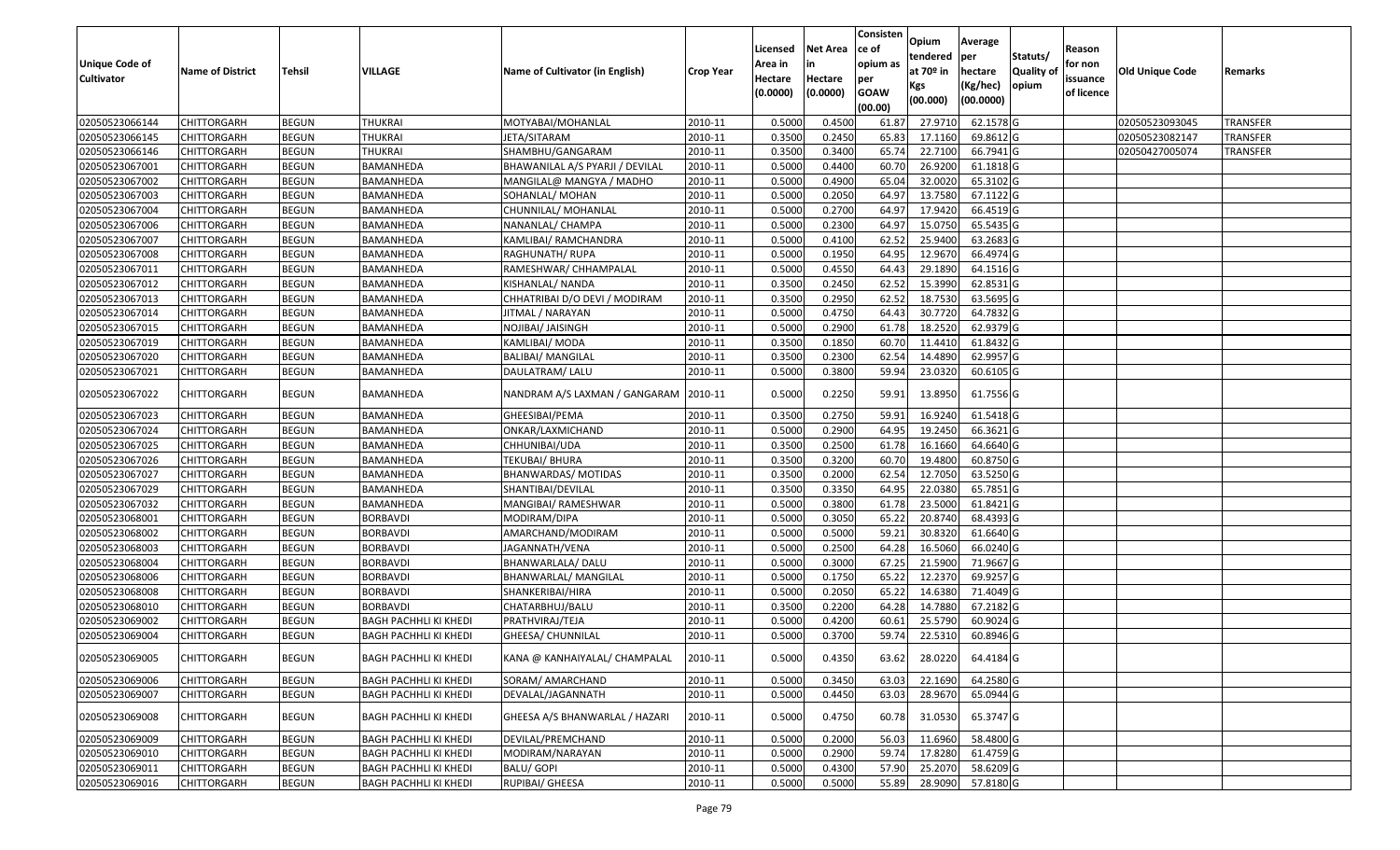| Unique Code of Cultivator | Name of District | Tehsil | VILLAGE | Name of Cultivator (in English) | Crop Year | Licensed Area in Hectare (0.0000) | Net Area in Hectare (0.0000) | Consistence of opium as per GOAW (00.00) | Opium tendered at 70º in Kgs (00.000) | Average per hectare (Kg/hec) (00.0000) | Statuts/ Quality of opium | Reason for non issuance of licence | Old Unique Code | Remarks |
|---|---|---|---|---|---|---|---|---|---|---|---|---|---|---|
| 02050523066144 | CHITTORGARH | BEGUN | THUKRAI | MOTYABAI/MOHANLAL | 2010-11 | 0.5000 | 0.4500 | 61.87 | 27.9710 | 62.1578 | G | | 02050523093045 | TRANSFER |
| 02050523066145 | CHITTORGARH | BEGUN | THUKRAI | JETA/SITARAM | 2010-11 | 0.3500 | 0.2450 | 65.83 | 17.1160 | 69.8612 | G | | 02050523082147 | TRANSFER |
| 02050523066146 | CHITTORGARH | BEGUN | THUKRAI | SHAMBHU/GANGARAM | 2010-11 | 0.3500 | 0.3400 | 65.74 | 22.7100 | 66.7941 | G | | 02050427005074 | TRANSFER |
| 02050523067001 | CHITTORGARH | BEGUN | BAMANHEDA | BHAWANILAL A/S PYARJI / DEVILAL | 2010-11 | 0.5000 | 0.4400 | 60.70 | 26.9200 | 61.1818 | G | | | |
| 02050523067002 | CHITTORGARH | BEGUN | BAMANHEDA | MANGILAL@ MANGYA / MADHO | 2010-11 | 0.5000 | 0.4900 | 65.04 | 32.0020 | 65.3102 | G | | | |
| 02050523067003 | CHITTORGARH | BEGUN | BAMANHEDA | SOHANLAL/ MOHAN | 2010-11 | 0.5000 | 0.2050 | 64.97 | 13.7580 | 67.1122 | G | | | |
| 02050523067004 | CHITTORGARH | BEGUN | BAMANHEDA | CHUNNILAL/ MOHANLAL | 2010-11 | 0.5000 | 0.2700 | 64.97 | 17.9420 | 66.4519 | G | | | |
| 02050523067006 | CHITTORGARH | BEGUN | BAMANHEDA | NANANLAL/ CHAMPA | 2010-11 | 0.5000 | 0.2300 | 64.97 | 15.0750 | 65.5435 | G | | | |
| 02050523067007 | CHITTORGARH | BEGUN | BAMANHEDA | KAMLIBAI/ RAMCHANDRA | 2010-11 | 0.5000 | 0.4100 | 62.52 | 25.9400 | 63.2683 | G | | | |
| 02050523067008 | CHITTORGARH | BEGUN | BAMANHEDA | RAGHUNATH/ RUPA | 2010-11 | 0.5000 | 0.1950 | 64.95 | 12.9670 | 66.4974 | G | | | |
| 02050523067011 | CHITTORGARH | BEGUN | BAMANHEDA | RAMESHWAR/ CHHAMPALAL | 2010-11 | 0.5000 | 0.4550 | 64.43 | 29.1890 | 64.1516 | G | | | |
| 02050523067012 | CHITTORGARH | BEGUN | BAMANHEDA | KISHANLAL/ NANDA | 2010-11 | 0.3500 | 0.2450 | 62.52 | 15.3990 | 62.8531 | G | | | |
| 02050523067013 | CHITTORGARH | BEGUN | BAMANHEDA | CHHATRIBAI D/O DEVI / MODIRAM | 2010-11 | 0.3500 | 0.2950 | 62.52 | 18.7530 | 63.5695 | G | | | |
| 02050523067014 | CHITTORGARH | BEGUN | BAMANHEDA | JITMAL / NARAYAN | 2010-11 | 0.5000 | 0.4750 | 64.43 | 30.7720 | 64.7832 | G | | | |
| 02050523067015 | CHITTORGARH | BEGUN | BAMANHEDA | NOJIBAI/ JAISINGH | 2010-11 | 0.5000 | 0.2900 | 61.78 | 18.2520 | 62.9379 | G | | | |
| 02050523067019 | CHITTORGARH | BEGUN | BAMANHEDA | KAMLIBAI/ MODA | 2010-11 | 0.3500 | 0.1850 | 60.70 | 11.4410 | 61.8432 | G | | | |
| 02050523067020 | CHITTORGARH | BEGUN | BAMANHEDA | BALIBAI/ MANGILAL | 2010-11 | 0.3500 | 0.2300 | 62.54 | 14.4890 | 62.9957 | G | | | |
| 02050523067021 | CHITTORGARH | BEGUN | BAMANHEDA | DAULATRAM/ LALU | 2010-11 | 0.5000 | 0.3800 | 59.94 | 23.0320 | 60.6105 | G | | | |
| 02050523067022 | CHITTORGARH | BEGUN | BAMANHEDA | NANDRAM A/S LAXMAN / GANGARAM | 2010-11 | 0.5000 | 0.2250 | 59.91 | 13.8950 | 61.7556 | G | | | |
| 02050523067023 | CHITTORGARH | BEGUN | BAMANHEDA | GHEESIBAI/PEMA | 2010-11 | 0.3500 | 0.2750 | 59.91 | 16.9240 | 61.5418 | G | | | |
| 02050523067024 | CHITTORGARH | BEGUN | BAMANHEDA | ONKAR/LAXMICHAND | 2010-11 | 0.5000 | 0.2900 | 64.95 | 19.2450 | 66.3621 | G | | | |
| 02050523067025 | CHITTORGARH | BEGUN | BAMANHEDA | CHHUNIBAI/UDA | 2010-11 | 0.3500 | 0.2500 | 61.78 | 16.1660 | 64.6640 | G | | | |
| 02050523067026 | CHITTORGARH | BEGUN | BAMANHEDA | TEKUBAI/ BHURA | 2010-11 | 0.3500 | 0.3200 | 60.70 | 19.4800 | 60.8750 | G | | | |
| 02050523067027 | CHITTORGARH | BEGUN | BAMANHEDA | BHANWARDAS/ MOTIDAS | 2010-11 | 0.3500 | 0.2000 | 62.54 | 12.7050 | 63.5250 | G | | | |
| 02050523067029 | CHITTORGARH | BEGUN | BAMANHEDA | SHANTIBAI/DEVILAL | 2010-11 | 0.3500 | 0.3350 | 64.95 | 22.0380 | 65.7851 | G | | | |
| 02050523067032 | CHITTORGARH | BEGUN | BAMANHEDA | MANGIBAI/ RAMESHWAR | 2010-11 | 0.5000 | 0.3800 | 61.78 | 23.5000 | 61.8421 | G | | | |
| 02050523068001 | CHITTORGARH | BEGUN | BORBAVDI | MODIRAM/DIPA | 2010-11 | 0.5000 | 0.3050 | 65.22 | 20.8740 | 68.4393 | G | | | |
| 02050523068002 | CHITTORGARH | BEGUN | BORBAVDI | AMARCHAND/MODIRAM | 2010-11 | 0.5000 | 0.5000 | 59.21 | 30.8320 | 61.6640 | G | | | |
| 02050523068003 | CHITTORGARH | BEGUN | BORBAVDI | JAGANNATH/VENA | 2010-11 | 0.5000 | 0.2500 | 64.28 | 16.5060 | 66.0240 | G | | | |
| 02050523068004 | CHITTORGARH | BEGUN | BORBAVDI | BHANWARLALA/ DALU | 2010-11 | 0.5000 | 0.3000 | 67.25 | 21.5900 | 71.9667 | G | | | |
| 02050523068006 | CHITTORGARH | BEGUN | BORBAVDI | BHANWARLAL/ MANGILAL | 2010-11 | 0.5000 | 0.1750 | 65.22 | 12.2370 | 69.9257 | G | | | |
| 02050523068008 | CHITTORGARH | BEGUN | BORBAVDI | SHANKERIBAI/HIRA | 2010-11 | 0.5000 | 0.2050 | 65.22 | 14.6380 | 71.4049 | G | | | |
| 02050523068010 | CHITTORGARH | BEGUN | BORBAVDI | CHATARBHUJ/BALU | 2010-11 | 0.3500 | 0.2200 | 64.28 | 14.7880 | 67.2182 | G | | | |
| 02050523069002 | CHITTORGARH | BEGUN | BAGH PACHHLI KI KHEDI | PRATHVIRAJ/TEJA | 2010-11 | 0.5000 | 0.4200 | 60.61 | 25.5790 | 60.9024 | G | | | |
| 02050523069004 | CHITTORGARH | BEGUN | BAGH PACHHLI KI KHEDI | GHEESA/ CHUNNILAL | 2010-11 | 0.5000 | 0.3700 | 59.74 | 22.5310 | 60.8946 | G | | | |
| 02050523069005 | CHITTORGARH | BEGUN | BAGH PACHHLI KI KHEDI | KANA @ KANHAIYALAL/ CHAMPALAL | 2010-11 | 0.5000 | 0.4350 | 63.62 | 28.0220 | 64.4184 | G | | | |
| 02050523069006 | CHITTORGARH | BEGUN | BAGH PACHHLI KI KHEDI | SORAM/ AMARCHAND | 2010-11 | 0.5000 | 0.3450 | 63.03 | 22.1690 | 64.2580 | G | | | |
| 02050523069007 | CHITTORGARH | BEGUN | BAGH PACHHLI KI KHEDI | DEVALAL/JAGANNATH | 2010-11 | 0.5000 | 0.4450 | 63.03 | 28.9670 | 65.0944 | G | | | |
| 02050523069008 | CHITTORGARH | BEGUN | BAGH PACHHLI KI KHEDI | GHEESA A/S BHANWARLAL / HAZARI | 2010-11 | 0.5000 | 0.4750 | 60.78 | 31.0530 | 65.3747 | G | | | |
| 02050523069009 | CHITTORGARH | BEGUN | BAGH PACHHLI KI KHEDI | DEVILAL/PREMCHAND | 2010-11 | 0.5000 | 0.2000 | 56.03 | 11.6960 | 58.4800 | G | | | |
| 02050523069010 | CHITTORGARH | BEGUN | BAGH PACHHLI KI KHEDI | MODIRAM/NARAYAN | 2010-11 | 0.5000 | 0.2900 | 59.74 | 17.8280 | 61.4759 | G | | | |
| 02050523069011 | CHITTORGARH | BEGUN | BAGH PACHHLI KI KHEDI | BALU/ GOPI | 2010-11 | 0.5000 | 0.4300 | 57.90 | 25.2070 | 58.6209 | G | | | |
| 02050523069016 | CHITTORGARH | BEGUN | BAGH PACHHLI KI KHEDI | RUPIBAI/ GHEESA | 2010-11 | 0.5000 | 0.5000 | 55.89 | 28.9090 | 57.8180 | G | | | |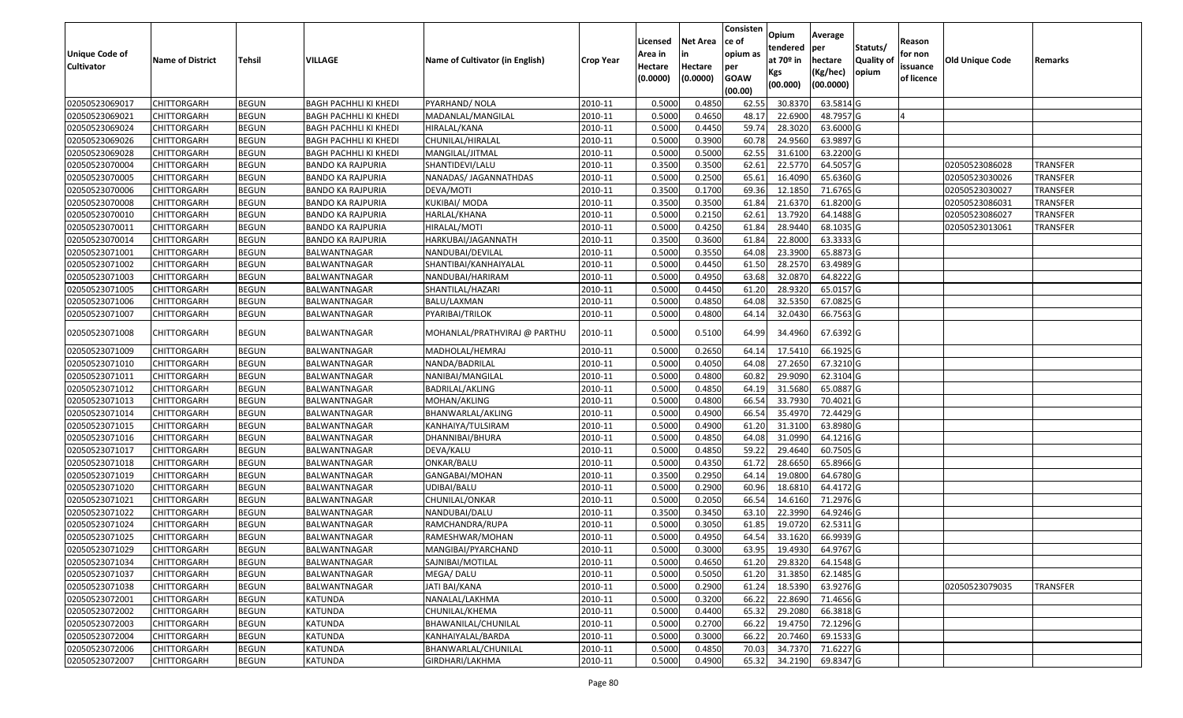| Unique Code of Cultivator | Name of District | Tehsil | VILLAGE | Name of Cultivator (in English) | Crop Year | Licensed Area in Hectare (0.0000) | Net Area in Hectare (0.0000) | Consistence of opium as per GOAW (00.00) | Opium tendered at 70º in Kgs (00.000) | Average per hectare (Kg/hec) (00.0000) | Statuts/ Quality of opium | Reason for non issuance of licence | Old Unique Code | Remarks |
|---|---|---|---|---|---|---|---|---|---|---|---|---|---|---|
| 02050523069017 | CHITTORGARH | BEGUN | BAGH PACHHLI KI KHEDI | PYARHAND/ NOLA | 2010-11 | 0.5000 | 0.4850 | 62.55 | 30.8370 | 63.5814 | G | | | |
| 02050523069021 | CHITTORGARH | BEGUN | BAGH PACHHLI KI KHEDI | MADANLAL/MANGILAL | 2010-11 | 0.5000 | 0.4650 | 48.17 | 22.6900 | 48.7957 | G | 4 | | |
| 02050523069024 | CHITTORGARH | BEGUN | BAGH PACHHLI KI KHEDI | HIRALAL/KANA | 2010-11 | 0.5000 | 0.4450 | 59.74 | 28.3020 | 63.6000 | G | | | |
| 02050523069026 | CHITTORGARH | BEGUN | BAGH PACHHLI KI KHEDI | CHUNILAL/HIRALAL | 2010-11 | 0.5000 | 0.3900 | 60.78 | 24.9560 | 63.9897 | G | | | |
| 02050523069028 | CHITTORGARH | BEGUN | BAGH PACHHLI KI KHEDI | MANGILAL/JITMAL | 2010-11 | 0.5000 | 0.5000 | 62.55 | 31.6100 | 63.2200 | G | | | |
| 02050523070004 | CHITTORGARH | BEGUN | BANDO KA RAJPURIA | SHANTIDEVI/LALU | 2010-11 | 0.3500 | 0.3500 | 62.61 | 22.5770 | 64.5057 | G | | 02050523086028 | TRANSFER |
| 02050523070005 | CHITTORGARH | BEGUN | BANDO KA RAJPURIA | NANADAS/ JAGANNATHDAS | 2010-11 | 0.5000 | 0.2500 | 65.61 | 16.4090 | 65.6360 | G | | 02050523030026 | TRANSFER |
| 02050523070006 | CHITTORGARH | BEGUN | BANDO KA RAJPURIA | DEVA/MOTI | 2010-11 | 0.3500 | 0.1700 | 69.36 | 12.1850 | 71.6765 | G | | 02050523030027 | TRANSFER |
| 02050523070008 | CHITTORGARH | BEGUN | BANDO KA RAJPURIA | KUKIBAI/ MODA | 2010-11 | 0.3500 | 0.3500 | 61.84 | 21.6370 | 61.8200 | G | | 02050523086031 | TRANSFER |
| 02050523070010 | CHITTORGARH | BEGUN | BANDO KA RAJPURIA | HARLAL/KHANA | 2010-11 | 0.5000 | 0.2150 | 62.61 | 13.7920 | 64.1488 | G | | 02050523086027 | TRANSFER |
| 02050523070011 | CHITTORGARH | BEGUN | BANDO KA RAJPURIA | HIRALAL/MOTI | 2010-11 | 0.5000 | 0.4250 | 61.84 | 28.9440 | 68.1035 | G | | 02050523013061 | TRANSFER |
| 02050523070014 | CHITTORGARH | BEGUN | BANDO KA RAJPURIA | HARKUBAI/JAGANNATH | 2010-11 | 0.3500 | 0.3600 | 61.84 | 22.8000 | 63.3333 | G | | | |
| 02050523071001 | CHITTORGARH | BEGUN | BALWANTNAGAR | NANDUBAI/DEVILAL | 2010-11 | 0.5000 | 0.3550 | 64.08 | 23.3900 | 65.8873 | G | | | |
| 02050523071002 | CHITTORGARH | BEGUN | BALWANTNAGAR | SHANTIBAI/KANHAIYALAL | 2010-11 | 0.5000 | 0.4450 | 61.50 | 28.2570 | 63.4989 | G | | | |
| 02050523071003 | CHITTORGARH | BEGUN | BALWANTNAGAR | NANDUBAI/HARIRAM | 2010-11 | 0.5000 | 0.4950 | 63.68 | 32.0870 | 64.8222 | G | | | |
| 02050523071005 | CHITTORGARH | BEGUN | BALWANTNAGAR | SHANTILAL/HAZARI | 2010-11 | 0.5000 | 0.4450 | 61.20 | 28.9320 | 65.0157 | G | | | |
| 02050523071006 | CHITTORGARH | BEGUN | BALWANTNAGAR | BALU/LAXMAN | 2010-11 | 0.5000 | 0.4850 | 64.08 | 32.5350 | 67.0825 | G | | | |
| 02050523071007 | CHITTORGARH | BEGUN | BALWANTNAGAR | PYARIBAI/TRILOK | 2010-11 | 0.5000 | 0.4800 | 64.14 | 32.0430 | 66.7563 | G | | | |
| 02050523071008 | CHITTORGARH | BEGUN | BALWANTNAGAR | MOHANLAL/PRATHVIRAJ @ PARTHU | 2010-11 | 0.5000 | 0.5100 | 64.99 | 34.4960 | 67.6392 | G | | | |
| 02050523071009 | CHITTORGARH | BEGUN | BALWANTNAGAR | MADHOLAL/HEMRAJ | 2010-11 | 0.5000 | 0.2650 | 64.14 | 17.5410 | 66.1925 | G | | | |
| 02050523071010 | CHITTORGARH | BEGUN | BALWANTNAGAR | NANDA/BADRILAL | 2010-11 | 0.5000 | 0.4050 | 64.08 | 27.2650 | 67.3210 | G | | | |
| 02050523071011 | CHITTORGARH | BEGUN | BALWANTNAGAR | NANIBAI/MANGILAL | 2010-11 | 0.5000 | 0.4800 | 60.82 | 29.9090 | 62.3104 | G | | | |
| 02050523071012 | CHITTORGARH | BEGUN | BALWANTNAGAR | BADRILAL/AKLING | 2010-11 | 0.5000 | 0.4850 | 64.19 | 31.5680 | 65.0887 | G | | | |
| 02050523071013 | CHITTORGARH | BEGUN | BALWANTNAGAR | MOHAN/AKLING | 2010-11 | 0.5000 | 0.4800 | 66.54 | 33.7930 | 70.4021 | G | | | |
| 02050523071014 | CHITTORGARH | BEGUN | BALWANTNAGAR | BHANWARLAL/AKLING | 2010-11 | 0.5000 | 0.4900 | 66.54 | 35.4970 | 72.4429 | G | | | |
| 02050523071015 | CHITTORGARH | BEGUN | BALWANTNAGAR | KANHAIYA/TULSIRAM | 2010-11 | 0.5000 | 0.4900 | 61.20 | 31.3100 | 63.8980 | G | | | |
| 02050523071016 | CHITTORGARH | BEGUN | BALWANTNAGAR | DHANNIBAI/BHURA | 2010-11 | 0.5000 | 0.4850 | 64.08 | 31.0990 | 64.1216 | G | | | |
| 02050523071017 | CHITTORGARH | BEGUN | BALWANTNAGAR | DEVA/KALU | 2010-11 | 0.5000 | 0.4850 | 59.22 | 29.4640 | 60.7505 | G | | | |
| 02050523071018 | CHITTORGARH | BEGUN | BALWANTNAGAR | ONKAR/BALU | 2010-11 | 0.5000 | 0.4350 | 61.72 | 28.6650 | 65.8966 | G | | | |
| 02050523071019 | CHITTORGARH | BEGUN | BALWANTNAGAR | GANGABAI/MOHAN | 2010-11 | 0.3500 | 0.2950 | 64.14 | 19.0800 | 64.6780 | G | | | |
| 02050523071020 | CHITTORGARH | BEGUN | BALWANTNAGAR | UDIBAI/BALU | 2010-11 | 0.5000 | 0.2900 | 60.96 | 18.6810 | 64.4172 | G | | | |
| 02050523071021 | CHITTORGARH | BEGUN | BALWANTNAGAR | CHUNILAL/ONKAR | 2010-11 | 0.5000 | 0.2050 | 66.54 | 14.6160 | 71.2976 | G | | | |
| 02050523071022 | CHITTORGARH | BEGUN | BALWANTNAGAR | NANDUBAI/DALU | 2010-11 | 0.3500 | 0.3450 | 63.10 | 22.3990 | 64.9246 | G | | | |
| 02050523071024 | CHITTORGARH | BEGUN | BALWANTNAGAR | RAMCHANDRA/RUPA | 2010-11 | 0.5000 | 0.3050 | 61.85 | 19.0720 | 62.5311 | G | | | |
| 02050523071025 | CHITTORGARH | BEGUN | BALWANTNAGAR | RAMESHWAR/MOHAN | 2010-11 | 0.5000 | 0.4950 | 64.54 | 33.1620 | 66.9939 | G | | | |
| 02050523071029 | CHITTORGARH | BEGUN | BALWANTNAGAR | MANGIBAI/PYARCHAND | 2010-11 | 0.5000 | 0.3000 | 63.95 | 19.4930 | 64.9767 | G | | | |
| 02050523071034 | CHITTORGARH | BEGUN | BALWANTNAGAR | SAJNIBAI/MOTILAL | 2010-11 | 0.5000 | 0.4650 | 61.20 | 29.8320 | 64.1548 | G | | | |
| 02050523071037 | CHITTORGARH | BEGUN | BALWANTNAGAR | MEGA/ DALU | 2010-11 | 0.5000 | 0.5050 | 61.20 | 31.3850 | 62.1485 | G | | | |
| 02050523071038 | CHITTORGARH | BEGUN | BALWANTNAGAR | JATI BAI/KANA | 2010-11 | 0.5000 | 0.2900 | 61.24 | 18.5390 | 63.9276 | G | | 02050523079035 | TRANSFER |
| 02050523072001 | CHITTORGARH | BEGUN | KATUNDA | NANALAL/LAKHMA | 2010-11 | 0.5000 | 0.3200 | 66.22 | 22.8690 | 71.4656 | G | | | |
| 02050523072002 | CHITTORGARH | BEGUN | KATUNDA | CHUNILAL/KHEMA | 2010-11 | 0.5000 | 0.4400 | 65.32 | 29.2080 | 66.3818 | G | | | |
| 02050523072003 | CHITTORGARH | BEGUN | KATUNDA | BHAWANILAL/CHUNILAL | 2010-11 | 0.5000 | 0.2700 | 66.22 | 19.4750 | 72.1296 | G | | | |
| 02050523072004 | CHITTORGARH | BEGUN | KATUNDA | KANHAIYALAL/BARDA | 2010-11 | 0.5000 | 0.3000 | 66.22 | 20.7460 | 69.1533 | G | | | |
| 02050523072006 | CHITTORGARH | BEGUN | KATUNDA | BHANWARLAL/CHUNILAL | 2010-11 | 0.5000 | 0.4850 | 70.03 | 34.7370 | 71.6227 | G | | | |
| 02050523072007 | CHITTORGARH | BEGUN | KATUNDA | GIRDHARI/LAKHMA | 2010-11 | 0.5000 | 0.4900 | 65.32 | 34.2190 | 69.8347 | G | | | |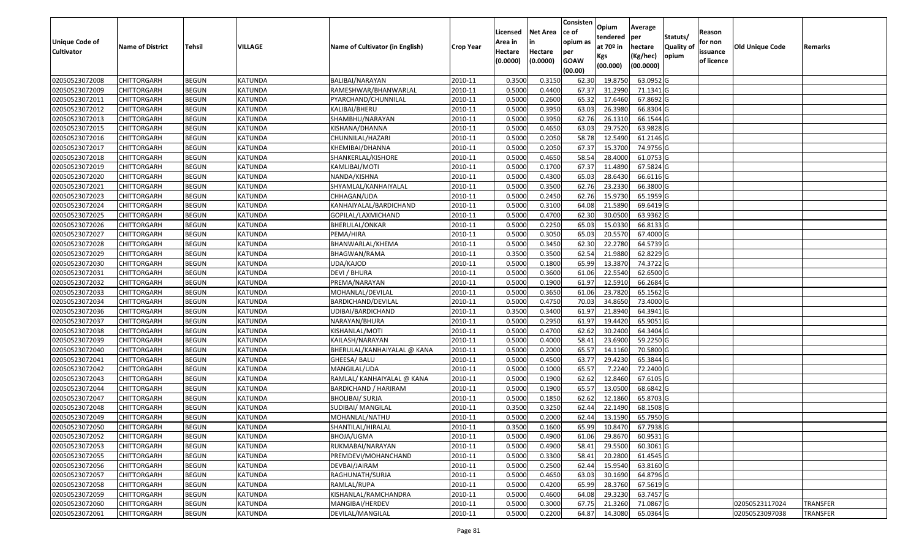| Unique Code of Cultivator | Name of District | Tehsil | VILLAGE | Name of Cultivator (in English) | Crop Year | Licensed Area in Hectare (0.0000) | Net Area in Hectare (0.0000) | Consistence of opium as per GOAW (00.00) | Opium tendered at 70º in Kgs (00.000) | Average per hectare (Kg/hec) (00.0000) | Statuts/ Quality of opium | Reason for non issuance of licence | Old Unique Code | Remarks |
|---|---|---|---|---|---|---|---|---|---|---|---|---|---|---|
| 02050523072008 | CHITTORGARH | BEGUN | KATUNDA | BALIBAI/NARAYAN | 2010-11 | 0.3500 | 0.3150 | 62.30 | 19.8750 | 63.0952 | G | | | |
| 02050523072009 | CHITTORGARH | BEGUN | KATUNDA | RAMESHWAR/BHANWARLAL | 2010-11 | 0.5000 | 0.4400 | 67.37 | 31.2990 | 71.1341 | G | | | |
| 02050523072011 | CHITTORGARH | BEGUN | KATUNDA | PYARCHAND/CHUNNILAL | 2010-11 | 0.5000 | 0.2600 | 65.32 | 17.6460 | 67.8692 | G | | | |
| 02050523072012 | CHITTORGARH | BEGUN | KATUNDA | KALIBAI/BHERU | 2010-11 | 0.5000 | 0.3950 | 63.03 | 26.3980 | 66.8304 | G | | | |
| 02050523072013 | CHITTORGARH | BEGUN | KATUNDA | SHAMBHU/NARAYAN | 2010-11 | 0.5000 | 0.3950 | 62.76 | 26.1310 | 66.1544 | G | | | |
| 02050523072015 | CHITTORGARH | BEGUN | KATUNDA | KISHANA/DHANNA | 2010-11 | 0.5000 | 0.4650 | 63.03 | 29.7520 | 63.9828 | G | | | |
| 02050523072016 | CHITTORGARH | BEGUN | KATUNDA | CHUNNILAL/HAZARI | 2010-11 | 0.5000 | 0.2050 | 58.78 | 12.5490 | 61.2146 | G | | | |
| 02050523072017 | CHITTORGARH | BEGUN | KATUNDA | KHEMIBAI/DHANNA | 2010-11 | 0.5000 | 0.2050 | 67.37 | 15.3700 | 74.9756 | G | | | |
| 02050523072018 | CHITTORGARH | BEGUN | KATUNDA | SHANKERLAL/KISHORE | 2010-11 | 0.5000 | 0.4650 | 58.54 | 28.4000 | 61.0753 | G | | | |
| 02050523072019 | CHITTORGARH | BEGUN | KATUNDA | KAMLIBAI/MOTI | 2010-11 | 0.5000 | 0.1700 | 67.37 | 11.4890 | 67.5824 | G | | | |
| 02050523072020 | CHITTORGARH | BEGUN | KATUNDA | NANDA/KISHNA | 2010-11 | 0.5000 | 0.4300 | 65.03 | 28.6430 | 66.6116 | G | | | |
| 02050523072021 | CHITTORGARH | BEGUN | KATUNDA | SHYAMLAL/KANHAIYALAL | 2010-11 | 0.5000 | 0.3500 | 62.76 | 23.2330 | 66.3800 | G | | | |
| 02050523072023 | CHITTORGARH | BEGUN | KATUNDA | CHHAGAN/UDA | 2010-11 | 0.5000 | 0.2450 | 62.76 | 15.9730 | 65.1959 | G | | | |
| 02050523072024 | CHITTORGARH | BEGUN | KATUNDA | KANHAIYALAL/BARDICHAND | 2010-11 | 0.5000 | 0.3100 | 64.08 | 21.5890 | 69.6419 | G | | | |
| 02050523072025 | CHITTORGARH | BEGUN | KATUNDA | GOPILAL/LAXMICHAND | 2010-11 | 0.5000 | 0.4700 | 62.30 | 30.0500 | 63.9362 | G | | | |
| 02050523072026 | CHITTORGARH | BEGUN | KATUNDA | BHERULAL/ONKAR | 2010-11 | 0.5000 | 0.2250 | 65.03 | 15.0330 | 66.8133 | G | | | |
| 02050523072027 | CHITTORGARH | BEGUN | KATUNDA | PEMA/HIRA | 2010-11 | 0.5000 | 0.3050 | 65.03 | 20.5570 | 67.4000 | G | | | |
| 02050523072028 | CHITTORGARH | BEGUN | KATUNDA | BHANWARLAL/KHEMA | 2010-11 | 0.5000 | 0.3450 | 62.30 | 22.2780 | 64.5739 | G | | | |
| 02050523072029 | CHITTORGARH | BEGUN | KATUNDA | BHAGWAN/RAMA | 2010-11 | 0.3500 | 0.3500 | 62.54 | 21.9880 | 62.8229 | G | | | |
| 02050523072030 | CHITTORGARH | BEGUN | KATUNDA | UDA/KAJOD | 2010-11 | 0.5000 | 0.1800 | 65.99 | 13.3870 | 74.3722 | G | | | |
| 02050523072031 | CHITTORGARH | BEGUN | KATUNDA | DEVI / BHURA | 2010-11 | 0.5000 | 0.3600 | 61.06 | 22.5540 | 62.6500 | G | | | |
| 02050523072032 | CHITTORGARH | BEGUN | KATUNDA | PREMA/NARAYAN | 2010-11 | 0.5000 | 0.1900 | 61.97 | 12.5910 | 66.2684 | G | | | |
| 02050523072033 | CHITTORGARH | BEGUN | KATUNDA | MOHANLAL/DEVILAL | 2010-11 | 0.5000 | 0.3650 | 61.06 | 23.7820 | 65.1562 | G | | | |
| 02050523072034 | CHITTORGARH | BEGUN | KATUNDA | BARDICHAND/DEVILAL | 2010-11 | 0.5000 | 0.4750 | 70.03 | 34.8650 | 73.4000 | G | | | |
| 02050523072036 | CHITTORGARH | BEGUN | KATUNDA | UDIBAI/BARDICHAND | 2010-11 | 0.3500 | 0.3400 | 61.97 | 21.8940 | 64.3941 | G | | | |
| 02050523072037 | CHITTORGARH | BEGUN | KATUNDA | NARAYAN/BHURA | 2010-11 | 0.5000 | 0.2950 | 61.97 | 19.4420 | 65.9051 | G | | | |
| 02050523072038 | CHITTORGARH | BEGUN | KATUNDA | KISHANLAL/MOTI | 2010-11 | 0.5000 | 0.4700 | 62.62 | 30.2400 | 64.3404 | G | | | |
| 02050523072039 | CHITTORGARH | BEGUN | KATUNDA | KAILASH/NARAYAN | 2010-11 | 0.5000 | 0.4000 | 58.41 | 23.6900 | 59.2250 | G | | | |
| 02050523072040 | CHITTORGARH | BEGUN | KATUNDA | BHERULAL/KANHAIYALAL @ KANA | 2010-11 | 0.5000 | 0.2000 | 65.57 | 14.1160 | 70.5800 | G | | | |
| 02050523072041 | CHITTORGARH | BEGUN | KATUNDA | GHEESA/ BALU | 2010-11 | 0.5000 | 0.4500 | 63.77 | 29.4230 | 65.3844 | G | | | |
| 02050523072042 | CHITTORGARH | BEGUN | KATUNDA | MANGILAL/UDA | 2010-11 | 0.5000 | 0.1000 | 65.57 | 7.2240 | 72.2400 | G | | | |
| 02050523072043 | CHITTORGARH | BEGUN | KATUNDA | RAMLAL/ KANHAIYALAL @ KANA | 2010-11 | 0.5000 | 0.1900 | 62.62 | 12.8460 | 67.6105 | G | | | |
| 02050523072044 | CHITTORGARH | BEGUN | KATUNDA | BARDICHAND / HARIRAM | 2010-11 | 0.5000 | 0.1900 | 65.57 | 13.0500 | 68.6842 | G | | | |
| 02050523072047 | CHITTORGARH | BEGUN | KATUNDA | BHOLIBAI/ SURJA | 2010-11 | 0.5000 | 0.1850 | 62.62 | 12.1860 | 65.8703 | G | | | |
| 02050523072048 | CHITTORGARH | BEGUN | KATUNDA | SUDIBAI/ MANGILAL | 2010-11 | 0.3500 | 0.3250 | 62.44 | 22.1490 | 68.1508 | G | | | |
| 02050523072049 | CHITTORGARH | BEGUN | KATUNDA | MOHANLAL/NATHU | 2010-11 | 0.5000 | 0.2000 | 62.44 | 13.1590 | 65.7950 | G | | | |
| 02050523072050 | CHITTORGARH | BEGUN | KATUNDA | SHANTILAL/HIRALAL | 2010-11 | 0.3500 | 0.1600 | 65.99 | 10.8470 | 67.7938 | G | | | |
| 02050523072052 | CHITTORGARH | BEGUN | KATUNDA | BHOJA/UGMA | 2010-11 | 0.5000 | 0.4900 | 61.06 | 29.8670 | 60.9531 | G | | | |
| 02050523072053 | CHITTORGARH | BEGUN | KATUNDA | RUKMABAI/NARAYAN | 2010-11 | 0.5000 | 0.4900 | 58.41 | 29.5500 | 60.3061 | G | | | |
| 02050523072055 | CHITTORGARH | BEGUN | KATUNDA | PREMDEVI/MOHANCHAND | 2010-11 | 0.5000 | 0.3300 | 58.41 | 20.2800 | 61.4545 | G | | | |
| 02050523072056 | CHITTORGARH | BEGUN | KATUNDA | DEVBAI/JAIRAM | 2010-11 | 0.5000 | 0.2500 | 62.44 | 15.9540 | 63.8160 | G | | | |
| 02050523072057 | CHITTORGARH | BEGUN | KATUNDA | RAGHUNATH/SURJA | 2010-11 | 0.5000 | 0.4650 | 63.03 | 30.1690 | 64.8796 | G | | | |
| 02050523072058 | CHITTORGARH | BEGUN | KATUNDA | RAMLAL/RUPA | 2010-11 | 0.5000 | 0.4200 | 65.99 | 28.3760 | 67.5619 | G | | | |
| 02050523072059 | CHITTORGARH | BEGUN | KATUNDA | KISHANLAL/RAMCHANDRA | 2010-11 | 0.5000 | 0.4600 | 64.08 | 29.3230 | 63.7457 | G | | | |
| 02050523072060 | CHITTORGARH | BEGUN | KATUNDA | MANGIBAI/HERDEV | 2010-11 | 0.5000 | 0.3000 | 67.75 | 21.3260 | 71.0867 | G | | 02050523117024 | TRANSFER |
| 02050523072061 | CHITTORGARH | BEGUN | KATUNDA | DEVILAL/MANGILAL | 2010-11 | 0.5000 | 0.2200 | 64.87 | 14.3080 | 65.0364 | G | | 02050523097038 | TRANSFER |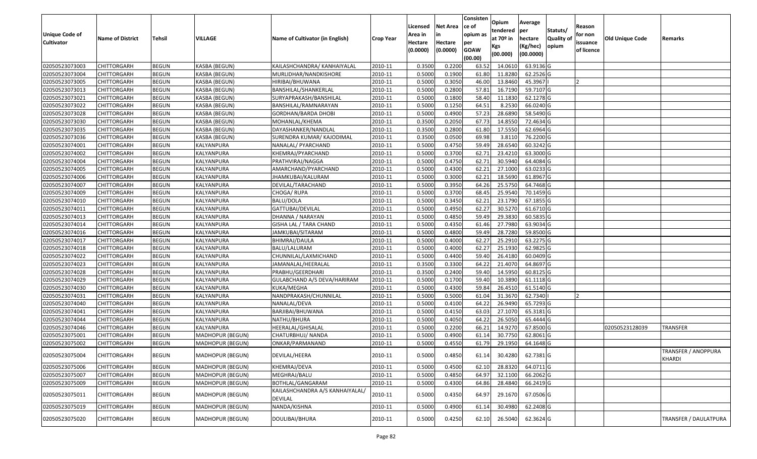| Unique Code of Cultivator | Name of District | Tehsil | VILLAGE | Name of Cultivator (in English) | Crop Year | Licensed Area in Hectare (0.0000) | Net Area in Hectare (0.0000) | Consistence of opium as per GOAW (00.00) | Opium tendered at 70º in Kgs (00.000) | Average per hectare (Kg/hec) (00.0000) | Statuts/ Quality of opium | Reason for non issuance of licence | Old Unique Code | Remarks |
|---|---|---|---|---|---|---|---|---|---|---|---|---|---|---|
| 02050523073003 | CHITTORGARH | BEGUN | KASBA (BEGUN) | KAILASHCHANDRA/ KANHAIYALAL | 2010-11 | 0.3500 | 0.2200 | 63.52 | 14.0610 | 63.9136 | G | | | |
| 02050523073004 | CHITTORGARH | BEGUN | KASBA (BEGUN) | MURLIDHAR/NANDKISHORE | 2010-11 | 0.5000 | 0.1900 | 61.80 | 11.8280 | 62.2526 | G | | | |
| 02050523073005 | CHITTORGARH | BEGUN | KASBA (BEGUN) | HIRIBAI/BHUWANA | 2010-11 | 0.5000 | 0.3050 | 46.00 | 13.8460 | 45.3967 | I | 2 | | |
| 02050523073013 | CHITTORGARH | BEGUN | KASBA (BEGUN) | BANSHILAL/SHANKERLAL | 2010-11 | 0.5000 | 0.2800 | 57.81 | 16.7190 | 59.7107 | G | | | |
| 02050523073021 | CHITTORGARH | BEGUN | KASBA (BEGUN) | SURYAPRAKASH/BANSHILAL | 2010-11 | 0.5000 | 0.1800 | 58.40 | 11.1830 | 62.1278 | G | | | |
| 02050523073022 | CHITTORGARH | BEGUN | KASBA (BEGUN) | BANSHILAL/RAMNARAYAN | 2010-11 | 0.5000 | 0.1250 | 64.51 | 8.2530 | 66.0240 | G | | | |
| 02050523073028 | CHITTORGARH | BEGUN | KASBA (BEGUN) | GORDHAN/BARDA DHOBI | 2010-11 | 0.5000 | 0.4900 | 57.23 | 28.6890 | 58.5490 | G | | | |
| 02050523073030 | CHITTORGARH | BEGUN | KASBA (BEGUN) | MOHANLAL/KHEMA | 2010-11 | 0.3500 | 0.2050 | 67.73 | 14.8550 | 72.4634 | G | | | |
| 02050523073035 | CHITTORGARH | BEGUN | KASBA (BEGUN) | DAYASHANKER/NANDLAL | 2010-11 | 0.3500 | 0.2800 | 61.80 | 17.5550 | 62.6964 | G | | | |
| 02050523073036 | CHITTORGARH | BEGUN | KASBA (BEGUN) | SURENDRA KUMAR/ KAJODIMAL | 2010-11 | 0.3500 | 0.0500 | 69.98 | 3.8110 | 76.2200 | G | | | |
| 02050523074001 | CHITTORGARH | BEGUN | KALYANPURA | NANALAL/ PYARCHAND | 2010-11 | 0.5000 | 0.4750 | 59.49 | 28.6540 | 60.3242 | G | | | |
| 02050523074002 | CHITTORGARH | BEGUN | KALYANPURA | KHEMRAJ/PYARCHAND | 2010-11 | 0.5000 | 0.3700 | 62.71 | 23.4210 | 63.3000 | G | | | |
| 02050523074004 | CHITTORGARH | BEGUN | KALYANPURA | PRATHVIRAJ/NAGGA | 2010-11 | 0.5000 | 0.4750 | 62.71 | 30.5940 | 64.4084 | G | | | |
| 02050523074005 | CHITTORGARH | BEGUN | KALYANPURA | AMARCHAND/PYARCHAND | 2010-11 | 0.5000 | 0.4300 | 62.21 | 27.1000 | 63.0233 | G | | | |
| 02050523074006 | CHITTORGARH | BEGUN | KALYANPURA | JHAMKUBAI/KALURAM | 2010-11 | 0.5000 | 0.3000 | 62.21 | 18.5690 | 61.8967 | G | | | |
| 02050523074007 | CHITTORGARH | BEGUN | KALYANPURA | DEVILAL/TARACHAND | 2010-11 | 0.5000 | 0.3950 | 64.26 | 25.5750 | 64.7468 | G | | | |
| 02050523074009 | CHITTORGARH | BEGUN | KALYANPURA | CHOGA/ RUPA | 2010-11 | 0.5000 | 0.3700 | 68.45 | 25.9540 | 70.1459 | G | | | |
| 02050523074010 | CHITTORGARH | BEGUN | KALYANPURA | BALU/DOLA | 2010-11 | 0.5000 | 0.3450 | 62.21 | 23.1790 | 67.1855 | G | | | |
| 02050523074011 | CHITTORGARH | BEGUN | KALYANPURA | GATTUBAI/DEVILAL | 2010-11 | 0.5000 | 0.4950 | 62.27 | 30.5270 | 61.6710 | G | | | |
| 02050523074013 | CHITTORGARH | BEGUN | KALYANPURA | DHANNA / NARAYAN | 2010-11 | 0.5000 | 0.4850 | 59.49 | 29.3830 | 60.5835 | G | | | |
| 02050523074014 | CHITTORGARH | BEGUN | KALYANPURA | GISHA LAL / TARA CHAND | 2010-11 | 0.5000 | 0.4350 | 61.46 | 27.7980 | 63.9034 | G | | | |
| 02050523074016 | CHITTORGARH | BEGUN | KALYANPURA | JAMKUBAI/SITARAM | 2010-11 | 0.5000 | 0.4800 | 59.49 | 28.7280 | 59.8500 | G | | | |
| 02050523074017 | CHITTORGARH | BEGUN | KALYANPURA | BHIMRAJ/DAULA | 2010-11 | 0.5000 | 0.4000 | 62.27 | 25.2910 | 63.2275 | G | | | |
| 02050523074018 | CHITTORGARH | BEGUN | KALYANPURA | BALU/LALURAM | 2010-11 | 0.5000 | 0.4000 | 62.27 | 25.1930 | 62.9825 | G | | | |
| 02050523074022 | CHITTORGARH | BEGUN | KALYANPURA | CHUNNILAL/LAXMICHAND | 2010-11 | 0.5000 | 0.4400 | 59.40 | 26.4180 | 60.0409 | G | | | |
| 02050523074023 | CHITTORGARH | BEGUN | KALYANPURA | JAMANALAL/HEERALAL | 2010-11 | 0.3500 | 0.3300 | 64.22 | 21.4070 | 64.8697 | G | | | |
| 02050523074028 | CHITTORGARH | BEGUN | KALYANPURA | PRABHU/GEERDHARI | 2010-11 | 0.3500 | 0.2400 | 59.40 | 14.5950 | 60.8125 | G | | | |
| 02050523074029 | CHITTORGARH | BEGUN | KALYANPURA | GULABCHAND A/S DEVA/HARIRAM | 2010-11 | 0.5000 | 0.1700 | 59.40 | 10.3890 | 61.1118 | G | | | |
| 02050523074030 | CHITTORGARH | BEGUN | KALYANPURA | KUKA/MEGHA | 2010-11 | 0.5000 | 0.4300 | 59.84 | 26.4510 | 61.5140 | G | | | |
| 02050523074031 | CHITTORGARH | BEGUN | KALYANPURA | NANDPRAKASH/CHUNNILAL | 2010-11 | 0.5000 | 0.5000 | 61.04 | 31.3670 | 62.7340 | I | 2 | | |
| 02050523074040 | CHITTORGARH | BEGUN | KALYANPURA | NANALAL/DEVA | 2010-11 | 0.5000 | 0.4100 | 64.22 | 26.9490 | 65.7293 | G | | | |
| 02050523074041 | CHITTORGARH | BEGUN | KALYANPURA | BARJIBAI/BHUWANA | 2010-11 | 0.5000 | 0.4150 | 63.03 | 27.1070 | 65.3181 | G | | | |
| 02050523074044 | CHITTORGARH | BEGUN | KALYANPURA | NATHU/BHURA | 2010-11 | 0.5000 | 0.4050 | 64.22 | 26.5050 | 65.4444 | G | | | |
| 02050523074046 | CHITTORGARH | BEGUN | KALYANPURA | HEERALAL/GHISALAL | 2010-11 | 0.5000 | 0.2200 | 66.21 | 14.9270 | 67.8500 | G | | 02050523128039 | TRANSFER |
| 02050523075001 | CHITTORGARH | BEGUN | MADHOPUR (BEGUN) | CHATURBHUJ/ NANDA | 2010-11 | 0.5000 | 0.4900 | 61.14 | 30.7750 | 62.8061 | G | | | |
| 02050523075002 | CHITTORGARH | BEGUN | MADHOPUR (BEGUN) | ONKAR/PARMANAND | 2010-11 | 0.5000 | 0.4550 | 61.79 | 29.1950 | 64.1648 | G | | | |
| 02050523075004 | CHITTORGARH | BEGUN | MADHOPUR (BEGUN) | DEVILAL/HEERA | 2010-11 | 0.5000 | 0.4850 | 61.14 | 30.4280 | 62.7381 | G | | | TRANSFER / ANOPPURA KHARDI |
| 02050523075006 | CHITTORGARH | BEGUN | MADHOPUR (BEGUN) | KHEMRAJ/DEVA | 2010-11 | 0.5000 | 0.4500 | 62.10 | 28.8320 | 64.0711 | G | | | |
| 02050523075007 | CHITTORGARH | BEGUN | MADHOPUR (BEGUN) | MEGHRAJ/BALU | 2010-11 | 0.5000 | 0.4850 | 64.97 | 32.1100 | 66.2062 | G | | | |
| 02050523075009 | CHITTORGARH | BEGUN | MADHOPUR (BEGUN) | BOTHLAL/GANGARAM | 2010-11 | 0.5000 | 0.4300 | 64.86 | 28.4840 | 66.2419 | G | | | |
| 02050523075011 | CHITTORGARH | BEGUN | MADHOPUR (BEGUN) | KAILASHCHANDRA A/S KANHAIYALAL/ DEVILAL | 2010-11 | 0.5000 | 0.4350 | 64.97 | 29.1670 | 67.0506 | G | | | |
| 02050523075019 | CHITTORGARH | BEGUN | MADHOPUR (BEGUN) | NANDA/KISHNA | 2010-11 | 0.5000 | 0.4900 | 61.14 | 30.4980 | 62.2408 | G | | | |
| 02050523075020 | CHITTORGARH | BEGUN | MADHOPUR (BEGUN) | DOULIBAI/BHURA | 2010-11 | 0.5000 | 0.4250 | 62.10 | 26.5040 | 62.3624 | G | | | TRANSFER / DAULATPURA |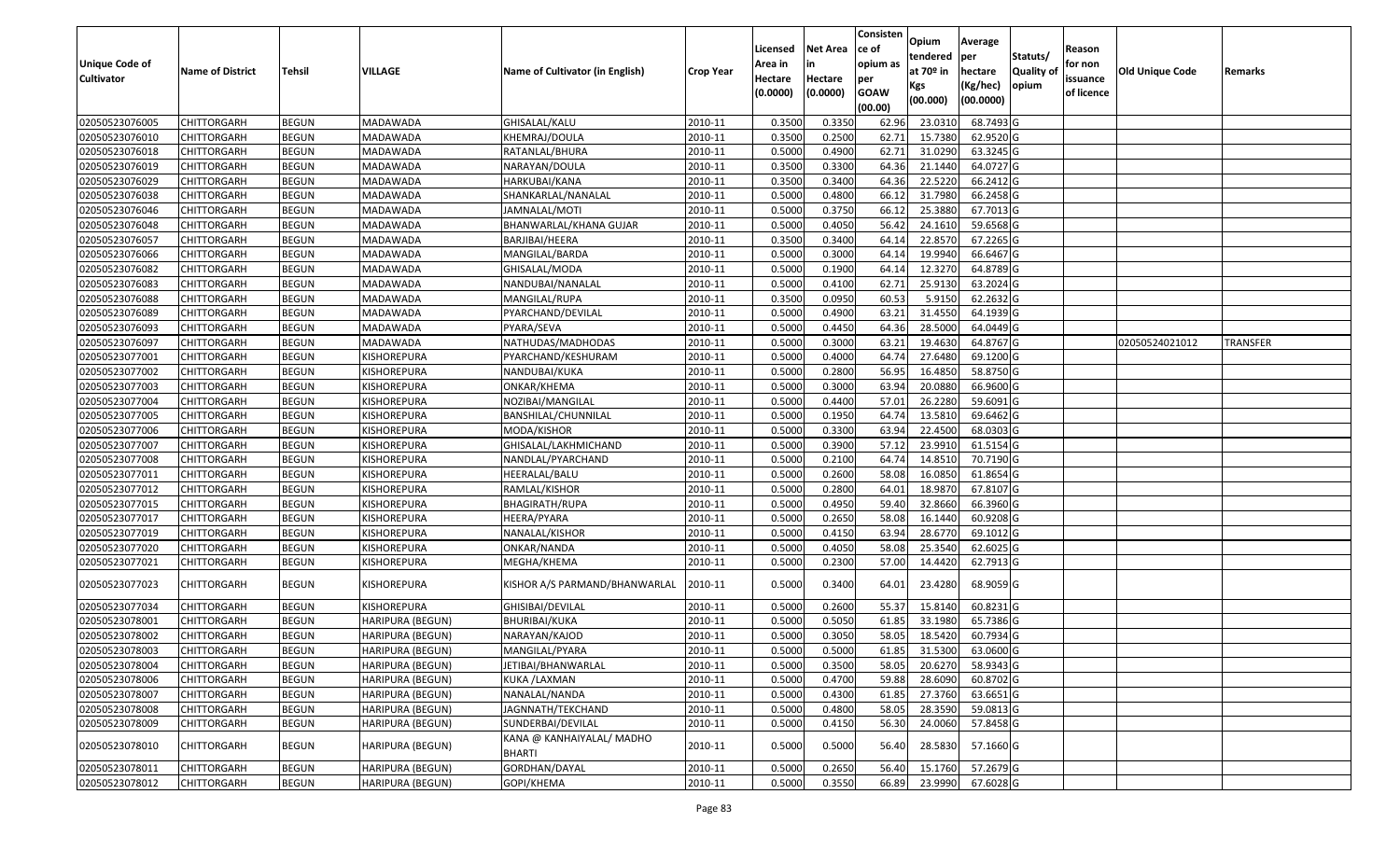| Unique Code of Cultivator | Name of District | Tehsil | VILLAGE | Name of Cultivator (in English) | Crop Year | Licensed Area in Hectare (0.0000) | Net Area in Hectare (0.0000) | Consistence of opium as per GOAW (00.00) | Opium tendered at 70º in Kgs (00.000) | Average per hectare (Kg/hec) (00.0000) | Statuts/ Quality of opium | Reason for non issuance of licence | Old Unique Code | Remarks |
|---|---|---|---|---|---|---|---|---|---|---|---|---|---|---|
| 02050523076005 | CHITTORGARH | BEGUN | MADAWADA | GHISALAL/KALU | 2010-11 | 0.3500 | 0.3350 | 62.96 | 23.0310 | 68.7493 | G | | | |
| 02050523076010 | CHITTORGARH | BEGUN | MADAWADA | KHEMRAJ/DOULA | 2010-11 | 0.3500 | 0.2500 | 62.71 | 15.7380 | 62.9520 | G | | | |
| 02050523076018 | CHITTORGARH | BEGUN | MADAWADA | RATANLAL/BHURA | 2010-11 | 0.5000 | 0.4900 | 62.71 | 31.0290 | 63.3245 | G | | | |
| 02050523076019 | CHITTORGARH | BEGUN | MADAWADA | NARAYAN/DOULA | 2010-11 | 0.3500 | 0.3300 | 64.36 | 21.1440 | 64.0727 | G | | | |
| 02050523076029 | CHITTORGARH | BEGUN | MADAWADA | HARKUBAI/KANA | 2010-11 | 0.3500 | 0.3400 | 64.36 | 22.5220 | 66.2412 | G | | | |
| 02050523076038 | CHITTORGARH | BEGUN | MADAWADA | SHANKARLAL/NANALAL | 2010-11 | 0.5000 | 0.4800 | 66.12 | 31.7980 | 66.2458 | G | | | |
| 02050523076046 | CHITTORGARH | BEGUN | MADAWADA | JAMNALAL/MOTI | 2010-11 | 0.5000 | 0.3750 | 66.12 | 25.3880 | 67.7013 | G | | | |
| 02050523076048 | CHITTORGARH | BEGUN | MADAWADA | BHANWARLAL/KHANA GUJAR | 2010-11 | 0.5000 | 0.4050 | 56.42 | 24.1610 | 59.6568 | G | | | |
| 02050523076057 | CHITTORGARH | BEGUN | MADAWADA | BARJIBAI/HEERA | 2010-11 | 0.3500 | 0.3400 | 64.14 | 22.8570 | 67.2265 | G | | | |
| 02050523076066 | CHITTORGARH | BEGUN | MADAWADA | MANGILAL/BARDA | 2010-11 | 0.5000 | 0.3000 | 64.14 | 19.9940 | 66.6467 | G | | | |
| 02050523076082 | CHITTORGARH | BEGUN | MADAWADA | GHISALAL/MODA | 2010-11 | 0.5000 | 0.1900 | 64.14 | 12.3270 | 64.8789 | G | | | |
| 02050523076083 | CHITTORGARH | BEGUN | MADAWADA | NANDUBAI/NANALAL | 2010-11 | 0.5000 | 0.4100 | 62.71 | 25.9130 | 63.2024 | G | | | |
| 02050523076088 | CHITTORGARH | BEGUN | MADAWADA | MANGILAL/RUPA | 2010-11 | 0.3500 | 0.0950 | 60.53 | 5.9150 | 62.2632 | G | | | |
| 02050523076089 | CHITTORGARH | BEGUN | MADAWADA | PYARCHAND/DEVILAL | 2010-11 | 0.5000 | 0.4900 | 63.21 | 31.4550 | 64.1939 | G | | | |
| 02050523076093 | CHITTORGARH | BEGUN | MADAWADA | PYARA/SEVA | 2010-11 | 0.5000 | 0.4450 | 64.36 | 28.5000 | 64.0449 | G | | | |
| 02050523076097 | CHITTORGARH | BEGUN | MADAWADA | NATHUDAS/MADHODAS | 2010-11 | 0.5000 | 0.3000 | 63.21 | 19.4630 | 64.8767 | G | | 02050524021012 | TRANSFER |
| 02050523077001 | CHITTORGARH | BEGUN | KISHOREPURA | PYARCHAND/KESHURAM | 2010-11 | 0.5000 | 0.4000 | 64.74 | 27.6480 | 69.1200 | G | | | |
| 02050523077002 | CHITTORGARH | BEGUN | KISHOREPURA | NANDUBAI/KUKA | 2010-11 | 0.5000 | 0.2800 | 56.95 | 16.4850 | 58.8750 | G | | | |
| 02050523077003 | CHITTORGARH | BEGUN | KISHOREPURA | ONKAR/KHEMA | 2010-11 | 0.5000 | 0.3000 | 63.94 | 20.0880 | 66.9600 | G | | | |
| 02050523077004 | CHITTORGARH | BEGUN | KISHOREPURA | NOZIBAI/MANGILAL | 2010-11 | 0.5000 | 0.4400 | 57.01 | 26.2280 | 59.6091 | G | | | |
| 02050523077005 | CHITTORGARH | BEGUN | KISHOREPURA | BANSHILAL/CHUNNILAL | 2010-11 | 0.5000 | 0.1950 | 64.74 | 13.5810 | 69.6462 | G | | | |
| 02050523077006 | CHITTORGARH | BEGUN | KISHOREPURA | MODA/KISHOR | 2010-11 | 0.5000 | 0.3300 | 63.94 | 22.4500 | 68.0303 | G | | | |
| 02050523077007 | CHITTORGARH | BEGUN | KISHOREPURA | GHISALAL/LAKHMICHAND | 2010-11 | 0.5000 | 0.3900 | 57.12 | 23.9910 | 61.5154 | G | | | |
| 02050523077008 | CHITTORGARH | BEGUN | KISHOREPURA | NANDLAL/PYARCHAND | 2010-11 | 0.5000 | 0.2100 | 64.74 | 14.8510 | 70.7190 | G | | | |
| 02050523077011 | CHITTORGARH | BEGUN | KISHOREPURA | HEERALAL/BALU | 2010-11 | 0.5000 | 0.2600 | 58.08 | 16.0850 | 61.8654 | G | | | |
| 02050523077012 | CHITTORGARH | BEGUN | KISHOREPURA | RAMLAL/KISHOR | 2010-11 | 0.5000 | 0.2800 | 64.01 | 18.9870 | 67.8107 | G | | | |
| 02050523077015 | CHITTORGARH | BEGUN | KISHOREPURA | BHAGIRATH/RUPA | 2010-11 | 0.5000 | 0.4950 | 59.40 | 32.8660 | 66.3960 | G | | | |
| 02050523077017 | CHITTORGARH | BEGUN | KISHOREPURA | HEERA/PYARA | 2010-11 | 0.5000 | 0.2650 | 58.08 | 16.1440 | 60.9208 | G | | | |
| 02050523077019 | CHITTORGARH | BEGUN | KISHOREPURA | NANALAL/KISHOR | 2010-11 | 0.5000 | 0.4150 | 63.94 | 28.6770 | 69.1012 | G | | | |
| 02050523077020 | CHITTORGARH | BEGUN | KISHOREPURA | ONKAR/NANDA | 2010-11 | 0.5000 | 0.4050 | 58.08 | 25.3540 | 62.6025 | G | | | |
| 02050523077021 | CHITTORGARH | BEGUN | KISHOREPURA | MEGHA/KHEMA | 2010-11 | 0.5000 | 0.2300 | 57.00 | 14.4420 | 62.7913 | G | | | |
| 02050523077023 | CHITTORGARH | BEGUN | KISHOREPURA | KISHOR A/S PARMAND/BHANWARLAL | 2010-11 | 0.5000 | 0.3400 | 64.01 | 23.4280 | 68.9059 | G | | | |
| 02050523077034 | CHITTORGARH | BEGUN | KISHOREPURA | GHISIBAI/DEVILAL | 2010-11 | 0.5000 | 0.2600 | 55.37 | 15.8140 | 60.8231 | G | | | |
| 02050523078001 | CHITTORGARH | BEGUN | HARIPURA (BEGUN) | BHURIBAI/KUKA | 2010-11 | 0.5000 | 0.5050 | 61.85 | 33.1980 | 65.7386 | G | | | |
| 02050523078002 | CHITTORGARH | BEGUN | HARIPURA (BEGUN) | NARAYAN/KAJOD | 2010-11 | 0.5000 | 0.3050 | 58.05 | 18.5420 | 60.7934 | G | | | |
| 02050523078003 | CHITTORGARH | BEGUN | HARIPURA (BEGUN) | MANGILAL/PYARA | 2010-11 | 0.5000 | 0.5000 | 61.85 | 31.5300 | 63.0600 | G | | | |
| 02050523078004 | CHITTORGARH | BEGUN | HARIPURA (BEGUN) | JETIBAI/BHANWARLAL | 2010-11 | 0.5000 | 0.3500 | 58.05 | 20.6270 | 58.9343 | G | | | |
| 02050523078006 | CHITTORGARH | BEGUN | HARIPURA (BEGUN) | KUKA /LAXMAN | 2010-11 | 0.5000 | 0.4700 | 59.88 | 28.6090 | 60.8702 | G | | | |
| 02050523078007 | CHITTORGARH | BEGUN | HARIPURA (BEGUN) | NANALAL/NANDA | 2010-11 | 0.5000 | 0.4300 | 61.85 | 27.3760 | 63.6651 | G | | | |
| 02050523078008 | CHITTORGARH | BEGUN | HARIPURA (BEGUN) | JAGNNATH/TEKCHAND | 2010-11 | 0.5000 | 0.4800 | 58.05 | 28.3590 | 59.0813 | G | | | |
| 02050523078009 | CHITTORGARH | BEGUN | HARIPURA (BEGUN) | SUNDERBAI/DEVILAL | 2010-11 | 0.5000 | 0.4150 | 56.30 | 24.0060 | 57.8458 | G | | | |
| 02050523078010 | CHITTORGARH | BEGUN | HARIPURA (BEGUN) | KANA @ KANHAIYALAL/ MADHO BHARTI | 2010-11 | 0.5000 | 0.5000 | 56.40 | 28.5830 | 57.1660 | G | | | |
| 02050523078011 | CHITTORGARH | BEGUN | HARIPURA (BEGUN) | GORDHAN/DAYAL | 2010-11 | 0.5000 | 0.2650 | 56.40 | 15.1760 | 57.2679 | G | | | |
| 02050523078012 | CHITTORGARH | BEGUN | HARIPURA (BEGUN) | GOPI/KHEMA | 2010-11 | 0.5000 | 0.3550 | 66.89 | 23.9990 | 67.6028 | G | | | |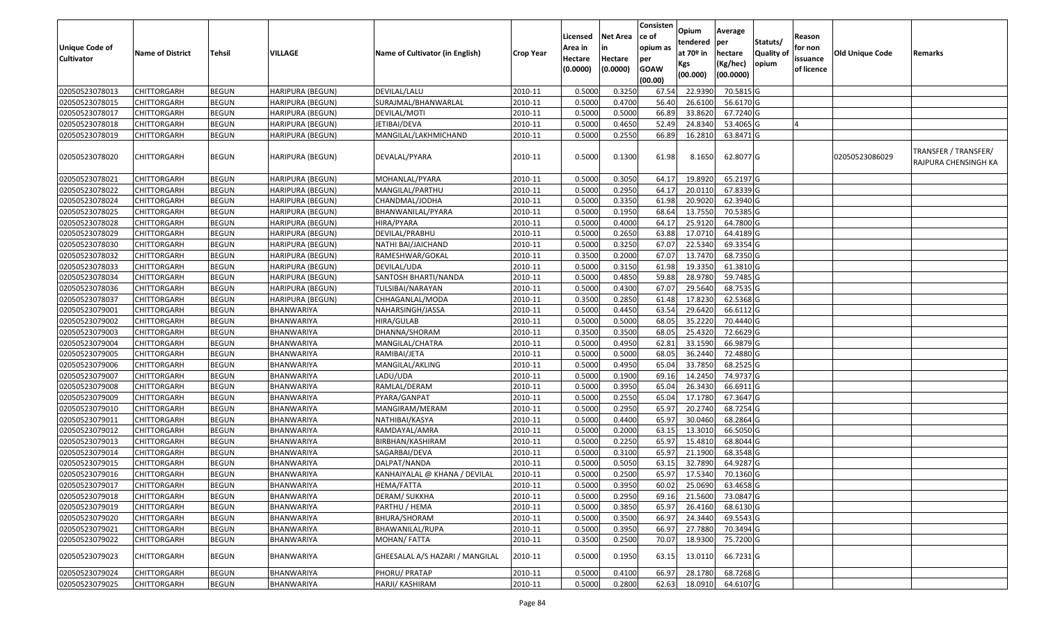| Unique Code of Cultivator | Name of District | Tehsil | VILLAGE | Name of Cultivator (in English) | Crop Year | Licensed Area in Hectare (0.0000) | Net Area in Hectare (0.0000) | Consistence of opium as per GOAW (00.00) | Opium tendered at 70º in Kgs (00.000) | Average per hectare (Kg/hec) (00.0000) | Statuts/ Quality of opium | Reason for non issuance of licence | Old Unique Code | Remarks |
|---|---|---|---|---|---|---|---|---|---|---|---|---|---|---|
| 02050523078013 | CHITTORGARH | BEGUN | HARIPURA (BEGUN) | DEVILAL/LALU | 2010-11 | 0.5000 | 0.3250 | 67.54 | 22.9390 | 70.5815 | G | | | |
| 02050523078015 | CHITTORGARH | BEGUN | HARIPURA (BEGUN) | SURAJMAL/BHANWARLAL | 2010-11 | 0.5000 | 0.4700 | 56.40 | 26.6100 | 56.6170 | G | | | |
| 02050523078017 | CHITTORGARH | BEGUN | HARIPURA (BEGUN) | DEVILAL/MOTI | 2010-11 | 0.5000 | 0.5000 | 66.89 | 33.8620 | 67.7240 | G | | | |
| 02050523078018 | CHITTORGARH | BEGUN | HARIPURA (BEGUN) | JETIBAI/DEVA | 2010-11 | 0.5000 | 0.4650 | 52.49 | 24.8340 | 53.4065 | G | 4 | | |
| 02050523078019 | CHITTORGARH | BEGUN | HARIPURA (BEGUN) | MANGILAL/LAKHMICHAND | 2010-11 | 0.5000 | 0.2550 | 66.89 | 16.2810 | 63.8471 | G | | | |
| 02050523078020 | CHITTORGARH | BEGUN | HARIPURA (BEGUN) | DEVALAL/PYARA | 2010-11 | 0.5000 | 0.1300 | 61.98 | 8.1650 | 62.8077 | G | | 02050523086029 | TRANSFER / TRANSFER/ RAJPURA CHENSINGH KA |
| 02050523078021 | CHITTORGARH | BEGUN | HARIPURA (BEGUN) | MOHANLAL/PYARA | 2010-11 | 0.5000 | 0.3050 | 64.17 | 19.8920 | 65.2197 | G | | | |
| 02050523078022 | CHITTORGARH | BEGUN | HARIPURA (BEGUN) | MANGILAL/PARTHU | 2010-11 | 0.5000 | 0.2950 | 64.17 | 20.0110 | 67.8339 | G | | | |
| 02050523078024 | CHITTORGARH | BEGUN | HARIPURA (BEGUN) | CHANDMAL/JODHA | 2010-11 | 0.5000 | 0.3350 | 61.98 | 20.9020 | 62.3940 | G | | | |
| 02050523078025 | CHITTORGARH | BEGUN | HARIPURA (BEGUN) | BHANWANILAL/PYARA | 2010-11 | 0.5000 | 0.1950 | 68.64 | 13.7550 | 70.5385 | G | | | |
| 02050523078028 | CHITTORGARH | BEGUN | HARIPURA (BEGUN) | HIRA/PYARA | 2010-11 | 0.5000 | 0.4000 | 64.17 | 25.9120 | 64.7800 | G | | | |
| 02050523078029 | CHITTORGARH | BEGUN | HARIPURA (BEGUN) | DEVILAL/PRABHU | 2010-11 | 0.5000 | 0.2650 | 63.88 | 17.0710 | 64.4189 | G | | | |
| 02050523078030 | CHITTORGARH | BEGUN | HARIPURA (BEGUN) | NATHI BAI/JAICHAND | 2010-11 | 0.5000 | 0.3250 | 67.07 | 22.5340 | 69.3354 | G | | | |
| 02050523078032 | CHITTORGARH | BEGUN | HARIPURA (BEGUN) | RAMESHWAR/GOKAL | 2010-11 | 0.3500 | 0.2000 | 67.07 | 13.7470 | 68.7350 | G | | | |
| 02050523078033 | CHITTORGARH | BEGUN | HARIPURA (BEGUN) | DEVILAL/UDA | 2010-11 | 0.5000 | 0.3150 | 61.98 | 19.3350 | 61.3810 | G | | | |
| 02050523078034 | CHITTORGARH | BEGUN | HARIPURA (BEGUN) | SANTOSH BHARTI/NANDA | 2010-11 | 0.5000 | 0.4850 | 59.88 | 28.9780 | 59.7485 | G | | | |
| 02050523078036 | CHITTORGARH | BEGUN | HARIPURA (BEGUN) | TULSIBAI/NARAYAN | 2010-11 | 0.5000 | 0.4300 | 67.07 | 29.5640 | 68.7535 | G | | | |
| 02050523078037 | CHITTORGARH | BEGUN | HARIPURA (BEGUN) | CHHAGANLAL/MODA | 2010-11 | 0.3500 | 0.2850 | 61.48 | 17.8230 | 62.5368 | G | | | |
| 02050523079001 | CHITTORGARH | BEGUN | BHANWARIYA | NAHARSINGH/JASSA | 2010-11 | 0.5000 | 0.4450 | 63.54 | 29.6420 | 66.6112 | G | | | |
| 02050523079002 | CHITTORGARH | BEGUN | BHANWARIYA | HIRA/GULAB | 2010-11 | 0.5000 | 0.5000 | 68.05 | 35.2220 | 70.4440 | G | | | |
| 02050523079003 | CHITTORGARH | BEGUN | BHANWARIYA | DHANNA/SHORAM | 2010-11 | 0.3500 | 0.3500 | 68.05 | 25.4320 | 72.6629 | G | | | |
| 02050523079004 | CHITTORGARH | BEGUN | BHANWARIYA | MANGILAL/CHATRA | 2010-11 | 0.5000 | 0.4950 | 62.81 | 33.1590 | 66.9879 | G | | | |
| 02050523079005 | CHITTORGARH | BEGUN | BHANWARIYA | RAMIBAI/JETA | 2010-11 | 0.5000 | 0.5000 | 68.05 | 36.2440 | 72.4880 | G | | | |
| 02050523079006 | CHITTORGARH | BEGUN | BHANWARIYA | MANGILAL/AKLING | 2010-11 | 0.5000 | 0.4950 | 65.04 | 33.7850 | 68.2525 | G | | | |
| 02050523079007 | CHITTORGARH | BEGUN | BHANWARIYA | LADU/UDA | 2010-11 | 0.5000 | 0.1900 | 69.16 | 14.2450 | 74.9737 | G | | | |
| 02050523079008 | CHITTORGARH | BEGUN | BHANWARIYA | RAMLAL/DERAM | 2010-11 | 0.5000 | 0.3950 | 65.04 | 26.3430 | 66.6911 | G | | | |
| 02050523079009 | CHITTORGARH | BEGUN | BHANWARIYA | PYARA/GANPAT | 2010-11 | 0.5000 | 0.2550 | 65.04 | 17.1780 | 67.3647 | G | | | |
| 02050523079010 | CHITTORGARH | BEGUN | BHANWARIYA | MANGIRAM/MERAM | 2010-11 | 0.5000 | 0.2950 | 65.97 | 20.2740 | 68.7254 | G | | | |
| 02050523079011 | CHITTORGARH | BEGUN | BHANWARIYA | NATHIBAI/KASYA | 2010-11 | 0.5000 | 0.4400 | 65.97 | 30.0460 | 68.2864 | G | | | |
| 02050523079012 | CHITTORGARH | BEGUN | BHANWARIYA | RAMDAYAL/AMRA | 2010-11 | 0.5000 | 0.2000 | 63.15 | 13.3010 | 66.5050 | G | | | |
| 02050523079013 | CHITTORGARH | BEGUN | BHANWARIYA | BIRBHAN/KASHIRAM | 2010-11 | 0.5000 | 0.2250 | 65.97 | 15.4810 | 68.8044 | G | | | |
| 02050523079014 | CHITTORGARH | BEGUN | BHANWARIYA | SAGARBAI/DEVA | 2010-11 | 0.5000 | 0.3100 | 65.97 | 21.1900 | 68.3548 | G | | | |
| 02050523079015 | CHITTORGARH | BEGUN | BHANWARIYA | DALPAT/NANDA | 2010-11 | 0.5000 | 0.5050 | 63.15 | 32.7890 | 64.9287 | G | | | |
| 02050523079016 | CHITTORGARH | BEGUN | BHANWARIYA | KANHAIYALAL @ KHANA / DEVILAL | 2010-11 | 0.5000 | 0.2500 | 65.97 | 17.5340 | 70.1360 | G | | | |
| 02050523079017 | CHITTORGARH | BEGUN | BHANWARIYA | HEMA/FATTA | 2010-11 | 0.5000 | 0.3950 | 60.02 | 25.0690 | 63.4658 | G | | | |
| 02050523079018 | CHITTORGARH | BEGUN | BHANWARIYA | DERAM/ SUKKHA | 2010-11 | 0.5000 | 0.2950 | 69.16 | 21.5600 | 73.0847 | G | | | |
| 02050523079019 | CHITTORGARH | BEGUN | BHANWARIYA | PARTHU / HEMA | 2010-11 | 0.5000 | 0.3850 | 65.97 | 26.4160 | 68.6130 | G | | | |
| 02050523079020 | CHITTORGARH | BEGUN | BHANWARIYA | BHURA/SHORAM | 2010-11 | 0.5000 | 0.3500 | 66.97 | 24.3440 | 69.5543 | G | | | |
| 02050523079021 | CHITTORGARH | BEGUN | BHANWARIYA | BHAWANILAL/RUPA | 2010-11 | 0.5000 | 0.3950 | 66.97 | 27.7880 | 70.3494 | G | | | |
| 02050523079022 | CHITTORGARH | BEGUN | BHANWARIYA | MOHAN/ FATTA | 2010-11 | 0.3500 | 0.2500 | 70.07 | 18.9300 | 75.7200 | G | | | |
| 02050523079023 | CHITTORGARH | BEGUN | BHANWARIYA | GHEESALAL A/S HAZARI / MANGILAL | 2010-11 | 0.5000 | 0.1950 | 63.15 | 13.0110 | 66.7231 | G | | | |
| 02050523079024 | CHITTORGARH | BEGUN | BHANWARIYA | PHORU/ PRATAP | 2010-11 | 0.5000 | 0.4100 | 66.97 | 28.1780 | 68.7268 | G | | | |
| 02050523079025 | CHITTORGARH | BEGUN | BHANWARIYA | HARJI/ KASHIRAM | 2010-11 | 0.5000 | 0.2800 | 62.63 | 18.0910 | 64.6107 | G | | | |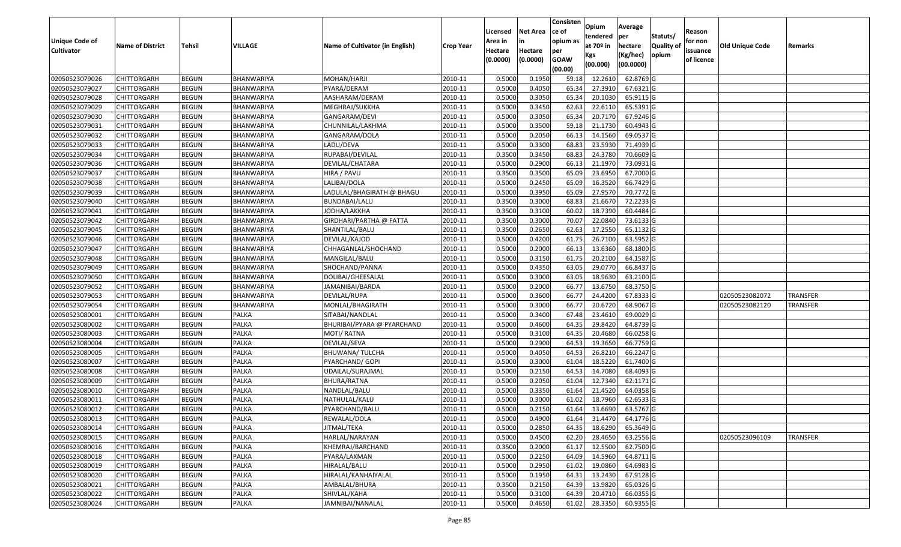| Unique Code of Cultivator | Name of District | Tehsil | VILLAGE | Name of Cultivator (in English) | Crop Year | Licensed Area in Hectare (0.0000) | Net Area in Hectare (0.0000) | Consistence of opium as per GOAW (00.00) | Opium tendered at 70º in Kgs (00.000) | Average per hectare (Kg/hec) (00.0000) | Statuts/ Quality of opium | Reason for non issuance of licence | Old Unique Code | Remarks |
|---|---|---|---|---|---|---|---|---|---|---|---|---|---|---|
| 02050523079026 | CHITTORGARH | BEGUN | BHANWARIYA | MOHAN/HARJI | 2010-11 | 0.5000 | 0.1950 | 59.18 | 12.2610 | 62.8769 | G | | | |
| 02050523079027 | CHITTORGARH | BEGUN | BHANWARIYA | PYARA/DERAM | 2010-11 | 0.5000 | 0.4050 | 65.34 | 27.3910 | 67.6321 | G | | | |
| 02050523079028 | CHITTORGARH | BEGUN | BHANWARIYA | AASHARAM/DERAM | 2010-11 | 0.5000 | 0.3050 | 65.34 | 20.1030 | 65.9115 | G | | | |
| 02050523079029 | CHITTORGARH | BEGUN | BHANWARIYA | MEGHRAJ/SUKKHA | 2010-11 | 0.5000 | 0.3450 | 62.63 | 22.6110 | 65.5391 | G | | | |
| 02050523079030 | CHITTORGARH | BEGUN | BHANWARIYA | GANGARAM/DEVI | 2010-11 | 0.5000 | 0.3050 | 65.34 | 20.7170 | 67.9246 | G | | | |
| 02050523079031 | CHITTORGARH | BEGUN | BHANWARIYA | CHUNNILAL/LAKHMA | 2010-11 | 0.5000 | 0.3500 | 59.18 | 21.1730 | 60.4943 | G | | | |
| 02050523079032 | CHITTORGARH | BEGUN | BHANWARIYA | GANGARAM/DOLA | 2010-11 | 0.5000 | 0.2050 | 66.13 | 14.1560 | 69.0537 | G | | | |
| 02050523079033 | CHITTORGARH | BEGUN | BHANWARIYA | LADU/DEVA | 2010-11 | 0.5000 | 0.3300 | 68.83 | 23.5930 | 71.4939 | G | | | |
| 02050523079034 | CHITTORGARH | BEGUN | BHANWARIYA | RUPABAI/DEVILAL | 2010-11 | 0.3500 | 0.3450 | 68.83 | 24.3780 | 70.6609 | G | | | |
| 02050523079036 | CHITTORGARH | BEGUN | BHANWARIYA | DEVILAL/CHATARA | 2010-11 | 0.5000 | 0.2900 | 66.13 | 21.1970 | 73.0931 | G | | | |
| 02050523079037 | CHITTORGARH | BEGUN | BHANWARIYA | HIRA / PAVU | 2010-11 | 0.3500 | 0.3500 | 65.09 | 23.6950 | 67.7000 | G | | | |
| 02050523079038 | CHITTORGARH | BEGUN | BHANWARIYA | LALIBAI/DOLA | 2010-11 | 0.5000 | 0.2450 | 65.09 | 16.3520 | 66.7429 | G | | | |
| 02050523079039 | CHITTORGARH | BEGUN | BHANWARIYA | LADULAL/BHAGIRATH @ BHAGU | 2010-11 | 0.5000 | 0.3950 | 65.09 | 27.9570 | 70.7772 | G | | | |
| 02050523079040 | CHITTORGARH | BEGUN | BHANWARIYA | BUNDABAI/LALU | 2010-11 | 0.3500 | 0.3000 | 68.83 | 21.6670 | 72.2233 | G | | | |
| 02050523079041 | CHITTORGARH | BEGUN | BHANWARIYA | JODHA/LAKKHA | 2010-11 | 0.3500 | 0.3100 | 60.02 | 18.7390 | 60.4484 | G | | | |
| 02050523079042 | CHITTORGARH | BEGUN | BHANWARIYA | GIRDHARI/PARTHA @ FATTA | 2010-11 | 0.3500 | 0.3000 | 70.07 | 22.0840 | 73.6133 | G | | | |
| 02050523079045 | CHITTORGARH | BEGUN | BHANWARIYA | SHANTILAL/BALU | 2010-11 | 0.3500 | 0.2650 | 62.63 | 17.2550 | 65.1132 | G | | | |
| 02050523079046 | CHITTORGARH | BEGUN | BHANWARIYA | DEVILAL/KAJOD | 2010-11 | 0.5000 | 0.4200 | 61.75 | 26.7100 | 63.5952 | G | | | |
| 02050523079047 | CHITTORGARH | BEGUN | BHANWARIYA | CHHAGANLAL/SHOCHAND | 2010-11 | 0.5000 | 0.2000 | 66.13 | 13.6360 | 68.1800 | G | | | |
| 02050523079048 | CHITTORGARH | BEGUN | BHANWARIYA | MANGILAL/BALU | 2010-11 | 0.5000 | 0.3150 | 61.75 | 20.2100 | 64.1587 | G | | | |
| 02050523079049 | CHITTORGARH | BEGUN | BHANWARIYA | SHOCHAND/PANNA | 2010-11 | 0.5000 | 0.4350 | 63.05 | 29.0770 | 66.8437 | G | | | |
| 02050523079050 | CHITTORGARH | BEGUN | BHANWARIYA | DOLIBAI/GHEESALAL | 2010-11 | 0.5000 | 0.3000 | 63.05 | 18.9630 | 63.2100 | G | | | |
| 02050523079052 | CHITTORGARH | BEGUN | BHANWARIYA | JAMANIBAI/BARDA | 2010-11 | 0.5000 | 0.2000 | 66.77 | 13.6750 | 68.3750 | G | | | |
| 02050523079053 | CHITTORGARH | BEGUN | BHANWARIYA | DEVILAL/RUPA | 2010-11 | 0.5000 | 0.3600 | 66.77 | 24.4200 | 67.8333 | G | | 02050523082072 | TRANSFER |
| 02050523079054 | CHITTORGARH | BEGUN | BHANWARIYA | MONLAL/BHAGIRATH | 2010-11 | 0.5000 | 0.3000 | 66.77 | 20.6720 | 68.9067 | G | | 02050523082120 | TRANSFER |
| 02050523080001 | CHITTORGARH | BEGUN | PALKA | SITABAI/NANDLAL | 2010-11 | 0.5000 | 0.3400 | 67.48 | 23.4610 | 69.0029 | G | | | |
| 02050523080002 | CHITTORGARH | BEGUN | PALKA | BHURIBAI/PYARA @ PYARCHAND | 2010-11 | 0.5000 | 0.4600 | 64.35 | 29.8420 | 64.8739 | G | | | |
| 02050523080003 | CHITTORGARH | BEGUN | PALKA | MOTI/ RATNA | 2010-11 | 0.5000 | 0.3100 | 64.35 | 20.4680 | 66.0258 | G | | | |
| 02050523080004 | CHITTORGARH | BEGUN | PALKA | DEVILAL/SEVA | 2010-11 | 0.5000 | 0.2900 | 64.53 | 19.3650 | 66.7759 | G | | | |
| 02050523080005 | CHITTORGARH | BEGUN | PALKA | BHUWANA/ TULCHA | 2010-11 | 0.5000 | 0.4050 | 64.53 | 26.8210 | 66.2247 | G | | | |
| 02050523080007 | CHITTORGARH | BEGUN | PALKA | PYARCHAND/ GOPI | 2010-11 | 0.5000 | 0.3000 | 61.04 | 18.5220 | 61.7400 | G | | | |
| 02050523080008 | CHITTORGARH | BEGUN | PALKA | UDAILAL/SURAJMAL | 2010-11 | 0.5000 | 0.2150 | 64.53 | 14.7080 | 68.4093 | G | | | |
| 02050523080009 | CHITTORGARH | BEGUN | PALKA | BHURA/RATNA | 2010-11 | 0.5000 | 0.2050 | 61.04 | 12.7340 | 62.1171 | G | | | |
| 02050523080010 | CHITTORGARH | BEGUN | PALKA | NANDLAL/BALU | 2010-11 | 0.5000 | 0.3350 | 61.64 | 21.4520 | 64.0358 | G | | | |
| 02050523080011 | CHITTORGARH | BEGUN | PALKA | NATHULAL/KALU | 2010-11 | 0.5000 | 0.3000 | 61.02 | 18.7960 | 62.6533 | G | | | |
| 02050523080012 | CHITTORGARH | BEGUN | PALKA | PYARCHAND/BALU | 2010-11 | 0.5000 | 0.2150 | 61.64 | 13.6690 | 63.5767 | G | | | |
| 02050523080013 | CHITTORGARH | BEGUN | PALKA | REWALAL/DOLA | 2010-11 | 0.5000 | 0.4900 | 61.64 | 31.4470 | 64.1776 | G | | | |
| 02050523080014 | CHITTORGARH | BEGUN | PALKA | JITMAL/TEKA | 2010-11 | 0.5000 | 0.2850 | 64.35 | 18.6290 | 65.3649 | G | | | |
| 02050523080015 | CHITTORGARH | BEGUN | PALKA | HARLAL/NARAYAN | 2010-11 | 0.5000 | 0.4500 | 62.20 | 28.4650 | 63.2556 | G | | 02050523096109 | TRANSFER |
| 02050523080016 | CHITTORGARH | BEGUN | PALKA | KHEMRAJ/BARCHAND | 2010-11 | 0.3500 | 0.2000 | 61.17 | 12.5500 | 62.7500 | G | | | |
| 02050523080018 | CHITTORGARH | BEGUN | PALKA | PYARA/LAXMAN | 2010-11 | 0.5000 | 0.2250 | 64.09 | 14.5960 | 64.8711 | G | | | |
| 02050523080019 | CHITTORGARH | BEGUN | PALKA | HIRALAL/BALU | 2010-11 | 0.5000 | 0.2950 | 61.02 | 19.0860 | 64.6983 | G | | | |
| 02050523080020 | CHITTORGARH | BEGUN | PALKA | HIRALAL/KANHAIYALAL | 2010-11 | 0.5000 | 0.1950 | 64.31 | 13.2430 | 67.9128 | G | | | |
| 02050523080021 | CHITTORGARH | BEGUN | PALKA | AMBALAL/BHURA | 2010-11 | 0.3500 | 0.2150 | 64.39 | 13.9820 | 65.0326 | G | | | |
| 02050523080022 | CHITTORGARH | BEGUN | PALKA | SHIVLAL/KAHA | 2010-11 | 0.5000 | 0.3100 | 64.39 | 20.4710 | 66.0355 | G | | | |
| 02050523080024 | CHITTORGARH | BEGUN | PALKA | JAMNIBAI/NANALAL | 2010-11 | 0.5000 | 0.4650 | 61.02 | 28.3350 | 60.9355 | G | | | |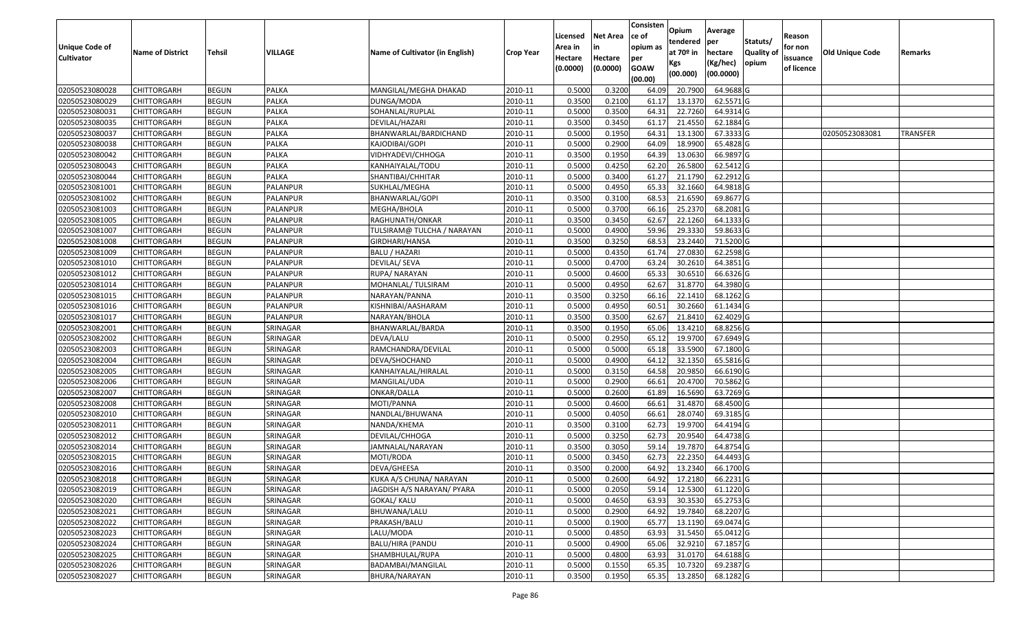| Unique Code of Cultivator | Name of District | Tehsil | VILLAGE | Name of Cultivator (in English) | Crop Year | Licensed Area in Hectare (0.0000) | Net Area in Hectare (0.0000) | Consistence of opium as per GOAW (00.00) | Opium tendered at 70º in Kgs (00.000) | Average per hectare (Kg/hec) (00.0000) | Statuts/ Quality of opium | Reason for non issuance of licence | Old Unique Code | Remarks |
|---|---|---|---|---|---|---|---|---|---|---|---|---|---|---|
| 02050523080028 | CHITTORGARH | BEGUN | PALKA | MANGILAL/MEGHA DHAKAD | 2010-11 | 0.5000 | 0.3200 | 64.09 | 20.7900 | 64.9688 | G | | | |
| 02050523080029 | CHITTORGARH | BEGUN | PALKA | DUNGA/MODA | 2010-11 | 0.3500 | 0.2100 | 61.17 | 13.1370 | 62.5571 | G | | | |
| 02050523080031 | CHITTORGARH | BEGUN | PALKA | SOHANLAL/RUPLAL | 2010-11 | 0.5000 | 0.3500 | 64.31 | 22.7260 | 64.9314 | G | | | |
| 02050523080035 | CHITTORGARH | BEGUN | PALKA | DEVILAL/HAZARI | 2010-11 | 0.3500 | 0.3450 | 61.17 | 21.4550 | 62.1884 | G | | | |
| 02050523080037 | CHITTORGARH | BEGUN | PALKA | BHANWARLAL/BARDICHAND | 2010-11 | 0.5000 | 0.1950 | 64.31 | 13.1300 | 67.3333 | G | | 02050523083081 | TRANSFER |
| 02050523080038 | CHITTORGARH | BEGUN | PALKA | KAJODIBAI/GOPI | 2010-11 | 0.5000 | 0.2900 | 64.09 | 18.9900 | 65.4828 | G | | | |
| 02050523080042 | CHITTORGARH | BEGUN | PALKA | VIDHYADEVI/CHHOGA | 2010-11 | 0.3500 | 0.1950 | 64.39 | 13.0630 | 66.9897 | G | | | |
| 02050523080043 | CHITTORGARH | BEGUN | PALKA | KANHAIYALAL/TODU | 2010-11 | 0.5000 | 0.4250 | 62.20 | 26.5800 | 62.5412 | G | | | |
| 02050523080044 | CHITTORGARH | BEGUN | PALKA | SHANTIBAI/CHHITAR | 2010-11 | 0.5000 | 0.3400 | 61.27 | 21.1790 | 62.2912 | G | | | |
| 02050523081001 | CHITTORGARH | BEGUN | PALANPUR | SUKHLAL/MEGHA | 2010-11 | 0.5000 | 0.4950 | 65.33 | 32.1660 | 64.9818 | G | | | |
| 02050523081002 | CHITTORGARH | BEGUN | PALANPUR | BHANWARLAL/GOPI | 2010-11 | 0.3500 | 0.3100 | 68.53 | 21.6590 | 69.8677 | G | | | |
| 02050523081003 | CHITTORGARH | BEGUN | PALANPUR | MEGHA/BHOLA | 2010-11 | 0.5000 | 0.3700 | 66.16 | 25.2370 | 68.2081 | G | | | |
| 02050523081005 | CHITTORGARH | BEGUN | PALANPUR | RAGHUNATH/ONKAR | 2010-11 | 0.3500 | 0.3450 | 62.67 | 22.1260 | 64.1333 | G | | | |
| 02050523081007 | CHITTORGARH | BEGUN | PALANPUR | TULSIRAM@ TULCHA / NARAYAN | 2010-11 | 0.5000 | 0.4900 | 59.96 | 29.3330 | 59.8633 | G | | | |
| 02050523081008 | CHITTORGARH | BEGUN | PALANPUR | GIRDHARI/HANSA | 2010-11 | 0.3500 | 0.3250 | 68.53 | 23.2440 | 71.5200 | G | | | |
| 02050523081009 | CHITTORGARH | BEGUN | PALANPUR | BALU / HAZARI | 2010-11 | 0.5000 | 0.4350 | 61.74 | 27.0830 | 62.2598 | G | | | |
| 02050523081010 | CHITTORGARH | BEGUN | PALANPUR | DEVILAL/ SEVA | 2010-11 | 0.5000 | 0.4700 | 63.24 | 30.2610 | 64.3851 | G | | | |
| 02050523081012 | CHITTORGARH | BEGUN | PALANPUR | RUPA/ NARAYAN | 2010-11 | 0.5000 | 0.4600 | 65.33 | 30.6510 | 66.6326 | G | | | |
| 02050523081014 | CHITTORGARH | BEGUN | PALANPUR | MOHANLAL/ TULSIRAM | 2010-11 | 0.5000 | 0.4950 | 62.67 | 31.8770 | 64.3980 | G | | | |
| 02050523081015 | CHITTORGARH | BEGUN | PALANPUR | NARAYAN/PANNA | 2010-11 | 0.3500 | 0.3250 | 66.16 | 22.1410 | 68.1262 | G | | | |
| 02050523081016 | CHITTORGARH | BEGUN | PALANPUR | KISHNIBAI/AASHARAM | 2010-11 | 0.5000 | 0.4950 | 60.51 | 30.2660 | 61.1434 | G | | | |
| 02050523081017 | CHITTORGARH | BEGUN | PALANPUR | NARAYAN/BHOLA | 2010-11 | 0.3500 | 0.3500 | 62.67 | 21.8410 | 62.4029 | G | | | |
| 02050523082001 | CHITTORGARH | BEGUN | SRINAGAR | BHANWARLAL/BARDA | 2010-11 | 0.3500 | 0.1950 | 65.06 | 13.4210 | 68.8256 | G | | | |
| 02050523082002 | CHITTORGARH | BEGUN | SRINAGAR | DEVA/LALU | 2010-11 | 0.5000 | 0.2950 | 65.12 | 19.9700 | 67.6949 | G | | | |
| 02050523082003 | CHITTORGARH | BEGUN | SRINAGAR | RAMCHANDRA/DEVILAL | 2010-11 | 0.5000 | 0.5000 | 65.18 | 33.5900 | 67.1800 | G | | | |
| 02050523082004 | CHITTORGARH | BEGUN | SRINAGAR | DEVA/SHOCHAND | 2010-11 | 0.5000 | 0.4900 | 64.12 | 32.1350 | 65.5816 | G | | | |
| 02050523082005 | CHITTORGARH | BEGUN | SRINAGAR | KANHAIYALAL/HIRALAL | 2010-11 | 0.5000 | 0.3150 | 64.58 | 20.9850 | 66.6190 | G | | | |
| 02050523082006 | CHITTORGARH | BEGUN | SRINAGAR | MANGILAL/UDA | 2010-11 | 0.5000 | 0.2900 | 66.61 | 20.4700 | 70.5862 | G | | | |
| 02050523082007 | CHITTORGARH | BEGUN | SRINAGAR | ONKAR/DALLA | 2010-11 | 0.5000 | 0.2600 | 61.89 | 16.5690 | 63.7269 | G | | | |
| 02050523082008 | CHITTORGARH | BEGUN | SRINAGAR | MOTI/PANNA | 2010-11 | 0.5000 | 0.4600 | 66.61 | 31.4870 | 68.4500 | G | | | |
| 02050523082010 | CHITTORGARH | BEGUN | SRINAGAR | NANDLAL/BHUWANA | 2010-11 | 0.5000 | 0.4050 | 66.61 | 28.0740 | 69.3185 | G | | | |
| 02050523082011 | CHITTORGARH | BEGUN | SRINAGAR | NANDA/KHEMA | 2010-11 | 0.3500 | 0.3100 | 62.73 | 19.9700 | 64.4194 | G | | | |
| 02050523082012 | CHITTORGARH | BEGUN | SRINAGAR | DEVILAL/CHHOGA | 2010-11 | 0.5000 | 0.3250 | 62.73 | 20.9540 | 64.4738 | G | | | |
| 02050523082014 | CHITTORGARH | BEGUN | SRINAGAR | JAMNALAL/NARAYAN | 2010-11 | 0.3500 | 0.3050 | 59.14 | 19.7870 | 64.8754 | G | | | |
| 02050523082015 | CHITTORGARH | BEGUN | SRINAGAR | MOTI/RODA | 2010-11 | 0.5000 | 0.3450 | 62.73 | 22.2350 | 64.4493 | G | | | |
| 02050523082016 | CHITTORGARH | BEGUN | SRINAGAR | DEVA/GHEESA | 2010-11 | 0.3500 | 0.2000 | 64.92 | 13.2340 | 66.1700 | G | | | |
| 02050523082018 | CHITTORGARH | BEGUN | SRINAGAR | KUKA A/S CHUNA/ NARAYAN | 2010-11 | 0.5000 | 0.2600 | 64.92 | 17.2180 | 66.2231 | G | | | |
| 02050523082019 | CHITTORGARH | BEGUN | SRINAGAR | JAGDISH A/S NARAYAN/ PYARA | 2010-11 | 0.5000 | 0.2050 | 59.14 | 12.5300 | 61.1220 | G | | | |
| 02050523082020 | CHITTORGARH | BEGUN | SRINAGAR | GOKAL/ KALU | 2010-11 | 0.5000 | 0.4650 | 63.93 | 30.3530 | 65.2753 | G | | | |
| 02050523082021 | CHITTORGARH | BEGUN | SRINAGAR | BHUWANA/LALU | 2010-11 | 0.5000 | 0.2900 | 64.92 | 19.7840 | 68.2207 | G | | | |
| 02050523082022 | CHITTORGARH | BEGUN | SRINAGAR | PRAKASH/BALU | 2010-11 | 0.5000 | 0.1900 | 65.77 | 13.1190 | 69.0474 | G | | | |
| 02050523082023 | CHITTORGARH | BEGUN | SRINAGAR | LALU/MODA | 2010-11 | 0.5000 | 0.4850 | 63.93 | 31.5450 | 65.0412 | G | | | |
| 02050523082024 | CHITTORGARH | BEGUN | SRINAGAR | BALU/HIRA (PANDU | 2010-11 | 0.5000 | 0.4900 | 65.06 | 32.9210 | 67.1857 | G | | | |
| 02050523082025 | CHITTORGARH | BEGUN | SRINAGAR | SHAMBHULAL/RUPA | 2010-11 | 0.5000 | 0.4800 | 63.93 | 31.0170 | 64.6188 | G | | | |
| 02050523082026 | CHITTORGARH | BEGUN | SRINAGAR | BADAMBAI/MANGILAL | 2010-11 | 0.5000 | 0.1550 | 65.35 | 10.7320 | 69.2387 | G | | | |
| 02050523082027 | CHITTORGARH | BEGUN | SRINAGAR | BHURA/NARAYAN | 2010-11 | 0.3500 | 0.1950 | 65.35 | 13.2850 | 68.1282 | G | | | |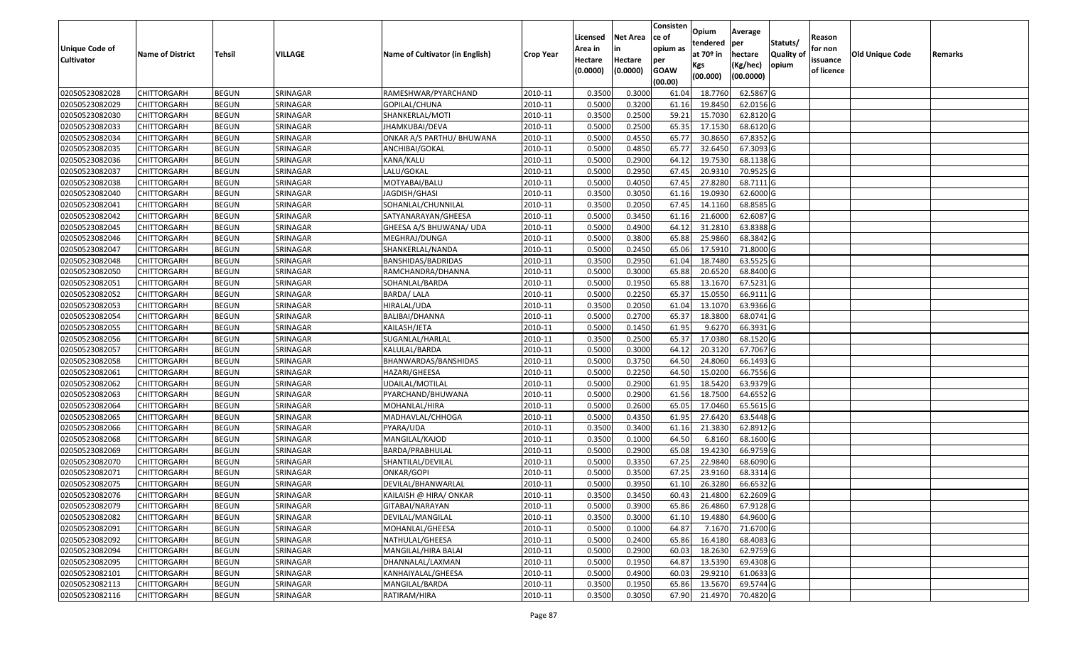| Unique Code of Cultivator | Name of District | Tehsil | VILLAGE | Name of Cultivator (in English) | Crop Year | Licensed Area in Hectare (0.0000) | Net Area in Hectare (0.0000) | Consistence of opium as per GOAW (00.00) | Opium tendered at 70º in Kgs (00.000) | Average per hectare (Kg/hec) (00.0000) | Statuts/ Quality of opium | Reason for non issuance of licence | Old Unique Code | Remarks |
|---|---|---|---|---|---|---|---|---|---|---|---|---|---|---|
| 02050523082028 | CHITTORGARH | BEGUN | SRINAGAR | RAMESHWAR/PYARCHAND | 2010-11 | 0.3500 | 0.3000 | 61.04 | 18.7760 | 62.5867 | G | | | |
| 02050523082029 | CHITTORGARH | BEGUN | SRINAGAR | GOPILAL/CHUNA | 2010-11 | 0.5000 | 0.3200 | 61.16 | 19.8450 | 62.0156 | G | | | |
| 02050523082030 | CHITTORGARH | BEGUN | SRINAGAR | SHANKERLAL/MOTI | 2010-11 | 0.3500 | 0.2500 | 59.21 | 15.7030 | 62.8120 | G | | | |
| 02050523082033 | CHITTORGARH | BEGUN | SRINAGAR | JHAMKUBAI/DEVA | 2010-11 | 0.5000 | 0.2500 | 65.35 | 17.1530 | 68.6120 | G | | | |
| 02050523082034 | CHITTORGARH | BEGUN | SRINAGAR | ONKAR A/S PARTHU/ BHUWANA | 2010-11 | 0.5000 | 0.4550 | 65.77 | 30.8650 | 67.8352 | G | | | |
| 02050523082035 | CHITTORGARH | BEGUN | SRINAGAR | ANCHIBAI/GOKAL | 2010-11 | 0.5000 | 0.4850 | 65.77 | 32.6450 | 67.3093 | G | | | |
| 02050523082036 | CHITTORGARH | BEGUN | SRINAGAR | KANA/KALU | 2010-11 | 0.5000 | 0.2900 | 64.12 | 19.7530 | 68.1138 | G | | | |
| 02050523082037 | CHITTORGARH | BEGUN | SRINAGAR | LALU/GOKAL | 2010-11 | 0.5000 | 0.2950 | 67.45 | 20.9310 | 70.9525 | G | | | |
| 02050523082038 | CHITTORGARH | BEGUN | SRINAGAR | MOTYABAI/BALU | 2010-11 | 0.5000 | 0.4050 | 67.45 | 27.8280 | 68.7111 | G | | | |
| 02050523082040 | CHITTORGARH | BEGUN | SRINAGAR | JAGDISH/GHASI | 2010-11 | 0.3500 | 0.3050 | 61.16 | 19.0930 | 62.6000 | G | | | |
| 02050523082041 | CHITTORGARH | BEGUN | SRINAGAR | SOHANLAL/CHUNNILAL | 2010-11 | 0.3500 | 0.2050 | 67.45 | 14.1160 | 68.8585 | G | | | |
| 02050523082042 | CHITTORGARH | BEGUN | SRINAGAR | SATYANARAYAN/GHEESA | 2010-11 | 0.5000 | 0.3450 | 61.16 | 21.6000 | 62.6087 | G | | | |
| 02050523082045 | CHITTORGARH | BEGUN | SRINAGAR | GHEESA A/S BHUWANA/ UDA | 2010-11 | 0.5000 | 0.4900 | 64.12 | 31.2810 | 63.8388 | G | | | |
| 02050523082046 | CHITTORGARH | BEGUN | SRINAGAR | MEGHRAJ/DUNGA | 2010-11 | 0.5000 | 0.3800 | 65.88 | 25.9860 | 68.3842 | G | | | |
| 02050523082047 | CHITTORGARH | BEGUN | SRINAGAR | SHANKERLAL/NANDA | 2010-11 | 0.5000 | 0.2450 | 65.06 | 17.5910 | 71.8000 | G | | | |
| 02050523082048 | CHITTORGARH | BEGUN | SRINAGAR | BANSHIDAS/BADRIDAS | 2010-11 | 0.3500 | 0.2950 | 61.04 | 18.7480 | 63.5525 | G | | | |
| 02050523082050 | CHITTORGARH | BEGUN | SRINAGAR | RAMCHANDRA/DHANNA | 2010-11 | 0.5000 | 0.3000 | 65.88 | 20.6520 | 68.8400 | G | | | |
| 02050523082051 | CHITTORGARH | BEGUN | SRINAGAR | SOHANLAL/BARDA | 2010-11 | 0.5000 | 0.1950 | 65.88 | 13.1670 | 67.5231 | G | | | |
| 02050523082052 | CHITTORGARH | BEGUN | SRINAGAR | BARDA/ LALA | 2010-11 | 0.5000 | 0.2250 | 65.37 | 15.0550 | 66.9111 | G | | | |
| 02050523082053 | CHITTORGARH | BEGUN | SRINAGAR | HIRALAL/UDA | 2010-11 | 0.3500 | 0.2050 | 61.04 | 13.1070 | 63.9366 | G | | | |
| 02050523082054 | CHITTORGARH | BEGUN | SRINAGAR | BALIBAI/DHANNA | 2010-11 | 0.5000 | 0.2700 | 65.37 | 18.3800 | 68.0741 | G | | | |
| 02050523082055 | CHITTORGARH | BEGUN | SRINAGAR | KAILASH/JETA | 2010-11 | 0.5000 | 0.1450 | 61.95 | 9.6270 | 66.3931 | G | | | |
| 02050523082056 | CHITTORGARH | BEGUN | SRINAGAR | SUGANLAL/HARLAL | 2010-11 | 0.3500 | 0.2500 | 65.37 | 17.0380 | 68.1520 | G | | | |
| 02050523082057 | CHITTORGARH | BEGUN | SRINAGAR | KALULAL/BARDA | 2010-11 | 0.5000 | 0.3000 | 64.12 | 20.3120 | 67.7067 | G | | | |
| 02050523082058 | CHITTORGARH | BEGUN | SRINAGAR | BHANWARDAS/BANSHIDAS | 2010-11 | 0.5000 | 0.3750 | 64.50 | 24.8060 | 66.1493 | G | | | |
| 02050523082061 | CHITTORGARH | BEGUN | SRINAGAR | HAZARI/GHEESA | 2010-11 | 0.5000 | 0.2250 | 64.50 | 15.0200 | 66.7556 | G | | | |
| 02050523082062 | CHITTORGARH | BEGUN | SRINAGAR | UDAILAL/MOTILAL | 2010-11 | 0.5000 | 0.2900 | 61.95 | 18.5420 | 63.9379 | G | | | |
| 02050523082063 | CHITTORGARH | BEGUN | SRINAGAR | PYARCHAND/BHUWANA | 2010-11 | 0.5000 | 0.2900 | 61.56 | 18.7500 | 64.6552 | G | | | |
| 02050523082064 | CHITTORGARH | BEGUN | SRINAGAR | MOHANLAL/HIRA | 2010-11 | 0.5000 | 0.2600 | 65.05 | 17.0460 | 65.5615 | G | | | |
| 02050523082065 | CHITTORGARH | BEGUN | SRINAGAR | MADHAVLAL/CHHOGA | 2010-11 | 0.5000 | 0.4350 | 61.95 | 27.6420 | 63.5448 | G | | | |
| 02050523082066 | CHITTORGARH | BEGUN | SRINAGAR | PYARA/UDA | 2010-11 | 0.3500 | 0.3400 | 61.16 | 21.3830 | 62.8912 | G | | | |
| 02050523082068 | CHITTORGARH | BEGUN | SRINAGAR | MANGILAL/KAJOD | 2010-11 | 0.3500 | 0.1000 | 64.50 | 6.8160 | 68.1600 | G | | | |
| 02050523082069 | CHITTORGARH | BEGUN | SRINAGAR | BARDA/PRABHULAL | 2010-11 | 0.5000 | 0.2900 | 65.08 | 19.4230 | 66.9759 | G | | | |
| 02050523082070 | CHITTORGARH | BEGUN | SRINAGAR | SHANTILAL/DEVILAL | 2010-11 | 0.5000 | 0.3350 | 67.25 | 22.9840 | 68.6090 | G | | | |
| 02050523082071 | CHITTORGARH | BEGUN | SRINAGAR | ONKAR/GOPI | 2010-11 | 0.5000 | 0.3500 | 67.25 | 23.9160 | 68.3314 | G | | | |
| 02050523082075 | CHITTORGARH | BEGUN | SRINAGAR | DEVILAL/BHANWARLAL | 2010-11 | 0.5000 | 0.3950 | 61.10 | 26.3280 | 66.6532 | G | | | |
| 02050523082076 | CHITTORGARH | BEGUN | SRINAGAR | KAILAISH @ HIRA/ ONKAR | 2010-11 | 0.3500 | 0.3450 | 60.43 | 21.4800 | 62.2609 | G | | | |
| 02050523082079 | CHITTORGARH | BEGUN | SRINAGAR | GITABAI/NARAYAN | 2010-11 | 0.5000 | 0.3900 | 65.86 | 26.4860 | 67.9128 | G | | | |
| 02050523082082 | CHITTORGARH | BEGUN | SRINAGAR | DEVILAL/MANGILAL | 2010-11 | 0.3500 | 0.3000 | 61.10 | 19.4880 | 64.9600 | G | | | |
| 02050523082091 | CHITTORGARH | BEGUN | SRINAGAR | MOHANLAL/GHEESA | 2010-11 | 0.5000 | 0.1000 | 64.87 | 7.1670 | 71.6700 | G | | | |
| 02050523082092 | CHITTORGARH | BEGUN | SRINAGAR | NATHULAL/GHEESA | 2010-11 | 0.5000 | 0.2400 | 65.86 | 16.4180 | 68.4083 | G | | | |
| 02050523082094 | CHITTORGARH | BEGUN | SRINAGAR | MANGILAL/HIRA BALAI | 2010-11 | 0.5000 | 0.2900 | 60.03 | 18.2630 | 62.9759 | G | | | |
| 02050523082095 | CHITTORGARH | BEGUN | SRINAGAR | DHANNALAL/LAXMAN | 2010-11 | 0.5000 | 0.1950 | 64.87 | 13.5390 | 69.4308 | G | | | |
| 02050523082101 | CHITTORGARH | BEGUN | SRINAGAR | KANHAIYALAL/GHEESA | 2010-11 | 0.5000 | 0.4900 | 60.03 | 29.9210 | 61.0633 | G | | | |
| 02050523082113 | CHITTORGARH | BEGUN | SRINAGAR | MANGILAL/BARDA | 2010-11 | 0.3500 | 0.1950 | 65.86 | 13.5670 | 69.5744 | G | | | |
| 02050523082116 | CHITTORGARH | BEGUN | SRINAGAR | RATIRAM/HIRA | 2010-11 | 0.3500 | 0.3050 | 67.90 | 21.4970 | 70.4820 | G | | | |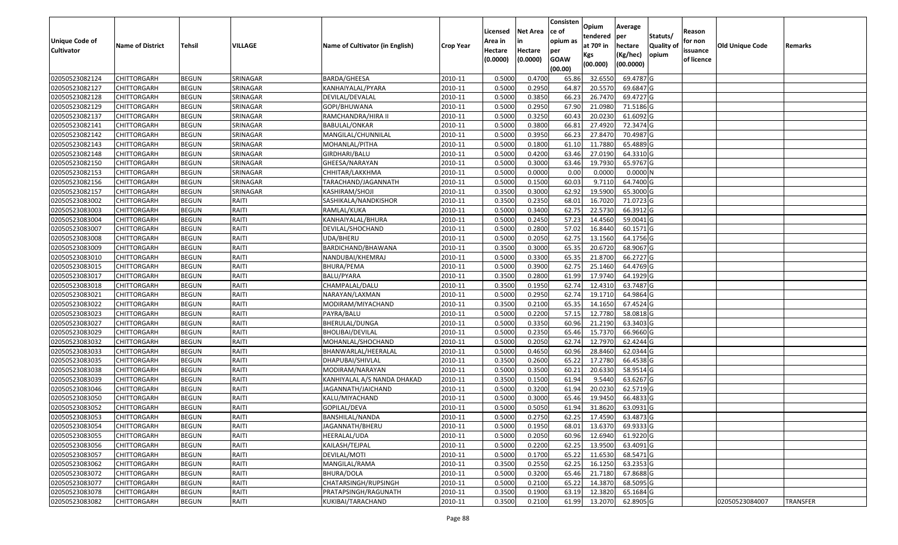| Unique Code of Cultivator | Name of District | Tehsil | VILLAGE | Name of Cultivator (in English) | Crop Year | Licensed Area in Hectare (0.0000) | Net Area in Hectare (0.0000) | Consisten ce of opium as per GOAW (00.00) | Opium tendered at 70º in Kgs (00.000) | Average per hectare (Kg/hec) (00.0000) | Statuts/ Quality of opium | Reason for non issuance of licence | Old Unique Code | Remarks |
|---|---|---|---|---|---|---|---|---|---|---|---|---|---|---|
| 02050523082124 | CHITTORGARH | BEGUN | SRINAGAR | BARDA/GHEESA | 2010-11 | 0.5000 | 0.4700 | 65.86 | 32.6550 | 69.4787 | G | | | |
| 02050523082127 | CHITTORGARH | BEGUN | SRINAGAR | KANHAIYALAL/PYARA | 2010-11 | 0.5000 | 0.2950 | 64.87 | 20.5570 | 69.6847 | G | | | |
| 02050523082128 | CHITTORGARH | BEGUN | SRINAGAR | DEVILAL/DEVALAL | 2010-11 | 0.5000 | 0.3850 | 66.23 | 26.7470 | 69.4727 | G | | | |
| 02050523082129 | CHITTORGARH | BEGUN | SRINAGAR | GOPI/BHUWANA | 2010-11 | 0.5000 | 0.2950 | 67.90 | 21.0980 | 71.5186 | G | | | |
| 02050523082137 | CHITTORGARH | BEGUN | SRINAGAR | RAMCHANDRA/HIRA II | 2010-11 | 0.5000 | 0.3250 | 60.43 | 20.0230 | 61.6092 | G | | | |
| 02050523082141 | CHITTORGARH | BEGUN | SRINAGAR | BABULAL/ONKAR | 2010-11 | 0.5000 | 0.3800 | 66.81 | 27.4920 | 72.3474 | G | | | |
| 02050523082142 | CHITTORGARH | BEGUN | SRINAGAR | MANGILAL/CHUNNILAL | 2010-11 | 0.5000 | 0.3950 | 66.23 | 27.8470 | 70.4987 | G | | | |
| 02050523082143 | CHITTORGARH | BEGUN | SRINAGAR | MOHANLAL/PITHA | 2010-11 | 0.5000 | 0.1800 | 61.10 | 11.7880 | 65.4889 | G | | | |
| 02050523082148 | CHITTORGARH | BEGUN | SRINAGAR | GIRDHARI/BALU | 2010-11 | 0.5000 | 0.4200 | 63.46 | 27.0190 | 64.3310 | G | | | |
| 02050523082150 | CHITTORGARH | BEGUN | SRINAGAR | GHEESA/NARAYAN | 2010-11 | 0.5000 | 0.3000 | 63.46 | 19.7930 | 65.9767 | G | | | |
| 02050523082153 | CHITTORGARH | BEGUN | SRINAGAR | CHHITAR/LAKKHMA | 2010-11 | 0.5000 | 0.0000 | 0.00 | 0.0000 | 0.0000 | N | | | |
| 02050523082156 | CHITTORGARH | BEGUN | SRINAGAR | TARACHAND/JAGANNATH | 2010-11 | 0.5000 | 0.1500 | 60.03 | 9.7110 | 64.7400 | G | | | |
| 02050523082157 | CHITTORGARH | BEGUN | SRINAGAR | KASHIRAM/SHOJI | 2010-11 | 0.3500 | 0.3000 | 62.92 | 19.5900 | 65.3000 | G | | | |
| 02050523083002 | CHITTORGARH | BEGUN | RAITI | SASHIKALA/NANDKISHOR | 2010-11 | 0.3500 | 0.2350 | 68.01 | 16.7020 | 71.0723 | G | | | |
| 02050523083003 | CHITTORGARH | BEGUN | RAITI | RAMLAL/KUKA | 2010-11 | 0.5000 | 0.3400 | 62.75 | 22.5730 | 66.3912 | G | | | |
| 02050523083004 | CHITTORGARH | BEGUN | RAITI | KANHAIYALAL/BHURA | 2010-11 | 0.5000 | 0.2450 | 57.23 | 14.4560 | 59.0041 | G | | | |
| 02050523083007 | CHITTORGARH | BEGUN | RAITI | DEVILAL/SHOCHAND | 2010-11 | 0.5000 | 0.2800 | 57.02 | 16.8440 | 60.1571 | G | | | |
| 02050523083008 | CHITTORGARH | BEGUN | RAITI | UDA/BHERU | 2010-11 | 0.5000 | 0.2050 | 62.75 | 13.1560 | 64.1756 | G | | | |
| 02050523083009 | CHITTORGARH | BEGUN | RAITI | BARDICHAND/BHAWANA | 2010-11 | 0.3500 | 0.3000 | 65.35 | 20.6720 | 68.9067 | G | | | |
| 02050523083010 | CHITTORGARH | BEGUN | RAITI | NANDUBAI/KHEMRAJ | 2010-11 | 0.5000 | 0.3300 | 65.35 | 21.8700 | 66.2727 | G | | | |
| 02050523083015 | CHITTORGARH | BEGUN | RAITI | BHURA/PEMA | 2010-11 | 0.5000 | 0.3900 | 62.75 | 25.1460 | 64.4769 | G | | | |
| 02050523083017 | CHITTORGARH | BEGUN | RAITI | BALU/PYARA | 2010-11 | 0.3500 | 0.2800 | 61.99 | 17.9740 | 64.1929 | G | | | |
| 02050523083018 | CHITTORGARH | BEGUN | RAITI | CHAMPALAL/DALU | 2010-11 | 0.3500 | 0.1950 | 62.74 | 12.4310 | 63.7487 | G | | | |
| 02050523083021 | CHITTORGARH | BEGUN | RAITI | NARAYAN/LAXMAN | 2010-11 | 0.5000 | 0.2950 | 62.74 | 19.1710 | 64.9864 | G | | | |
| 02050523083022 | CHITTORGARH | BEGUN | RAITI | MODIRAM/MIYACHAND | 2010-11 | 0.3500 | 0.2100 | 65.35 | 14.1650 | 67.4524 | G | | | |
| 02050523083023 | CHITTORGARH | BEGUN | RAITI | PAYRA/BALU | 2010-11 | 0.5000 | 0.2200 | 57.15 | 12.7780 | 58.0818 | G | | | |
| 02050523083027 | CHITTORGARH | BEGUN | RAITI | BHERULAL/DUNGA | 2010-11 | 0.5000 | 0.3350 | 60.96 | 21.2190 | 63.3403 | G | | | |
| 02050523083029 | CHITTORGARH | BEGUN | RAITI | BHOLIBAI/DEVILAL | 2010-11 | 0.5000 | 0.2350 | 65.46 | 15.7370 | 66.9660 | G | | | |
| 02050523083032 | CHITTORGARH | BEGUN | RAITI | MOHANLAL/SHOCHAND | 2010-11 | 0.5000 | 0.2050 | 62.74 | 12.7970 | 62.4244 | G | | | |
| 02050523083033 | CHITTORGARH | BEGUN | RAITI | BHANWARLAL/HEERALAL | 2010-11 | 0.5000 | 0.4650 | 60.96 | 28.8460 | 62.0344 | G | | | |
| 02050523083035 | CHITTORGARH | BEGUN | RAITI | DHAPUBAI/SHIVLAL | 2010-11 | 0.3500 | 0.2600 | 65.22 | 17.2780 | 66.4538 | G | | | |
| 02050523083038 | CHITTORGARH | BEGUN | RAITI | MODIRAM/NARAYAN | 2010-11 | 0.5000 | 0.3500 | 60.21 | 20.6330 | 58.9514 | G | | | |
| 02050523083039 | CHITTORGARH | BEGUN | RAITI | KANHIYALAL A/S NANDA DHAKAD | 2010-11 | 0.3500 | 0.1500 | 61.94 | 9.5440 | 63.6267 | G | | | |
| 02050523083046 | CHITTORGARH | BEGUN | RAITI | JAGANNATH/JAICHAND | 2010-11 | 0.5000 | 0.3200 | 61.94 | 20.0230 | 62.5719 | G | | | |
| 02050523083050 | CHITTORGARH | BEGUN | RAITI | KALU/MIYACHAND | 2010-11 | 0.5000 | 0.3000 | 65.46 | 19.9450 | 66.4833 | G | | | |
| 02050523083052 | CHITTORGARH | BEGUN | RAITI | GOPILAL/DEVA | 2010-11 | 0.5000 | 0.5050 | 61.94 | 31.8620 | 63.0931 | G | | | |
| 02050523083053 | CHITTORGARH | BEGUN | RAITI | BANSHILAL/NANDA | 2010-11 | 0.5000 | 0.2750 | 62.25 | 17.4590 | 63.4873 | G | | | |
| 02050523083054 | CHITTORGARH | BEGUN | RAITI | JAGANNATH/BHERU | 2010-11 | 0.5000 | 0.1950 | 68.01 | 13.6370 | 69.9333 | G | | | |
| 02050523083055 | CHITTORGARH | BEGUN | RAITI | HEERALAL/UDA | 2010-11 | 0.5000 | 0.2050 | 60.96 | 12.6940 | 61.9220 | G | | | |
| 02050523083056 | CHITTORGARH | BEGUN | RAITI | KAILASH/TEJPAL | 2010-11 | 0.5000 | 0.2200 | 62.25 | 13.9500 | 63.4091 | G | | | |
| 02050523083057 | CHITTORGARH | BEGUN | RAITI | DEVILAL/MOTI | 2010-11 | 0.5000 | 0.1700 | 65.22 | 11.6530 | 68.5471 | G | | | |
| 02050523083062 | CHITTORGARH | BEGUN | RAITI | MANGILAL/RAMA | 2010-11 | 0.3500 | 0.2550 | 62.25 | 16.1250 | 63.2353 | G | | | |
| 02050523083072 | CHITTORGARH | BEGUN | RAITI | BHURA/DOLA | 2010-11 | 0.5000 | 0.3200 | 65.46 | 21.7180 | 67.8688 | G | | | |
| 02050523083077 | CHITTORGARH | BEGUN | RAITI | CHATARSINGH/RUPSINGH | 2010-11 | 0.5000 | 0.2100 | 65.22 | 14.3870 | 68.5095 | G | | | |
| 02050523083078 | CHITTORGARH | BEGUN | RAITI | PRATAPSINGH/RAGUNATH | 2010-11 | 0.3500 | 0.1900 | 63.19 | 12.3820 | 65.1684 | G | | | |
| 02050523083082 | CHITTORGARH | BEGUN | RAITI | KUKIBAI/TARACHAND | 2010-11 | 0.3500 | 0.2100 | 61.99 | 13.2070 | 62.8905 | G | | 02050523084007 | TRANSFER |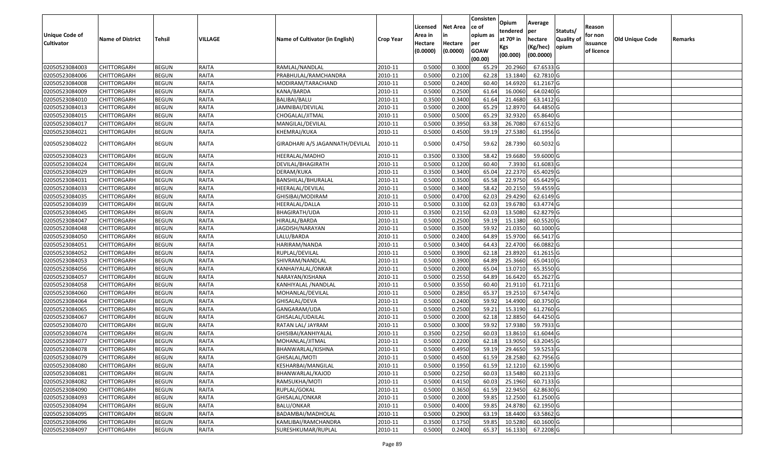| Unique Code of Cultivator | Name of District | Tehsil | VILLAGE | Name of Cultivator (in English) | Crop Year | Licensed Area in Hectare (0.0000) | Net Area in Hectare (0.0000) | Consistence of opium as per GOAW (00.00) | Opium tendered at 70º in Kgs (00.000) | Average per hectare (Kg/hec) (00.0000) | Statuts/ Quality of opium | Reason for non issuance of licence | Old Unique Code | Remarks |
|---|---|---|---|---|---|---|---|---|---|---|---|---|---|---|
| 02050523084003 | CHITTORGARH | BEGUN | RAITA | RAMLAL/NANDLAL | 2010-11 | 0.5000 | 0.3000 | 65.29 | 20.2960 | 67.6533 | G | | | |
| 02050523084006 | CHITTORGARH | BEGUN | RAITA | PRABHULAL/RAMCHANDRA | 2010-11 | 0.5000 | 0.2100 | 62.28 | 13.1840 | 62.7810 | G | | | |
| 02050523084008 | CHITTORGARH | BEGUN | RAITA | MODIRAM/TARACHAND | 2010-11 | 0.5000 | 0.2400 | 60.40 | 14.6920 | 61.2167 | G | | | |
| 02050523084009 | CHITTORGARH | BEGUN | RAITA | KANA/BARDA | 2010-11 | 0.5000 | 0.2500 | 61.64 | 16.0060 | 64.0240 | G | | | |
| 02050523084010 | CHITTORGARH | BEGUN | RAITA | BALIBAI/BALU | 2010-11 | 0.3500 | 0.3400 | 61.64 | 21.4680 | 63.1412 | G | | | |
| 02050523084013 | CHITTORGARH | BEGUN | RAITA | JAMNIBAI/DEVILAL | 2010-11 | 0.5000 | 0.2000 | 65.29 | 12.8970 | 64.4850 | G | | | |
| 02050523084015 | CHITTORGARH | BEGUN | RAITA | CHOGALAL/JITMAL | 2010-11 | 0.5000 | 0.5000 | 65.29 | 32.9320 | 65.8640 | G | | | |
| 02050523084017 | CHITTORGARH | BEGUN | RAITA | MANGILAL/DEVILAL | 2010-11 | 0.5000 | 0.3950 | 63.38 | 26.7080 | 67.6152 | G | | | |
| 02050523084021 | CHITTORGARH | BEGUN | RAITA | KHEMRAJ/KUKA | 2010-11 | 0.5000 | 0.4500 | 59.19 | 27.5380 | 61.1956 | G | | | |
| 02050523084022 | CHITTORGARH | BEGUN | RAITA | GIRADHARI A/S JAGANNATH/DEVILAL | 2010-11 | 0.5000 | 0.4750 | 59.62 | 28.7390 | 60.5032 | G | | | |
| 02050523084023 | CHITTORGARH | BEGUN | RAITA | HEERALAL/MADHO | 2010-11 | 0.3500 | 0.3300 | 58.42 | 19.6680 | 59.6000 | G | | | |
| 02050523084024 | CHITTORGARH | BEGUN | RAITA | DEVILAL/BHAGIRATH | 2010-11 | 0.5000 | 0.1200 | 60.40 | 7.3930 | 61.6083 | G | | | |
| 02050523084029 | CHITTORGARH | BEGUN | RAITA | DERAM/KUKA | 2010-11 | 0.3500 | 0.3400 | 65.04 | 22.2370 | 65.4029 | G | | | |
| 02050523084031 | CHITTORGARH | BEGUN | RAITA | BANSHILAL/BHURALAL | 2010-11 | 0.5000 | 0.3500 | 65.58 | 22.9750 | 65.6429 | G | | | |
| 02050523084033 | CHITTORGARH | BEGUN | RAITA | HEERALAL/DEVILAL | 2010-11 | 0.5000 | 0.3400 | 58.42 | 20.2150 | 59.4559 | G | | | |
| 02050523084035 | CHITTORGARH | BEGUN | RAITA | GHISIBAI/MODIRAM | 2010-11 | 0.5000 | 0.4700 | 62.03 | 29.4290 | 62.6149 | G | | | |
| 02050523084039 | CHITTORGARH | BEGUN | RAITA | HEERALAL/DALLA | 2010-11 | 0.5000 | 0.3100 | 62.03 | 19.6780 | 63.4774 | G | | | |
| 02050523084045 | CHITTORGARH | BEGUN | RAITA | BHAGIRATH/UDA | 2010-11 | 0.3500 | 0.2150 | 62.03 | 13.5080 | 62.8279 | G | | | |
| 02050523084047 | CHITTORGARH | BEGUN | RAITA | HIRALAL/BARDA | 2010-11 | 0.5000 | 0.2500 | 59.19 | 15.1380 | 60.5520 | G | | | |
| 02050523084048 | CHITTORGARH | BEGUN | RAITA | JAGDISH/NARAYAN | 2010-11 | 0.5000 | 0.3500 | 59.92 | 21.0350 | 60.1000 | G | | | |
| 02050523084050 | CHITTORGARH | BEGUN | RAITA | LALU/BARDA | 2010-11 | 0.5000 | 0.2400 | 64.89 | 15.9700 | 66.5417 | G | | | |
| 02050523084051 | CHITTORGARH | BEGUN | RAITA | HARIRAM/NANDA | 2010-11 | 0.5000 | 0.3400 | 64.43 | 22.4700 | 66.0882 | G | | | |
| 02050523084052 | CHITTORGARH | BEGUN | RAITA | RUPLAL/DEVILAL | 2010-11 | 0.5000 | 0.3900 | 62.18 | 23.8920 | 61.2615 | G | | | |
| 02050523084053 | CHITTORGARH | BEGUN | RAITA | SHIVRAM/NANDLAL | 2010-11 | 0.5000 | 0.3900 | 64.89 | 25.3660 | 65.0410 | G | | | |
| 02050523084056 | CHITTORGARH | BEGUN | RAITA | KANHAIYALAL/ONKAR | 2010-11 | 0.5000 | 0.2000 | 65.04 | 13.0710 | 65.3550 | G | | | |
| 02050523084057 | CHITTORGARH | BEGUN | RAITA | NARAYAN/KISHANA | 2010-11 | 0.5000 | 0.2550 | 64.89 | 16.6420 | 65.2627 | G | | | |
| 02050523084058 | CHITTORGARH | BEGUN | RAITA | KANHIYALAL /NANDLAL | 2010-11 | 0.5000 | 0.3550 | 60.40 | 21.9110 | 61.7211 | G | | | |
| 02050523084060 | CHITTORGARH | BEGUN | RAITA | MOHANLAL/DEVILAL | 2010-11 | 0.5000 | 0.2850 | 65.37 | 19.2510 | 67.5474 | G | | | |
| 02050523084064 | CHITTORGARH | BEGUN | RAITA | GHISALAL/DEVA | 2010-11 | 0.5000 | 0.2400 | 59.92 | 14.4900 | 60.3750 | G | | | |
| 02050523084065 | CHITTORGARH | BEGUN | RAITA | GANGARAM/UDA | 2010-11 | 0.5000 | 0.2500 | 59.21 | 15.3190 | 61.2760 | G | | | |
| 02050523084067 | CHITTORGARH | BEGUN | RAITA | GHISALAL/UDAILAL | 2010-11 | 0.5000 | 0.2000 | 62.18 | 12.8850 | 64.4250 | G | | | |
| 02050523084070 | CHITTORGARH | BEGUN | RAITA | RATAN LAL/ JAYRAM | 2010-11 | 0.5000 | 0.3000 | 59.92 | 17.9380 | 59.7933 | G | | | |
| 02050523084074 | CHITTORGARH | BEGUN | RAITA | GHISIBAI/KANHIYALAL | 2010-11 | 0.3500 | 0.2250 | 60.03 | 13.8610 | 61.6044 | G | | | |
| 02050523084077 | CHITTORGARH | BEGUN | RAITA | MOHANLAL/JITMAL | 2010-11 | 0.5000 | 0.2200 | 62.18 | 13.9050 | 63.2045 | G | | | |
| 02050523084078 | CHITTORGARH | BEGUN | RAITA | BHANWARLAL/KISHNA | 2010-11 | 0.5000 | 0.4950 | 59.19 | 29.4650 | 59.5253 | G | | | |
| 02050523084079 | CHITTORGARH | BEGUN | RAITA | GHISALAL/MOTI | 2010-11 | 0.5000 | 0.4500 | 61.59 | 28.2580 | 62.7956 | G | | | |
| 02050523084080 | CHITTORGARH | BEGUN | RAITA | KESHARBAI/MANGILAL | 2010-11 | 0.5000 | 0.1950 | 61.59 | 12.1210 | 62.1590 | G | | | |
| 02050523084081 | CHITTORGARH | BEGUN | RAITA | BHANWARLAL/KAJOD | 2010-11 | 0.5000 | 0.2250 | 60.03 | 13.5480 | 60.2133 | G | | | |
| 02050523084082 | CHITTORGARH | BEGUN | RAITA | RAMSUKHA/MOTI | 2010-11 | 0.5000 | 0.4150 | 60.03 | 25.1960 | 60.7133 | G | | | |
| 02050523084090 | CHITTORGARH | BEGUN | RAITA | RUPLAL/GOKAL | 2010-11 | 0.5000 | 0.3650 | 61.59 | 22.9450 | 62.8630 | G | | | |
| 02050523084093 | CHITTORGARH | BEGUN | RAITA | GHISALAL/ONKAR | 2010-11 | 0.5000 | 0.2000 | 59.85 | 12.2500 | 61.2500 | G | | | |
| 02050523084094 | CHITTORGARH | BEGUN | RAITA | BALU/ONKAR | 2010-11 | 0.5000 | 0.4000 | 59.85 | 24.8780 | 62.1950 | G | | | |
| 02050523084095 | CHITTORGARH | BEGUN | RAITA | BADAMBAI/MADHOLAL | 2010-11 | 0.5000 | 0.2900 | 63.19 | 18.4400 | 63.5862 | G | | | |
| 02050523084096 | CHITTORGARH | BEGUN | RAITA | KAMLIBAI/RAMCHANDRA | 2010-11 | 0.3500 | 0.1750 | 59.85 | 10.5280 | 60.1600 | G | | | |
| 02050523084097 | CHITTORGARH | BEGUN | RAITA | SURESHKUMAR/RUPLAL | 2010-11 | 0.5000 | 0.2400 | 65.37 | 16.1330 | 67.2208 | G | | | |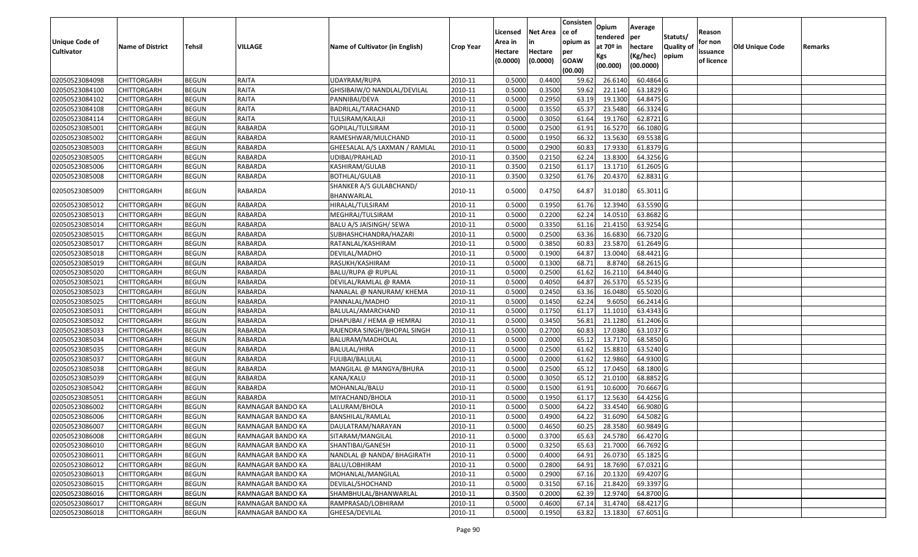| Unique Code of Cultivator | Name of District | Tehsil | VILLAGE | Name of Cultivator (in English) | Crop Year | Licensed Area in Hectare (0.0000) | Net Area in Hectare (0.0000) | Consistence of opium as per GOAW (00.00) | Opium tendered at 70º in Kgs (00.000) | Average per hectare (Kg/hec) (00.0000) | Statuts/ Quality of opium | Reason for non issuance of licence | Old Unique Code | Remarks |
|---|---|---|---|---|---|---|---|---|---|---|---|---|---|---|
| 02050523084098 | CHITTORGARH | BEGUN | RAITA | UDAYRAM/RUPA | 2010-11 | 0.5000 | 0.4400 | 59.62 | 26.6140 | 60.4864 | G | | | |
| 02050523084100 | CHITTORGARH | BEGUN | RAITA | GHISIBAIW/O NANDLAL/DEVILAL | 2010-11 | 0.5000 | 0.3500 | 59.62 | 22.1140 | 63.1829 | G | | | |
| 02050523084102 | CHITTORGARH | BEGUN | RAITA | PANNIBAI/DEVA | 2010-11 | 0.5000 | 0.2950 | 63.19 | 19.1300 | 64.8475 | G | | | |
| 02050523084108 | CHITTORGARH | BEGUN | RAITA | BADRILAL/TARACHAND | 2010-11 | 0.5000 | 0.3550 | 65.37 | 23.5480 | 66.3324 | G | | | |
| 02050523084114 | CHITTORGARH | BEGUN | RAITA | TULSIRAM/KAILAJI | 2010-11 | 0.5000 | 0.3050 | 61.64 | 19.1760 | 62.8721 | G | | | |
| 02050523085001 | CHITTORGARH | BEGUN | RABARDA | GOPILAL/TULSIRAM | 2010-11 | 0.5000 | 0.2500 | 61.91 | 16.5270 | 66.1080 | G | | | |
| 02050523085002 | CHITTORGARH | BEGUN | RABARDA | RAMESHWAR/MULCHAND | 2010-11 | 0.5000 | 0.1950 | 66.32 | 13.5630 | 69.5538 | G | | | |
| 02050523085003 | CHITTORGARH | BEGUN | RABARDA | GHEESALAL A/S LAXMAN / RAMLAL | 2010-11 | 0.5000 | 0.2900 | 60.83 | 17.9330 | 61.8379 | G | | | |
| 02050523085005 | CHITTORGARH | BEGUN | RABARDA | UDIBAI/PRAHLAD | 2010-11 | 0.3500 | 0.2150 | 62.24 | 13.8300 | 64.3256 | G | | | |
| 02050523085006 | CHITTORGARH | BEGUN | RABARDA | KASHIRAM/GULAB | 2010-11 | 0.3500 | 0.2150 | 61.17 | 13.1710 | 61.2605 | G | | | |
| 02050523085008 | CHITTORGARH | BEGUN | RABARDA | BOTHLAL/GULAB | 2010-11 | 0.3500 | 0.3250 | 61.76 | 20.4370 | 62.8831 | G | | | |
| 02050523085009 | CHITTORGARH | BEGUN | RABARDA | SHANKER A/S GULABCHAND/ BHANWARLAL | 2010-11 | 0.5000 | 0.4750 | 64.87 | 31.0180 | 65.3011 | G | | | |
| 02050523085012 | CHITTORGARH | BEGUN | RABARDA | HIRALAL/TULSIRAM | 2010-11 | 0.5000 | 0.1950 | 61.76 | 12.3940 | 63.5590 | G | | | |
| 02050523085013 | CHITTORGARH | BEGUN | RABARDA | MEGHRAJ/TULSIRAM | 2010-11 | 0.5000 | 0.2200 | 62.24 | 14.0510 | 63.8682 | G | | | |
| 02050523085014 | CHITTORGARH | BEGUN | RABARDA | BALU A/S JAISINGH/ SEWA | 2010-11 | 0.5000 | 0.3350 | 61.16 | 21.4150 | 63.9254 | G | | | |
| 02050523085015 | CHITTORGARH | BEGUN | RABARDA | SUBHASHCHANDRA/HAZARI | 2010-11 | 0.5000 | 0.2500 | 63.36 | 16.6830 | 66.7320 | G | | | |
| 02050523085017 | CHITTORGARH | BEGUN | RABARDA | RATANLAL/KASHIRAM | 2010-11 | 0.5000 | 0.3850 | 60.83 | 23.5870 | 61.2649 | G | | | |
| 02050523085018 | CHITTORGARH | BEGUN | RABARDA | DEVILAL/MADHO | 2010-11 | 0.5000 | 0.1900 | 64.87 | 13.0040 | 68.4421 | G | | | |
| 02050523085019 | CHITTORGARH | BEGUN | RABARDA | RASUKH/KASHIRAM | 2010-11 | 0.5000 | 0.1300 | 68.71 | 8.8740 | 68.2615 | G | | | |
| 02050523085020 | CHITTORGARH | BEGUN | RABARDA | BALU/RUPA @ RUPLAL | 2010-11 | 0.5000 | 0.2500 | 61.62 | 16.2110 | 64.8440 | G | | | |
| 02050523085021 | CHITTORGARH | BEGUN | RABARDA | DEVILAL/RAMLAL @ RAMA | 2010-11 | 0.5000 | 0.4050 | 64.87 | 26.5370 | 65.5235 | G | | | |
| 02050523085023 | CHITTORGARH | BEGUN | RABARDA | NANALAL @ NANURAM/ KHEMA | 2010-11 | 0.5000 | 0.2450 | 63.36 | 16.0480 | 65.5020 | G | | | |
| 02050523085025 | CHITTORGARH | BEGUN | RABARDA | PANNALAL/MADHO | 2010-11 | 0.5000 | 0.1450 | 62.24 | 9.6050 | 66.2414 | G | | | |
| 02050523085031 | CHITTORGARH | BEGUN | RABARDA | BALULAL/AMARCHAND | 2010-11 | 0.5000 | 0.1750 | 61.17 | 11.1010 | 63.4343 | G | | | |
| 02050523085032 | CHITTORGARH | BEGUN | RABARDA | DHAPUBAI / HEMA @ HEMRAJ | 2010-11 | 0.5000 | 0.3450 | 56.81 | 21.1280 | 61.2406 | G | | | |
| 02050523085033 | CHITTORGARH | BEGUN | RABARDA | RAJENDRA SINGH/BHOPAL SINGH | 2010-11 | 0.5000 | 0.2700 | 60.83 | 17.0380 | 63.1037 | G | | | |
| 02050523085034 | CHITTORGARH | BEGUN | RABARDA | BALURAM/MADHOLAL | 2010-11 | 0.5000 | 0.2000 | 65.12 | 13.7170 | 68.5850 | G | | | |
| 02050523085035 | CHITTORGARH | BEGUN | RABARDA | BALULAL/HIRA | 2010-11 | 0.5000 | 0.2500 | 61.62 | 15.8810 | 63.5240 | G | | | |
| 02050523085037 | CHITTORGARH | BEGUN | RABARDA | FULIBAI/BALULAL | 2010-11 | 0.5000 | 0.2000 | 61.62 | 12.9860 | 64.9300 | G | | | |
| 02050523085038 | CHITTORGARH | BEGUN | RABARDA | MANGILAL @ MANGYA/BHURA | 2010-11 | 0.5000 | 0.2500 | 65.12 | 17.0450 | 68.1800 | G | | | |
| 02050523085039 | CHITTORGARH | BEGUN | RABARDA | KANA/KALU | 2010-11 | 0.5000 | 0.3050 | 65.12 | 21.0100 | 68.8852 | G | | | |
| 02050523085042 | CHITTORGARH | BEGUN | RABARDA | MOHANLAL/BALU | 2010-11 | 0.5000 | 0.1500 | 61.91 | 10.6000 | 70.6667 | G | | | |
| 02050523085051 | CHITTORGARH | BEGUN | RABARDA | MIYACHAND/BHOLA | 2010-11 | 0.5000 | 0.1950 | 61.17 | 12.5630 | 64.4256 | G | | | |
| 02050523086002 | CHITTORGARH | BEGUN | RAMNAGAR BANDO KA | LALURAM/BHOLA | 2010-11 | 0.5000 | 0.5000 | 64.22 | 33.4540 | 66.9080 | G | | | |
| 02050523086006 | CHITTORGARH | BEGUN | RAMNAGAR BANDO KA | BANSHILAL/RAMLAL | 2010-11 | 0.5000 | 0.4900 | 64.22 | 31.6090 | 64.5082 | G | | | |
| 02050523086007 | CHITTORGARH | BEGUN | RAMNAGAR BANDO KA | DAULATRAM/NARAYAN | 2010-11 | 0.5000 | 0.4650 | 60.25 | 28.3580 | 60.9849 | G | | | |
| 02050523086008 | CHITTORGARH | BEGUN | RAMNAGAR BANDO KA | SITARAM/MANGILAL | 2010-11 | 0.5000 | 0.3700 | 65.63 | 24.5780 | 66.4270 | G | | | |
| 02050523086010 | CHITTORGARH | BEGUN | RAMNAGAR BANDO KA | SHANTIBAI/GANESH | 2010-11 | 0.5000 | 0.3250 | 65.63 | 21.7000 | 66.7692 | G | | | |
| 02050523086011 | CHITTORGARH | BEGUN | RAMNAGAR BANDO KA | NANDLAL @ NANDA/ BHAGIRATH | 2010-11 | 0.5000 | 0.4000 | 64.91 | 26.0730 | 65.1825 | G | | | |
| 02050523086012 | CHITTORGARH | BEGUN | RAMNAGAR BANDO KA | BALU/LOBHIRAM | 2010-11 | 0.5000 | 0.2800 | 64.91 | 18.7690 | 67.0321 | G | | | |
| 02050523086013 | CHITTORGARH | BEGUN | RAMNAGAR BANDO KA | MOHANLAL/MANGILAL | 2010-11 | 0.5000 | 0.2900 | 67.16 | 20.1320 | 69.4207 | G | | | |
| 02050523086015 | CHITTORGARH | BEGUN | RAMNAGAR BANDO KA | DEVILAL/SHOCHAND | 2010-11 | 0.5000 | 0.3150 | 67.16 | 21.8420 | 69.3397 | G | | | |
| 02050523086016 | CHITTORGARH | BEGUN | RAMNAGAR BANDO KA | SHAMBHULAL/BHANWARLAL | 2010-11 | 0.3500 | 0.2000 | 62.39 | 12.9740 | 64.8700 | G | | | |
| 02050523086017 | CHITTORGARH | BEGUN | RAMNAGAR BANDO KA | RAMPRASAD/LOBHIRAM | 2010-11 | 0.5000 | 0.4600 | 67.14 | 31.4740 | 68.4217 | G | | | |
| 02050523086018 | CHITTORGARH | BEGUN | RAMNAGAR BANDO KA | GHEESA/DEVILAL | 2010-11 | 0.5000 | 0.1950 | 63.82 | 13.1830 | 67.6051 | G | | | |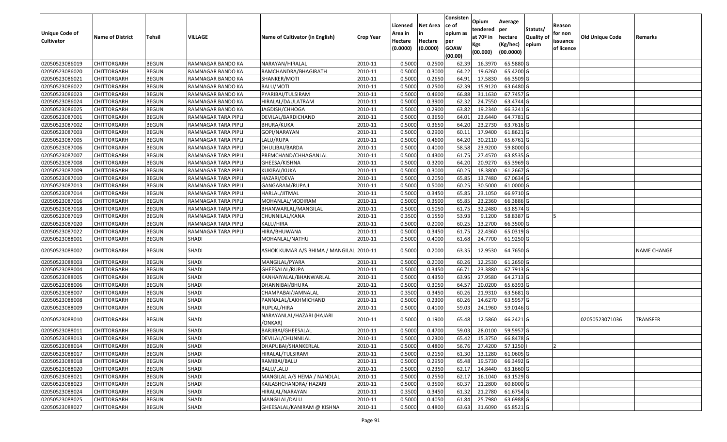| Unique Code of Cultivator | Name of District | Tehsil | VILLAGE | Name of Cultivator (in English) | Crop Year | Licensed Area in Hectare (0.0000) | Net Area in Hectare (0.0000) | Consistence of opium as per GOAW (00.00) | Opium tendered at 70º in Kgs (00.000) | Average per hectare (Kg/hec) (00.0000) | Statuts/ Quality of opium | Reason for non issuance of licence | Old Unique Code | Remarks |
|---|---|---|---|---|---|---|---|---|---|---|---|---|---|---|
| 02050523086019 | CHITTORGARH | BEGUN | RAMNAGAR BANDO KA | NARAYAN/HIRALAL | 2010-11 | 0.5000 | 0.2500 | 62.39 | 16.3970 | 65.5880 | G | | | |
| 02050523086020 | CHITTORGARH | BEGUN | RAMNAGAR BANDO KA | RAMCHANDRA/BHAGIRATH | 2010-11 | 0.5000 | 0.3000 | 64.22 | 19.6260 | 65.4200 | G | | | |
| 02050523086021 | CHITTORGARH | BEGUN | RAMNAGAR BANDO KA | SHANKER/MOTI | 2010-11 | 0.5000 | 0.2650 | 64.91 | 17.5830 | 66.3509 | G | | | |
| 02050523086022 | CHITTORGARH | BEGUN | RAMNAGAR BANDO KA | BALU/MOTI | 2010-11 | 0.5000 | 0.2500 | 62.39 | 15.9120 | 63.6480 | G | | | |
| 02050523086023 | CHITTORGARH | BEGUN | RAMNAGAR BANDO KA | PYARIBAI/TULSIRAM | 2010-11 | 0.5000 | 0.4600 | 66.88 | 31.1630 | 67.7457 | G | | | |
| 02050523086024 | CHITTORGARH | BEGUN | RAMNAGAR BANDO KA | HIRALAL/DAULATRAM | 2010-11 | 0.5000 | 0.3900 | 62.32 | 24.7550 | 63.4744 | G | | | |
| 02050523086025 | CHITTORGARH | BEGUN | RAMNAGAR BANDO KA | JAGDISH/CHHOGA | 2010-11 | 0.5000 | 0.2900 | 63.82 | 19.2340 | 66.3241 | G | | | |
| 02050523087001 | CHITTORGARH | BEGUN | RAMNAGAR TARA PIPLI | DEVILAL/BARDICHAND | 2010-11 | 0.5000 | 0.3650 | 64.01 | 23.6440 | 64.7781 | G | | | |
| 02050523087002 | CHITTORGARH | BEGUN | RAMNAGAR TARA PIPLI | BHURA/KUKA | 2010-11 | 0.5000 | 0.3650 | 64.20 | 23.2730 | 63.7616 | G | | | |
| 02050523087003 | CHITTORGARH | BEGUN | RAMNAGAR TARA PIPLI | GOPI/NARAYAN | 2010-11 | 0.5000 | 0.2900 | 60.11 | 17.9400 | 61.8621 | G | | | |
| 02050523087005 | CHITTORGARH | BEGUN | RAMNAGAR TARA PIPLI | LALU/RUPA | 2010-11 | 0.5000 | 0.4600 | 64.20 | 30.2110 | 65.6761 | G | | | |
| 02050523087006 | CHITTORGARH | BEGUN | RAMNAGAR TARA PIPLI | DHULIBAI/BARDA | 2010-11 | 0.5000 | 0.4000 | 58.58 | 23.9200 | 59.8000 | G | | | |
| 02050523087007 | CHITTORGARH | BEGUN | RAMNAGAR TARA PIPLI | PREMCHAND/CHHAGANLAL | 2010-11 | 0.5000 | 0.4300 | 61.75 | 27.4570 | 63.8535 | G | | | |
| 02050523087008 | CHITTORGARH | BEGUN | RAMNAGAR TARA PIPLI | GHEESA/KISHNA | 2010-11 | 0.5000 | 0.3200 | 64.20 | 20.9270 | 65.3969 | G | | | |
| 02050523087009 | CHITTORGARH | BEGUN | RAMNAGAR TARA PIPLI | KUKIBAI/KUKA | 2010-11 | 0.5000 | 0.3000 | 60.25 | 18.3800 | 61.2667 | G | | | |
| 02050523087010 | CHITTORGARH | BEGUN | RAMNAGAR TARA PIPLI | HAZARI/DEVA | 2010-11 | 0.5000 | 0.2050 | 65.85 | 13.7480 | 67.0634 | G | | | |
| 02050523087013 | CHITTORGARH | BEGUN | RAMNAGAR TARA PIPLI | GANGARAM/RUPAJI | 2010-11 | 0.5000 | 0.5000 | 60.25 | 30.5000 | 61.0000 | G | | | |
| 02050523087014 | CHITTORGARH | BEGUN | RAMNAGAR TARA PIPLI | HARLAL/JITMAL | 2010-11 | 0.5000 | 0.3450 | 65.85 | 23.1050 | 66.9710 | G | | | |
| 02050523087016 | CHITTORGARH | BEGUN | RAMNAGAR TARA PIPLI | MOHANLAL/MODIRAM | 2010-11 | 0.5000 | 0.3500 | 65.85 | 23.2360 | 66.3886 | G | | | |
| 02050523087018 | CHITTORGARH | BEGUN | RAMNAGAR TARA PIPLI | BHANWARLAL/MANGILAL | 2010-11 | 0.5000 | 0.5050 | 61.75 | 32.2480 | 63.8574 | G | | | |
| 02050523087019 | CHITTORGARH | BEGUN | RAMNAGAR TARA PIPLI | CHUNNILAL/KANA | 2010-11 | 0.3500 | 0.1550 | 53.93 | 9.1200 | 58.8387 | G | 5 | | |
| 02050523087020 | CHITTORGARH | BEGUN | RAMNAGAR TARA PIPLI | KALU/HIRA | 2010-11 | 0.5000 | 0.2000 | 60.25 | 13.2700 | 66.3500 | G | | | |
| 02050523087022 | CHITTORGARH | BEGUN | RAMNAGAR TARA PIPLI | HIRA/BHUWANA | 2010-11 | 0.5000 | 0.3450 | 61.75 | 22.4360 | 65.0319 | G | | | |
| 02050523088001 | CHITTORGARH | BEGUN | SHADI | MOHANLAL/NATHU | 2010-11 | 0.5000 | 0.4000 | 61.68 | 24.7700 | 61.9250 | G | | | |
| 02050523088002 | CHITTORGARH | BEGUN | SHADI | ASHOK KUMAR A/S BHIMA / MANGILAL | 2010-11 | 0.5000 | 0.2000 | 63.35 | 12.9530 | 64.7650 | G | | | NAME CHANGE |
| 02050523088003 | CHITTORGARH | BEGUN | SHADI | MANGILAL/PYARA | 2010-11 | 0.5000 | 0.2000 | 60.26 | 12.2530 | 61.2650 | G | | | |
| 02050523088004 | CHITTORGARH | BEGUN | SHADI | GHEESALAL/RUPA | 2010-11 | 0.5000 | 0.3450 | 66.71 | 23.3880 | 67.7913 | G | | | |
| 02050523088005 | CHITTORGARH | BEGUN | SHADI | KANHAIYALAL/BHANWARLAL | 2010-11 | 0.5000 | 0.4350 | 63.95 | 27.9580 | 64.2713 | G | | | |
| 02050523088006 | CHITTORGARH | BEGUN | SHADI | DHANNIBAI/BHURA | 2010-11 | 0.5000 | 0.3050 | 64.57 | 20.0200 | 65.6393 | G | | | |
| 02050523088007 | CHITTORGARH | BEGUN | SHADI | CHAMPABAI/JAMNALAL | 2010-11 | 0.3500 | 0.3450 | 60.26 | 21.9310 | 63.5681 | G | | | |
| 02050523088008 | CHITTORGARH | BEGUN | SHADI | PANNALAL/LAKHMICHAND | 2010-11 | 0.5000 | 0.2300 | 60.26 | 14.6270 | 63.5957 | G | | | |
| 02050523088009 | CHITTORGARH | BEGUN | SHADI | RUPLAL/HIRA | 2010-11 | 0.5000 | 0.4100 | 59.03 | 24.1960 | 59.0146 | G | | | |
| 02050523088010 | CHITTORGARH | BEGUN | SHADI | NARAYANLAL/HAZARI (HAJARI /ONKAR) | 2010-11 | 0.5000 | 0.1900 | 65.48 | 12.5860 | 66.2421 | G | | 02050523071036 | TRANSFER |
| 02050523088011 | CHITTORGARH | BEGUN | SHADI | BARJIBAI/GHEESALAL | 2010-11 | 0.5000 | 0.4700 | 59.03 | 28.0100 | 59.5957 | G | | | |
| 02050523088013 | CHITTORGARH | BEGUN | SHADI | DEVILAL/CHUNNILAL | 2010-11 | 0.5000 | 0.2300 | 65.42 | 15.3750 | 66.8478 | G | | | |
| 02050523088014 | CHITTORGARH | BEGUN | SHADI | DHAPUBAI/SHANKERLAL | 2010-11 | 0.5000 | 0.4800 | 56.76 | 27.4200 | 57.1250 | I | 2 | | |
| 02050523088017 | CHITTORGARH | BEGUN | SHADI | HIRALAL/TULSIRAM | 2010-11 | 0.5000 | 0.2150 | 61.30 | 13.1280 | 61.0605 | G | | | |
| 02050523088018 | CHITTORGARH | BEGUN | SHADI | RAMIBAI/BALU | 2010-11 | 0.5000 | 0.2950 | 65.48 | 19.5730 | 66.3492 | G | | | |
| 02050523088020 | CHITTORGARH | BEGUN | SHADI | BALU/LALU | 2010-11 | 0.5000 | 0.2350 | 62.17 | 14.8440 | 63.1660 | G | | | |
| 02050523088021 | CHITTORGARH | BEGUN | SHADI | MANGILAL A/S HEMA / NANDLAL | 2010-11 | 0.5000 | 0.2550 | 62.17 | 16.1040 | 63.1529 | G | | | |
| 02050523088023 | CHITTORGARH | BEGUN | SHADI | KAILASHCHANDRA/ HAZARI | 2010-11 | 0.5000 | 0.3500 | 60.37 | 21.2800 | 60.8000 | G | | | |
| 02050523088024 | CHITTORGARH | BEGUN | SHADI | HIRALAL/NARAYAN | 2010-11 | 0.3500 | 0.3450 | 61.32 | 21.2780 | 61.6754 | G | | | |
| 02050523088025 | CHITTORGARH | BEGUN | SHADI | MANGILAL/DALU | 2010-11 | 0.5000 | 0.4050 | 61.84 | 25.7980 | 63.6988 | G | | | |
| 02050523088027 | CHITTORGARH | BEGUN | SHADI | GHEESALAL/KANIRAM @ KISHNA | 2010-11 | 0.5000 | 0.4800 | 63.63 | 31.6090 | 65.8521 | G | | | |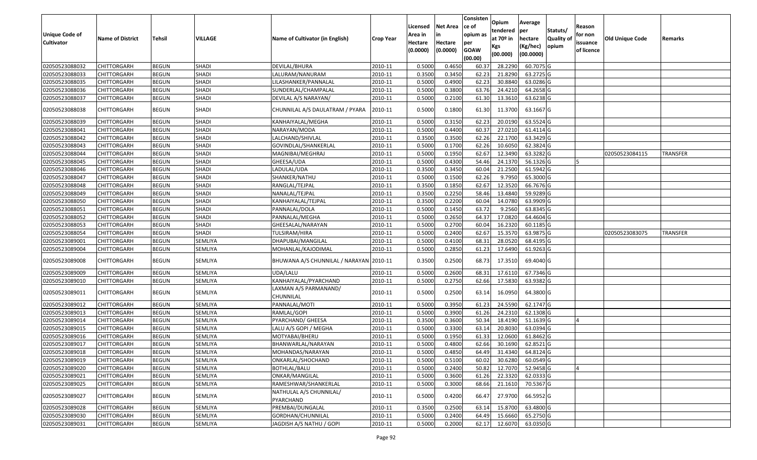| Unique Code of Cultivator | Name of District | Tehsil | VILLAGE | Name of Cultivator (in English) | Crop Year | Licensed Area in Hectare (0.0000) | Net Area in Hectare (0.0000) | Consistence of opium as per GOAW (00.00) | Opium tendered at 70º in Kgs (00.000) | Average per hectare (Kg/hec) (00.0000) | Statuts/ Quality of opium | Reason for non issuance of licence | Old Unique Code | Remarks |
|---|---|---|---|---|---|---|---|---|---|---|---|---|---|---|
| 02050523088032 | CHITTORGARH | BEGUN | SHADI | DEVILAL/BHURA | 2010-11 | 0.5000 | 0.4650 | 60.37 | 28.2290 | 60.7075 | G | | | |
| 02050523088033 | CHITTORGARH | BEGUN | SHADI | LALURAM/NANURAM | 2010-11 | 0.3500 | 0.3450 | 62.23 | 21.8290 | 63.2725 | G | | | |
| 02050523088035 | CHITTORGARH | BEGUN | SHADI | LILASHANKER/PANNALAL | 2010-11 | 0.5000 | 0.4900 | 62.23 | 30.8840 | 63.0286 | G | | | |
| 02050523088036 | CHITTORGARH | BEGUN | SHADI | SUNDERLAL/CHAMPALAL | 2010-11 | 0.5000 | 0.3800 | 63.76 | 24.4210 | 64.2658 | G | | | |
| 02050523088037 | CHITTORGARH | BEGUN | SHADI | DEVILAL A/S NARAYAN/ | 2010-11 | 0.5000 | 0.2100 | 61.30 | 13.3610 | 63.6238 | G | | | |
| 02050523088038 | CHITTORGARH | BEGUN | SHADI | CHUNNILAL A/S DAULATRAM / PYARA | 2010-11 | 0.5000 | 0.1800 | 61.30 | 11.3700 | 63.1667 | G | | | |
| 02050523088039 | CHITTORGARH | BEGUN | SHADI | KANHAIYALAL/MEGHA | 2010-11 | 0.5000 | 0.3150 | 62.23 | 20.0190 | 63.5524 | G | | | |
| 02050523088041 | CHITTORGARH | BEGUN | SHADI | NARAYAN/MODA | 2010-11 | 0.5000 | 0.4400 | 60.37 | 27.0210 | 61.4114 | G | | | |
| 02050523088042 | CHITTORGARH | BEGUN | SHADI | LALCHAND/SHIVLAL | 2010-11 | 0.3500 | 0.3500 | 62.26 | 22.1700 | 63.3429 | G | | | |
| 02050523088043 | CHITTORGARH | BEGUN | SHADI | GOVINDLAL/SHANKERLAL | 2010-11 | 0.5000 | 0.1700 | 62.26 | 10.6050 | 62.3824 | G | | | |
| 02050523088044 | CHITTORGARH | BEGUN | SHADI | MAGNIBAI/MEGHRAJ | 2010-11 | 0.5000 | 0.1950 | 62.67 | 12.3490 | 63.3282 | G | | 02050523084115 | TRANSFER |
| 02050523088045 | CHITTORGARH | BEGUN | SHADI | GHEESA/UDA | 2010-11 | 0.5000 | 0.4300 | 54.46 | 24.1370 | 56.1326 | G | 5 | | |
| 02050523088046 | CHITTORGARH | BEGUN | SHADI | LADULAL/UDA | 2010-11 | 0.3500 | 0.3450 | 60.04 | 21.2500 | 61.5942 | G | | | |
| 02050523088047 | CHITTORGARH | BEGUN | SHADI | SHANKER/NATHU | 2010-11 | 0.5000 | 0.1500 | 62.26 | 9.7950 | 65.3000 | G | | | |
| 02050523088048 | CHITTORGARH | BEGUN | SHADI | RANGLAL/TEJPAL | 2010-11 | 0.3500 | 0.1850 | 62.67 | 12.3520 | 66.7676 | G | | | |
| 02050523088049 | CHITTORGARH | BEGUN | SHADI | NANALAL/TEJPAL | 2010-11 | 0.3500 | 0.2250 | 58.46 | 13.4840 | 59.9289 | G | | | |
| 02050523088050 | CHITTORGARH | BEGUN | SHADI | KANHAIYALAL/TEJPAL | 2010-11 | 0.3500 | 0.2200 | 60.04 | 14.0780 | 63.9909 | G | | | |
| 02050523088051 | CHITTORGARH | BEGUN | SHADI | PANNALAL/DOLA | 2010-11 | 0.5000 | 0.1450 | 63.72 | 9.2560 | 63.8345 | G | | | |
| 02050523088052 | CHITTORGARH | BEGUN | SHADI | PANNALAL/MEGHA | 2010-11 | 0.5000 | 0.2650 | 64.37 | 17.0820 | 64.4604 | G | | | |
| 02050523088053 | CHITTORGARH | BEGUN | SHADI | GHEESALAL/NARAYAN | 2010-11 | 0.5000 | 0.2700 | 60.04 | 16.2320 | 60.1185 | G | | | |
| 02050523088054 | CHITTORGARH | BEGUN | SHADI | TULSIRAM/HIRA | 2010-11 | 0.5000 | 0.2400 | 62.67 | 15.3570 | 63.9875 | G | | 02050523083075 | TRANSFER |
| 02050523089001 | CHITTORGARH | BEGUN | SEMLIYA | DHAPUBAI/MANGILAL | 2010-11 | 0.5000 | 0.4100 | 68.31 | 28.0520 | 68.4195 | G | | | |
| 02050523089004 | CHITTORGARH | BEGUN | SEMLIYA | MOHANLAL/KAJODIMAL | 2010-11 | 0.5000 | 0.2850 | 61.23 | 17.6490 | 61.9263 | G | | | |
| 02050523089008 | CHITTORGARH | BEGUN | SEMLIYA | BHUWANA A/S CHUNNILAL / NARAYAN | 2010-11 | 0.3500 | 0.2500 | 68.73 | 17.3510 | 69.4040 | G | | | |
| 02050523089009 | CHITTORGARH | BEGUN | SEMLIYA | UDA/LALU | 2010-11 | 0.5000 | 0.2600 | 68.31 | 17.6110 | 67.7346 | G | | | |
| 02050523089010 | CHITTORGARH | BEGUN | SEMLIYA | KANHAIYALAL/PYARCHAND | 2010-11 | 0.5000 | 0.2750 | 62.66 | 17.5830 | 63.9382 | G | | | |
| 02050523089011 | CHITTORGARH | BEGUN | SEMLIYA | LAXMAN A/S PARMANAND/ CHUNNILAL | 2010-11 | 0.5000 | 0.2500 | 63.14 | 16.0950 | 64.3800 | G | | | |
| 02050523089012 | CHITTORGARH | BEGUN | SEMLIYA | PANNALAL/MOTI | 2010-11 | 0.5000 | 0.3950 | 61.23 | 24.5590 | 62.1747 | G | | | |
| 02050523089013 | CHITTORGARH | BEGUN | SEMLIYA | RAMLAL/GOPI | 2010-11 | 0.5000 | 0.3900 | 61.26 | 24.2310 | 62.1308 | G | | | |
| 02050523089014 | CHITTORGARH | BEGUN | SEMLIYA | PYARCHAND/ GHEESA | 2010-11 | 0.3500 | 0.3600 | 50.34 | 18.4190 | 51.1639 | G | 4 | | |
| 02050523089015 | CHITTORGARH | BEGUN | SEMLIYA | LALU A/S GOPI / MEGHA | 2010-11 | 0.5000 | 0.3300 | 63.14 | 20.8030 | 63.0394 | G | | | |
| 02050523089016 | CHITTORGARH | BEGUN | SEMLIYA | MOTYABAI/BHERU | 2010-11 | 0.5000 | 0.1950 | 61.33 | 12.0600 | 61.8462 | G | | | |
| 02050523089017 | CHITTORGARH | BEGUN | SEMLIYA | BHANWARLAL/NARAYAN | 2010-11 | 0.5000 | 0.4800 | 62.66 | 30.1690 | 62.8521 | G | | | |
| 02050523089018 | CHITTORGARH | BEGUN | SEMLIYA | MOHANDAS/NARAYAN | 2010-11 | 0.5000 | 0.4850 | 64.49 | 31.4340 | 64.8124 | G | | | |
| 02050523089019 | CHITTORGARH | BEGUN | SEMLIYA | ONKARLAL/SHOCHAND | 2010-11 | 0.5000 | 0.5100 | 60.02 | 30.6280 | 60.0549 | G | | | |
| 02050523089020 | CHITTORGARH | BEGUN | SEMLIYA | BOTHLAL/BALU | 2010-11 | 0.5000 | 0.2400 | 50.82 | 12.7070 | 52.9458 | G | 4 | | |
| 02050523089021 | CHITTORGARH | BEGUN | SEMLIYA | ONKAR/MANGILAL | 2010-11 | 0.5000 | 0.3600 | 61.26 | 22.3320 | 62.0333 | G | | | |
| 02050523089025 | CHITTORGARH | BEGUN | SEMLIYA | RAMESHWAR/SHANKERLAL | 2010-11 | 0.5000 | 0.3000 | 68.66 | 21.1610 | 70.5367 | G | | | |
| 02050523089027 | CHITTORGARH | BEGUN | SEMLIYA | NATHULAL A/S CHUNNILAL/ PYARCHAND | 2010-11 | 0.5000 | 0.4200 | 66.47 | 27.9700 | 66.5952 | G | | | |
| 02050523089028 | CHITTORGARH | BEGUN | SEMLIYA | PREMBAI/DUNGALAL | 2010-11 | 0.3500 | 0.2500 | 63.14 | 15.8700 | 63.4800 | G | | | |
| 02050523089030 | CHITTORGARH | BEGUN | SEMLIYA | GORDHAN/CHUNNILAL | 2010-11 | 0.5000 | 0.2400 | 64.49 | 15.6660 | 65.2750 | G | | | |
| 02050523089031 | CHITTORGARH | BEGUN | SEMLIYA | JAGDISH A/S NATHU / GOPI | 2010-11 | 0.5000 | 0.2000 | 62.17 | 12.6070 | 63.0350 | G | | | |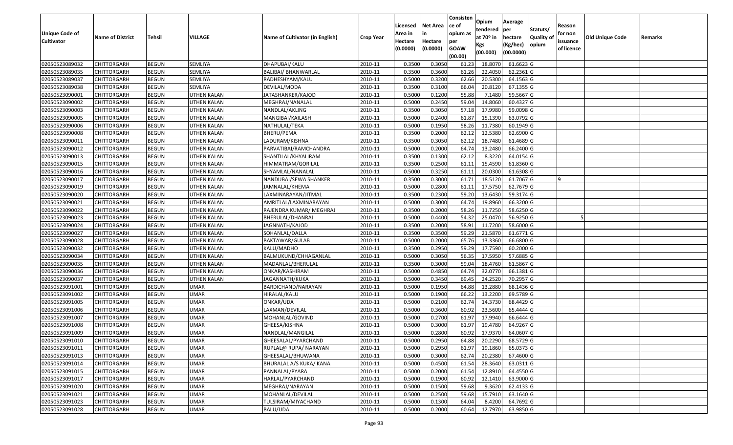| Unique Code of Cultivator | Name of District | Tehsil | VILLAGE | Name of Cultivator (in English) | Crop Year | Licensed Area in Hectare (0.0000) | Net Area in Hectare (0.0000) | Consistence of opium as per GOAW (00.00) | Opium tendered at 70º in Kgs (00.000) | Average per hectare (Kg/hec) (00.0000) | Statuts/ Quality of opium | Reason for non issuance of licence | Old Unique Code | Remarks |
|---|---|---|---|---|---|---|---|---|---|---|---|---|---|---|
| 02050523089032 | CHITTORGARH | BEGUN | SEMLIYA | DHAPUBAI/KALU | 2010-11 | 0.3500 | 0.3050 | 61.23 | 18.8070 | 61.6623 | G | | | |
| 02050523089035 | CHITTORGARH | BEGUN | SEMLIYA | BALIBAI/ BHANWARLAL | 2010-11 | 0.3500 | 0.3600 | 61.26 | 22.4050 | 62.2361 | G | | | |
| 02050523089037 | CHITTORGARH | BEGUN | SEMLIYA | RADHESHYAM/KALU | 2010-11 | 0.5000 | 0.3200 | 62.66 | 20.5300 | 64.1563 | G | | | |
| 02050523089038 | CHITTORGARH | BEGUN | SEMLIYA | DEVILAL/MODA | 2010-11 | 0.3500 | 0.3100 | 66.04 | 20.8120 | 67.1355 | G | | | |
| 02050523090001 | CHITTORGARH | BEGUN | UTHEN KALAN | JATASHANKER/KAJOD | 2010-11 | 0.5000 | 0.1200 | 55.88 | 7.1480 | 59.5667 | G | | | |
| 02050523090002 | CHITTORGARH | BEGUN | UTHEN KALAN | MEGHRAJ/NANALAL | 2010-11 | 0.5000 | 0.2450 | 59.04 | 14.8060 | 60.4327 | G | | | |
| 02050523090003 | CHITTORGARH | BEGUN | UTHEN KALAN | NANDLAL/AKLING | 2010-11 | 0.3500 | 0.3050 | 57.18 | 17.9980 | 59.0098 | G | | | |
| 02050523090005 | CHITTORGARH | BEGUN | UTHEN KALAN | MANGIBAI/KAILASH | 2010-11 | 0.5000 | 0.2400 | 61.87 | 15.1390 | 63.0792 | G | | | |
| 02050523090006 | CHITTORGARH | BEGUN | UTHEN KALAN | NATHULAL/TEKA | 2010-11 | 0.5000 | 0.1950 | 58.26 | 11.7380 | 60.1949 | G | | | |
| 02050523090008 | CHITTORGARH | BEGUN | UTHEN KALAN | BHERU/PEMA | 2010-11 | 0.3500 | 0.2000 | 62.12 | 12.5380 | 62.6900 | G | | | |
| 02050523090011 | CHITTORGARH | BEGUN | UTHEN KALAN | LADURAM/KISHNA | 2010-11 | 0.3500 | 0.3050 | 62.12 | 18.7480 | 61.4689 | G | | | |
| 02050523090012 | CHITTORGARH | BEGUN | UTHEN KALAN | PARVATIBAI/RAMCHANDRA | 2010-11 | 0.5000 | 0.2000 | 64.74 | 13.2480 | 66.2400 | G | | | |
| 02050523090013 | CHITTORGARH | BEGUN | UTHEN KALAN | SHANTILAL/KHYALIRAM | 2010-11 | 0.3500 | 0.1300 | 62.12 | 8.3220 | 64.0154 | G | | | |
| 02050523090015 | CHITTORGARH | BEGUN | UTHEN KALAN | HIMMATRAM/GORILAL | 2010-11 | 0.3500 | 0.2500 | 61.11 | 15.4590 | 61.8360 | G | | | |
| 02050523090016 | CHITTORGARH | BEGUN | UTHEN KALAN | SHYAMLAL/NANALAL | 2010-11 | 0.5000 | 0.3250 | 61.11 | 20.0300 | 61.6308 | G | | | |
| 02050523090017 | CHITTORGARH | BEGUN | UTHEN KALAN | NANDUBAI/SEWA SHANKER | 2010-11 | 0.3500 | 0.3000 | 61.71 | 18.5120 | 61.7067 | G | 9 | | |
| 02050523090019 | CHITTORGARH | BEGUN | UTHEN KALAN | JAMNALAL/KHEMA | 2010-11 | 0.5000 | 0.2800 | 61.11 | 17.5750 | 62.7679 | G | | | |
| 02050523090020 | CHITTORGARH | BEGUN | UTHEN KALAN | LAXMINARAYAN/JITMAL | 2010-11 | 0.3500 | 0.2300 | 59.20 | 13.6430 | 59.3174 | G | | | |
| 02050523090021 | CHITTORGARH | BEGUN | UTHEN KALAN | AMRITLAL/LAXMINARAYAN | 2010-11 | 0.5000 | 0.3000 | 64.74 | 19.8960 | 66.3200 | G | | | |
| 02050523090022 | CHITTORGARH | BEGUN | UTHEN KALAN | RAJENDRA KUMAR/ MEGHRAJ | 2010-11 | 0.3500 | 0.2000 | 58.26 | 11.7250 | 58.6250 | G | | | |
| 02050523090023 | CHITTORGARH | BEGUN | UTHEN KALAN | BHERULAL/DHANRAJ | 2010-11 | 0.5000 | 0.4400 | 54.32 | 25.0470 | 56.9250 | G | 5 | | |
| 02050523090024 | CHITTORGARH | BEGUN | UTHEN KALAN | JAGNNATH/KAJOD | 2010-11 | 0.3500 | 0.2000 | 58.91 | 11.7200 | 58.6000 | G | | | |
| 02050523090027 | CHITTORGARH | BEGUN | UTHEN KALAN | SOHANLAL/DALLA | 2010-11 | 0.3500 | 0.3500 | 59.29 | 21.5870 | 61.6771 | G | | | |
| 02050523090028 | CHITTORGARH | BEGUN | UTHEN KALAN | BAKTAWAR/GULAB | 2010-11 | 0.5000 | 0.2000 | 65.76 | 13.3360 | 66.6800 | G | | | |
| 02050523090032 | CHITTORGARH | BEGUN | UTHEN KALAN | KALU/MADHO | 2010-11 | 0.3500 | 0.2950 | 59.29 | 17.7590 | 60.2000 | G | | | |
| 02050523090034 | CHITTORGARH | BEGUN | UTHEN KALAN | BALMUKUND/CHHAGANLAL | 2010-11 | 0.5000 | 0.3050 | 56.35 | 17.5950 | 57.6885 | G | | | |
| 02050523090035 | CHITTORGARH | BEGUN | UTHEN KALAN | MADANLAL/BHERULAL | 2010-11 | 0.3500 | 0.3000 | 59.04 | 18.4760 | 61.5867 | G | | | |
| 02050523090036 | CHITTORGARH | BEGUN | UTHEN KALAN | ONKAR/KASHIRAM | 2010-11 | 0.5000 | 0.4850 | 64.74 | 32.0770 | 66.1381 | G | | | |
| 02050523090037 | CHITTORGARH | BEGUN | UTHEN KALAN | JAGANNATH/KUKA | 2010-11 | 0.5000 | 0.3450 | 69.45 | 24.2520 | 70.2957 | G | | | |
| 02050523091001 | CHITTORGARH | BEGUN | UMAR | BARDICHAND/NARAYAN | 2010-11 | 0.5000 | 0.1950 | 64.88 | 13.2880 | 68.1436 | G | | | |
| 02050523091002 | CHITTORGARH | BEGUN | UMAR | HIRALAL/KALU | 2010-11 | 0.5000 | 0.1900 | 66.22 | 13.2200 | 69.5789 | G | | | |
| 02050523091005 | CHITTORGARH | BEGUN | UMAR | ONKAR/UDA | 2010-11 | 0.5000 | 0.2100 | 62.74 | 14.3730 | 68.4429 | G | | | |
| 02050523091006 | CHITTORGARH | BEGUN | UMAR | LAXMAN/DEVILAL | 2010-11 | 0.5000 | 0.3600 | 60.92 | 23.5600 | 65.4444 | G | | | |
| 02050523091007 | CHITTORGARH | BEGUN | UMAR | MOHANLAL/GOVIND | 2010-11 | 0.5000 | 0.2700 | 61.97 | 17.9940 | 66.6444 | G | | | |
| 02050523091008 | CHITTORGARH | BEGUN | UMAR | GHEESA/KISHNA | 2010-11 | 0.5000 | 0.3000 | 61.97 | 19.4780 | 64.9267 | G | | | |
| 02050523091009 | CHITTORGARH | BEGUN | UMAR | NANDLAL/MANGILAL | 2010-11 | 0.5000 | 0.2800 | 60.92 | 17.9370 | 64.0607 | G | | | |
| 02050523091010 | CHITTORGARH | BEGUN | UMAR | GHEESALAL/PYARCHAND | 2010-11 | 0.5000 | 0.2950 | 64.88 | 20.2290 | 68.5729 | G | | | |
| 02050523091011 | CHITTORGARH | BEGUN | UMAR | RUPLAL@ RUPA/ NARAYAN | 2010-11 | 0.5000 | 0.2950 | 61.97 | 19.1860 | 65.0373 | G | | | |
| 02050523091013 | CHITTORGARH | BEGUN | UMAR | GHEESALAL/BHUWANA | 2010-11 | 0.5000 | 0.3000 | 62.74 | 20.2380 | 67.4600 | G | | | |
| 02050523091014 | CHITTORGARH | BEGUN | UMAR | BHURALAL A/S KUKA/ KANA | 2010-11 | 0.5000 | 0.4500 | 61.54 | 28.3640 | 63.0311 | G | | | |
| 02050523091015 | CHITTORGARH | BEGUN | UMAR | PANNALAL/PYARA | 2010-11 | 0.5000 | 0.2000 | 61.54 | 12.8910 | 64.4550 | G | | | |
| 02050523091017 | CHITTORGARH | BEGUN | UMAR | HARLAL/PYARCHAND | 2010-11 | 0.5000 | 0.1900 | 60.92 | 12.1410 | 63.9000 | G | | | |
| 02050523091020 | CHITTORGARH | BEGUN | UMAR | MEGHRAJ/NARAYAN | 2010-11 | 0.5000 | 0.1500 | 59.68 | 9.3620 | 62.4133 | G | | | |
| 02050523091021 | CHITTORGARH | BEGUN | UMAR | MOHANLAL/DEVILAL | 2010-11 | 0.5000 | 0.2500 | 59.68 | 15.7910 | 63.1640 | G | | | |
| 02050523091023 | CHITTORGARH | BEGUN | UMAR | TULSIRAM/MIYACHAND | 2010-11 | 0.5000 | 0.1300 | 64.04 | 8.4200 | 64.7692 | G | | | |
| 02050523091028 | CHITTORGARH | BEGUN | UMAR | BALU/UDA | 2010-11 | 0.5000 | 0.2000 | 60.64 | 12.7970 | 63.9850 | G | | | |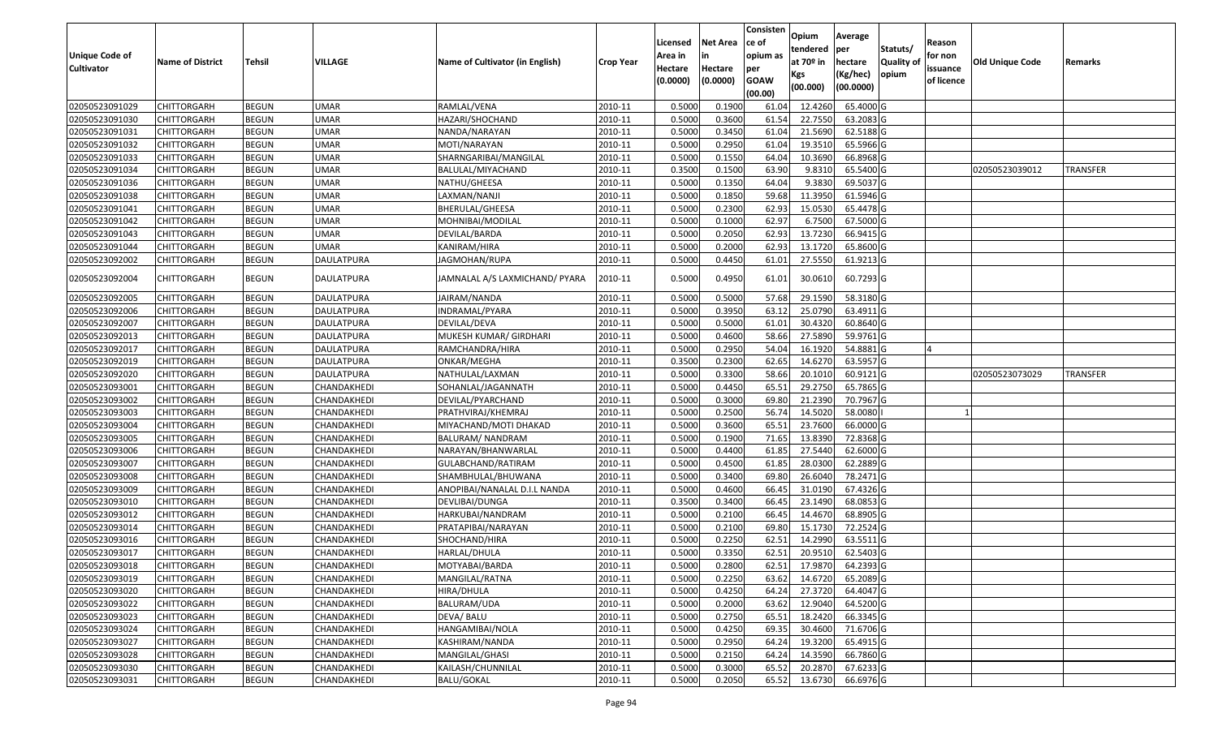| Unique Code of Cultivator | Name of District | Tehsil | VILLAGE | Name of Cultivator (in English) | Crop Year | Licensed Area in Hectare (0.0000) | Net Area in Hectare (0.0000) | Consistence of opium as per GOAW (00.00) | Opium tendered at 70º in Kgs (00.000) | Average per hectare (Kg/hec) (00.0000) | Statuts/ Quality of opium | Reason for non issuance of licence | Old Unique Code | Remarks |
|---|---|---|---|---|---|---|---|---|---|---|---|---|---|---|
| 02050523091029 | CHITTORGARH | BEGUN | UMAR | RAMLAL/VENA | 2010-11 | 0.5000 | 0.1900 | 61.04 | 12.4260 | 65.4000 | G | | | |
| 02050523091030 | CHITTORGARH | BEGUN | UMAR | HAZARI/SHOCHAND | 2010-11 | 0.5000 | 0.3600 | 61.54 | 22.7550 | 63.2083 | G | | | |
| 02050523091031 | CHITTORGARH | BEGUN | UMAR | NANDA/NARAYAN | 2010-11 | 0.5000 | 0.3450 | 61.04 | 21.5690 | 62.5188 | G | | | |
| 02050523091032 | CHITTORGARH | BEGUN | UMAR | MOTI/NARAYAN | 2010-11 | 0.5000 | 0.2950 | 61.04 | 19.3510 | 65.5966 | G | | | |
| 02050523091033 | CHITTORGARH | BEGUN | UMAR | SHARNGARIBAI/MANGILAL | 2010-11 | 0.5000 | 0.1550 | 64.04 | 10.3690 | 66.8968 | G | | | |
| 02050523091034 | CHITTORGARH | BEGUN | UMAR | BALULAL/MIYACHAND | 2010-11 | 0.3500 | 0.1500 | 63.90 | 9.8310 | 65.5400 | G | | 02050523039012 | TRANSFER |
| 02050523091036 | CHITTORGARH | BEGUN | UMAR | NATHU/GHEESA | 2010-11 | 0.5000 | 0.1350 | 64.04 | 9.3830 | 69.5037 | G | | | |
| 02050523091038 | CHITTORGARH | BEGUN | UMAR | LAXMAN/NANJI | 2010-11 | 0.5000 | 0.1850 | 59.68 | 11.3950 | 61.5946 | G | | | |
| 02050523091041 | CHITTORGARH | BEGUN | UMAR | BHERULAL/GHEESA | 2010-11 | 0.5000 | 0.2300 | 62.93 | 15.0530 | 65.4478 | G | | | |
| 02050523091042 | CHITTORGARH | BEGUN | UMAR | MOHNIBAI/MODILAL | 2010-11 | 0.5000 | 0.1000 | 62.97 | 6.7500 | 67.5000 | G | | | |
| 02050523091043 | CHITTORGARH | BEGUN | UMAR | DEVILAL/BARDA | 2010-11 | 0.5000 | 0.2050 | 62.93 | 13.7230 | 66.9415 | G | | | |
| 02050523091044 | CHITTORGARH | BEGUN | UMAR | KANIRAM/HIRA | 2010-11 | 0.5000 | 0.2000 | 62.93 | 13.1720 | 65.8600 | G | | | |
| 02050523092002 | CHITTORGARH | BEGUN | DAULATPURA | JAGMOHAN/RUPA | 2010-11 | 0.5000 | 0.4450 | 61.01 | 27.5550 | 61.9213 | G | | | |
| 02050523092004 | CHITTORGARH | BEGUN | DAULATPURA | JAMNALAL A/S LAXMICHAND/ PYARA | 2010-11 | 0.5000 | 0.4950 | 61.01 | 30.0610 | 60.7293 | G | | | |
| 02050523092005 | CHITTORGARH | BEGUN | DAULATPURA | JAIRAM/NANDA | 2010-11 | 0.5000 | 0.5000 | 57.68 | 29.1590 | 58.3180 | G | | | |
| 02050523092006 | CHITTORGARH | BEGUN | DAULATPURA | INDRAMAL/PYARA | 2010-11 | 0.5000 | 0.3950 | 63.12 | 25.0790 | 63.4911 | G | | | |
| 02050523092007 | CHITTORGARH | BEGUN | DAULATPURA | DEVILAL/DEVA | 2010-11 | 0.5000 | 0.5000 | 61.01 | 30.4320 | 60.8640 | G | | | |
| 02050523092013 | CHITTORGARH | BEGUN | DAULATPURA | MUKESH KUMAR/ GIRDHARI | 2010-11 | 0.5000 | 0.4600 | 58.66 | 27.5890 | 59.9761 | G | | | |
| 02050523092017 | CHITTORGARH | BEGUN | DAULATPURA | RAMCHANDRA/HIRA | 2010-11 | 0.5000 | 0.2950 | 54.04 | 16.1920 | 54.8881 | G | 4 | | |
| 02050523092019 | CHITTORGARH | BEGUN | DAULATPURA | ONKAR/MEGHA | 2010-11 | 0.3500 | 0.2300 | 62.65 | 14.6270 | 63.5957 | G | | | |
| 02050523092020 | CHITTORGARH | BEGUN | DAULATPURA | NATHULAL/LAXMAN | 2010-11 | 0.5000 | 0.3300 | 58.66 | 20.1010 | 60.9121 | G | | 02050523073029 | TRANSFER |
| 02050523093001 | CHITTORGARH | BEGUN | CHANDAKHEDI | SOHANLAL/JAGANNATH | 2010-11 | 0.5000 | 0.4450 | 65.51 | 29.2750 | 65.7865 | G | | | |
| 02050523093002 | CHITTORGARH | BEGUN | CHANDAKHEDI | DEVILAL/PYARCHAND | 2010-11 | 0.5000 | 0.3000 | 69.80 | 21.2390 | 70.7967 | G | | | |
| 02050523093003 | CHITTORGARH | BEGUN | CHANDAKHEDI | PRATHVIRAJ/KHEMRAJ | 2010-11 | 0.5000 | 0.2500 | 56.74 | 14.5020 | 58.0080 | I | 1 | | |
| 02050523093004 | CHITTORGARH | BEGUN | CHANDAKHEDI | MIYACHAND/MOTI DHAKAD | 2010-11 | 0.5000 | 0.3600 | 65.51 | 23.7600 | 66.0000 | G | | | |
| 02050523093005 | CHITTORGARH | BEGUN | CHANDAKHEDI | BALURAM/ NANDRAM | 2010-11 | 0.5000 | 0.1900 | 71.65 | 13.8390 | 72.8368 | G | | | |
| 02050523093006 | CHITTORGARH | BEGUN | CHANDAKHEDI | NARAYAN/BHANWARLAL | 2010-11 | 0.5000 | 0.4400 | 61.85 | 27.5440 | 62.6000 | G | | | |
| 02050523093007 | CHITTORGARH | BEGUN | CHANDAKHEDI | GULABCHAND/RATIRAM | 2010-11 | 0.5000 | 0.4500 | 61.85 | 28.0300 | 62.2889 | G | | | |
| 02050523093008 | CHITTORGARH | BEGUN | CHANDAKHEDI | SHAMBHULAL/BHUWANA | 2010-11 | 0.5000 | 0.3400 | 69.80 | 26.6040 | 78.2471 | G | | | |
| 02050523093009 | CHITTORGARH | BEGUN | CHANDAKHEDI | ANOPIBAI/NANALAL D.I.L NANDA | 2010-11 | 0.5000 | 0.4600 | 66.45 | 31.0190 | 67.4326 | G | | | |
| 02050523093010 | CHITTORGARH | BEGUN | CHANDAKHEDI | DEVLIBAI/DUNGA | 2010-11 | 0.3500 | 0.3400 | 66.45 | 23.1490 | 68.0853 | G | | | |
| 02050523093012 | CHITTORGARH | BEGUN | CHANDAKHEDI | HARKUBAI/NANDRAM | 2010-11 | 0.5000 | 0.2100 | 66.45 | 14.4670 | 68.8905 | G | | | |
| 02050523093014 | CHITTORGARH | BEGUN | CHANDAKHEDI | PRATAPIBAI/NARAYAN | 2010-11 | 0.5000 | 0.2100 | 69.80 | 15.1730 | 72.2524 | G | | | |
| 02050523093016 | CHITTORGARH | BEGUN | CHANDAKHEDI | SHOCHAND/HIRA | 2010-11 | 0.5000 | 0.2250 | 62.51 | 14.2990 | 63.5511 | G | | | |
| 02050523093017 | CHITTORGARH | BEGUN | CHANDAKHEDI | HARLAL/DHULA | 2010-11 | 0.5000 | 0.3350 | 62.51 | 20.9510 | 62.5403 | G | | | |
| 02050523093018 | CHITTORGARH | BEGUN | CHANDAKHEDI | MOTYABAI/BARDA | 2010-11 | 0.5000 | 0.2800 | 62.51 | 17.9870 | 64.2393 | G | | | |
| 02050523093019 | CHITTORGARH | BEGUN | CHANDAKHEDI | MANGILAL/RATNA | 2010-11 | 0.5000 | 0.2250 | 63.62 | 14.6720 | 65.2089 | G | | | |
| 02050523093020 | CHITTORGARH | BEGUN | CHANDAKHEDI | HIRA/DHULA | 2010-11 | 0.5000 | 0.4250 | 64.24 | 27.3720 | 64.4047 | G | | | |
| 02050523093022 | CHITTORGARH | BEGUN | CHANDAKHEDI | BALURAM/UDA | 2010-11 | 0.5000 | 0.2000 | 63.62 | 12.9040 | 64.5200 | G | | | |
| 02050523093023 | CHITTORGARH | BEGUN | CHANDAKHEDI | DEVA/ BALU | 2010-11 | 0.5000 | 0.2750 | 65.51 | 18.2420 | 66.3345 | G | | | |
| 02050523093024 | CHITTORGARH | BEGUN | CHANDAKHEDI | HANGAMIBAI/NOLA | 2010-11 | 0.5000 | 0.4250 | 69.35 | 30.4600 | 71.6706 | G | | | |
| 02050523093027 | CHITTORGARH | BEGUN | CHANDAKHEDI | KASHIRAM/NANDA | 2010-11 | 0.5000 | 0.2950 | 64.24 | 19.3200 | 65.4915 | G | | | |
| 02050523093028 | CHITTORGARH | BEGUN | CHANDAKHEDI | MANGILAL/GHASI | 2010-11 | 0.5000 | 0.2150 | 64.24 | 14.3590 | 66.7860 | G | | | |
| 02050523093030 | CHITTORGARH | BEGUN | CHANDAKHEDI | KAILASH/CHUNNILAL | 2010-11 | 0.5000 | 0.3000 | 65.52 | 20.2870 | 67.6233 | G | | | |
| 02050523093031 | CHITTORGARH | BEGUN | CHANDAKHEDI | BALU/GOKAL | 2010-11 | 0.5000 | 0.2050 | 65.52 | 13.6730 | 66.6976 | G | | | |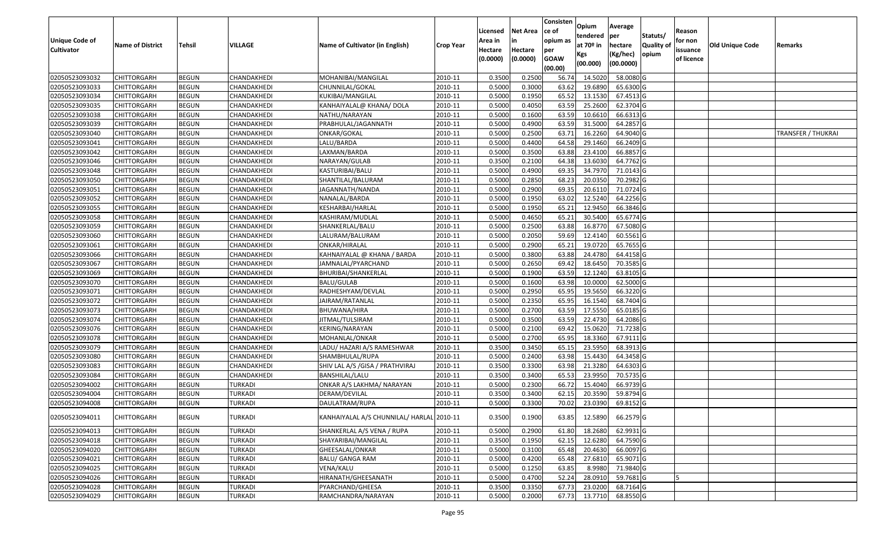| Unique Code of Cultivator | Name of District | Tehsil | VILLAGE | Name of Cultivator (in English) | Crop Year | Licensed Area in Hectare (0.0000) | Net Area in Hectare (0.0000) | Consistence of opium as per GOAW (00.00) | Opium tendered at 70º in Kgs (00.000) | Average per hectare (Kg/hec) (00.0000) | Statuts/ Quality of opium | Reason for non issuance of licence | Old Unique Code | Remarks |
|---|---|---|---|---|---|---|---|---|---|---|---|---|---|---|
| 02050523093032 | CHITTORGARH | BEGUN | CHANDAKHEDI | MOHANIBAI/MANGILAL | 2010-11 | 0.3500 | 0.2500 | 56.74 | 14.5020 | 58.0080 | G | | | |
| 02050523093033 | CHITTORGARH | BEGUN | CHANDAKHEDI | CHUNNILAL/GOKAL | 2010-11 | 0.5000 | 0.3000 | 63.62 | 19.6890 | 65.6300 | G | | | |
| 02050523093034 | CHITTORGARH | BEGUN | CHANDAKHEDI | KUKIBAI/MANGILAL | 2010-11 | 0.5000 | 0.1950 | 65.52 | 13.1530 | 67.4513 | G | | | |
| 02050523093035 | CHITTORGARH | BEGUN | CHANDAKHEDI | KANHAIYALAL@ KHANA/ DOLA | 2010-11 | 0.5000 | 0.4050 | 63.59 | 25.2600 | 62.3704 | G | | | |
| 02050523093038 | CHITTORGARH | BEGUN | CHANDAKHEDI | NATHU/NARAYAN | 2010-11 | 0.5000 | 0.1600 | 63.59 | 10.6610 | 66.6313 | G | | | |
| 02050523093039 | CHITTORGARH | BEGUN | CHANDAKHEDI | PRABHULAL/JAGANNATH | 2010-11 | 0.5000 | 0.4900 | 63.59 | 31.5000 | 64.2857 | G | | | |
| 02050523093040 | CHITTORGARH | BEGUN | CHANDAKHEDI | ONKAR/GOKAL | 2010-11 | 0.5000 | 0.2500 | 63.71 | 16.2260 | 64.9040 | G | | | TRANSFER / THUKRAI |
| 02050523093041 | CHITTORGARH | BEGUN | CHANDAKHEDI | LALU/BARDA | 2010-11 | 0.5000 | 0.4400 | 64.58 | 29.1460 | 66.2409 | G | | | |
| 02050523093042 | CHITTORGARH | BEGUN | CHANDAKHEDI | LAXMAN/BARDA | 2010-11 | 0.5000 | 0.3500 | 63.88 | 23.4100 | 66.8857 | G | | | |
| 02050523093046 | CHITTORGARH | BEGUN | CHANDAKHEDI | NARAYAN/GULAB | 2010-11 | 0.3500 | 0.2100 | 64.38 | 13.6030 | 64.7762 | G | | | |
| 02050523093048 | CHITTORGARH | BEGUN | CHANDAKHEDI | KASTURIBAI/BALU | 2010-11 | 0.5000 | 0.4900 | 69.35 | 34.7970 | 71.0143 | G | | | |
| 02050523093050 | CHITTORGARH | BEGUN | CHANDAKHEDI | SHANTILAL/BALURAM | 2010-11 | 0.5000 | 0.2850 | 68.23 | 20.0350 | 70.2982 | G | | | |
| 02050523093051 | CHITTORGARH | BEGUN | CHANDAKHEDI | JAGANNATH/NANDA | 2010-11 | 0.5000 | 0.2900 | 69.35 | 20.6110 | 71.0724 | G | | | |
| 02050523093052 | CHITTORGARH | BEGUN | CHANDAKHEDI | NANALAL/BARDA | 2010-11 | 0.5000 | 0.1950 | 63.02 | 12.5240 | 64.2256 | G | | | |
| 02050523093055 | CHITTORGARH | BEGUN | CHANDAKHEDI | KESHARBAI/HARLAL | 2010-11 | 0.5000 | 0.1950 | 65.21 | 12.9450 | 66.3846 | G | | | |
| 02050523093058 | CHITTORGARH | BEGUN | CHANDAKHEDI | KASHIRAM/MUDLAL | 2010-11 | 0.5000 | 0.4650 | 65.21 | 30.5400 | 65.6774 | G | | | |
| 02050523093059 | CHITTORGARH | BEGUN | CHANDAKHEDI | SHANKERLAL/BALU | 2010-11 | 0.5000 | 0.2500 | 63.88 | 16.8770 | 67.5080 | G | | | |
| 02050523093060 | CHITTORGARH | BEGUN | CHANDAKHEDI | LALURAM/BALURAM | 2010-11 | 0.5000 | 0.2050 | 59.69 | 12.4140 | 60.5561 | G | | | |
| 02050523093061 | CHITTORGARH | BEGUN | CHANDAKHEDI | ONKAR/HIRALAL | 2010-11 | 0.5000 | 0.2900 | 65.21 | 19.0720 | 65.7655 | G | | | |
| 02050523093066 | CHITTORGARH | BEGUN | CHANDAKHEDI | KAHNAIYALAL @ KHANA / BARDA | 2010-11 | 0.5000 | 0.3800 | 63.88 | 24.4780 | 64.4158 | G | | | |
| 02050523093067 | CHITTORGARH | BEGUN | CHANDAKHEDI | JAMNALAL/PYARCHAND | 2010-11 | 0.5000 | 0.2650 | 69.42 | 18.6450 | 70.3585 | G | | | |
| 02050523093069 | CHITTORGARH | BEGUN | CHANDAKHEDI | BHURIBAI/SHANKERLAL | 2010-11 | 0.5000 | 0.1900 | 63.59 | 12.1240 | 63.8105 | G | | | |
| 02050523093070 | CHITTORGARH | BEGUN | CHANDAKHEDI | BALU/GULAB | 2010-11 | 0.5000 | 0.1600 | 63.98 | 10.0000 | 62.5000 | G | | | |
| 02050523093071 | CHITTORGARH | BEGUN | CHANDAKHEDI | RADHESHYAM/DEVLAL | 2010-11 | 0.5000 | 0.2950 | 65.95 | 19.5650 | 66.3220 | G | | | |
| 02050523093072 | CHITTORGARH | BEGUN | CHANDAKHEDI | JAIRAM/RATANLAL | 2010-11 | 0.5000 | 0.2350 | 65.95 | 16.1540 | 68.7404 | G | | | |
| 02050523093073 | CHITTORGARH | BEGUN | CHANDAKHEDI | BHUWANA/HIRA | 2010-11 | 0.5000 | 0.2700 | 63.59 | 17.5550 | 65.0185 | G | | | |
| 02050523093074 | CHITTORGARH | BEGUN | CHANDAKHEDI | JITMAL/TULSIRAM | 2010-11 | 0.5000 | 0.3500 | 63.59 | 22.4730 | 64.2086 | G | | | |
| 02050523093076 | CHITTORGARH | BEGUN | CHANDAKHEDI | KERING/NARAYAN | 2010-11 | 0.5000 | 0.2100 | 69.42 | 15.0620 | 71.7238 | G | | | |
| 02050523093078 | CHITTORGARH | BEGUN | CHANDAKHEDI | MOHANLAL/ONKAR | 2010-11 | 0.5000 | 0.2700 | 65.95 | 18.3360 | 67.9111 | G | | | |
| 02050523093079 | CHITTORGARH | BEGUN | CHANDAKHEDI | LADU/ HAZARI A/S RAMESHWAR | 2010-11 | 0.3500 | 0.3450 | 65.15 | 23.5950 | 68.3913 | G | | | |
| 02050523093080 | CHITTORGARH | BEGUN | CHANDAKHEDI | SHAMBHULAL/RUPA | 2010-11 | 0.5000 | 0.2400 | 63.98 | 15.4430 | 64.3458 | G | | | |
| 02050523093083 | CHITTORGARH | BEGUN | CHANDAKHEDI | SHIV LAL A/S /GISA / PRATHVIRAJ | 2010-11 | 0.3500 | 0.3300 | 63.98 | 21.3280 | 64.6303 | G | | | |
| 02050523093084 | CHITTORGARH | BEGUN | CHANDAKHEDI | BANSHILAL/LALU | 2010-11 | 0.3500 | 0.3400 | 65.53 | 23.9950 | 70.5735 | G | | | |
| 02050523094002 | CHITTORGARH | BEGUN | TURKADI | ONKAR A/S LAKHMA/ NARAYAN | 2010-11 | 0.5000 | 0.2300 | 66.72 | 15.4040 | 66.9739 | G | | | |
| 02050523094004 | CHITTORGARH | BEGUN | TURKADI | DERAM/DEVILAL | 2010-11 | 0.3500 | 0.3400 | 62.15 | 20.3590 | 59.8794 | G | | | |
| 02050523094008 | CHITTORGARH | BEGUN | TURKADI | DAULATRAM/RUPA | 2010-11 | 0.5000 | 0.3300 | 70.02 | 23.0390 | 69.8152 | G | | | |
| 02050523094011 | CHITTORGARH | BEGUN | TURKADI | KANHAIYALAL A/S CHUNNILAL/ HARLAL | 2010-11 | 0.3500 | 0.1900 | 63.85 | 12.5890 | 66.2579 | G | | | |
| 02050523094013 | CHITTORGARH | BEGUN | TURKADI | SHANKERLAL A/S VENA / RUPA | 2010-11 | 0.5000 | 0.2900 | 61.80 | 18.2680 | 62.9931 | G | | | |
| 02050523094018 | CHITTORGARH | BEGUN | TURKADI | SHAYARIBAI/MANGILAL | 2010-11 | 0.3500 | 0.1950 | 62.15 | 12.6280 | 64.7590 | G | | | |
| 02050523094020 | CHITTORGARH | BEGUN | TURKADI | GHEESALAL/ONKAR | 2010-11 | 0.5000 | 0.3100 | 65.48 | 20.4630 | 66.0097 | G | | | |
| 02050523094021 | CHITTORGARH | BEGUN | TURKADI | BALU/ GANGA RAM | 2010-11 | 0.5000 | 0.4200 | 65.48 | 27.6810 | 65.9071 | G | | | |
| 02050523094025 | CHITTORGARH | BEGUN | TURKADI | VENA/KALU | 2010-11 | 0.5000 | 0.1250 | 63.85 | 8.9980 | 71.9840 | G | | | |
| 02050523094026 | CHITTORGARH | BEGUN | TURKADI | HIRANATH/GHEESANATH | 2010-11 | 0.5000 | 0.4700 | 52.24 | 28.0910 | 59.7681 | G | 5 | | |
| 02050523094028 | CHITTORGARH | BEGUN | TURKADI | PYARCHAND/GHEESA | 2010-11 | 0.3500 | 0.3350 | 67.73 | 23.0200 | 68.7164 | G | | | |
| 02050523094029 | CHITTORGARH | BEGUN | TURKADI | RAMCHANDRA/NARAYAN | 2010-11 | 0.5000 | 0.2000 | 67.73 | 13.7710 | 68.8550 | G | | | |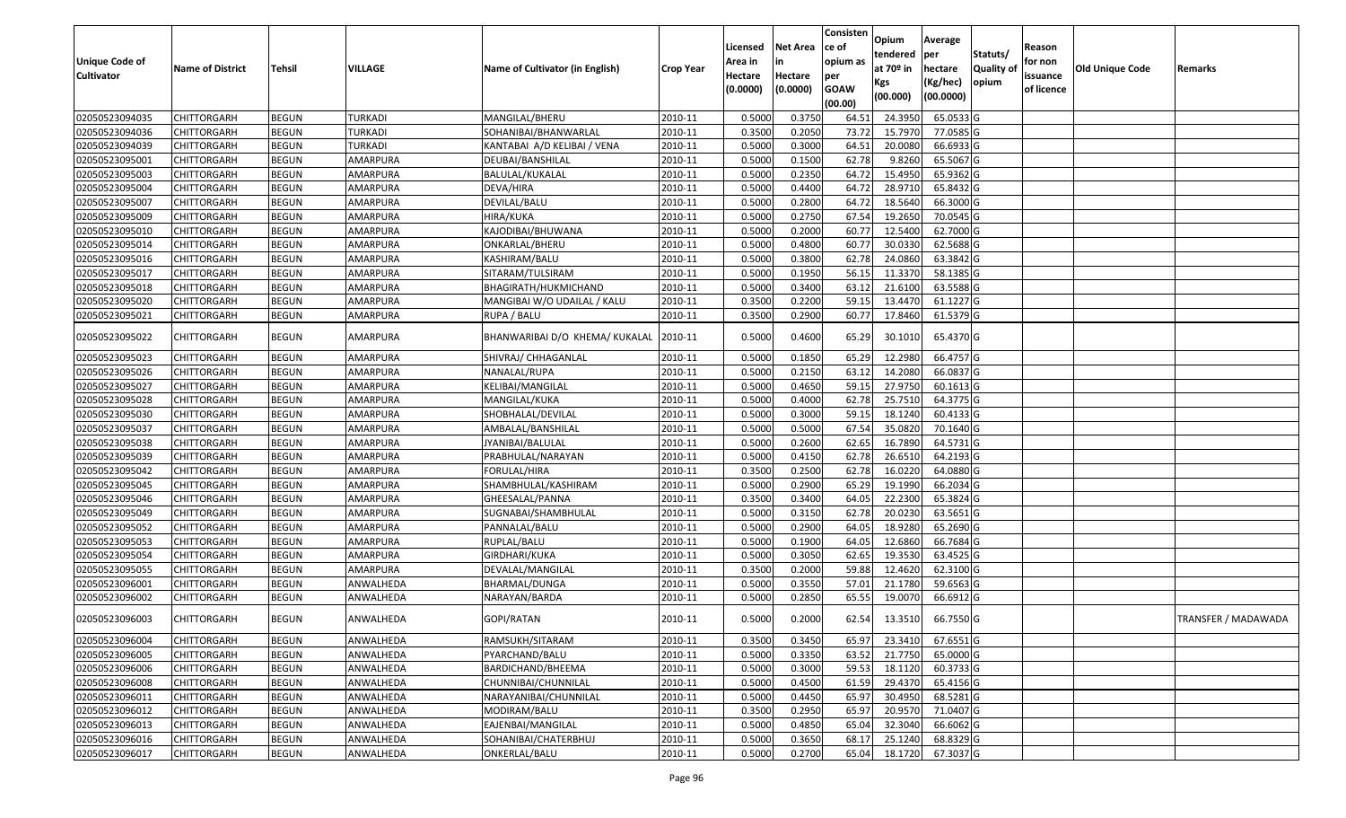| Unique Code of Cultivator | Name of District | Tehsil | VILLAGE | Name of Cultivator (in English) | Crop Year | Licensed Area in Hectare (0.0000) | Net Area in Hectare (0.0000) | Consistence of opium as per GOAW (00.00) | Opium tendered at 70º in Kgs (00.000) | Average per hectare (Kg/hec) (00.0000) | Statuts/ Quality of opium | Reason for non issuance of licence | Old Unique Code | Remarks |
|---|---|---|---|---|---|---|---|---|---|---|---|---|---|---|
| 02050523094035 | CHITTORGARH | BEGUN | TURKADI | MANGILAL/BHERU | 2010-11 | 0.5000 | 0.3750 | 64.51 | 24.3950 | 65.0533 | G | | | |
| 02050523094036 | CHITTORGARH | BEGUN | TURKADI | SOHANIBAI/BHANWARLAL | 2010-11 | 0.3500 | 0.2050 | 73.72 | 15.7970 | 77.0585 | G | | | |
| 02050523094039 | CHITTORGARH | BEGUN | TURKADI | KANTABAI A/D KELIBAI / VENA | 2010-11 | 0.5000 | 0.3000 | 64.51 | 20.0080 | 66.6933 | G | | | |
| 02050523095001 | CHITTORGARH | BEGUN | AMARPURA | DEUBAI/BANSHILAL | 2010-11 | 0.5000 | 0.1500 | 62.78 | 9.8260 | 65.5067 | G | | | |
| 02050523095003 | CHITTORGARH | BEGUN | AMARPURA | BALULAL/KUKALAL | 2010-11 | 0.5000 | 0.2350 | 64.72 | 15.4950 | 65.9362 | G | | | |
| 02050523095004 | CHITTORGARH | BEGUN | AMARPURA | DEVA/HIRA | 2010-11 | 0.5000 | 0.4400 | 64.72 | 28.9710 | 65.8432 | G | | | |
| 02050523095007 | CHITTORGARH | BEGUN | AMARPURA | DEVILAL/BALU | 2010-11 | 0.5000 | 0.2800 | 64.72 | 18.5640 | 66.3000 | G | | | |
| 02050523095009 | CHITTORGARH | BEGUN | AMARPURA | HIRA/KUKA | 2010-11 | 0.5000 | 0.2750 | 67.54 | 19.2650 | 70.0545 | G | | | |
| 02050523095010 | CHITTORGARH | BEGUN | AMARPURA | KAJODIBAI/BHUWANA | 2010-11 | 0.5000 | 0.2000 | 60.77 | 12.5400 | 62.7000 | G | | | |
| 02050523095014 | CHITTORGARH | BEGUN | AMARPURA | ONKARLAL/BHERU | 2010-11 | 0.5000 | 0.4800 | 60.77 | 30.0330 | 62.5688 | G | | | |
| 02050523095016 | CHITTORGARH | BEGUN | AMARPURA | KASHIRAM/BALU | 2010-11 | 0.5000 | 0.3800 | 62.78 | 24.0860 | 63.3842 | G | | | |
| 02050523095017 | CHITTORGARH | BEGUN | AMARPURA | SITARAM/TULSIRAM | 2010-11 | 0.5000 | 0.1950 | 56.15 | 11.3370 | 58.1385 | G | | | |
| 02050523095018 | CHITTORGARH | BEGUN | AMARPURA | BHAGIRATH/HUKMICHAND | 2010-11 | 0.5000 | 0.3400 | 63.12 | 21.6100 | 63.5588 | G | | | |
| 02050523095020 | CHITTORGARH | BEGUN | AMARPURA | MANGIBAI W/O UDAILAL / KALU | 2010-11 | 0.3500 | 0.2200 | 59.15 | 13.4470 | 61.1227 | G | | | |
| 02050523095021 | CHITTORGARH | BEGUN | AMARPURA | RUPA / BALU | 2010-11 | 0.3500 | 0.2900 | 60.77 | 17.8460 | 61.5379 | G | | | |
| 02050523095022 | CHITTORGARH | BEGUN | AMARPURA | BHANWARIBAI D/O KHEMA/ KUKALAL | 2010-11 | 0.5000 | 0.4600 | 65.29 | 30.1010 | 65.4370 | G | | | |
| 02050523095023 | CHITTORGARH | BEGUN | AMARPURA | SHIVRAJ/ CHHAGANLAL | 2010-11 | 0.5000 | 0.1850 | 65.29 | 12.2980 | 66.4757 | G | | | |
| 02050523095026 | CHITTORGARH | BEGUN | AMARPURA | NANALAL/RUPA | 2010-11 | 0.5000 | 0.2150 | 63.12 | 14.2080 | 66.0837 | G | | | |
| 02050523095027 | CHITTORGARH | BEGUN | AMARPURA | KELIBAI/MANGILAL | 2010-11 | 0.5000 | 0.4650 | 59.15 | 27.9750 | 60.1613 | G | | | |
| 02050523095028 | CHITTORGARH | BEGUN | AMARPURA | MANGILAL/KUKA | 2010-11 | 0.5000 | 0.4000 | 62.78 | 25.7510 | 64.3775 | G | | | |
| 02050523095030 | CHITTORGARH | BEGUN | AMARPURA | SHOBHALAL/DEVILAL | 2010-11 | 0.5000 | 0.3000 | 59.15 | 18.1240 | 60.4133 | G | | | |
| 02050523095037 | CHITTORGARH | BEGUN | AMARPURA | AMBALAL/BANSHILAL | 2010-11 | 0.5000 | 0.5000 | 67.54 | 35.0820 | 70.1640 | G | | | |
| 02050523095038 | CHITTORGARH | BEGUN | AMARPURA | JYANIBAI/BALULAL | 2010-11 | 0.5000 | 0.2600 | 62.65 | 16.7890 | 64.5731 | G | | | |
| 02050523095039 | CHITTORGARH | BEGUN | AMARPURA | PRABHULAL/NARAYAN | 2010-11 | 0.5000 | 0.4150 | 62.78 | 26.6510 | 64.2193 | G | | | |
| 02050523095042 | CHITTORGARH | BEGUN | AMARPURA | FORULAL/HIRA | 2010-11 | 0.3500 | 0.2500 | 62.78 | 16.0220 | 64.0880 | G | | | |
| 02050523095045 | CHITTORGARH | BEGUN | AMARPURA | SHAMBHULAL/KASHIRAM | 2010-11 | 0.5000 | 0.2900 | 65.29 | 19.1990 | 66.2034 | G | | | |
| 02050523095046 | CHITTORGARH | BEGUN | AMARPURA | GHEESALAL/PANNA | 2010-11 | 0.3500 | 0.3400 | 64.05 | 22.2300 | 65.3824 | G | | | |
| 02050523095049 | CHITTORGARH | BEGUN | AMARPURA | SUGNABAI/SHAMBHULAL | 2010-11 | 0.5000 | 0.3150 | 62.78 | 20.0230 | 63.5651 | G | | | |
| 02050523095052 | CHITTORGARH | BEGUN | AMARPURA | PANNALAL/BALU | 2010-11 | 0.5000 | 0.2900 | 64.05 | 18.9280 | 65.2690 | G | | | |
| 02050523095053 | CHITTORGARH | BEGUN | AMARPURA | RUPLAL/BALU | 2010-11 | 0.5000 | 0.1900 | 64.05 | 12.6860 | 66.7684 | G | | | |
| 02050523095054 | CHITTORGARH | BEGUN | AMARPURA | GIRDHARI/KUKA | 2010-11 | 0.5000 | 0.3050 | 62.65 | 19.3530 | 63.4525 | G | | | |
| 02050523095055 | CHITTORGARH | BEGUN | AMARPURA | DEVALAL/MANGILAL | 2010-11 | 0.3500 | 0.2000 | 59.88 | 12.4620 | 62.3100 | G | | | |
| 02050523096001 | CHITTORGARH | BEGUN | ANWALHEDA | BHARMAL/DUNGA | 2010-11 | 0.5000 | 0.3550 | 57.01 | 21.1780 | 59.6563 | G | | | |
| 02050523096002 | CHITTORGARH | BEGUN | ANWALHEDA | NARAYAN/BARDA | 2010-11 | 0.5000 | 0.2850 | 65.55 | 19.0070 | 66.6912 | G | | | |
| 02050523096003 | CHITTORGARH | BEGUN | ANWALHEDA | GOPI/RATAN | 2010-11 | 0.5000 | 0.2000 | 62.54 | 13.3510 | 66.7550 | G | | | TRANSFER / MADAWADA |
| 02050523096004 | CHITTORGARH | BEGUN | ANWALHEDA | RAMSUKH/SITARAM | 2010-11 | 0.3500 | 0.3450 | 65.97 | 23.3410 | 67.6551 | G | | | |
| 02050523096005 | CHITTORGARH | BEGUN | ANWALHEDA | PYARCHAND/BALU | 2010-11 | 0.5000 | 0.3350 | 63.52 | 21.7750 | 65.0000 | G | | | |
| 02050523096006 | CHITTORGARH | BEGUN | ANWALHEDA | BARDICHAND/BHEEMA | 2010-11 | 0.5000 | 0.3000 | 59.53 | 18.1120 | 60.3733 | G | | | |
| 02050523096008 | CHITTORGARH | BEGUN | ANWALHEDA | CHUNNIBAI/CHUNNILAL | 2010-11 | 0.5000 | 0.4500 | 61.59 | 29.4370 | 65.4156 | G | | | |
| 02050523096011 | CHITTORGARH | BEGUN | ANWALHEDA | NARAYANIBAI/CHUNNILAL | 2010-11 | 0.5000 | 0.4450 | 65.97 | 30.4950 | 68.5281 | G | | | |
| 02050523096012 | CHITTORGARH | BEGUN | ANWALHEDA | MODIRAM/BALU | 2010-11 | 0.3500 | 0.2950 | 65.97 | 20.9570 | 71.0407 | G | | | |
| 02050523096013 | CHITTORGARH | BEGUN | ANWALHEDA | EAJENBAI/MANGILAL | 2010-11 | 0.5000 | 0.4850 | 65.04 | 32.3040 | 66.6062 | G | | | |
| 02050523096016 | CHITTORGARH | BEGUN | ANWALHEDA | SOHANIBAI/CHATERBHUJ | 2010-11 | 0.5000 | 0.3650 | 68.17 | 25.1240 | 68.8329 | G | | | |
| 02050523096017 | CHITTORGARH | BEGUN | ANWALHEDA | ONKERLAL/BALU | 2010-11 | 0.5000 | 0.2700 | 65.04 | 18.1720 | 67.3037 | G | | | |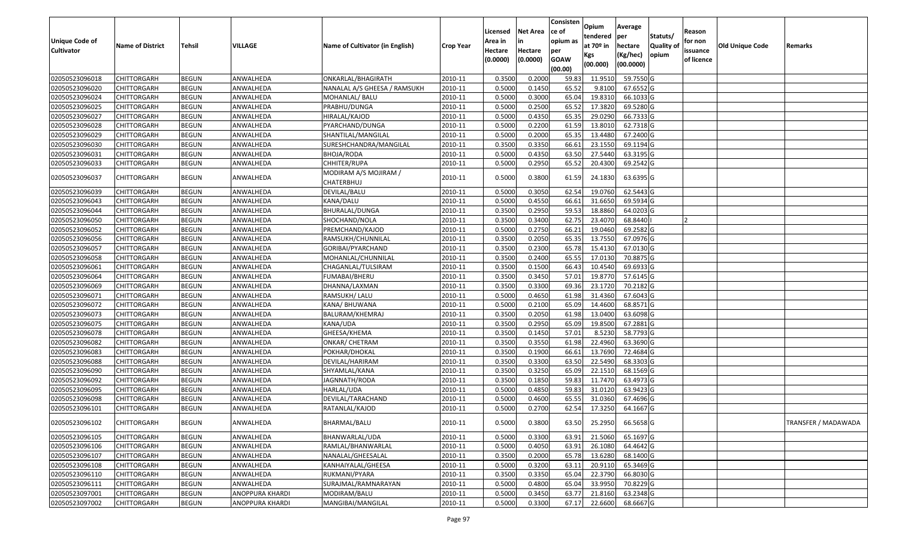| Unique Code of Cultivator | Name of District | Tehsil | VILLAGE | Name of Cultivator (in English) | Crop Year | Licensed Area in Hectare (0.0000) | Net Area in Hectare (0.0000) | Consistence of opium as per GOAW (00.00) | Opium tendered at 70º in Kgs (00.000) | Average per hectare (Kg/hec) (00.0000) | Statuts/ Quality of opium | Reason for non issuance of licence | Old Unique Code | Remarks |
|---|---|---|---|---|---|---|---|---|---|---|---|---|---|---|
| 02050523096018 | CHITTORGARH | BEGUN | ANWALHEDA | ONKARLAL/BHAGIRATH | 2010-11 | 0.3500 | 0.2000 | 59.83 | 11.9510 | 59.7550 | G | | | |
| 02050523096020 | CHITTORGARH | BEGUN | ANWALHEDA | NANALAL A/S GHEESA / RAMSUKH | 2010-11 | 0.5000 | 0.1450 | 65.52 | 9.8100 | 67.6552 | G | | | |
| 02050523096024 | CHITTORGARH | BEGUN | ANWALHEDA | MOHANLAL/ BALU | 2010-11 | 0.5000 | 0.3000 | 65.04 | 19.8310 | 66.1033 | G | | | |
| 02050523096025 | CHITTORGARH | BEGUN | ANWALHEDA | PRABHU/DUNGA | 2010-11 | 0.5000 | 0.2500 | 65.52 | 17.3820 | 69.5280 | G | | | |
| 02050523096027 | CHITTORGARH | BEGUN | ANWALHEDA | HIRALAL/KAJOD | 2010-11 | 0.5000 | 0.4350 | 65.35 | 29.0290 | 66.7333 | G | | | |
| 02050523096028 | CHITTORGARH | BEGUN | ANWALHEDA | PYARCHAND/DUNGA | 2010-11 | 0.5000 | 0.2200 | 61.59 | 13.8010 | 62.7318 | G | | | |
| 02050523096029 | CHITTORGARH | BEGUN | ANWALHEDA | SHANTILAL/MANGILAL | 2010-11 | 0.5000 | 0.2000 | 65.35 | 13.4480 | 67.2400 | G | | | |
| 02050523096030 | CHITTORGARH | BEGUN | ANWALHEDA | SURESHCHANDRA/MANGILAL | 2010-11 | 0.3500 | 0.3350 | 66.61 | 23.1550 | 69.1194 | G | | | |
| 02050523096031 | CHITTORGARH | BEGUN | ANWALHEDA | BHOJA/RODA | 2010-11 | 0.5000 | 0.4350 | 63.50 | 27.5440 | 63.3195 | G | | | |
| 02050523096033 | CHITTORGARH | BEGUN | ANWALHEDA | CHHITER/RUPA | 2010-11 | 0.5000 | 0.2950 | 65.52 | 20.4300 | 69.2542 | G | | | |
| 02050523096037 | CHITTORGARH | BEGUN | ANWALHEDA | MODIRAM A/S MOJIRAM / CHATERBHUJ | 2010-11 | 0.5000 | 0.3800 | 61.59 | 24.1830 | 63.6395 | G | | | |
| 02050523096039 | CHITTORGARH | BEGUN | ANWALHEDA | DEVILAL/BALU | 2010-11 | 0.5000 | 0.3050 | 62.54 | 19.0760 | 62.5443 | G | | | |
| 02050523096043 | CHITTORGARH | BEGUN | ANWALHEDA | KANA/DALU | 2010-11 | 0.5000 | 0.4550 | 66.61 | 31.6650 | 69.5934 | G | | | |
| 02050523096044 | CHITTORGARH | BEGUN | ANWALHEDA | BHURALAL/DUNGA | 2010-11 | 0.3500 | 0.2950 | 59.53 | 18.8860 | 64.0203 | G | | | |
| 02050523096050 | CHITTORGARH | BEGUN | ANWALHEDA | SHOCHAND/NOLA | 2010-11 | 0.3500 | 0.3400 | 62.75 | 23.4070 | 68.8440 | I | 2 | | |
| 02050523096052 | CHITTORGARH | BEGUN | ANWALHEDA | PREMCHAND/KAJOD | 2010-11 | 0.5000 | 0.2750 | 66.21 | 19.0460 | 69.2582 | G | | | |
| 02050523096056 | CHITTORGARH | BEGUN | ANWALHEDA | RAMSUKH/CHUNNILAL | 2010-11 | 0.3500 | 0.2050 | 65.35 | 13.7550 | 67.0976 | G | | | |
| 02050523096057 | CHITTORGARH | BEGUN | ANWALHEDA | GORIBAI/PYARCHAND | 2010-11 | 0.3500 | 0.2300 | 65.78 | 15.4130 | 67.0130 | G | | | |
| 02050523096058 | CHITTORGARH | BEGUN | ANWALHEDA | MOHANLAL/CHUNNILAL | 2010-11 | 0.3500 | 0.2400 | 65.55 | 17.0130 | 70.8875 | G | | | |
| 02050523096061 | CHITTORGARH | BEGUN | ANWALHEDA | CHAGANLAL/TULSIRAM | 2010-11 | 0.3500 | 0.1500 | 66.43 | 10.4540 | 69.6933 | G | | | |
| 02050523096064 | CHITTORGARH | BEGUN | ANWALHEDA | FUMABAI/BHERU | 2010-11 | 0.3500 | 0.3450 | 57.01 | 19.8770 | 57.6145 | G | | | |
| 02050523096069 | CHITTORGARH | BEGUN | ANWALHEDA | DHANNA/LAXMAN | 2010-11 | 0.3500 | 0.3300 | 69.36 | 23.1720 | 70.2182 | G | | | |
| 02050523096071 | CHITTORGARH | BEGUN | ANWALHEDA | RAMSUKH/ LALU | 2010-11 | 0.5000 | 0.4650 | 61.98 | 31.4360 | 67.6043 | G | | | |
| 02050523096072 | CHITTORGARH | BEGUN | ANWALHEDA | KANA/ BHUWANA | 2010-11 | 0.5000 | 0.2100 | 65.09 | 14.4600 | 68.8571 | G | | | |
| 02050523096073 | CHITTORGARH | BEGUN | ANWALHEDA | BALURAM/KHEMRAJ | 2010-11 | 0.3500 | 0.2050 | 61.98 | 13.0400 | 63.6098 | G | | | |
| 02050523096075 | CHITTORGARH | BEGUN | ANWALHEDA | KANA/UDA | 2010-11 | 0.3500 | 0.2950 | 65.09 | 19.8500 | 67.2881 | G | | | |
| 02050523096078 | CHITTORGARH | BEGUN | ANWALHEDA | GHEESA/KHEMA | 2010-11 | 0.3500 | 0.1450 | 57.01 | 8.5230 | 58.7793 | G | | | |
| 02050523096082 | CHITTORGARH | BEGUN | ANWALHEDA | ONKAR/ CHETRAM | 2010-11 | 0.3500 | 0.3550 | 61.98 | 22.4960 | 63.3690 | G | | | |
| 02050523096083 | CHITTORGARH | BEGUN | ANWALHEDA | POKHAR/DHOKAL | 2010-11 | 0.3500 | 0.1900 | 66.61 | 13.7690 | 72.4684 | G | | | |
| 02050523096088 | CHITTORGARH | BEGUN | ANWALHEDA | DEVILAL/HARIRAM | 2010-11 | 0.3500 | 0.3300 | 63.50 | 22.5490 | 68.3303 | G | | | |
| 02050523096090 | CHITTORGARH | BEGUN | ANWALHEDA | SHYAMLAL/KANA | 2010-11 | 0.3500 | 0.3250 | 65.09 | 22.1510 | 68.1569 | G | | | |
| 02050523096092 | CHITTORGARH | BEGUN | ANWALHEDA | JAGNNATH/RODA | 2010-11 | 0.3500 | 0.1850 | 59.83 | 11.7470 | 63.4973 | G | | | |
| 02050523096095 | CHITTORGARH | BEGUN | ANWALHEDA | HARLAL/UDA | 2010-11 | 0.5000 | 0.4850 | 59.83 | 31.0120 | 63.9423 | G | | | |
| 02050523096098 | CHITTORGARH | BEGUN | ANWALHEDA | DEVILAL/TARACHAND | 2010-11 | 0.5000 | 0.4600 | 65.55 | 31.0360 | 67.4696 | G | | | |
| 02050523096101 | CHITTORGARH | BEGUN | ANWALHEDA | RATANLAL/KAJOD | 2010-11 | 0.5000 | 0.2700 | 62.54 | 17.3250 | 64.1667 | G | | | |
| 02050523096102 | CHITTORGARH | BEGUN | ANWALHEDA | BHARMAL/BALU | 2010-11 | 0.5000 | 0.3800 | 63.50 | 25.2950 | 66.5658 | G | | | TRANSFER / MADAWADA |
| 02050523096105 | CHITTORGARH | BEGUN | ANWALHEDA | BHANWARLAL/UDA | 2010-11 | 0.5000 | 0.3300 | 63.91 | 21.5060 | 65.1697 | G | | | |
| 02050523096106 | CHITTORGARH | BEGUN | ANWALHEDA | RAMLAL/BHANWARLAL | 2010-11 | 0.5000 | 0.4050 | 63.91 | 26.1080 | 64.4642 | G | | | |
| 02050523096107 | CHITTORGARH | BEGUN | ANWALHEDA | NANALAL/GHEESALAL | 2010-11 | 0.3500 | 0.2000 | 65.78 | 13.6280 | 68.1400 | G | | | |
| 02050523096108 | CHITTORGARH | BEGUN | ANWALHEDA | KANHAIYALAL/GHEESA | 2010-11 | 0.5000 | 0.3200 | 63.11 | 20.9110 | 65.3469 | G | | | |
| 02050523096110 | CHITTORGARH | BEGUN | ANWALHEDA | RUKMANI/PYARA | 2010-11 | 0.3500 | 0.3350 | 65.04 | 22.3790 | 66.8030 | G | | | |
| 02050523096111 | CHITTORGARH | BEGUN | ANWALHEDA | SURAJMAL/RAMNARAYAN | 2010-11 | 0.5000 | 0.4800 | 65.04 | 33.9950 | 70.8229 | G | | | |
| 02050523097001 | CHITTORGARH | BEGUN | ANOPPURA KHARDI | MODIRAM/BALU | 2010-11 | 0.5000 | 0.3450 | 63.77 | 21.8160 | 63.2348 | G | | | |
| 02050523097002 | CHITTORGARH | BEGUN | ANOPPURA KHARDI | MANGIBAI/MANGILAL | 2010-11 | 0.5000 | 0.3300 | 67.17 | 22.6600 | 68.6667 | G | | | |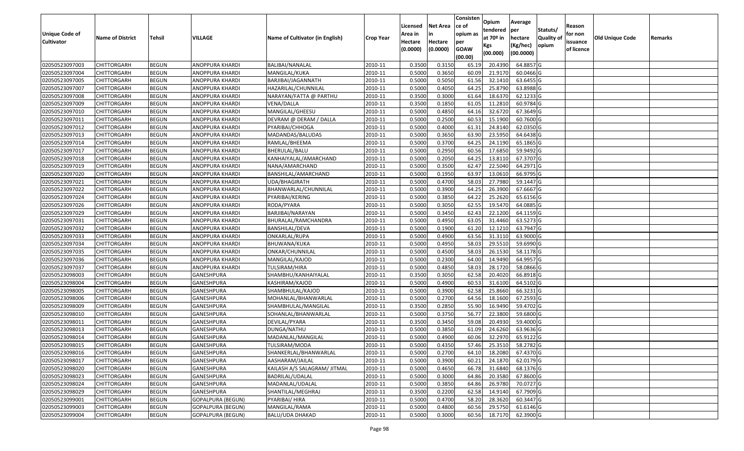| Unique Code of Cultivator | Name of District | Tehsil | VILLAGE | Name of Cultivator (in English) | Crop Year | Licensed Area in Hectare (0.0000) | Net Area in Hectare (0.0000) | Consistence of opium as per GOAW (00.00) | Opium tendered at 70º in Kgs (00.000) | Average per hectare (Kg/hec) (00.0000) | Statuts/ Quality of opium | Reason for non issuance of licence | Old Unique Code | Remarks |
|---|---|---|---|---|---|---|---|---|---|---|---|---|---|---|
| 02050523097003 | CHITTORGARH | BEGUN | ANOPPURA KHARDI | BALIBAI/NANALAL | 2010-11 | 0.3500 | 0.3150 | 65.19 | 20.4390 | 64.8857 | G | | | |
| 02050523097004 | CHITTORGARH | BEGUN | ANOPPURA KHARDI | MANGILAL/KUKA | 2010-11 | 0.5000 | 0.3650 | 60.09 | 21.9170 | 60.0466 | G | | | |
| 02050523097005 | CHITTORGARH | BEGUN | ANOPPURA KHARDI | BARJIBAI/JAGANNATH | 2010-11 | 0.5000 | 0.5050 | 61.56 | 32.1410 | 63.6455 | G | | | |
| 02050523097007 | CHITTORGARH | BEGUN | ANOPPURA KHARDI | HAZARILAL/CHUNNILAL | 2010-11 | 0.5000 | 0.4050 | 64.25 | 25.8790 | 63.8988 | G | | | |
| 02050523097008 | CHITTORGARH | BEGUN | ANOPPURA KHARDI | NARAYAN/FATTA @ PARTHU | 2010-11 | 0.3500 | 0.3000 | 61.64 | 18.6370 | 62.1233 | G | | | |
| 02050523097009 | CHITTORGARH | BEGUN | ANOPPURA KHARDI | VENA/DALLA | 2010-11 | 0.3500 | 0.1850 | 61.05 | 11.2810 | 60.9784 | G | | | |
| 02050523097010 | CHITTORGARH | BEGUN | ANOPPURA KHARDI | MANGILAL/GHEESU | 2010-11 | 0.5000 | 0.4850 | 64.16 | 32.6720 | 67.3649 | G | | | |
| 02050523097011 | CHITTORGARH | BEGUN | ANOPPURA KHARDI | DEVRAM @ DERAM / DALLA | 2010-11 | 0.5000 | 0.2500 | 60.53 | 15.1900 | 60.7600 | G | | | |
| 02050523097012 | CHITTORGARH | BEGUN | ANOPPURA KHARDI | PYARIBAI/CHHOGA | 2010-11 | 0.5000 | 0.4000 | 61.31 | 24.8140 | 62.0350 | G | | | |
| 02050523097013 | CHITTORGARH | BEGUN | ANOPPURA KHARDI | MADANDAS/BALUDAS | 2010-11 | 0.5000 | 0.3650 | 63.90 | 23.5950 | 64.6438 | G | | | |
| 02050523097014 | CHITTORGARH | BEGUN | ANOPPURA KHARDI | RAMLAL/BHEEMA | 2010-11 | 0.5000 | 0.3700 | 64.25 | 24.1190 | 65.1865 | G | | | |
| 02050523097017 | CHITTORGARH | BEGUN | ANOPPURA KHARDI | BHERULAL/BALU | 2010-11 | 0.5000 | 0.2950 | 60.56 | 17.6850 | 59.9492 | G | | | |
| 02050523097018 | CHITTORGARH | BEGUN | ANOPPURA KHARDI | KANHAIYALAL/AMARCHAND | 2010-11 | 0.5000 | 0.2050 | 64.25 | 13.8110 | 67.3707 | G | | | |
| 02050523097019 | CHITTORGARH | BEGUN | ANOPPURA KHARDI | NANA/AMARCHAND | 2010-11 | 0.5000 | 0.3500 | 62.47 | 22.5040 | 64.2971 | G | | | |
| 02050523097020 | CHITTORGARH | BEGUN | ANOPPURA KHARDI | BANSHILAL/AMARCHAND | 2010-11 | 0.5000 | 0.1950 | 63.97 | 13.0610 | 66.9795 | G | | | |
| 02050523097021 | CHITTORGARH | BEGUN | ANOPPURA KHARDI | UDA/BHAGIRATH | 2010-11 | 0.5000 | 0.4700 | 58.03 | 27.7980 | 59.1447 | G | | | |
| 02050523097022 | CHITTORGARH | BEGUN | ANOPPURA KHARDI | BHANWARLAL/CHUNNILAL | 2010-11 | 0.5000 | 0.3900 | 64.25 | 26.3900 | 67.6667 | G | | | |
| 02050523097024 | CHITTORGARH | BEGUN | ANOPPURA KHARDI | PYARIBAI/KERING | 2010-11 | 0.5000 | 0.3850 | 64.22 | 25.2620 | 65.6156 | G | | | |
| 02050523097026 | CHITTORGARH | BEGUN | ANOPPURA KHARDI | RODA/PYARA | 2010-11 | 0.5000 | 0.3050 | 62.55 | 19.5470 | 64.0885 | G | | | |
| 02050523097029 | CHITTORGARH | BEGUN | ANOPPURA KHARDI | BARJIBAI/NARAYAN | 2010-11 | 0.5000 | 0.3450 | 62.43 | 22.1200 | 64.1159 | G | | | |
| 02050523097031 | CHITTORGARH | BEGUN | ANOPPURA KHARDI | BHURALAL/RAMCHANDRA | 2010-11 | 0.5000 | 0.4950 | 63.05 | 31.4460 | 63.5273 | G | | | |
| 02050523097032 | CHITTORGARH | BEGUN | ANOPPURA KHARDI | BANSHILAL/DEVA | 2010-11 | 0.5000 | 0.1900 | 61.20 | 12.1210 | 63.7947 | G | | | |
| 02050523097033 | CHITTORGARH | BEGUN | ANOPPURA KHARDI | ONKARLAL/RUPA | 2010-11 | 0.5000 | 0.4900 | 63.56 | 31.3110 | 63.9000 | G | | | |
| 02050523097034 | CHITTORGARH | BEGUN | ANOPPURA KHARDI | BHUWANA/KUKA | 2010-11 | 0.5000 | 0.4950 | 58.03 | 29.5510 | 59.6990 | G | | | |
| 02050523097035 | CHITTORGARH | BEGUN | ANOPPURA KHARDI | ONKAR/CHUNNILAL | 2010-11 | 0.5000 | 0.4500 | 58.03 | 26.1530 | 58.1178 | G | | | |
| 02050523097036 | CHITTORGARH | BEGUN | ANOPPURA KHARDI | MANGILAL/KAJOD | 2010-11 | 0.5000 | 0.2300 | 64.00 | 14.9490 | 64.9957 | G | | | |
| 02050523097037 | CHITTORGARH | BEGUN | ANOPPURA KHARDI | TULSIRAM/HIRA | 2010-11 | 0.5000 | 0.4850 | 58.03 | 28.1720 | 58.0866 | G | | | |
| 02050523098003 | CHITTORGARH | BEGUN | GANESHPURA | SHAMBHU/KANHAIYALAL | 2010-11 | 0.3500 | 0.3050 | 62.58 | 20.4020 | 66.8918 | G | | | |
| 02050523098004 | CHITTORGARH | BEGUN | GANESHPURA | KASHIRAM/KAJOD | 2010-11 | 0.5000 | 0.4900 | 60.53 | 31.6100 | 64.5102 | G | | | |
| 02050523098005 | CHITTORGARH | BEGUN | GANESHPURA | SHAMBHULAL/KAJOD | 2010-11 | 0.5000 | 0.3900 | 62.58 | 25.8660 | 66.3231 | G | | | |
| 02050523098006 | CHITTORGARH | BEGUN | GANESHPURA | MOHANLAL/BHANWARLAL | 2010-11 | 0.5000 | 0.2700 | 64.56 | 18.1600 | 67.2593 | G | | | |
| 02050523098009 | CHITTORGARH | BEGUN | GANESHPURA | SHAMBHULAL/MANGILAL | 2010-11 | 0.3500 | 0.2850 | 55.90 | 16.9490 | 59.4702 | G | | | |
| 02050523098010 | CHITTORGARH | BEGUN | GANESHPURA | SOHANLAL/BHANWARLAL | 2010-11 | 0.5000 | 0.3750 | 56.77 | 22.3800 | 59.6800 | G | | | |
| 02050523098011 | CHITTORGARH | BEGUN | GANESHPURA | DEVILAL/PYARA | 2010-11 | 0.3500 | 0.3450 | 59.08 | 20.4930 | 59.4000 | G | | | |
| 02050523098013 | CHITTORGARH | BEGUN | GANESHPURA | DUNGA/NATHU | 2010-11 | 0.5000 | 0.3850 | 61.09 | 24.6260 | 63.9636 | G | | | |
| 02050523098014 | CHITTORGARH | BEGUN | GANESHPURA | MADANLAL/MANGILAL | 2010-11 | 0.5000 | 0.4900 | 60.06 | 32.2970 | 65.9122 | G | | | |
| 02050523098015 | CHITTORGARH | BEGUN | GANESHPURA | TULSIRAM/MODA | 2010-11 | 0.5000 | 0.4350 | 57.46 | 25.3510 | 58.2782 | G | | | |
| 02050523098016 | CHITTORGARH | BEGUN | GANESHPURA | SHANKERLAL/BHANWARLAL | 2010-11 | 0.5000 | 0.2700 | 64.10 | 18.2080 | 67.4370 | G | | | |
| 02050523098017 | CHITTORGARH | BEGUN | GANESHPURA | AASHARAM/JAILAL | 2010-11 | 0.5000 | 0.3900 | 60.21 | 24.1870 | 62.0179 | G | | | |
| 02050523098020 | CHITTORGARH | BEGUN | GANESHPURA | KAILASH A/S SALAGRAM/ JITMAL | 2010-11 | 0.5000 | 0.4650 | 66.78 | 31.6840 | 68.1376 | G | | | |
| 02050523098023 | CHITTORGARH | BEGUN | GANESHPURA | BADRILAL/UDALAL | 2010-11 | 0.5000 | 0.3000 | 64.86 | 20.3580 | 67.8600 | G | | | |
| 02050523098024 | CHITTORGARH | BEGUN | GANESHPURA | MADANLAL/UDALAL | 2010-11 | 0.5000 | 0.3850 | 64.86 | 26.9780 | 70.0727 | G | | | |
| 02050523098029 | CHITTORGARH | BEGUN | GANESHPURA | SHANTILAL/MEGHRAJ | 2010-11 | 0.3500 | 0.2200 | 62.58 | 14.9140 | 67.7909 | G | | | |
| 02050523099001 | CHITTORGARH | BEGUN | GOPALPURA (BEGUN) | PYARIBAI/ HIRA | 2010-11 | 0.5000 | 0.4700 | 58.20 | 28.3620 | 60.3447 | G | | | |
| 02050523099003 | CHITTORGARH | BEGUN | GOPALPURA (BEGUN) | MANGILAL/RAMA | 2010-11 | 0.5000 | 0.4800 | 60.56 | 29.5750 | 61.6146 | G | | | |
| 02050523099004 | CHITTORGARH | BEGUN | GOPALPURA (BEGUN) | BALU/UDA DHAKAD | 2010-11 | 0.5000 | 0.3000 | 60.56 | 18.7170 | 62.3900 | G | | | |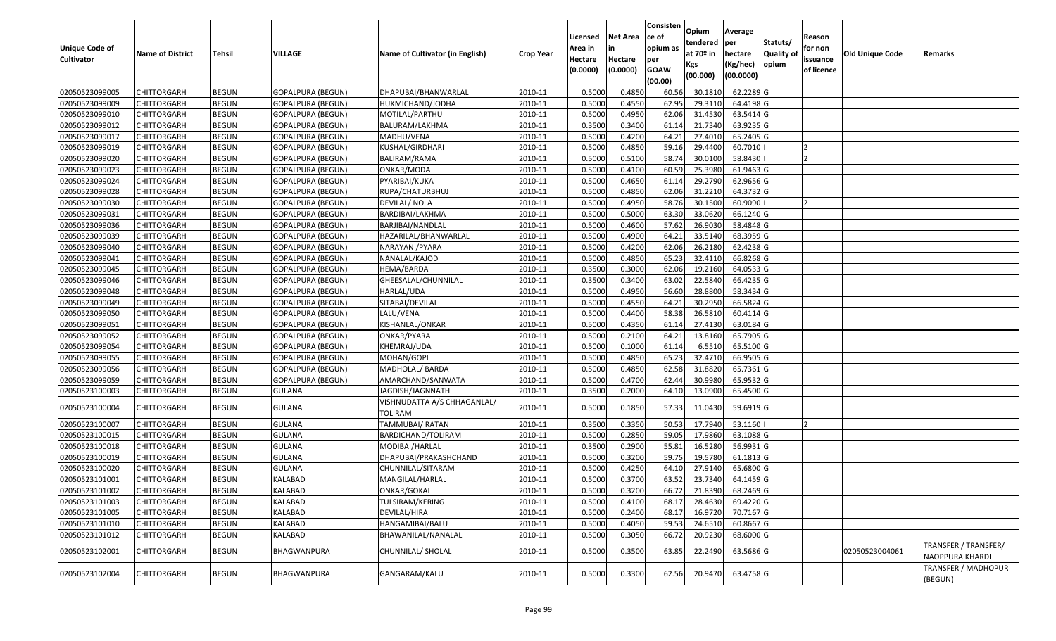| Unique Code of Cultivator | Name of District | Tehsil | VILLAGE | Name of Cultivator (in English) | Crop Year | Licensed Area in Hectare (0.0000) | Net Area in Hectare (0.0000) | Consistence of opium as per GOAW (00.00) | Opium tendered at 70º in Kgs (00.000) | Average per hectare (Kg/hec) (00.0000) | Statuts/ Quality of opium | Reason for non issuance of licence | Old Unique Code | Remarks |
|---|---|---|---|---|---|---|---|---|---|---|---|---|---|---|
| 02050523099005 | CHITTORGARH | BEGUN | GOPALPURA (BEGUN) | DHAPUBAI/BHANWARLAL | 2010-11 | 0.5000 | 0.4850 | 60.56 | 30.1810 | 62.2289 | G | | | |
| 02050523099009 | CHITTORGARH | BEGUN | GOPALPURA (BEGUN) | HUKMICHAND/JODHA | 2010-11 | 0.5000 | 0.4550 | 62.95 | 29.3110 | 64.4198 | G | | | |
| 02050523099010 | CHITTORGARH | BEGUN | GOPALPURA (BEGUN) | MOTILAL/PARTHU | 2010-11 | 0.5000 | 0.4950 | 62.06 | 31.4530 | 63.5414 | G | | | |
| 02050523099012 | CHITTORGARH | BEGUN | GOPALPURA (BEGUN) | BALURAM/LAKHMA | 2010-11 | 0.3500 | 0.3400 | 61.14 | 21.7340 | 63.9235 | G | | | |
| 02050523099017 | CHITTORGARH | BEGUN | GOPALPURA (BEGUN) | MADHU/VENA | 2010-11 | 0.5000 | 0.4200 | 64.21 | 27.4010 | 65.2405 | G | | | |
| 02050523099019 | CHITTORGARH | BEGUN | GOPALPURA (BEGUN) | KUSHAL/GIRDHARI | 2010-11 | 0.5000 | 0.4850 | 59.16 | 29.4400 | 60.7010 | I | 2 | | |
| 02050523099020 | CHITTORGARH | BEGUN | GOPALPURA (BEGUN) | BALIRAM/RAMA | 2010-11 | 0.5000 | 0.5100 | 58.74 | 30.0100 | 58.8430 | I | 2 | | |
| 02050523099023 | CHITTORGARH | BEGUN | GOPALPURA (BEGUN) | ONKAR/MODA | 2010-11 | 0.5000 | 0.4100 | 60.59 | 25.3980 | 61.9463 | G | | | |
| 02050523099024 | CHITTORGARH | BEGUN | GOPALPURA (BEGUN) | PYARIBAI/KUKA | 2010-11 | 0.5000 | 0.4650 | 61.14 | 29.2790 | 62.9656 | G | | | |
| 02050523099028 | CHITTORGARH | BEGUN | GOPALPURA (BEGUN) | RUPA/CHATURBHUJ | 2010-11 | 0.5000 | 0.4850 | 62.06 | 31.2210 | 64.3732 | G | | | |
| 02050523099030 | CHITTORGARH | BEGUN | GOPALPURA (BEGUN) | DEVILAL/ NOLA | 2010-11 | 0.5000 | 0.4950 | 58.76 | 30.1500 | 60.9090 | I | 2 | | |
| 02050523099031 | CHITTORGARH | BEGUN | GOPALPURA (BEGUN) | BARDIBAI/LAKHMA | 2010-11 | 0.5000 | 0.5000 | 63.30 | 33.0620 | 66.1240 | G | | | |
| 02050523099036 | CHITTORGARH | BEGUN | GOPALPURA (BEGUN) | BARJIBAI/NANDLAL | 2010-11 | 0.5000 | 0.4600 | 57.62 | 26.9030 | 58.4848 | G | | | |
| 02050523099039 | CHITTORGARH | BEGUN | GOPALPURA (BEGUN) | HAZARILAL/BHANWARLAL | 2010-11 | 0.5000 | 0.4900 | 64.21 | 33.5140 | 68.3959 | G | | | |
| 02050523099040 | CHITTORGARH | BEGUN | GOPALPURA (BEGUN) | NARAYAN /PYARA | 2010-11 | 0.5000 | 0.4200 | 62.06 | 26.2180 | 62.4238 | G | | | |
| 02050523099041 | CHITTORGARH | BEGUN | GOPALPURA (BEGUN) | NANALAL/KAJOD | 2010-11 | 0.5000 | 0.4850 | 65.23 | 32.4110 | 66.8268 | G | | | |
| 02050523099045 | CHITTORGARH | BEGUN | GOPALPURA (BEGUN) | HEMA/BARDA | 2010-11 | 0.3500 | 0.3000 | 62.06 | 19.2160 | 64.0533 | G | | | |
| 02050523099046 | CHITTORGARH | BEGUN | GOPALPURA (BEGUN) | GHEESALAL/CHUNNILAL | 2010-11 | 0.3500 | 0.3400 | 63.02 | 22.5840 | 66.4235 | G | | | |
| 02050523099048 | CHITTORGARH | BEGUN | GOPALPURA (BEGUN) | HARLAL/UDA | 2010-11 | 0.5000 | 0.4950 | 56.60 | 28.8800 | 58.3434 | G | | | |
| 02050523099049 | CHITTORGARH | BEGUN | GOPALPURA (BEGUN) | SITABAI/DEVILAL | 2010-11 | 0.5000 | 0.4550 | 64.21 | 30.2950 | 66.5824 | G | | | |
| 02050523099050 | CHITTORGARH | BEGUN | GOPALPURA (BEGUN) | LALU/VENA | 2010-11 | 0.5000 | 0.4400 | 58.38 | 26.5810 | 60.4114 | G | | | |
| 02050523099051 | CHITTORGARH | BEGUN | GOPALPURA (BEGUN) | KISHANLAL/ONKAR | 2010-11 | 0.5000 | 0.4350 | 61.14 | 27.4130 | 63.0184 | G | | | |
| 02050523099052 | CHITTORGARH | BEGUN | GOPALPURA (BEGUN) | ONKAR/PYARA | 2010-11 | 0.5000 | 0.2100 | 64.21 | 13.8160 | 65.7905 | G | | | |
| 02050523099054 | CHITTORGARH | BEGUN | GOPALPURA (BEGUN) | KHEMRAJ/UDA | 2010-11 | 0.5000 | 0.1000 | 61.14 | 6.5510 | 65.5100 | G | | | |
| 02050523099055 | CHITTORGARH | BEGUN | GOPALPURA (BEGUN) | MOHAN/GOPI | 2010-11 | 0.5000 | 0.4850 | 65.23 | 32.4710 | 66.9505 | G | | | |
| 02050523099056 | CHITTORGARH | BEGUN | GOPALPURA (BEGUN) | MADHOLAL/ BARDA | 2010-11 | 0.5000 | 0.4850 | 62.58 | 31.8820 | 65.7361 | G | | | |
| 02050523099059 | CHITTORGARH | BEGUN | GOPALPURA (BEGUN) | AMARCHAND/SANWATA | 2010-11 | 0.5000 | 0.4700 | 62.44 | 30.9980 | 65.9532 | G | | | |
| 02050523100003 | CHITTORGARH | BEGUN | GULANA | JAGDISH/JAGNNATH | 2010-11 | 0.3500 | 0.2000 | 64.10 | 13.0900 | 65.4500 | G | | | |
| 02050523100004 | CHITTORGARH | BEGUN | GULANA | VISHNUDATTA A/S CHHAGANLAL/ TOLIRAM | 2010-11 | 0.5000 | 0.1850 | 57.33 | 11.0430 | 59.6919 | G | | | |
| 02050523100007 | CHITTORGARH | BEGUN | GULANA | TAMMUBAI/ RATAN | 2010-11 | 0.3500 | 0.3350 | 50.53 | 17.7940 | 53.1160 | I | 2 | | |
| 02050523100015 | CHITTORGARH | BEGUN | GULANA | BARDICHAND/TOLIRAM | 2010-11 | 0.5000 | 0.2850 | 59.05 | 17.9860 | 63.1088 | G | | | |
| 02050523100018 | CHITTORGARH | BEGUN | GULANA | MODIBAI/HARLAL | 2010-11 | 0.3500 | 0.2900 | 55.81 | 16.5280 | 56.9931 | G | | | |
| 02050523100019 | CHITTORGARH | BEGUN | GULANA | DHAPUBAI/PRAKASHCHAND | 2010-11 | 0.5000 | 0.3200 | 59.75 | 19.5780 | 61.1813 | G | | | |
| 02050523100020 | CHITTORGARH | BEGUN | GULANA | CHUNNILAL/SITARAM | 2010-11 | 0.5000 | 0.4250 | 64.10 | 27.9140 | 65.6800 | G | | | |
| 02050523101001 | CHITTORGARH | BEGUN | KALABAD | MANGILAL/HARLAL | 2010-11 | 0.5000 | 0.3700 | 63.52 | 23.7340 | 64.1459 | G | | | |
| 02050523101002 | CHITTORGARH | BEGUN | KALABAD | ONKAR/GOKAL | 2010-11 | 0.5000 | 0.3200 | 66.72 | 21.8390 | 68.2469 | G | | | |
| 02050523101003 | CHITTORGARH | BEGUN | KALABAD | TULSIRAM/KERING | 2010-11 | 0.5000 | 0.4100 | 68.17 | 28.4630 | 69.4220 | G | | | |
| 02050523101005 | CHITTORGARH | BEGUN | KALABAD | DEVILAL/HIRA | 2010-11 | 0.5000 | 0.2400 | 68.17 | 16.9720 | 70.7167 | G | | | |
| 02050523101010 | CHITTORGARH | BEGUN | KALABAD | HANGAMIBAI/BALU | 2010-11 | 0.5000 | 0.4050 | 59.53 | 24.6510 | 60.8667 | G | | | |
| 02050523101012 | CHITTORGARH | BEGUN | KALABAD | BHAWANILAL/NANALAL | 2010-11 | 0.5000 | 0.3050 | 66.72 | 20.9230 | 68.6000 | G | | | |
| 02050523102001 | CHITTORGARH | BEGUN | BHAGWANPURA | CHUNNILAL/ SHOLAL | 2010-11 | 0.5000 | 0.3500 | 63.85 | 22.2490 | 63.5686 | G | | 02050523004061 | TRANSFER / TRANSFER/ NAOPPURA KHARDI |
| 02050523102004 | CHITTORGARH | BEGUN | BHAGWANPURA | GANGARAM/KALU | 2010-11 | 0.5000 | 0.3300 | 62.56 | 20.9470 | 63.4758 | G | | | TRANSFER / MADHOPUR (BEGUN) |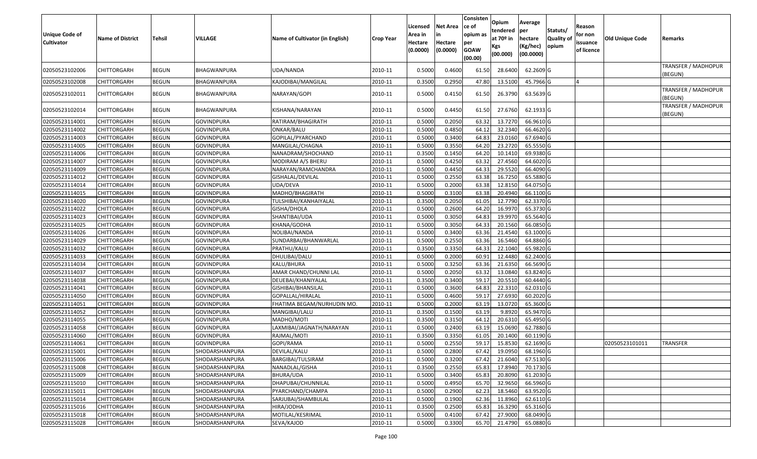| Unique Code of Cultivator | Name of District | Tehsil | VILLAGE | Name of Cultivator (in English) | Crop Year | Licensed Area in Hectare (0.0000) | Net Area in Hectare (0.0000) | Consistence of opium as per GOAW (00.00) | Opium tendered at 70º in Kgs (00.000) | Average per hectare (Kg/hec) (00.0000) | Statuts/ Quality of opium | Reason for non issuance of licence | Old Unique Code | Remarks |
|---|---|---|---|---|---|---|---|---|---|---|---|---|---|---|
| 02050523102006 | CHITTORGARH | BEGUN | BHAGWANPURA | UDA/NANDA | 2010-11 | 0.5000 | 0.4600 | 61.50 | 28.6400 | 62.2609 G | | | | TRANSFER / MADHOPUR (BEGUN) |
| 02050523102008 | CHITTORGARH | BEGUN | BHAGWANPURA | KAJODIBAI/MANGILAL | 2010-11 | 0.3500 | 0.2950 | 47.80 | 13.5100 | 45.7966 G | | 4 | | |
| 02050523102011 | CHITTORGARH | BEGUN | BHAGWANPURA | NARAYAN/GOPI | 2010-11 | 0.5000 | 0.4150 | 61.50 | 26.3790 | 63.5639 G | | | | TRANSFER / MADHOPUR (BEGUN) |
| 02050523102014 | CHITTORGARH | BEGUN | BHAGWANPURA | KISHANA/NARAYAN | 2010-11 | 0.5000 | 0.4450 | 61.50 | 27.6760 | 62.1933 G | | | | TRANSFER / MADHOPUR (BEGUN) |
| 02050523114001 | CHITTORGARH | BEGUN | GOVINDPURA | RATIRAM/BHAGIRATH | 2010-11 | 0.5000 | 0.2050 | 63.32 | 13.7270 | 66.9610 G | | | | |
| 02050523114002 | CHITTORGARH | BEGUN | GOVINDPURA | ONKAR/BALU | 2010-11 | 0.5000 | 0.4850 | 64.12 | 32.2340 | 66.4620 G | | | | |
| 02050523114003 | CHITTORGARH | BEGUN | GOVINDPURA | GOPILAL/PYARCHAND | 2010-11 | 0.5000 | 0.3400 | 64.83 | 23.0160 | 67.6940 G | | | | |
| 02050523114005 | CHITTORGARH | BEGUN | GOVINDPURA | MANGILAL/CHAGNA | 2010-11 | 0.5000 | 0.3550 | 64.20 | 23.2720 | 65.5550 G | | | | |
| 02050523114006 | CHITTORGARH | BEGUN | GOVINDPURA | NANADRAM/SHOCHAND | 2010-11 | 0.3500 | 0.1450 | 64.20 | 10.1410 | 69.9380 G | | | | |
| 02050523114007 | CHITTORGARH | BEGUN | GOVINDPURA | MODIRAM A/S BHERU | 2010-11 | 0.5000 | 0.4250 | 63.32 | 27.4560 | 64.6020 G | | | | |
| 02050523114009 | CHITTORGARH | BEGUN | GOVINDPURA | NARAYAN/RAMCHANDRA | 2010-11 | 0.5000 | 0.4450 | 64.33 | 29.5520 | 66.4090 G | | | | |
| 02050523114012 | CHITTORGARH | BEGUN | GOVINDPURA | GISHALAL/DEVILAL | 2010-11 | 0.5000 | 0.2550 | 63.38 | 16.7250 | 65.5880 G | | | | |
| 02050523114014 | CHITTORGARH | BEGUN | GOVINDPURA | UDA/DEVA | 2010-11 | 0.5000 | 0.2000 | 63.38 | 12.8150 | 64.0750 G | | | | |
| 02050523114015 | CHITTORGARH | BEGUN | GOVINDPURA | MADHO/BHAGIRATH | 2010-11 | 0.5000 | 0.3100 | 63.38 | 20.4940 | 66.1100 G | | | | |
| 02050523114020 | CHITTORGARH | BEGUN | GOVINDPURA | TULSHIBAI/KANHAIYALAL | 2010-11 | 0.3500 | 0.2050 | 61.05 | 12.7790 | 62.3370 G | | | | |
| 02050523114022 | CHITTORGARH | BEGUN | GOVINDPURA | GISHA/DHOLA | 2010-11 | 0.5000 | 0.2600 | 64.20 | 16.9970 | 65.3730 G | | | | |
| 02050523114023 | CHITTORGARH | BEGUN | GOVINDPURA | SHANTIBAI/UDA | 2010-11 | 0.5000 | 0.3050 | 64.83 | 19.9970 | 65.5640 G | | | | |
| 02050523114025 | CHITTORGARH | BEGUN | GOVINDPURA | KHANA/GODHA | 2010-11 | 0.5000 | 0.3050 | 64.33 | 20.1560 | 66.0850 G | | | | |
| 02050523114026 | CHITTORGARH | BEGUN | GOVINDPURA | NOLIBAI/NANDA | 2010-11 | 0.5000 | 0.3400 | 63.36 | 21.4540 | 63.1000 G | | | | |
| 02050523114029 | CHITTORGARH | BEGUN | GOVINDPURA | SUNDARBAI/BHANWARLAL | 2010-11 | 0.5000 | 0.2550 | 63.36 | 16.5460 | 64.8860 G | | | | |
| 02050523114032 | CHITTORGARH | BEGUN | GOVINDPURA | PRATHU/KALU | 2010-11 | 0.3500 | 0.3350 | 64.33 | 22.1040 | 65.9820 G | | | | |
| 02050523114033 | CHITTORGARH | BEGUN | GOVINDPURA | DHULIBAI/DALU | 2010-11 | 0.5000 | 0.2000 | 60.91 | 12.4480 | 62.2400 G | | | | |
| 02050523114034 | CHITTORGARH | BEGUN | GOVINDPURA | KALU/BHURA | 2010-11 | 0.5000 | 0.3250 | 63.36 | 21.6350 | 66.5690 G | | | | |
| 02050523114037 | CHITTORGARH | BEGUN | GOVINDPURA | AMAR CHAND/CHUNNI LAL | 2010-11 | 0.5000 | 0.2050 | 63.32 | 13.0840 | 63.8240 G | | | | |
| 02050523114038 | CHITTORGARH | BEGUN | GOVINDPURA | DEUEBAI/KHANIYALAL | 2010-11 | 0.3500 | 0.3400 | 59.17 | 20.5510 | 60.4440 G | | | | |
| 02050523114041 | CHITTORGARH | BEGUN | GOVINDPURA | GISHIBAI/BHANSILAL | 2010-11 | 0.5000 | 0.3600 | 64.83 | 22.3310 | 62.0310 G | | | | |
| 02050523114050 | CHITTORGARH | BEGUN | GOVINDPURA | GOPALLAL/HIRALAL | 2010-11 | 0.5000 | 0.4600 | 59.17 | 27.6930 | 60.2020 G | | | | |
| 02050523114051 | CHITTORGARH | BEGUN | GOVINDPURA | FHATIMA BEGAM/NURHUDIN MO. | 2010-11 | 0.5000 | 0.2000 | 63.19 | 13.0720 | 65.3600 G | | | | |
| 02050523114052 | CHITTORGARH | BEGUN | GOVINDPURA | MANGIBAI/LALU | 2010-11 | 0.3500 | 0.1500 | 63.19 | 9.8920 | 65.9470 G | | | | |
| 02050523114055 | CHITTORGARH | BEGUN | GOVINDPURA | MADHO/MOTI | 2010-11 | 0.3500 | 0.3150 | 64.12 | 20.6310 | 65.4950 G | | | | |
| 02050523114058 | CHITTORGARH | BEGUN | GOVINDPURA | LAXMIBAI/JAGNATH/NARAYAN | 2010-11 | 0.5000 | 0.2400 | 63.19 | 15.0690 | 62.7880 G | | | | |
| 02050523114060 | CHITTORGARH | BEGUN | GOVINDPURA | RAJMAL/MOTI | 2010-11 | 0.3500 | 0.3350 | 61.05 | 20.1400 | 60.1190 G | | | | |
| 02050523114061 | CHITTORGARH | BEGUN | GOVINDPURA | GOPI/RAMA | 2010-11 | 0.5000 | 0.2550 | 59.17 | 15.8530 | 62.1690 G | | | 02050523101011 | TRANSFER |
| 02050523115001 | CHITTORGARH | BEGUN | SHODARSHANPURA | DEVILAL/KALU | 2010-11 | 0.5000 | 0.2800 | 67.42 | 19.0950 | 68.1960 G | | | | |
| 02050523115006 | CHITTORGARH | BEGUN | SHODARSHANPURA | BARGIBAI/TULSIRAM | 2010-11 | 0.5000 | 0.3200 | 67.42 | 21.6040 | 67.5130 G | | | | |
| 02050523115008 | CHITTORGARH | BEGUN | SHODARSHANPURA | NANADLAL/GISHA | 2010-11 | 0.3500 | 0.2550 | 65.83 | 17.8940 | 70.1730 G | | | | |
| 02050523115009 | CHITTORGARH | BEGUN | SHODARSHANPURA | BHURA/UDA | 2010-11 | 0.5000 | 0.3400 | 65.83 | 20.8090 | 61.2030 G | | | | |
| 02050523115010 | CHITTORGARH | BEGUN | SHODARSHANPURA | DHAPUBAI/CHUNNILAL | 2010-11 | 0.5000 | 0.4950 | 65.70 | 32.9650 | 66.5960 G | | | | |
| 02050523115011 | CHITTORGARH | BEGUN | SHODARSHANPURA | PYARCHAND/CHAMPA | 2010-11 | 0.5000 | 0.2900 | 62.23 | 18.5460 | 63.9520 G | | | | |
| 02050523115014 | CHITTORGARH | BEGUN | SHODARSHANPURA | SARJUBAI/SHAMBULAL | 2010-11 | 0.5000 | 0.1900 | 62.36 | 11.8960 | 62.6110 G | | | | |
| 02050523115016 | CHITTORGARH | BEGUN | SHODARSHANPURA | HIRA/JODHA | 2010-11 | 0.3500 | 0.2500 | 65.83 | 16.3290 | 65.3160 G | | | | |
| 02050523115018 | CHITTORGARH | BEGUN | SHODARSHANPURA | MOTILAL/KESRIMAL | 2010-11 | 0.5000 | 0.4100 | 67.42 | 27.9000 | 68.0490 G | | | | |
| 02050523115028 | CHITTORGARH | BEGUN | SHODARSHANPURA | SEVA/KAJOD | 2010-11 | 0.5000 | 0.3300 | 65.70 | 21.4790 | 65.0880 G | | | | |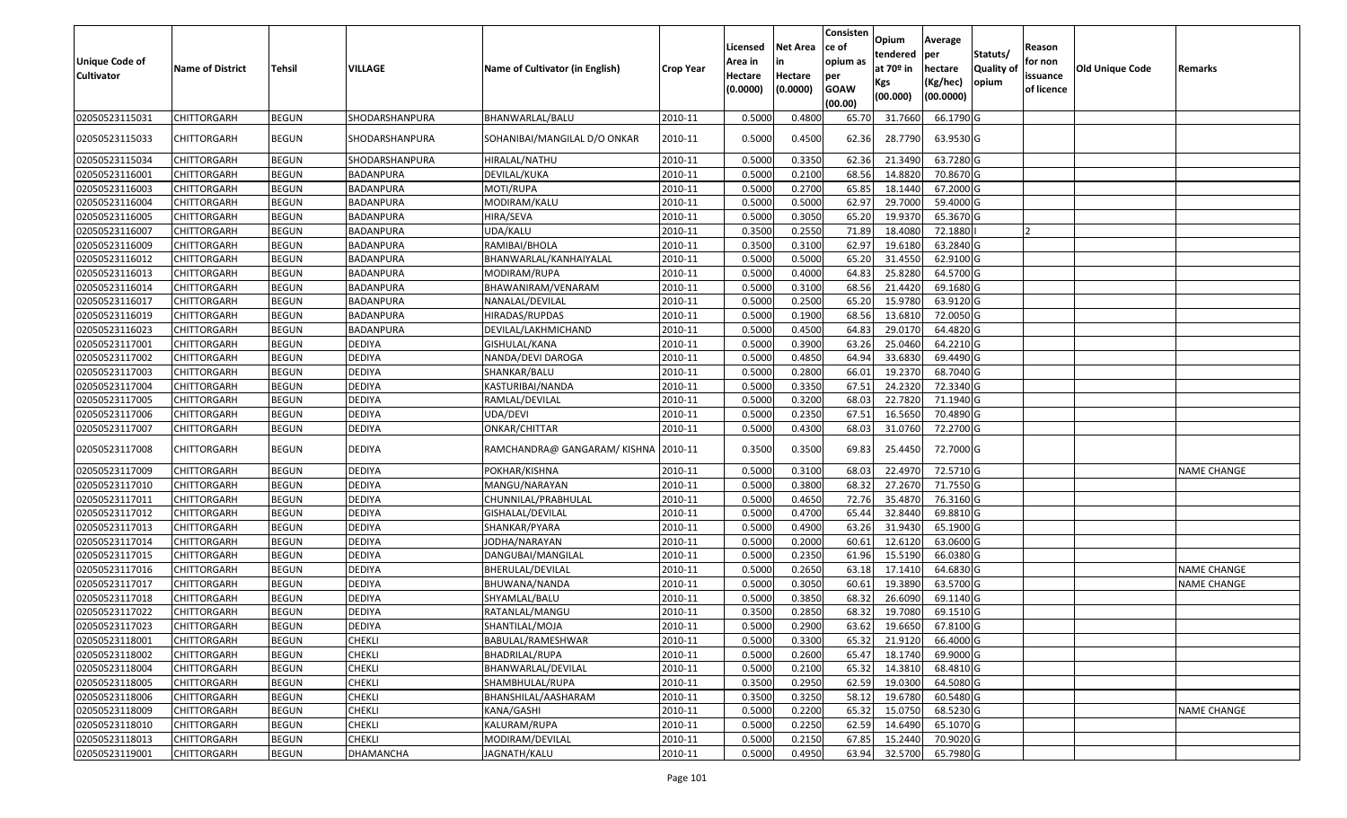| Unique Code of Cultivator | Name of District | Tehsil | VILLAGE | Name of Cultivator (in English) | Crop Year | Licensed Area in Hectare (0.0000) | Net Area in Hectare (0.0000) | Consistence of opium as per GOAW (00.00) | Opium tendered at 70º in Kgs (00.000) | Average per hectare (Kg/hec) (00.0000) | Statuts/ Quality of opium | Reason for non issuance of licence | Old Unique Code | Remarks |
|---|---|---|---|---|---|---|---|---|---|---|---|---|---|---|
| 02050523115031 | CHITTORGARH | BEGUN | SHODARSHANPURA | BHANWARLAL/BALU | 2010-11 | 0.5000 | 0.4800 | 65.70 | 31.7660 | 66.1790 | G | | | |
| 02050523115033 | CHITTORGARH | BEGUN | SHODARSHANPURA | SOHANIBAI/MANGILAL D/O ONKAR | 2010-11 | 0.5000 | 0.4500 | 62.36 | 28.7790 | 63.9530 | G | | | |
| 02050523115034 | CHITTORGARH | BEGUN | SHODARSHANPURA | HIRALAL/NATHU | 2010-11 | 0.5000 | 0.3350 | 62.36 | 21.3490 | 63.7280 | G | | | |
| 02050523116001 | CHITTORGARH | BEGUN | BADANPURA | DEVILAL/KUKA | 2010-11 | 0.5000 | 0.2100 | 68.56 | 14.8820 | 70.8670 | G | | | |
| 02050523116003 | CHITTORGARH | BEGUN | BADANPURA | MOTI/RUPA | 2010-11 | 0.5000 | 0.2700 | 65.85 | 18.1440 | 67.2000 | G | | | |
| 02050523116004 | CHITTORGARH | BEGUN | BADANPURA | MODIRAM/KALU | 2010-11 | 0.5000 | 0.5000 | 62.97 | 29.7000 | 59.4000 | G | | | |
| 02050523116005 | CHITTORGARH | BEGUN | BADANPURA | HIRA/SEVA | 2010-11 | 0.5000 | 0.3050 | 65.20 | 19.9370 | 65.3670 | G | | | |
| 02050523116007 | CHITTORGARH | BEGUN | BADANPURA | UDA/KALU | 2010-11 | 0.3500 | 0.2550 | 71.89 | 18.4080 | 72.1880 | I | 2 | | |
| 02050523116009 | CHITTORGARH | BEGUN | BADANPURA | RAMIBAI/BHOLA | 2010-11 | 0.3500 | 0.3100 | 62.97 | 19.6180 | 63.2840 | G | | | |
| 02050523116012 | CHITTORGARH | BEGUN | BADANPURA | BHANWARLAL/KANHAIYALAL | 2010-11 | 0.5000 | 0.5000 | 65.20 | 31.4550 | 62.9100 | G | | | |
| 02050523116013 | CHITTORGARH | BEGUN | BADANPURA | MODIRAM/RUPA | 2010-11 | 0.5000 | 0.4000 | 64.83 | 25.8280 | 64.5700 | G | | | |
| 02050523116014 | CHITTORGARH | BEGUN | BADANPURA | BHAWANIRAM/VENARAM | 2010-11 | 0.5000 | 0.3100 | 68.56 | 21.4420 | 69.1680 | G | | | |
| 02050523116017 | CHITTORGARH | BEGUN | BADANPURA | NANALAL/DEVILAL | 2010-11 | 0.5000 | 0.2500 | 65.20 | 15.9780 | 63.9120 | G | | | |
| 02050523116019 | CHITTORGARH | BEGUN | BADANPURA | HIRADAS/RUPDAS | 2010-11 | 0.5000 | 0.1900 | 68.56 | 13.6810 | 72.0050 | G | | | |
| 02050523116023 | CHITTORGARH | BEGUN | BADANPURA | DEVILAL/LAKHMICHAND | 2010-11 | 0.5000 | 0.4500 | 64.83 | 29.0170 | 64.4820 | G | | | |
| 02050523117001 | CHITTORGARH | BEGUN | DEDIYA | GISHULAL/KANA | 2010-11 | 0.5000 | 0.3900 | 63.26 | 25.0460 | 64.2210 | G | | | |
| 02050523117002 | CHITTORGARH | BEGUN | DEDIYA | NANDA/DEVI DAROGA | 2010-11 | 0.5000 | 0.4850 | 64.94 | 33.6830 | 69.4490 | G | | | |
| 02050523117003 | CHITTORGARH | BEGUN | DEDIYA | SHANKAR/BALU | 2010-11 | 0.5000 | 0.2800 | 66.01 | 19.2370 | 68.7040 | G | | | |
| 02050523117004 | CHITTORGARH | BEGUN | DEDIYA | KASTURIBAI/NANDA | 2010-11 | 0.5000 | 0.3350 | 67.51 | 24.2320 | 72.3340 | G | | | |
| 02050523117005 | CHITTORGARH | BEGUN | DEDIYA | RAMLAL/DEVILAL | 2010-11 | 0.5000 | 0.3200 | 68.03 | 22.7820 | 71.1940 | G | | | |
| 02050523117006 | CHITTORGARH | BEGUN | DEDIYA | UDA/DEVI | 2010-11 | 0.5000 | 0.2350 | 67.51 | 16.5650 | 70.4890 | G | | | |
| 02050523117007 | CHITTORGARH | BEGUN | DEDIYA | ONKAR/CHITTAR | 2010-11 | 0.5000 | 0.4300 | 68.03 | 31.0760 | 72.2700 | G | | | |
| 02050523117008 | CHITTORGARH | BEGUN | DEDIYA | RAMCHANDRA@ GANGARAM/ KISHNA | 2010-11 | 0.3500 | 0.3500 | 69.83 | 25.4450 | 72.7000 | G | | | |
| 02050523117009 | CHITTORGARH | BEGUN | DEDIYA | POKHAR/KISHNA | 2010-11 | 0.5000 | 0.3100 | 68.03 | 22.4970 | 72.5710 | G | | | NAME CHANGE |
| 02050523117010 | CHITTORGARH | BEGUN | DEDIYA | MANGU/NARAYAN | 2010-11 | 0.5000 | 0.3800 | 68.32 | 27.2670 | 71.7550 | G | | | |
| 02050523117011 | CHITTORGARH | BEGUN | DEDIYA | CHUNNILAL/PRABHULAL | 2010-11 | 0.5000 | 0.4650 | 72.76 | 35.4870 | 76.3160 | G | | | |
| 02050523117012 | CHITTORGARH | BEGUN | DEDIYA | GISHALAL/DEVILAL | 2010-11 | 0.5000 | 0.4700 | 65.44 | 32.8440 | 69.8810 | G | | | |
| 02050523117013 | CHITTORGARH | BEGUN | DEDIYA | SHANKAR/PYARA | 2010-11 | 0.5000 | 0.4900 | 63.26 | 31.9430 | 65.1900 | G | | | |
| 02050523117014 | CHITTORGARH | BEGUN | DEDIYA | JODHA/NARAYAN | 2010-11 | 0.5000 | 0.2000 | 60.61 | 12.6120 | 63.0600 | G | | | |
| 02050523117015 | CHITTORGARH | BEGUN | DEDIYA | DANGUBAI/MANGILAL | 2010-11 | 0.5000 | 0.2350 | 61.96 | 15.5190 | 66.0380 | G | | | |
| 02050523117016 | CHITTORGARH | BEGUN | DEDIYA | BHERULAL/DEVILAL | 2010-11 | 0.5000 | 0.2650 | 63.18 | 17.1410 | 64.6830 | G | | | NAME CHANGE |
| 02050523117017 | CHITTORGARH | BEGUN | DEDIYA | BHUWANA/NANDA | 2010-11 | 0.5000 | 0.3050 | 60.61 | 19.3890 | 63.5700 | G | | | NAME CHANGE |
| 02050523117018 | CHITTORGARH | BEGUN | DEDIYA | SHYAMLAL/BALU | 2010-11 | 0.5000 | 0.3850 | 68.32 | 26.6090 | 69.1140 | G | | | |
| 02050523117022 | CHITTORGARH | BEGUN | DEDIYA | RATANLAL/MANGU | 2010-11 | 0.3500 | 0.2850 | 68.32 | 19.7080 | 69.1510 | G | | | |
| 02050523117023 | CHITTORGARH | BEGUN | DEDIYA | SHANTILAL/MOJA | 2010-11 | 0.5000 | 0.2900 | 63.62 | 19.6650 | 67.8100 | G | | | |
| 02050523118001 | CHITTORGARH | BEGUN | CHEKLI | BABULAL/RAMESHWAR | 2010-11 | 0.5000 | 0.3300 | 65.32 | 21.9120 | 66.4000 | G | | | |
| 02050523118002 | CHITTORGARH | BEGUN | CHEKLI | BHADRILAL/RUPA | 2010-11 | 0.5000 | 0.2600 | 65.47 | 18.1740 | 69.9000 | G | | | |
| 02050523118004 | CHITTORGARH | BEGUN | CHEKLI | BHANWARLAL/DEVILAL | 2010-11 | 0.5000 | 0.2100 | 65.32 | 14.3810 | 68.4810 | G | | | |
| 02050523118005 | CHITTORGARH | BEGUN | CHEKLI | SHAMBHULAL/RUPA | 2010-11 | 0.3500 | 0.2950 | 62.59 | 19.0300 | 64.5080 | G | | | |
| 02050523118006 | CHITTORGARH | BEGUN | CHEKLI | BHANSHILAL/AASHARAM | 2010-11 | 0.3500 | 0.3250 | 58.12 | 19.6780 | 60.5480 | G | | | |
| 02050523118009 | CHITTORGARH | BEGUN | CHEKLI | KANA/GASHI | 2010-11 | 0.5000 | 0.2200 | 65.32 | 15.0750 | 68.5230 | G | | | NAME CHANGE |
| 02050523118010 | CHITTORGARH | BEGUN | CHEKLI | KALURAM/RUPA | 2010-11 | 0.5000 | 0.2250 | 62.59 | 14.6490 | 65.1070 | G | | | |
| 02050523118013 | CHITTORGARH | BEGUN | CHEKLI | MODIRAM/DEVILAL | 2010-11 | 0.5000 | 0.2150 | 67.85 | 15.2440 | 70.9020 | G | | | |
| 02050523119001 | CHITTORGARH | BEGUN | DHAMANCHA | JAGNATH/KALU | 2010-11 | 0.5000 | 0.4950 | 63.94 | 32.5700 | 65.7980 | G | | | |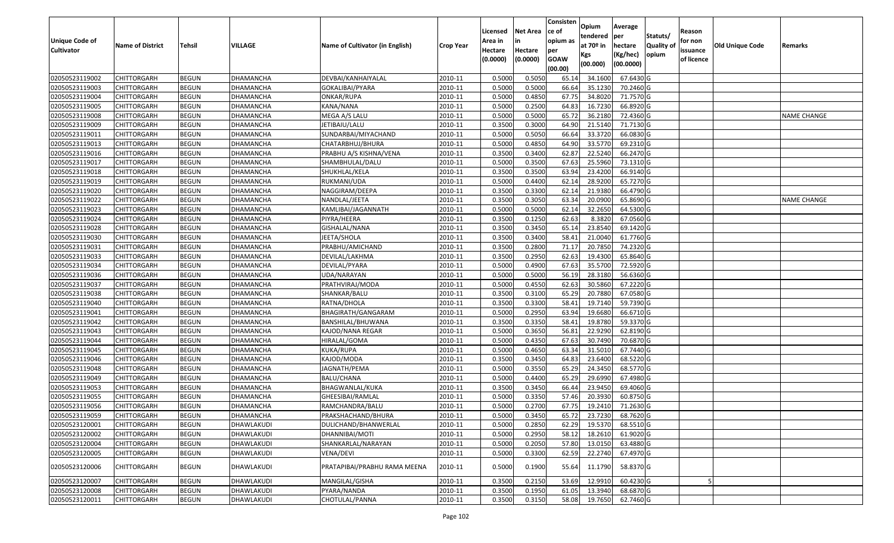| Unique Code of Cultivator | Name of District | Tehsil | VILLAGE | Name of Cultivator (in English) | Crop Year | Licensed Area in Hectare (0.0000) | Net Area in Hectare (0.0000) | Consistence of opium as per GOAW (00.00) | Opium tendered at 70º in Kgs (00.000) | Average per hectare (Kg/hec) (00.0000) | Statuts/ Quality of opium | Reason for non issuance of licence | Old Unique Code | Remarks |
|---|---|---|---|---|---|---|---|---|---|---|---|---|---|---|
| 02050523119002 | CHITTORGARH | BEGUN | DHAMANCHA | DEVBAI/KANHAIYALAL | 2010-11 | 0.5000 | 0.5050 | 65.14 | 34.1600 | 67.6430 | G | | | |
| 02050523119003 | CHITTORGARH | BEGUN | DHAMANCHA | GOKALIBAI/PYARA | 2010-11 | 0.5000 | 0.5000 | 66.64 | 35.1230 | 70.2460 | G | | | |
| 02050523119004 | CHITTORGARH | BEGUN | DHAMANCHA | ONKAR/RUPA | 2010-11 | 0.5000 | 0.4850 | 67.75 | 34.8020 | 71.7570 | G | | | |
| 02050523119005 | CHITTORGARH | BEGUN | DHAMANCHA | KANA/NANA | 2010-11 | 0.5000 | 0.2500 | 64.83 | 16.7230 | 66.8920 | G | | | |
| 02050523119008 | CHITTORGARH | BEGUN | DHAMANCHA | MEGA A/S LALU | 2010-11 | 0.5000 | 0.5000 | 65.72 | 36.2180 | 72.4360 | G | | | NAME CHANGE |
| 02050523119009 | CHITTORGARH | BEGUN | DHAMANCHA | JETIBAIU/LALU | 2010-11 | 0.3500 | 0.3000 | 64.90 | 21.5140 | 71.7130 | G | | | |
| 02050523119011 | CHITTORGARH | BEGUN | DHAMANCHA | SUNDARBAI/MIYACHAND | 2010-11 | 0.5000 | 0.5050 | 66.64 | 33.3720 | 66.0830 | G | | | |
| 02050523119013 | CHITTORGARH | BEGUN | DHAMANCHA | CHATARBHUJ/BHURA | 2010-11 | 0.5000 | 0.4850 | 64.90 | 33.5770 | 69.2310 | G | | | |
| 02050523119016 | CHITTORGARH | BEGUN | DHAMANCHA | PRABHU A/S KISHNA/VENA | 2010-11 | 0.3500 | 0.3400 | 62.87 | 22.5240 | 66.2470 | G | | | |
| 02050523119017 | CHITTORGARH | BEGUN | DHAMANCHA | SHAMBHULAL/DALU | 2010-11 | 0.5000 | 0.3500 | 67.63 | 25.5960 | 73.1310 | G | | | |
| 02050523119018 | CHITTORGARH | BEGUN | DHAMANCHA | SHUKHLAL/KELA | 2010-11 | 0.3500 | 0.3500 | 63.94 | 23.4200 | 66.9140 | G | | | |
| 02050523119019 | CHITTORGARH | BEGUN | DHAMANCHA | RUKMANI/UDA | 2010-11 | 0.5000 | 0.4400 | 62.14 | 28.9200 | 65.7270 | G | | | |
| 02050523119020 | CHITTORGARH | BEGUN | DHAMANCHA | NAGGIRAM/DEEPA | 2010-11 | 0.3500 | 0.3300 | 62.14 | 21.9380 | 66.4790 | G | | | |
| 02050523119022 | CHITTORGARH | BEGUN | DHAMANCHA | NANDLAL/JEETA | 2010-11 | 0.3500 | 0.3050 | 63.34 | 20.0900 | 65.8690 | G | | | NAME CHANGE |
| 02050523119023 | CHITTORGARH | BEGUN | DHAMANCHA | KAMLIBAI/JAGANNATH | 2010-11 | 0.5000 | 0.5000 | 62.14 | 32.2650 | 64.5300 | G | | | |
| 02050523119024 | CHITTORGARH | BEGUN | DHAMANCHA | PIYRA/HEERA | 2010-11 | 0.3500 | 0.1250 | 62.63 | 8.3820 | 67.0560 | G | | | |
| 02050523119028 | CHITTORGARH | BEGUN | DHAMANCHA | GISHALAL/NANA | 2010-11 | 0.3500 | 0.3450 | 65.14 | 23.8540 | 69.1420 | G | | | |
| 02050523119030 | CHITTORGARH | BEGUN | DHAMANCHA | JEETA/SHOLA | 2010-11 | 0.3500 | 0.3400 | 58.41 | 21.0040 | 61.7760 | G | | | |
| 02050523119031 | CHITTORGARH | BEGUN | DHAMANCHA | PRABHU/AMICHAND | 2010-11 | 0.3500 | 0.2800 | 71.17 | 20.7850 | 74.2320 | G | | | |
| 02050523119033 | CHITTORGARH | BEGUN | DHAMANCHA | DEVILAL/LAKHMA | 2010-11 | 0.3500 | 0.2950 | 62.63 | 19.4300 | 65.8640 | G | | | |
| 02050523119034 | CHITTORGARH | BEGUN | DHAMANCHA | DEVILAL/PYARA | 2010-11 | 0.5000 | 0.4900 | 67.63 | 35.5700 | 72.5920 | G | | | |
| 02050523119036 | CHITTORGARH | BEGUN | DHAMANCHA | UDA/NARAYAN | 2010-11 | 0.5000 | 0.5000 | 56.19 | 28.3180 | 56.6360 | G | | | |
| 02050523119037 | CHITTORGARH | BEGUN | DHAMANCHA | PRATHVIRAJ/MODA | 2010-11 | 0.5000 | 0.4550 | 62.63 | 30.5860 | 67.2220 | G | | | |
| 02050523119038 | CHITTORGARH | BEGUN | DHAMANCHA | SHANKAR/BALU | 2010-11 | 0.3500 | 0.3100 | 65.29 | 20.7880 | 67.0580 | G | | | |
| 02050523119040 | CHITTORGARH | BEGUN | DHAMANCHA | RATNA/DHOLA | 2010-11 | 0.3500 | 0.3300 | 58.41 | 19.7140 | 59.7390 | G | | | |
| 02050523119041 | CHITTORGARH | BEGUN | DHAMANCHA | BHAGIRATH/GANGARAM | 2010-11 | 0.5000 | 0.2950 | 63.94 | 19.6680 | 66.6710 | G | | | |
| 02050523119042 | CHITTORGARH | BEGUN | DHAMANCHA | BANSHILAL/BHUWANA | 2010-11 | 0.3500 | 0.3350 | 58.41 | 19.8780 | 59.3370 | G | | | |
| 02050523119043 | CHITTORGARH | BEGUN | DHAMANCHA | KAJOD/NANA REGAR | 2010-11 | 0.5000 | 0.3650 | 56.81 | 22.9290 | 62.8190 | G | | | |
| 02050523119044 | CHITTORGARH | BEGUN | DHAMANCHA | HIRALAL/GOMA | 2010-11 | 0.5000 | 0.4350 | 67.63 | 30.7490 | 70.6870 | G | | | |
| 02050523119045 | CHITTORGARH | BEGUN | DHAMANCHA | KUKA/RUPA | 2010-11 | 0.5000 | 0.4650 | 63.34 | 31.5010 | 67.7440 | G | | | |
| 02050523119046 | CHITTORGARH | BEGUN | DHAMANCHA | KAJOD/MODA | 2010-11 | 0.3500 | 0.3450 | 64.83 | 23.6400 | 68.5220 | G | | | |
| 02050523119048 | CHITTORGARH | BEGUN | DHAMANCHA | JAGNATH/PEMA | 2010-11 | 0.5000 | 0.3550 | 65.29 | 24.3450 | 68.5770 | G | | | |
| 02050523119049 | CHITTORGARH | BEGUN | DHAMANCHA | BALU/CHANA | 2010-11 | 0.5000 | 0.4400 | 65.29 | 29.6990 | 67.4980 | G | | | |
| 02050523119053 | CHITTORGARH | BEGUN | DHAMANCHA | BHAGWANLAL/KUKA | 2010-11 | 0.3500 | 0.3450 | 66.44 | 23.9450 | 69.4060 | G | | | |
| 02050523119055 | CHITTORGARH | BEGUN | DHAMANCHA | GHEESIBAI/RAMLAL | 2010-11 | 0.5000 | 0.3350 | 57.46 | 20.3930 | 60.8750 | G | | | |
| 02050523119056 | CHITTORGARH | BEGUN | DHAMANCHA | RAMCHANDRA/BALU | 2010-11 | 0.5000 | 0.2700 | 67.75 | 19.2410 | 71.2630 | G | | | |
| 02050523119059 | CHITTORGARH | BEGUN | DHAMANCHA | PRAKSHACHAND/BHURA | 2010-11 | 0.5000 | 0.3450 | 65.72 | 23.7230 | 68.7620 | G | | | |
| 02050523120001 | CHITTORGARH | BEGUN | DHAWLAKUDI | DULICHAND/BHANWERLAL | 2010-11 | 0.5000 | 0.2850 | 62.29 | 19.5370 | 68.5510 | G | | | |
| 02050523120002 | CHITTORGARH | BEGUN | DHAWLAKUDI | DHANNIBAI/MOTI | 2010-11 | 0.5000 | 0.2950 | 58.12 | 18.2610 | 61.9020 | G | | | |
| 02050523120004 | CHITTORGARH | BEGUN | DHAWLAKUDI | SHANKARLAL/NARAYAN | 2010-11 | 0.5000 | 0.2050 | 57.80 | 13.0150 | 63.4880 | G | | | |
| 02050523120005 | CHITTORGARH | BEGUN | DHAWLAKUDI | VENA/DEVI | 2010-11 | 0.5000 | 0.3300 | 62.59 | 22.2740 | 67.4970 | G | | | |
| 02050523120006 | CHITTORGARH | BEGUN | DHAWLAKUDI | PRATAPIBAI/PRABHU RAMA MEENA | 2010-11 | 0.5000 | 0.1900 | 55.64 | 11.1790 | 58.8370 | G | | | |
| 02050523120007 | CHITTORGARH | BEGUN | DHAWLAKUDI | MANGILAL/GISHA | 2010-11 | 0.3500 | 0.2150 | 53.69 | 12.9910 | 60.4230 | G | 5 | | |
| 02050523120008 | CHITTORGARH | BEGUN | DHAWLAKUDI | PYARA/NANDA | 2010-11 | 0.3500 | 0.1950 | 61.05 | 13.3940 | 68.6870 | G | | | |
| 02050523120011 | CHITTORGARH | BEGUN | DHAWLAKUDI | CHOTULAL/PANNA | 2010-11 | 0.3500 | 0.3150 | 58.08 | 19.7650 | 62.7460 | G | | | |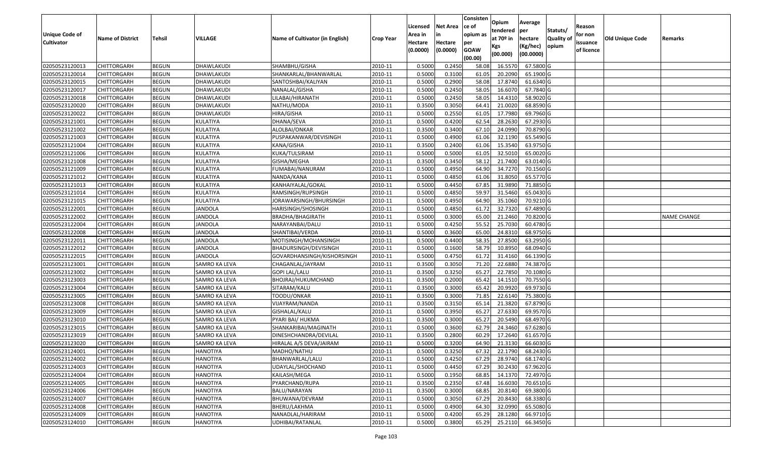| Unique Code of Cultivator | Name of District | Tehsil | VILLAGE | Name of Cultivator (in English) | Crop Year | Licensed Area in Hectare (0.0000) | Net Area in Hectare (0.0000) | Consisten ce of opium as per GOAW (00.00) | Opium tendered at 70º in Kgs (00.000) | Average per hectare (Kg/hec) (00.0000) | Statuts/ Quality of opium | Reason for non issuance of licence | Old Unique Code | Remarks |
|---|---|---|---|---|---|---|---|---|---|---|---|---|---|---|
| 02050523120013 | CHITTORGARH | BEGUN | DHAWLAKUDI | SHAMBHU/GISHA | 2010-11 | 0.5000 | 0.2450 | 58.08 | 16.5570 | 67.5800 | G | | | |
| 02050523120014 | CHITTORGARH | BEGUN | DHAWLAKUDI | SHANKARLAL/BHANWARLAL | 2010-11 | 0.5000 | 0.3100 | 61.05 | 20.2090 | 65.1900 | G | | | |
| 02050523120015 | CHITTORGARH | BEGUN | DHAWLAKUDI | SANTOSHBAI/KALIYAN | 2010-11 | 0.5000 | 0.2900 | 58.08 | 17.8740 | 61.6340 | G | | | |
| 02050523120017 | CHITTORGARH | BEGUN | DHAWLAKUDI | NANALAL/GISHA | 2010-11 | 0.5000 | 0.2450 | 58.05 | 16.6070 | 67.7840 | G | | | |
| 02050523120018 | CHITTORGARH | BEGUN | DHAWLAKUDI | LILABAI/HIRANATH | 2010-11 | 0.5000 | 0.2450 | 58.05 | 14.4310 | 58.9020 | G | | | |
| 02050523120020 | CHITTORGARH | BEGUN | DHAWLAKUDI | NATHU/MODA | 2010-11 | 0.3500 | 0.3050 | 64.41 | 21.0020 | 68.8590 | G | | | |
| 02050523120022 | CHITTORGARH | BEGUN | DHAWLAKUDI | HIRA/GISHA | 2010-11 | 0.5000 | 0.2550 | 61.05 | 17.7980 | 69.7960 | G | | | |
| 02050523121001 | CHITTORGARH | BEGUN | KULATIYA | DHANA/SEVA | 2010-11 | 0.5000 | 0.4200 | 62.54 | 28.2630 | 67.2930 | G | | | |
| 02050523121002 | CHITTORGARH | BEGUN | KULATIYA | ALOLBAI/ONKAR | 2010-11 | 0.3500 | 0.3400 | 67.10 | 24.0990 | 70.8790 | G | | | |
| 02050523121003 | CHITTORGARH | BEGUN | KULATIYA | PUSPAKANWAR/DEVISINGH | 2010-11 | 0.5000 | 0.4900 | 61.06 | 32.1190 | 65.5490 | G | | | |
| 02050523121004 | CHITTORGARH | BEGUN | KULATIYA | KANA/GISHA | 2010-11 | 0.3500 | 0.2400 | 61.06 | 15.3540 | 63.9750 | G | | | |
| 02050523121006 | CHITTORGARH | BEGUN | KULATIYA | KUKA/TULSIRAM | 2010-11 | 0.5000 | 0.5000 | 61.05 | 32.5010 | 65.0020 | G | | | |
| 02050523121008 | CHITTORGARH | BEGUN | KULATIYA | GISHA/MEGHA | 2010-11 | 0.3500 | 0.3450 | 58.12 | 21.7400 | 63.0140 | G | | | |
| 02050523121009 | CHITTORGARH | BEGUN | KULATIYA | FUMABAI/NANURAM | 2010-11 | 0.5000 | 0.4950 | 64.90 | 34.7270 | 70.1560 | G | | | |
| 02050523121012 | CHITTORGARH | BEGUN | KULATIYA | NANDA/KANA | 2010-11 | 0.5000 | 0.4850 | 61.06 | 31.8050 | 65.5770 | G | | | |
| 02050523121013 | CHITTORGARH | BEGUN | KULATIYA | KANHAIYALAL/GOKAL | 2010-11 | 0.5000 | 0.4450 | 67.85 | 31.9890 | 71.8850 | G | | | |
| 02050523121014 | CHITTORGARH | BEGUN | KULATIYA | RAMSINGH/RUPSINGH | 2010-11 | 0.5000 | 0.4850 | 59.97 | 31.5460 | 65.0430 | G | | | |
| 02050523121015 | CHITTORGARH | BEGUN | KULATIYA | JORAWARSINGH/BHURSINGH | 2010-11 | 0.5000 | 0.4950 | 64.90 | 35.1060 | 70.9210 | G | | | |
| 02050523122001 | CHITTORGARH | BEGUN | JANDOLA | HARISINGH/SHOSINGH | 2010-11 | 0.5000 | 0.4850 | 61.72 | 32.7320 | 67.4890 | G | | | |
| 02050523122002 | CHITTORGARH | BEGUN | JANDOLA | BRADHA/BHAGIRATH | 2010-11 | 0.5000 | 0.3000 | 65.00 | 21.2460 | 70.8200 | G | | | NAME CHANGE |
| 02050523122004 | CHITTORGARH | BEGUN | JANDOLA | NARAYANBAI/DALU | 2010-11 | 0.5000 | 0.4250 | 55.52 | 25.7030 | 60.4780 | G | | | |
| 02050523122008 | CHITTORGARH | BEGUN | JANDOLA | SHANTIBAI/VERDA | 2010-11 | 0.5000 | 0.3600 | 65.00 | 24.8310 | 68.9750 | G | | | |
| 02050523122011 | CHITTORGARH | BEGUN | JANDOLA | MOTISINGH/MOHANSINGH | 2010-11 | 0.5000 | 0.4400 | 58.35 | 27.8500 | 63.2950 | G | | | |
| 02050523122012 | CHITTORGARH | BEGUN | JANDOLA | BHADURSINGH/DEVISINGH | 2010-11 | 0.5000 | 0.1600 | 58.79 | 10.8950 | 68.0940 | G | | | |
| 02050523122015 | CHITTORGARH | BEGUN | JANDOLA | GOVARDHANSINGH/KISHORSINGH | 2010-11 | 0.5000 | 0.4750 | 61.72 | 31.4160 | 66.1390 | G | | | |
| 02050523123001 | CHITTORGARH | BEGUN | SAMRO KA LEVA | CHAGANLAL/JAYRAM | 2010-11 | 0.3500 | 0.3050 | 71.20 | 22.6880 | 74.3870 | G | | | |
| 02050523123002 | CHITTORGARH | BEGUN | SAMRO KA LEVA | GOPI LAL/LALU | 2010-11 | 0.3500 | 0.3250 | 65.27 | 22.7850 | 70.1080 | G | | | |
| 02050523123003 | CHITTORGARH | BEGUN | SAMRO KA LEVA | BHOJRAJ/HUKUMCHAND | 2010-11 | 0.3500 | 0.2000 | 65.42 | 14.1510 | 70.7550 | G | | | |
| 02050523123004 | CHITTORGARH | BEGUN | SAMRO KA LEVA | SITARAM/KALU | 2010-11 | 0.3500 | 0.3000 | 65.42 | 20.9920 | 69.9730 | G | | | |
| 02050523123005 | CHITTORGARH | BEGUN | SAMRO KA LEVA | TOODU/ONKAR | 2010-11 | 0.3500 | 0.3000 | 71.85 | 22.6140 | 75.3800 | G | | | |
| 02050523123008 | CHITTORGARH | BEGUN | SAMRO KA LEVA | VIJAYRAM/NANDA | 2010-11 | 0.3500 | 0.3150 | 65.14 | 21.3820 | 67.8790 | G | | | |
| 02050523123009 | CHITTORGARH | BEGUN | SAMRO KA LEVA | GISHALAL/KALU | 2010-11 | 0.5000 | 0.3950 | 65.27 | 27.6330 | 69.9570 | G | | | |
| 02050523123010 | CHITTORGARH | BEGUN | SAMRO KA LEVA | PYARI BAI/ HUKMA | 2010-11 | 0.3500 | 0.3000 | 65.27 | 20.5490 | 68.4970 | G | | | |
| 02050523123015 | CHITTORGARH | BEGUN | SAMRO KA LEVA | SHANKARIBAI/MAGINATH | 2010-11 | 0.5000 | 0.3600 | 62.79 | 24.3460 | 67.6280 | G | | | |
| 02050523123019 | CHITTORGARH | BEGUN | SAMRO KA LEVA | DINESHCHANDRA/DEVILAL | 2010-11 | 0.3500 | 0.2800 | 60.29 | 17.2640 | 61.6570 | G | | | |
| 02050523123020 | CHITTORGARH | BEGUN | SAMRO KA LEVA | HIRALAL A/S DEVA/JAIRAM | 2010-11 | 0.5000 | 0.3200 | 64.90 | 21.3130 | 66.6030 | G | | | |
| 02050523124001 | CHITTORGARH | BEGUN | HANOTIYA | MADHO/NATHU | 2010-11 | 0.5000 | 0.3250 | 67.32 | 22.1790 | 68.2430 | G | | | |
| 02050523124002 | CHITTORGARH | BEGUN | HANOTIYA | BHANWARLAL/LALU | 2010-11 | 0.5000 | 0.4250 | 67.29 | 28.9740 | 68.1740 | G | | | |
| 02050523124003 | CHITTORGARH | BEGUN | HANOTIYA | UDAYLAL/SHOCHAND | 2010-11 | 0.5000 | 0.4450 | 67.29 | 30.2430 | 67.9620 | G | | | |
| 02050523124004 | CHITTORGARH | BEGUN | HANOTIYA | KAILASH/MEGA | 2010-11 | 0.5000 | 0.1950 | 68.85 | 14.1370 | 72.4970 | G | | | |
| 02050523124005 | CHITTORGARH | BEGUN | HANOTIYA | PYARCHAND/RUPA | 2010-11 | 0.3500 | 0.2350 | 67.48 | 16.6030 | 70.6510 | G | | | |
| 02050523124006 | CHITTORGARH | BEGUN | HANOTIYA | BALU/NARAYAN | 2010-11 | 0.3500 | 0.3000 | 68.85 | 20.8140 | 69.3800 | G | | | |
| 02050523124007 | CHITTORGARH | BEGUN | HANOTIYA | BHUWANA/DEVRAM | 2010-11 | 0.5000 | 0.3050 | 67.29 | 20.8430 | 68.3380 | G | | | |
| 02050523124008 | CHITTORGARH | BEGUN | HANOTIYA | BHERU/LAKHMA | 2010-11 | 0.5000 | 0.4900 | 64.30 | 32.0990 | 65.5080 | G | | | |
| 02050523124009 | CHITTORGARH | BEGUN | HANOTIYA | NANADLAL/HARIRAM | 2010-11 | 0.5000 | 0.4200 | 65.29 | 28.1280 | 66.9710 | G | | | |
| 02050523124010 | CHITTORGARH | BEGUN | HANOTIYA | UDHIBAI/RATANLAL | 2010-11 | 0.5000 | 0.3800 | 65.29 | 25.2110 | 66.3450 | G | | | |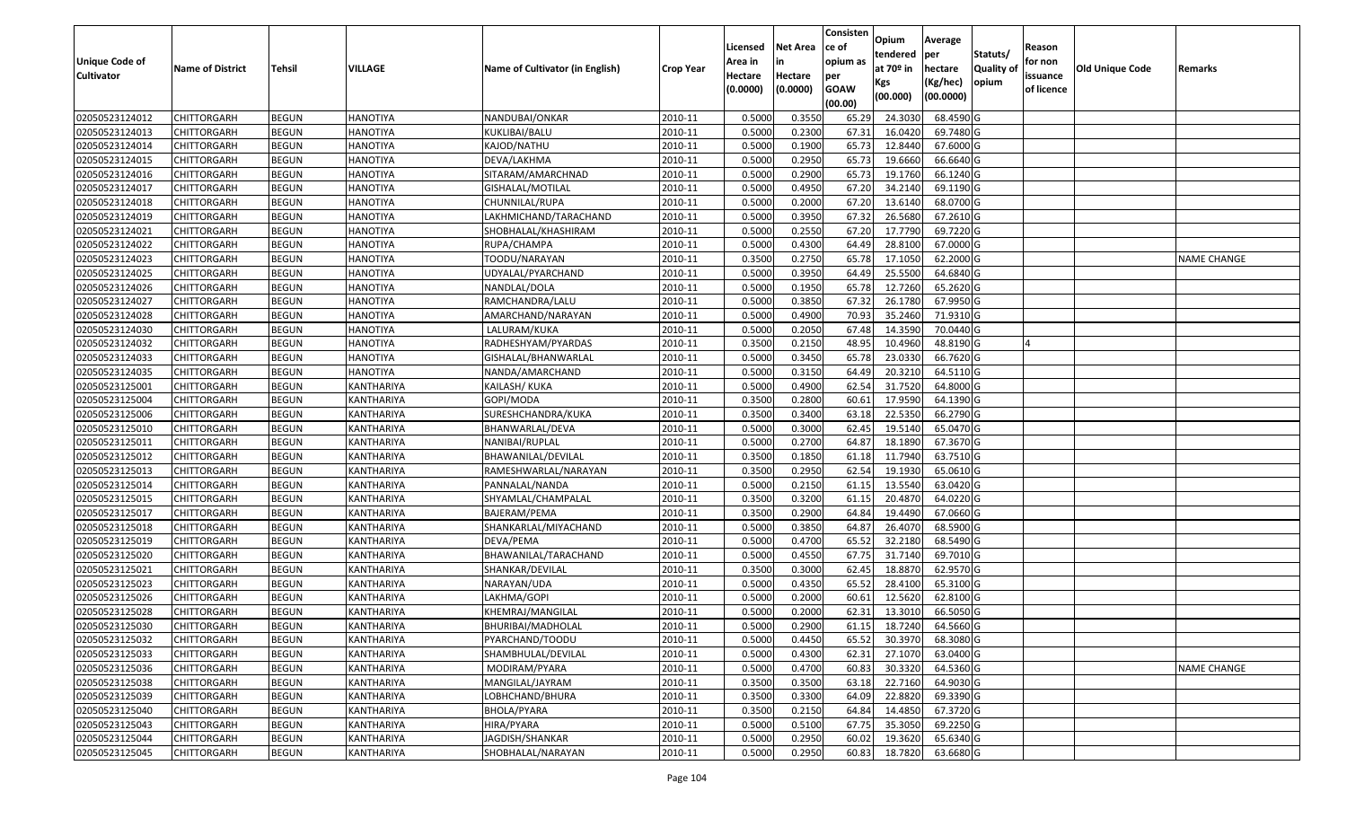| Unique Code of Cultivator | Name of District | Tehsil | VILLAGE | Name of Cultivator (in English) | Crop Year | Licensed Area in Hectare (0.0000) | Net Area in Hectare (0.0000) | Consistence of opium as per GOAW (00.00) | Opium tendered at 70º in Kgs (00.000) | Average per hectare (Kg/hec) (00.0000) | Statuts/ Quality of opium | Reason for non issuance of licence | Old Unique Code | Remarks |
|---|---|---|---|---|---|---|---|---|---|---|---|---|---|---|
| 02050523124012 | CHITTORGARH | BEGUN | HANOTIYA | NANDUBAI/ONKAR | 2010-11 | 0.5000 | 0.3550 | 65.29 | 24.3030 | 68.4590 | G | | | |
| 02050523124013 | CHITTORGARH | BEGUN | HANOTIYA | KUKLIBAI/BALU | 2010-11 | 0.5000 | 0.2300 | 67.31 | 16.0420 | 69.7480 | G | | | |
| 02050523124014 | CHITTORGARH | BEGUN | HANOTIYA | KAJOD/NATHU | 2010-11 | 0.5000 | 0.1900 | 65.73 | 12.8440 | 67.6000 | G | | | |
| 02050523124015 | CHITTORGARH | BEGUN | HANOTIYA | DEVA/LAKHMA | 2010-11 | 0.5000 | 0.2950 | 65.73 | 19.6660 | 66.6640 | G | | | |
| 02050523124016 | CHITTORGARH | BEGUN | HANOTIYA | SITARAM/AMARCHNAD | 2010-11 | 0.5000 | 0.2900 | 65.73 | 19.1760 | 66.1240 | G | | | |
| 02050523124017 | CHITTORGARH | BEGUN | HANOTIYA | GISHALAL/MOTILAL | 2010-11 | 0.5000 | 0.4950 | 67.20 | 34.2140 | 69.1190 | G | | | |
| 02050523124018 | CHITTORGARH | BEGUN | HANOTIYA | CHUNNILAL/RUPA | 2010-11 | 0.5000 | 0.2000 | 67.20 | 13.6140 | 68.0700 | G | | | |
| 02050523124019 | CHITTORGARH | BEGUN | HANOTIYA | LAKHMICHAND/TARACHAND | 2010-11 | 0.5000 | 0.3950 | 67.32 | 26.5680 | 67.2610 | G | | | |
| 02050523124021 | CHITTORGARH | BEGUN | HANOTIYA | SHOBHALAL/KHASHIRAM | 2010-11 | 0.5000 | 0.2550 | 67.20 | 17.7790 | 69.7220 | G | | | |
| 02050523124022 | CHITTORGARH | BEGUN | HANOTIYA | RUPA/CHAMPA | 2010-11 | 0.5000 | 0.4300 | 64.49 | 28.8100 | 67.0000 | G | | | |
| 02050523124023 | CHITTORGARH | BEGUN | HANOTIYA | TOODU/NARAYAN | 2010-11 | 0.3500 | 0.2750 | 65.78 | 17.1050 | 62.2000 | G | | | NAME CHANGE |
| 02050523124025 | CHITTORGARH | BEGUN | HANOTIYA | UDYALAL/PYARCHAND | 2010-11 | 0.5000 | 0.3950 | 64.49 | 25.5500 | 64.6840 | G | | | |
| 02050523124026 | CHITTORGARH | BEGUN | HANOTIYA | NANDLAL/DOLA | 2010-11 | 0.5000 | 0.1950 | 65.78 | 12.7260 | 65.2620 | G | | | |
| 02050523124027 | CHITTORGARH | BEGUN | HANOTIYA | RAMCHANDRA/LALU | 2010-11 | 0.5000 | 0.3850 | 67.32 | 26.1780 | 67.9950 | G | | | |
| 02050523124028 | CHITTORGARH | BEGUN | HANOTIYA | AMARCHAND/NARAYAN | 2010-11 | 0.5000 | 0.4900 | 70.93 | 35.2460 | 71.9310 | G | | | |
| 02050523124030 | CHITTORGARH | BEGUN | HANOTIYA | LALURAM/KUKA | 2010-11 | 0.5000 | 0.2050 | 67.48 | 14.3590 | 70.0440 | G | | | |
| 02050523124032 | CHITTORGARH | BEGUN | HANOTIYA | RADHESHYAM/PYARDAS | 2010-11 | 0.3500 | 0.2150 | 48.95 | 10.4960 | 48.8190 | G | 4 | | |
| 02050523124033 | CHITTORGARH | BEGUN | HANOTIYA | GISHALAL/BHANWARLAL | 2010-11 | 0.5000 | 0.3450 | 65.78 | 23.0330 | 66.7620 | G | | | |
| 02050523124035 | CHITTORGARH | BEGUN | HANOTIYA | NANDA/AMARCHAND | 2010-11 | 0.5000 | 0.3150 | 64.49 | 20.3210 | 64.5110 | G | | | |
| 02050523125001 | CHITTORGARH | BEGUN | KANTHARIYA | KAILASH/ KUKA | 2010-11 | 0.5000 | 0.4900 | 62.54 | 31.7520 | 64.8000 | G | | | |
| 02050523125004 | CHITTORGARH | BEGUN | KANTHARIYA | GOPI/MODA | 2010-11 | 0.3500 | 0.2800 | 60.61 | 17.9590 | 64.1390 | G | | | |
| 02050523125006 | CHITTORGARH | BEGUN | KANTHARIYA | SURESHCHANDRA/KUKA | 2010-11 | 0.3500 | 0.3400 | 63.18 | 22.5350 | 66.2790 | G | | | |
| 02050523125010 | CHITTORGARH | BEGUN | KANTHARIYA | BHANWARLAL/DEVA | 2010-11 | 0.5000 | 0.3000 | 62.45 | 19.5140 | 65.0470 | G | | | |
| 02050523125011 | CHITTORGARH | BEGUN | KANTHARIYA | NANIBAI/RUPLAL | 2010-11 | 0.5000 | 0.2700 | 64.87 | 18.1890 | 67.3670 | G | | | |
| 02050523125012 | CHITTORGARH | BEGUN | KANTHARIYA | BHAWANILAL/DEVILAL | 2010-11 | 0.3500 | 0.1850 | 61.18 | 11.7940 | 63.7510 | G | | | |
| 02050523125013 | CHITTORGARH | BEGUN | KANTHARIYA | RAMESHWARLAL/NARAYAN | 2010-11 | 0.3500 | 0.2950 | 62.54 | 19.1930 | 65.0610 | G | | | |
| 02050523125014 | CHITTORGARH | BEGUN | KANTHARIYA | PANNALAL/NANDA | 2010-11 | 0.5000 | 0.2150 | 61.15 | 13.5540 | 63.0420 | G | | | |
| 02050523125015 | CHITTORGARH | BEGUN | KANTHARIYA | SHYAMLAL/CHAMPALAL | 2010-11 | 0.3500 | 0.3200 | 61.15 | 20.4870 | 64.0220 | G | | | |
| 02050523125017 | CHITTORGARH | BEGUN | KANTHARIYA | BAJERAM/PEMA | 2010-11 | 0.3500 | 0.2900 | 64.84 | 19.4490 | 67.0660 | G | | | |
| 02050523125018 | CHITTORGARH | BEGUN | KANTHARIYA | SHANKARLAL/MIYACHAND | 2010-11 | 0.5000 | 0.3850 | 64.87 | 26.4070 | 68.5900 | G | | | |
| 02050523125019 | CHITTORGARH | BEGUN | KANTHARIYA | DEVA/PEMA | 2010-11 | 0.5000 | 0.4700 | 65.52 | 32.2180 | 68.5490 | G | | | |
| 02050523125020 | CHITTORGARH | BEGUN | KANTHARIYA | BHAWANILAL/TARACHAND | 2010-11 | 0.5000 | 0.4550 | 67.75 | 31.7140 | 69.7010 | G | | | |
| 02050523125021 | CHITTORGARH | BEGUN | KANTHARIYA | SHANKAR/DEVILAL | 2010-11 | 0.3500 | 0.3000 | 62.45 | 18.8870 | 62.9570 | G | | | |
| 02050523125023 | CHITTORGARH | BEGUN | KANTHARIYA | NARAYAN/UDA | 2010-11 | 0.5000 | 0.4350 | 65.52 | 28.4100 | 65.3100 | G | | | |
| 02050523125026 | CHITTORGARH | BEGUN | KANTHARIYA | LAKHMA/GOPI | 2010-11 | 0.5000 | 0.2000 | 60.61 | 12.5620 | 62.8100 | G | | | |
| 02050523125028 | CHITTORGARH | BEGUN | KANTHARIYA | KHEMRAJ/MANGILAL | 2010-11 | 0.5000 | 0.2000 | 62.31 | 13.3010 | 66.5050 | G | | | |
| 02050523125030 | CHITTORGARH | BEGUN | KANTHARIYA | BHURIBAI/MADHOLAL | 2010-11 | 0.5000 | 0.2900 | 61.15 | 18.7240 | 64.5660 | G | | | |
| 02050523125032 | CHITTORGARH | BEGUN | KANTHARIYA | PYARCHAND/TOODU | 2010-11 | 0.5000 | 0.4450 | 65.52 | 30.3970 | 68.3080 | G | | | |
| 02050523125033 | CHITTORGARH | BEGUN | KANTHARIYA | SHAMBHULAL/DEVILAL | 2010-11 | 0.5000 | 0.4300 | 62.31 | 27.1070 | 63.0400 | G | | | |
| 02050523125036 | CHITTORGARH | BEGUN | KANTHARIYA | MODIRAM/PYARA | 2010-11 | 0.5000 | 0.4700 | 60.83 | 30.3320 | 64.5360 | G | | | NAME CHANGE |
| 02050523125038 | CHITTORGARH | BEGUN | KANTHARIYA | MANGILAL/JAYRAM | 2010-11 | 0.3500 | 0.3500 | 63.18 | 22.7160 | 64.9030 | G | | | |
| 02050523125039 | CHITTORGARH | BEGUN | KANTHARIYA | LOBHCHAND/BHURA | 2010-11 | 0.3500 | 0.3300 | 64.09 | 22.8820 | 69.3390 | G | | | |
| 02050523125040 | CHITTORGARH | BEGUN | KANTHARIYA | BHOLA/PYARA | 2010-11 | 0.3500 | 0.2150 | 64.84 | 14.4850 | 67.3720 | G | | | |
| 02050523125043 | CHITTORGARH | BEGUN | KANTHARIYA | HIRA/PYARA | 2010-11 | 0.5000 | 0.5100 | 67.75 | 35.3050 | 69.2250 | G | | | |
| 02050523125044 | CHITTORGARH | BEGUN | KANTHARIYA | JAGDISH/SHANKAR | 2010-11 | 0.5000 | 0.2950 | 60.02 | 19.3620 | 65.6340 | G | | | |
| 02050523125045 | CHITTORGARH | BEGUN | KANTHARIYA | SHOBHALAL/NARAYAN | 2010-11 | 0.5000 | 0.2950 | 60.83 | 18.7820 | 63.6680 | G | | | |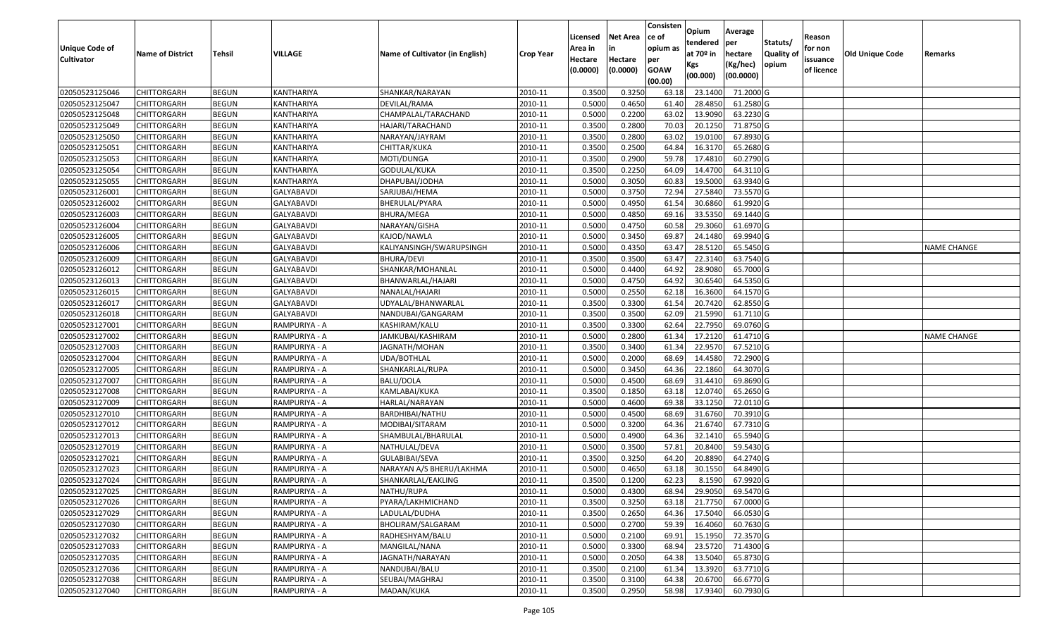| Unique Code of Cultivator | Name of District | Tehsil | VILLAGE | Name of Cultivator (in English) | Crop Year | Licensed Area in Hectare (0.0000) | Net Area in Hectare (0.0000) | Consistence of opium as per GOAW (00.00) | Opium tendered at 70º in Kgs (00.000) | Average per hectare (Kg/hec) (00.0000) | Statuts/ Quality of opium | Reason for non issuance of licence | Old Unique Code | Remarks |
|---|---|---|---|---|---|---|---|---|---|---|---|---|---|---|
| 02050523125046 | CHITTORGARH | BEGUN | KANTHARIYA | SHANKAR/NARAYAN | 2010-11 | 0.3500 | 0.3250 | 63.18 | 23.1400 | 71.2000 | G | | | |
| 02050523125047 | CHITTORGARH | BEGUN | KANTHARIYA | DEVILAL/RAMA | 2010-11 | 0.5000 | 0.4650 | 61.40 | 28.4850 | 61.2580 | G | | | |
| 02050523125048 | CHITTORGARH | BEGUN | KANTHARIYA | CHAMPALAL/TARACHAND | 2010-11 | 0.5000 | 0.2200 | 63.02 | 13.9090 | 63.2230 | G | | | |
| 02050523125049 | CHITTORGARH | BEGUN | KANTHARIYA | HAJARI/TARACHAND | 2010-11 | 0.3500 | 0.2800 | 70.03 | 20.1250 | 71.8750 | G | | | |
| 02050523125050 | CHITTORGARH | BEGUN | KANTHARIYA | NARAYAN/JAYRAM | 2010-11 | 0.3500 | 0.2800 | 63.02 | 19.0100 | 67.8930 | G | | | |
| 02050523125051 | CHITTORGARH | BEGUN | KANTHARIYA | CHITTAR/KUKA | 2010-11 | 0.3500 | 0.2500 | 64.84 | 16.3170 | 65.2680 | G | | | |
| 02050523125053 | CHITTORGARH | BEGUN | KANTHARIYA | MOTI/DUNGA | 2010-11 | 0.3500 | 0.2900 | 59.78 | 17.4810 | 60.2790 | G | | | |
| 02050523125054 | CHITTORGARH | BEGUN | KANTHARIYA | GODULAL/KUKA | 2010-11 | 0.3500 | 0.2250 | 64.09 | 14.4700 | 64.3110 | G | | | |
| 02050523125055 | CHITTORGARH | BEGUN | KANTHARIYA | DHAPUBAI/JODHA | 2010-11 | 0.5000 | 0.3050 | 60.83 | 19.5000 | 63.9340 | G | | | |
| 02050523126001 | CHITTORGARH | BEGUN | GALYABAVDI | SARJUBAI/HEMA | 2010-11 | 0.5000 | 0.3750 | 72.94 | 27.5840 | 73.5570 | G | | | |
| 02050523126002 | CHITTORGARH | BEGUN | GALYABAVDI | BHERULAL/PYARA | 2010-11 | 0.5000 | 0.4950 | 61.54 | 30.6860 | 61.9920 | G | | | |
| 02050523126003 | CHITTORGARH | BEGUN | GALYABAVDI | BHURA/MEGA | 2010-11 | 0.5000 | 0.4850 | 69.16 | 33.5350 | 69.1440 | G | | | |
| 02050523126004 | CHITTORGARH | BEGUN | GALYABAVDI | NARAYAN/GISHA | 2010-11 | 0.5000 | 0.4750 | 60.58 | 29.3060 | 61.6970 | G | | | |
| 02050523126005 | CHITTORGARH | BEGUN | GALYABAVDI | KAJOD/NAWLA | 2010-11 | 0.5000 | 0.3450 | 69.87 | 24.1480 | 69.9940 | G | | | |
| 02050523126006 | CHITTORGARH | BEGUN | GALYABAVDI | KALIYANSINGH/SWARUPSINGH | 2010-11 | 0.5000 | 0.4350 | 63.47 | 28.5120 | 65.5450 | G | | | NAME CHANGE |
| 02050523126009 | CHITTORGARH | BEGUN | GALYABAVDI | BHURA/DEVI | 2010-11 | 0.3500 | 0.3500 | 63.47 | 22.3140 | 63.7540 | G | | | |
| 02050523126012 | CHITTORGARH | BEGUN | GALYABAVDI | SHANKAR/MOHANLAL | 2010-11 | 0.5000 | 0.4400 | 64.92 | 28.9080 | 65.7000 | G | | | |
| 02050523126013 | CHITTORGARH | BEGUN | GALYABAVDI | BHANWARLAL/HAJARI | 2010-11 | 0.5000 | 0.4750 | 64.92 | 30.6540 | 64.5350 | G | | | |
| 02050523126015 | CHITTORGARH | BEGUN | GALYABAVDI | NANALAL/HAJARI | 2010-11 | 0.5000 | 0.2550 | 62.18 | 16.3600 | 64.1570 | G | | | |
| 02050523126017 | CHITTORGARH | BEGUN | GALYABAVDI | UDYALAL/BHANWARLAL | 2010-11 | 0.3500 | 0.3300 | 61.54 | 20.7420 | 62.8550 | G | | | |
| 02050523126018 | CHITTORGARH | BEGUN | GALYABAVDI | NANDUBAI/GANGARAM | 2010-11 | 0.3500 | 0.3500 | 62.09 | 21.5990 | 61.7110 | G | | | |
| 02050523127001 | CHITTORGARH | BEGUN | RAMPURIYA - A | KASHIRAM/KALU | 2010-11 | 0.3500 | 0.3300 | 62.64 | 22.7950 | 69.0760 | G | | | |
| 02050523127002 | CHITTORGARH | BEGUN | RAMPURIYA - A | JAMKUBAI/KASHIRAM | 2010-11 | 0.5000 | 0.2800 | 61.34 | 17.2120 | 61.4710 | G | | | NAME CHANGE |
| 02050523127003 | CHITTORGARH | BEGUN | RAMPURIYA - A | JAGNATH/MOHAN | 2010-11 | 0.3500 | 0.3400 | 61.34 | 22.9570 | 67.5210 | G | | | |
| 02050523127004 | CHITTORGARH | BEGUN | RAMPURIYA - A | UDA/BOTHLAL | 2010-11 | 0.5000 | 0.2000 | 68.69 | 14.4580 | 72.2900 | G | | | |
| 02050523127005 | CHITTORGARH | BEGUN | RAMPURIYA - A | SHANKARLAL/RUPA | 2010-11 | 0.5000 | 0.3450 | 64.36 | 22.1860 | 64.3070 | G | | | |
| 02050523127007 | CHITTORGARH | BEGUN | RAMPURIYA - A | BALU/DOLA | 2010-11 | 0.5000 | 0.4500 | 68.69 | 31.4410 | 69.8690 | G | | | |
| 02050523127008 | CHITTORGARH | BEGUN | RAMPURIYA - A | KAMLABAI/KUKA | 2010-11 | 0.3500 | 0.1850 | 63.18 | 12.0740 | 65.2650 | G | | | |
| 02050523127009 | CHITTORGARH | BEGUN | RAMPURIYA - A | HARLAL/NARAYAN | 2010-11 | 0.5000 | 0.4600 | 69.38 | 33.1250 | 72.0110 | G | | | |
| 02050523127010 | CHITTORGARH | BEGUN | RAMPURIYA - A | BARDHIBAI/NATHU | 2010-11 | 0.5000 | 0.4500 | 68.69 | 31.6760 | 70.3910 | G | | | |
| 02050523127012 | CHITTORGARH | BEGUN | RAMPURIYA - A | MODIBAI/SITARAM | 2010-11 | 0.5000 | 0.3200 | 64.36 | 21.6740 | 67.7310 | G | | | |
| 02050523127013 | CHITTORGARH | BEGUN | RAMPURIYA - A | SHAMBULAL/BHARULAL | 2010-11 | 0.5000 | 0.4900 | 64.36 | 32.1410 | 65.5940 | G | | | |
| 02050523127019 | CHITTORGARH | BEGUN | RAMPURIYA - A | NATHULAL/DEVA | 2010-11 | 0.5000 | 0.3500 | 57.81 | 20.8400 | 59.5430 | G | | | |
| 02050523127021 | CHITTORGARH | BEGUN | RAMPURIYA - A | GULABIBAI/SEVA | 2010-11 | 0.3500 | 0.3250 | 64.20 | 20.8890 | 64.2740 | G | | | |
| 02050523127023 | CHITTORGARH | BEGUN | RAMPURIYA - A | NARAYAN A/S BHERU/LAKHMA | 2010-11 | 0.5000 | 0.4650 | 63.18 | 30.1550 | 64.8490 | G | | | |
| 02050523127024 | CHITTORGARH | BEGUN | RAMPURIYA - A | SHANKARLAL/EAKLING | 2010-11 | 0.3500 | 0.1200 | 62.23 | 8.1590 | 67.9920 | G | | | |
| 02050523127025 | CHITTORGARH | BEGUN | RAMPURIYA - A | NATHU/RUPA | 2010-11 | 0.5000 | 0.4300 | 68.94 | 29.9050 | 69.5470 | G | | | |
| 02050523127026 | CHITTORGARH | BEGUN | RAMPURIYA - A | PYARA/LAKHMICHAND | 2010-11 | 0.3500 | 0.3250 | 63.18 | 21.7750 | 67.0000 | G | | | |
| 02050523127029 | CHITTORGARH | BEGUN | RAMPURIYA - A | LADULAL/DUDHA | 2010-11 | 0.3500 | 0.2650 | 64.36 | 17.5040 | 66.0530 | G | | | |
| 02050523127030 | CHITTORGARH | BEGUN | RAMPURIYA - A | BHOLIRAM/SALGARAM | 2010-11 | 0.5000 | 0.2700 | 59.39 | 16.4060 | 60.7630 | G | | | |
| 02050523127032 | CHITTORGARH | BEGUN | RAMPURIYA - A | RADHESHYAM/BALU | 2010-11 | 0.5000 | 0.2100 | 69.91 | 15.1950 | 72.3570 | G | | | |
| 02050523127033 | CHITTORGARH | BEGUN | RAMPURIYA - A | MANGILAL/NANA | 2010-11 | 0.5000 | 0.3300 | 68.94 | 23.5720 | 71.4300 | G | | | |
| 02050523127035 | CHITTORGARH | BEGUN | RAMPURIYA - A | JAGNATH/NARAYAN | 2010-11 | 0.5000 | 0.2050 | 64.38 | 13.5040 | 65.8730 | G | | | |
| 02050523127036 | CHITTORGARH | BEGUN | RAMPURIYA - A | NANDUBAI/BALU | 2010-11 | 0.3500 | 0.2100 | 61.34 | 13.3920 | 63.7710 | G | | | |
| 02050523127038 | CHITTORGARH | BEGUN | RAMPURIYA - A | SEUBAI/MAGHRAJ | 2010-11 | 0.3500 | 0.3100 | 64.38 | 20.6700 | 66.6770 | G | | | |
| 02050523127040 | CHITTORGARH | BEGUN | RAMPURIYA - A | MADAN/KUKA | 2010-11 | 0.3500 | 0.2950 | 58.98 | 17.9340 | 60.7930 | G | | | |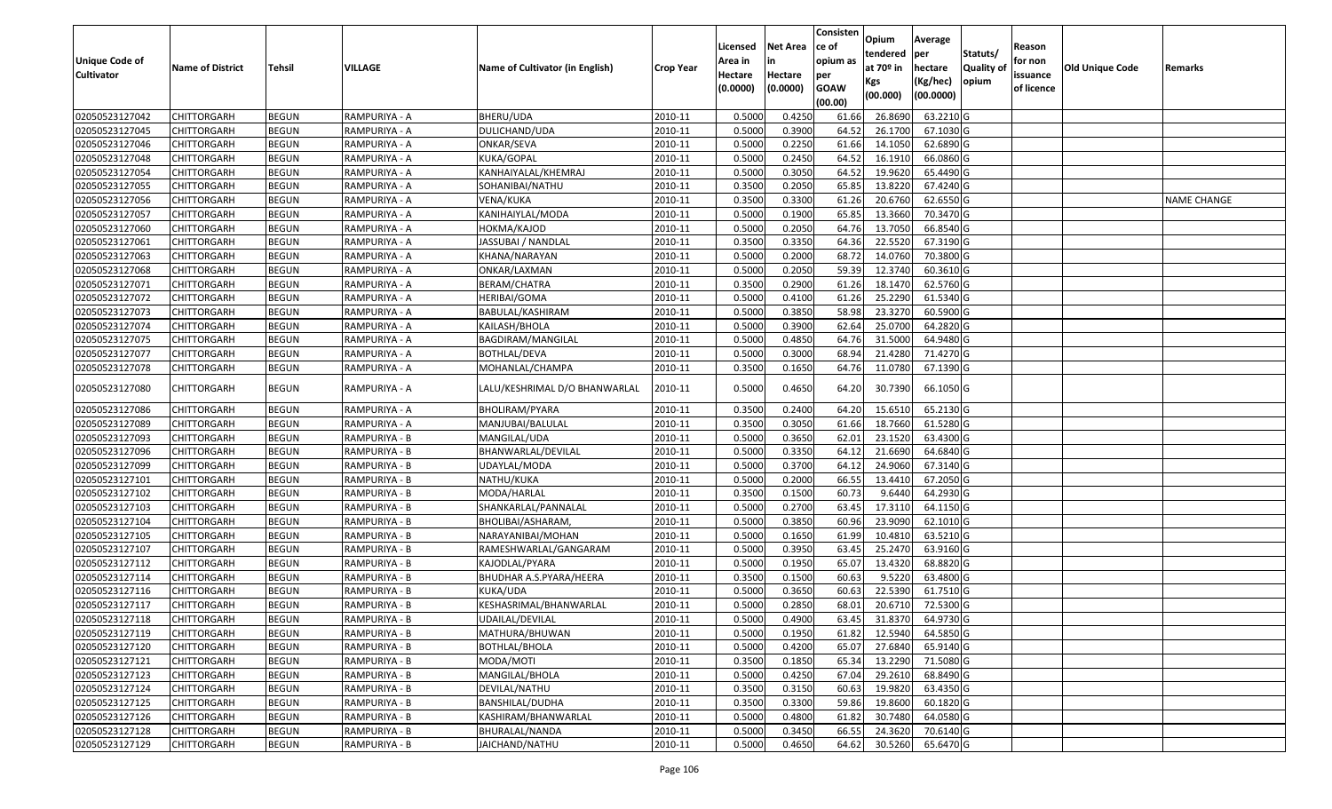| Unique Code of Cultivator | Name of District | Tehsil | VILLAGE | Name of Cultivator (in English) | Crop Year | Licensed Area in Hectare (0.0000) | Net Area in Hectare (0.0000) | Consistence of opium as per GOAW (00.00) | Opium tendered at 70º in Kgs (00.000) | Average per hectare (Kg/hec) (00.0000) | Statuts/ Quality of opium | Reason for non issuance of licence | Old Unique Code | Remarks |
|---|---|---|---|---|---|---|---|---|---|---|---|---|---|---|
| 02050523127042 | CHITTORGARH | BEGUN | RAMPURIYA - A | BHERU/UDA | 2010-11 | 0.5000 | 0.4250 | 61.66 | 26.8690 | 63.2210 | G | | | |
| 02050523127045 | CHITTORGARH | BEGUN | RAMPURIYA - A | DULICHAND/UDA | 2010-11 | 0.5000 | 0.3900 | 64.52 | 26.1700 | 67.1030 | G | | | |
| 02050523127046 | CHITTORGARH | BEGUN | RAMPURIYA - A | ONKAR/SEVA | 2010-11 | 0.5000 | 0.2250 | 61.66 | 14.1050 | 62.6890 | G | | | |
| 02050523127048 | CHITTORGARH | BEGUN | RAMPURIYA - A | KUKA/GOPAL | 2010-11 | 0.5000 | 0.2450 | 64.52 | 16.1910 | 66.0860 | G | | | |
| 02050523127054 | CHITTORGARH | BEGUN | RAMPURIYA - A | KANHAIYALAL/KHEMRAJ | 2010-11 | 0.5000 | 0.3050 | 64.52 | 19.9620 | 65.4490 | G | | | |
| 02050523127055 | CHITTORGARH | BEGUN | RAMPURIYA - A | SOHANIBAI/NATHU | 2010-11 | 0.3500 | 0.2050 | 65.85 | 13.8220 | 67.4240 | G | | | |
| 02050523127056 | CHITTORGARH | BEGUN | RAMPURIYA - A | VENA/KUKA | 2010-11 | 0.3500 | 0.3300 | 61.26 | 20.6760 | 62.6550 | G | | | NAME CHANGE |
| 02050523127057 | CHITTORGARH | BEGUN | RAMPURIYA - A | KANIHAIYLAL/MODA | 2010-11 | 0.5000 | 0.1900 | 65.85 | 13.3660 | 70.3470 | G | | | |
| 02050523127060 | CHITTORGARH | BEGUN | RAMPURIYA - A | HOKMA/KAJOD | 2010-11 | 0.5000 | 0.2050 | 64.76 | 13.7050 | 66.8540 | G | | | |
| 02050523127061 | CHITTORGARH | BEGUN | RAMPURIYA - A | JASSUBAI / NANDLAL | 2010-11 | 0.3500 | 0.3350 | 64.36 | 22.5520 | 67.3190 | G | | | |
| 02050523127063 | CHITTORGARH | BEGUN | RAMPURIYA - A | KHANA/NARAYAN | 2010-11 | 0.5000 | 0.2000 | 68.72 | 14.0760 | 70.3800 | G | | | |
| 02050523127068 | CHITTORGARH | BEGUN | RAMPURIYA - A | ONKAR/LAXMAN | 2010-11 | 0.5000 | 0.2050 | 59.39 | 12.3740 | 60.3610 | G | | | |
| 02050523127071 | CHITTORGARH | BEGUN | RAMPURIYA - A | BERAM/CHATRA | 2010-11 | 0.3500 | 0.2900 | 61.26 | 18.1470 | 62.5760 | G | | | |
| 02050523127072 | CHITTORGARH | BEGUN | RAMPURIYA - A | HERIBAI/GOMA | 2010-11 | 0.5000 | 0.4100 | 61.26 | 25.2290 | 61.5340 | G | | | |
| 02050523127073 | CHITTORGARH | BEGUN | RAMPURIYA - A | BABULAL/KASHIRAM | 2010-11 | 0.5000 | 0.3850 | 58.98 | 23.3270 | 60.5900 | G | | | |
| 02050523127074 | CHITTORGARH | BEGUN | RAMPURIYA - A | KAILASH/BHOLA | 2010-11 | 0.5000 | 0.3900 | 62.64 | 25.0700 | 64.2820 | G | | | |
| 02050523127075 | CHITTORGARH | BEGUN | RAMPURIYA - A | BAGDIRAM/MANGILAL | 2010-11 | 0.5000 | 0.4850 | 64.76 | 31.5000 | 64.9480 | G | | | |
| 02050523127077 | CHITTORGARH | BEGUN | RAMPURIYA - A | BOTHLAL/DEVA | 2010-11 | 0.5000 | 0.3000 | 68.94 | 21.4280 | 71.4270 | G | | | |
| 02050523127078 | CHITTORGARH | BEGUN | RAMPURIYA - A | MOHANLAL/CHAMPA | 2010-11 | 0.3500 | 0.1650 | 64.76 | 11.0780 | 67.1390 | G | | | |
| 02050523127080 | CHITTORGARH | BEGUN | RAMPURIYA - A | LALU/KESHRIMAL D/O BHANWARLAL | 2010-11 | 0.5000 | 0.4650 | 64.20 | 30.7390 | 66.1050 | G | | | |
| 02050523127086 | CHITTORGARH | BEGUN | RAMPURIYA - A | BHOLIRAM/PYARA | 2010-11 | 0.3500 | 0.2400 | 64.20 | 15.6510 | 65.2130 | G | | | |
| 02050523127089 | CHITTORGARH | BEGUN | RAMPURIYA - A | MANJUBAI/BALULAL | 2010-11 | 0.3500 | 0.3050 | 61.66 | 18.7660 | 61.5280 | G | | | |
| 02050523127093 | CHITTORGARH | BEGUN | RAMPURIYA - B | MANGILAL/UDA | 2010-11 | 0.5000 | 0.3650 | 62.01 | 23.1520 | 63.4300 | G | | | |
| 02050523127096 | CHITTORGARH | BEGUN | RAMPURIYA - B | BHANWARLAL/DEVILAL | 2010-11 | 0.5000 | 0.3350 | 64.12 | 21.6690 | 64.6840 | G | | | |
| 02050523127099 | CHITTORGARH | BEGUN | RAMPURIYA - B | UDAYLAL/MODA | 2010-11 | 0.5000 | 0.3700 | 64.12 | 24.9060 | 67.3140 | G | | | |
| 02050523127101 | CHITTORGARH | BEGUN | RAMPURIYA - B | NATHU/KUKA | 2010-11 | 0.5000 | 0.2000 | 66.55 | 13.4410 | 67.2050 | G | | | |
| 02050523127102 | CHITTORGARH | BEGUN | RAMPURIYA - B | MODA/HARLAL | 2010-11 | 0.3500 | 0.1500 | 60.73 | 9.6440 | 64.2930 | G | | | |
| 02050523127103 | CHITTORGARH | BEGUN | RAMPURIYA - B | SHANKARLAL/PANNALAL | 2010-11 | 0.5000 | 0.2700 | 63.45 | 17.3110 | 64.1150 | G | | | |
| 02050523127104 | CHITTORGARH | BEGUN | RAMPURIYA - B | BHOLIBAI/ASHARAM, | 2010-11 | 0.5000 | 0.3850 | 60.96 | 23.9090 | 62.1010 | G | | | |
| 02050523127105 | CHITTORGARH | BEGUN | RAMPURIYA - B | NARAYANIBAI/MOHAN | 2010-11 | 0.5000 | 0.1650 | 61.99 | 10.4810 | 63.5210 | G | | | |
| 02050523127107 | CHITTORGARH | BEGUN | RAMPURIYA - B | RAMESHWARLAL/GANGARAM | 2010-11 | 0.5000 | 0.3950 | 63.45 | 25.2470 | 63.9160 | G | | | |
| 02050523127112 | CHITTORGARH | BEGUN | RAMPURIYA - B | KAJODLAL/PYARA | 2010-11 | 0.5000 | 0.1950 | 65.07 | 13.4320 | 68.8820 | G | | | |
| 02050523127114 | CHITTORGARH | BEGUN | RAMPURIYA - B | BHUDHAR A.S.PYARA/HEERA | 2010-11 | 0.3500 | 0.1500 | 60.63 | 9.5220 | 63.4800 | G | | | |
| 02050523127116 | CHITTORGARH | BEGUN | RAMPURIYA - B | KUKA/UDA | 2010-11 | 0.5000 | 0.3650 | 60.63 | 22.5390 | 61.7510 | G | | | |
| 02050523127117 | CHITTORGARH | BEGUN | RAMPURIYA - B | KESHASRIMAL/BHANWARLAL | 2010-11 | 0.5000 | 0.2850 | 68.01 | 20.6710 | 72.5300 | G | | | |
| 02050523127118 | CHITTORGARH | BEGUN | RAMPURIYA - B | UDAILAL/DEVILAL | 2010-11 | 0.5000 | 0.4900 | 63.45 | 31.8370 | 64.9730 | G | | | |
| 02050523127119 | CHITTORGARH | BEGUN | RAMPURIYA - B | MATHURA/BHUWAN | 2010-11 | 0.5000 | 0.1950 | 61.82 | 12.5940 | 64.5850 | G | | | |
| 02050523127120 | CHITTORGARH | BEGUN | RAMPURIYA - B | BOTHLAL/BHOLA | 2010-11 | 0.5000 | 0.4200 | 65.07 | 27.6840 | 65.9140 | G | | | |
| 02050523127121 | CHITTORGARH | BEGUN | RAMPURIYA - B | MODA/MOTI | 2010-11 | 0.3500 | 0.1850 | 65.34 | 13.2290 | 71.5080 | G | | | |
| 02050523127123 | CHITTORGARH | BEGUN | RAMPURIYA - B | MANGILAL/BHOLA | 2010-11 | 0.5000 | 0.4250 | 67.04 | 29.2610 | 68.8490 | G | | | |
| 02050523127124 | CHITTORGARH | BEGUN | RAMPURIYA - B | DEVILAL/NATHU | 2010-11 | 0.3500 | 0.3150 | 60.63 | 19.9820 | 63.4350 | G | | | |
| 02050523127125 | CHITTORGARH | BEGUN | RAMPURIYA - B | BANSHILAL/DUDHA | 2010-11 | 0.3500 | 0.3300 | 59.86 | 19.8600 | 60.1820 | G | | | |
| 02050523127126 | CHITTORGARH | BEGUN | RAMPURIYA - B | KASHIRAM/BHANWARLAL | 2010-11 | 0.5000 | 0.4800 | 61.82 | 30.7480 | 64.0580 | G | | | |
| 02050523127128 | CHITTORGARH | BEGUN | RAMPURIYA - B | BHURALAL/NANDA | 2010-11 | 0.5000 | 0.3450 | 66.55 | 24.3620 | 70.6140 | G | | | |
| 02050523127129 | CHITTORGARH | BEGUN | RAMPURIYA - B | JAICHAND/NATHU | 2010-11 | 0.5000 | 0.4650 | 64.62 | 30.5260 | 65.6470 | G | | | |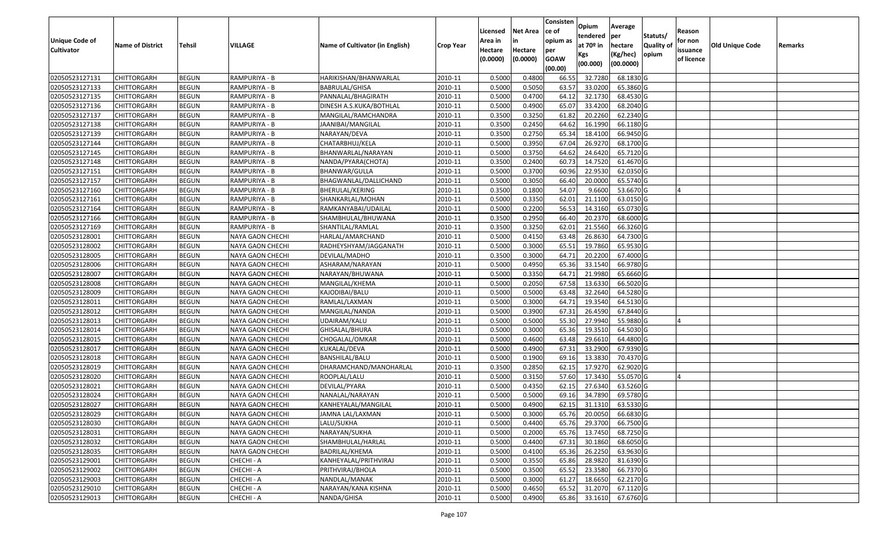| Unique Code of Cultivator | Name of District | Tehsil | VILLAGE | Name of Cultivator (in English) | Crop Year | Licensed Area in Hectare (0.0000) | Net Area in Hectare (0.0000) | Consistence of opium as per GOAW (00.00) | Opium tendered at 70º in Kgs (00.000) | Average per hectare (Kg/hec) (00.0000) | Statuts/ Quality of opium | Reason for non issuance of licence | Old Unique Code | Remarks |
|---|---|---|---|---|---|---|---|---|---|---|---|---|---|---|
| 02050523127131 | CHITTORGARH | BEGUN | RAMPURIYA - B | HARIKISHAN/BHANWARLAL | 2010-11 | 0.5000 | 0.4800 | 66.55 | 32.7280 | 68.1830 | G | | | |
| 02050523127133 | CHITTORGARH | BEGUN | RAMPURIYA - B | BABRULAL/GHISA | 2010-11 | 0.5000 | 0.5050 | 63.57 | 33.0200 | 65.3860 | G | | | |
| 02050523127135 | CHITTORGARH | BEGUN | RAMPURIYA - B | PANNALAL/BHAGIRATH | 2010-11 | 0.5000 | 0.4700 | 64.12 | 32.1730 | 68.4530 | G | | | |
| 02050523127136 | CHITTORGARH | BEGUN | RAMPURIYA - B | DINESH A.S.KUKA/BOTHLAL | 2010-11 | 0.5000 | 0.4900 | 65.07 | 33.4200 | 68.2040 | G | | | |
| 02050523127137 | CHITTORGARH | BEGUN | RAMPURIYA - B | MANGILAL/RAMCHANDRA | 2010-11 | 0.3500 | 0.3250 | 61.82 | 20.2260 | 62.2340 | G | | | |
| 02050523127138 | CHITTORGARH | BEGUN | RAMPURIYA - B | JAANIBAI/MANGILAL | 2010-11 | 0.3500 | 0.2450 | 64.62 | 16.1990 | 66.1180 | G | | | |
| 02050523127139 | CHITTORGARH | BEGUN | RAMPURIYA - B | NARAYAN/DEVA | 2010-11 | 0.3500 | 0.2750 | 65.34 | 18.4100 | 66.9450 | G | | | |
| 02050523127144 | CHITTORGARH | BEGUN | RAMPURIYA - B | CHATARBHUJ/KELA | 2010-11 | 0.5000 | 0.3950 | 67.04 | 26.9270 | 68.1700 | G | | | |
| 02050523127145 | CHITTORGARH | BEGUN | RAMPURIYA - B | BHANWARLAL/NARAYAN | 2010-11 | 0.5000 | 0.3750 | 64.62 | 24.6420 | 65.7120 | G | | | |
| 02050523127148 | CHITTORGARH | BEGUN | RAMPURIYA - B | NANDA/PYARA(CHOTA) | 2010-11 | 0.3500 | 0.2400 | 60.73 | 14.7520 | 61.4670 | G | | | |
| 02050523127151 | CHITTORGARH | BEGUN | RAMPURIYA - B | BHANWAR/GULLA | 2010-11 | 0.5000 | 0.3700 | 60.96 | 22.9530 | 62.0350 | G | | | |
| 02050523127157 | CHITTORGARH | BEGUN | RAMPURIYA - B | BHAGWANLAL/DALLICHAND | 2010-11 | 0.5000 | 0.3050 | 66.40 | 20.0000 | 65.5740 | G | | | |
| 02050523127160 | CHITTORGARH | BEGUN | RAMPURIYA - B | BHERULAL/KERING | 2010-11 | 0.3500 | 0.1800 | 54.07 | 9.6600 | 53.6670 | G | 4 | | |
| 02050523127161 | CHITTORGARH | BEGUN | RAMPURIYA - B | SHANKARLAL/MOHAN | 2010-11 | 0.5000 | 0.3350 | 62.01 | 21.1100 | 63.0150 | G | | | |
| 02050523127164 | CHITTORGARH | BEGUN | RAMPURIYA - B | RAMKANYABAI/UDAILAL | 2010-11 | 0.5000 | 0.2200 | 56.53 | 14.3160 | 65.0730 | G | | | |
| 02050523127166 | CHITTORGARH | BEGUN | RAMPURIYA - B | SHAMBHULAL/BHUWANA | 2010-11 | 0.3500 | 0.2950 | 66.40 | 20.2370 | 68.6000 | G | | | |
| 02050523127169 | CHITTORGARH | BEGUN | RAMPURIYA - B | SHANTILAL/RAMLAL | 2010-11 | 0.3500 | 0.3250 | 62.01 | 21.5560 | 66.3260 | G | | | |
| 02050523128001 | CHITTORGARH | BEGUN | NAYA GAON CHECHI | HARLAL/AMARCHAND | 2010-11 | 0.5000 | 0.4150 | 63.48 | 26.8630 | 64.7300 | G | | | |
| 02050523128002 | CHITTORGARH | BEGUN | NAYA GAON CHECHI | RADHEYSHYAM/JAGGANATH | 2010-11 | 0.5000 | 0.3000 | 65.51 | 19.7860 | 65.9530 | G | | | |
| 02050523128005 | CHITTORGARH | BEGUN | NAYA GAON CHECHI | DEVILAL/MADHO | 2010-11 | 0.3500 | 0.3000 | 64.71 | 20.2200 | 67.4000 | G | | | |
| 02050523128006 | CHITTORGARH | BEGUN | NAYA GAON CHECHI | ASHARAM/NARAYAN | 2010-11 | 0.5000 | 0.4950 | 65.36 | 33.1540 | 66.9780 | G | | | |
| 02050523128007 | CHITTORGARH | BEGUN | NAYA GAON CHECHI | NARAYAN/BHUWANA | 2010-11 | 0.5000 | 0.3350 | 64.71 | 21.9980 | 65.6660 | G | | | |
| 02050523128008 | CHITTORGARH | BEGUN | NAYA GAON CHECHI | MANGILAL/KHEMA | 2010-11 | 0.5000 | 0.2050 | 67.58 | 13.6330 | 66.5020 | G | | | |
| 02050523128009 | CHITTORGARH | BEGUN | NAYA GAON CHECHI | KAJODIBAI/BALU | 2010-11 | 0.5000 | 0.5000 | 63.48 | 32.2640 | 64.5280 | G | | | |
| 02050523128011 | CHITTORGARH | BEGUN | NAYA GAON CHECHI | RAMLAL/LAXMAN | 2010-11 | 0.5000 | 0.3000 | 64.71 | 19.3540 | 64.5130 | G | | | |
| 02050523128012 | CHITTORGARH | BEGUN | NAYA GAON CHECHI | MANGILAL/NANDA | 2010-11 | 0.5000 | 0.3900 | 67.31 | 26.4590 | 67.8440 | G | | | |
| 02050523128013 | CHITTORGARH | BEGUN | NAYA GAON CHECHI | UDAIRAM/KALU | 2010-11 | 0.5000 | 0.5000 | 55.30 | 27.9940 | 55.9880 | G | 4 | | |
| 02050523128014 | CHITTORGARH | BEGUN | NAYA GAON CHECHI | GHISALAL/BHURA | 2010-11 | 0.5000 | 0.3000 | 65.36 | 19.3510 | 64.5030 | G | | | |
| 02050523128015 | CHITTORGARH | BEGUN | NAYA GAON CHECHI | CHOGALAL/OMKAR | 2010-11 | 0.5000 | 0.4600 | 63.48 | 29.6610 | 64.4800 | G | | | |
| 02050523128017 | CHITTORGARH | BEGUN | NAYA GAON CHECHI | KUKALAL/DEVA | 2010-11 | 0.5000 | 0.4900 | 67.31 | 33.2900 | 67.9390 | G | | | |
| 02050523128018 | CHITTORGARH | BEGUN | NAYA GAON CHECHI | BANSHILAL/BALU | 2010-11 | 0.5000 | 0.1900 | 69.16 | 13.3830 | 70.4370 | G | | | |
| 02050523128019 | CHITTORGARH | BEGUN | NAYA GAON CHECHI | DHARAMCHAND/MANOHARLAL | 2010-11 | 0.3500 | 0.2850 | 62.15 | 17.9270 | 62.9020 | G | | | |
| 02050523128020 | CHITTORGARH | BEGUN | NAYA GAON CHECHI | ROOPLAL/LALU | 2010-11 | 0.5000 | 0.3150 | 57.60 | 17.3430 | 55.0570 | G | 4 | | |
| 02050523128021 | CHITTORGARH | BEGUN | NAYA GAON CHECHI | DEVILAL/PYARA | 2010-11 | 0.5000 | 0.4350 | 62.15 | 27.6340 | 63.5260 | G | | | |
| 02050523128024 | CHITTORGARH | BEGUN | NAYA GAON CHECHI | NANALAL/NARAYAN | 2010-11 | 0.5000 | 0.5000 | 69.16 | 34.7890 | 69.5780 | G | | | |
| 02050523128027 | CHITTORGARH | BEGUN | NAYA GAON CHECHI | KANHEYALAL/MANGILAL | 2010-11 | 0.5000 | 0.4900 | 62.15 | 31.1310 | 63.5330 | G | | | |
| 02050523128029 | CHITTORGARH | BEGUN | NAYA GAON CHECHI | JAMNA LAL/LAXMAN | 2010-11 | 0.5000 | 0.3000 | 65.76 | 20.0050 | 66.6830 | G | | | |
| 02050523128030 | CHITTORGARH | BEGUN | NAYA GAON CHECHI | LALU/SUKHA | 2010-11 | 0.5000 | 0.4400 | 65.76 | 29.3700 | 66.7500 | G | | | |
| 02050523128031 | CHITTORGARH | BEGUN | NAYA GAON CHECHI | NARAYAN/SUKHA | 2010-11 | 0.5000 | 0.2000 | 65.76 | 13.7450 | 68.7250 | G | | | |
| 02050523128032 | CHITTORGARH | BEGUN | NAYA GAON CHECHI | SHAMBHULAL/HARLAL | 2010-11 | 0.5000 | 0.4400 | 67.31 | 30.1860 | 68.6050 | G | | | |
| 02050523128035 | CHITTORGARH | BEGUN | NAYA GAON CHECHI | BADRILAL/KHEMA | 2010-11 | 0.5000 | 0.4100 | 65.36 | 26.2250 | 63.9630 | G | | | |
| 02050523129001 | CHITTORGARH | BEGUN | CHECHI - A | KANHEYALAL/PRITHVIRAJ | 2010-11 | 0.5000 | 0.3550 | 65.86 | 28.9820 | 81.6390 | G | | | |
| 02050523129002 | CHITTORGARH | BEGUN | CHECHI - A | PRITHVIRAJ/BHOLA | 2010-11 | 0.5000 | 0.3500 | 65.52 | 23.3580 | 66.7370 | G | | | |
| 02050523129003 | CHITTORGARH | BEGUN | CHECHI - A | NANDLAL/MANAK | 2010-11 | 0.5000 | 0.3000 | 61.27 | 18.6650 | 62.2170 | G | | | |
| 02050523129010 | CHITTORGARH | BEGUN | CHECHI - A | NARAYAN/KANA KISHNA | 2010-11 | 0.5000 | 0.4650 | 65.52 | 31.2070 | 67.1120 | G | | | |
| 02050523129013 | CHITTORGARH | BEGUN | CHECHI - A | NANDA/GHISA | 2010-11 | 0.5000 | 0.4900 | 65.86 | 33.1610 | 67.6760 | G | | | |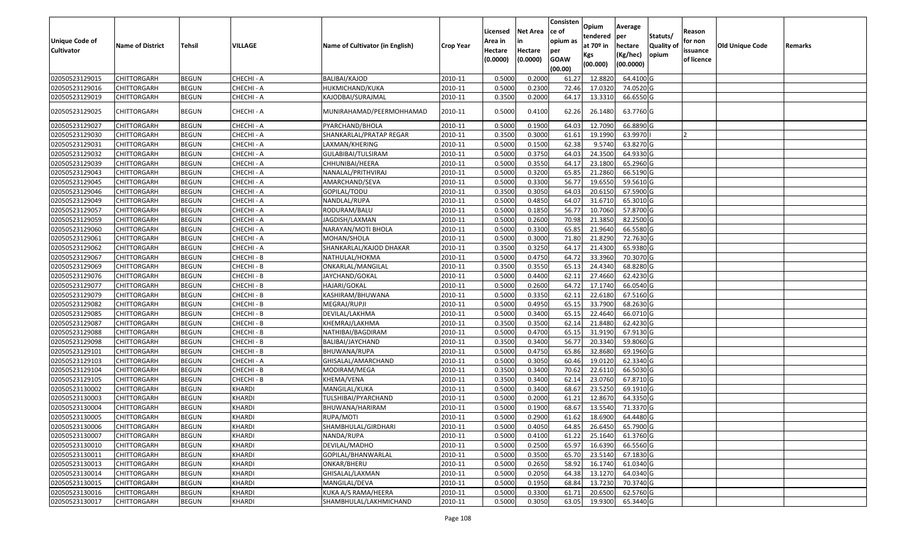| Unique Code of Cultivator | Name of District | Tehsil | VILLAGE | Name of Cultivator (in English) | Crop Year | Licensed Area in Hectare (0.0000) | Net Area in Hectare (0.0000) | Consisten ce of opium as per GOAW (00.00) | Opium tendered at 70º in Kgs (00.000) | Average per hectare (Kg/hec) (00.0000) | Statuts/ Quality of opium | Reason for non issuance of licence | Old Unique Code | Remarks |
|---|---|---|---|---|---|---|---|---|---|---|---|---|---|---|
| 02050523129015 | CHITTORGARH | BEGUN | CHECHI - A | BALIBAI/KAJOD | 2010-11 | 0.5000 | 0.2000 | 61.27 | 12.8820 | 64.4100 | G | | | |
| 02050523129016 | CHITTORGARH | BEGUN | CHECHI - A | HUKMICHAND/KUKA | 2010-11 | 0.5000 | 0.2300 | 72.46 | 17.0320 | 74.0520 | G | | | |
| 02050523129019 | CHITTORGARH | BEGUN | CHECHI - A | KAJODBAI/SURAJMAL | 2010-11 | 0.3500 | 0.2000 | 64.17 | 13.3310 | 66.6550 | G | | | |
| 02050523129025 | CHITTORGARH | BEGUN | CHECHI - A | MUNIRAHAMAD/PEERMOHHAMAD | 2010-11 | 0.5000 | 0.4100 | 62.26 | 26.1480 | 63.7760 | G | | | |
| 02050523129027 | CHITTORGARH | BEGUN | CHECHI - A | PYARCHAND/BHOLA | 2010-11 | 0.5000 | 0.1900 | 64.03 | 12.7090 | 66.8890 | G | | | |
| 02050523129030 | CHITTORGARH | BEGUN | CHECHI - A | SHANKARLAL/PRATAP REGAR | 2010-11 | 0.3500 | 0.3000 | 61.61 | 19.1990 | 63.9970 | I | 2 | | |
| 02050523129031 | CHITTORGARH | BEGUN | CHECHI - A | LAXMAN/KHERING | 2010-11 | 0.5000 | 0.1500 | 62.38 | 9.5740 | 63.8270 | G | | | |
| 02050523129032 | CHITTORGARH | BEGUN | CHECHI - A | GULABIBAI/TULSIRAM | 2010-11 | 0.5000 | 0.3750 | 64.03 | 24.3500 | 64.9330 | G | | | |
| 02050523129039 | CHITTORGARH | BEGUN | CHECHI - A | CHHUNIBAI/HEERA | 2010-11 | 0.5000 | 0.3550 | 64.17 | 23.1800 | 65.2960 | G | | | |
| 02050523129043 | CHITTORGARH | BEGUN | CHECHI - A | NANALAL/PRITHVIRAJ | 2010-11 | 0.5000 | 0.3200 | 65.85 | 21.2860 | 66.5190 | G | | | |
| 02050523129045 | CHITTORGARH | BEGUN | CHECHI - A | AMARCHAND/SEVA | 2010-11 | 0.5000 | 0.3300 | 56.77 | 19.6550 | 59.5610 | G | | | |
| 02050523129046 | CHITTORGARH | BEGUN | CHECHI - A | GOPILAL/TODU | 2010-11 | 0.3500 | 0.3050 | 64.03 | 20.6150 | 67.5900 | G | | | |
| 02050523129049 | CHITTORGARH | BEGUN | CHECHI - A | NANDLAL/RUPA | 2010-11 | 0.5000 | 0.4850 | 64.07 | 31.6710 | 65.3010 | G | | | |
| 02050523129057 | CHITTORGARH | BEGUN | CHECHI - A | RODURAM/BALU | 2010-11 | 0.5000 | 0.1850 | 56.77 | 10.7060 | 57.8700 | G | | | |
| 02050523129059 | CHITTORGARH | BEGUN | CHECHI - A | JAGDISH/LAXMAN | 2010-11 | 0.5000 | 0.2600 | 70.98 | 21.3850 | 82.2500 | G | | | |
| 02050523129060 | CHITTORGARH | BEGUN | CHECHI - A | NARAYAN/MOTI BHOLA | 2010-11 | 0.5000 | 0.3300 | 65.85 | 21.9640 | 66.5580 | G | | | |
| 02050523129061 | CHITTORGARH | BEGUN | CHECHI - A | MOHAN/SHOLA | 2010-11 | 0.5000 | 0.3000 | 71.80 | 21.8290 | 72.7630 | G | | | |
| 02050523129062 | CHITTORGARH | BEGUN | CHECHI - A | SHANKARLAL/KAJOD DHAKAR | 2010-11 | 0.3500 | 0.3250 | 64.17 | 21.4300 | 65.9380 | G | | | |
| 02050523129067 | CHITTORGARH | BEGUN | CHECHI - B | NATHULAL/HOKMA | 2010-11 | 0.5000 | 0.4750 | 64.72 | 33.3960 | 70.3070 | G | | | |
| 02050523129069 | CHITTORGARH | BEGUN | CHECHI - B | ONKARLAL/MANGILAL | 2010-11 | 0.3500 | 0.3550 | 65.13 | 24.4340 | 68.8280 | G | | | |
| 02050523129076 | CHITTORGARH | BEGUN | CHECHI - B | JAYCHAND/GOKAL | 2010-11 | 0.5000 | 0.4400 | 62.11 | 27.4660 | 62.4230 | G | | | |
| 02050523129077 | CHITTORGARH | BEGUN | CHECHI - B | HAJARI/GOKAL | 2010-11 | 0.5000 | 0.2600 | 64.72 | 17.1740 | 66.0540 | G | | | |
| 02050523129079 | CHITTORGARH | BEGUN | CHECHI - B | KASHIRAM/BHUWANA | 2010-11 | 0.5000 | 0.3350 | 62.11 | 22.6180 | 67.5160 | G | | | |
| 02050523129082 | CHITTORGARH | BEGUN | CHECHI - B | MEGRAJ/RUPJI | 2010-11 | 0.5000 | 0.4950 | 65.15 | 33.7900 | 68.2630 | G | | | |
| 02050523129085 | CHITTORGARH | BEGUN | CHECHI - B | DEVILAL/LAKHMA | 2010-11 | 0.5000 | 0.3400 | 65.15 | 22.4640 | 66.0710 | G | | | |
| 02050523129087 | CHITTORGARH | BEGUN | CHECHI - B | KHEMRAJ/LAKHMA | 2010-11 | 0.3500 | 0.3500 | 62.14 | 21.8480 | 62.4230 | G | | | |
| 02050523129088 | CHITTORGARH | BEGUN | CHECHI - B | NATHIBAI/BAGDIRAM | 2010-11 | 0.5000 | 0.4700 | 65.15 | 31.9190 | 67.9130 | G | | | |
| 02050523129098 | CHITTORGARH | BEGUN | CHECHI - B | BALIBAI/JAYCHAND | 2010-11 | 0.3500 | 0.3400 | 56.77 | 20.3340 | 59.8060 | G | | | |
| 02050523129101 | CHITTORGARH | BEGUN | CHECHI - B | BHUWANA/RUPA | 2010-11 | 0.5000 | 0.4750 | 65.86 | 32.8680 | 69.1960 | G | | | |
| 02050523129103 | CHITTORGARH | BEGUN | CHECHI - A | GHISALAL/AMARCHAND | 2010-11 | 0.5000 | 0.3050 | 60.46 | 19.0120 | 62.3340 | G | | | |
| 02050523129104 | CHITTORGARH | BEGUN | CHECHI - B | MODIRAM/MEGA | 2010-11 | 0.3500 | 0.3400 | 70.62 | 22.6110 | 66.5030 | G | | | |
| 02050523129105 | CHITTORGARH | BEGUN | CHECHI - B | KHEMA/VENA | 2010-11 | 0.3500 | 0.3400 | 62.14 | 23.0760 | 67.8710 | G | | | |
| 02050523130002 | CHITTORGARH | BEGUN | KHARDI | MANGILAL/KUKA | 2010-11 | 0.5000 | 0.3400 | 68.67 | 23.5250 | 69.1910 | G | | | |
| 02050523130003 | CHITTORGARH | BEGUN | KHARDI | TULSHIBAI/PYARCHAND | 2010-11 | 0.5000 | 0.2000 | 61.21 | 12.8670 | 64.3350 | G | | | |
| 02050523130004 | CHITTORGARH | BEGUN | KHARDI | BHUWANA/HARIRAM | 2010-11 | 0.5000 | 0.1900 | 68.67 | 13.5540 | 71.3370 | G | | | |
| 02050523130005 | CHITTORGARH | BEGUN | KHARDI | RUPA/MOTI | 2010-11 | 0.5000 | 0.2900 | 61.62 | 18.6900 | 64.4480 | G | | | |
| 02050523130006 | CHITTORGARH | BEGUN | KHARDI | SHAMBHULAL/GIRDHARI | 2010-11 | 0.5000 | 0.4050 | 64.85 | 26.6450 | 65.7900 | G | | | |
| 02050523130007 | CHITTORGARH | BEGUN | KHARDI | NANDA/RUPA | 2010-11 | 0.5000 | 0.4100 | 61.22 | 25.1640 | 61.3760 | G | | | |
| 02050523130010 | CHITTORGARH | BEGUN | KHARDI | DEVILAL/MADHO | 2010-11 | 0.5000 | 0.2500 | 65.97 | 16.6390 | 66.5560 | G | | | |
| 02050523130011 | CHITTORGARH | BEGUN | KHARDI | GOPILAL/BHANWARLAL | 2010-11 | 0.5000 | 0.3500 | 65.70 | 23.5140 | 67.1830 | G | | | |
| 02050523130013 | CHITTORGARH | BEGUN | KHARDI | ONKAR/BHERU | 2010-11 | 0.5000 | 0.2650 | 58.92 | 16.1740 | 61.0340 | G | | | |
| 02050523130014 | CHITTORGARH | BEGUN | KHARDI | GHISALAL/LAXMAN | 2010-11 | 0.5000 | 0.2050 | 64.38 | 13.1270 | 64.0340 | G | | | |
| 02050523130015 | CHITTORGARH | BEGUN | KHARDI | MANGILAL/DEVA | 2010-11 | 0.5000 | 0.1950 | 68.84 | 13.7230 | 70.3740 | G | | | |
| 02050523130016 | CHITTORGARH | BEGUN | KHARDI | KUKA A/S RAMA/HEERA | 2010-11 | 0.5000 | 0.3300 | 61.71 | 20.6500 | 62.5760 | G | | | |
| 02050523130017 | CHITTORGARH | BEGUN | KHARDI | SHAMBHULAL/LAKHMICHAND | 2010-11 | 0.5000 | 0.3050 | 63.05 | 19.9300 | 65.3440 | G | | | |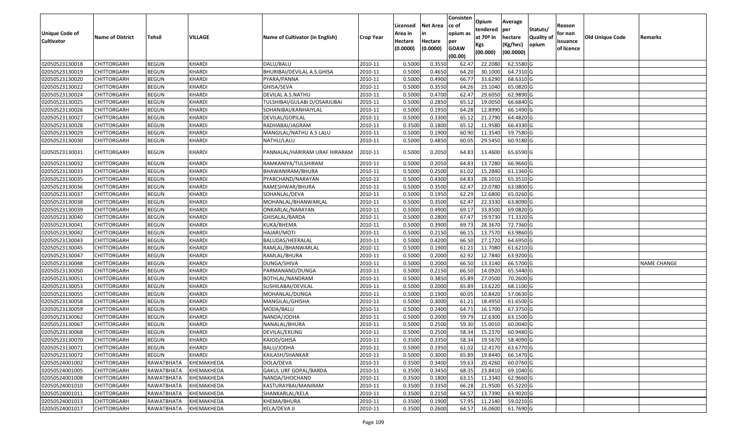| Unique Code of Cultivator | Name of District | Tehsil | VILLAGE | Name of Cultivator (in English) | Crop Year | Licensed Area in Hectare (0.0000) | Net Area in Hectare (0.0000) | Consistence of opium as per GOAW (00.00) | Opium tendered at 70º in Kgs (00.000) | Average per hectare (Kg/hec) (00.0000) | Statuts/ Quality of opium | Reason for non issuance of licence | Old Unique Code | Remarks |
|---|---|---|---|---|---|---|---|---|---|---|---|---|---|---|
| 02050523130018 | CHITTORGARH | BEGUN | KHARDI | DALU/BALU | 2010-11 | 0.5000 | 0.3550 | 62.47 | 22.2080 | 62.5580 | G | | | |
| 02050523130019 | CHITTORGARH | BEGUN | KHARDI | BHURIBAI/DEVILAL A.S.GHISA | 2010-11 | 0.5000 | 0.4650 | 64.20 | 30.1000 | 64.7310 | G | | | |
| 02050523130020 | CHITTORGARH | BEGUN | KHARDI | PYARA/PANNA | 2010-11 | 0.5000 | 0.4900 | 66.77 | 33.6290 | 68.6310 | G | | | |
| 02050523130022 | CHITTORGARH | BEGUN | KHARDI | GHISA/SEVA | 2010-11 | 0.5000 | 0.3550 | 64.26 | 23.1040 | 65.0820 | G | | | |
| 02050523130024 | CHITTORGARH | BEGUN | KHARDI | DEVILAL A.S.NATHU | 2010-11 | 0.5000 | 0.4700 | 62.47 | 29.6050 | 62.9890 | G | | | |
| 02050523130025 | CHITTORGARH | BEGUN | KHARDI | TULSHIBAI/GULABI D/OSARJUBAI | 2010-11 | 0.5000 | 0.2850 | 65.12 | 19.0050 | 66.6840 | G | | | |
| 02050523130026 | CHITTORGARH | BEGUN | KHARDI | SOHANIBAI/KANHAIYLAL | 2010-11 | 0.5000 | 0.1950 | 64.28 | 12.8990 | 66.1490 | G | | | |
| 02050523130027 | CHITTORGARH | BEGUN | KHARDI | DEVILAL/GOPILAL | 2010-11 | 0.5000 | 0.3300 | 65.12 | 21.2790 | 64.4820 | G | | | |
| 02050523130028 | CHITTORGARH | BEGUN | KHARDI | RADHABAI/JAGRAM | 2010-11 | 0.3500 | 0.1800 | 65.12 | 11.9580 | 66.4330 | G | | | |
| 02050523130029 | CHITTORGARH | BEGUN | KHARDI | MANGILAL/NATHU A.S LALU | 2010-11 | 0.5000 | 0.1900 | 60.90 | 11.3540 | 59.7580 | G | | | |
| 02050523130030 | CHITTORGARH | BEGUN | KHARDI | NATHU/LALU | 2010-11 | 0.5000 | 0.4850 | 60.05 | 29.5450 | 60.9180 | G | | | |
| 02050523130031 | CHITTORGARH | BEGUN | KHARDI | PANNALAL/HARIRAM URAF HIRARAM | 2010-11 | 0.5000 | 0.2050 | 64.83 | 13.4600 | 65.6590 | G | | | |
| 02050523130032 | CHITTORGARH | BEGUN | KHARDI | RAMKANIYA/TULSHIRAM | 2010-11 | 0.5000 | 0.2050 | 64.83 | 13.7280 | 66.9660 | G | | | |
| 02050523130033 | CHITTORGARH | BEGUN | KHARDI | BHAWANIRAM/BHURA | 2010-11 | 0.5000 | 0.2500 | 61.02 | 15.2840 | 61.1360 | G | | | |
| 02050523130035 | CHITTORGARH | BEGUN | KHARDI | PYARCHAND/NARAYAN | 2010-11 | 0.5000 | 0.4300 | 64.83 | 28.1010 | 65.3510 | G | | | |
| 02050523130036 | CHITTORGARH | BEGUN | KHARDI | RAMESHWAR/BHURA | 2010-11 | 0.5000 | 0.3500 | 62.47 | 22.0780 | 63.0800 | G | | | |
| 02050523130037 | CHITTORGARH | BEGUN | KHARDI | SOHANLAL/DEVA | 2010-11 | 0.5000 | 0.1950 | 62.29 | 12.6800 | 65.0260 | G | | | |
| 02050523130038 | CHITTORGARH | BEGUN | KHARDI | MOHANLAL/BHANWARLAL | 2010-11 | 0.5000 | 0.3500 | 62.47 | 22.3330 | 63.8090 | G | | | |
| 02050523130039 | CHITTORGARH | BEGUN | KHARDI | ONKARLAL/NARAYAN | 2010-11 | 0.5000 | 0.4900 | 69.17 | 33.8500 | 69.0820 | G | | | |
| 02050523130040 | CHITTORGARH | BEGUN | KHARDI | GHISALAL/BARDA | 2010-11 | 0.5000 | 0.2800 | 67.47 | 19.9730 | 71.3320 | G | | | |
| 02050523130041 | CHITTORGARH | BEGUN | KHARDI | KUKA/BHEMA | 2010-11 | 0.5000 | 0.3900 | 69.73 | 28.3670 | 72.7360 | G | | | |
| 02050523130042 | CHITTORGARH | BEGUN | KHARDI | HAJARI/MOTI | 2010-11 | 0.5000 | 0.2150 | 66.15 | 13.7570 | 63.9860 | G | | | |
| 02050523130043 | CHITTORGARH | BEGUN | KHARDI | BALUDAS/HEERALAL | 2010-11 | 0.5000 | 0.4200 | 66.50 | 27.1720 | 64.6950 | G | | | |
| 02050523130045 | CHITTORGARH | BEGUN | KHARDI | RAMLAL/BHANWARLAL | 2010-11 | 0.5000 | 0.1900 | 61.21 | 11.7080 | 61.6210 | G | | | |
| 02050523130047 | CHITTORGARH | BEGUN | KHARDI | RAMLAL/BHURA | 2010-11 | 0.5000 | 0.2000 | 62.92 | 12.7840 | 63.9200 | G | | | |
| 02050523130048 | CHITTORGARH | BEGUN | KHARDI | DUNGA/SHIVA | 2010-11 | 0.5000 | 0.2000 | 66.50 | 13.3140 | 66.5700 | G | | | NAME CHANGE |
| 02050523130050 | CHITTORGARH | BEGUN | KHARDI | PARMANAND/DUNGA | 2010-11 | 0.5000 | 0.2150 | 66.50 | 14.0920 | 65.5440 | G | | | |
| 02050523130051 | CHITTORGARH | BEGUN | KHARDI | BOTHLAL/NANDRAM | 2010-11 | 0.5000 | 0.3850 | 65.89 | 27.0500 | 70.2600 | G | | | |
| 02050523130053 | CHITTORGARH | BEGUN | KHARDI | SUSHILABAI/DEVILAL | 2010-11 | 0.5000 | 0.2000 | 65.89 | 13.6220 | 68.1100 | G | | | |
| 02050523130055 | CHITTORGARH | BEGUN | KHARDI | MOHANLAL/DUNGA | 2010-11 | 0.5000 | 0.1900 | 60.05 | 10.8420 | 57.0630 | G | | | |
| 02050523130058 | CHITTORGARH | BEGUN | KHARDI | MANGILAL/GHISHA | 2010-11 | 0.5000 | 0.3000 | 61.21 | 18.4950 | 61.6500 | G | | | |
| 02050523130059 | CHITTORGARH | BEGUN | KHARDI | MODA/BALU | 2010-11 | 0.5000 | 0.2400 | 64.71 | 16.1700 | 67.3750 | G | | | |
| 02050523130062 | CHITTORGARH | BEGUN | KHARDI | NANDA/JODHA | 2010-11 | 0.5000 | 0.2000 | 59.79 | 12.6300 | 63.1500 | G | | | |
| 02050523130067 | CHITTORGARH | BEGUN | KHARDI | NANALAL/BHURA | 2010-11 | 0.5000 | 0.2500 | 59.30 | 15.0010 | 60.0040 | G | | | |
| 02050523130068 | CHITTORGARH | BEGUN | KHARDI | DEVILAL/EKLING | 2010-11 | 0.5000 | 0.2500 | 58.34 | 15.2370 | 60.9480 | G | | | |
| 02050523130070 | CHITTORGARH | BEGUN | KHARDI | KAJOD/GHISA | 2010-11 | 0.3500 | 0.3350 | 58.34 | 19.5670 | 58.4090 | G | | | |
| 02050523130071 | CHITTORGARH | BEGUN | KHARDI | BALU/JODHA | 2010-11 | 0.5000 | 0.1950 | 61.02 | 12.4170 | 63.6770 | G | | | |
| 02050523130072 | CHITTORGARH | BEGUN | KHARDI | KAILASH/SHANKAR | 2010-11 | 0.5000 | 0.3000 | 65.89 | 19.8440 | 66.1470 | G | | | |
| 02050524001002 | CHITTORGARH | RAWATBHATA | KHEMAKHEDA | DOLA/DEVA | 2010-11 | 0.3500 | 0.3400 | 59.63 | 20.4260 | 60.0760 | G | | | |
| 02050524001005 | CHITTORGARH | RAWATBHATA | KHEMAKHEDA | GAKUL URF GOPAL/BARDA | 2010-11 | 0.3500 | 0.3450 | 68.35 | 23.8410 | 69.1040 | G | | | |
| 02050524001008 | CHITTORGARH | RAWATBHATA | KHEMAKHEDA | NANDA/SHOCHAND | 2010-11 | 0.3500 | 0.1800 | 63.15 | 11.3340 | 62.9660 | G | | | |
| 02050524001010 | CHITTORGARH | RAWATBHATA | KHEMAKHEDA | KASTURAYBAI/MANIRAM | 2010-11 | 0.3500 | 0.3350 | 66.28 | 21.9500 | 65.5220 | G | | | |
| 02050524001011 | CHITTORGARH | RAWATBHATA | KHEMAKHEDA | SHANKARLAL/KELA | 2010-11 | 0.3500 | 0.2150 | 64.57 | 13.7390 | 63.9020 | G | | | |
| 02050524001013 | CHITTORGARH | RAWATBHATA | KHEMAKHEDA | KHEMA/BHURA | 2010-11 | 0.3500 | 0.1900 | 57.95 | 11.2140 | 59.0210 | G | | | |
| 02050524001017 | CHITTORGARH | RAWATBHATA | KHEMAKHEDA | KELA/DEVA JI | 2010-11 | 0.3500 | 0.2600 | 64.57 | 16.0600 | 61.7690 | G | | | |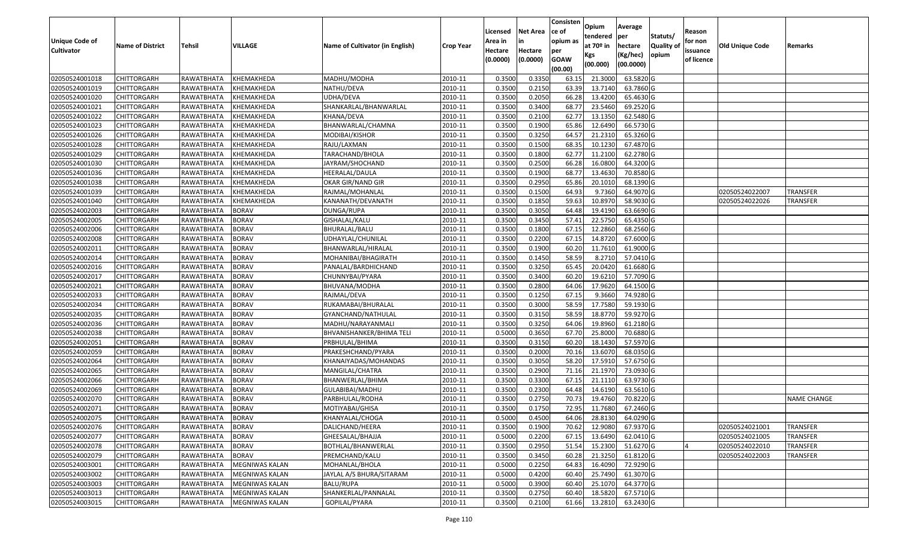| Unique Code of Cultivator | Name of District | Tehsil | VILLAGE | Name of Cultivator (in English) | Crop Year | Licensed Area in Hectare (0.0000) | Net Area in Hectare (0.0000) | Consistence of opium as per GOAW (00.00) | Opium tendered at 70º in Kgs (00.000) | Average per hectare (Kg/hec) (00.0000) | Statuts/ Quality of opium | Reason for non issuance of licence | Old Unique Code | Remarks |
|---|---|---|---|---|---|---|---|---|---|---|---|---|---|---|
| 02050524001018 | CHITTORGARH | RAWATBHATA | KHEMAKHEDA | MADHU/MODHA | 2010-11 | 0.3500 | 0.3350 | 63.15 | 21.3000 | 63.5820 | G | | | |
| 02050524001019 | CHITTORGARH | RAWATBHATA | KHEMAKHEDA | NATHU/DEVA | 2010-11 | 0.3500 | 0.2150 | 63.39 | 13.7140 | 63.7860 | G | | | |
| 02050524001020 | CHITTORGARH | RAWATBHATA | KHEMAKHEDA | UDHA/DEVA | 2010-11 | 0.3500 | 0.2050 | 66.28 | 13.4200 | 65.4630 | G | | | |
| 02050524001021 | CHITTORGARH | RAWATBHATA | KHEMAKHEDA | SHANKARLAL/BHANWARLAL | 2010-11 | 0.3500 | 0.3400 | 68.77 | 23.5460 | 69.2520 | G | | | |
| 02050524001022 | CHITTORGARH | RAWATBHATA | KHEMAKHEDA | KHANA/DEVA | 2010-11 | 0.3500 | 0.2100 | 62.77 | 13.1350 | 62.5480 | G | | | |
| 02050524001023 | CHITTORGARH | RAWATBHATA | KHEMAKHEDA | BHANWARLAL/CHAMNA | 2010-11 | 0.3500 | 0.1900 | 65.86 | 12.6490 | 66.5730 | G | | | |
| 02050524001026 | CHITTORGARH | RAWATBHATA | KHEMAKHEDA | MODIBAI/KISHOR | 2010-11 | 0.3500 | 0.3250 | 64.57 | 21.2310 | 65.3260 | G | | | |
| 02050524001028 | CHITTORGARH | RAWATBHATA | KHEMAKHEDA | RAJU/LAXMAN | 2010-11 | 0.3500 | 0.1500 | 68.35 | 10.1230 | 67.4870 | G | | | |
| 02050524001029 | CHITTORGARH | RAWATBHATA | KHEMAKHEDA | TARACHAND/BHOLA | 2010-11 | 0.3500 | 0.1800 | 62.77 | 11.2100 | 62.2780 | G | | | |
| 02050524001030 | CHITTORGARH | RAWATBHATA | KHEMAKHEDA | JAYRAM/SHOCHAND | 2010-11 | 0.3500 | 0.2500 | 66.28 | 16.0800 | 64.3200 | G | | | |
| 02050524001036 | CHITTORGARH | RAWATBHATA | KHEMAKHEDA | HEERALAL/DAULA | 2010-11 | 0.3500 | 0.1900 | 68.77 | 13.4630 | 70.8580 | G | | | |
| 02050524001038 | CHITTORGARH | RAWATBHATA | KHEMAKHEDA | OKAR GIR/NAND GIR | 2010-11 | 0.3500 | 0.2950 | 65.86 | 20.1010 | 68.1390 | G | | | |
| 02050524001039 | CHITTORGARH | RAWATBHATA | KHEMAKHEDA | RAJMAL/MOHANLAL | 2010-11 | 0.3500 | 0.1500 | 64.93 | 9.7360 | 64.9070 | G | | 02050524022007 | TRANSFER |
| 02050524001040 | CHITTORGARH | RAWATBHATA | KHEMAKHEDA | KANANATH/DEVANATH | 2010-11 | 0.3500 | 0.1850 | 59.63 | 10.8970 | 58.9030 | G | | 02050524022026 | TRANSFER |
| 02050524002003 | CHITTORGARH | RAWATBHATA | BORAV | DUNGA/RUPA | 2010-11 | 0.3500 | 0.3050 | 64.48 | 19.4190 | 63.6690 | G | | | |
| 02050524002005 | CHITTORGARH | RAWATBHATA | BORAV | GISHALAL/KALU | 2010-11 | 0.3500 | 0.3450 | 57.41 | 22.5750 | 65.4350 | G | | | |
| 02050524002006 | CHITTORGARH | RAWATBHATA | BORAV | BHURALAL/BALU | 2010-11 | 0.3500 | 0.1800 | 67.15 | 12.2860 | 68.2560 | G | | | |
| 02050524002008 | CHITTORGARH | RAWATBHATA | BORAV | UDHAYLAL/CHUNILAL | 2010-11 | 0.3500 | 0.2200 | 67.15 | 14.8720 | 67.6000 | G | | | |
| 02050524002011 | CHITTORGARH | RAWATBHATA | BORAV | BHANWARLAL/HIRALAL | 2010-11 | 0.3500 | 0.1900 | 60.20 | 11.7610 | 61.9000 | G | | | |
| 02050524002014 | CHITTORGARH | RAWATBHATA | BORAV | MOHANIBAI/BHAGIRATH | 2010-11 | 0.3500 | 0.1450 | 58.59 | 8.2710 | 57.0410 | G | | | |
| 02050524002016 | CHITTORGARH | RAWATBHATA | BORAV | PANALAL/BARDHICHAND | 2010-11 | 0.3500 | 0.3250 | 65.45 | 20.0420 | 61.6680 | G | | | |
| 02050524002017 | CHITTORGARH | RAWATBHATA | BORAV | CHUNNYBAI/PYARA | 2010-11 | 0.3500 | 0.3400 | 60.20 | 19.6210 | 57.7090 | G | | | |
| 02050524002021 | CHITTORGARH | RAWATBHATA | BORAV | BHUVANA/MODHA | 2010-11 | 0.3500 | 0.2800 | 64.06 | 17.9620 | 64.1500 | G | | | |
| 02050524002033 | CHITTORGARH | RAWATBHATA | BORAV | RAJMAL/DEVA | 2010-11 | 0.3500 | 0.1250 | 67.15 | 9.3660 | 74.9280 | G | | | |
| 02050524002034 | CHITTORGARH | RAWATBHATA | BORAV | RUKAMABAI/BHURALAL | 2010-11 | 0.3500 | 0.3000 | 58.59 | 17.7580 | 59.1930 | G | | | |
| 02050524002035 | CHITTORGARH | RAWATBHATA | BORAV | GYANCHAND/NATHULAL | 2010-11 | 0.3500 | 0.3150 | 58.59 | 18.8770 | 59.9270 | G | | | |
| 02050524002036 | CHITTORGARH | RAWATBHATA | BORAV | MADHU/NARAYANMALI | 2010-11 | 0.3500 | 0.3250 | 64.06 | 19.8960 | 61.2180 | G | | | |
| 02050524002038 | CHITTORGARH | RAWATBHATA | BORAV | BHVANISHANKER/BHIMA TELI | 2010-11 | 0.5000 | 0.3650 | 67.70 | 25.8000 | 70.6880 | G | | | |
| 02050524002051 | CHITTORGARH | RAWATBHATA | BORAV | PRBHULAL/BHIMA | 2010-11 | 0.3500 | 0.3150 | 60.20 | 18.1430 | 57.5970 | G | | | |
| 02050524002059 | CHITTORGARH | RAWATBHATA | BORAV | PRAKESHCHAND/PYARA | 2010-11 | 0.3500 | 0.2000 | 70.16 | 13.6070 | 68.0350 | G | | | |
| 02050524002064 | CHITTORGARH | RAWATBHATA | BORAV | KHANAIYADAS/MOHANDAS | 2010-11 | 0.3500 | 0.3050 | 58.20 | 17.5910 | 57.6750 | G | | | |
| 02050524002065 | CHITTORGARH | RAWATBHATA | BORAV | MANGILAL/CHATRA | 2010-11 | 0.3500 | 0.2900 | 71.16 | 21.1970 | 73.0930 | G | | | |
| 02050524002066 | CHITTORGARH | RAWATBHATA | BORAV | BHANWERLAL/BHIMA | 2010-11 | 0.3500 | 0.3300 | 67.15 | 21.1110 | 63.9730 | G | | | |
| 02050524002069 | CHITTORGARH | RAWATBHATA | BORAV | GULABIBAI/MADHU | 2010-11 | 0.3500 | 0.2300 | 64.48 | 14.6190 | 63.5610 | G | | | |
| 02050524002070 | CHITTORGARH | RAWATBHATA | BORAV | PARBHULAL/RODHA | 2010-11 | 0.3500 | 0.2750 | 70.73 | 19.4760 | 70.8220 | G | | | NAME CHANGE |
| 02050524002071 | CHITTORGARH | RAWATBHATA | BORAV | MOTIYABAI/GHISA | 2010-11 | 0.3500 | 0.1750 | 72.95 | 11.7680 | 67.2460 | G | | | |
| 02050524002075 | CHITTORGARH | RAWATBHATA | BORAV | KHANYALAL/CHOGA | 2010-11 | 0.5000 | 0.4500 | 64.06 | 28.8130 | 64.0290 | G | | | |
| 02050524002076 | CHITTORGARH | RAWATBHATA | BORAV | DALICHAND/HEERA | 2010-11 | 0.3500 | 0.1900 | 70.62 | 12.9080 | 67.9370 | G | | 02050524021001 | TRANSFER |
| 02050524002077 | CHITTORGARH | RAWATBHATA | BORAV | GHEESALAL/BHAJJA | 2010-11 | 0.5000 | 0.2200 | 67.15 | 13.6490 | 62.0410 | G | | 02050524021005 | TRANSFER |
| 02050524002078 | CHITTORGARH | RAWATBHATA | BORAV | BOTHLAL/BHANWERLAL | 2010-11 | 0.3500 | 0.2950 | 51.54 | 15.2300 | 51.6270 | G | 4 | 02050524022010 | TRANSFER |
| 02050524002079 | CHITTORGARH | RAWATBHATA | BORAV | PREMCHAND/KALU | 2010-11 | 0.3500 | 0.3450 | 60.28 | 21.3250 | 61.8120 | G | | 02050524022003 | TRANSFER |
| 02050524003001 | CHITTORGARH | RAWATBHATA | MEGNIWAS KALAN | MOHANLAL/BHOLA | 2010-11 | 0.5000 | 0.2250 | 64.83 | 16.4090 | 72.9290 | G | | | |
| 02050524003002 | CHITTORGARH | RAWATBHATA | MEGNIWAS KALAN | JAYLAL A/S BHURA/SITARAM | 2010-11 | 0.5000 | 0.4200 | 60.40 | 25.7490 | 61.3070 | G | | | |
| 02050524003003 | CHITTORGARH | RAWATBHATA | MEGNIWAS KALAN | BALU/RUPA | 2010-11 | 0.5000 | 0.3900 | 60.40 | 25.1070 | 64.3770 | G | | | |
| 02050524003013 | CHITTORGARH | RAWATBHATA | MEGNIWAS KALAN | SHANKERLAL/PANNALAL | 2010-11 | 0.3500 | 0.2750 | 60.40 | 18.5820 | 67.5710 | G | | | |
| 02050524003015 | CHITTORGARH | RAWATBHATA | MEGNIWAS KALAN | GOPILAL/PYARA | 2010-11 | 0.3500 | 0.2100 | 61.66 | 13.2810 | 63.2430 | G | | | |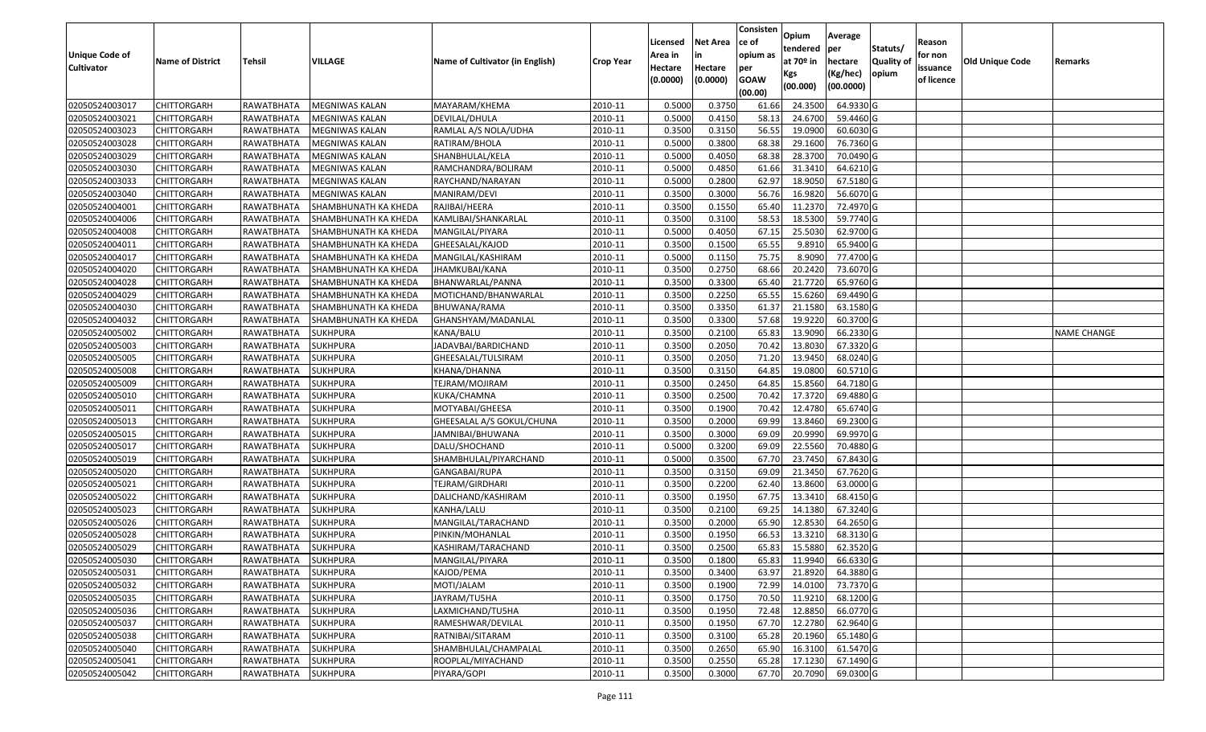| Unique Code of Cultivator | Name of District | Tehsil | VILLAGE | Name of Cultivator (in English) | Crop Year | Licensed Area in Hectare (0.0000) | Net Area in Hectare (0.0000) | Consistence of opium as per GOAW (00.00) | Opium tendered at 70º in Kgs (00.000) | Average per hectare (Kg/hec) (00.0000) | Statuts/ Quality of opium | Reason for non issuance of licence | Old Unique Code | Remarks |
|---|---|---|---|---|---|---|---|---|---|---|---|---|---|---|
| 02050524003017 | CHITTORGARH | RAWATBHATA | MEGNIWAS KALAN | MAYARAM/KHEMA | 2010-11 | 0.5000 | 0.3750 | 61.66 | 24.3500 | 64.9330 | G | | | |
| 02050524003021 | CHITTORGARH | RAWATBHATA | MEGNIWAS KALAN | DEVILAL/DHULA | 2010-11 | 0.5000 | 0.4150 | 58.13 | 24.6700 | 59.4460 | G | | | |
| 02050524003023 | CHITTORGARH | RAWATBHATA | MEGNIWAS KALAN | RAMLAL A/S NOLA/UDHA | 2010-11 | 0.3500 | 0.3150 | 56.55 | 19.0900 | 60.6030 | G | | | |
| 02050524003028 | CHITTORGARH | RAWATBHATA | MEGNIWAS KALAN | RATIRAM/BHOLA | 2010-11 | 0.5000 | 0.3800 | 68.38 | 29.1600 | 76.7360 | G | | | |
| 02050524003029 | CHITTORGARH | RAWATBHATA | MEGNIWAS KALAN | SHANBHULAL/KELA | 2010-11 | 0.5000 | 0.4050 | 68.38 | 28.3700 | 70.0490 | G | | | |
| 02050524003030 | CHITTORGARH | RAWATBHATA | MEGNIWAS KALAN | RAMCHANDRA/BOLIRAM | 2010-11 | 0.5000 | 0.4850 | 61.66 | 31.3410 | 64.6210 | G | | | |
| 02050524003033 | CHITTORGARH | RAWATBHATA | MEGNIWAS KALAN | RAYCHAND/NARAYAN | 2010-11 | 0.5000 | 0.2800 | 62.97 | 18.9050 | 67.5180 | G | | | |
| 02050524003040 | CHITTORGARH | RAWATBHATA | MEGNIWAS KALAN | MANIRAM/DEVI | 2010-11 | 0.3500 | 0.3000 | 56.76 | 16.9820 | 56.6070 | G | | | |
| 02050524004001 | CHITTORGARH | RAWATBHATA | SHAMBHUNATH KA KHEDA | RAJIBAI/HEERA | 2010-11 | 0.3500 | 0.1550 | 65.40 | 11.2370 | 72.4970 | G | | | |
| 02050524004006 | CHITTORGARH | RAWATBHATA | SHAMBHUNATH KA KHEDA | KAMLIBAI/SHANKARLAL | 2010-11 | 0.3500 | 0.3100 | 58.53 | 18.5300 | 59.7740 | G | | | |
| 02050524004008 | CHITTORGARH | RAWATBHATA | SHAMBHUNATH KA KHEDA | MANGILAL/PIYARA | 2010-11 | 0.5000 | 0.4050 | 67.15 | 25.5030 | 62.9700 | G | | | |
| 02050524004011 | CHITTORGARH | RAWATBHATA | SHAMBHUNATH KA KHEDA | GHEESALAL/KAJOD | 2010-11 | 0.3500 | 0.1500 | 65.55 | 9.8910 | 65.9400 | G | | | |
| 02050524004017 | CHITTORGARH | RAWATBHATA | SHAMBHUNATH KA KHEDA | MANGILAL/KASHIRAM | 2010-11 | 0.5000 | 0.1150 | 75.75 | 8.9090 | 77.4700 | G | | | |
| 02050524004020 | CHITTORGARH | RAWATBHATA | SHAMBHUNATH KA KHEDA | JHAMKUBAI/KANA | 2010-11 | 0.3500 | 0.2750 | 68.66 | 20.2420 | 73.6070 | G | | | |
| 02050524004028 | CHITTORGARH | RAWATBHATA | SHAMBHUNATH KA KHEDA | BHANWARLAL/PANNA | 2010-11 | 0.3500 | 0.3300 | 65.40 | 21.7720 | 65.9760 | G | | | |
| 02050524004029 | CHITTORGARH | RAWATBHATA | SHAMBHUNATH KA KHEDA | MOTICHAND/BHANWARLAL | 2010-11 | 0.3500 | 0.2250 | 65.55 | 15.6260 | 69.4490 | G | | | |
| 02050524004030 | CHITTORGARH | RAWATBHATA | SHAMBHUNATH KA KHEDA | BHUWANA/RAMA | 2010-11 | 0.3500 | 0.3350 | 61.37 | 21.1580 | 63.1580 | G | | | |
| 02050524004032 | CHITTORGARH | RAWATBHATA | SHAMBHUNATH KA KHEDA | GHANSHYAM/MADANLAL | 2010-11 | 0.3500 | 0.3300 | 57.68 | 19.9220 | 60.3700 | G | | | |
| 02050524005002 | CHITTORGARH | RAWATBHATA | SUKHPURA | KANA/BALU | 2010-11 | 0.3500 | 0.2100 | 65.83 | 13.9090 | 66.2330 | G | | | NAME CHANGE |
| 02050524005003 | CHITTORGARH | RAWATBHATA | SUKHPURA | JADAVBAI/BARDICHAND | 2010-11 | 0.3500 | 0.2050 | 70.42 | 13.8030 | 67.3320 | G | | | |
| 02050524005005 | CHITTORGARH | RAWATBHATA | SUKHPURA | GHEESALAL/TULSIRAM | 2010-11 | 0.3500 | 0.2050 | 71.20 | 13.9450 | 68.0240 | G | | | |
| 02050524005008 | CHITTORGARH | RAWATBHATA | SUKHPURA | KHANA/DHANNA | 2010-11 | 0.3500 | 0.3150 | 64.85 | 19.0800 | 60.5710 | G | | | |
| 02050524005009 | CHITTORGARH | RAWATBHATA | SUKHPURA | TEJRAM/MOJIRAM | 2010-11 | 0.3500 | 0.2450 | 64.85 | 15.8560 | 64.7180 | G | | | |
| 02050524005010 | CHITTORGARH | RAWATBHATA | SUKHPURA | KUKA/CHAMNA | 2010-11 | 0.3500 | 0.2500 | 70.42 | 17.3720 | 69.4880 | G | | | |
| 02050524005011 | CHITTORGARH | RAWATBHATA | SUKHPURA | MOTYABAI/GHEESA | 2010-11 | 0.3500 | 0.1900 | 70.42 | 12.4780 | 65.6740 | G | | | |
| 02050524005013 | CHITTORGARH | RAWATBHATA | SUKHPURA | GHEESALAL A/S GOKUL/CHUNA | 2010-11 | 0.3500 | 0.2000 | 69.99 | 13.8460 | 69.2300 | G | | | |
| 02050524005015 | CHITTORGARH | RAWATBHATA | SUKHPURA | JAMNIBAI/BHUWANA | 2010-11 | 0.3500 | 0.3000 | 69.09 | 20.9990 | 69.9970 | G | | | |
| 02050524005017 | CHITTORGARH | RAWATBHATA | SUKHPURA | DALU/SHOCHAND | 2010-11 | 0.5000 | 0.3200 | 69.09 | 22.5560 | 70.4880 | G | | | |
| 02050524005019 | CHITTORGARH | RAWATBHATA | SUKHPURA | SHAMBHULAL/PIYARCHAND | 2010-11 | 0.5000 | 0.3500 | 67.70 | 23.7450 | 67.8430 | G | | | |
| 02050524005020 | CHITTORGARH | RAWATBHATA | SUKHPURA | GANGABAI/RUPA | 2010-11 | 0.3500 | 0.3150 | 69.09 | 21.3450 | 67.7620 | G | | | |
| 02050524005021 | CHITTORGARH | RAWATBHATA | SUKHPURA | TEJRAM/GIRDHARI | 2010-11 | 0.3500 | 0.2200 | 62.40 | 13.8600 | 63.0000 | G | | | |
| 02050524005022 | CHITTORGARH | RAWATBHATA | SUKHPURA | DALICHAND/KASHIRAM | 2010-11 | 0.3500 | 0.1950 | 67.75 | 13.3410 | 68.4150 | G | | | |
| 02050524005023 | CHITTORGARH | RAWATBHATA | SUKHPURA | KANHA/LALU | 2010-11 | 0.3500 | 0.2100 | 69.25 | 14.1380 | 67.3240 | G | | | |
| 02050524005026 | CHITTORGARH | RAWATBHATA | SUKHPURA | MANGILAL/TARACHAND | 2010-11 | 0.3500 | 0.2000 | 65.90 | 12.8530 | 64.2650 | G | | | |
| 02050524005028 | CHITTORGARH | RAWATBHATA | SUKHPURA | PINKIN/MOHANLAL | 2010-11 | 0.3500 | 0.1950 | 66.53 | 13.3210 | 68.3130 | G | | | |
| 02050524005029 | CHITTORGARH | RAWATBHATA | SUKHPURA | KASHIRAM/TARACHAND | 2010-11 | 0.3500 | 0.2500 | 65.83 | 15.5880 | 62.3520 | G | | | |
| 02050524005030 | CHITTORGARH | RAWATBHATA | SUKHPURA | MANGILAL/PIYARA | 2010-11 | 0.3500 | 0.1800 | 65.83 | 11.9940 | 66.6330 | G | | | |
| 02050524005031 | CHITTORGARH | RAWATBHATA | SUKHPURA | KAJOD/PEMA | 2010-11 | 0.3500 | 0.3400 | 63.97 | 21.8920 | 64.3880 | G | | | |
| 02050524005032 | CHITTORGARH | RAWATBHATA | SUKHPURA | MOTI/JALAM | 2010-11 | 0.3500 | 0.1900 | 72.99 | 14.0100 | 73.7370 | G | | | |
| 02050524005035 | CHITTORGARH | RAWATBHATA | SUKHPURA | JAYRAM/TUSHA | 2010-11 | 0.3500 | 0.1750 | 70.50 | 11.9210 | 68.1200 | G | | | |
| 02050524005036 | CHITTORGARH | RAWATBHATA | SUKHPURA | LAXMICHAND/TUSHA | 2010-11 | 0.3500 | 0.1950 | 72.48 | 12.8850 | 66.0770 | G | | | |
| 02050524005037 | CHITTORGARH | RAWATBHATA | SUKHPURA | RAMESHWAR/DEVILAL | 2010-11 | 0.3500 | 0.1950 | 67.70 | 12.2780 | 62.9640 | G | | | |
| 02050524005038 | CHITTORGARH | RAWATBHATA | SUKHPURA | RATNIBAI/SITARAM | 2010-11 | 0.3500 | 0.3100 | 65.28 | 20.1960 | 65.1480 | G | | | |
| 02050524005040 | CHITTORGARH | RAWATBHATA | SUKHPURA | SHAMBHULAL/CHAMPALAL | 2010-11 | 0.3500 | 0.2650 | 65.90 | 16.3100 | 61.5470 | G | | | |
| 02050524005041 | CHITTORGARH | RAWATBHATA | SUKHPURA | ROOPLAL/MIYACHAND | 2010-11 | 0.3500 | 0.2550 | 65.28 | 17.1230 | 67.1490 | G | | | |
| 02050524005042 | CHITTORGARH | RAWATBHATA | SUKHPURA | PIYARA/GOPI | 2010-11 | 0.3500 | 0.3000 | 67.70 | 20.7090 | 69.0300 | G | | | |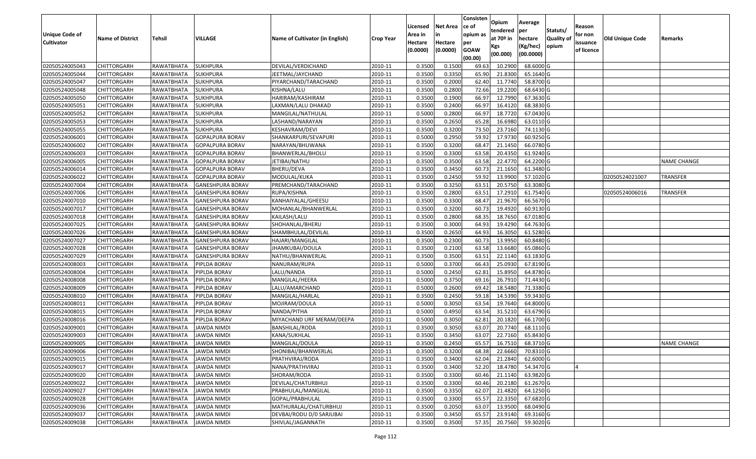| Unique Code of Cultivator | Name of District | Tehsil | VILLAGE | Name of Cultivator (in English) | Crop Year | Licensed Area in Hectare (0.0000) | Net Area in Hectare (0.0000) | Consistence of opium as per GOAW (00.00) | Opium tendered at 70º in Kgs (00.000) | Average per hectare (Kg/hec) (00.0000) | Statuts/ Quality of opium | Reason for non issuance of licence | Old Unique Code | Remarks |
|---|---|---|---|---|---|---|---|---|---|---|---|---|---|---|
| 02050524005043 | CHITTORGARH | RAWATBHATA | SUKHPURA | DEVILAL/VERDICHAND | 2010-11 | 0.3500 | 0.1500 | 69.63 | 10.2900 | 68.6000 | G | | | |
| 02050524005044 | CHITTORGARH | RAWATBHATA | SUKHPURA | JEETMAL/JAYCHAND | 2010-11 | 0.3500 | 0.3350 | 65.90 | 21.8300 | 65.1640 | G | | | |
| 02050524005047 | CHITTORGARH | RAWATBHATA | SUKHPURA | PIYARCHAND/TARACHAND | 2010-11 | 0.3500 | 0.2000 | 62.40 | 11.7740 | 58.8700 | G | | | |
| 02050524005048 | CHITTORGARH | RAWATBHATA | SUKHPURA | KISHNA/LALU | 2010-11 | 0.3500 | 0.2800 | 72.66 | 19.2200 | 68.6430 | G | | | |
| 02050524005050 | CHITTORGARH | RAWATBHATA | SUKHPURA | HARIRAM/KASHIRAM | 2010-11 | 0.3500 | 0.1900 | 66.97 | 12.7990 | 67.3630 | G | | | |
| 02050524005051 | CHITTORGARH | RAWATBHATA | SUKHPURA | LAXMAN/LALU DHAKAD | 2010-11 | 0.3500 | 0.2400 | 66.97 | 16.4120 | 68.3830 | G | | | |
| 02050524005052 | CHITTORGARH | RAWATBHATA | SUKHPURA | MANGILAL/NATHULAL | 2010-11 | 0.5000 | 0.2800 | 66.97 | 18.7720 | 67.0430 | G | | | |
| 02050524005053 | CHITTORGARH | RAWATBHATA | SUKHPURA | LASHAND/NARAYAN | 2010-11 | 0.3500 | 0.2650 | 65.28 | 16.6980 | 63.0110 | G | | | |
| 02050524005055 | CHITTORGARH | RAWATBHATA | SUKHPURA | KESHAVRAM/DEVI | 2010-11 | 0.3500 | 0.3200 | 73.50 | 23.7160 | 74.1130 | G | | | |
| 02050524006001 | CHITTORGARH | RAWATBHATA | GOPALPURA BORAV | SHANKARPURI/SEVAPURI | 2010-11 | 0.5000 | 0.2950 | 59.92 | 17.9730 | 60.9250 | G | | | |
| 02050524006002 | CHITTORGARH | RAWATBHATA | GOPALPURA BORAV | NARAYAN/BHUWANA | 2010-11 | 0.3500 | 0.3200 | 68.47 | 21.1450 | 66.0780 | G | | | |
| 02050524006003 | CHITTORGARH | RAWATBHATA | GOPALPURA BORAV | BHANWERLAL/BHOLU | 2010-11 | 0.3500 | 0.3300 | 63.58 | 20.4350 | 61.9240 | G | | | |
| 02050524006005 | CHITTORGARH | RAWATBHATA | GOPALPURA BORAV | JETIBAI/NATHU | 2010-11 | 0.3500 | 0.3500 | 63.58 | 22.4770 | 64.2200 | G | | | NAME CHANGE |
| 02050524006014 | CHITTORGARH | RAWATBHATA | GOPALPURA BORAV | BHERU/DEVA | 2010-11 | 0.3500 | 0.3450 | 60.73 | 21.1650 | 61.3480 | G | | | |
| 02050524006022 | CHITTORGARH | RAWATBHATA | GOPALPURA BORAV | MODULAL/KUKA | 2010-11 | 0.3500 | 0.2450 | 59.92 | 13.9900 | 57.1020 | G | | 02050524021007 | TRANSFER |
| 02050524007004 | CHITTORGARH | RAWATBHATA | GANESHPURA BORAV | PREMCHAND/TARACHAND | 2010-11 | 0.3500 | 0.3250 | 63.51 | 20.5750 | 63.3080 | G | | | |
| 02050524007006 | CHITTORGARH | RAWATBHATA | GANESHPURA BORAV | RUPA/KISHNA | 2010-11 | 0.3500 | 0.2800 | 63.51 | 17.2910 | 61.7540 | G | | 02050524006016 | TRANSFER |
| 02050524007010 | CHITTORGARH | RAWATBHATA | GANESHPURA BORAV | KANHAIYALAL/GHEESU | 2010-11 | 0.3500 | 0.3300 | 68.47 | 21.9670 | 66.5670 | G | | | |
| 02050524007017 | CHITTORGARH | RAWATBHATA | GANESHPURA BORAV | MOHANLAL/BHANWERLAL | 2010-11 | 0.3500 | 0.3200 | 60.73 | 19.4920 | 60.9130 | G | | | |
| 02050524007018 | CHITTORGARH | RAWATBHATA | GANESHPURA BORAV | KAILASH/LALU | 2010-11 | 0.3500 | 0.2800 | 68.35 | 18.7650 | 67.0180 | G | | | |
| 02050524007025 | CHITTORGARH | RAWATBHATA | GANESHPURA BORAV | SHOHANLAL/BHERU | 2010-11 | 0.3500 | 0.3000 | 64.93 | 19.4290 | 64.7630 | G | | | |
| 02050524007026 | CHITTORGARH | RAWATBHATA | GANESHPURA BORAV | SHAMBHULAL/DEVILAL | 2010-11 | 0.3500 | 0.2650 | 64.93 | 16.3050 | 61.5280 | G | | | |
| 02050524007027 | CHITTORGARH | RAWATBHATA | GANESHPURA BORAV | HAJARI/MANGILAL | 2010-11 | 0.3500 | 0.2300 | 60.73 | 13.9950 | 60.8480 | G | | | |
| 02050524007028 | CHITTORGARH | RAWATBHATA | GANESHPURA BORAV | JHAMKUBAI/DOULA | 2010-11 | 0.3500 | 0.2100 | 63.58 | 13.6680 | 65.0860 | G | | | |
| 02050524007029 | CHITTORGARH | RAWATBHATA | GANESHPURA BORAV | NATHU/BHANWERLAL | 2010-11 | 0.3500 | 0.3500 | 63.51 | 22.1140 | 63.1830 | G | | | |
| 02050524008003 | CHITTORGARH | RAWATBHATA | PIPLDA BORAV | NANURAM/RUPA | 2010-11 | 0.5000 | 0.3700 | 66.43 | 25.0930 | 67.8190 | G | | | |
| 02050524008004 | CHITTORGARH | RAWATBHATA | PIPLDA BORAV | LALU/NANDA | 2010-11 | 0.5000 | 0.2450 | 62.81 | 15.8950 | 64.8780 | G | | | |
| 02050524008008 | CHITTORGARH | RAWATBHATA | PIPLDA BORAV | MANGILAL/HEERA | 2010-11 | 0.5000 | 0.3750 | 69.16 | 26.7910 | 71.4430 | G | | | |
| 02050524008009 | CHITTORGARH | RAWATBHATA | PIPLDA BORAV | LALU/AMARCHAND | 2010-11 | 0.5000 | 0.2600 | 69.42 | 18.5480 | 71.3380 | G | | | |
| 02050524008010 | CHITTORGARH | RAWATBHATA | PIPLDA BORAV | MANGILAL/HARLAL | 2010-11 | 0.3500 | 0.2450 | 59.18 | 14.5390 | 59.3430 | G | | | |
| 02050524008011 | CHITTORGARH | RAWATBHATA | PIPLDA BORAV | MOJIRAM/DOULA | 2010-11 | 0.5000 | 0.3050 | 63.54 | 19.7640 | 64.8000 | G | | | |
| 02050524008015 | CHITTORGARH | RAWATBHATA | PIPLDA BORAV | NANDA/PITHA | 2010-11 | 0.5000 | 0.4950 | 63.54 | 31.5210 | 63.6790 | G | | | |
| 02050524008016 | CHITTORGARH | RAWATBHATA | PIPLDA BORAV | MIYACHAND URF MERAM/DEEPA | 2010-11 | 0.5000 | 0.3050 | 62.81 | 20.1820 | 66.1700 | G | | | |
| 02050524009001 | CHITTORGARH | RAWATBHATA | JAWDA NIMDI | BANSHILAL/RODA | 2010-11 | 0.3500 | 0.3050 | 63.07 | 20.7740 | 68.1110 | G | | | |
| 02050524009003 | CHITTORGARH | RAWATBHATA | JAWDA NIMDI | KANA/SUKHLAL | 2010-11 | 0.3500 | 0.3450 | 63.07 | 22.7160 | 65.8430 | G | | | |
| 02050524009005 | CHITTORGARH | RAWATBHATA | JAWDA NIMDI | MANGILAL/DOULA | 2010-11 | 0.3500 | 0.2450 | 65.57 | 16.7510 | 68.3710 | G | | | NAME CHANGE |
| 02050524009006 | CHITTORGARH | RAWATBHATA | JAWDA NIMDI | SHONIBAI/BHANWERLAL | 2010-11 | 0.3500 | 0.3200 | 68.38 | 22.6660 | 70.8310 | G | | | |
| 02050524009015 | CHITTORGARH | RAWATBHATA | JAWDA NIMDI | PRATHVIRAJ/RODA | 2010-11 | 0.3500 | 0.3400 | 62.04 | 21.2840 | 62.6000 | G | | | |
| 02050524009017 | CHITTORGARH | RAWATBHATA | JAWDA NIMDI | NANA/PRATHVIRAJ | 2010-11 | 0.3500 | 0.3400 | 52.20 | 18.4780 | 54.3470 | G | 4 | | |
| 02050524009020 | CHITTORGARH | RAWATBHATA | JAWDA NIMDI | SHORAM/RODA | 2010-11 | 0.3500 | 0.3300 | 60.46 | 21.1140 | 63.9820 | G | | | |
| 02050524009022 | CHITTORGARH | RAWATBHATA | JAWDA NIMDI | DEVILAL/CHATURBHUJ | 2010-11 | 0.3500 | 0.3300 | 60.46 | 20.2180 | 61.2670 | G | | | |
| 02050524009027 | CHITTORGARH | RAWATBHATA | JAWDA NIMDI | PRABHULAL/MANGILAL | 2010-11 | 0.3500 | 0.3350 | 62.07 | 21.4820 | 64.1250 | G | | | |
| 02050524009028 | CHITTORGARH | RAWATBHATA | JAWDA NIMDI | GOPAL/PRABHULAL | 2010-11 | 0.3500 | 0.3300 | 65.57 | 22.3350 | 67.6820 | G | | | |
| 02050524009036 | CHITTORGARH | RAWATBHATA | JAWDA NIMDI | MATHURALAL/CHATURBHUJ | 2010-11 | 0.3500 | 0.2050 | 63.07 | 13.9500 | 68.0490 | G | | | |
| 02050524009037 | CHITTORGARH | RAWATBHATA | JAWDA NIMDI | DEVBAI/RODU D/O SARJUBAI | 2010-11 | 0.3500 | 0.3450 | 65.57 | 23.9140 | 69.3160 | G | | | |
| 02050524009038 | CHITTORGARH | RAWATBHATA | JAWDA NIMDI | SHIVLAL/JAGANNATH | 2010-11 | 0.3500 | 0.3500 | 57.35 | 20.7560 | 59.3020 | G | | | |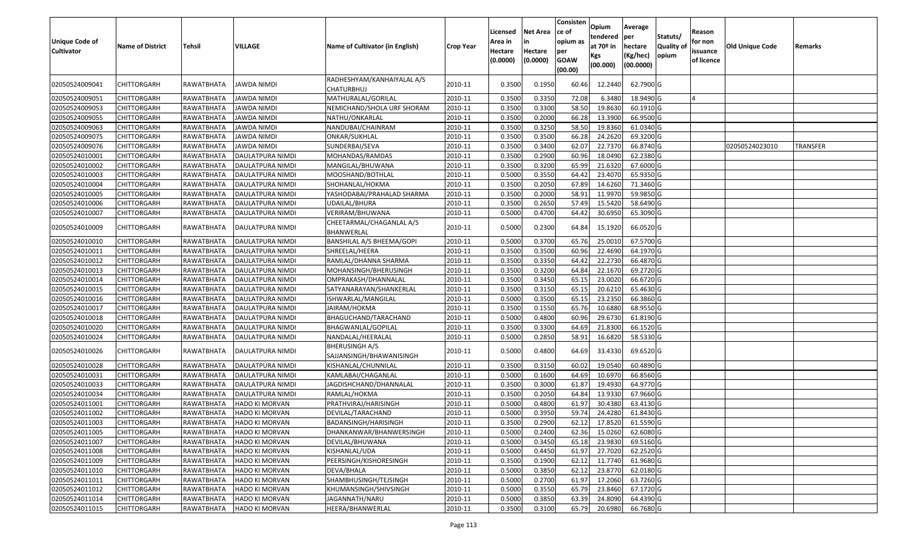| Unique Code of Cultivator | Name of District | Tehsil | VILLAGE | Name of Cultivator (in English) | Crop Year | Licensed Area in Hectare (0.0000) | Net Area in Hectare (0.0000) | Consisten ce of opium as per GOAW (00.00) | Opium tendered at 70º in Kgs (00.000) | Average per hectare (Kg/hec) (00.0000) | Statuts/ Quality of opium | Reason for non issuance of licence | Old Unique Code | Remarks |
|---|---|---|---|---|---|---|---|---|---|---|---|---|---|---|
| 02050524009041 | CHITTORGARH | RAWATBHATA | JAWDA NIMDI | RADHESHYAM/KANHAIYALAL A/S CHATURBHUJ | 2010-11 | 0.3500 | 0.1950 | 60.46 | 12.2440 | 62.7900 G | | | | |
| 02050524009051 | CHITTORGARH | RAWATBHATA | JAWDA NIMDI | MATHURALAL/GORILAL | 2010-11 | 0.3500 | 0.3350 | 72.08 | 6.3480 | 18.9490 G | | 4 | | |
| 02050524009053 | CHITTORGARH | RAWATBHATA | JAWDA NIMDI | NEMICHAND/SHOLA URF SHORAM | 2010-11 | 0.3500 | 0.3300 | 58.50 | 19.8630 | 60.1910 G | | | | |
| 02050524009055 | CHITTORGARH | RAWATBHATA | JAWDA NIMDI | NATHU/ONKARLAL | 2010-11 | 0.3500 | 0.2000 | 66.28 | 13.3900 | 66.9500 G | | | | |
| 02050524009063 | CHITTORGARH | RAWATBHATA | JAWDA NIMDI | NANDUBAI/CHAINRAM | 2010-11 | 0.3500 | 0.3250 | 58.50 | 19.8360 | 61.0340 G | | | | |
| 02050524009075 | CHITTORGARH | RAWATBHATA | JAWDA NIMDI | ONKAR/SUKHLAL | 2010-11 | 0.3500 | 0.3500 | 66.28 | 24.2620 | 69.3200 G | | | | |
| 02050524009076 | CHITTORGARH | RAWATBHATA | JAWDA NIMDI | SUNDERBAI/SEVA | 2010-11 | 0.3500 | 0.3400 | 62.07 | 22.7370 | 66.8740 G | | | 02050524023010 | TRANSFER |
| 02050524010001 | CHITTORGARH | RAWATBHATA | DAULATPURA NIMDI | MOHANDAS/RAMDAS | 2010-11 | 0.3500 | 0.2900 | 60.96 | 18.0490 | 62.2380 G | | | | |
| 02050524010002 | CHITTORGARH | RAWATBHATA | DAULATPURA NIMDI | MANGILAL/BHUWANA | 2010-11 | 0.3500 | 0.3200 | 65.99 | 21.6320 | 67.6000 G | | | | |
| 02050524010003 | CHITTORGARH | RAWATBHATA | DAULATPURA NIMDI | MOOSHAND/BOTHLAL | 2010-11 | 0.5000 | 0.3550 | 64.42 | 23.4070 | 65.9350 G | | | | |
| 02050524010004 | CHITTORGARH | RAWATBHATA | DAULATPURA NIMDI | SHOHANLAL/HOKMA | 2010-11 | 0.3500 | 0.2050 | 67.89 | 14.6260 | 71.3460 G | | | | |
| 02050524010005 | CHITTORGARH | RAWATBHATA | DAULATPURA NIMDI | YASHODABAI/PRAHALAD SHARMA | 2010-11 | 0.3500 | 0.2000 | 58.91 | 11.9970 | 59.9850 G | | | | |
| 02050524010006 | CHITTORGARH | RAWATBHATA | DAULATPURA NIMDI | UDAILAL/BHURA | 2010-11 | 0.3500 | 0.2650 | 57.49 | 15.5420 | 58.6490 G | | | | |
| 02050524010007 | CHITTORGARH | RAWATBHATA | DAULATPURA NIMDI | VERIRAM/BHUWANA | 2010-11 | 0.5000 | 0.4700 | 64.42 | 30.6950 | 65.3090 G | | | | |
| 02050524010009 | CHITTORGARH | RAWATBHATA | DAULATPURA NIMDI | CHEETARMAL/CHAGANLAL A/S BHANWERLAL | 2010-11 | 0.5000 | 0.2300 | 64.84 | 15.1920 | 66.0520 G | | | | |
| 02050524010010 | CHITTORGARH | RAWATBHATA | DAULATPURA NIMDI | BANSHILAL A/S BHEEMA/GOPI | 2010-11 | 0.5000 | 0.3700 | 65.76 | 25.0010 | 67.5700 G | | | | |
| 02050524010011 | CHITTORGARH | RAWATBHATA | DAULATPURA NIMDI | SHREELAL/HEERA | 2010-11 | 0.3500 | 0.3500 | 60.96 | 22.4690 | 64.1970 G | | | | |
| 02050524010012 | CHITTORGARH | RAWATBHATA | DAULATPURA NIMDI | RAMLAL/DHANNA SHARMA | 2010-11 | 0.3500 | 0.3350 | 64.42 | 22.2730 | 66.4870 G | | | | |
| 02050524010013 | CHITTORGARH | RAWATBHATA | DAULATPURA NIMDI | MOHANSINGH/BHERUSINGH | 2010-11 | 0.3500 | 0.3200 | 64.84 | 22.1670 | 69.2720 G | | | | |
| 02050524010014 | CHITTORGARH | RAWATBHATA | DAULATPURA NIMDI | OMPRAKASH/DHANNALAL | 2010-11 | 0.3500 | 0.3450 | 65.15 | 23.0020 | 66.6720 G | | | | |
| 02050524010015 | CHITTORGARH | RAWATBHATA | DAULATPURA NIMDI | SATYANARAYAN/SHANKERLAL | 2010-11 | 0.3500 | 0.3150 | 65.15 | 20.6210 | 65.4630 G | | | | |
| 02050524010016 | CHITTORGARH | RAWATBHATA | DAULATPURA NIMDI | ISHWARLAL/MANGILAL | 2010-11 | 0.5000 | 0.3500 | 65.15 | 23.2350 | 66.3860 G | | | | |
| 02050524010017 | CHITTORGARH | RAWATBHATA | DAULATPURA NIMDI | JAIRAM/HOKMA | 2010-11 | 0.3500 | 0.1550 | 65.76 | 10.6880 | 68.9550 G | | | | |
| 02050524010018 | CHITTORGARH | RAWATBHATA | DAULATPURA NIMDI | BHAGUCHAND/TARACHAND | 2010-11 | 0.5000 | 0.4800 | 60.96 | 29.6730 | 61.8190 G | | | | |
| 02050524010020 | CHITTORGARH | RAWATBHATA | DAULATPURA NIMDI | BHAGWANLAL/GOPILAL | 2010-11 | 0.3500 | 0.3300 | 64.69 | 21.8300 | 66.1520 G | | | | |
| 02050524010024 | CHITTORGARH | RAWATBHATA | DAULATPURA NIMDI | NANDALAL/HEERALAL | 2010-11 | 0.5000 | 0.2850 | 58.91 | 16.6820 | 58.5330 G | | | | |
| 02050524010026 | CHITTORGARH | RAWATBHATA | DAULATPURA NIMDI | BHERUSINGH A/S SAJJANSINGH/BHAWANISINGH | 2010-11 | 0.5000 | 0.4800 | 64.69 | 33.4330 | 69.6520 G | | | | |
| 02050524010028 | CHITTORGARH | RAWATBHATA | DAULATPURA NIMDI | KISHANLAL/CHUNNILAL | 2010-11 | 0.3500 | 0.3150 | 60.02 | 19.0540 | 60.4890 G | | | | |
| 02050524010031 | CHITTORGARH | RAWATBHATA | DAULATPURA NIMDI | KAMLABAI/CHAGANLAL | 2010-11 | 0.5000 | 0.1600 | 64.69 | 10.6970 | 66.8560 G | | | | |
| 02050524010033 | CHITTORGARH | RAWATBHATA | DAULATPURA NIMDI | JAGDISHCHAND/DHANNALAL | 2010-11 | 0.3500 | 0.3000 | 61.87 | 19.4930 | 64.9770 G | | | | |
| 02050524010034 | CHITTORGARH | RAWATBHATA | DAULATPURA NIMDI | RAMLAL/HOKMA | 2010-11 | 0.3500 | 0.2050 | 64.84 | 13.9330 | 67.9660 G | | | | |
| 02050524011001 | CHITTORGARH | RAWATBHATA | HADO KI MORVAN | PRATHVIRAJ/HARISINGH | 2010-11 | 0.5000 | 0.4800 | 61.97 | 30.4380 | 63.4130 G | | | | |
| 02050524011002 | CHITTORGARH | RAWATBHATA | HADO KI MORVAN | DEVILAL/TARACHAND | 2010-11 | 0.5000 | 0.3950 | 59.74 | 24.4280 | 61.8430 G | | | | |
| 02050524011003 | CHITTORGARH | RAWATBHATA | HADO KI MORVAN | BADANSINGH/HARISINGH | 2010-11 | 0.3500 | 0.2900 | 62.12 | 17.8520 | 61.5590 G | | | | |
| 02050524011005 | CHITTORGARH | RAWATBHATA | HADO KI MORVAN | DHANKANWAR/BHANWERSINGH | 2010-11 | 0.5000 | 0.2400 | 62.36 | 15.0260 | 62.6080 G | | | | |
| 02050524011007 | CHITTORGARH | RAWATBHATA | HADO KI MORVAN | DEVILAL/BHUWANA | 2010-11 | 0.5000 | 0.3450 | 65.18 | 23.9830 | 69.5160 G | | | | |
| 02050524011008 | CHITTORGARH | RAWATBHATA | HADO KI MORVAN | KISHANLAL/UDA | 2010-11 | 0.5000 | 0.4450 | 61.97 | 27.7020 | 62.2520 G | | | | |
| 02050524011009 | CHITTORGARH | RAWATBHATA | HADO KI MORVAN | PEERSINGH/KISHORESINGH | 2010-11 | 0.3500 | 0.1900 | 62.12 | 11.7740 | 61.9680 G | | | | |
| 02050524011010 | CHITTORGARH | RAWATBHATA | HADO KI MORVAN | DEVA/BHALA | 2010-11 | 0.5000 | 0.3850 | 62.12 | 23.8770 | 62.0180 G | | | | |
| 02050524011011 | CHITTORGARH | RAWATBHATA | HADO KI MORVAN | SHAMBHUSINGH/TEJSINGH | 2010-11 | 0.5000 | 0.2700 | 61.97 | 17.2060 | 63.7260 G | | | | |
| 02050524011012 | CHITTORGARH | RAWATBHATA | HADO KI MORVAN | KHUMANSINGH/SHIVSINGH | 2010-11 | 0.5000 | 0.3550 | 65.79 | 23.8460 | 67.1720 G | | | | |
| 02050524011014 | CHITTORGARH | RAWATBHATA | HADO KI MORVAN | JAGANNATH/NARU | 2010-11 | 0.5000 | 0.3850 | 63.39 | 24.8090 | 64.4390 G | | | | |
| 02050524011015 | CHITTORGARH | RAWATBHATA | HADO KI MORVAN | HEERA/BHANWERLAL | 2010-11 | 0.3500 | 0.3100 | 65.79 | 20.6980 | 66.7680 G | | | | |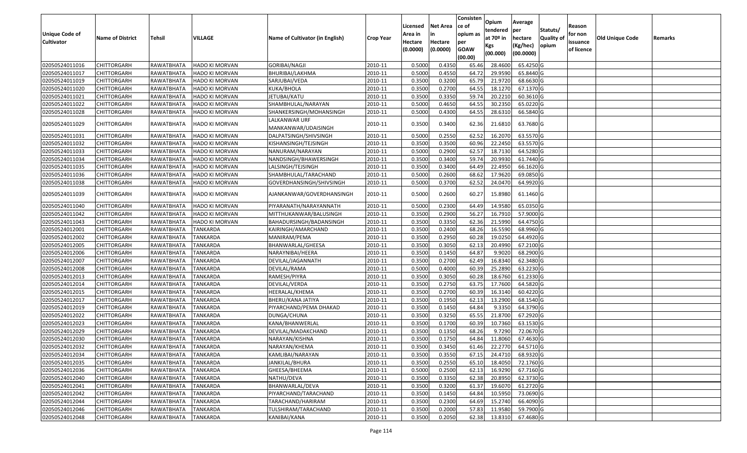| Unique Code of Cultivator | Name of District | Tehsil | VILLAGE | Name of Cultivator (in English) | Crop Year | Licensed Area in Hectare (0.0000) | Net Area in Hectare (0.0000) | Consistence of opium as per GOAW (00.00) | Opium tendered at 70º in Kgs (00.000) | Average per hectare (Kg/hec) (00.0000) | Statuts/ Quality of opium | Reason for non issuance of licence | Old Unique Code | Remarks |
|---|---|---|---|---|---|---|---|---|---|---|---|---|---|---|
| 02050524011016 | CHITTORGARH | RAWATBHATA | HADO KI MORVAN | GORIBAI/NAGJI | 2010-11 | 0.5000 | 0.4350 | 65.46 | 28.4600 | 65.4250 | G | | | |
| 02050524011017 | CHITTORGARH | RAWATBHATA | HADO KI MORVAN | BHURIBAI/LAKHMA | 2010-11 | 0.5000 | 0.4550 | 64.72 | 29.9590 | 65.8440 | G | | | |
| 02050524011019 | CHITTORGARH | RAWATBHATA | HADO KI MORVAN | SARJUBAI/VEDA | 2010-11 | 0.3500 | 0.3200 | 65.79 | 21.9720 | 68.6630 | G | | | |
| 02050524011020 | CHITTORGARH | RAWATBHATA | HADO KI MORVAN | KUKA/BHOLA | 2010-11 | 0.3500 | 0.2700 | 64.55 | 18.1270 | 67.1370 | G | | | |
| 02050524011021 | CHITTORGARH | RAWATBHATA | HADO KI MORVAN | JETUBAI/KATU | 2010-11 | 0.3500 | 0.3350 | 59.74 | 20.2210 | 60.3610 | G | | | |
| 02050524011022 | CHITTORGARH | RAWATBHATA | HADO KI MORVAN | SHAMBHULAL/NARAYAN | 2010-11 | 0.5000 | 0.4650 | 64.55 | 30.2350 | 65.0220 | G | | | |
| 02050524011028 | CHITTORGARH | RAWATBHATA | HADO KI MORVAN | SHANKERSINGH/MOHANSINGH | 2010-11 | 0.5000 | 0.4300 | 64.55 | 28.6310 | 66.5840 | G | | | |
| 02050524011029 | CHITTORGARH | RAWATBHATA | HADO KI MORVAN | LALKANWAR URF MANKANWAR/UDAISINGH | 2010-11 | 0.3500 | 0.3400 | 62.36 | 21.6810 | 63.7680 | G | | | |
| 02050524011031 | CHITTORGARH | RAWATBHATA | HADO KI MORVAN | DALPATSINGH/SHIVSINGH | 2010-11 | 0.5000 | 0.2550 | 62.52 | 16.2070 | 63.5570 | G | | | |
| 02050524011032 | CHITTORGARH | RAWATBHATA | HADO KI MORVAN | KISHANSINGH/TEJSINGH | 2010-11 | 0.3500 | 0.3500 | 60.96 | 22.2450 | 63.5570 | G | | | |
| 02050524011033 | CHITTORGARH | RAWATBHATA | HADO KI MORVAN | NANURAM/NARAYAN | 2010-11 | 0.5000 | 0.2900 | 62.57 | 18.7130 | 64.5280 | G | | | |
| 02050524011034 | CHITTORGARH | RAWATBHATA | HADO KI MORVAN | NANDSINGH/BHAWERSINGH | 2010-11 | 0.3500 | 0.3400 | 59.74 | 20.9930 | 61.7440 | G | | | |
| 02050524011035 | CHITTORGARH | RAWATBHATA | HADO KI MORVAN | LALSINGH/TEJSINGH | 2010-11 | 0.3500 | 0.3400 | 64.49 | 22.4950 | 66.1620 | G | | | |
| 02050524011036 | CHITTORGARH | RAWATBHATA | HADO KI MORVAN | SHAMBHULAL/TARACHAND | 2010-11 | 0.5000 | 0.2600 | 68.62 | 17.9620 | 69.0850 | G | | | |
| 02050524011038 | CHITTORGARH | RAWATBHATA | HADO KI MORVAN | GOVERDHANSINGH/SHIVSINGH | 2010-11 | 0.5000 | 0.3700 | 62.52 | 24.0470 | 64.9920 | G | | | |
| 02050524011039 | CHITTORGARH | RAWATBHATA | HADO KI MORVAN | AJANKANWAR/GOVERDHANSINGH | 2010-11 | 0.5000 | 0.2600 | 60.27 | 15.8980 | 61.1460 | G | | | |
| 02050524011040 | CHITTORGARH | RAWATBHATA | HADO KI MORVAN | PIYARANATH/NARAYANNATH | 2010-11 | 0.5000 | 0.2300 | 64.49 | 14.9580 | 65.0350 | G | | | |
| 02050524011042 | CHITTORGARH | RAWATBHATA | HADO KI MORVAN | MITTHUKANWAR/BALUSINGH | 2010-11 | 0.3500 | 0.2900 | 56.27 | 16.7910 | 57.9000 | G | | | |
| 02050524011043 | CHITTORGARH | RAWATBHATA | HADO KI MORVAN | BAHADURSINGH/BADANSINGH | 2010-11 | 0.3500 | 0.3350 | 62.36 | 21.5990 | 64.4750 | G | | | |
| 02050524012001 | CHITTORGARH | RAWATBHATA | TANKARDA | KAIRINGH/AMARCHAND | 2010-11 | 0.3500 | 0.2400 | 68.26 | 16.5590 | 68.9960 | G | | | |
| 02050524012002 | CHITTORGARH | RAWATBHATA | TANKARDA | MANIRAM/PEMA | 2010-11 | 0.3500 | 0.2950 | 60.28 | 19.0250 | 64.4920 | G | | | |
| 02050524012005 | CHITTORGARH | RAWATBHATA | TANKARDA | BHANWARLAL/GHEESA | 2010-11 | 0.3500 | 0.3050 | 62.13 | 20.4990 | 67.2100 | G | | | |
| 02050524012006 | CHITTORGARH | RAWATBHATA | TANKARDA | NARAYNIBAI/HEERA | 2010-11 | 0.3500 | 0.1450 | 64.87 | 9.9020 | 68.2900 | G | | | |
| 02050524012007 | CHITTORGARH | RAWATBHATA | TANKARDA | DEVILAL/JAGANNATH | 2010-11 | 0.3500 | 0.2700 | 62.49 | 16.8340 | 62.3480 | G | | | |
| 02050524012008 | CHITTORGARH | RAWATBHATA | TANKARDA | DEVILAL/RAMA | 2010-11 | 0.5000 | 0.4000 | 60.39 | 25.2890 | 63.2230 | G | | | |
| 02050524012013 | CHITTORGARH | RAWATBHATA | TANKARDA | RAMESH/PIYRA | 2010-11 | 0.3500 | 0.3050 | 60.28 | 18.6760 | 61.2330 | G | | | |
| 02050524012014 | CHITTORGARH | RAWATBHATA | TANKARDA | DEVILAL/VERDA | 2010-11 | 0.3500 | 0.2750 | 63.75 | 17.7600 | 64.5820 | G | | | |
| 02050524012015 | CHITTORGARH | RAWATBHATA | TANKARDA | HEERALAL/KHEMA | 2010-11 | 0.3500 | 0.2700 | 60.39 | 16.3140 | 60.4220 | G | | | |
| 02050524012017 | CHITTORGARH | RAWATBHATA | TANKARDA | BHERU/KANA JATIYA | 2010-11 | 0.3500 | 0.1950 | 62.13 | 13.2900 | 68.1540 | G | | | |
| 02050524012019 | CHITTORGARH | RAWATBHATA | TANKARDA | PIYARCHAND/PEMA DHAKAD | 2010-11 | 0.3500 | 0.1450 | 64.84 | 9.3350 | 64.3790 | G | | | |
| 02050524012022 | CHITTORGARH | RAWATBHATA | TANKARDA | DUNGA/CHUNA | 2010-11 | 0.3500 | 0.3250 | 65.55 | 21.8700 | 67.2920 | G | | | |
| 02050524012023 | CHITTORGARH | RAWATBHATA | TANKARDA | KANA/BHANWERLAL | 2010-11 | 0.3500 | 0.1700 | 60.39 | 10.7360 | 63.1530 | G | | | |
| 02050524012029 | CHITTORGARH | RAWATBHATA | TANKARDA | DEVILAL/MADAKCHAND | 2010-11 | 0.3500 | 0.1350 | 68.26 | 9.7290 | 72.0670 | G | | | |
| 02050524012030 | CHITTORGARH | RAWATBHATA | TANKARDA | NARAYAN/KISHNA | 2010-11 | 0.3500 | 0.1750 | 64.84 | 11.8060 | 67.4630 | G | | | |
| 02050524012032 | CHITTORGARH | RAWATBHATA | TANKARDA | NARAYAN/KHEMA | 2010-11 | 0.3500 | 0.3450 | 61.46 | 22.2770 | 64.5710 | G | | | |
| 02050524012034 | CHITTORGARH | RAWATBHATA | TANKARDA | KAMLIBAI/NARAYAN | 2010-11 | 0.3500 | 0.3550 | 67.15 | 24.4710 | 68.9320 | G | | | |
| 02050524012035 | CHITTORGARH | RAWATBHATA | TANKARDA | JANKILAL/BHURA | 2010-11 | 0.3500 | 0.2550 | 65.10 | 18.4050 | 72.1760 | G | | | |
| 02050524012036 | CHITTORGARH | RAWATBHATA | TANKARDA | GHEESA/BHEEMA | 2010-11 | 0.5000 | 0.2500 | 62.13 | 16.9290 | 67.7160 | G | | | |
| 02050524012040 | CHITTORGARH | RAWATBHATA | TANKARDA | NATHU/DEVA | 2010-11 | 0.3500 | 0.3350 | 62.38 | 20.8950 | 62.3730 | G | | | |
| 02050524012041 | CHITTORGARH | RAWATBHATA | TANKARDA | BHANWARLAL/DEVA | 2010-11 | 0.3500 | 0.3200 | 61.37 | 19.6070 | 61.2720 | G | | | |
| 02050524012042 | CHITTORGARH | RAWATBHATA | TANKARDA | PIYARCHAND/TARACHAND | 2010-11 | 0.3500 | 0.1450 | 64.84 | 10.5950 | 73.0690 | G | | | |
| 02050524012044 | CHITTORGARH | RAWATBHATA | TANKARDA | TARACHAND/HARIRAM | 2010-11 | 0.3500 | 0.2300 | 64.69 | 15.2740 | 66.4090 | G | | | |
| 02050524012046 | CHITTORGARH | RAWATBHATA | TANKARDA | TULSHIRAM/TARACHAND | 2010-11 | 0.3500 | 0.2000 | 57.83 | 11.9580 | 59.7900 | G | | | |
| 02050524012048 | CHITTORGARH | RAWATBHATA | TANKARDA | KANIBAI/KANA | 2010-11 | 0.3500 | 0.2050 | 62.38 | 13.8310 | 67.4680 | G | | | |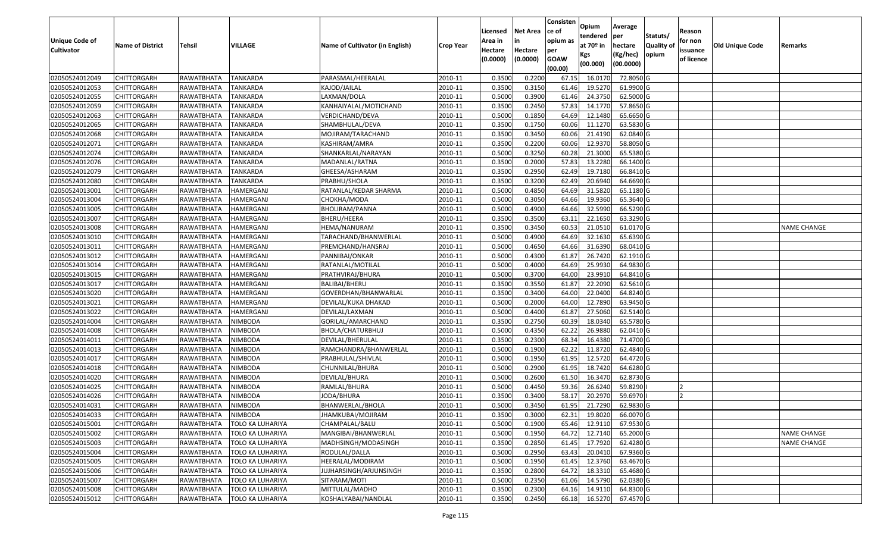| Unique Code of Cultivator | Name of District | Tehsil | VILLAGE | Name of Cultivator (in English) | Crop Year | Licensed Area in Hectare (0.0000) | Net Area in Hectare (0.0000) | Consistence of opium as per GOAW (00.00) | Opium tendered at 70º in Kgs (00.000) | Average per hectare (Kg/hec) (00.0000) | Statuts/ Quality of opium | Reason for non issuance of licence | Old Unique Code | Remarks |
|---|---|---|---|---|---|---|---|---|---|---|---|---|---|---|
| 02050524012049 | CHITTORGARH | RAWATBHATA | TANKARDA | PARASMAL/HEERALAL | 2010-11 | 0.3500 | 0.2200 | 67.15 | 16.0170 | 72.8050 | G | | | |
| 02050524012053 | CHITTORGARH | RAWATBHATA | TANKARDA | KAJOD/JAILAL | 2010-11 | 0.3500 | 0.3150 | 61.46 | 19.5270 | 61.9900 | G | | | |
| 02050524012055 | CHITTORGARH | RAWATBHATA | TANKARDA | LAXMAN/DOLA | 2010-11 | 0.5000 | 0.3900 | 61.46 | 24.3750 | 62.5000 | G | | | |
| 02050524012059 | CHITTORGARH | RAWATBHATA | TANKARDA | KANHAIYALAL/MOTICHAND | 2010-11 | 0.3500 | 0.2450 | 57.83 | 14.1770 | 57.8650 | G | | | |
| 02050524012063 | CHITTORGARH | RAWATBHATA | TANKARDA | VERDICHAND/DEVA | 2010-11 | 0.5000 | 0.1850 | 64.69 | 12.1480 | 65.6650 | G | | | |
| 02050524012065 | CHITTORGARH | RAWATBHATA | TANKARDA | SHAMBHULAL/DEVA | 2010-11 | 0.3500 | 0.1750 | 60.06 | 11.1270 | 63.5830 | G | | | |
| 02050524012068 | CHITTORGARH | RAWATBHATA | TANKARDA | MOJIRAM/TARACHAND | 2010-11 | 0.3500 | 0.3450 | 60.06 | 21.4190 | 62.0840 | G | | | |
| 02050524012071 | CHITTORGARH | RAWATBHATA | TANKARDA | KASHIRAM/AMRA | 2010-11 | 0.3500 | 0.2200 | 60.06 | 12.9370 | 58.8050 | G | | | |
| 02050524012074 | CHITTORGARH | RAWATBHATA | TANKARDA | SHANKARLAL/NARAYAN | 2010-11 | 0.5000 | 0.3250 | 60.28 | 21.3000 | 65.5380 | G | | | |
| 02050524012076 | CHITTORGARH | RAWATBHATA | TANKARDA | MADANLAL/RATNA | 2010-11 | 0.3500 | 0.2000 | 57.83 | 13.2280 | 66.1400 | G | | | |
| 02050524012079 | CHITTORGARH | RAWATBHATA | TANKARDA | GHEESA/ASHARAM | 2010-11 | 0.3500 | 0.2950 | 62.49 | 19.7180 | 66.8410 | G | | | |
| 02050524012080 | CHITTORGARH | RAWATBHATA | TANKARDA | PRABHU/SHOLA | 2010-11 | 0.3500 | 0.3200 | 62.49 | 20.6940 | 64.6690 | G | | | |
| 02050524013001 | CHITTORGARH | RAWATBHATA | HAMERGANJ | RATANLAL/KEDAR SHARMA | 2010-11 | 0.5000 | 0.4850 | 64.69 | 31.5820 | 65.1180 | G | | | |
| 02050524013004 | CHITTORGARH | RAWATBHATA | HAMERGANJ | CHOKHA/MODA | 2010-11 | 0.5000 | 0.3050 | 64.66 | 19.9360 | 65.3640 | G | | | |
| 02050524013005 | CHITTORGARH | RAWATBHATA | HAMERGANJ | BHOLIRAM/PANNA | 2010-11 | 0.5000 | 0.4900 | 64.66 | 32.5990 | 66.5290 | G | | | |
| 02050524013007 | CHITTORGARH | RAWATBHATA | HAMERGANJ | BHERU/HEERA | 2010-11 | 0.3500 | 0.3500 | 63.11 | 22.1650 | 63.3290 | G | | | |
| 02050524013008 | CHITTORGARH | RAWATBHATA | HAMERGANJ | HEMA/NANURAM | 2010-11 | 0.3500 | 0.3450 | 60.53 | 21.0510 | 61.0170 | G | | | NAME CHANGE |
| 02050524013010 | CHITTORGARH | RAWATBHATA | HAMERGANJ | TARACHAND/BHANWERLAL | 2010-11 | 0.5000 | 0.4900 | 64.69 | 32.1630 | 65.6390 | G | | | |
| 02050524013011 | CHITTORGARH | RAWATBHATA | HAMERGANJ | PREMCHAND/HANSRAJ | 2010-11 | 0.5000 | 0.4650 | 64.66 | 31.6390 | 68.0410 | G | | | |
| 02050524013012 | CHITTORGARH | RAWATBHATA | HAMERGANJ | PANNIBAI/ONKAR | 2010-11 | 0.5000 | 0.4300 | 61.87 | 26.7420 | 62.1910 | G | | | |
| 02050524013014 | CHITTORGARH | RAWATBHATA | HAMERGANJ | RATANLAL/MOTILAL | 2010-11 | 0.5000 | 0.4000 | 64.69 | 25.9930 | 64.9830 | G | | | |
| 02050524013015 | CHITTORGARH | RAWATBHATA | HAMERGANJ | PRATHVIRAJ/BHURA | 2010-11 | 0.5000 | 0.3700 | 64.00 | 23.9910 | 64.8410 | G | | | |
| 02050524013017 | CHITTORGARH | RAWATBHATA | HAMERGANJ | BALIBAI/BHERU | 2010-11 | 0.3500 | 0.3550 | 61.87 | 22.2090 | 62.5610 | G | | | |
| 02050524013020 | CHITTORGARH | RAWATBHATA | HAMERGANJ | GOVERDHAN/BHANWARLAL | 2010-11 | 0.3500 | 0.3400 | 64.00 | 22.0400 | 64.8240 | G | | | |
| 02050524013021 | CHITTORGARH | RAWATBHATA | HAMERGANJ | DEVILAL/KUKA DHAKAD | 2010-11 | 0.5000 | 0.2000 | 64.00 | 12.7890 | 63.9450 | G | | | |
| 02050524013022 | CHITTORGARH | RAWATBHATA | HAMERGANJ | DEVILAL/LAXMAN | 2010-11 | 0.5000 | 0.4400 | 61.87 | 27.5060 | 62.5140 | G | | | |
| 02050524014004 | CHITTORGARH | RAWATBHATA | NIMBODA | GORILAL/AMARCHAND | 2010-11 | 0.3500 | 0.2750 | 60.39 | 18.0340 | 65.5780 | G | | | |
| 02050524014008 | CHITTORGARH | RAWATBHATA | NIMBODA | BHOLA/CHATURBHUJ | 2010-11 | 0.5000 | 0.4350 | 62.22 | 26.9880 | 62.0410 | G | | | |
| 02050524014011 | CHITTORGARH | RAWATBHATA | NIMBODA | DEVILAL/BHERULAL | 2010-11 | 0.3500 | 0.2300 | 68.34 | 16.4380 | 71.4700 | G | | | |
| 02050524014013 | CHITTORGARH | RAWATBHATA | NIMBODA | RAMCHANDRA/BHANWERLAL | 2010-11 | 0.5000 | 0.1900 | 62.22 | 11.8720 | 62.4840 | G | | | |
| 02050524014017 | CHITTORGARH | RAWATBHATA | NIMBODA | PRABHULAL/SHIVLAL | 2010-11 | 0.5000 | 0.1950 | 61.95 | 12.5720 | 64.4720 | G | | | |
| 02050524014018 | CHITTORGARH | RAWATBHATA | NIMBODA | CHUNNILAL/BHURA | 2010-11 | 0.5000 | 0.2900 | 61.95 | 18.7420 | 64.6280 | G | | | |
| 02050524014020 | CHITTORGARH | RAWATBHATA | NIMBODA | DEVILAL/BHURA | 2010-11 | 0.5000 | 0.2600 | 61.50 | 16.3470 | 62.8730 | G | | | |
| 02050524014025 | CHITTORGARH | RAWATBHATA | NIMBODA | RAMLAL/BHURA | 2010-11 | 0.5000 | 0.4450 | 59.36 | 26.6240 | 59.8290 | I | 2 | | |
| 02050524014026 | CHITTORGARH | RAWATBHATA | NIMBODA | JODA/BHURA | 2010-11 | 0.3500 | 0.3400 | 58.17 | 20.2970 | 59.6970 | I | 2 | | |
| 02050524014031 | CHITTORGARH | RAWATBHATA | NIMBODA | BHANWERLAL/BHOLA | 2010-11 | 0.5000 | 0.3450 | 61.95 | 21.7290 | 62.9830 | G | | | |
| 02050524014033 | CHITTORGARH | RAWATBHATA | NIMBODA | JHAMKUBAI/MOJIRAM | 2010-11 | 0.3500 | 0.3000 | 62.31 | 19.8020 | 66.0070 | G | | | |
| 02050524015001 | CHITTORGARH | RAWATBHATA | TOLO KA LUHARIYA | CHAMPALAL/BALU | 2010-11 | 0.5000 | 0.1900 | 65.46 | 12.9110 | 67.9530 | G | | | |
| 02050524015002 | CHITTORGARH | RAWATBHATA | TOLO KA LUHARIYA | MANGIBAI/BHANWERLAL | 2010-11 | 0.5000 | 0.1950 | 64.72 | 12.7140 | 65.2000 | G | | | NAME CHANGE |
| 02050524015003 | CHITTORGARH | RAWATBHATA | TOLO KA LUHARIYA | MADHSINGH/MODASINGH | 2010-11 | 0.3500 | 0.2850 | 61.45 | 17.7920 | 62.4280 | G | | | NAME CHANGE |
| 02050524015004 | CHITTORGARH | RAWATBHATA | TOLO KA LUHARIYA | RODULAL/DALLA | 2010-11 | 0.5000 | 0.2950 | 63.43 | 20.0410 | 67.9360 | G | | | |
| 02050524015005 | CHITTORGARH | RAWATBHATA | TOLO KA LUHARIYA | HEERALAL/MODIRAM | 2010-11 | 0.5000 | 0.1950 | 61.45 | 12.3760 | 63.4670 | G | | | |
| 02050524015006 | CHITTORGARH | RAWATBHATA | TOLO KA LUHARIYA | JUJHARSINGH/ARJUNSINGH | 2010-11 | 0.3500 | 0.2800 | 64.72 | 18.3310 | 65.4680 | G | | | |
| 02050524015007 | CHITTORGARH | RAWATBHATA | TOLO KA LUHARIYA | SITARAM/MOTI | 2010-11 | 0.5000 | 0.2350 | 61.06 | 14.5790 | 62.0380 | G | | | |
| 02050524015008 | CHITTORGARH | RAWATBHATA | TOLO KA LUHARIYA | MITTULAL/MADHO | 2010-11 | 0.3500 | 0.2300 | 64.16 | 14.9110 | 64.8300 | G | | | |
| 02050524015012 | CHITTORGARH | RAWATBHATA | TOLO KA LUHARIYA | KOSHALYABAI/NANDLAL | 2010-11 | 0.3500 | 0.2450 | 66.18 | 16.5270 | 67.4570 | G | | | |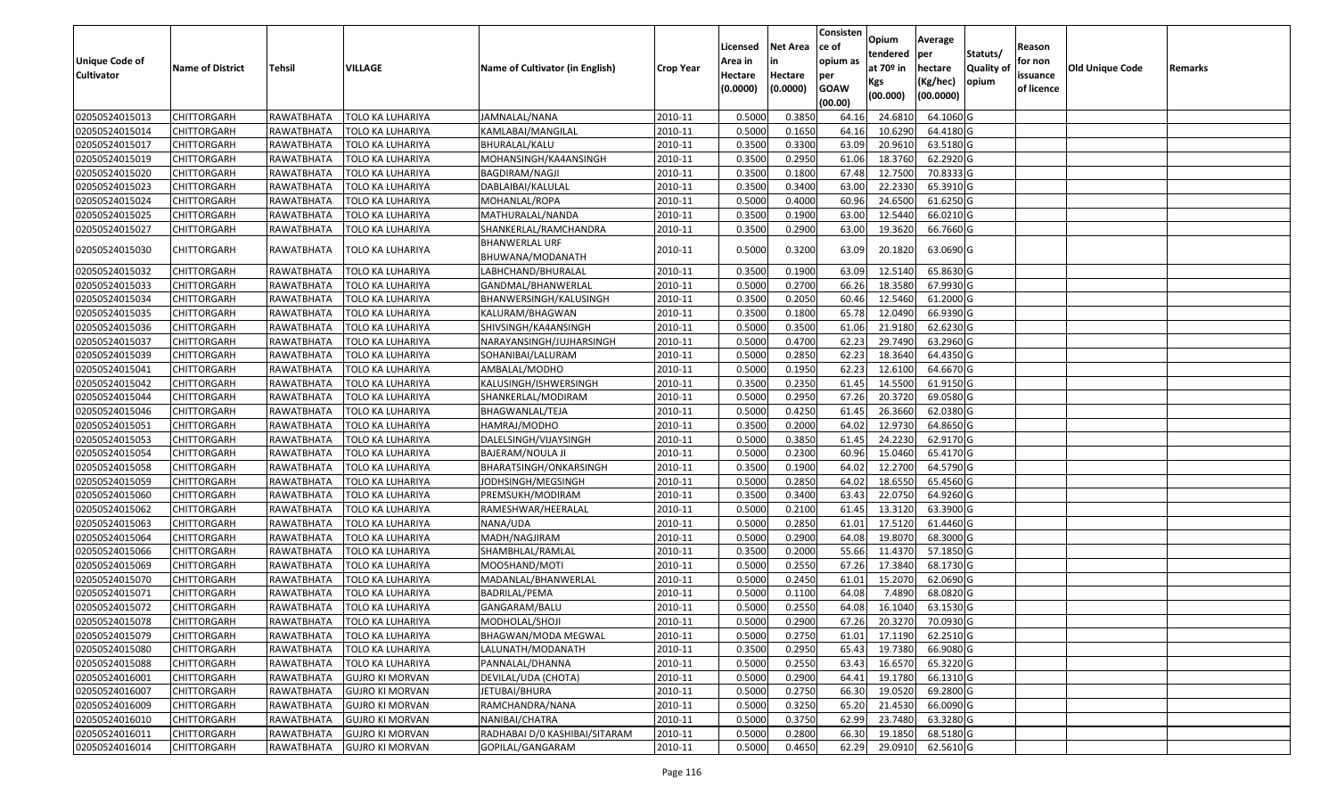| Unique Code of Cultivator | Name of District | Tehsil | VILLAGE | Name of Cultivator (in English) | Crop Year | Licensed Area in Hectare (0.0000) | Net Area in Hectare (0.0000) | Consistence of opium as per GOAW (00.00) | Opium tendered at 70º in Kgs (00.000) | Average per hectare (Kg/hec) (00.0000) | Statuts/ Quality of opium | Reason for non issuance of licence | Old Unique Code | Remarks |
|---|---|---|---|---|---|---|---|---|---|---|---|---|---|---|
| 02050524015013 | CHITTORGARH | RAWATBHATA | TOLO KA LUHARIYA | JAMNALAL/NANA | 2010-11 | 0.5000 | 0.3850 | 64.16 | 24.6810 | 64.1060 | G | | | |
| 02050524015014 | CHITTORGARH | RAWATBHATA | TOLO KA LUHARIYA | KAMLABAI/MANGILAL | 2010-11 | 0.5000 | 0.1650 | 64.16 | 10.6290 | 64.4180 | G | | | |
| 02050524015017 | CHITTORGARH | RAWATBHATA | TOLO KA LUHARIYA | BHURALAL/KALU | 2010-11 | 0.3500 | 0.3300 | 63.09 | 20.9610 | 63.5180 | G | | | |
| 02050524015019 | CHITTORGARH | RAWATBHATA | TOLO KA LUHARIYA | MOHANSINGH/KA4ANSINGH | 2010-11 | 0.3500 | 0.2950 | 61.06 | 18.3760 | 62.2920 | G | | | |
| 02050524015020 | CHITTORGARH | RAWATBHATA | TOLO KA LUHARIYA | BAGDIRAM/NAGJI | 2010-11 | 0.3500 | 0.1800 | 67.48 | 12.7500 | 70.8333 | G | | | |
| 02050524015023 | CHITTORGARH | RAWATBHATA | TOLO KA LUHARIYA | DABLAIBAI/KALULAL | 2010-11 | 0.3500 | 0.3400 | 63.00 | 22.2330 | 65.3910 | G | | | |
| 02050524015024 | CHITTORGARH | RAWATBHATA | TOLO KA LUHARIYA | MOHANLAL/ROPA | 2010-11 | 0.5000 | 0.4000 | 60.96 | 24.6500 | 61.6250 | G | | | |
| 02050524015025 | CHITTORGARH | RAWATBHATA | TOLO KA LUHARIYA | MATHURALAL/NANDA | 2010-11 | 0.3500 | 0.1900 | 63.00 | 12.5440 | 66.0210 | G | | | |
| 02050524015027 | CHITTORGARH | RAWATBHATA | TOLO KA LUHARIYA | SHANKERLAL/RAMCHANDRA | 2010-11 | 0.3500 | 0.2900 | 63.00 | 19.3620 | 66.7660 | G | | | |
| 02050524015030 | CHITTORGARH | RAWATBHATA | TOLO KA LUHARIYA | BHANWERLAL URF BHUWANA/MODANATH | 2010-11 | 0.5000 | 0.3200 | 63.09 | 20.1820 | 63.0690 | G | | | |
| 02050524015032 | CHITTORGARH | RAWATBHATA | TOLO KA LUHARIYA | LABHCHAND/BHURALAL | 2010-11 | 0.3500 | 0.1900 | 63.09 | 12.5140 | 65.8630 | G | | | |
| 02050524015033 | CHITTORGARH | RAWATBHATA | TOLO KA LUHARIYA | GANDMAL/BHANWERLAL | 2010-11 | 0.5000 | 0.2700 | 66.26 | 18.3580 | 67.9930 | G | | | |
| 02050524015034 | CHITTORGARH | RAWATBHATA | TOLO KA LUHARIYA | BHANWERSINGH/KALUSINGH | 2010-11 | 0.3500 | 0.2050 | 60.46 | 12.5460 | 61.2000 | G | | | |
| 02050524015035 | CHITTORGARH | RAWATBHATA | TOLO KA LUHARIYA | KALURAM/BHAGWAN | 2010-11 | 0.3500 | 0.1800 | 65.78 | 12.0490 | 66.9390 | G | | | |
| 02050524015036 | CHITTORGARH | RAWATBHATA | TOLO KA LUHARIYA | SHIVSINGH/KA4ANSINGH | 2010-11 | 0.5000 | 0.3500 | 61.06 | 21.9180 | 62.6230 | G | | | |
| 02050524015037 | CHITTORGARH | RAWATBHATA | TOLO KA LUHARIYA | NARAYANSINGH/JUJHARSINGH | 2010-11 | 0.5000 | 0.4700 | 62.23 | 29.7490 | 63.2960 | G | | | |
| 02050524015039 | CHITTORGARH | RAWATBHATA | TOLO KA LUHARIYA | SOHANIBAI/LALURAM | 2010-11 | 0.5000 | 0.2850 | 62.23 | 18.3640 | 64.4350 | G | | | |
| 02050524015041 | CHITTORGARH | RAWATBHATA | TOLO KA LUHARIYA | AMBALAL/MODHO | 2010-11 | 0.5000 | 0.1950 | 62.23 | 12.6100 | 64.6670 | G | | | |
| 02050524015042 | CHITTORGARH | RAWATBHATA | TOLO KA LUHARIYA | KALUSINGH/ISHWERSINGH | 2010-11 | 0.3500 | 0.2350 | 61.45 | 14.5500 | 61.9150 | G | | | |
| 02050524015044 | CHITTORGARH | RAWATBHATA | TOLO KA LUHARIYA | SHANKERLAL/MODIRAM | 2010-11 | 0.5000 | 0.2950 | 67.26 | 20.3720 | 69.0580 | G | | | |
| 02050524015046 | CHITTORGARH | RAWATBHATA | TOLO KA LUHARIYA | BHAGWANLAL/TEJA | 2010-11 | 0.5000 | 0.4250 | 61.45 | 26.3660 | 62.0380 | G | | | |
| 02050524015051 | CHITTORGARH | RAWATBHATA | TOLO KA LUHARIYA | HAMRAJ/MODHO | 2010-11 | 0.3500 | 0.2000 | 64.02 | 12.9730 | 64.8650 | G | | | |
| 02050524015053 | CHITTORGARH | RAWATBHATA | TOLO KA LUHARIYA | DALELSINGH/VIJAYSINGH | 2010-11 | 0.5000 | 0.3850 | 61.45 | 24.2230 | 62.9170 | G | | | |
| 02050524015054 | CHITTORGARH | RAWATBHATA | TOLO KA LUHARIYA | BAJERAM/NOULA JI | 2010-11 | 0.5000 | 0.2300 | 60.96 | 15.0460 | 65.4170 | G | | | |
| 02050524015058 | CHITTORGARH | RAWATBHATA | TOLO KA LUHARIYA | BHARATSINGH/ONKARSINGH | 2010-11 | 0.3500 | 0.1900 | 64.02 | 12.2700 | 64.5790 | G | | | |
| 02050524015059 | CHITTORGARH | RAWATBHATA | TOLO KA LUHARIYA | JODHSINGH/MEGSINGH | 2010-11 | 0.5000 | 0.2850 | 64.02 | 18.6550 | 65.4560 | G | | | |
| 02050524015060 | CHITTORGARH | RAWATBHATA | TOLO KA LUHARIYA | PREMSUKH/MODIRAM | 2010-11 | 0.3500 | 0.3400 | 63.43 | 22.0750 | 64.9260 | G | | | |
| 02050524015062 | CHITTORGARH | RAWATBHATA | TOLO KA LUHARIYA | RAMESHWAR/HEERALAL | 2010-11 | 0.5000 | 0.2100 | 61.45 | 13.3120 | 63.3900 | G | | | |
| 02050524015063 | CHITTORGARH | RAWATBHATA | TOLO KA LUHARIYA | NANA/UDA | 2010-11 | 0.5000 | 0.2850 | 61.01 | 17.5120 | 61.4460 | G | | | |
| 02050524015064 | CHITTORGARH | RAWATBHATA | TOLO KA LUHARIYA | MADH/NAGJIRAM | 2010-11 | 0.5000 | 0.2900 | 64.08 | 19.8070 | 68.3000 | G | | | |
| 02050524015066 | CHITTORGARH | RAWATBHATA | TOLO KA LUHARIYA | SHAMBHLAL/RAMLAL | 2010-11 | 0.3500 | 0.2000 | 55.66 | 11.4370 | 57.1850 | G | | | |
| 02050524015069 | CHITTORGARH | RAWATBHATA | TOLO KA LUHARIYA | MOO5HAND/MOTI | 2010-11 | 0.5000 | 0.2550 | 67.26 | 17.3840 | 68.1730 | G | | | |
| 02050524015070 | CHITTORGARH | RAWATBHATA | TOLO KA LUHARIYA | MADANLAL/BHANWERLAL | 2010-11 | 0.5000 | 0.2450 | 61.01 | 15.2070 | 62.0690 | G | | | |
| 02050524015071 | CHITTORGARH | RAWATBHATA | TOLO KA LUHARIYA | BADRILAL/PEMA | 2010-11 | 0.5000 | 0.1100 | 64.08 | 7.4890 | 68.0820 | G | | | |
| 02050524015072 | CHITTORGARH | RAWATBHATA | TOLO KA LUHARIYA | GANGARAM/BALU | 2010-11 | 0.5000 | 0.2550 | 64.08 | 16.1040 | 63.1530 | G | | | |
| 02050524015078 | CHITTORGARH | RAWATBHATA | TOLO KA LUHARIYA | MODHOLAL/SHOJI | 2010-11 | 0.5000 | 0.2900 | 67.26 | 20.3270 | 70.0930 | G | | | |
| 02050524015079 | CHITTORGARH | RAWATBHATA | TOLO KA LUHARIYA | BHAGWAN/MODA MEGWAL | 2010-11 | 0.5000 | 0.2750 | 61.01 | 17.1190 | 62.2510 | G | | | |
| 02050524015080 | CHITTORGARH | RAWATBHATA | TOLO KA LUHARIYA | LALUNATH/MODANATH | 2010-11 | 0.3500 | 0.2950 | 65.43 | 19.7380 | 66.9080 | G | | | |
| 02050524015088 | CHITTORGARH | RAWATBHATA | TOLO KA LUHARIYA | PANNALAL/DHANNA | 2010-11 | 0.5000 | 0.2550 | 63.43 | 16.6570 | 65.3220 | G | | | |
| 02050524016001 | CHITTORGARH | RAWATBHATA | GUJRO KI MORVAN | DEVILAL/UDA (CHOTA) | 2010-11 | 0.5000 | 0.2900 | 64.41 | 19.1780 | 66.1310 | G | | | |
| 02050524016007 | CHITTORGARH | RAWATBHATA | GUJRO KI MORVAN | JETUBAI/BHURA | 2010-11 | 0.5000 | 0.2750 | 66.30 | 19.0520 | 69.2800 | G | | | |
| 02050524016009 | CHITTORGARH | RAWATBHATA | GUJRO KI MORVAN | RAMCHANDRA/NANA | 2010-11 | 0.5000 | 0.3250 | 65.20 | 21.4530 | 66.0090 | G | | | |
| 02050524016010 | CHITTORGARH | RAWATBHATA | GUJRO KI MORVAN | NANIBAI/CHATRA | 2010-11 | 0.5000 | 0.3750 | 62.99 | 23.7480 | 63.3280 | G | | | |
| 02050524016011 | CHITTORGARH | RAWATBHATA | GUJRO KI MORVAN | RADHABAI D/0 KASHIBAI/SITARAM | 2010-11 | 0.5000 | 0.2800 | 66.30 | 19.1850 | 68.5180 | G | | | |
| 02050524016014 | CHITTORGARH | RAWATBHATA | GUJRO KI MORVAN | GOPILAL/GANGARAM | 2010-11 | 0.5000 | 0.4650 | 62.29 | 29.0910 | 62.5610 | G | | | |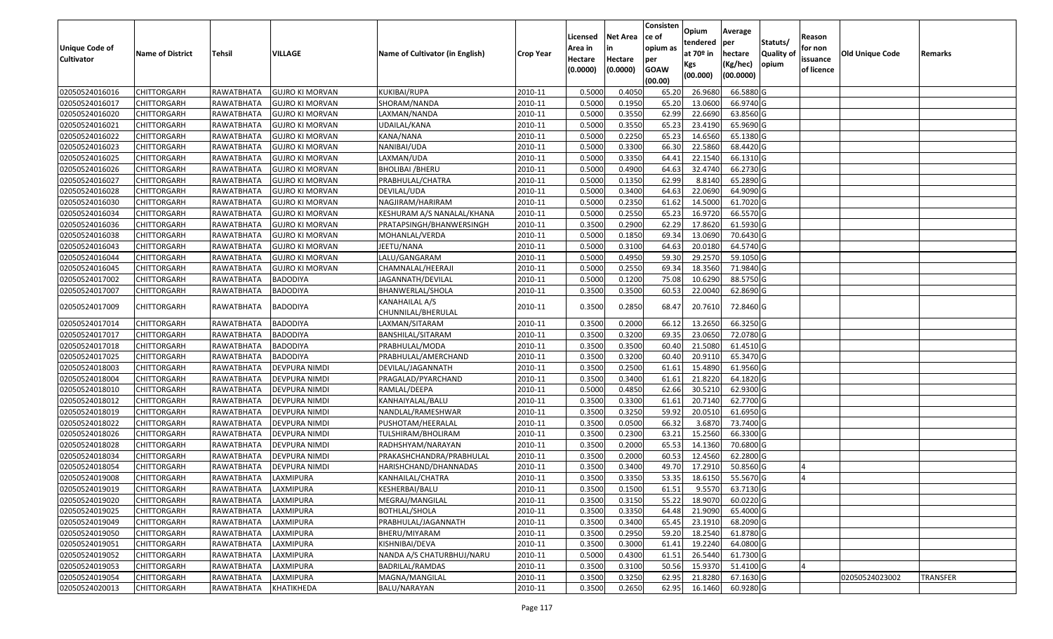| Unique Code of Cultivator | Name of District | Tehsil | VILLAGE | Name of Cultivator (in English) | Crop Year | Licensed Area in Hectare (0.0000) | Net Area in Hectare (0.0000) | Consistence of opium as per GOAW (00.00) | Opium tendered at 70º in Kgs (00.000) | Average per hectare (Kg/hec) (00.0000) | Statuts/ Quality of opium | Reason for non issuance of licence | Old Unique Code | Remarks |
|---|---|---|---|---|---|---|---|---|---|---|---|---|---|---|
| 02050524016016 | CHITTORGARH | RAWATBHATA | GUJRO KI MORVAN | KUKIBAI/RUPA | 2010-11 | 0.5000 | 0.4050 | 65.20 | 26.9680 | 66.5880 | G | | | |
| 02050524016017 | CHITTORGARH | RAWATBHATA | GUJRO KI MORVAN | SHORAM/NANDA | 2010-11 | 0.5000 | 0.1950 | 65.20 | 13.0600 | 66.9740 | G | | | |
| 02050524016020 | CHITTORGARH | RAWATBHATA | GUJRO KI MORVAN | LAXMAN/NANDA | 2010-11 | 0.5000 | 0.3550 | 62.99 | 22.6690 | 63.8560 | G | | | |
| 02050524016021 | CHITTORGARH | RAWATBHATA | GUJRO KI MORVAN | UDAILAL/KANA | 2010-11 | 0.5000 | 0.3550 | 65.23 | 23.4190 | 65.9690 | G | | | |
| 02050524016022 | CHITTORGARH | RAWATBHATA | GUJRO KI MORVAN | KANA/NANA | 2010-11 | 0.5000 | 0.2250 | 65.23 | 14.6560 | 65.1380 | G | | | |
| 02050524016023 | CHITTORGARH | RAWATBHATA | GUJRO KI MORVAN | NANIBAI/UDA | 2010-11 | 0.5000 | 0.3300 | 66.30 | 22.5860 | 68.4420 | G | | | |
| 02050524016025 | CHITTORGARH | RAWATBHATA | GUJRO KI MORVAN | LAXMAN/UDA | 2010-11 | 0.5000 | 0.3350 | 64.41 | 22.1540 | 66.1310 | G | | | |
| 02050524016026 | CHITTORGARH | RAWATBHATA | GUJRO KI MORVAN | BHOLIBAI /BHERU | 2010-11 | 0.5000 | 0.4900 | 64.63 | 32.4740 | 66.2730 | G | | | |
| 02050524016027 | CHITTORGARH | RAWATBHATA | GUJRO KI MORVAN | PRABHULAL/CHATRA | 2010-11 | 0.5000 | 0.1350 | 62.99 | 8.8140 | 65.2890 | G | | | |
| 02050524016028 | CHITTORGARH | RAWATBHATA | GUJRO KI MORVAN | DEVILAL/UDA | 2010-11 | 0.5000 | 0.3400 | 64.63 | 22.0690 | 64.9090 | G | | | |
| 02050524016030 | CHITTORGARH | RAWATBHATA | GUJRO KI MORVAN | NAGJIRAM/HARIRAM | 2010-11 | 0.5000 | 0.2350 | 61.62 | 14.5000 | 61.7020 | G | | | |
| 02050524016034 | CHITTORGARH | RAWATBHATA | GUJRO KI MORVAN | KESHURAM A/S NANALAL/KHANA | 2010-11 | 0.5000 | 0.2550 | 65.23 | 16.9720 | 66.5570 | G | | | |
| 02050524016036 | CHITTORGARH | RAWATBHATA | GUJRO KI MORVAN | PRATAPSINGH/BHANWERSINGH | 2010-11 | 0.3500 | 0.2900 | 62.29 | 17.8620 | 61.5930 | G | | | |
| 02050524016038 | CHITTORGARH | RAWATBHATA | GUJRO KI MORVAN | MOHANLAL/VERDA | 2010-11 | 0.5000 | 0.1850 | 69.34 | 13.0690 | 70.6430 | G | | | |
| 02050524016043 | CHITTORGARH | RAWATBHATA | GUJRO KI MORVAN | JEETU/NANA | 2010-11 | 0.5000 | 0.3100 | 64.63 | 20.0180 | 64.5740 | G | | | |
| 02050524016044 | CHITTORGARH | RAWATBHATA | GUJRO KI MORVAN | LALU/GANGARAM | 2010-11 | 0.5000 | 0.4950 | 59.30 | 29.2570 | 59.1050 | G | | | |
| 02050524016045 | CHITTORGARH | RAWATBHATA | GUJRO KI MORVAN | CHAMNALAL/HEERAJI | 2010-11 | 0.5000 | 0.2550 | 69.34 | 18.3560 | 71.9840 | G | | | |
| 02050524017002 | CHITTORGARH | RAWATBHATA | BADODIYA | JAGANNATH/DEVILAL | 2010-11 | 0.5000 | 0.1200 | 75.08 | 10.6290 | 88.5750 | G | | | |
| 02050524017007 | CHITTORGARH | RAWATBHATA | BADODIYA | BHANWERLAL/SHOLA | 2010-11 | 0.3500 | 0.3500 | 60.53 | 22.0040 | 62.8690 | G | | | |
| 02050524017009 | CHITTORGARH | RAWATBHATA | BADODIYA | KANAHAILAL A/S CHUNNILAL/BHERULAL | 2010-11 | 0.3500 | 0.2850 | 68.47 | 20.7610 | 72.8460 | G | | | |
| 02050524017014 | CHITTORGARH | RAWATBHATA | BADODIYA | LAXMAN/SITARAM | 2010-11 | 0.3500 | 0.2000 | 66.12 | 13.2650 | 66.3250 | G | | | |
| 02050524017017 | CHITTORGARH | RAWATBHATA | BADODIYA | BANSHILAL/SITARAM | 2010-11 | 0.3500 | 0.3200 | 69.35 | 23.0650 | 72.0780 | G | | | |
| 02050524017018 | CHITTORGARH | RAWATBHATA | BADODIYA | PRABHULAL/MODA | 2010-11 | 0.3500 | 0.3500 | 60.40 | 21.5080 | 61.4510 | G | | | |
| 02050524017025 | CHITTORGARH | RAWATBHATA | BADODIYA | PRABHULAL/AMERCHAND | 2010-11 | 0.3500 | 0.3200 | 60.40 | 20.9110 | 65.3470 | G | | | |
| 02050524018003 | CHITTORGARH | RAWATBHATA | DEVPURA NIMDI | DEVILAL/JAGANNATH | 2010-11 | 0.3500 | 0.2500 | 61.61 | 15.4890 | 61.9560 | G | | | |
| 02050524018004 | CHITTORGARH | RAWATBHATA | DEVPURA NIMDI | PRAGALAD/PYARCHAND | 2010-11 | 0.3500 | 0.3400 | 61.61 | 21.8220 | 64.1820 | G | | | |
| 02050524018010 | CHITTORGARH | RAWATBHATA | DEVPURA NIMDI | RAMLAL/DEEPA | 2010-11 | 0.5000 | 0.4850 | 62.66 | 30.5210 | 62.9300 | G | | | |
| 02050524018012 | CHITTORGARH | RAWATBHATA | DEVPURA NIMDI | KANHAIYALAL/BALU | 2010-11 | 0.3500 | 0.3300 | 61.61 | 20.7140 | 62.7700 | G | | | |
| 02050524018019 | CHITTORGARH | RAWATBHATA | DEVPURA NIMDI | NANDLAL/RAMESHWAR | 2010-11 | 0.3500 | 0.3250 | 59.92 | 20.0510 | 61.6950 | G | | | |
| 02050524018022 | CHITTORGARH | RAWATBHATA | DEVPURA NIMDI | PUSHOTAM/HEERALAL | 2010-11 | 0.3500 | 0.0500 | 66.32 | 3.6870 | 73.7400 | G | | | |
| 02050524018026 | CHITTORGARH | RAWATBHATA | DEVPURA NIMDI | TULSHIRAM/BHOLIRAM | 2010-11 | 0.3500 | 0.2300 | 63.21 | 15.2560 | 66.3300 | G | | | |
| 02050524018028 | CHITTORGARH | RAWATBHATA | DEVPURA NIMDI | RADHSHYAM/NARAYAN | 2010-11 | 0.3500 | 0.2000 | 65.53 | 14.1360 | 70.6800 | G | | | |
| 02050524018034 | CHITTORGARH | RAWATBHATA | DEVPURA NIMDI | PRAKASHCHANDRA/PRABHULAL | 2010-11 | 0.3500 | 0.2000 | 60.53 | 12.4560 | 62.2800 | G | | | |
| 02050524018054 | CHITTORGARH | RAWATBHATA | DEVPURA NIMDI | HARISHCHAND/DHANNADAS | 2010-11 | 0.3500 | 0.3400 | 49.70 | 17.2910 | 50.8560 | G | 4 | | |
| 02050524019008 | CHITTORGARH | RAWATBHATA | LAXMIPURA | KANHAILAL/CHATRA | 2010-11 | 0.3500 | 0.3350 | 53.35 | 18.6150 | 55.5670 | G | 4 | | |
| 02050524019019 | CHITTORGARH | RAWATBHATA | LAXMIPURA | KESHERBAI/BALU | 2010-11 | 0.3500 | 0.1500 | 61.51 | 9.5570 | 63.7130 | G | | | |
| 02050524019020 | CHITTORGARH | RAWATBHATA | LAXMIPURA | MEGRAJ/MANGILAL | 2010-11 | 0.3500 | 0.3150 | 55.22 | 18.9070 | 60.0220 | G | | | |
| 02050524019025 | CHITTORGARH | RAWATBHATA | LAXMIPURA | BOTHLAL/SHOLA | 2010-11 | 0.3500 | 0.3350 | 64.48 | 21.9090 | 65.4000 | G | | | |
| 02050524019049 | CHITTORGARH | RAWATBHATA | LAXMIPURA | PRABHULAL/JAGANNATH | 2010-11 | 0.3500 | 0.3400 | 65.45 | 23.1910 | 68.2090 | G | | | |
| 02050524019050 | CHITTORGARH | RAWATBHATA | LAXMIPURA | BHERU/MIYARAM | 2010-11 | 0.3500 | 0.2950 | 59.20 | 18.2540 | 61.8780 | G | | | |
| 02050524019051 | CHITTORGARH | RAWATBHATA | LAXMIPURA | KISHNIBAI/DEVA | 2010-11 | 0.3500 | 0.3000 | 61.41 | 19.2240 | 64.0800 | G | | | |
| 02050524019052 | CHITTORGARH | RAWATBHATA | LAXMIPURA | NANDA A/S CHATURBHUJ/NARU | 2010-11 | 0.5000 | 0.4300 | 61.51 | 26.5440 | 61.7300 | G | | | |
| 02050524019053 | CHITTORGARH | RAWATBHATA | LAXMIPURA | BADRILAL/RAMDAS | 2010-11 | 0.3500 | 0.3100 | 50.56 | 15.9370 | 51.4100 | G | 4 | | |
| 02050524019054 | CHITTORGARH | RAWATBHATA | LAXMIPURA | MAGNA/MANGILAL | 2010-11 | 0.3500 | 0.3250 | 62.95 | 21.8280 | 67.1630 | G | | 02050524023002 | TRANSFER |
| 02050524020013 | CHITTORGARH | RAWATBHATA | KHATIKHEDA | BALU/NARAYAN | 2010-11 | 0.3500 | 0.2650 | 62.95 | 16.1460 | 60.9280 | G | | | |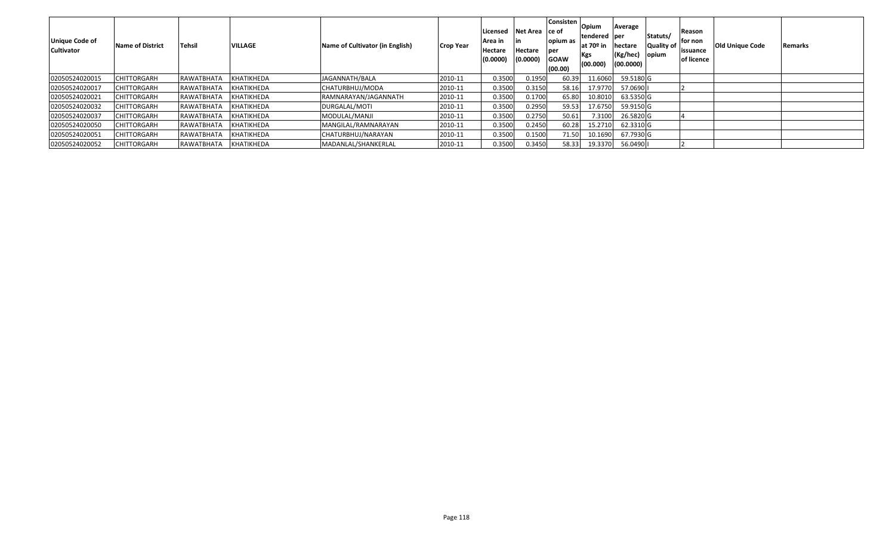| Unique Code of Cultivator | Name of District | Tehsil | VILLAGE | Name of Cultivator (in English) | Crop Year | Licensed Area in Hectare (0.0000) | Net Area in Hectare (0.0000) | Consistence of opium as per GOAW (00.00) | Opium tendered at 70º in Kgs (00.000) | Average per hectare (Kg/hec) (00.0000) | Statuts/ Quality of opium | Reason for non issuance of licence | Old Unique Code | Remarks |
|---|---|---|---|---|---|---|---|---|---|---|---|---|---|---|
| 02050524020015 | CHITTORGARH | RAWATBHATA | KHATIKHEDA | JAGANNATH/BALA | 2010-11 | 0.3500 | 0.1950 | 60.39 | 11.6060 | 59.5180 | G | | | |
| 02050524020017 | CHITTORGARH | RAWATBHATA | KHATIKHEDA | CHATURBHUJ/MODA | 2010-11 | 0.3500 | 0.3150 | 58.16 | 17.9770 | 57.0690 | I | 2 | | |
| 02050524020021 | CHITTORGARH | RAWATBHATA | KHATIKHEDA | RAMNARAYAN/JAGANNATH | 2010-11 | 0.3500 | 0.1700 | 65.80 | 10.8010 | 63.5350 | G | | | |
| 02050524020032 | CHITTORGARH | RAWATBHATA | KHATIKHEDA | DURGALAL/MOTI | 2010-11 | 0.3500 | 0.2950 | 59.53 | 17.6750 | 59.9150 | G | | | |
| 02050524020037 | CHITTORGARH | RAWATBHATA | KHATIKHEDA | MODULAL/MANJI | 2010-11 | 0.3500 | 0.2750 | 50.61 | 7.3100 | 26.5820 | G | 4 | | |
| 02050524020050 | CHITTORGARH | RAWATBHATA | KHATIKHEDA | MANGILAL/RAMNARAYAN | 2010-11 | 0.3500 | 0.2450 | 60.28 | 15.2710 | 62.3310 | G | | | |
| 02050524020051 | CHITTORGARH | RAWATBHATA | KHATIKHEDA | CHATURBHUJ/NARAYAN | 2010-11 | 0.3500 | 0.1500 | 71.50 | 10.1690 | 67.7930 | G | | | |
| 02050524020052 | CHITTORGARH | RAWATBHATA | KHATIKHEDA | MADANLAL/SHANKERLAL | 2010-11 | 0.3500 | 0.3450 | 58.33 | 19.3370 | 56.0490 | I | 2 | | |